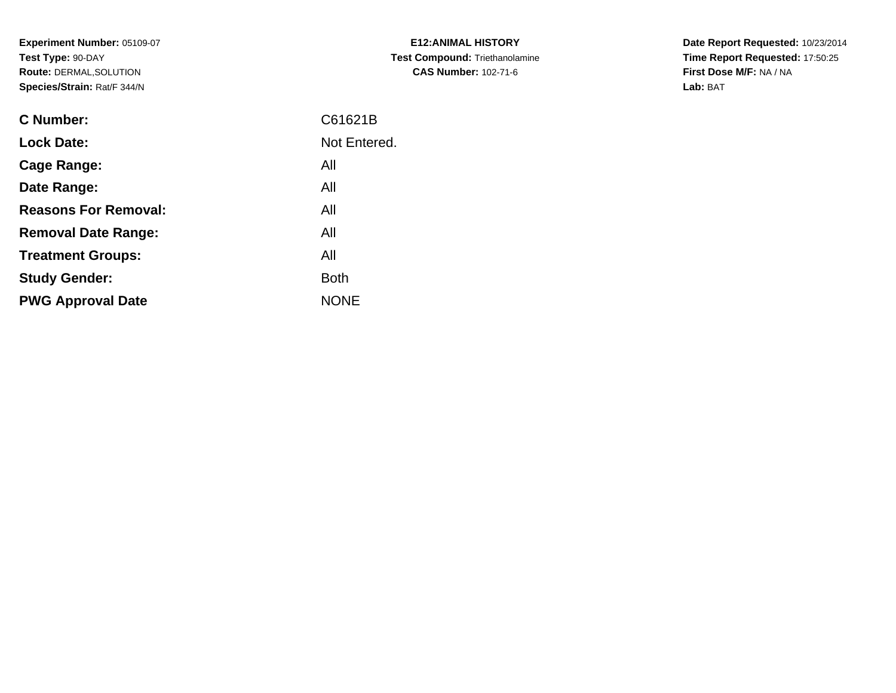**Experiment Number:** 05109-07
**Test Type:** 90-DAY
**Route:** DERMAL,SOLUTION
**Species/Strain:** Rat/F 344/N

**E12:ANIMAL HISTORY**
**Test Compound:** Triethanolamine
**CAS Number:** 102-71-6

**Date Report Requested:** 10/23/2014
**Time Report Requested:** 17:50:25
**First Dose M/F:** NA / NA
**Lab:** BAT

| | |
|---|---|
| **C Number:** | C61621B |
| **Lock Date:** | Not Entered. |
| **Cage Range:** | All |
| **Date Range:** | All |
| **Reasons For Removal:** | All |
| **Removal Date Range:** | All |
| **Treatment Groups:** | All |
| **Study Gender:** | Both |
| **PWG Approval Date** | NONE |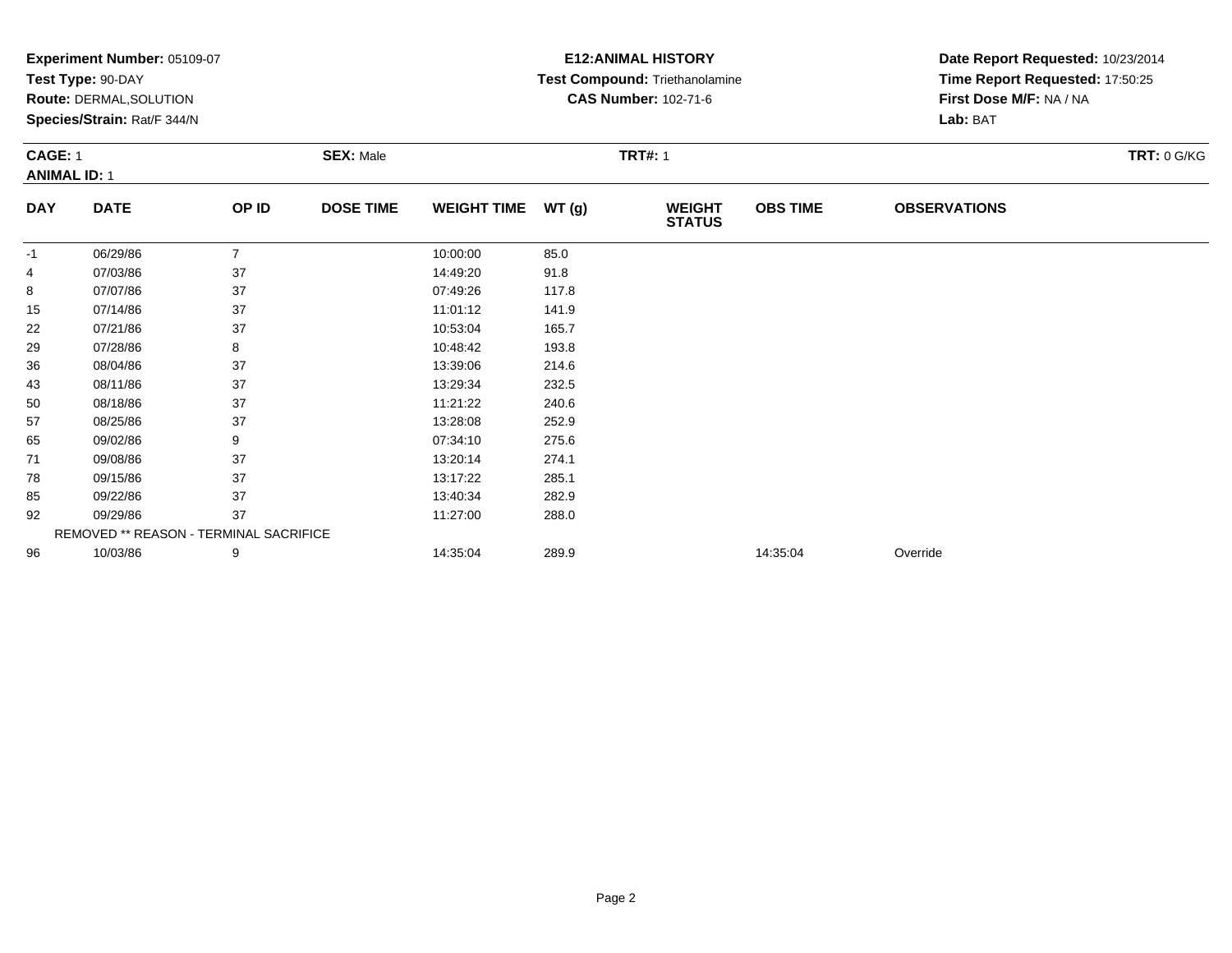**Experiment Number:** 05109-07
**Test Type:** 90-DAY
**Route:** DERMAL,SOLUTION
**Species/Strain:** Rat/F 344/N

**E12:ANIMAL HISTORY**
**Test Compound:** Triethanolamine
**CAS Number:** 102-71-6

**Date Report Requested:** 10/23/2014
**Time Report Requested:** 17:50:25
**First Dose M/F:** NA / NA
**Lab:** BAT

**CAGE:** 1 **SEX:** Male **TRT#:** 1 **TRT:** 0 G/KG
**ANIMAL ID:** 1

| DAY | DATE | OP ID | DOSE TIME | WEIGHT TIME | WT (g) | WEIGHT STATUS | OBS TIME | OBSERVATIONS |
|---|---|---|---|---|---|---|---|---|
| -1 | 06/29/86 | 7 | | 10:00:00 | 85.0 | | | |
| 4 | 07/03/86 | 37 | | 14:49:20 | 91.8 | | | |
| 8 | 07/07/86 | 37 | | 07:49:26 | 117.8 | | | |
| 15 | 07/14/86 | 37 | | 11:01:12 | 141.9 | | | |
| 22 | 07/21/86 | 37 | | 10:53:04 | 165.7 | | | |
| 29 | 07/28/86 | 8 | | 10:48:42 | 193.8 | | | |
| 36 | 08/04/86 | 37 | | 13:39:06 | 214.6 | | | |
| 43 | 08/11/86 | 37 | | 13:29:34 | 232.5 | | | |
| 50 | 08/18/86 | 37 | | 11:21:22 | 240.6 | | | |
| 57 | 08/25/86 | 37 | | 13:28:08 | 252.9 | | | |
| 65 | 09/02/86 | 9 | | 07:34:10 | 275.6 | | | |
| 71 | 09/08/86 | 37 | | 13:20:14 | 274.1 | | | |
| 78 | 09/15/86 | 37 | | 13:17:22 | 285.1 | | | |
| 85 | 09/22/86 | 37 | | 13:40:34 | 282.9 | | | |
| 92 | 09/29/86 | 37 | | 11:27:00 | 288.0 | | | |
| | REMOVED ** REASON - TERMINAL SACRIFICE | | | | | | | |
| 96 | 10/03/86 | 9 | | 14:35:04 | 289.9 | | 14:35:04 | Override |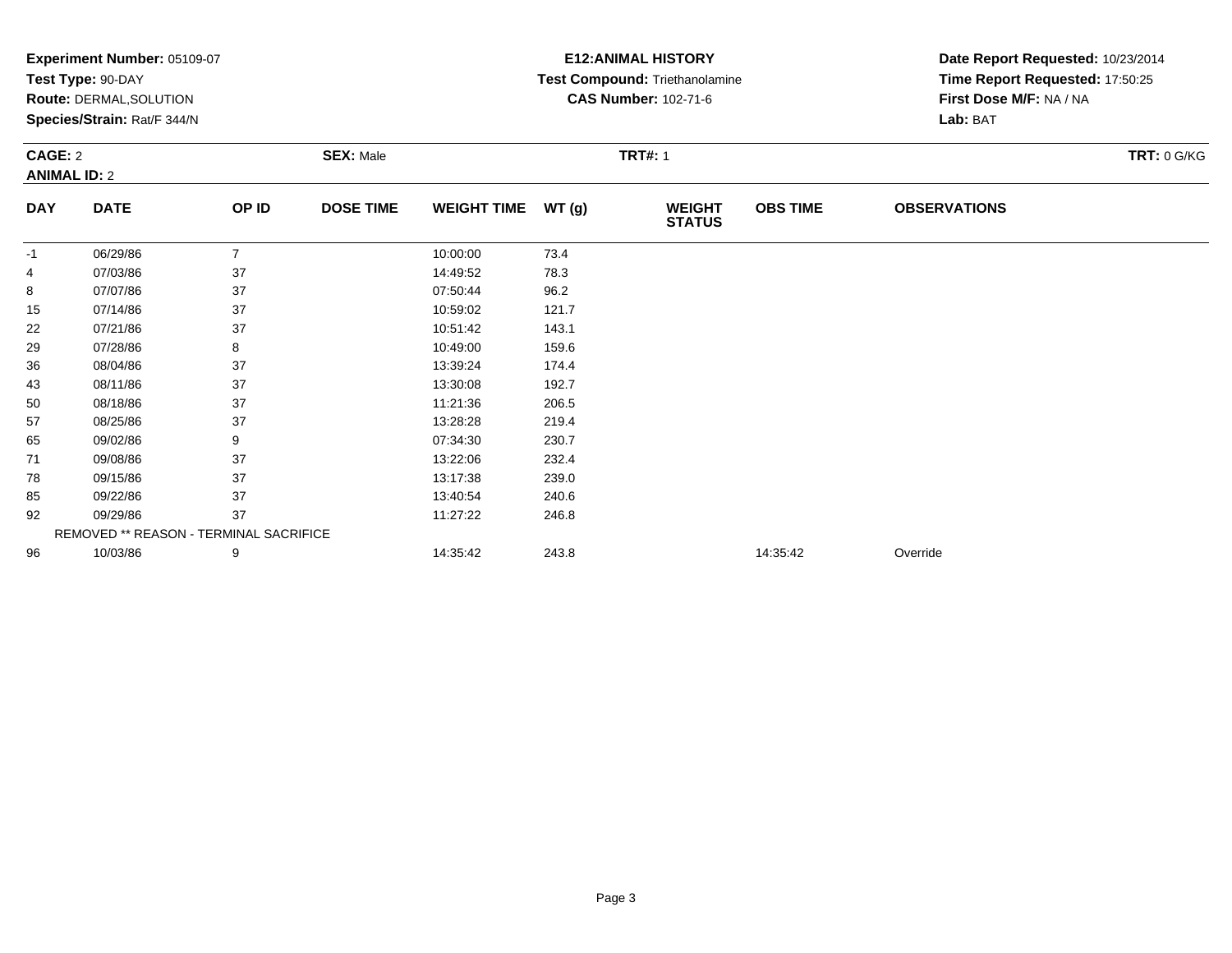**Experiment Number:** 05109-07
**Test Type:** 90-DAY
**Route:** DERMAL,SOLUTION
**Species/Strain:** Rat/F 344/N

**E12:ANIMAL HISTORY**
**Test Compound:** Triethanolamine
**CAS Number:** 102-71-6

**Date Report Requested:** 10/23/2014
**Time Report Requested:** 17:50:25
**First Dose M/F:** NA / NA
**Lab:** BAT

**CAGE:** 2 **SEX:** Male **TRT#:** 1 **TRT:** 0 G/KG
**ANIMAL ID:** 2

| DAY | DATE | OP ID | DOSE TIME | WEIGHT TIME | WT (g) | WEIGHT STATUS | OBS TIME | OBSERVATIONS |
|---|---|---|---|---|---|---|---|---|
| -1 | 06/29/86 | 7 | | 10:00:00 | 73.4 | | | |
| 4 | 07/03/86 | 37 | | 14:49:52 | 78.3 | | | |
| 8 | 07/07/86 | 37 | | 07:50:44 | 96.2 | | | |
| 15 | 07/14/86 | 37 | | 10:59:02 | 121.7 | | | |
| 22 | 07/21/86 | 37 | | 10:51:42 | 143.1 | | | |
| 29 | 07/28/86 | 8 | | 10:49:00 | 159.6 | | | |
| 36 | 08/04/86 | 37 | | 13:39:24 | 174.4 | | | |
| 43 | 08/11/86 | 37 | | 13:30:08 | 192.7 | | | |
| 50 | 08/18/86 | 37 | | 11:21:36 | 206.5 | | | |
| 57 | 08/25/86 | 37 | | 13:28:28 | 219.4 | | | |
| 65 | 09/02/86 | 9 | | 07:34:30 | 230.7 | | | |
| 71 | 09/08/86 | 37 | | 13:22:06 | 232.4 | | | |
| 78 | 09/15/86 | 37 | | 13:17:38 | 239.0 | | | |
| 85 | 09/22/86 | 37 | | 13:40:54 | 240.6 | | | |
| 92 | 09/29/86 | 37 | | 11:27:22 | 246.8 | | | |
| | REMOVED ** REASON - TERMINAL SACRIFICE | | | | | | | |
| 96 | 10/03/86 | 9 | | 14:35:42 | 243.8 | | 14:35:42 | Override |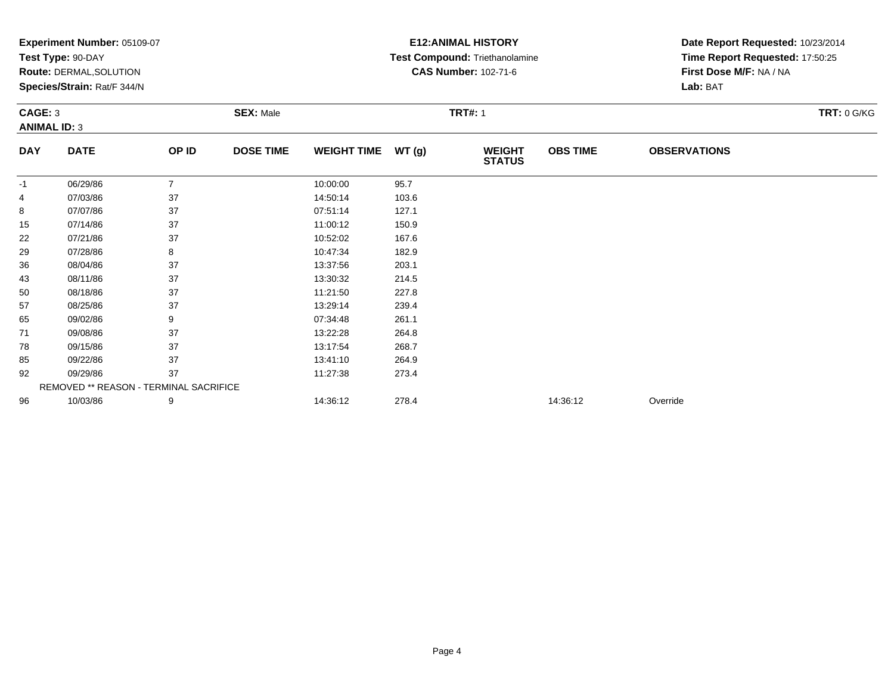**Experiment Number:** 05109-07
**Test Type:** 90-DAY
**Route:** DERMAL,SOLUTION
**Species/Strain:** Rat/F 344/N

**E12:ANIMAL HISTORY**
**Test Compound:** Triethanolamine
**CAS Number:** 102-71-6

**Date Report Requested:** 10/23/2014
**Time Report Requested:** 17:50:25
**First Dose M/F:** NA / NA
**Lab:** BAT

**CAGE:** 3 **SEX:** Male **TRT#:** 1 **TRT:** 0 G/KG
**ANIMAL ID:** 3

| DAY | DATE | OP ID | DOSE TIME | WEIGHT TIME | WT (g) | WEIGHT STATUS | OBS TIME | OBSERVATIONS |
|---|---|---|---|---|---|---|---|---|
| -1 | 06/29/86 | 7 | | 10:00:00 | 95.7 | | | |
| 4 | 07/03/86 | 37 | | 14:50:14 | 103.6 | | | |
| 8 | 07/07/86 | 37 | | 07:51:14 | 127.1 | | | |
| 15 | 07/14/86 | 37 | | 11:00:12 | 150.9 | | | |
| 22 | 07/21/86 | 37 | | 10:52:02 | 167.6 | | | |
| 29 | 07/28/86 | 8 | | 10:47:34 | 182.9 | | | |
| 36 | 08/04/86 | 37 | | 13:37:56 | 203.1 | | | |
| 43 | 08/11/86 | 37 | | 13:30:32 | 214.5 | | | |
| 50 | 08/18/86 | 37 | | 11:21:50 | 227.8 | | | |
| 57 | 08/25/86 | 37 | | 13:29:14 | 239.4 | | | |
| 65 | 09/02/86 | 9 | | 07:34:48 | 261.1 | | | |
| 71 | 09/08/86 | 37 | | 13:22:28 | 264.8 | | | |
| 78 | 09/15/86 | 37 | | 13:17:54 | 268.7 | | | |
| 85 | 09/22/86 | 37 | | 13:41:10 | 264.9 | | | |
| 92 | 09/29/86 | 37 | | 11:27:38 | 273.4 | | | |
| | REMOVED ** REASON - TERMINAL SACRIFICE | | | | | | | |
| 96 | 10/03/86 | 9 | | 14:36:12 | 278.4 | | 14:36:12 | Override |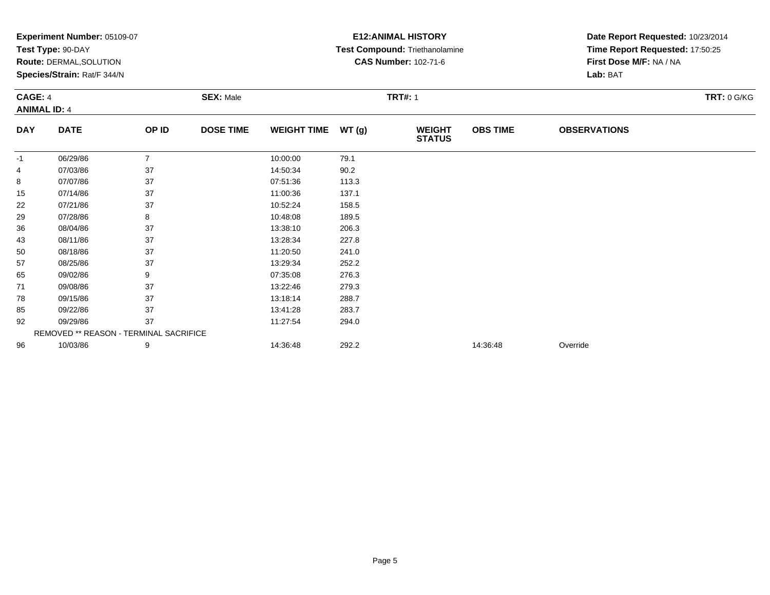**Experiment Number:** 05109-07
**Test Type:** 90-DAY
**Route:** DERMAL,SOLUTION
**Species/Strain:** Rat/F 344/N

**E12:ANIMAL HISTORY**
**Test Compound:** Triethanolamine
**CAS Number:** 102-71-6

**Date Report Requested:** 10/23/2014
**Time Report Requested:** 17:50:25
**First Dose M/F:** NA / NA
**Lab:** BAT

**CAGE:** 4 **SEX:** Male **TRT#:** 1 **TRT:** 0 G/KG
**ANIMAL ID:** 4

| DAY | DATE | OP ID | DOSE TIME | WEIGHT TIME | WT (g) | WEIGHT STATUS | OBS TIME | OBSERVATIONS |
|---|---|---|---|---|---|---|---|---|
| -1 | 06/29/86 | 7 | | 10:00:00 | 79.1 | | | |
| 4 | 07/03/86 | 37 | | 14:50:34 | 90.2 | | | |
| 8 | 07/07/86 | 37 | | 07:51:36 | 113.3 | | | |
| 15 | 07/14/86 | 37 | | 11:00:36 | 137.1 | | | |
| 22 | 07/21/86 | 37 | | 10:52:24 | 158.5 | | | |
| 29 | 07/28/86 | 8 | | 10:48:08 | 189.5 | | | |
| 36 | 08/04/86 | 37 | | 13:38:10 | 206.3 | | | |
| 43 | 08/11/86 | 37 | | 13:28:34 | 227.8 | | | |
| 50 | 08/18/86 | 37 | | 11:20:50 | 241.0 | | | |
| 57 | 08/25/86 | 37 | | 13:29:34 | 252.2 | | | |
| 65 | 09/02/86 | 9 | | 07:35:08 | 276.3 | | | |
| 71 | 09/08/86 | 37 | | 13:22:46 | 279.3 | | | |
| 78 | 09/15/86 | 37 | | 13:18:14 | 288.7 | | | |
| 85 | 09/22/86 | 37 | | 13:41:28 | 283.7 | | | |
| 92 | 09/29/86 | 37 | | 11:27:54 | 294.0 | | | |
| | REMOVED ** REASON - TERMINAL SACRIFICE | | | | | | | |
| 96 | 10/03/86 | 9 | | 14:36:48 | 292.2 | | 14:36:48 | Override |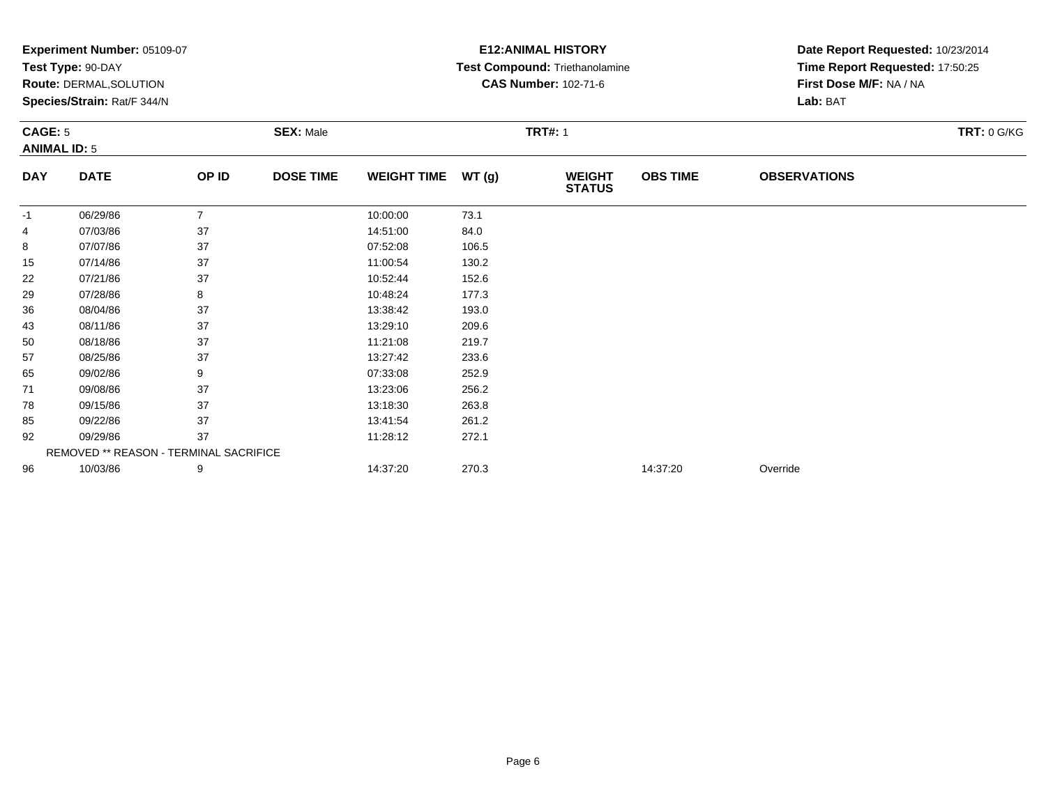**Experiment Number:** 05109-07
**Test Type:** 90-DAY
**Route:** DERMAL,SOLUTION
**Species/Strain:** Rat/F 344/N

**E12:ANIMAL HISTORY**
**Test Compound:** Triethanolamine
**CAS Number:** 102-71-6

**Date Report Requested:** 10/23/2014
**Time Report Requested:** 17:50:25
**First Dose M/F:** NA / NA
**Lab:** BAT

**CAGE:** 5 **SEX:** Male **TRT#:** 1 **TRT:** 0 G/KG
**ANIMAL ID:** 5

| DAY | DATE | OP ID | DOSE TIME | WEIGHT TIME | WT (g) | WEIGHT STATUS | OBS TIME | OBSERVATIONS |
|---|---|---|---|---|---|---|---|---|
| -1 | 06/29/86 | 7 | | 10:00:00 | 73.1 | | | |
| 4 | 07/03/86 | 37 | | 14:51:00 | 84.0 | | | |
| 8 | 07/07/86 | 37 | | 07:52:08 | 106.5 | | | |
| 15 | 07/14/86 | 37 | | 11:00:54 | 130.2 | | | |
| 22 | 07/21/86 | 37 | | 10:52:44 | 152.6 | | | |
| 29 | 07/28/86 | 8 | | 10:48:24 | 177.3 | | | |
| 36 | 08/04/86 | 37 | | 13:38:42 | 193.0 | | | |
| 43 | 08/11/86 | 37 | | 13:29:10 | 209.6 | | | |
| 50 | 08/18/86 | 37 | | 11:21:08 | 219.7 | | | |
| 57 | 08/25/86 | 37 | | 13:27:42 | 233.6 | | | |
| 65 | 09/02/86 | 9 | | 07:33:08 | 252.9 | | | |
| 71 | 09/08/86 | 37 | | 13:23:06 | 256.2 | | | |
| 78 | 09/15/86 | 37 | | 13:18:30 | 263.8 | | | |
| 85 | 09/22/86 | 37 | | 13:41:54 | 261.2 | | | |
| 92 | 09/29/86 | 37 | | 11:28:12 | 272.1 | | | |
| | REMOVED ** REASON - TERMINAL SACRIFICE | | | | | | | |
| 96 | 10/03/86 | 9 | | 14:37:20 | 270.3 | | 14:37:20 | Override |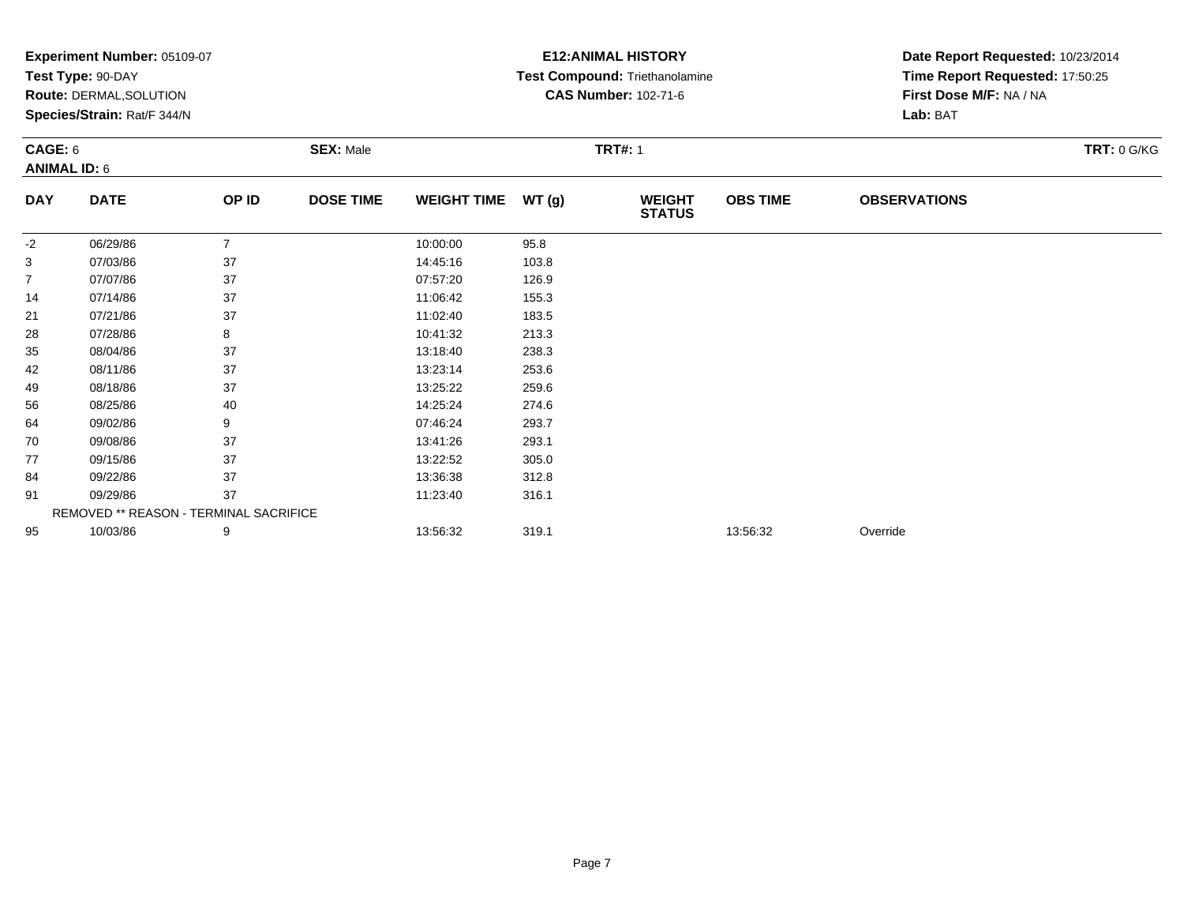**Experiment Number:** 05109-07
**Test Type:** 90-DAY
**Route:** DERMAL,SOLUTION
**Species/Strain:** Rat/F 344/N

**E12:ANIMAL HISTORY**
**Test Compound:** Triethanolamine
**CAS Number:** 102-71-6

**Date Report Requested:** 10/23/2014
**Time Report Requested:** 17:50:25
**First Dose M/F:** NA / NA
**Lab:** BAT

**CAGE:** 6 **SEX:** Male **TRT#:** 1 **TRT:** 0 G/KG
**ANIMAL ID:** 6

| DAY | DATE | OP ID | DOSE TIME | WEIGHT TIME | WT (g) | WEIGHT STATUS | OBS TIME | OBSERVATIONS |
|---|---|---|---|---|---|---|---|---|
| -2 | 06/29/86 | 7 | | 10:00:00 | 95.8 | | | |
| 3 | 07/03/86 | 37 | | 14:45:16 | 103.8 | | | |
| 7 | 07/07/86 | 37 | | 07:57:20 | 126.9 | | | |
| 14 | 07/14/86 | 37 | | 11:06:42 | 155.3 | | | |
| 21 | 07/21/86 | 37 | | 11:02:40 | 183.5 | | | |
| 28 | 07/28/86 | 8 | | 10:41:32 | 213.3 | | | |
| 35 | 08/04/86 | 37 | | 13:18:40 | 238.3 | | | |
| 42 | 08/11/86 | 37 | | 13:23:14 | 253.6 | | | |
| 49 | 08/18/86 | 37 | | 13:25:22 | 259.6 | | | |
| 56 | 08/25/86 | 40 | | 14:25:24 | 274.6 | | | |
| 64 | 09/02/86 | 9 | | 07:46:24 | 293.7 | | | |
| 70 | 09/08/86 | 37 | | 13:41:26 | 293.1 | | | |
| 77 | 09/15/86 | 37 | | 13:22:52 | 305.0 | | | |
| 84 | 09/22/86 | 37 | | 13:36:38 | 312.8 | | | |
| 91 | 09/29/86 | 37 | | 11:23:40 | 316.1 | | | |
| REMOVED ** REASON - TERMINAL SACRIFICE | | | | | | | | |
| 95 | 10/03/86 | 9 | | 13:56:32 | 319.1 | | 13:56:32 | Override |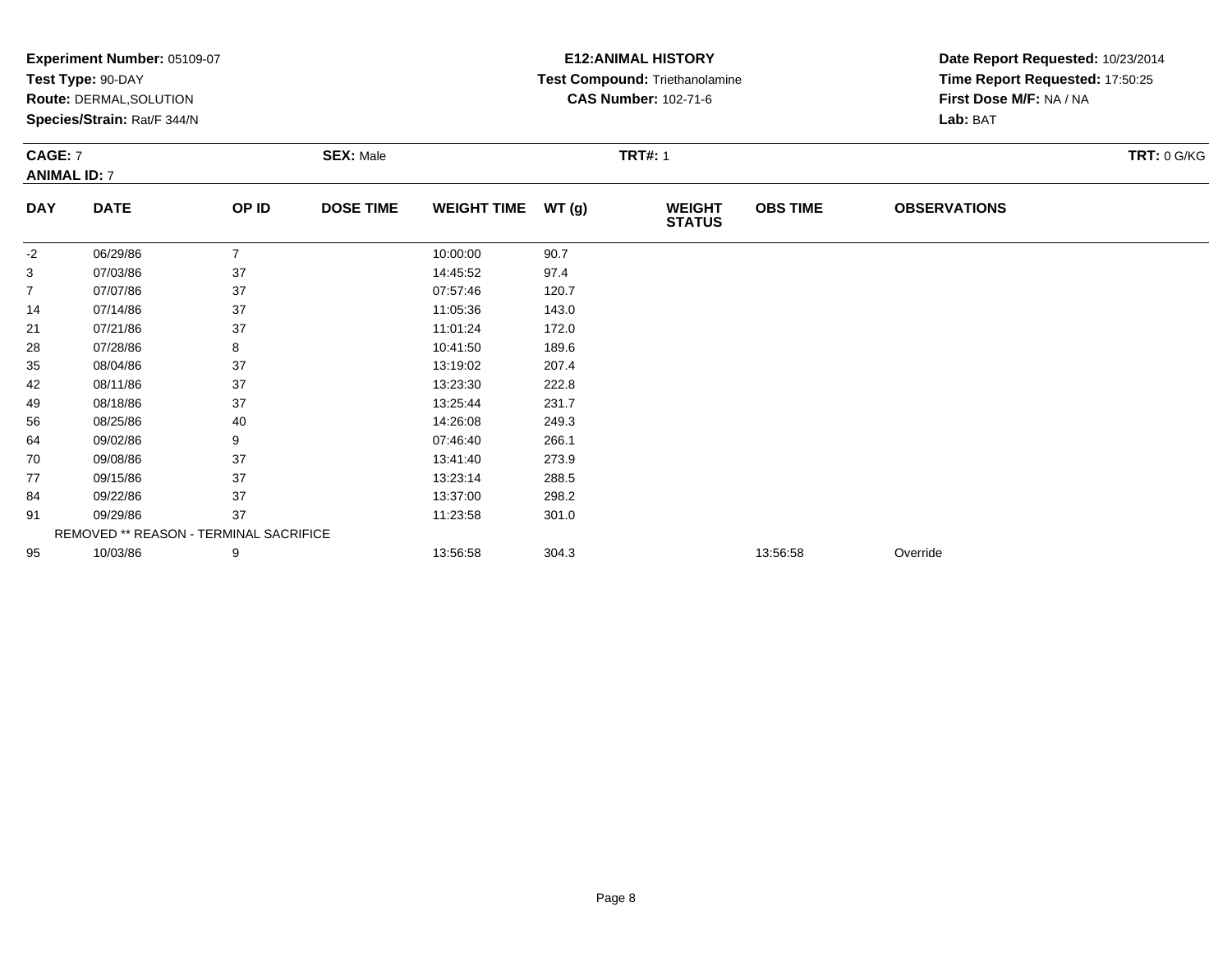**Experiment Number:** 05109-07
**Test Type:** 90-DAY
**Route:** DERMAL,SOLUTION
**Species/Strain:** Rat/F 344/N

**E12:ANIMAL HISTORY**
**Test Compound:** Triethanolamine
**CAS Number:** 102-71-6

**Date Report Requested:** 10/23/2014
**Time Report Requested:** 17:50:25
**First Dose M/F:** NA / NA
**Lab:** BAT

**CAGE:** 7 **SEX:** Male **TRT#:** 1 **TRT:** 0 G/KG
**ANIMAL ID:** 7

| DAY | DATE | OP ID | DOSE TIME | WEIGHT TIME | WT (g) | WEIGHT STATUS | OBS TIME | OBSERVATIONS |
|---|---|---|---|---|---|---|---|---|
| -2 | 06/29/86 | 7 | | 10:00:00 | 90.7 | | | |
| 3 | 07/03/86 | 37 | | 14:45:52 | 97.4 | | | |
| 7 | 07/07/86 | 37 | | 07:57:46 | 120.7 | | | |
| 14 | 07/14/86 | 37 | | 11:05:36 | 143.0 | | | |
| 21 | 07/21/86 | 37 | | 11:01:24 | 172.0 | | | |
| 28 | 07/28/86 | 8 | | 10:41:50 | 189.6 | | | |
| 35 | 08/04/86 | 37 | | 13:19:02 | 207.4 | | | |
| 42 | 08/11/86 | 37 | | 13:23:30 | 222.8 | | | |
| 49 | 08/18/86 | 37 | | 13:25:44 | 231.7 | | | |
| 56 | 08/25/86 | 40 | | 14:26:08 | 249.3 | | | |
| 64 | 09/02/86 | 9 | | 07:46:40 | 266.1 | | | |
| 70 | 09/08/86 | 37 | | 13:41:40 | 273.9 | | | |
| 77 | 09/15/86 | 37 | | 13:23:14 | 288.5 | | | |
| 84 | 09/22/86 | 37 | | 13:37:00 | 298.2 | | | |
| 91 | 09/29/86 | 37 | | 11:23:58 | 301.0 | | | |
| | REMOVED ** REASON - TERMINAL SACRIFICE | | | | | | | |
| 95 | 10/03/86 | 9 | | 13:56:58 | 304.3 | | 13:56:58 | Override |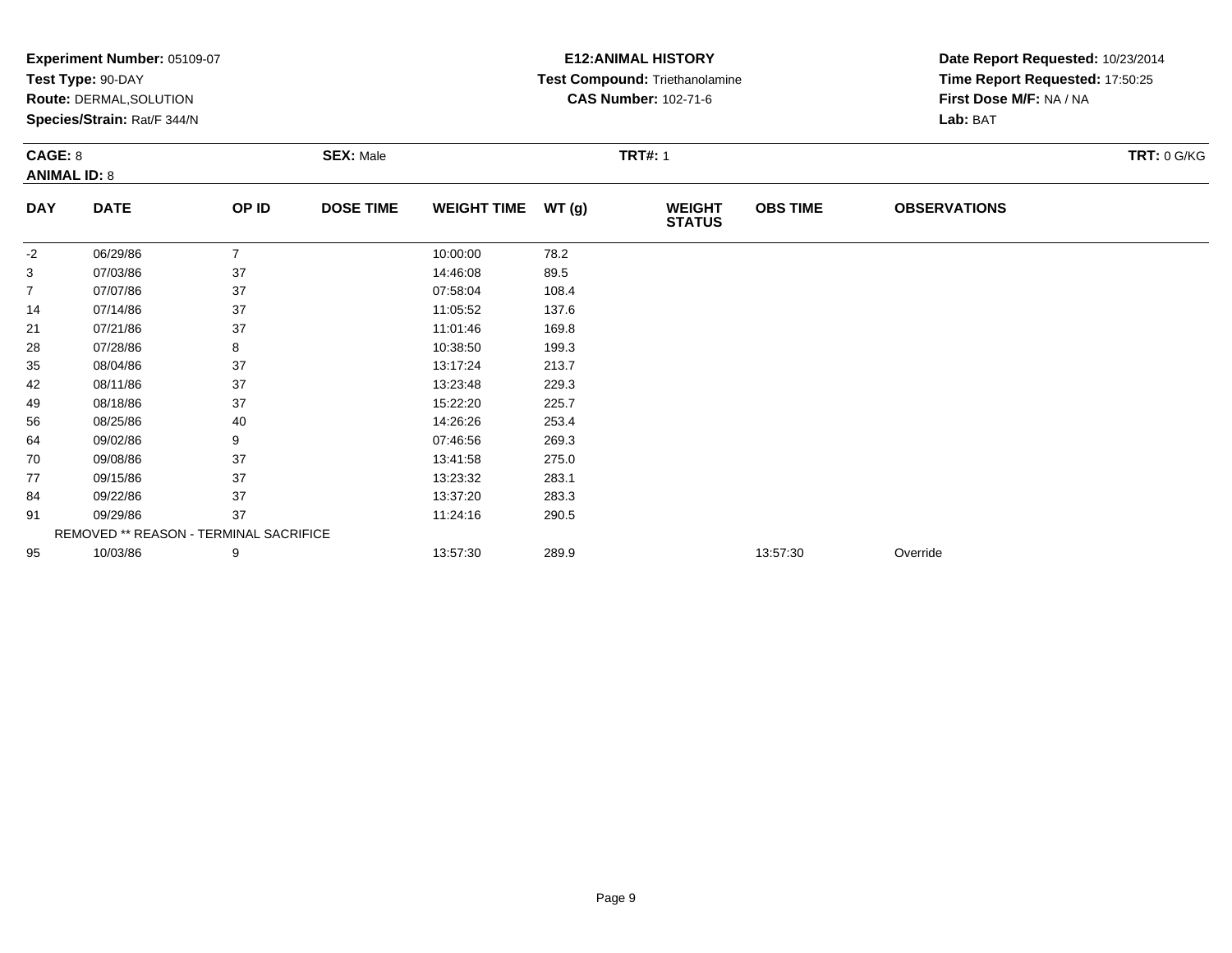**Experiment Number:** 05109-07
**Test Type:** 90-DAY
**Route:** DERMAL,SOLUTION
**Species/Strain:** Rat/F 344/N

**E12:ANIMAL HISTORY**
**Test Compound:** Triethanolamine
**CAS Number:** 102-71-6

**Date Report Requested:** 10/23/2014
**Time Report Requested:** 17:50:25
**First Dose M/F:** NA / NA
**Lab:** BAT

**CAGE:** 8
**ANIMAL ID:** 8
**SEX:** Male
**TRT#:** 1
**TRT:** 0 G/KG

| DAY | DATE | OP ID | DOSE TIME | WEIGHT TIME | WT (g) | WEIGHT STATUS | OBS TIME | OBSERVATIONS |
|---|---|---|---|---|---|---|---|---|
| -2 | 06/29/86 | 7 | | 10:00:00 | 78.2 | | | |
| 3 | 07/03/86 | 37 | | 14:46:08 | 89.5 | | | |
| 7 | 07/07/86 | 37 | | 07:58:04 | 108.4 | | | |
| 14 | 07/14/86 | 37 | | 11:05:52 | 137.6 | | | |
| 21 | 07/21/86 | 37 | | 11:01:46 | 169.8 | | | |
| 28 | 07/28/86 | 8 | | 10:38:50 | 199.3 | | | |
| 35 | 08/04/86 | 37 | | 13:17:24 | 213.7 | | | |
| 42 | 08/11/86 | 37 | | 13:23:48 | 229.3 | | | |
| 49 | 08/18/86 | 37 | | 15:22:20 | 225.7 | | | |
| 56 | 08/25/86 | 40 | | 14:26:26 | 253.4 | | | |
| 64 | 09/02/86 | 9 | | 07:46:56 | 269.3 | | | |
| 70 | 09/08/86 | 37 | | 13:41:58 | 275.0 | | | |
| 77 | 09/15/86 | 37 | | 13:23:32 | 283.1 | | | |
| 84 | 09/22/86 | 37 | | 13:37:20 | 283.3 | | | |
| 91 | 09/29/86 | 37 | | 11:24:16 | 290.5 | | | |
| REMOVED ** REASON - TERMINAL SACRIFICE | | | | | | | | |
| 95 | 10/03/86 | 9 | | 13:57:30 | 289.9 | | 13:57:30 | Override |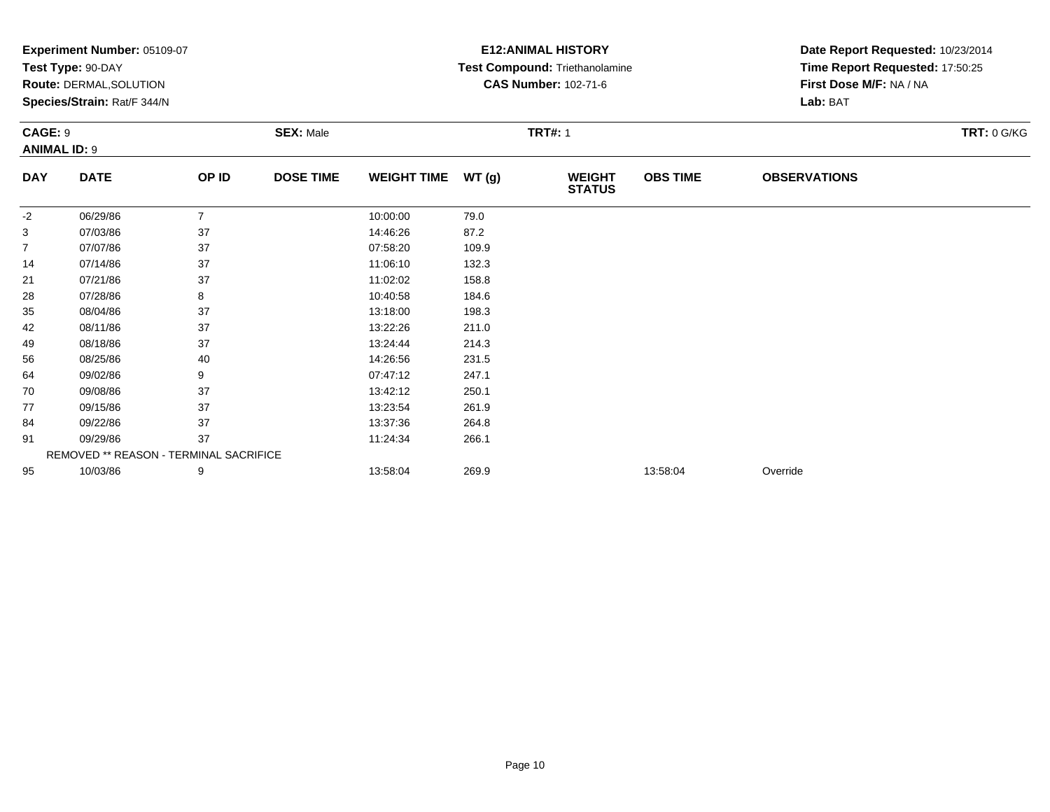**Experiment Number:** 05109-07
**Test Type:** 90-DAY
**Route:** DERMAL,SOLUTION
**Species/Strain:** Rat/F 344/N

**E12:ANIMAL HISTORY**
**Test Compound:** Triethanolamine
**CAS Number:** 102-71-6

**Date Report Requested:** 10/23/2014
**Time Report Requested:** 17:50:25
**First Dose M/F:** NA / NA
**Lab:** BAT

**CAGE:** 9 **SEX:** Male **TRT#:** 1 **TRT:** 0 G/KG
**ANIMAL ID:** 9

| DAY | DATE | OP ID | DOSE TIME | WEIGHT TIME | WT (g) | WEIGHT STATUS | OBS TIME | OBSERVATIONS |
|---|---|---|---|---|---|---|---|---|
| -2 | 06/29/86 | 7 | | 10:00:00 | 79.0 | | | |
| 3 | 07/03/86 | 37 | | 14:46:26 | 87.2 | | | |
| 7 | 07/07/86 | 37 | | 07:58:20 | 109.9 | | | |
| 14 | 07/14/86 | 37 | | 11:06:10 | 132.3 | | | |
| 21 | 07/21/86 | 37 | | 11:02:02 | 158.8 | | | |
| 28 | 07/28/86 | 8 | | 10:40:58 | 184.6 | | | |
| 35 | 08/04/86 | 37 | | 13:18:00 | 198.3 | | | |
| 42 | 08/11/86 | 37 | | 13:22:26 | 211.0 | | | |
| 49 | 08/18/86 | 37 | | 13:24:44 | 214.3 | | | |
| 56 | 08/25/86 | 40 | | 14:26:56 | 231.5 | | | |
| 64 | 09/02/86 | 9 | | 07:47:12 | 247.1 | | | |
| 70 | 09/08/86 | 37 | | 13:42:12 | 250.1 | | | |
| 77 | 09/15/86 | 37 | | 13:23:54 | 261.9 | | | |
| 84 | 09/22/86 | 37 | | 13:37:36 | 264.8 | | | |
| 91 | 09/29/86 | 37 | | 11:24:34 | 266.1 | | | |
| | REMOVED ** REASON - TERMINAL SACRIFICE | | | | | | | |
| 95 | 10/03/86 | 9 | | 13:58:04 | 269.9 | | 13:58:04 | Override |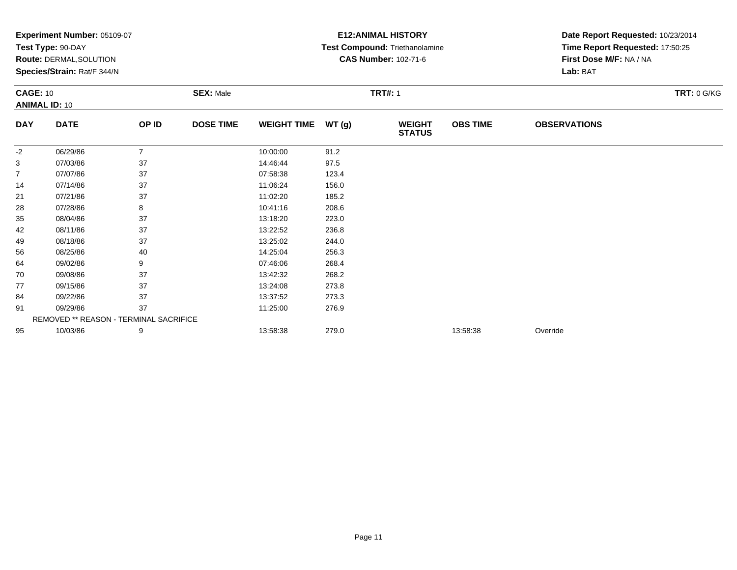**Experiment Number:** 05109-07
**Test Type:** 90-DAY
**Route:** DERMAL,SOLUTION
**Species/Strain:** Rat/F 344/N

**E12:ANIMAL HISTORY**
**Test Compound:** Triethanolamine
**CAS Number:** 102-71-6

**Date Report Requested:** 10/23/2014
**Time Report Requested:** 17:50:25
**First Dose M/F:** NA / NA
**Lab:** BAT

**CAGE:** 10 **SEX:** Male **TRT#:** 1 **TRT:** 0 G/KG
**ANIMAL ID:** 10

| DAY | DATE | OP ID | DOSE TIME | WEIGHT TIME | WT (g) | WEIGHT STATUS | OBS TIME | OBSERVATIONS |
|---|---|---|---|---|---|---|---|---|
| -2 | 06/29/86 | 7 | | 10:00:00 | 91.2 | | | |
| 3 | 07/03/86 | 37 | | 14:46:44 | 97.5 | | | |
| 7 | 07/07/86 | 37 | | 07:58:38 | 123.4 | | | |
| 14 | 07/14/86 | 37 | | 11:06:24 | 156.0 | | | |
| 21 | 07/21/86 | 37 | | 11:02:20 | 185.2 | | | |
| 28 | 07/28/86 | 8 | | 10:41:16 | 208.6 | | | |
| 35 | 08/04/86 | 37 | | 13:18:20 | 223.0 | | | |
| 42 | 08/11/86 | 37 | | 13:22:52 | 236.8 | | | |
| 49 | 08/18/86 | 37 | | 13:25:02 | 244.0 | | | |
| 56 | 08/25/86 | 40 | | 14:25:04 | 256.3 | | | |
| 64 | 09/02/86 | 9 | | 07:46:06 | 268.4 | | | |
| 70 | 09/08/86 | 37 | | 13:42:32 | 268.2 | | | |
| 77 | 09/15/86 | 37 | | 13:24:08 | 273.8 | | | |
| 84 | 09/22/86 | 37 | | 13:37:52 | 273.3 | | | |
| 91 | 09/29/86 | 37 | | 11:25:00 | 276.9 | | | |
| REMOVED ** REASON - TERMINAL SACRIFICE | | | | | | | | |
| 95 | 10/03/86 | 9 | | 13:58:38 | 279.0 | | 13:58:38 | Override |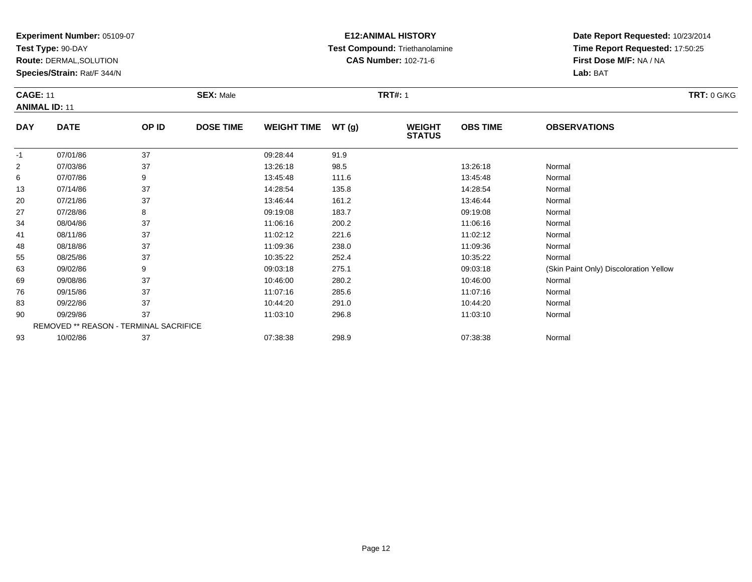**Experiment Number:** 05109-07
**Test Type:** 90-DAY
**Route:** DERMAL,SOLUTION
**Species/Strain:** Rat/F 344/N

**E12:ANIMAL HISTORY**
**Test Compound:** Triethanolamine
**CAS Number:** 102-71-6

**Date Report Requested:** 10/23/2014
**Time Report Requested:** 17:50:25
**First Dose M/F:** NA / NA
**Lab:** BAT

**CAGE:** 11 **SEX:** Male **TRT#:** 1 **TRT:** 0 G/KG
**ANIMAL ID:** 11

| DAY | DATE | OP ID | DOSE TIME | WEIGHT TIME | WT (g) | WEIGHT STATUS | OBS TIME | OBSERVATIONS |
|---|---|---|---|---|---|---|---|---|
| -1 | 07/01/86 | 37 | | 09:28:44 | 91.9 | | | |
| 2 | 07/03/86 | 37 | | 13:26:18 | 98.5 | | 13:26:18 | Normal |
| 6 | 07/07/86 | 9 | | 13:45:48 | 111.6 | | 13:45:48 | Normal |
| 13 | 07/14/86 | 37 | | 14:28:54 | 135.8 | | 14:28:54 | Normal |
| 20 | 07/21/86 | 37 | | 13:46:44 | 161.2 | | 13:46:44 | Normal |
| 27 | 07/28/86 | 8 | | 09:19:08 | 183.7 | | 09:19:08 | Normal |
| 34 | 08/04/86 | 37 | | 11:06:16 | 200.2 | | 11:06:16 | Normal |
| 41 | 08/11/86 | 37 | | 11:02:12 | 221.6 | | 11:02:12 | Normal |
| 48 | 08/18/86 | 37 | | 11:09:36 | 238.0 | | 11:09:36 | Normal |
| 55 | 08/25/86 | 37 | | 10:35:22 | 252.4 | | 10:35:22 | Normal |
| 63 | 09/02/86 | 9 | | 09:03:18 | 275.1 | | 09:03:18 | (Skin Paint Only) Discoloration Yellow |
| 69 | 09/08/86 | 37 | | 10:46:00 | 280.2 | | 10:46:00 | Normal |
| 76 | 09/15/86 | 37 | | 11:07:16 | 285.6 | | 11:07:16 | Normal |
| 83 | 09/22/86 | 37 | | 10:44:20 | 291.0 | | 10:44:20 | Normal |
| 90 | 09/29/86 | 37 | | 11:03:10 | 296.8 | | 11:03:10 | Normal |
| | REMOVED ** REASON - TERMINAL SACRIFICE | | | | | | | |
| 93 | 10/02/86 | 37 | | 07:38:38 | 298.9 | | 07:38:38 | Normal |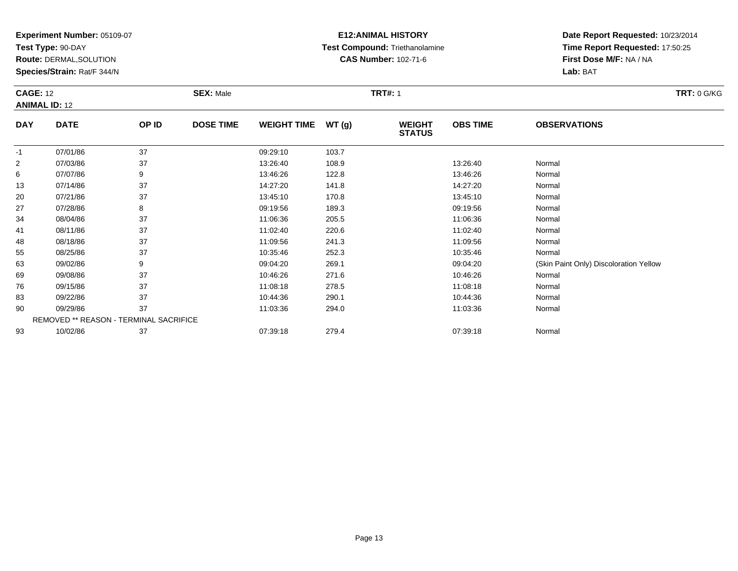**Experiment Number:** 05109-07
**Test Type:** 90-DAY
**Route:** DERMAL,SOLUTION
**Species/Strain:** Rat/F 344/N

**E12:ANIMAL HISTORY**
**Test Compound:** Triethanolamine
**CAS Number:** 102-71-6

**Date Report Requested:** 10/23/2014
**Time Report Requested:** 17:50:25
**First Dose M/F:** NA / NA
**Lab:** BAT

**CAGE:** 12
**ANIMAL ID:** 12
**SEX:** Male
**TRT#:** 1
**TRT:** 0 G/KG

| DAY | DATE | OP ID | DOSE TIME | WEIGHT TIME | WT (g) | WEIGHT STATUS | OBS TIME | OBSERVATIONS |
|---|---|---|---|---|---|---|---|---|
| -1 | 07/01/86 | 37 | | 09:29:10 | 103.7 | | | |
| 2 | 07/03/86 | 37 | | 13:26:40 | 108.9 | | 13:26:40 | Normal |
| 6 | 07/07/86 | 9 | | 13:46:26 | 122.8 | | 13:46:26 | Normal |
| 13 | 07/14/86 | 37 | | 14:27:20 | 141.8 | | 14:27:20 | Normal |
| 20 | 07/21/86 | 37 | | 13:45:10 | 170.8 | | 13:45:10 | Normal |
| 27 | 07/28/86 | 8 | | 09:19:56 | 189.3 | | 09:19:56 | Normal |
| 34 | 08/04/86 | 37 | | 11:06:36 | 205.5 | | 11:06:36 | Normal |
| 41 | 08/11/86 | 37 | | 11:02:40 | 220.6 | | 11:02:40 | Normal |
| 48 | 08/18/86 | 37 | | 11:09:56 | 241.3 | | 11:09:56 | Normal |
| 55 | 08/25/86 | 37 | | 10:35:46 | 252.3 | | 10:35:46 | Normal |
| 63 | 09/02/86 | 9 | | 09:04:20 | 269.1 | | 09:04:20 | (Skin Paint Only) Discoloration Yellow |
| 69 | 09/08/86 | 37 | | 10:46:26 | 271.6 | | 10:46:26 | Normal |
| 76 | 09/15/86 | 37 | | 11:08:18 | 278.5 | | 11:08:18 | Normal |
| 83 | 09/22/86 | 37 | | 10:44:36 | 290.1 | | 10:44:36 | Normal |
| 90 | 09/29/86 | 37 | | 11:03:36 | 294.0 | | 11:03:36 | Normal |
| | REMOVED ** REASON - TERMINAL SACRIFICE | | | | | | | |
| 93 | 10/02/86 | 37 | | 07:39:18 | 279.4 | | 07:39:18 | Normal |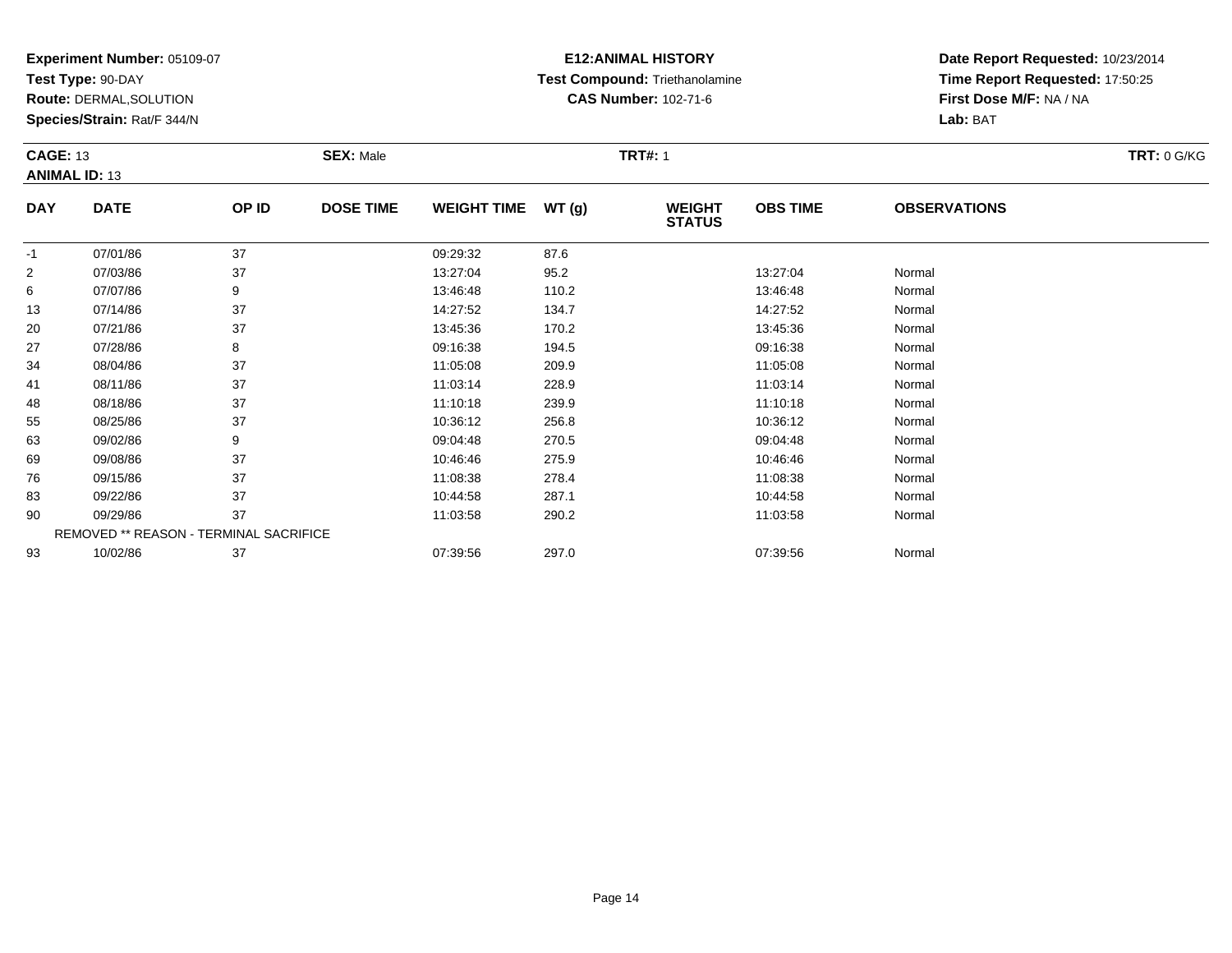**Experiment Number:** 05109-07
**Test Type:** 90-DAY
**Route:** DERMAL,SOLUTION
**Species/Strain:** Rat/F 344/N

**E12:ANIMAL HISTORY**
**Test Compound:** Triethanolamine
**CAS Number:** 102-71-6

**Date Report Requested:** 10/23/2014
**Time Report Requested:** 17:50:25
**First Dose M/F:** NA / NA
**Lab:** BAT

**CAGE:** 13
**ANIMAL ID:** 13
**SEX:** Male
**TRT#:** 1
**TRT:** 0 G/KG

| DAY | DATE | OP ID | DOSE TIME | WEIGHT TIME | WT (g) | WEIGHT STATUS | OBS TIME | OBSERVATIONS |
|---|---|---|---|---|---|---|---|---|
| -1 | 07/01/86 | 37 | | 09:29:32 | 87.6 | | | |
| 2 | 07/03/86 | 37 | | 13:27:04 | 95.2 | | 13:27:04 | Normal |
| 6 | 07/07/86 | 9 | | 13:46:48 | 110.2 | | 13:46:48 | Normal |
| 13 | 07/14/86 | 37 | | 14:27:52 | 134.7 | | 14:27:52 | Normal |
| 20 | 07/21/86 | 37 | | 13:45:36 | 170.2 | | 13:45:36 | Normal |
| 27 | 07/28/86 | 8 | | 09:16:38 | 194.5 | | 09:16:38 | Normal |
| 34 | 08/04/86 | 37 | | 11:05:08 | 209.9 | | 11:05:08 | Normal |
| 41 | 08/11/86 | 37 | | 11:03:14 | 228.9 | | 11:03:14 | Normal |
| 48 | 08/18/86 | 37 | | 11:10:18 | 239.9 | | 11:10:18 | Normal |
| 55 | 08/25/86 | 37 | | 10:36:12 | 256.8 | | 10:36:12 | Normal |
| 63 | 09/02/86 | 9 | | 09:04:48 | 270.5 | | 09:04:48 | Normal |
| 69 | 09/08/86 | 37 | | 10:46:46 | 275.9 | | 10:46:46 | Normal |
| 76 | 09/15/86 | 37 | | 11:08:38 | 278.4 | | 11:08:38 | Normal |
| 83 | 09/22/86 | 37 | | 10:44:58 | 287.1 | | 10:44:58 | Normal |
| 90 | 09/29/86 | 37 | | 11:03:58 | 290.2 | | 11:03:58 | Normal |
| | REMOVED ** REASON - TERMINAL SACRIFICE | | | | | | | |
| 93 | 10/02/86 | 37 | | 07:39:56 | 297.0 | | 07:39:56 | Normal |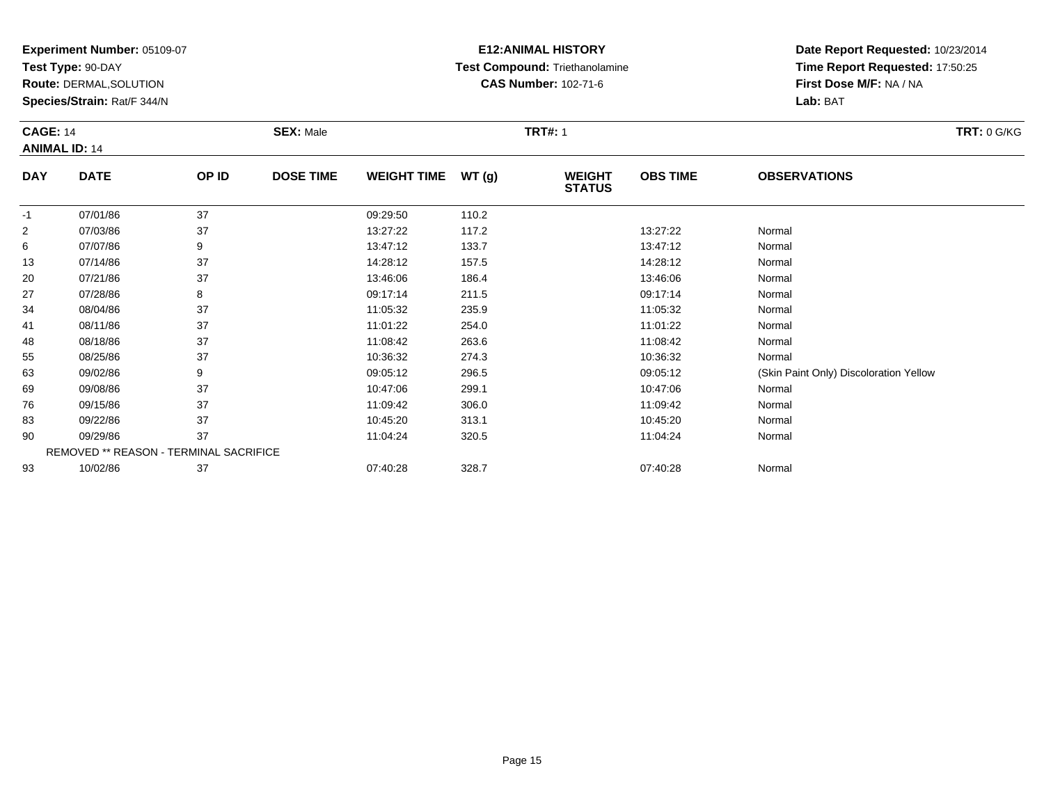**Experiment Number:** 05109-07
**Test Type:** 90-DAY
**Route:** DERMAL,SOLUTION
**Species/Strain:** Rat/F 344/N

**E12:ANIMAL HISTORY**
**Test Compound:** Triethanolamine
**CAS Number:** 102-71-6

**Date Report Requested:** 10/23/2014
**Time Report Requested:** 17:50:25
**First Dose M/F:** NA / NA
**Lab:** BAT

**CAGE:** 14 **SEX:** Male **TRT#:** 1 **TRT:** 0 G/KG
**ANIMAL ID:** 14

| DAY | DATE | OP ID | DOSE TIME | WEIGHT TIME | WT (g) | WEIGHT STATUS | OBS TIME | OBSERVATIONS |
|---|---|---|---|---|---|---|---|---|
| -1 | 07/01/86 | 37 | | 09:29:50 | 110.2 | | | |
| 2 | 07/03/86 | 37 | | 13:27:22 | 117.2 | | 13:27:22 | Normal |
| 6 | 07/07/86 | 9 | | 13:47:12 | 133.7 | | 13:47:12 | Normal |
| 13 | 07/14/86 | 37 | | 14:28:12 | 157.5 | | 14:28:12 | Normal |
| 20 | 07/21/86 | 37 | | 13:46:06 | 186.4 | | 13:46:06 | Normal |
| 27 | 07/28/86 | 8 | | 09:17:14 | 211.5 | | 09:17:14 | Normal |
| 34 | 08/04/86 | 37 | | 11:05:32 | 235.9 | | 11:05:32 | Normal |
| 41 | 08/11/86 | 37 | | 11:01:22 | 254.0 | | 11:01:22 | Normal |
| 48 | 08/18/86 | 37 | | 11:08:42 | 263.6 | | 11:08:42 | Normal |
| 55 | 08/25/86 | 37 | | 10:36:32 | 274.3 | | 10:36:32 | Normal |
| 63 | 09/02/86 | 9 | | 09:05:12 | 296.5 | | 09:05:12 | (Skin Paint Only) Discoloration Yellow |
| 69 | 09/08/86 | 37 | | 10:47:06 | 299.1 | | 10:47:06 | Normal |
| 76 | 09/15/86 | 37 | | 11:09:42 | 306.0 | | 11:09:42 | Normal |
| 83 | 09/22/86 | 37 | | 10:45:20 | 313.1 | | 10:45:20 | Normal |
| 90 | 09/29/86 | 37 | | 11:04:24 | 320.5 | | 11:04:24 | Normal |
| | REMOVED ** REASON - TERMINAL SACRIFICE | | | | | | | |
| 93 | 10/02/86 | 37 | | 07:40:28 | 328.7 | | 07:40:28 | Normal |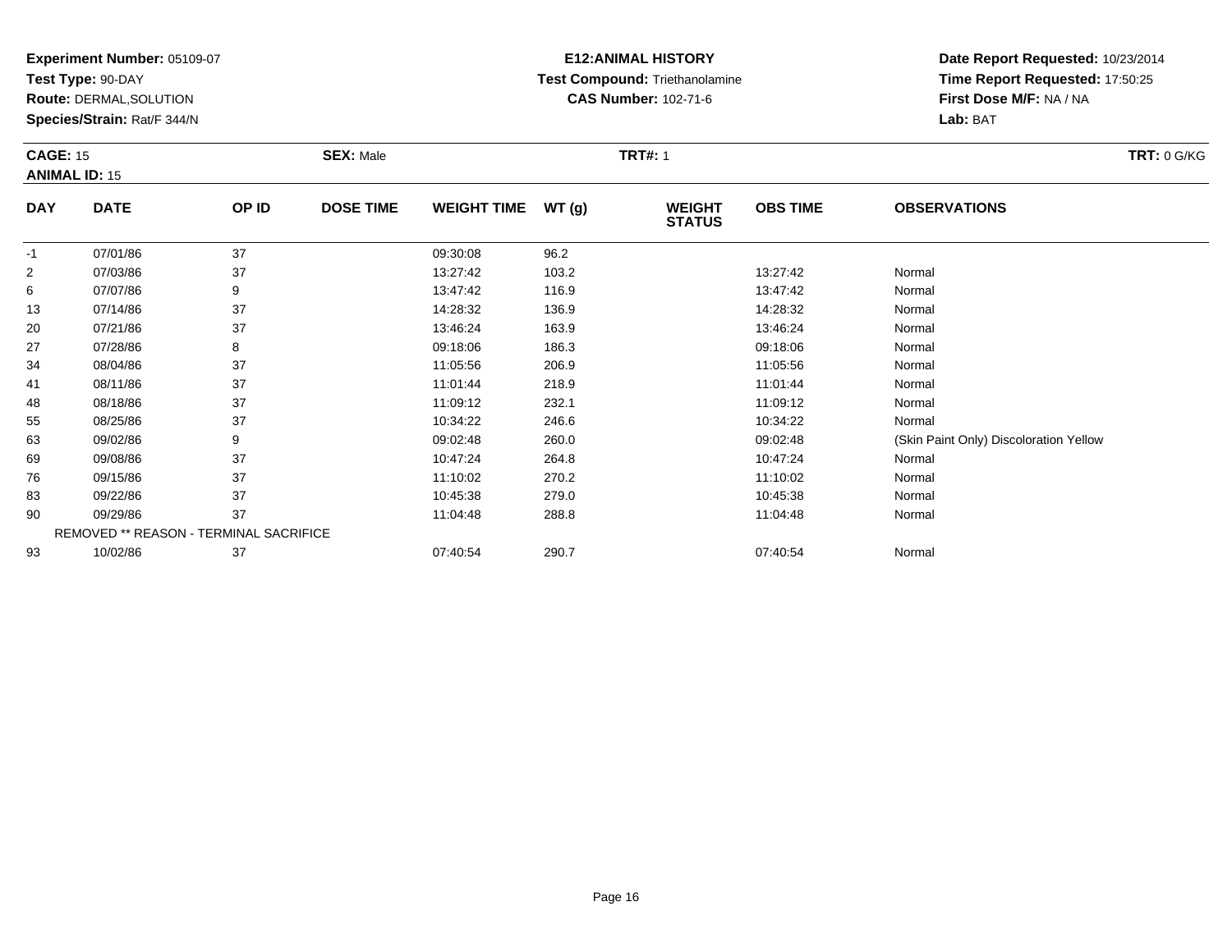**Experiment Number:** 05109-07
**Test Type:** 90-DAY
**Route:** DERMAL,SOLUTION
**Species/Strain:** Rat/F 344/N

**E12:ANIMAL HISTORY**
**Test Compound:** Triethanolamine
**CAS Number:** 102-71-6

**Date Report Requested:** 10/23/2014
**Time Report Requested:** 17:50:25
**First Dose M/F:** NA / NA
**Lab:** BAT

**CAGE:** 15 **SEX:** Male **TRT#:** 1 **TRT:** 0 G/KG
**ANIMAL ID:** 15

| DAY | DATE | OP ID | DOSE TIME | WEIGHT TIME | WT (g) | WEIGHT STATUS | OBS TIME | OBSERVATIONS |
|---|---|---|---|---|---|---|---|---|
| -1 | 07/01/86 | 37 | | 09:30:08 | 96.2 | | | |
| 2 | 07/03/86 | 37 | | 13:27:42 | 103.2 | | 13:27:42 | Normal |
| 6 | 07/07/86 | 9 | | 13:47:42 | 116.9 | | 13:47:42 | Normal |
| 13 | 07/14/86 | 37 | | 14:28:32 | 136.9 | | 14:28:32 | Normal |
| 20 | 07/21/86 | 37 | | 13:46:24 | 163.9 | | 13:46:24 | Normal |
| 27 | 07/28/86 | 8 | | 09:18:06 | 186.3 | | 09:18:06 | Normal |
| 34 | 08/04/86 | 37 | | 11:05:56 | 206.9 | | 11:05:56 | Normal |
| 41 | 08/11/86 | 37 | | 11:01:44 | 218.9 | | 11:01:44 | Normal |
| 48 | 08/18/86 | 37 | | 11:09:12 | 232.1 | | 11:09:12 | Normal |
| 55 | 08/25/86 | 37 | | 10:34:22 | 246.6 | | 10:34:22 | Normal |
| 63 | 09/02/86 | 9 | | 09:02:48 | 260.0 | | 09:02:48 | (Skin Paint Only) Discoloration Yellow |
| 69 | 09/08/86 | 37 | | 10:47:24 | 264.8 | | 10:47:24 | Normal |
| 76 | 09/15/86 | 37 | | 11:10:02 | 270.2 | | 11:10:02 | Normal |
| 83 | 09/22/86 | 37 | | 10:45:38 | 279.0 | | 10:45:38 | Normal |
| 90 | 09/29/86 | 37 | | 11:04:48 | 288.8 | | 11:04:48 | Normal |
| | REMOVED ** REASON - TERMINAL SACRIFICE | | | | | | | |
| 93 | 10/02/86 | 37 | | 07:40:54 | 290.7 | | 07:40:54 | Normal |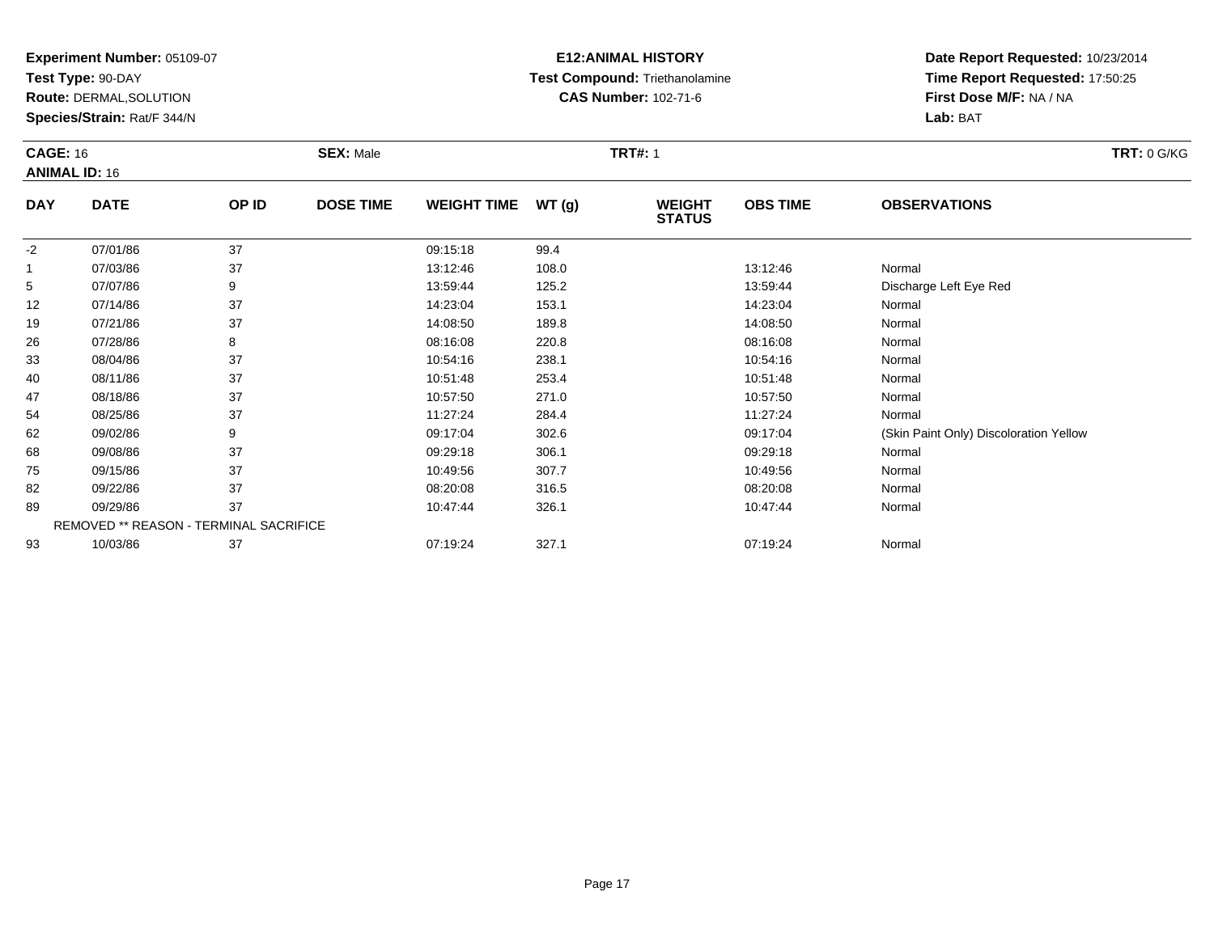**Experiment Number:** 05109-07
**Test Type:** 90-DAY
**Route:** DERMAL,SOLUTION
**Species/Strain:** Rat/F 344/N

**E12:ANIMAL HISTORY**
**Test Compound:** Triethanolamine
**CAS Number:** 102-71-6

**Date Report Requested:** 10/23/2014
**Time Report Requested:** 17:50:25
**First Dose M/F:** NA / NA
**Lab:** BAT

**CAGE:** 16 **SEX:** Male **TRT#:** 1 **TRT:** 0 G/KG
**ANIMAL ID:** 16

| DAY | DATE | OP ID | DOSE TIME | WEIGHT TIME | WT (g) | WEIGHT STATUS | OBS TIME | OBSERVATIONS |
|---|---|---|---|---|---|---|---|---|
| -2 | 07/01/86 | 37 | | 09:15:18 | 99.4 | | | |
| 1 | 07/03/86 | 37 | | 13:12:46 | 108.0 | | 13:12:46 | Normal |
| 5 | 07/07/86 | 9 | | 13:59:44 | 125.2 | | 13:59:44 | Discharge Left Eye Red |
| 12 | 07/14/86 | 37 | | 14:23:04 | 153.1 | | 14:23:04 | Normal |
| 19 | 07/21/86 | 37 | | 14:08:50 | 189.8 | | 14:08:50 | Normal |
| 26 | 07/28/86 | 8 | | 08:16:08 | 220.8 | | 08:16:08 | Normal |
| 33 | 08/04/86 | 37 | | 10:54:16 | 238.1 | | 10:54:16 | Normal |
| 40 | 08/11/86 | 37 | | 10:51:48 | 253.4 | | 10:51:48 | Normal |
| 47 | 08/18/86 | 37 | | 10:57:50 | 271.0 | | 10:57:50 | Normal |
| 54 | 08/25/86 | 37 | | 11:27:24 | 284.4 | | 11:27:24 | Normal |
| 62 | 09/02/86 | 9 | | 09:17:04 | 302.6 | | 09:17:04 | (Skin Paint Only) Discoloration Yellow |
| 68 | 09/08/86 | 37 | | 09:29:18 | 306.1 | | 09:29:18 | Normal |
| 75 | 09/15/86 | 37 | | 10:49:56 | 307.7 | | 10:49:56 | Normal |
| 82 | 09/22/86 | 37 | | 08:20:08 | 316.5 | | 08:20:08 | Normal |
| 89 | 09/29/86 | 37 | | 10:47:44 | 326.1 | | 10:47:44 | Normal |
| | REMOVED ** REASON - TERMINAL SACRIFICE | | | | | | | |
| 93 | 10/03/86 | 37 | | 07:19:24 | 327.1 | | 07:19:24 | Normal |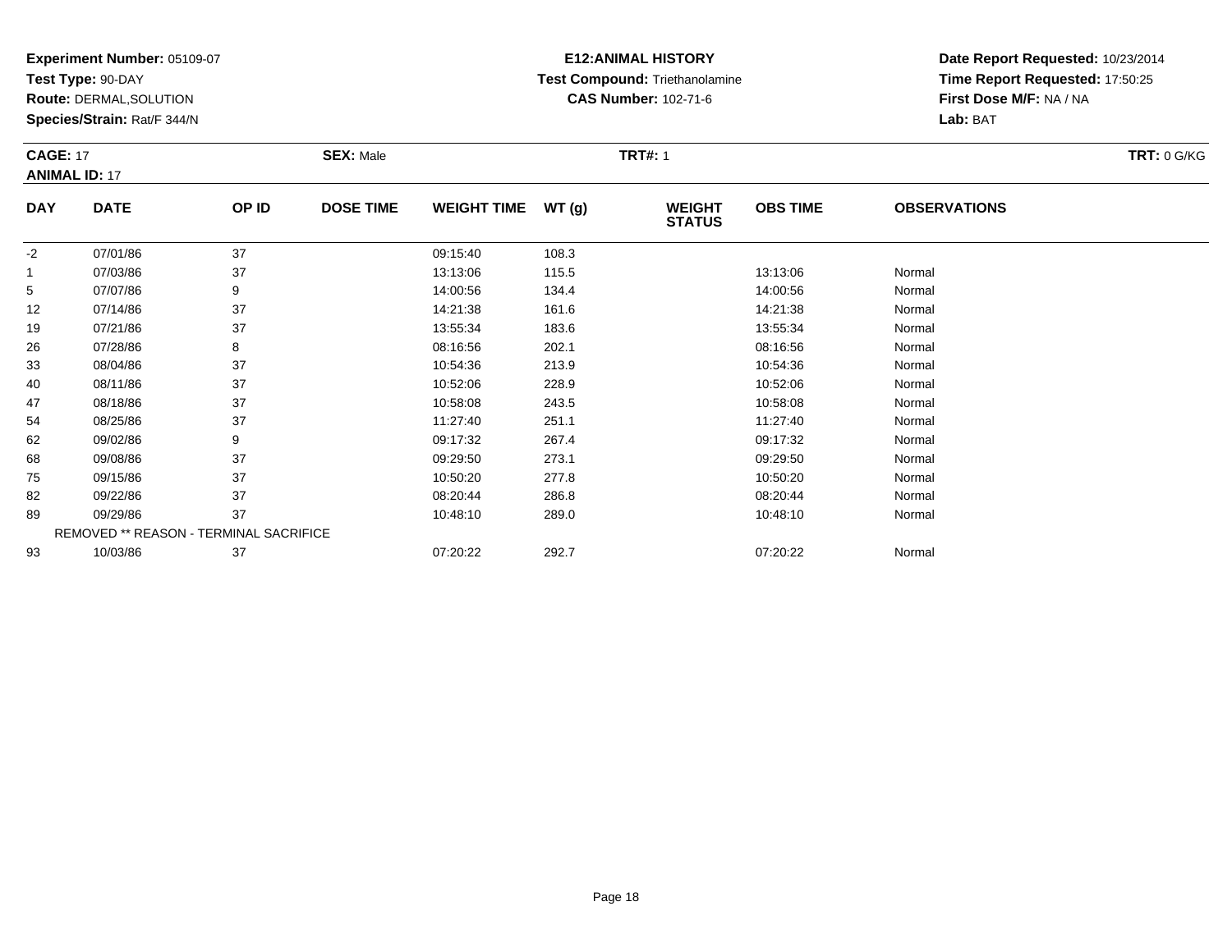**Experiment Number:** 05109-07
**Test Type:** 90-DAY
**Route:** DERMAL,SOLUTION
**Species/Strain:** Rat/F 344/N

**E12:ANIMAL HISTORY**
**Test Compound:** Triethanolamine
**CAS Number:** 102-71-6

**Date Report Requested:** 10/23/2014
**Time Report Requested:** 17:50:25
**First Dose M/F:** NA / NA
**Lab:** BAT

**CAGE:** 17
**ANIMAL ID:** 17
**SEX:** Male
**TRT#:** 1
**TRT:** 0 G/KG

| DAY | DATE | OP ID | DOSE TIME | WEIGHT TIME | WT (g) | WEIGHT STATUS | OBS TIME | OBSERVATIONS |
|---|---|---|---|---|---|---|---|---|
| -2 | 07/01/86 | 37 | | 09:15:40 | 108.3 | | | |
| 1 | 07/03/86 | 37 | | 13:13:06 | 115.5 | | 13:13:06 | Normal |
| 5 | 07/07/86 | 9 | | 14:00:56 | 134.4 | | 14:00:56 | Normal |
| 12 | 07/14/86 | 37 | | 14:21:38 | 161.6 | | 14:21:38 | Normal |
| 19 | 07/21/86 | 37 | | 13:55:34 | 183.6 | | 13:55:34 | Normal |
| 26 | 07/28/86 | 8 | | 08:16:56 | 202.1 | | 08:16:56 | Normal |
| 33 | 08/04/86 | 37 | | 10:54:36 | 213.9 | | 10:54:36 | Normal |
| 40 | 08/11/86 | 37 | | 10:52:06 | 228.9 | | 10:52:06 | Normal |
| 47 | 08/18/86 | 37 | | 10:58:08 | 243.5 | | 10:58:08 | Normal |
| 54 | 08/25/86 | 37 | | 11:27:40 | 251.1 | | 11:27:40 | Normal |
| 62 | 09/02/86 | 9 | | 09:17:32 | 267.4 | | 09:17:32 | Normal |
| 68 | 09/08/86 | 37 | | 09:29:50 | 273.1 | | 09:29:50 | Normal |
| 75 | 09/15/86 | 37 | | 10:50:20 | 277.8 | | 10:50:20 | Normal |
| 82 | 09/22/86 | 37 | | 08:20:44 | 286.8 | | 08:20:44 | Normal |
| 89 | 09/29/86 | 37 | | 10:48:10 | 289.0 | | 10:48:10 | Normal |
| | REMOVED ** REASON - TERMINAL SACRIFICE | | | | | | | |
| 93 | 10/03/86 | 37 | | 07:20:22 | 292.7 | | 07:20:22 | Normal |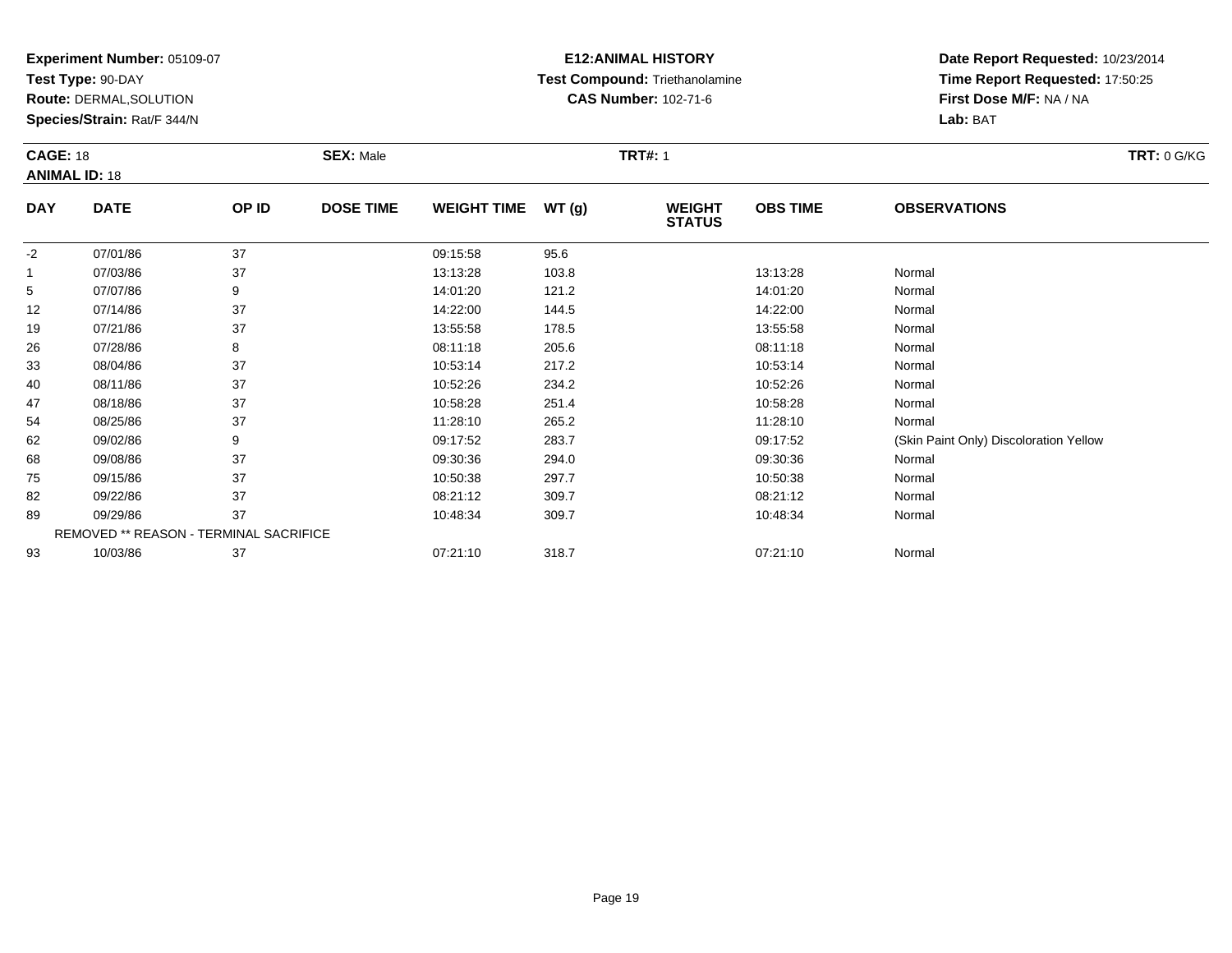**Experiment Number:** 05109-07
**Test Type:** 90-DAY
**Route:** DERMAL,SOLUTION
**Species/Strain:** Rat/F 344/N

**E12:ANIMAL HISTORY**
**Test Compound:** Triethanolamine
**CAS Number:** 102-71-6

**Date Report Requested:** 10/23/2014
**Time Report Requested:** 17:50:25
**First Dose M/F:** NA / NA
**Lab:** BAT

**CAGE:** 18 **SEX:** Male **TRT#:** 1 **TRT:** 0 G/KG
**ANIMAL ID:** 18

| DAY | DATE | OP ID | DOSE TIME | WEIGHT TIME | WT (g) | WEIGHT STATUS | OBS TIME | OBSERVATIONS |
|---|---|---|---|---|---|---|---|---|
| -2 | 07/01/86 | 37 | | 09:15:58 | 95.6 | | | |
| 1 | 07/03/86 | 37 | | 13:13:28 | 103.8 | | 13:13:28 | Normal |
| 5 | 07/07/86 | 9 | | 14:01:20 | 121.2 | | 14:01:20 | Normal |
| 12 | 07/14/86 | 37 | | 14:22:00 | 144.5 | | 14:22:00 | Normal |
| 19 | 07/21/86 | 37 | | 13:55:58 | 178.5 | | 13:55:58 | Normal |
| 26 | 07/28/86 | 8 | | 08:11:18 | 205.6 | | 08:11:18 | Normal |
| 33 | 08/04/86 | 37 | | 10:53:14 | 217.2 | | 10:53:14 | Normal |
| 40 | 08/11/86 | 37 | | 10:52:26 | 234.2 | | 10:52:26 | Normal |
| 47 | 08/18/86 | 37 | | 10:58:28 | 251.4 | | 10:58:28 | Normal |
| 54 | 08/25/86 | 37 | | 11:28:10 | 265.2 | | 11:28:10 | Normal |
| 62 | 09/02/86 | 9 | | 09:17:52 | 283.7 | | 09:17:52 | (Skin Paint Only) Discoloration Yellow |
| 68 | 09/08/86 | 37 | | 09:30:36 | 294.0 | | 09:30:36 | Normal |
| 75 | 09/15/86 | 37 | | 10:50:38 | 297.7 | | 10:50:38 | Normal |
| 82 | 09/22/86 | 37 | | 08:21:12 | 309.7 | | 08:21:12 | Normal |
| 89 | 09/29/86 | 37 | | 10:48:34 | 309.7 | | 10:48:34 | Normal |
| | REMOVED ** REASON - TERMINAL SACRIFICE | | | | | | | |
| 93 | 10/03/86 | 37 | | 07:21:10 | 318.7 | | 07:21:10 | Normal |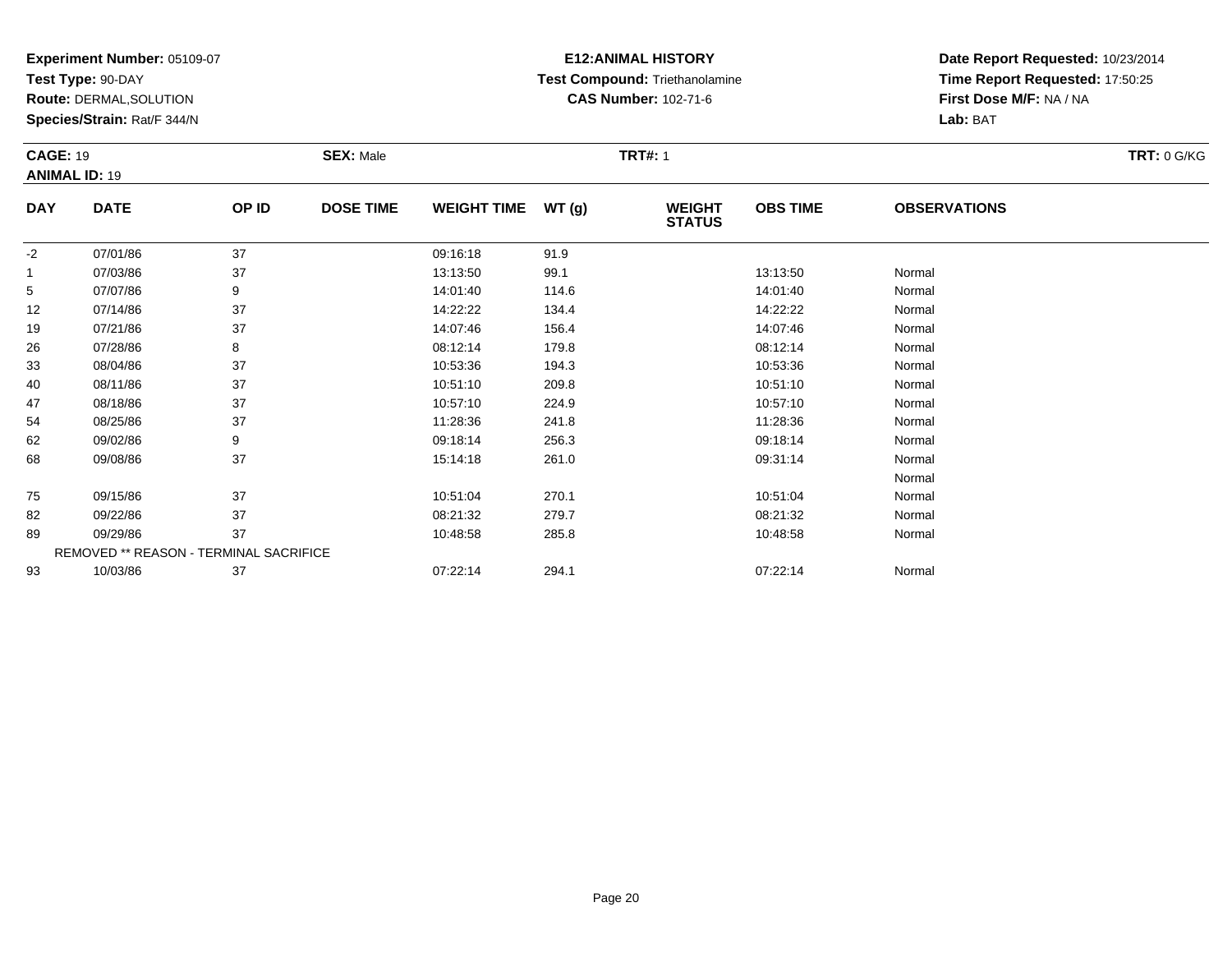**Experiment Number:** 05109-07
**Test Type:** 90-DAY
**Route:** DERMAL,SOLUTION
**Species/Strain:** Rat/F 344/N

**E12:ANIMAL HISTORY**
**Test Compound:** Triethanolamine
**CAS Number:** 102-71-6

**Date Report Requested:** 10/23/2014
**Time Report Requested:** 17:50:25
**First Dose M/F:** NA / NA
**Lab:** BAT

**CAGE:** 19 **SEX:** Male **TRT#:** 1 **TRT:** 0 G/KG
**ANIMAL ID:** 19

| DAY | DATE | OP ID | DOSE TIME | WEIGHT TIME | WT (g) | WEIGHT STATUS | OBS TIME | OBSERVATIONS |
|---|---|---|---|---|---|---|---|---|
| -2 | 07/01/86 | 37 | | 09:16:18 | 91.9 | | | |
| 1 | 07/03/86 | 37 | | 13:13:50 | 99.1 | | 13:13:50 | Normal |
| 5 | 07/07/86 | 9 | | 14:01:40 | 114.6 | | 14:01:40 | Normal |
| 12 | 07/14/86 | 37 | | 14:22:22 | 134.4 | | 14:22:22 | Normal |
| 19 | 07/21/86 | 37 | | 14:07:46 | 156.4 | | 14:07:46 | Normal |
| 26 | 07/28/86 | 8 | | 08:12:14 | 179.8 | | 08:12:14 | Normal |
| 33 | 08/04/86 | 37 | | 10:53:36 | 194.3 | | 10:53:36 | Normal |
| 40 | 08/11/86 | 37 | | 10:51:10 | 209.8 | | 10:51:10 | Normal |
| 47 | 08/18/86 | 37 | | 10:57:10 | 224.9 | | 10:57:10 | Normal |
| 54 | 08/25/86 | 37 | | 11:28:36 | 241.8 | | 11:28:36 | Normal |
| 62 | 09/02/86 | 9 | | 09:18:14 | 256.3 | | 09:18:14 | Normal |
| 68 | 09/08/86 | 37 | | 15:14:18 | 261.0 | | 09:31:14 | Normal |
| | | | | | | | | Normal |
| 75 | 09/15/86 | 37 | | 10:51:04 | 270.1 | | 10:51:04 | Normal |
| 82 | 09/22/86 | 37 | | 08:21:32 | 279.7 | | 08:21:32 | Normal |
| 89 | 09/29/86 | 37 | | 10:48:58 | 285.8 | | 10:48:58 | Normal |
| | REMOVED ** REASON - TERMINAL SACRIFICE | | | | | | | |
| 93 | 10/03/86 | 37 | | 07:22:14 | 294.1 | | 07:22:14 | Normal |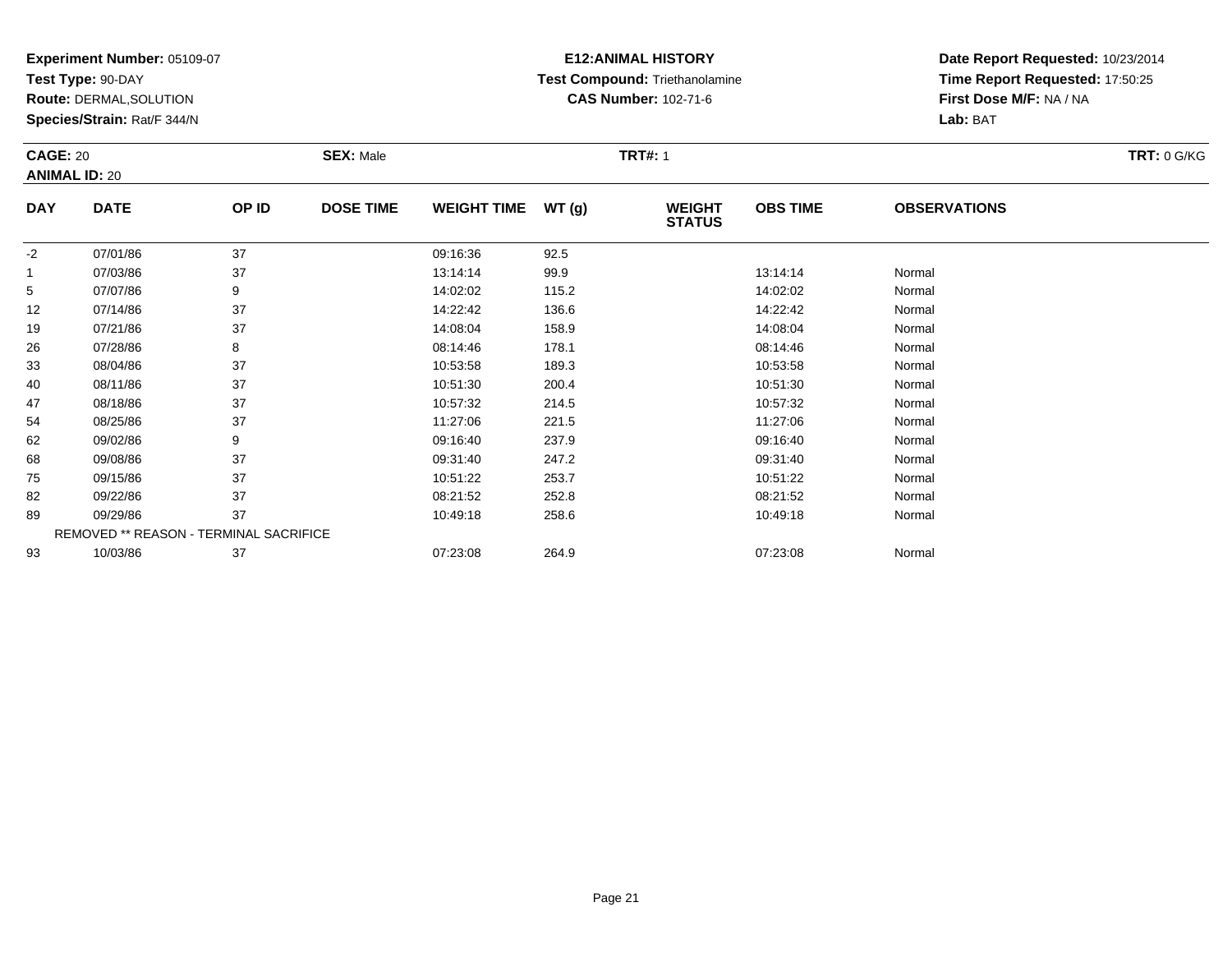**Experiment Number:** 05109-07
**Test Type:** 90-DAY
**Route:** DERMAL,SOLUTION
**Species/Strain:** Rat/F 344/N

**E12:ANIMAL HISTORY**
**Test Compound:** Triethanolamine
**CAS Number:** 102-71-6

**Date Report Requested:** 10/23/2014
**Time Report Requested:** 17:50:25
**First Dose M/F:** NA / NA
**Lab:** BAT

**CAGE:** 20 **SEX:** Male **TRT#:** 1 **TRT:** 0 G/KG
**ANIMAL ID:** 20

| DAY | DATE | OP ID | DOSE TIME | WEIGHT TIME | WT (g) | WEIGHT STATUS | OBS TIME | OBSERVATIONS |
|---|---|---|---|---|---|---|---|---|
| -2 | 07/01/86 | 37 | | 09:16:36 | 92.5 | | | |
| 1 | 07/03/86 | 37 | | 13:14:14 | 99.9 | | 13:14:14 | Normal |
| 5 | 07/07/86 | 9 | | 14:02:02 | 115.2 | | 14:02:02 | Normal |
| 12 | 07/14/86 | 37 | | 14:22:42 | 136.6 | | 14:22:42 | Normal |
| 19 | 07/21/86 | 37 | | 14:08:04 | 158.9 | | 14:08:04 | Normal |
| 26 | 07/28/86 | 8 | | 08:14:46 | 178.1 | | 08:14:46 | Normal |
| 33 | 08/04/86 | 37 | | 10:53:58 | 189.3 | | 10:53:58 | Normal |
| 40 | 08/11/86 | 37 | | 10:51:30 | 200.4 | | 10:51:30 | Normal |
| 47 | 08/18/86 | 37 | | 10:57:32 | 214.5 | | 10:57:32 | Normal |
| 54 | 08/25/86 | 37 | | 11:27:06 | 221.5 | | 11:27:06 | Normal |
| 62 | 09/02/86 | 9 | | 09:16:40 | 237.9 | | 09:16:40 | Normal |
| 68 | 09/08/86 | 37 | | 09:31:40 | 247.2 | | 09:31:40 | Normal |
| 75 | 09/15/86 | 37 | | 10:51:22 | 253.7 | | 10:51:22 | Normal |
| 82 | 09/22/86 | 37 | | 08:21:52 | 252.8 | | 08:21:52 | Normal |
| 89 | 09/29/86 | 37 | | 10:49:18 | 258.6 | | 10:49:18 | Normal |
| | REMOVED ** REASON - TERMINAL SACRIFICE | | | | | | | |
| 93 | 10/03/86 | 37 | | 07:23:08 | 264.9 | | 07:23:08 | Normal |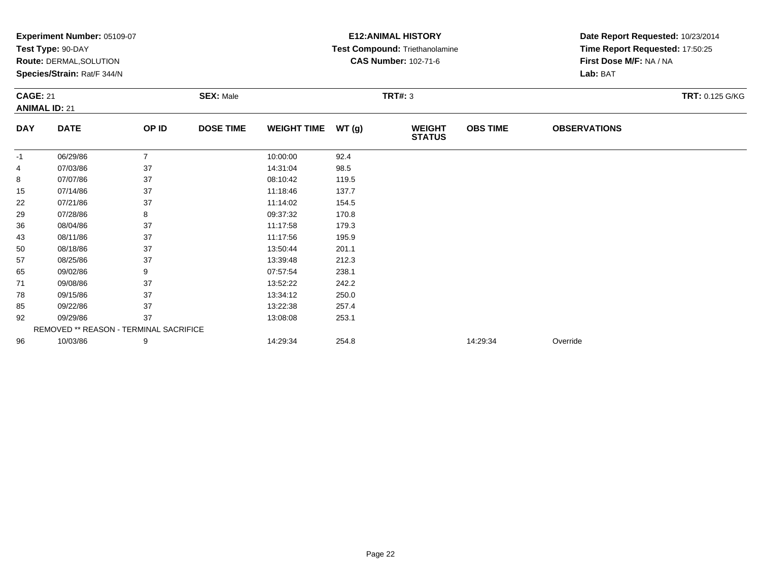**Experiment Number:** 05109-07
**Test Type:** 90-DAY
**Route:** DERMAL,SOLUTION
**Species/Strain:** Rat/F 344/N

**E12:ANIMAL HISTORY**
**Test Compound:** Triethanolamine
**CAS Number:** 102-71-6

**Date Report Requested:** 10/23/2014
**Time Report Requested:** 17:50:25
**First Dose M/F:** NA / NA
**Lab:** BAT

**CAGE:** 21 **SEX:** Male **TRT#:** 3 **TRT:** 0.125 G/KG
**ANIMAL ID:** 21

| DAY | DATE | OP ID | DOSE TIME | WEIGHT TIME | WT (g) | WEIGHT STATUS | OBS TIME | OBSERVATIONS |
|---|---|---|---|---|---|---|---|---|
| -1 | 06/29/86 | 7 | | 10:00:00 | 92.4 | | | |
| 4 | 07/03/86 | 37 | | 14:31:04 | 98.5 | | | |
| 8 | 07/07/86 | 37 | | 08:10:42 | 119.5 | | | |
| 15 | 07/14/86 | 37 | | 11:18:46 | 137.7 | | | |
| 22 | 07/21/86 | 37 | | 11:14:02 | 154.5 | | | |
| 29 | 07/28/86 | 8 | | 09:37:32 | 170.8 | | | |
| 36 | 08/04/86 | 37 | | 11:17:58 | 179.3 | | | |
| 43 | 08/11/86 | 37 | | 11:17:56 | 195.9 | | | |
| 50 | 08/18/86 | 37 | | 13:50:44 | 201.1 | | | |
| 57 | 08/25/86 | 37 | | 13:39:48 | 212.3 | | | |
| 65 | 09/02/86 | 9 | | 07:57:54 | 238.1 | | | |
| 71 | 09/08/86 | 37 | | 13:52:22 | 242.2 | | | |
| 78 | 09/15/86 | 37 | | 13:34:12 | 250.0 | | | |
| 85 | 09/22/86 | 37 | | 13:22:38 | 257.4 | | | |
| 92 | 09/29/86 | 37 | | 13:08:08 | 253.1 | | | |
| | REMOVED ** REASON - TERMINAL SACRIFICE | | | | | | | |
| 96 | 10/03/86 | 9 | | 14:29:34 | 254.8 | | 14:29:34 | Override |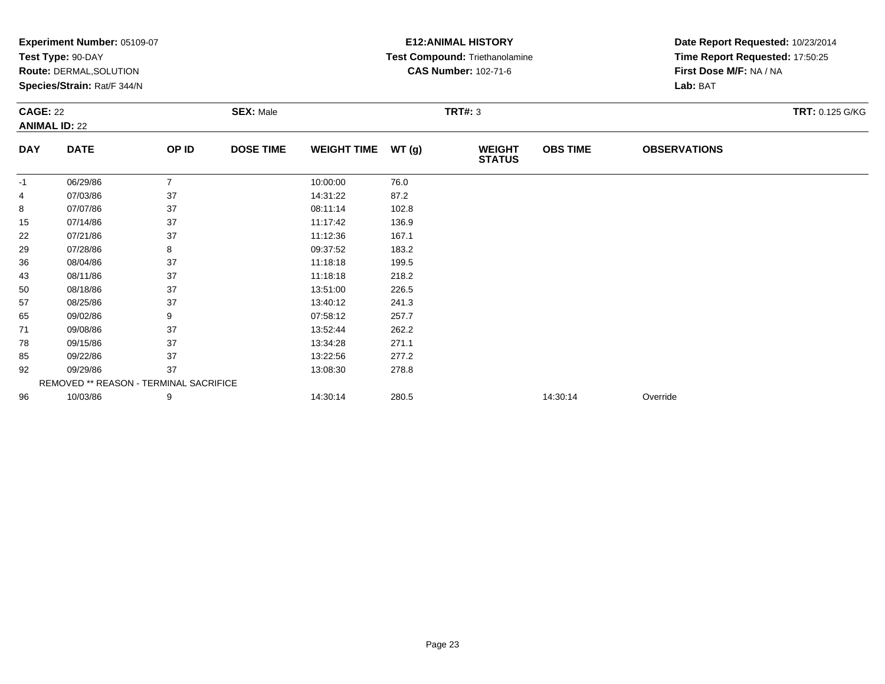**Experiment Number:** 05109-07
**Test Type:** 90-DAY
**Route:** DERMAL,SOLUTION
**Species/Strain:** Rat/F 344/N

**E12:ANIMAL HISTORY**
**Test Compound:** Triethanolamine
**CAS Number:** 102-71-6

**Date Report Requested:** 10/23/2014
**Time Report Requested:** 17:50:25
**First Dose M/F:** NA / NA
**Lab:** BAT

**CAGE:** 22 **SEX:** Male **TRT#:** 3 **TRT:** 0.125 G/KG
**ANIMAL ID:** 22

| DAY | DATE | OP ID | DOSE TIME | WEIGHT TIME | WT (g) | WEIGHT STATUS | OBS TIME | OBSERVATIONS |
|---|---|---|---|---|---|---|---|---|
| -1 | 06/29/86 | 7 | | 10:00:00 | 76.0 | | | |
| 4 | 07/03/86 | 37 | | 14:31:22 | 87.2 | | | |
| 8 | 07/07/86 | 37 | | 08:11:14 | 102.8 | | | |
| 15 | 07/14/86 | 37 | | 11:17:42 | 136.9 | | | |
| 22 | 07/21/86 | 37 | | 11:12:36 | 167.1 | | | |
| 29 | 07/28/86 | 8 | | 09:37:52 | 183.2 | | | |
| 36 | 08/04/86 | 37 | | 11:18:18 | 199.5 | | | |
| 43 | 08/11/86 | 37 | | 11:18:18 | 218.2 | | | |
| 50 | 08/18/86 | 37 | | 13:51:00 | 226.5 | | | |
| 57 | 08/25/86 | 37 | | 13:40:12 | 241.3 | | | |
| 65 | 09/02/86 | 9 | | 07:58:12 | 257.7 | | | |
| 71 | 09/08/86 | 37 | | 13:52:44 | 262.2 | | | |
| 78 | 09/15/86 | 37 | | 13:34:28 | 271.1 | | | |
| 85 | 09/22/86 | 37 | | 13:22:56 | 277.2 | | | |
| 92 | 09/29/86 | 37 | | 13:08:30 | 278.8 | | | |
| | REMOVED ** REASON - TERMINAL SACRIFICE | | | | | | | |
| 96 | 10/03/86 | 9 | | 14:30:14 | 280.5 | | 14:30:14 | Override |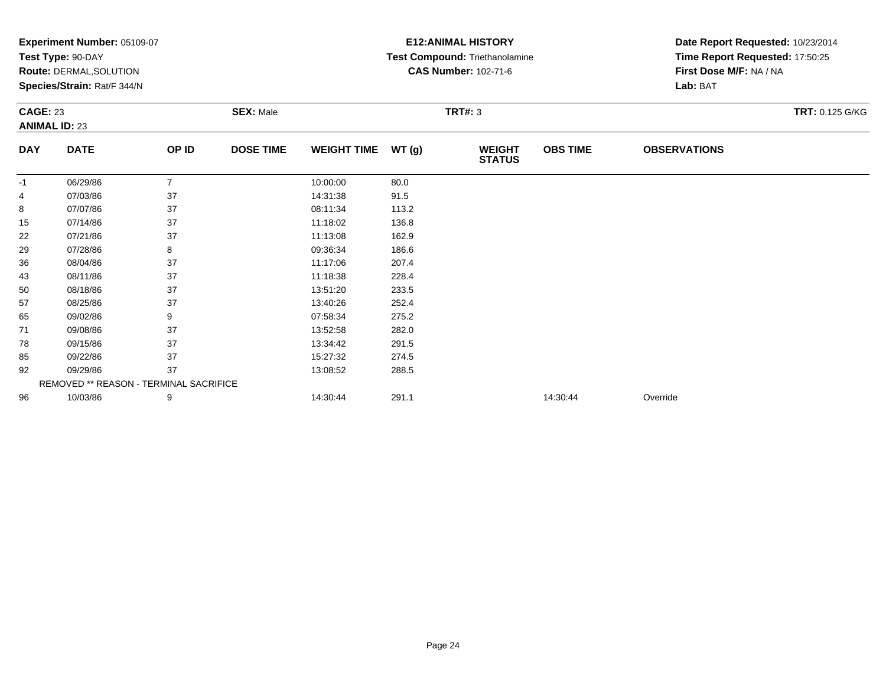**Experiment Number:** 05109-07
**Test Type:** 90-DAY
**Route:** DERMAL,SOLUTION
**Species/Strain:** Rat/F 344/N

**E12:ANIMAL HISTORY**
**Test Compound:** Triethanolamine
**CAS Number:** 102-71-6

**Date Report Requested:** 10/23/2014
**Time Report Requested:** 17:50:25
**First Dose M/F:** NA / NA
**Lab:** BAT

**CAGE:** 23 **SEX:** Male **TRT#:** 3 **TRT:** 0.125 G/KG
**ANIMAL ID:** 23

| DAY | DATE | OP ID | DOSE TIME | WEIGHT TIME | WT (g) | WEIGHT STATUS | OBS TIME | OBSERVATIONS |
|---|---|---|---|---|---|---|---|---|
| -1 | 06/29/86 | 7 | | 10:00:00 | 80.0 | | | |
| 4 | 07/03/86 | 37 | | 14:31:38 | 91.5 | | | |
| 8 | 07/07/86 | 37 | | 08:11:34 | 113.2 | | | |
| 15 | 07/14/86 | 37 | | 11:18:02 | 136.8 | | | |
| 22 | 07/21/86 | 37 | | 11:13:08 | 162.9 | | | |
| 29 | 07/28/86 | 8 | | 09:36:34 | 186.6 | | | |
| 36 | 08/04/86 | 37 | | 11:17:06 | 207.4 | | | |
| 43 | 08/11/86 | 37 | | 11:18:38 | 228.4 | | | |
| 50 | 08/18/86 | 37 | | 13:51:20 | 233.5 | | | |
| 57 | 08/25/86 | 37 | | 13:40:26 | 252.4 | | | |
| 65 | 09/02/86 | 9 | | 07:58:34 | 275.2 | | | |
| 71 | 09/08/86 | 37 | | 13:52:58 | 282.0 | | | |
| 78 | 09/15/86 | 37 | | 13:34:42 | 291.5 | | | |
| 85 | 09/22/86 | 37 | | 15:27:32 | 274.5 | | | |
| 92 | 09/29/86 | 37 | | 13:08:52 | 288.5 | | | |
| | REMOVED ** REASON - TERMINAL SACRIFICE | | | | | | | |
| 96 | 10/03/86 | 9 | | 14:30:44 | 291.1 | | 14:30:44 | Override |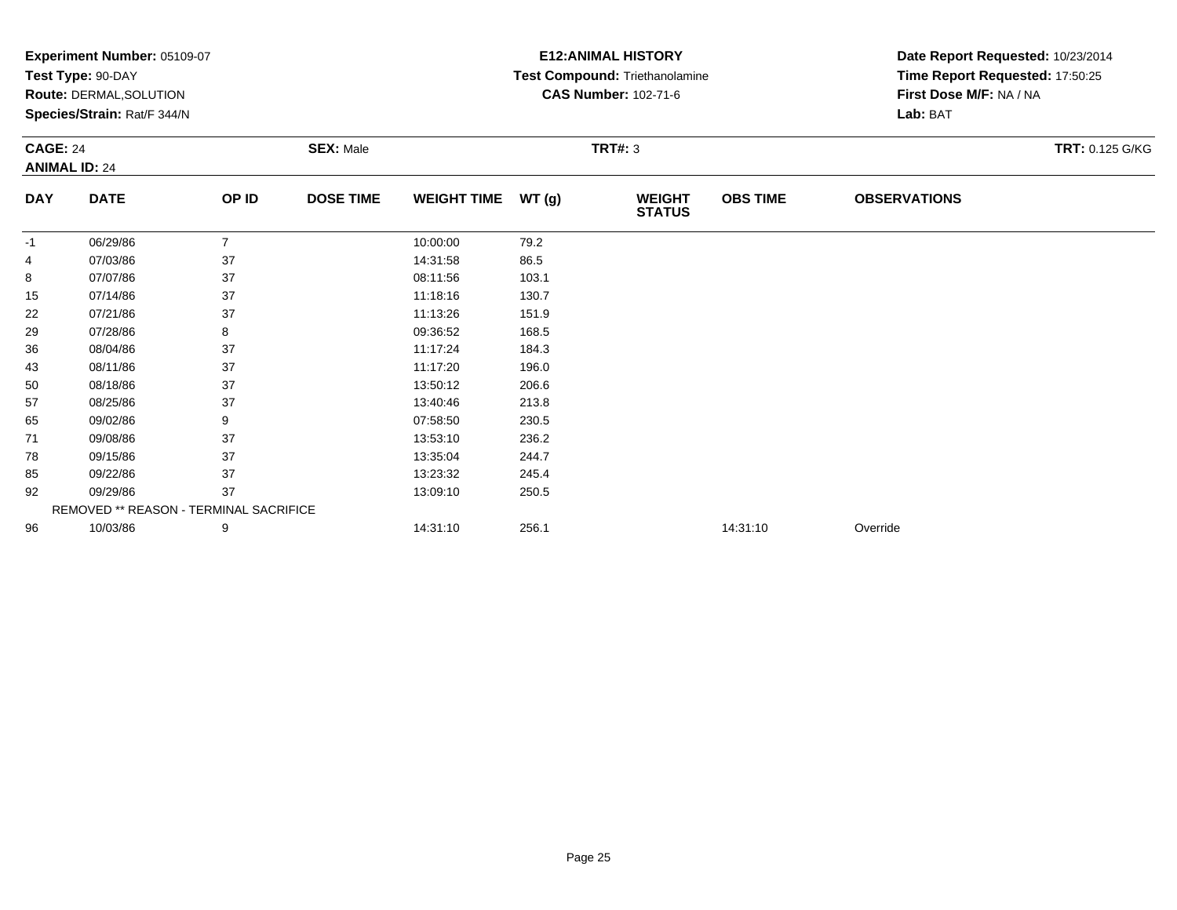**Experiment Number:** 05109-07
**Test Type:** 90-DAY
**Route:** DERMAL,SOLUTION
**Species/Strain:** Rat/F 344/N

**E12:ANIMAL HISTORY**
**Test Compound:** Triethanolamine
**CAS Number:** 102-71-6

**Date Report Requested:** 10/23/2014
**Time Report Requested:** 17:50:25
**First Dose M/F:** NA / NA
**Lab:** BAT

**CAGE:** 24 **SEX:** Male **TRT#:** 3 **TRT:** 0.125 G/KG
**ANIMAL ID:** 24

| DAY | DATE | OP ID | DOSE TIME | WEIGHT TIME | WT (g) | WEIGHT STATUS | OBS TIME | OBSERVATIONS |
|---|---|---|---|---|---|---|---|---|
| -1 | 06/29/86 | 7 | | 10:00:00 | 79.2 | | | |
| 4 | 07/03/86 | 37 | | 14:31:58 | 86.5 | | | |
| 8 | 07/07/86 | 37 | | 08:11:56 | 103.1 | | | |
| 15 | 07/14/86 | 37 | | 11:18:16 | 130.7 | | | |
| 22 | 07/21/86 | 37 | | 11:13:26 | 151.9 | | | |
| 29 | 07/28/86 | 8 | | 09:36:52 | 168.5 | | | |
| 36 | 08/04/86 | 37 | | 11:17:24 | 184.3 | | | |
| 43 | 08/11/86 | 37 | | 11:17:20 | 196.0 | | | |
| 50 | 08/18/86 | 37 | | 13:50:12 | 206.6 | | | |
| 57 | 08/25/86 | 37 | | 13:40:46 | 213.8 | | | |
| 65 | 09/02/86 | 9 | | 07:58:50 | 230.5 | | | |
| 71 | 09/08/86 | 37 | | 13:53:10 | 236.2 | | | |
| 78 | 09/15/86 | 37 | | 13:35:04 | 244.7 | | | |
| 85 | 09/22/86 | 37 | | 13:23:32 | 245.4 | | | |
| 92 | 09/29/86 | 37 | | 13:09:10 | 250.5 | | | |
| | REMOVED ** REASON - TERMINAL SACRIFICE | | | | | | | |
| 96 | 10/03/86 | 9 | | 14:31:10 | 256.1 | | 14:31:10 | Override |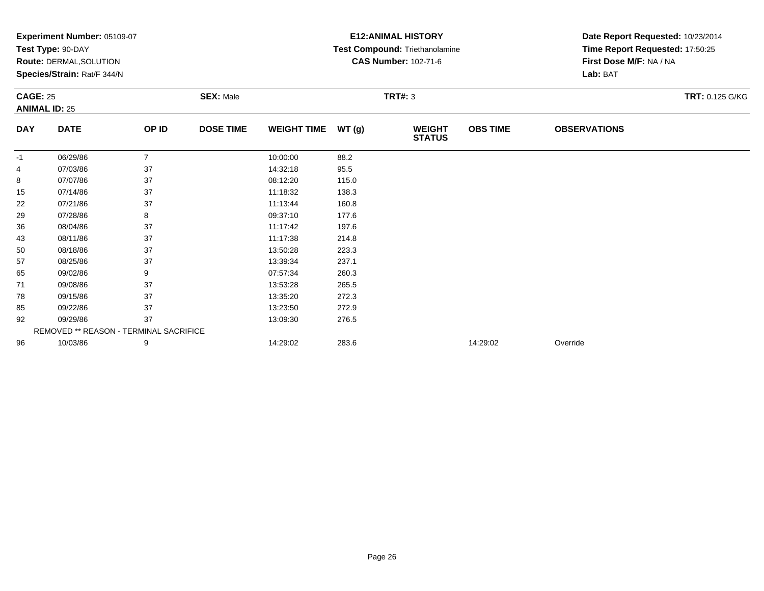**Experiment Number:** 05109-07
**Test Type:** 90-DAY
**Route:** DERMAL,SOLUTION
**Species/Strain:** Rat/F 344/N

**E12:ANIMAL HISTORY**
**Test Compound:** Triethanolamine
**CAS Number:** 102-71-6

**Date Report Requested:** 10/23/2014
**Time Report Requested:** 17:50:25
**First Dose M/F:** NA / NA
**Lab:** BAT

**CAGE:** 25 **SEX:** Male **TRT#:** 3 **TRT:** 0.125 G/KG
**ANIMAL ID:** 25

| DAY | DATE | OP ID | DOSE TIME | WEIGHT TIME | WT (g) | WEIGHT STATUS | OBS TIME | OBSERVATIONS |
|---|---|---|---|---|---|---|---|---|
| -1 | 06/29/86 | 7 | | 10:00:00 | 88.2 | | | |
| 4 | 07/03/86 | 37 | | 14:32:18 | 95.5 | | | |
| 8 | 07/07/86 | 37 | | 08:12:20 | 115.0 | | | |
| 15 | 07/14/86 | 37 | | 11:18:32 | 138.3 | | | |
| 22 | 07/21/86 | 37 | | 11:13:44 | 160.8 | | | |
| 29 | 07/28/86 | 8 | | 09:37:10 | 177.6 | | | |
| 36 | 08/04/86 | 37 | | 11:17:42 | 197.6 | | | |
| 43 | 08/11/86 | 37 | | 11:17:38 | 214.8 | | | |
| 50 | 08/18/86 | 37 | | 13:50:28 | 223.3 | | | |
| 57 | 08/25/86 | 37 | | 13:39:34 | 237.1 | | | |
| 65 | 09/02/86 | 9 | | 07:57:34 | 260.3 | | | |
| 71 | 09/08/86 | 37 | | 13:53:28 | 265.5 | | | |
| 78 | 09/15/86 | 37 | | 13:35:20 | 272.3 | | | |
| 85 | 09/22/86 | 37 | | 13:23:50 | 272.9 | | | |
| 92 | 09/29/86 | 37 | | 13:09:30 | 276.5 | | | |
| | REMOVED ** REASON - TERMINAL SACRIFICE | | | | | | | |
| 96 | 10/03/86 | 9 | | 14:29:02 | 283.6 | | 14:29:02 | Override |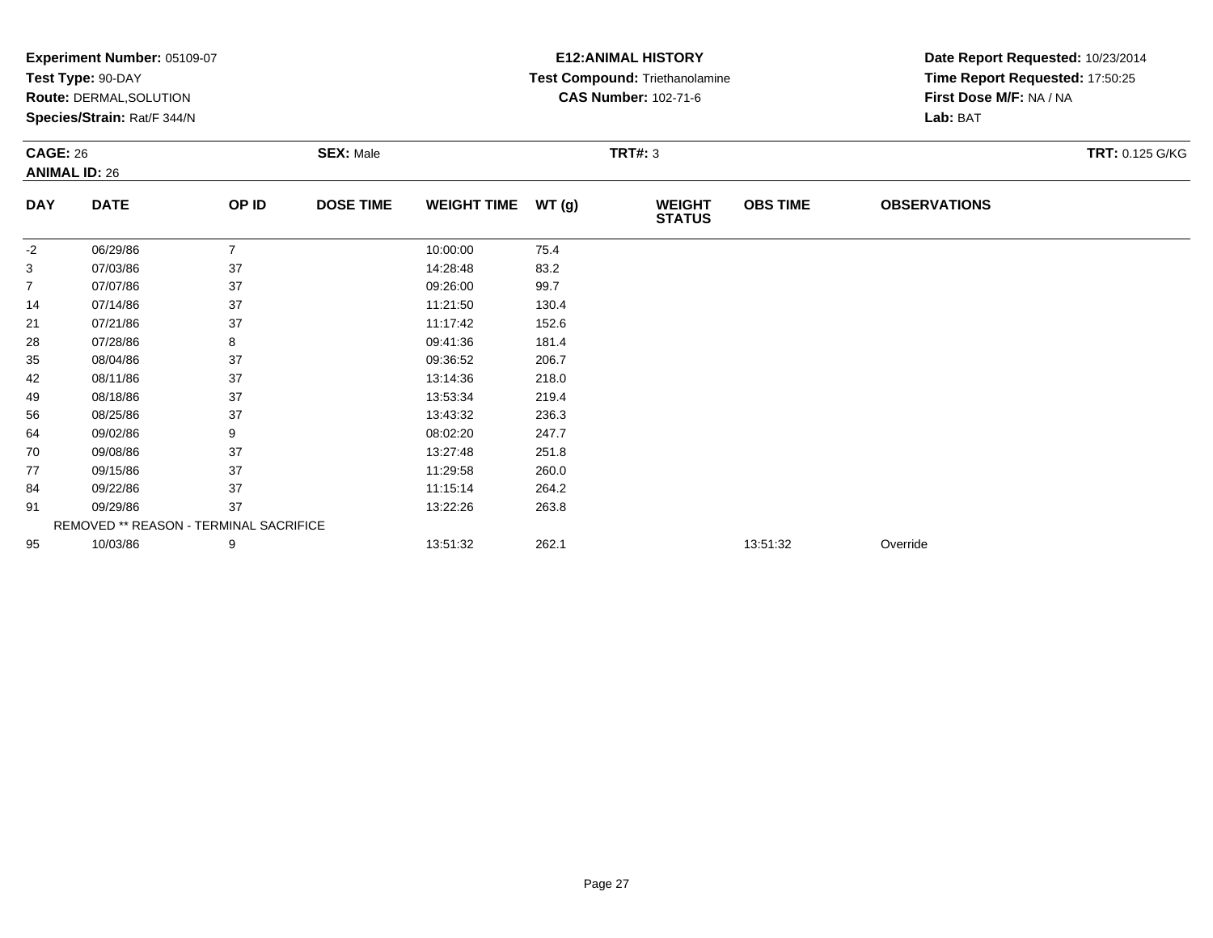**Experiment Number:** 05109-07
**Test Type:** 90-DAY
**Route:** DERMAL,SOLUTION
**Species/Strain:** Rat/F 344/N

**E12:ANIMAL HISTORY**
**Test Compound:** Triethanolamine
**CAS Number:** 102-71-6

**Date Report Requested:** 10/23/2014
**Time Report Requested:** 17:50:25
**First Dose M/F:** NA / NA
**Lab:** BAT

**CAGE:** 26
**ANIMAL ID:** 26
**SEX:** Male
**TRT#:** 3
**TRT:** 0.125 G/KG

| DAY | DATE | OP ID | DOSE TIME | WEIGHT TIME | WT (g) | WEIGHT STATUS | OBS TIME | OBSERVATIONS |
|---|---|---|---|---|---|---|---|---|
| -2 | 06/29/86 | 7 | | 10:00:00 | 75.4 | | | |
| 3 | 07/03/86 | 37 | | 14:28:48 | 83.2 | | | |
| 7 | 07/07/86 | 37 | | 09:26:00 | 99.7 | | | |
| 14 | 07/14/86 | 37 | | 11:21:50 | 130.4 | | | |
| 21 | 07/21/86 | 37 | | 11:17:42 | 152.6 | | | |
| 28 | 07/28/86 | 8 | | 09:41:36 | 181.4 | | | |
| 35 | 08/04/86 | 37 | | 09:36:52 | 206.7 | | | |
| 42 | 08/11/86 | 37 | | 13:14:36 | 218.0 | | | |
| 49 | 08/18/86 | 37 | | 13:53:34 | 219.4 | | | |
| 56 | 08/25/86 | 37 | | 13:43:32 | 236.3 | | | |
| 64 | 09/02/86 | 9 | | 08:02:20 | 247.7 | | | |
| 70 | 09/08/86 | 37 | | 13:27:48 | 251.8 | | | |
| 77 | 09/15/86 | 37 | | 11:29:58 | 260.0 | | | |
| 84 | 09/22/86 | 37 | | 11:15:14 | 264.2 | | | |
| 91 | 09/29/86 | 37 | | 13:22:26 | 263.8 | | | |
| REMOVED ** REASON - TERMINAL SACRIFICE | | | | | | | | |
| 95 | 10/03/86 | 9 | | 13:51:32 | 262.1 | | 13:51:32 | Override |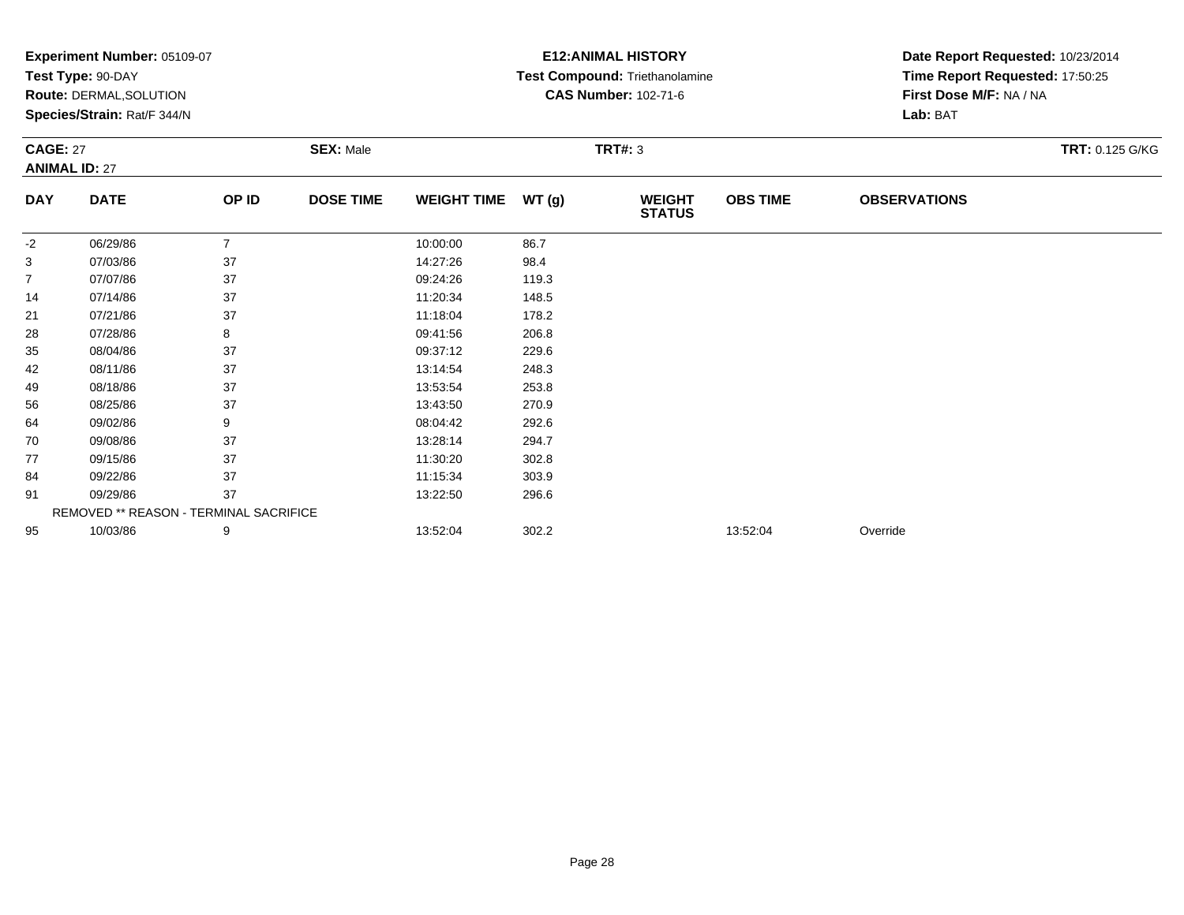**Experiment Number:** 05109-07
**Test Type:** 90-DAY
**Route:** DERMAL,SOLUTION
**Species/Strain:** Rat/F 344/N

**E12:ANIMAL HISTORY**
**Test Compound:** Triethanolamine
**CAS Number:** 102-71-6

**Date Report Requested:** 10/23/2014
**Time Report Requested:** 17:50:25
**First Dose M/F:** NA / NA
**Lab:** BAT

**CAGE:** 27 **SEX:** Male **TRT#:** 3 **TRT:** 0.125 G/KG
**ANIMAL ID:** 27

| DAY | DATE | OP ID | DOSE TIME | WEIGHT TIME | WT (g) | WEIGHT STATUS | OBS TIME | OBSERVATIONS |
|---|---|---|---|---|---|---|---|---|
| -2 | 06/29/86 | 7 | | 10:00:00 | 86.7 | | | |
| 3 | 07/03/86 | 37 | | 14:27:26 | 98.4 | | | |
| 7 | 07/07/86 | 37 | | 09:24:26 | 119.3 | | | |
| 14 | 07/14/86 | 37 | | 11:20:34 | 148.5 | | | |
| 21 | 07/21/86 | 37 | | 11:18:04 | 178.2 | | | |
| 28 | 07/28/86 | 8 | | 09:41:56 | 206.8 | | | |
| 35 | 08/04/86 | 37 | | 09:37:12 | 229.6 | | | |
| 42 | 08/11/86 | 37 | | 13:14:54 | 248.3 | | | |
| 49 | 08/18/86 | 37 | | 13:53:54 | 253.8 | | | |
| 56 | 08/25/86 | 37 | | 13:43:50 | 270.9 | | | |
| 64 | 09/02/86 | 9 | | 08:04:42 | 292.6 | | | |
| 70 | 09/08/86 | 37 | | 13:28:14 | 294.7 | | | |
| 77 | 09/15/86 | 37 | | 11:30:20 | 302.8 | | | |
| 84 | 09/22/86 | 37 | | 11:15:34 | 303.9 | | | |
| 91 | 09/29/86 | 37 | | 13:22:50 | 296.6 | | | |
| REMOVED ** REASON - TERMINAL SACRIFICE | | | | | | | | |
| 95 | 10/03/86 | 9 | | 13:52:04 | 302.2 | | 13:52:04 | Override |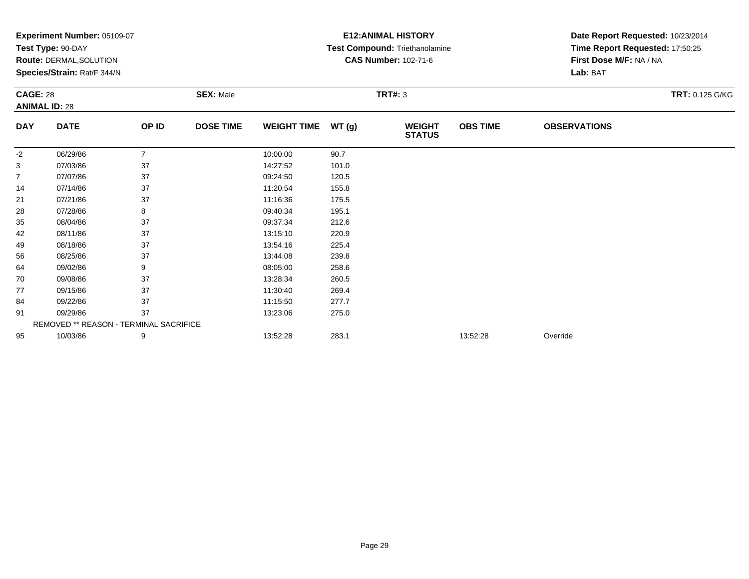**Experiment Number:** 05109-07
**Test Type:** 90-DAY
**Route:** DERMAL,SOLUTION
**Species/Strain:** Rat/F 344/N

**E12:ANIMAL HISTORY**
**Test Compound:** Triethanolamine
**CAS Number:** 102-71-6

**Date Report Requested:** 10/23/2014
**Time Report Requested:** 17:50:25
**First Dose M/F:** NA / NA
**Lab:** BAT

**CAGE:** 28 **SEX:** Male **TRT#:** 3 **TRT:** 0.125 G/KG
**ANIMAL ID:** 28

| DAY | DATE | OP ID | DOSE TIME | WEIGHT TIME | WT (g) | WEIGHT STATUS | OBS TIME | OBSERVATIONS |
|---|---|---|---|---|---|---|---|---|
| -2 | 06/29/86 | 7 | | 10:00:00 | 90.7 | | | |
| 3 | 07/03/86 | 37 | | 14:27:52 | 101.0 | | | |
| 7 | 07/07/86 | 37 | | 09:24:50 | 120.5 | | | |
| 14 | 07/14/86 | 37 | | 11:20:54 | 155.8 | | | |
| 21 | 07/21/86 | 37 | | 11:16:36 | 175.5 | | | |
| 28 | 07/28/86 | 8 | | 09:40:34 | 195.1 | | | |
| 35 | 08/04/86 | 37 | | 09:37:34 | 212.6 | | | |
| 42 | 08/11/86 | 37 | | 13:15:10 | 220.9 | | | |
| 49 | 08/18/86 | 37 | | 13:54:16 | 225.4 | | | |
| 56 | 08/25/86 | 37 | | 13:44:08 | 239.8 | | | |
| 64 | 09/02/86 | 9 | | 08:05:00 | 258.6 | | | |
| 70 | 09/08/86 | 37 | | 13:28:34 | 260.5 | | | |
| 77 | 09/15/86 | 37 | | 11:30:40 | 269.4 | | | |
| 84 | 09/22/86 | 37 | | 11:15:50 | 277.7 | | | |
| 91 | 09/29/86 | 37 | | 13:23:06 | 275.0 | | | |
| | REMOVED ** REASON - TERMINAL SACRIFICE | | | | | | | |
| 95 | 10/03/86 | 9 | | 13:52:28 | 283.1 | | 13:52:28 | Override |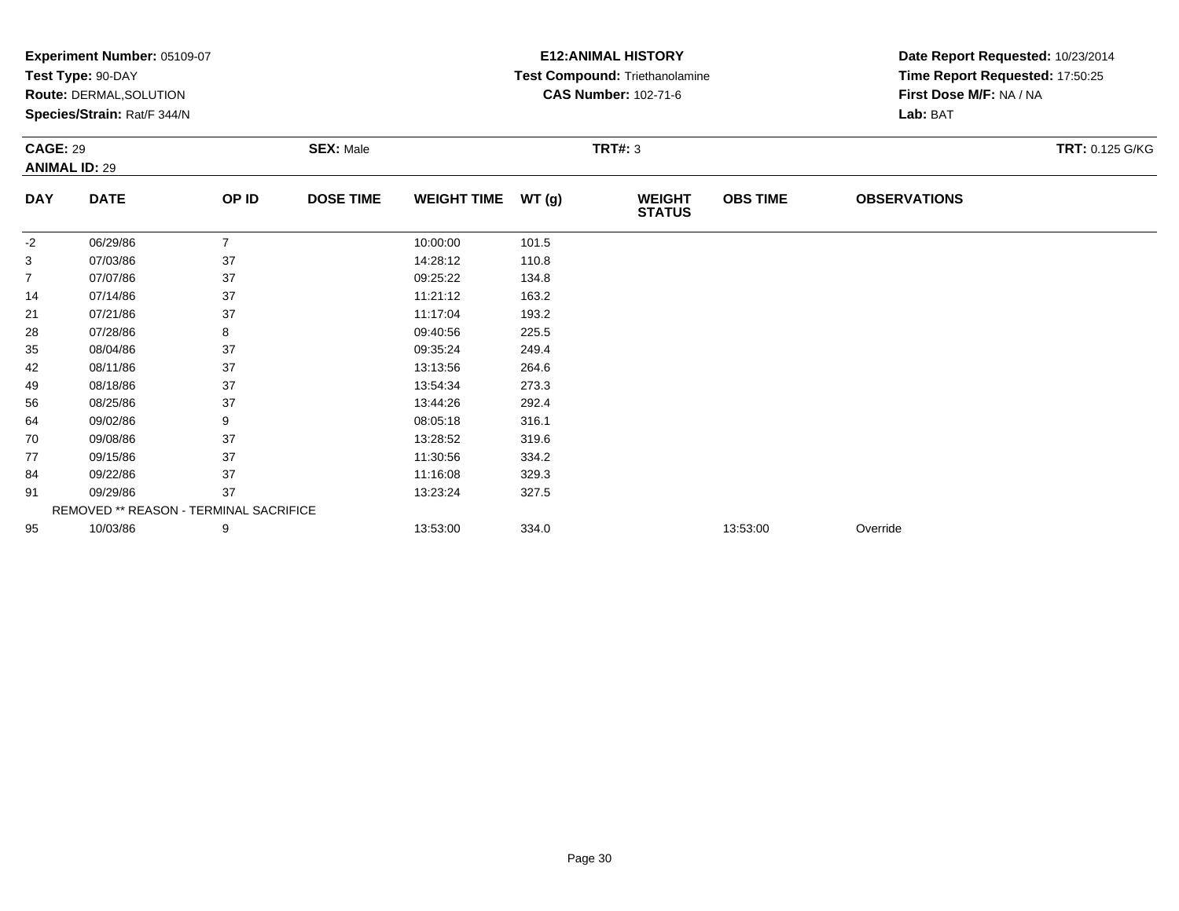**Experiment Number:** 05109-07
**Test Type:** 90-DAY
**Route:** DERMAL,SOLUTION
**Species/Strain:** Rat/F 344/N

**E12:ANIMAL HISTORY**
**Test Compound:** Triethanolamine
**CAS Number:** 102-71-6

**Date Report Requested:** 10/23/2014
**Time Report Requested:** 17:50:25
**First Dose M/F:** NA / NA
**Lab:** BAT

**CAGE:** 29 **SEX:** Male **TRT#:** 3 **TRT:** 0.125 G/KG
**ANIMAL ID:** 29

| DAY | DATE | OP ID | DOSE TIME | WEIGHT TIME | WT (g) | WEIGHT STATUS | OBS TIME | OBSERVATIONS |
|---|---|---|---|---|---|---|---|---|
| -2 | 06/29/86 | 7 | | 10:00:00 | 101.5 | | | |
| 3 | 07/03/86 | 37 | | 14:28:12 | 110.8 | | | |
| 7 | 07/07/86 | 37 | | 09:25:22 | 134.8 | | | |
| 14 | 07/14/86 | 37 | | 11:21:12 | 163.2 | | | |
| 21 | 07/21/86 | 37 | | 11:17:04 | 193.2 | | | |
| 28 | 07/28/86 | 8 | | 09:40:56 | 225.5 | | | |
| 35 | 08/04/86 | 37 | | 09:35:24 | 249.4 | | | |
| 42 | 08/11/86 | 37 | | 13:13:56 | 264.6 | | | |
| 49 | 08/18/86 | 37 | | 13:54:34 | 273.3 | | | |
| 56 | 08/25/86 | 37 | | 13:44:26 | 292.4 | | | |
| 64 | 09/02/86 | 9 | | 08:05:18 | 316.1 | | | |
| 70 | 09/08/86 | 37 | | 13:28:52 | 319.6 | | | |
| 77 | 09/15/86 | 37 | | 11:30:56 | 334.2 | | | |
| 84 | 09/22/86 | 37 | | 11:16:08 | 329.3 | | | |
| 91 | 09/29/86 | 37 | | 13:23:24 | 327.5 | | | |
| | REMOVED ** REASON - TERMINAL SACRIFICE | | | | | | | |
| 95 | 10/03/86 | 9 | | 13:53:00 | 334.0 | | 13:53:00 | Override |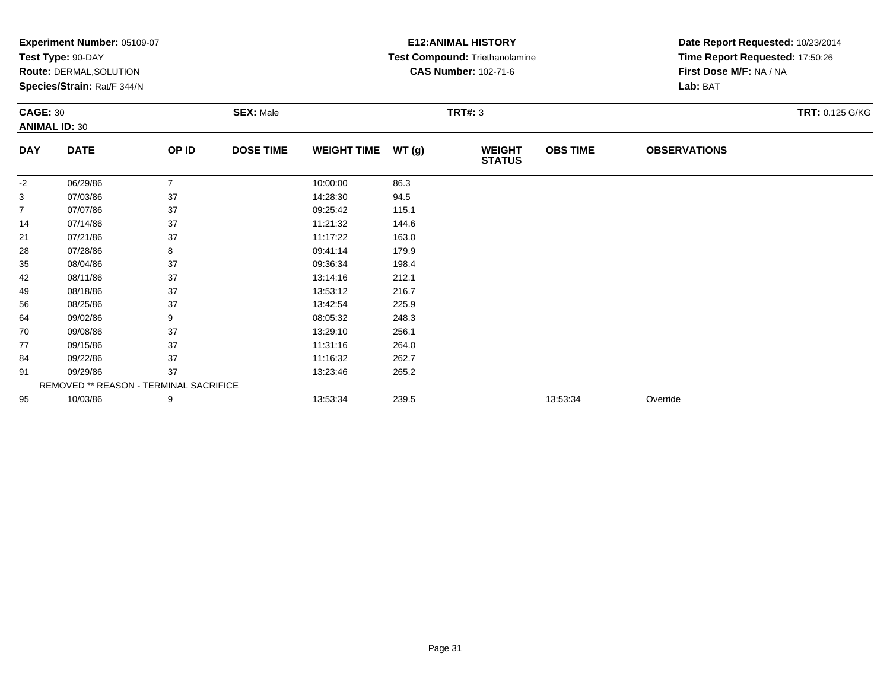**Experiment Number:** 05109-07
**Test Type:** 90-DAY
**Route:** DERMAL,SOLUTION
**Species/Strain:** Rat/F 344/N

**E12:ANIMAL HISTORY**
**Test Compound:** Triethanolamine
**CAS Number:** 102-71-6

**Date Report Requested:** 10/23/2014
**Time Report Requested:** 17:50:26
**First Dose M/F:** NA / NA
**Lab:** BAT

**CAGE:** 30
**ANIMAL ID:** 30
**SEX:** Male
**TRT#:** 3
**TRT:** 0.125 G/KG

| DAY | DATE | OP ID | DOSE TIME | WEIGHT TIME | WT (g) | WEIGHT STATUS | OBS TIME | OBSERVATIONS |
|---|---|---|---|---|---|---|---|---|
| -2 | 06/29/86 | 7 | | 10:00:00 | 86.3 | | | |
| 3 | 07/03/86 | 37 | | 14:28:30 | 94.5 | | | |
| 7 | 07/07/86 | 37 | | 09:25:42 | 115.1 | | | |
| 14 | 07/14/86 | 37 | | 11:21:32 | 144.6 | | | |
| 21 | 07/21/86 | 37 | | 11:17:22 | 163.0 | | | |
| 28 | 07/28/86 | 8 | | 09:41:14 | 179.9 | | | |
| 35 | 08/04/86 | 37 | | 09:36:34 | 198.4 | | | |
| 42 | 08/11/86 | 37 | | 13:14:16 | 212.1 | | | |
| 49 | 08/18/86 | 37 | | 13:53:12 | 216.7 | | | |
| 56 | 08/25/86 | 37 | | 13:42:54 | 225.9 | | | |
| 64 | 09/02/86 | 9 | | 08:05:32 | 248.3 | | | |
| 70 | 09/08/86 | 37 | | 13:29:10 | 256.1 | | | |
| 77 | 09/15/86 | 37 | | 11:31:16 | 264.0 | | | |
| 84 | 09/22/86 | 37 | | 11:16:32 | 262.7 | | | |
| 91 | 09/29/86 | 37 | | 13:23:46 | 265.2 | | | |
| REMOVED ** REASON - TERMINAL SACRIFICE | | | | | | | | |
| 95 | 10/03/86 | 9 | | 13:53:34 | 239.5 | | 13:53:34 | Override |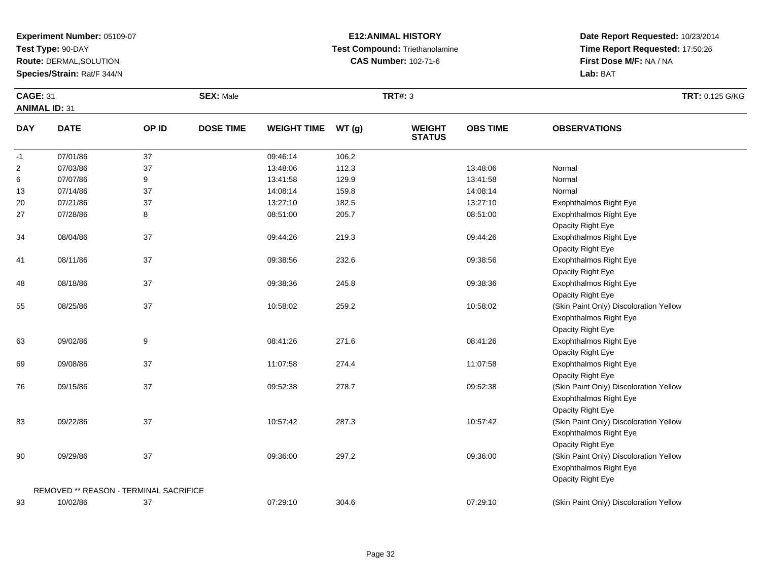**Experiment Number:** 05109-07
**Test Type:** 90-DAY
**Route:** DERMAL,SOLUTION
**Species/Strain:** Rat/F 344/N

**E12:ANIMAL HISTORY**
**Test Compound:** Triethanolamine
**CAS Number:** 102-71-6

**Date Report Requested:** 10/23/2014
**Time Report Requested:** 17:50:26
**First Dose M/F:** NA / NA
**Lab:** BAT

**CAGE:** 31 **SEX:** Male **TRT#:** 3 **TRT:** 0.125 G/KG
**ANIMAL ID:** 31

| DAY | DATE | OP ID | DOSE TIME | WEIGHT TIME | WT (g) | WEIGHT STATUS | OBS TIME | OBSERVATIONS |
|---|---|---|---|---|---|---|---|---|
| -1 | 07/01/86 | 37 | | 09:46:14 | 106.2 | | | |
| 2 | 07/03/86 | 37 | | 13:48:06 | 112.3 | | 13:48:06 | Normal |
| 6 | 07/07/86 | 9 | | 13:41:58 | 129.9 | | 13:41:58 | Normal |
| 13 | 07/14/86 | 37 | | 14:08:14 | 159.8 | | 14:08:14 | Normal |
| 20 | 07/21/86 | 37 | | 13:27:10 | 182.5 | | 13:27:10 | Exophthalmos Right Eye |
| 27 | 07/28/86 | 8 | | 08:51:00 | 205.7 | | 08:51:00 | Exophthalmos Right Eye<br>Opacity Right Eye |
| 34 | 08/04/86 | 37 | | 09:44:26 | 219.3 | | 09:44:26 | Exophthalmos Right Eye<br>Opacity Right Eye |
| 41 | 08/11/86 | 37 | | 09:38:56 | 232.6 | | 09:38:56 | Exophthalmos Right Eye<br>Opacity Right Eye |
| 48 | 08/18/86 | 37 | | 09:38:36 | 245.8 | | 09:38:36 | Exophthalmos Right Eye<br>Opacity Right Eye |
| 55 | 08/25/86 | 37 | | 10:58:02 | 259.2 | | 10:58:02 | (Skin Paint Only) Discoloration Yellow<br>Exophthalmos Right Eye<br>Opacity Right Eye |
| 63 | 09/02/86 | 9 | | 08:41:26 | 271.6 | | 08:41:26 | Exophthalmos Right Eye<br>Opacity Right Eye |
| 69 | 09/08/86 | 37 | | 11:07:58 | 274.4 | | 11:07:58 | Exophthalmos Right Eye<br>Opacity Right Eye |
| 76 | 09/15/86 | 37 | | 09:52:38 | 278.7 | | 09:52:38 | (Skin Paint Only) Discoloration Yellow<br>Exophthalmos Right Eye<br>Opacity Right Eye |
| 83 | 09/22/86 | 37 | | 10:57:42 | 287.3 | | 10:57:42 | (Skin Paint Only) Discoloration Yellow<br>Exophthalmos Right Eye<br>Opacity Right Eye |
| 90 | 09/29/86 | 37 | | 09:36:00 | 297.2 | | 09:36:00 | (Skin Paint Only) Discoloration Yellow<br>Exophthalmos Right Eye<br>Opacity Right Eye |
| | REMOVED ** REASON - TERMINAL SACRIFICE | | | | | | | |
| 93 | 10/02/86 | 37 | | 07:29:10 | 304.6 | | 07:29:10 | (Skin Paint Only) Discoloration Yellow |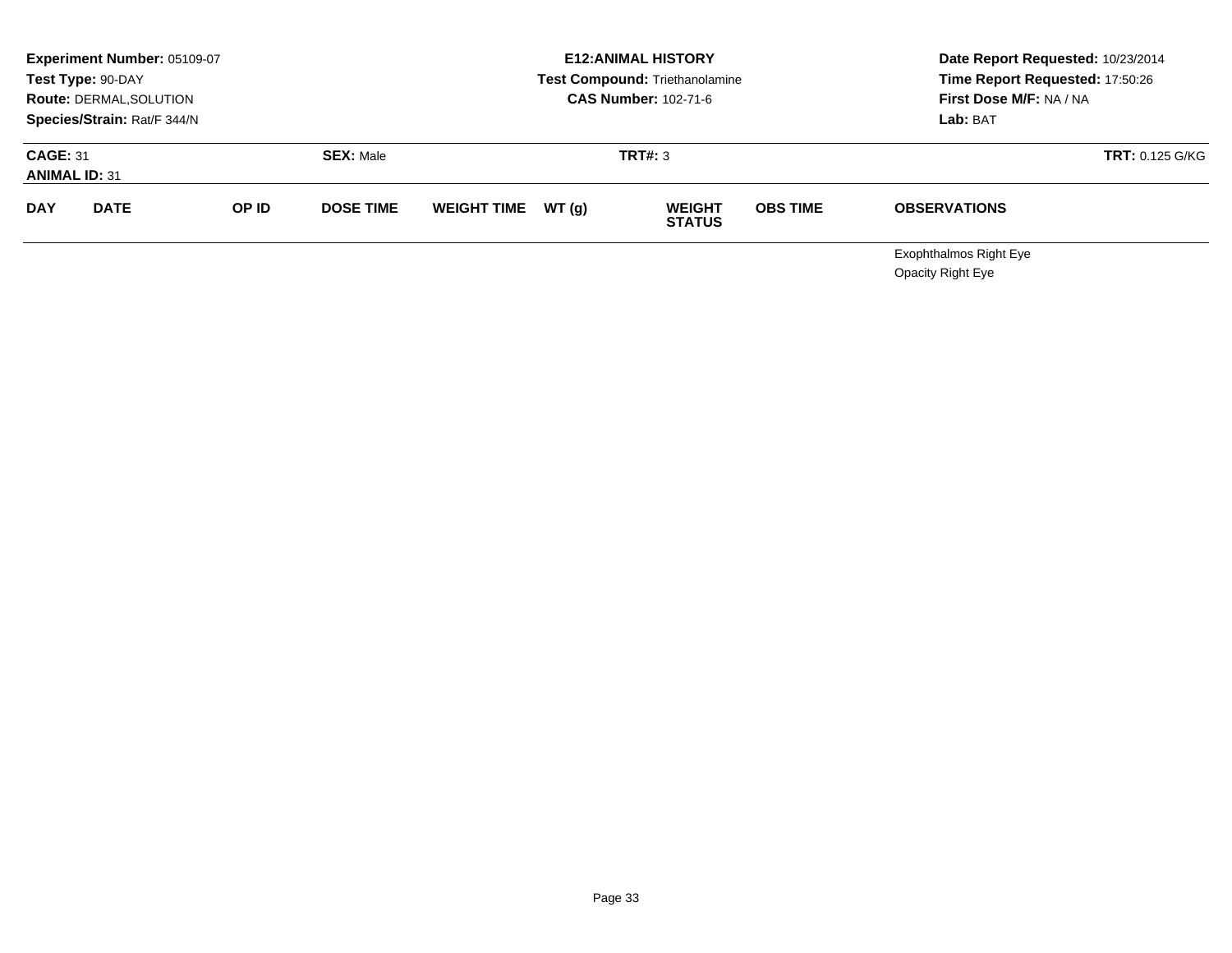**Experiment Number:** 05109-07
**Test Type:** 90-DAY
**Route:** DERMAL,SOLUTION
**Species/Strain:** Rat/F 344/N

**E12:ANIMAL HISTORY**
**Test Compound:** Triethanolamine
**CAS Number:** 102-71-6

**Date Report Requested:** 10/23/2014
**Time Report Requested:** 17:50:26
**First Dose M/F:** NA / NA
**Lab:** BAT

**CAGE:** 31
**ANIMAL ID:** 31
**SEX:** Male
**TRT#:** 3
**TRT:** 0.125 G/KG

| DAY | DATE | OP ID | DOSE TIME | WEIGHT TIME | WT (g) | WEIGHT STATUS | OBS TIME | OBSERVATIONS |
|---|---|---|---|---|---|---|---|---|
| | | | | | | | | Exophthalmos Right Eye |
| | | | | | | | | Opacity Right Eye |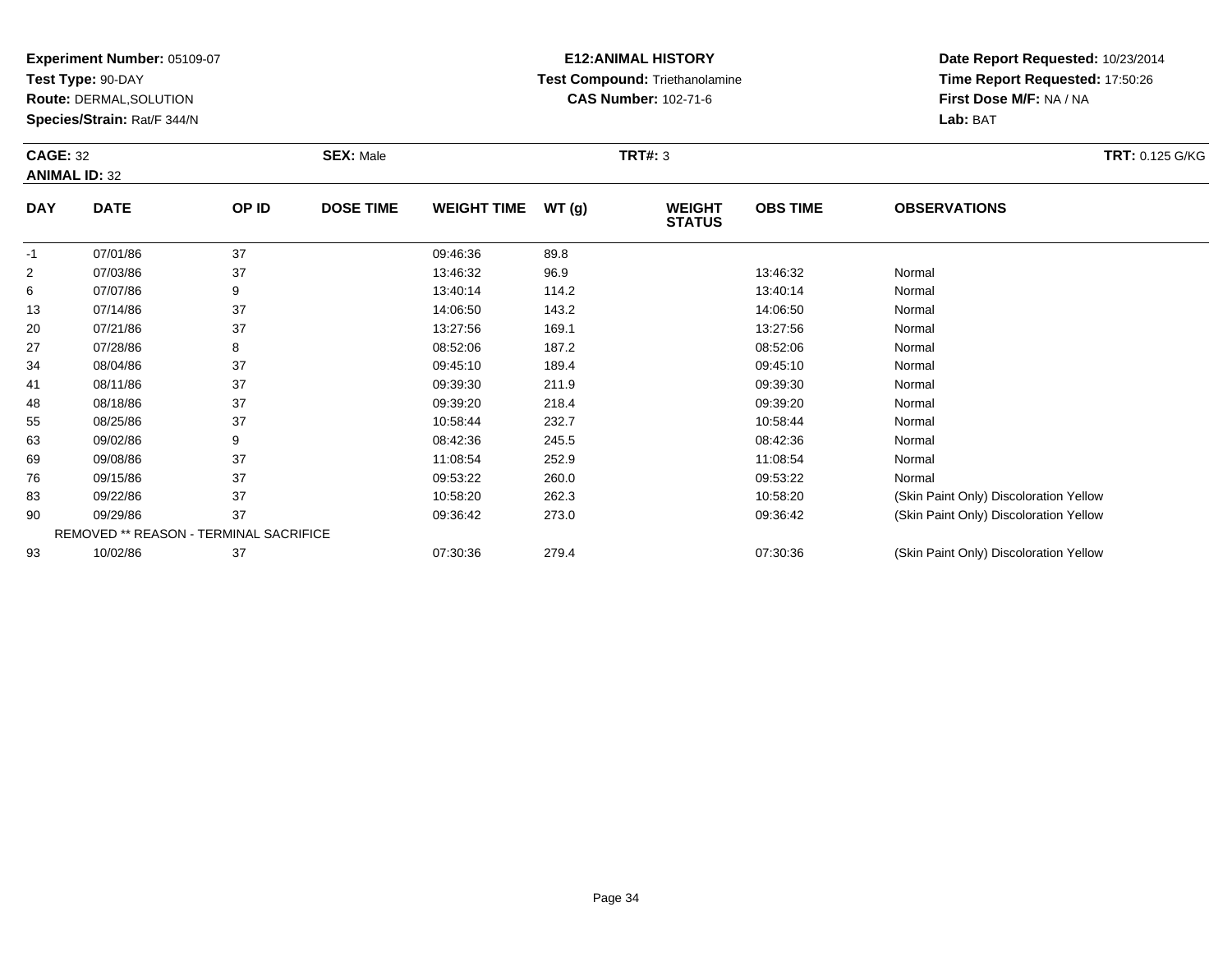**Experiment Number:** 05109-07
**Test Type:** 90-DAY
**Route:** DERMAL,SOLUTION
**Species/Strain:** Rat/F 344/N

**E12:ANIMAL HISTORY**
**Test Compound:** Triethanolamine
**CAS Number:** 102-71-6

**Date Report Requested:** 10/23/2014
**Time Report Requested:** 17:50:26
**First Dose M/F:** NA / NA
**Lab:** BAT

**CAGE:** 32 **SEX:** Male **TRT#:** 3 **TRT:** 0.125 G/KG
**ANIMAL ID:** 32

| DAY | DATE | OP ID | DOSE TIME | WEIGHT TIME | WT (g) | WEIGHT STATUS | OBS TIME | OBSERVATIONS |
|---|---|---|---|---|---|---|---|---|
| -1 | 07/01/86 | 37 | | 09:46:36 | 89.8 | | | |
| 2 | 07/03/86 | 37 | | 13:46:32 | 96.9 | | 13:46:32 | Normal |
| 6 | 07/07/86 | 9 | | 13:40:14 | 114.2 | | 13:40:14 | Normal |
| 13 | 07/14/86 | 37 | | 14:06:50 | 143.2 | | 14:06:50 | Normal |
| 20 | 07/21/86 | 37 | | 13:27:56 | 169.1 | | 13:27:56 | Normal |
| 27 | 07/28/86 | 8 | | 08:52:06 | 187.2 | | 08:52:06 | Normal |
| 34 | 08/04/86 | 37 | | 09:45:10 | 189.4 | | 09:45:10 | Normal |
| 41 | 08/11/86 | 37 | | 09:39:30 | 211.9 | | 09:39:30 | Normal |
| 48 | 08/18/86 | 37 | | 09:39:20 | 218.4 | | 09:39:20 | Normal |
| 55 | 08/25/86 | 37 | | 10:58:44 | 232.7 | | 10:58:44 | Normal |
| 63 | 09/02/86 | 9 | | 08:42:36 | 245.5 | | 08:42:36 | Normal |
| 69 | 09/08/86 | 37 | | 11:08:54 | 252.9 | | 11:08:54 | Normal |
| 76 | 09/15/86 | 37 | | 09:53:22 | 260.0 | | 09:53:22 | Normal |
| 83 | 09/22/86 | 37 | | 10:58:20 | 262.3 | | 10:58:20 | (Skin Paint Only) Discoloration Yellow |
| 90 | 09/29/86 | 37 | | 09:36:42 | 273.0 | | 09:36:42 | (Skin Paint Only) Discoloration Yellow |
| REMOVED ** REASON - TERMINAL SACRIFICE | | | | | | | | |
| 93 | 10/02/86 | 37 | | 07:30:36 | 279.4 | | 07:30:36 | (Skin Paint Only) Discoloration Yellow |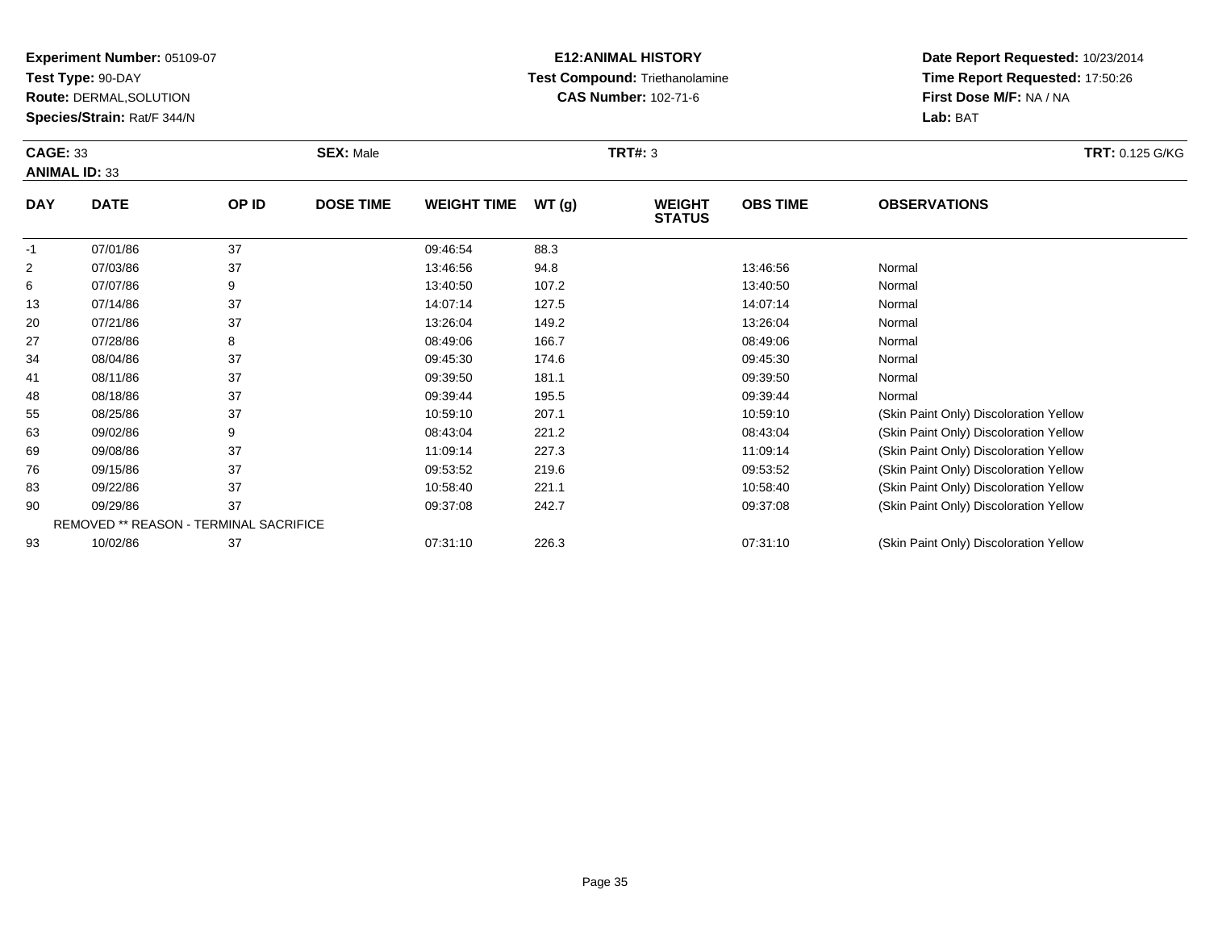**Experiment Number:** 05109-07
**Test Type:** 90-DAY
**Route:** DERMAL,SOLUTION
**Species/Strain:** Rat/F 344/N

**E12:ANIMAL HISTORY**
**Test Compound:** Triethanolamine
**CAS Number:** 102-71-6

**Date Report Requested:** 10/23/2014
**Time Report Requested:** 17:50:26
**First Dose M/F:** NA / NA
**Lab:** BAT

**CAGE:** 33 **SEX:** Male **TRT#:** 3 **TRT:** 0.125 G/KG
**ANIMAL ID:** 33

| DAY | DATE | OP ID | DOSE TIME | WEIGHT TIME | WT (g) | WEIGHT STATUS | OBS TIME | OBSERVATIONS |
|---|---|---|---|---|---|---|---|---|
| -1 | 07/01/86 | 37 | | 09:46:54 | 88.3 | | | |
| 2 | 07/03/86 | 37 | | 13:46:56 | 94.8 | | 13:46:56 | Normal |
| 6 | 07/07/86 | 9 | | 13:40:50 | 107.2 | | 13:40:50 | Normal |
| 13 | 07/14/86 | 37 | | 14:07:14 | 127.5 | | 14:07:14 | Normal |
| 20 | 07/21/86 | 37 | | 13:26:04 | 149.2 | | 13:26:04 | Normal |
| 27 | 07/28/86 | 8 | | 08:49:06 | 166.7 | | 08:49:06 | Normal |
| 34 | 08/04/86 | 37 | | 09:45:30 | 174.6 | | 09:45:30 | Normal |
| 41 | 08/11/86 | 37 | | 09:39:50 | 181.1 | | 09:39:50 | Normal |
| 48 | 08/18/86 | 37 | | 09:39:44 | 195.5 | | 09:39:44 | Normal |
| 55 | 08/25/86 | 37 | | 10:59:10 | 207.1 | | 10:59:10 | (Skin Paint Only) Discoloration Yellow |
| 63 | 09/02/86 | 9 | | 08:43:04 | 221.2 | | 08:43:04 | (Skin Paint Only) Discoloration Yellow |
| 69 | 09/08/86 | 37 | | 11:09:14 | 227.3 | | 11:09:14 | (Skin Paint Only) Discoloration Yellow |
| 76 | 09/15/86 | 37 | | 09:53:52 | 219.6 | | 09:53:52 | (Skin Paint Only) Discoloration Yellow |
| 83 | 09/22/86 | 37 | | 10:58:40 | 221.1 | | 10:58:40 | (Skin Paint Only) Discoloration Yellow |
| 90 | 09/29/86 | 37 | | 09:37:08 | 242.7 | | 09:37:08 | (Skin Paint Only) Discoloration Yellow |
| REMOVED ** REASON - TERMINAL SACRIFICE | | | | | | | | |
| 93 | 10/02/86 | 37 | | 07:31:10 | 226.3 | | 07:31:10 | (Skin Paint Only) Discoloration Yellow |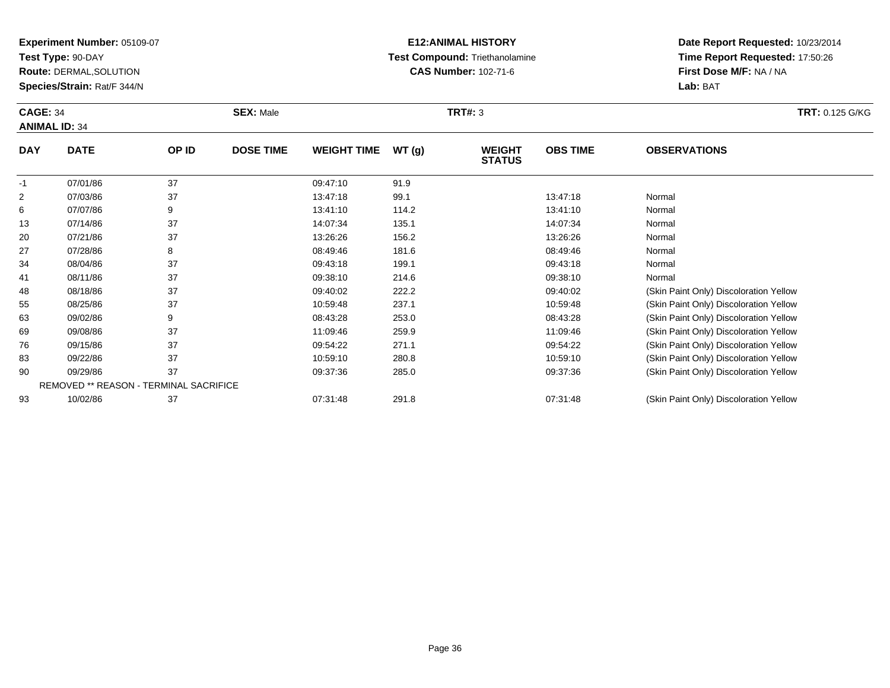**Experiment Number:** 05109-07
**Test Type:** 90-DAY
**Route:** DERMAL,SOLUTION
**Species/Strain:** Rat/F 344/N

**E12:ANIMAL HISTORY**
**Test Compound:** Triethanolamine
**CAS Number:** 102-71-6

**Date Report Requested:** 10/23/2014
**Time Report Requested:** 17:50:26
**First Dose M/F:** NA / NA
**Lab:** BAT

**CAGE:** 34
**ANIMAL ID:** 34
**SEX:** Male
**TRT#:** 3
**TRT:** 0.125 G/KG

| DAY | DATE | OP ID | DOSE TIME | WEIGHT TIME | WT (g) | WEIGHT STATUS | OBS TIME | OBSERVATIONS |
|---|---|---|---|---|---|---|---|---|
| -1 | 07/01/86 | 37 | | 09:47:10 | 91.9 | | | |
| 2 | 07/03/86 | 37 | | 13:47:18 | 99.1 | | 13:47:18 | Normal |
| 6 | 07/07/86 | 9 | | 13:41:10 | 114.2 | | 13:41:10 | Normal |
| 13 | 07/14/86 | 37 | | 14:07:34 | 135.1 | | 14:07:34 | Normal |
| 20 | 07/21/86 | 37 | | 13:26:26 | 156.2 | | 13:26:26 | Normal |
| 27 | 07/28/86 | 8 | | 08:49:46 | 181.6 | | 08:49:46 | Normal |
| 34 | 08/04/86 | 37 | | 09:43:18 | 199.1 | | 09:43:18 | Normal |
| 41 | 08/11/86 | 37 | | 09:38:10 | 214.6 | | 09:38:10 | Normal |
| 48 | 08/18/86 | 37 | | 09:40:02 | 222.2 | | 09:40:02 | (Skin Paint Only) Discoloration Yellow |
| 55 | 08/25/86 | 37 | | 10:59:48 | 237.1 | | 10:59:48 | (Skin Paint Only) Discoloration Yellow |
| 63 | 09/02/86 | 9 | | 08:43:28 | 253.0 | | 08:43:28 | (Skin Paint Only) Discoloration Yellow |
| 69 | 09/08/86 | 37 | | 11:09:46 | 259.9 | | 11:09:46 | (Skin Paint Only) Discoloration Yellow |
| 76 | 09/15/86 | 37 | | 09:54:22 | 271.1 | | 09:54:22 | (Skin Paint Only) Discoloration Yellow |
| 83 | 09/22/86 | 37 | | 10:59:10 | 280.8 | | 10:59:10 | (Skin Paint Only) Discoloration Yellow |
| 90 | 09/29/86 | 37 | | 09:37:36 | 285.0 | | 09:37:36 | (Skin Paint Only) Discoloration Yellow |
| | REMOVED ** REASON - TERMINAL SACRIFICE | | | | | | | |
| 93 | 10/02/86 | 37 | | 07:31:48 | 291.8 | | 07:31:48 | (Skin Paint Only) Discoloration Yellow |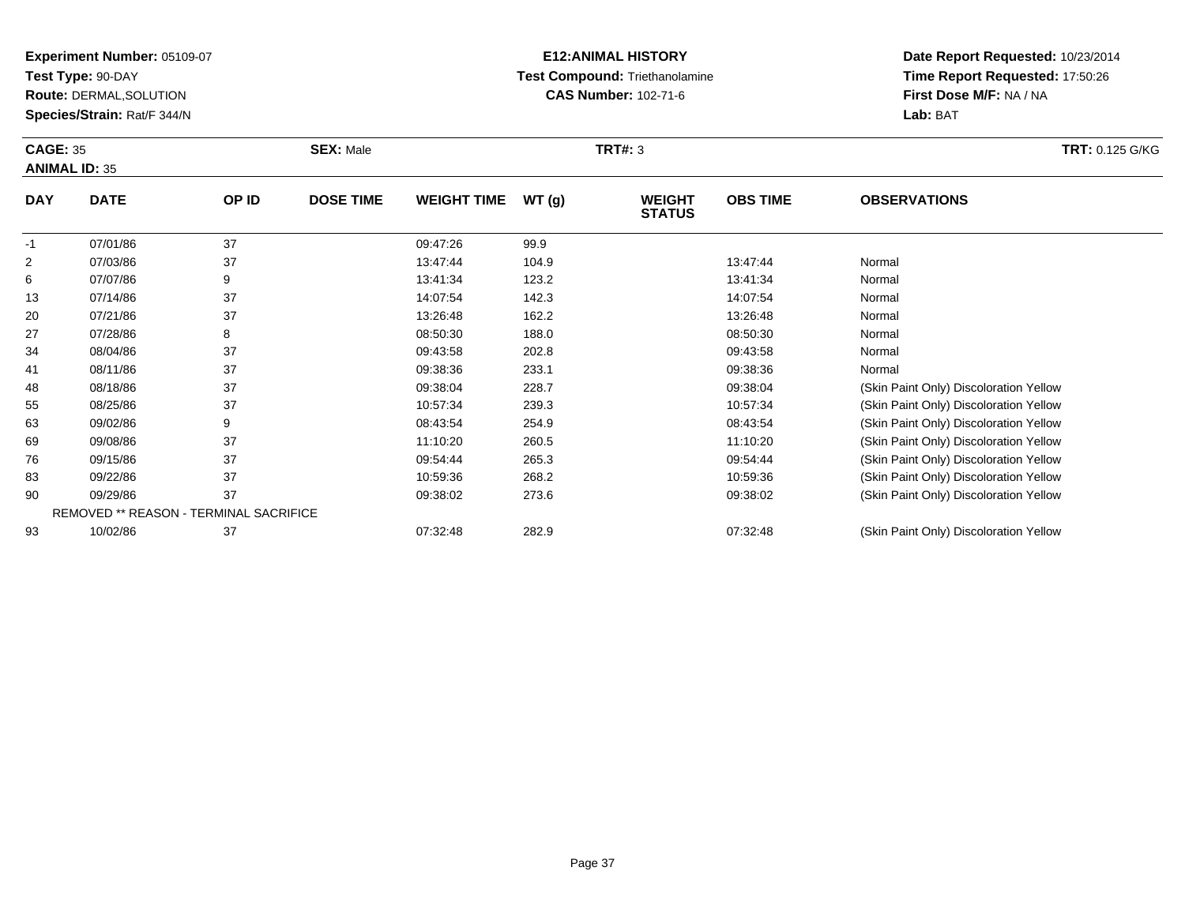**Experiment Number:** 05109-07
**Test Type:** 90-DAY
**Route:** DERMAL,SOLUTION
**Species/Strain:** Rat/F 344/N

**E12:ANIMAL HISTORY**
**Test Compound:** Triethanolamine
**CAS Number:** 102-71-6

**Date Report Requested:** 10/23/2014
**Time Report Requested:** 17:50:26
**First Dose M/F:** NA / NA
**Lab:** BAT

**CAGE:** 35
**ANIMAL ID:** 35
**SEX:** Male
**TRT#:** 3
**TRT:** 0.125 G/KG

| DAY | DATE | OP ID | DOSE TIME | WEIGHT TIME | WT (g) | WEIGHT STATUS | OBS TIME | OBSERVATIONS |
|---|---|---|---|---|---|---|---|---|
| -1 | 07/01/86 | 37 | | 09:47:26 | 99.9 | | | |
| 2 | 07/03/86 | 37 | | 13:47:44 | 104.9 | | 13:47:44 | Normal |
| 6 | 07/07/86 | 9 | | 13:41:34 | 123.2 | | 13:41:34 | Normal |
| 13 | 07/14/86 | 37 | | 14:07:54 | 142.3 | | 14:07:54 | Normal |
| 20 | 07/21/86 | 37 | | 13:26:48 | 162.2 | | 13:26:48 | Normal |
| 27 | 07/28/86 | 8 | | 08:50:30 | 188.0 | | 08:50:30 | Normal |
| 34 | 08/04/86 | 37 | | 09:43:58 | 202.8 | | 09:43:58 | Normal |
| 41 | 08/11/86 | 37 | | 09:38:36 | 233.1 | | 09:38:36 | Normal |
| 48 | 08/18/86 | 37 | | 09:38:04 | 228.7 | | 09:38:04 | (Skin Paint Only) Discoloration Yellow |
| 55 | 08/25/86 | 37 | | 10:57:34 | 239.3 | | 10:57:34 | (Skin Paint Only) Discoloration Yellow |
| 63 | 09/02/86 | 9 | | 08:43:54 | 254.9 | | 08:43:54 | (Skin Paint Only) Discoloration Yellow |
| 69 | 09/08/86 | 37 | | 11:10:20 | 260.5 | | 11:10:20 | (Skin Paint Only) Discoloration Yellow |
| 76 | 09/15/86 | 37 | | 09:54:44 | 265.3 | | 09:54:44 | (Skin Paint Only) Discoloration Yellow |
| 83 | 09/22/86 | 37 | | 10:59:36 | 268.2 | | 10:59:36 | (Skin Paint Only) Discoloration Yellow |
| 90 | 09/29/86 | 37 | | 09:38:02 | 273.6 | | 09:38:02 | (Skin Paint Only) Discoloration Yellow |
| | REMOVED ** REASON - TERMINAL SACRIFICE | | | | | | | |
| 93 | 10/02/86 | 37 | | 07:32:48 | 282.9 | | 07:32:48 | (Skin Paint Only) Discoloration Yellow |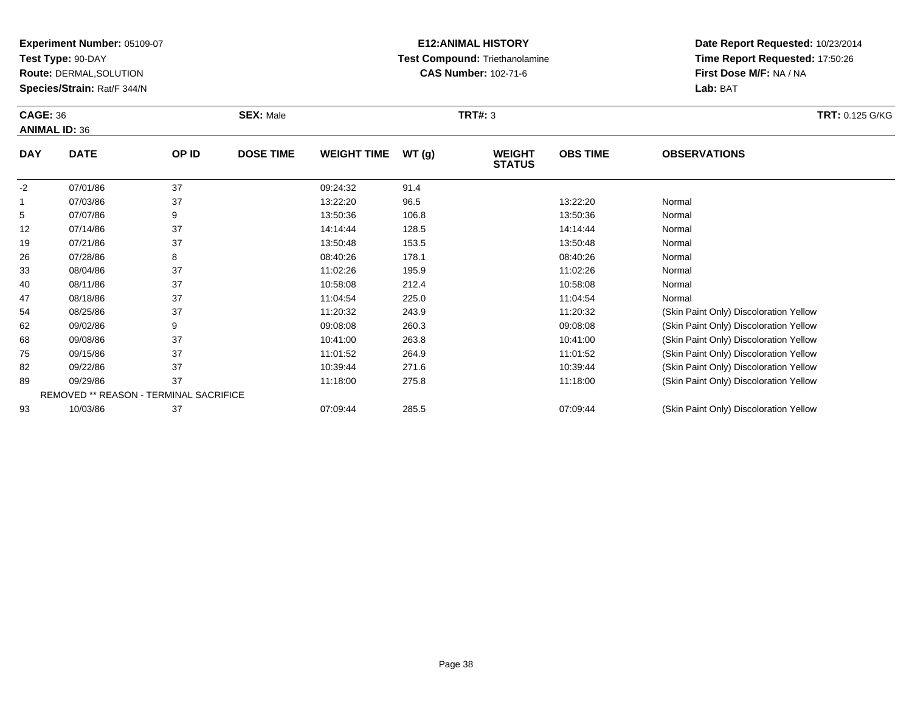**Experiment Number:** 05109-07
**Test Type:** 90-DAY
**Route:** DERMAL,SOLUTION
**Species/Strain:** Rat/F 344/N

**E12:ANIMAL HISTORY**
**Test Compound:** Triethanolamine
**CAS Number:** 102-71-6

**Date Report Requested:** 10/23/2014
**Time Report Requested:** 17:50:26
**First Dose M/F:** NA / NA
**Lab:** BAT

**CAGE:** 36 **SEX:** Male **TRT#:** 3 **TRT:** 0.125 G/KG
**ANIMAL ID:** 36

| DAY | DATE | OP ID | DOSE TIME | WEIGHT TIME | WT (g) | WEIGHT STATUS | OBS TIME | OBSERVATIONS |
|---|---|---|---|---|---|---|---|---|
| -2 | 07/01/86 | 37 | | 09:24:32 | 91.4 | | | |
| 1 | 07/03/86 | 37 | | 13:22:20 | 96.5 | | 13:22:20 | Normal |
| 5 | 07/07/86 | 9 | | 13:50:36 | 106.8 | | 13:50:36 | Normal |
| 12 | 07/14/86 | 37 | | 14:14:44 | 128.5 | | 14:14:44 | Normal |
| 19 | 07/21/86 | 37 | | 13:50:48 | 153.5 | | 13:50:48 | Normal |
| 26 | 07/28/86 | 8 | | 08:40:26 | 178.1 | | 08:40:26 | Normal |
| 33 | 08/04/86 | 37 | | 11:02:26 | 195.9 | | 11:02:26 | Normal |
| 40 | 08/11/86 | 37 | | 10:58:08 | 212.4 | | 10:58:08 | Normal |
| 47 | 08/18/86 | 37 | | 11:04:54 | 225.0 | | 11:04:54 | Normal |
| 54 | 08/25/86 | 37 | | 11:20:32 | 243.9 | | 11:20:32 | (Skin Paint Only) Discoloration Yellow |
| 62 | 09/02/86 | 9 | | 09:08:08 | 260.3 | | 09:08:08 | (Skin Paint Only) Discoloration Yellow |
| 68 | 09/08/86 | 37 | | 10:41:00 | 263.8 | | 10:41:00 | (Skin Paint Only) Discoloration Yellow |
| 75 | 09/15/86 | 37 | | 11:01:52 | 264.9 | | 11:01:52 | (Skin Paint Only) Discoloration Yellow |
| 82 | 09/22/86 | 37 | | 10:39:44 | 271.6 | | 10:39:44 | (Skin Paint Only) Discoloration Yellow |
| 89 | 09/29/86 | 37 | | 11:18:00 | 275.8 | | 11:18:00 | (Skin Paint Only) Discoloration Yellow |
| REMOVED ** REASON - TERMINAL SACRIFICE | | | | | | | | |
| 93 | 10/03/86 | 37 | | 07:09:44 | 285.5 | | 07:09:44 | (Skin Paint Only) Discoloration Yellow |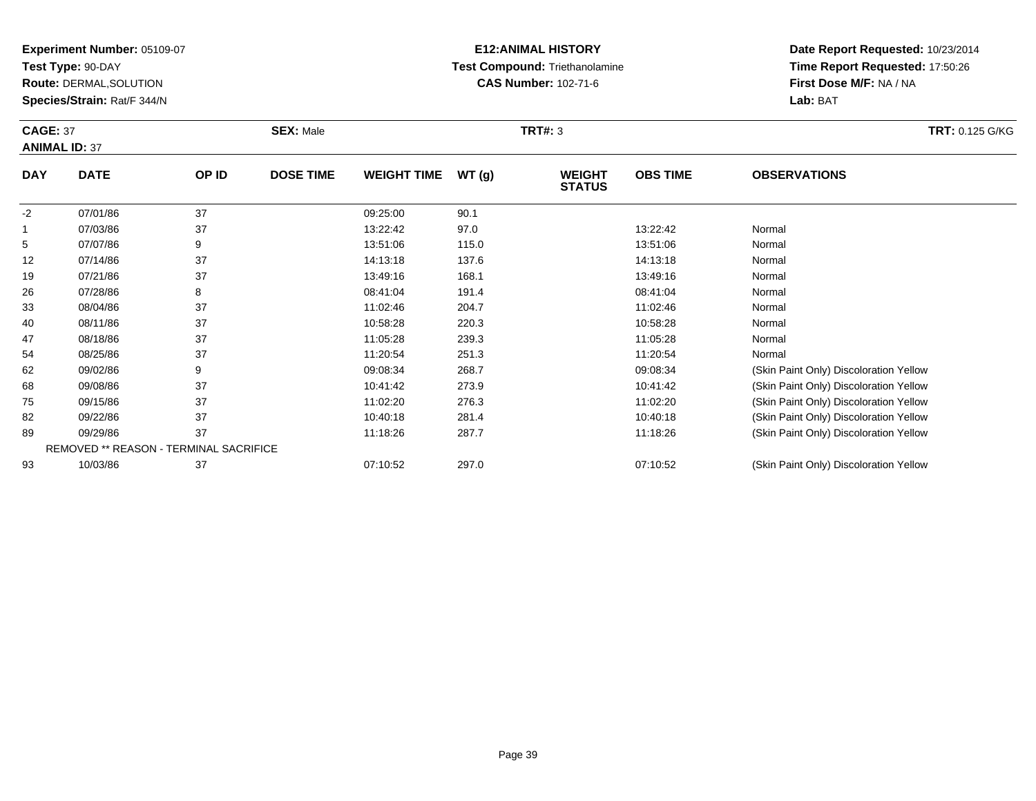**Experiment Number:** 05109-07
**Test Type:** 90-DAY
**Route:** DERMAL,SOLUTION
**Species/Strain:** Rat/F 344/N

**E12:ANIMAL HISTORY**
**Test Compound:** Triethanolamine
**CAS Number:** 102-71-6

**Date Report Requested:** 10/23/2014
**Time Report Requested:** 17:50:26
**First Dose M/F:** NA / NA
**Lab:** BAT

**CAGE:** 37 **SEX:** Male **TRT#:** 3 **TRT:** 0.125 G/KG
**ANIMAL ID:** 37

| DAY | DATE | OP ID | DOSE TIME | WEIGHT TIME | WT (g) | WEIGHT STATUS | OBS TIME | OBSERVATIONS |
|---|---|---|---|---|---|---|---|---|
| -2 | 07/01/86 | 37 | | 09:25:00 | 90.1 | | | |
| 1 | 07/03/86 | 37 | | 13:22:42 | 97.0 | | 13:22:42 | Normal |
| 5 | 07/07/86 | 9 | | 13:51:06 | 115.0 | | 13:51:06 | Normal |
| 12 | 07/14/86 | 37 | | 14:13:18 | 137.6 | | 14:13:18 | Normal |
| 19 | 07/21/86 | 37 | | 13:49:16 | 168.1 | | 13:49:16 | Normal |
| 26 | 07/28/86 | 8 | | 08:41:04 | 191.4 | | 08:41:04 | Normal |
| 33 | 08/04/86 | 37 | | 11:02:46 | 204.7 | | 11:02:46 | Normal |
| 40 | 08/11/86 | 37 | | 10:58:28 | 220.3 | | 10:58:28 | Normal |
| 47 | 08/18/86 | 37 | | 11:05:28 | 239.3 | | 11:05:28 | Normal |
| 54 | 08/25/86 | 37 | | 11:20:54 | 251.3 | | 11:20:54 | Normal |
| 62 | 09/02/86 | 9 | | 09:08:34 | 268.7 | | 09:08:34 | (Skin Paint Only) Discoloration Yellow |
| 68 | 09/08/86 | 37 | | 10:41:42 | 273.9 | | 10:41:42 | (Skin Paint Only) Discoloration Yellow |
| 75 | 09/15/86 | 37 | | 11:02:20 | 276.3 | | 11:02:20 | (Skin Paint Only) Discoloration Yellow |
| 82 | 09/22/86 | 37 | | 10:40:18 | 281.4 | | 10:40:18 | (Skin Paint Only) Discoloration Yellow |
| 89 | 09/29/86 | 37 | | 11:18:26 | 287.7 | | 11:18:26 | (Skin Paint Only) Discoloration Yellow |
| | REMOVED ** REASON - TERMINAL SACRIFICE | | | | | | | |
| 93 | 10/03/86 | 37 | | 07:10:52 | 297.0 | | 07:10:52 | (Skin Paint Only) Discoloration Yellow |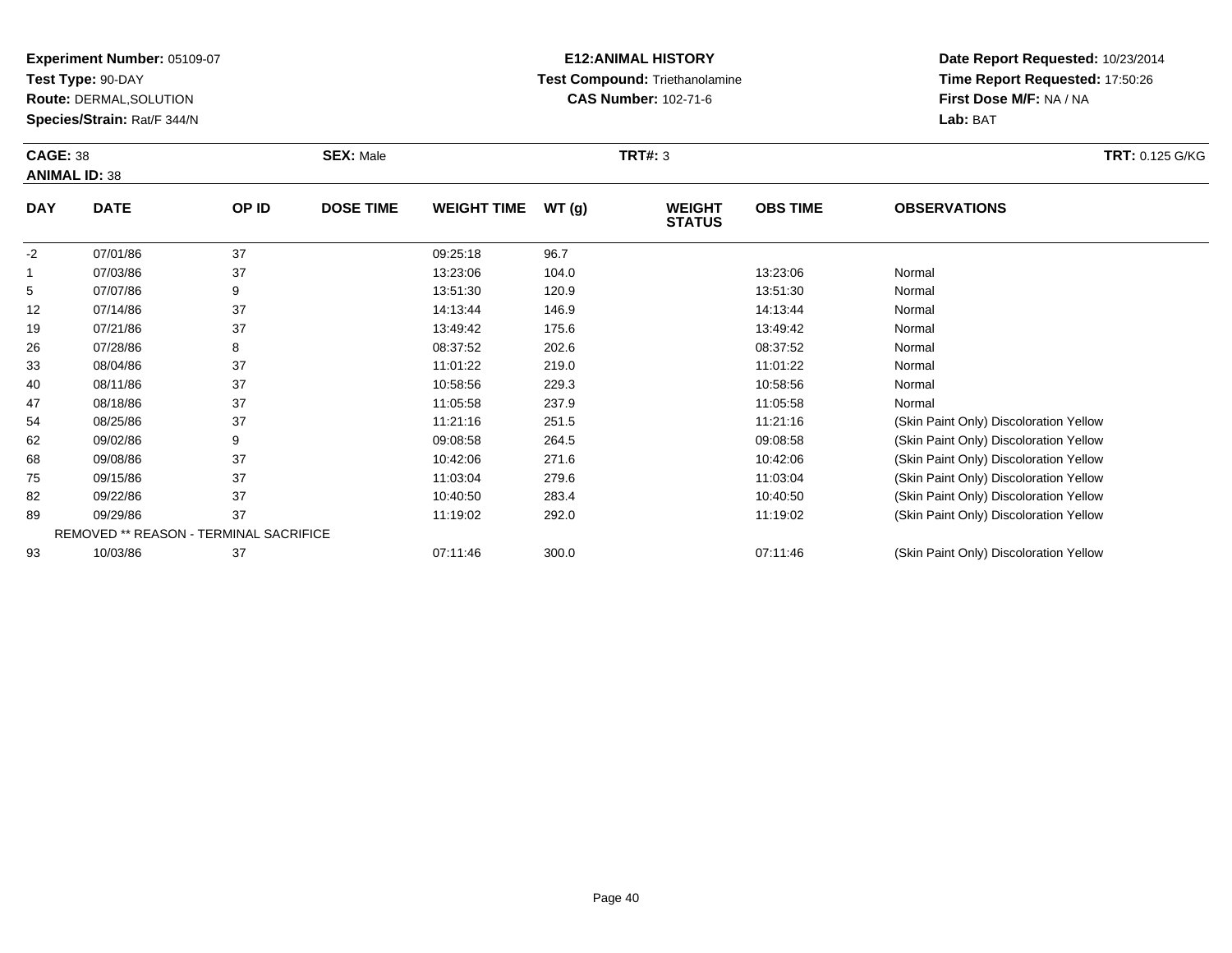**Experiment Number:** 05109-07
**Test Type:** 90-DAY
**Route:** DERMAL,SOLUTION
**Species/Strain:** Rat/F 344/N

**E12:ANIMAL HISTORY**
**Test Compound:** Triethanolamine
**CAS Number:** 102-71-6

**Date Report Requested:** 10/23/2014
**Time Report Requested:** 17:50:26
**First Dose M/F:** NA / NA
**Lab:** BAT

**CAGE:** 38 | **SEX:** Male | **TRT#:** 3 | **TRT:** 0.125 G/KG
**ANIMAL ID:** 38

| DAY | DATE | OP ID | DOSE TIME | WEIGHT TIME | WT (g) | WEIGHT STATUS | OBS TIME | OBSERVATIONS |
|---|---|---|---|---|---|---|---|---|
| -2 | 07/01/86 | 37 | | 09:25:18 | 96.7 | | | |
| 1 | 07/03/86 | 37 | | 13:23:06 | 104.0 | | 13:23:06 | Normal |
| 5 | 07/07/86 | 9 | | 13:51:30 | 120.9 | | 13:51:30 | Normal |
| 12 | 07/14/86 | 37 | | 14:13:44 | 146.9 | | 14:13:44 | Normal |
| 19 | 07/21/86 | 37 | | 13:49:42 | 175.6 | | 13:49:42 | Normal |
| 26 | 07/28/86 | 8 | | 08:37:52 | 202.6 | | 08:37:52 | Normal |
| 33 | 08/04/86 | 37 | | 11:01:22 | 219.0 | | 11:01:22 | Normal |
| 40 | 08/11/86 | 37 | | 10:58:56 | 229.3 | | 10:58:56 | Normal |
| 47 | 08/18/86 | 37 | | 11:05:58 | 237.9 | | 11:05:58 | Normal |
| 54 | 08/25/86 | 37 | | 11:21:16 | 251.5 | | 11:21:16 | (Skin Paint Only) Discoloration Yellow |
| 62 | 09/02/86 | 9 | | 09:08:58 | 264.5 | | 09:08:58 | (Skin Paint Only) Discoloration Yellow |
| 68 | 09/08/86 | 37 | | 10:42:06 | 271.6 | | 10:42:06 | (Skin Paint Only) Discoloration Yellow |
| 75 | 09/15/86 | 37 | | 11:03:04 | 279.6 | | 11:03:04 | (Skin Paint Only) Discoloration Yellow |
| 82 | 09/22/86 | 37 | | 10:40:50 | 283.4 | | 10:40:50 | (Skin Paint Only) Discoloration Yellow |
| 89 | 09/29/86 | 37 | | 11:19:02 | 292.0 | | 11:19:02 | (Skin Paint Only) Discoloration Yellow |
| | REMOVED ** REASON - TERMINAL SACRIFICE | | | | | | | |
| 93 | 10/03/86 | 37 | | 07:11:46 | 300.0 | | 07:11:46 | (Skin Paint Only) Discoloration Yellow |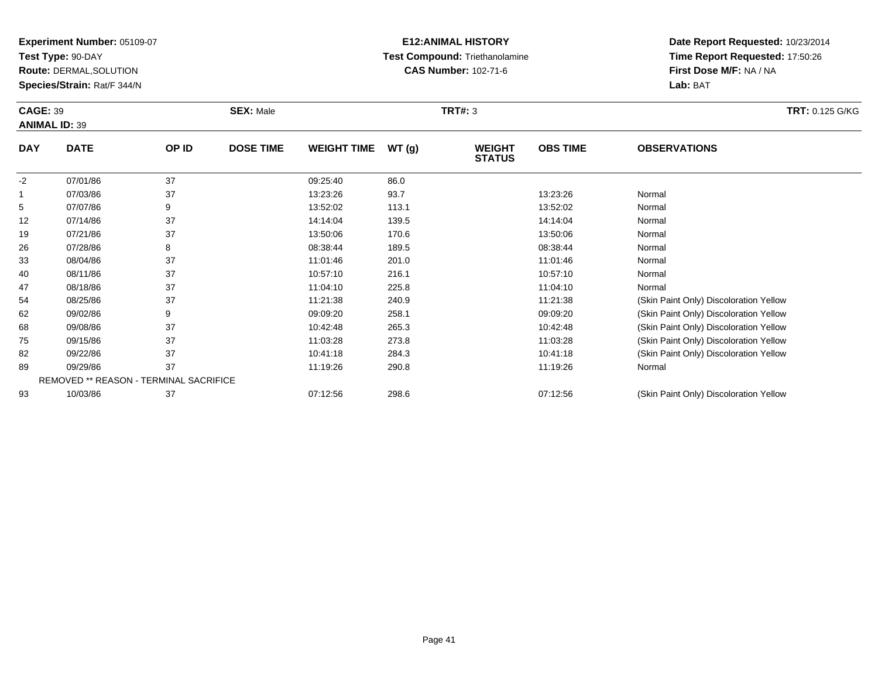**Experiment Number:** 05109-07
**Test Type:** 90-DAY
**Route:** DERMAL,SOLUTION
**Species/Strain:** Rat/F 344/N

**E12:ANIMAL HISTORY**
**Test Compound:** Triethanolamine
**CAS Number:** 102-71-6

**Date Report Requested:** 10/23/2014
**Time Report Requested:** 17:50:26
**First Dose M/F:** NA / NA
**Lab:** BAT

**CAGE:** 39
**ANIMAL ID:** 39
**SEX:** Male
**TRT#:** 3
**TRT:** 0.125 G/KG

| DAY | DATE | OP ID | DOSE TIME | WEIGHT TIME | WT (g) | WEIGHT STATUS | OBS TIME | OBSERVATIONS |
|---|---|---|---|---|---|---|---|---|
| -2 | 07/01/86 | 37 | | 09:25:40 | 86.0 | | | |
| 1 | 07/03/86 | 37 | | 13:23:26 | 93.7 | | 13:23:26 | Normal |
| 5 | 07/07/86 | 9 | | 13:52:02 | 113.1 | | 13:52:02 | Normal |
| 12 | 07/14/86 | 37 | | 14:14:04 | 139.5 | | 14:14:04 | Normal |
| 19 | 07/21/86 | 37 | | 13:50:06 | 170.6 | | 13:50:06 | Normal |
| 26 | 07/28/86 | 8 | | 08:38:44 | 189.5 | | 08:38:44 | Normal |
| 33 | 08/04/86 | 37 | | 11:01:46 | 201.0 | | 11:01:46 | Normal |
| 40 | 08/11/86 | 37 | | 10:57:10 | 216.1 | | 10:57:10 | Normal |
| 47 | 08/18/86 | 37 | | 11:04:10 | 225.8 | | 11:04:10 | Normal |
| 54 | 08/25/86 | 37 | | 11:21:38 | 240.9 | | 11:21:38 | (Skin Paint Only) Discoloration Yellow |
| 62 | 09/02/86 | 9 | | 09:09:20 | 258.1 | | 09:09:20 | (Skin Paint Only) Discoloration Yellow |
| 68 | 09/08/86 | 37 | | 10:42:48 | 265.3 | | 10:42:48 | (Skin Paint Only) Discoloration Yellow |
| 75 | 09/15/86 | 37 | | 11:03:28 | 273.8 | | 11:03:28 | (Skin Paint Only) Discoloration Yellow |
| 82 | 09/22/86 | 37 | | 10:41:18 | 284.3 | | 10:41:18 | (Skin Paint Only) Discoloration Yellow |
| 89 | 09/29/86 | 37 | | 11:19:26 | 290.8 | | 11:19:26 | Normal |
| | REMOVED ** REASON - TERMINAL SACRIFICE | | | | | | | |
| 93 | 10/03/86 | 37 | | 07:12:56 | 298.6 | | 07:12:56 | (Skin Paint Only) Discoloration Yellow |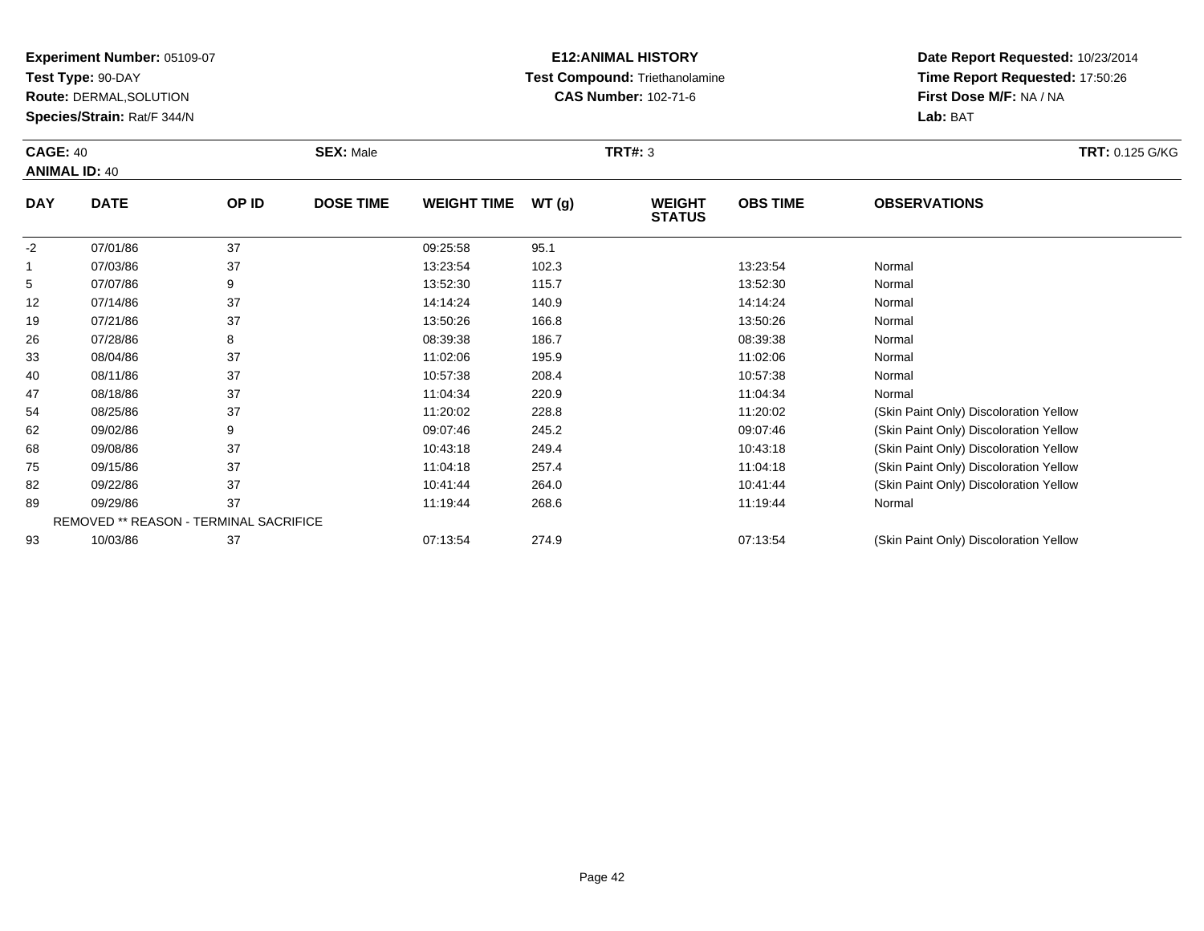**Experiment Number:** 05109-07
**Test Type:** 90-DAY
**Route:** DERMAL,SOLUTION
**Species/Strain:** Rat/F 344/N

**E12:ANIMAL HISTORY**
**Test Compound:** Triethanolamine
**CAS Number:** 102-71-6

**Date Report Requested:** 10/23/2014
**Time Report Requested:** 17:50:26
**First Dose M/F:** NA / NA
**Lab:** BAT

**CAGE:** 40 **SEX:** Male **TRT#:** 3 **TRT:** 0.125 G/KG
**ANIMAL ID:** 40

| DAY | DATE | OP ID | DOSE TIME | WEIGHT TIME | WT (g) | WEIGHT STATUS | OBS TIME | OBSERVATIONS |
|---|---|---|---|---|---|---|---|---|
| -2 | 07/01/86 | 37 | | 09:25:58 | 95.1 | | | |
| 1 | 07/03/86 | 37 | | 13:23:54 | 102.3 | | 13:23:54 | Normal |
| 5 | 07/07/86 | 9 | | 13:52:30 | 115.7 | | 13:52:30 | Normal |
| 12 | 07/14/86 | 37 | | 14:14:24 | 140.9 | | 14:14:24 | Normal |
| 19 | 07/21/86 | 37 | | 13:50:26 | 166.8 | | 13:50:26 | Normal |
| 26 | 07/28/86 | 8 | | 08:39:38 | 186.7 | | 08:39:38 | Normal |
| 33 | 08/04/86 | 37 | | 11:02:06 | 195.9 | | 11:02:06 | Normal |
| 40 | 08/11/86 | 37 | | 10:57:38 | 208.4 | | 10:57:38 | Normal |
| 47 | 08/18/86 | 37 | | 11:04:34 | 220.9 | | 11:04:34 | Normal |
| 54 | 08/25/86 | 37 | | 11:20:02 | 228.8 | | 11:20:02 | (Skin Paint Only) Discoloration Yellow |
| 62 | 09/02/86 | 9 | | 09:07:46 | 245.2 | | 09:07:46 | (Skin Paint Only) Discoloration Yellow |
| 68 | 09/08/86 | 37 | | 10:43:18 | 249.4 | | 10:43:18 | (Skin Paint Only) Discoloration Yellow |
| 75 | 09/15/86 | 37 | | 11:04:18 | 257.4 | | 11:04:18 | (Skin Paint Only) Discoloration Yellow |
| 82 | 09/22/86 | 37 | | 10:41:44 | 264.0 | | 10:41:44 | (Skin Paint Only) Discoloration Yellow |
| 89 | 09/29/86 | 37 | | 11:19:44 | 268.6 | | 11:19:44 | Normal |
| REMOVED ** REASON - TERMINAL SACRIFICE | | | | | | | | |
| 93 | 10/03/86 | 37 | | 07:13:54 | 274.9 | | 07:13:54 | (Skin Paint Only) Discoloration Yellow |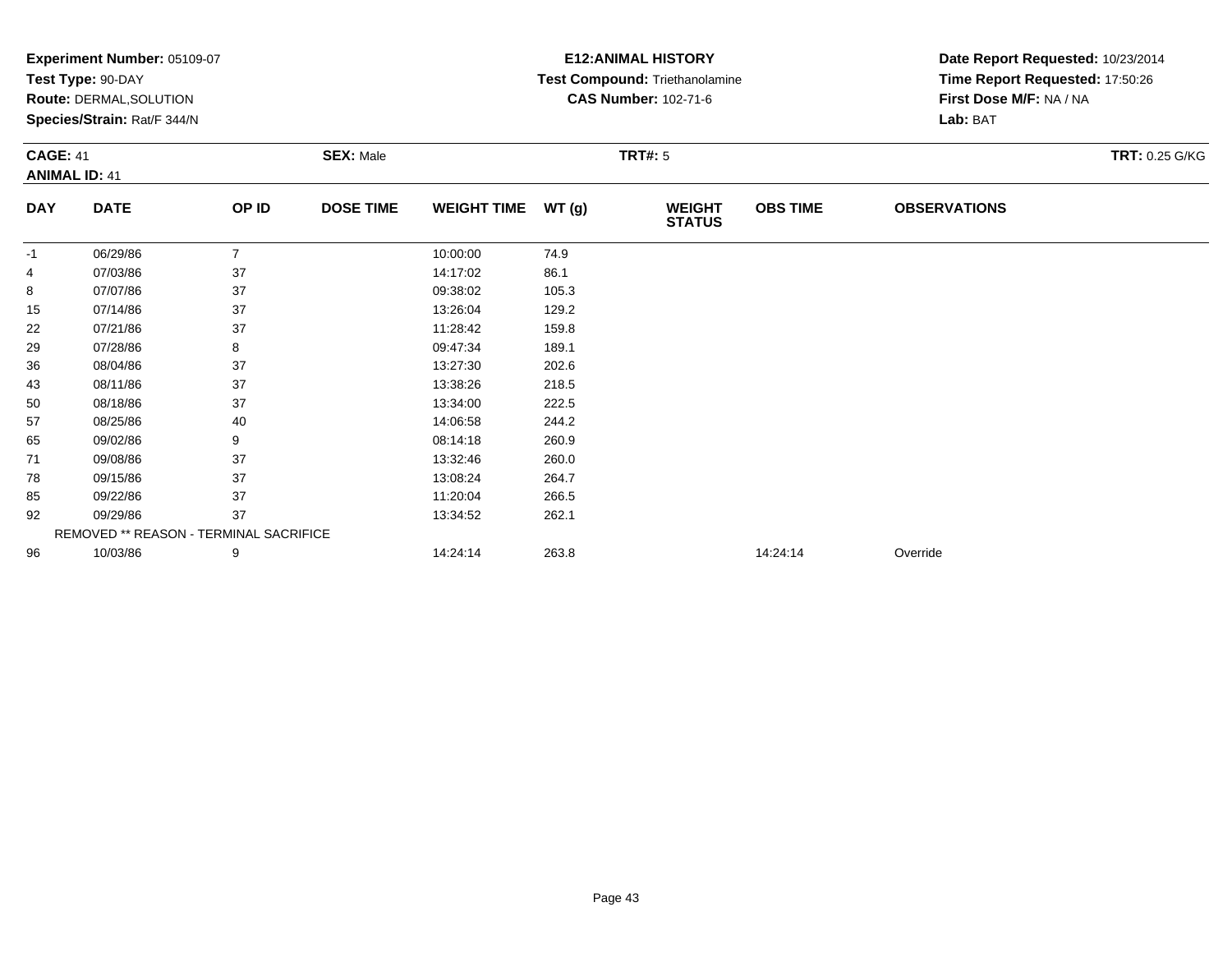**Experiment Number:** 05109-07
**Test Type:** 90-DAY
**Route:** DERMAL,SOLUTION
**Species/Strain:** Rat/F 344/N

**E12:ANIMAL HISTORY**
**Test Compound:** Triethanolamine
**CAS Number:** 102-71-6

**Date Report Requested:** 10/23/2014
**Time Report Requested:** 17:50:26
**First Dose M/F:** NA / NA
**Lab:** BAT

**CAGE:** 41 **SEX:** Male **TRT#:** 5 **TRT:** 0.25 G/KG
**ANIMAL ID:** 41

| DAY | DATE | OP ID | DOSE TIME | WEIGHT TIME | WT (g) | WEIGHT STATUS | OBS TIME | OBSERVATIONS |
|---|---|---|---|---|---|---|---|---|
| -1 | 06/29/86 | 7 | | 10:00:00 | 74.9 | | | |
| 4 | 07/03/86 | 37 | | 14:17:02 | 86.1 | | | |
| 8 | 07/07/86 | 37 | | 09:38:02 | 105.3 | | | |
| 15 | 07/14/86 | 37 | | 13:26:04 | 129.2 | | | |
| 22 | 07/21/86 | 37 | | 11:28:42 | 159.8 | | | |
| 29 | 07/28/86 | 8 | | 09:47:34 | 189.1 | | | |
| 36 | 08/04/86 | 37 | | 13:27:30 | 202.6 | | | |
| 43 | 08/11/86 | 37 | | 13:38:26 | 218.5 | | | |
| 50 | 08/18/86 | 37 | | 13:34:00 | 222.5 | | | |
| 57 | 08/25/86 | 40 | | 14:06:58 | 244.2 | | | |
| 65 | 09/02/86 | 9 | | 08:14:18 | 260.9 | | | |
| 71 | 09/08/86 | 37 | | 13:32:46 | 260.0 | | | |
| 78 | 09/15/86 | 37 | | 13:08:24 | 264.7 | | | |
| 85 | 09/22/86 | 37 | | 11:20:04 | 266.5 | | | |
| 92 | 09/29/86 | 37 | | 13:34:52 | 262.1 | | | |
| | REMOVED ** REASON - TERMINAL SACRIFICE | | | | | | | |
| 96 | 10/03/86 | 9 | | 14:24:14 | 263.8 | | 14:24:14 | Override |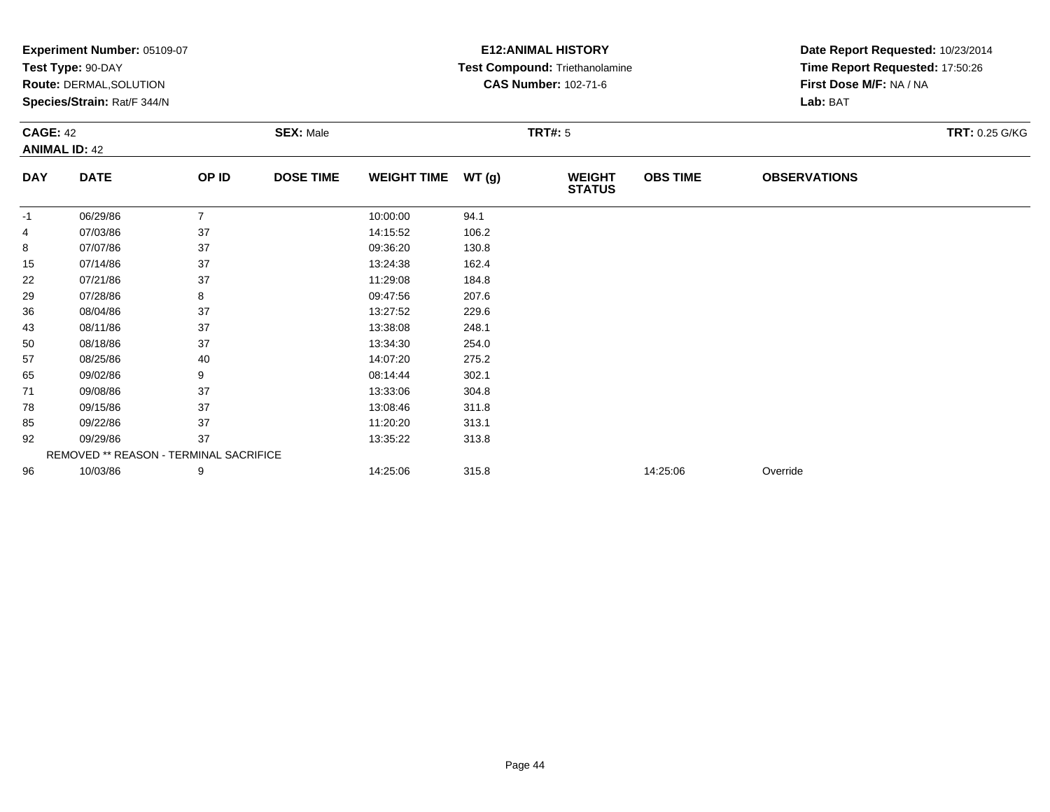**Experiment Number:** 05109-07
**Test Type:** 90-DAY
**Route:** DERMAL,SOLUTION
**Species/Strain:** Rat/F 344/N

**E12:ANIMAL HISTORY**
**Test Compound:** Triethanolamine
**CAS Number:** 102-71-6

**Date Report Requested:** 10/23/2014
**Time Report Requested:** 17:50:26
**First Dose M/F:** NA / NA
**Lab:** BAT

**CAGE:** 42 **SEX:** Male **TRT#:** 5 **TRT:** 0.25 G/KG
**ANIMAL ID:** 42

| DAY | DATE | OP ID | DOSE TIME | WEIGHT TIME | WT (g) | WEIGHT STATUS | OBS TIME | OBSERVATIONS |
|---|---|---|---|---|---|---|---|---|
| -1 | 06/29/86 | 7 | | 10:00:00 | 94.1 | | | |
| 4 | 07/03/86 | 37 | | 14:15:52 | 106.2 | | | |
| 8 | 07/07/86 | 37 | | 09:36:20 | 130.8 | | | |
| 15 | 07/14/86 | 37 | | 13:24:38 | 162.4 | | | |
| 22 | 07/21/86 | 37 | | 11:29:08 | 184.8 | | | |
| 29 | 07/28/86 | 8 | | 09:47:56 | 207.6 | | | |
| 36 | 08/04/86 | 37 | | 13:27:52 | 229.6 | | | |
| 43 | 08/11/86 | 37 | | 13:38:08 | 248.1 | | | |
| 50 | 08/18/86 | 37 | | 13:34:30 | 254.0 | | | |
| 57 | 08/25/86 | 40 | | 14:07:20 | 275.2 | | | |
| 65 | 09/02/86 | 9 | | 08:14:44 | 302.1 | | | |
| 71 | 09/08/86 | 37 | | 13:33:06 | 304.8 | | | |
| 78 | 09/15/86 | 37 | | 13:08:46 | 311.8 | | | |
| 85 | 09/22/86 | 37 | | 11:20:20 | 313.1 | | | |
| 92 | 09/29/86 | 37 | | 13:35:22 | 313.8 | | | |
| | REMOVED ** REASON - TERMINAL SACRIFICE | | | | | | | |
| 96 | 10/03/86 | 9 | | 14:25:06 | 315.8 | | 14:25:06 | Override |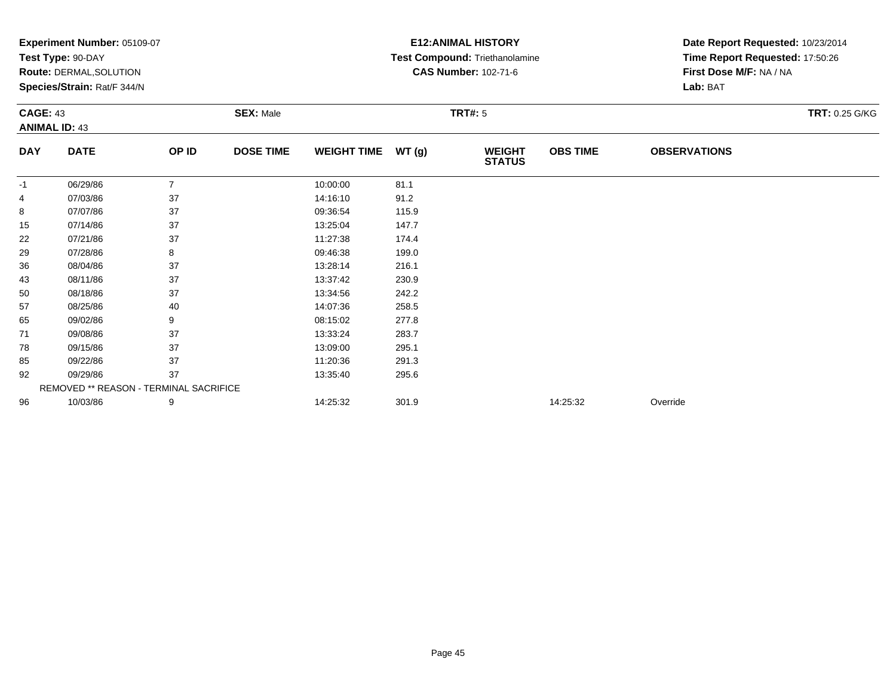**Experiment Number:** 05109-07
**Test Type:** 90-DAY
**Route:** DERMAL,SOLUTION
**Species/Strain:** Rat/F 344/N

**E12:ANIMAL HISTORY**
**Test Compound:** Triethanolamine
**CAS Number:** 102-71-6

**Date Report Requested:** 10/23/2014
**Time Report Requested:** 17:50:26
**First Dose M/F:** NA / NA
**Lab:** BAT

**CAGE:** 43
**ANIMAL ID:** 43
**SEX:** Male
**TRT#:** 5
**TRT:** 0.25 G/KG

| DAY | DATE | OP ID | DOSE TIME | WEIGHT TIME | WT (g) | WEIGHT STATUS | OBS TIME | OBSERVATIONS |
|---|---|---|---|---|---|---|---|---|
| -1 | 06/29/86 | 7 | | 10:00:00 | 81.1 | | | |
| 4 | 07/03/86 | 37 | | 14:16:10 | 91.2 | | | |
| 8 | 07/07/86 | 37 | | 09:36:54 | 115.9 | | | |
| 15 | 07/14/86 | 37 | | 13:25:04 | 147.7 | | | |
| 22 | 07/21/86 | 37 | | 11:27:38 | 174.4 | | | |
| 29 | 07/28/86 | 8 | | 09:46:38 | 199.0 | | | |
| 36 | 08/04/86 | 37 | | 13:28:14 | 216.1 | | | |
| 43 | 08/11/86 | 37 | | 13:37:42 | 230.9 | | | |
| 50 | 08/18/86 | 37 | | 13:34:56 | 242.2 | | | |
| 57 | 08/25/86 | 40 | | 14:07:36 | 258.5 | | | |
| 65 | 09/02/86 | 9 | | 08:15:02 | 277.8 | | | |
| 71 | 09/08/86 | 37 | | 13:33:24 | 283.7 | | | |
| 78 | 09/15/86 | 37 | | 13:09:00 | 295.1 | | | |
| 85 | 09/22/86 | 37 | | 11:20:36 | 291.3 | | | |
| 92 | 09/29/86 | 37 | | 13:35:40 | 295.6 | | | |
| | REMOVED ** REASON - TERMINAL SACRIFICE | | | | | | | |
| 96 | 10/03/86 | 9 | | 14:25:32 | 301.9 | | 14:25:32 | Override |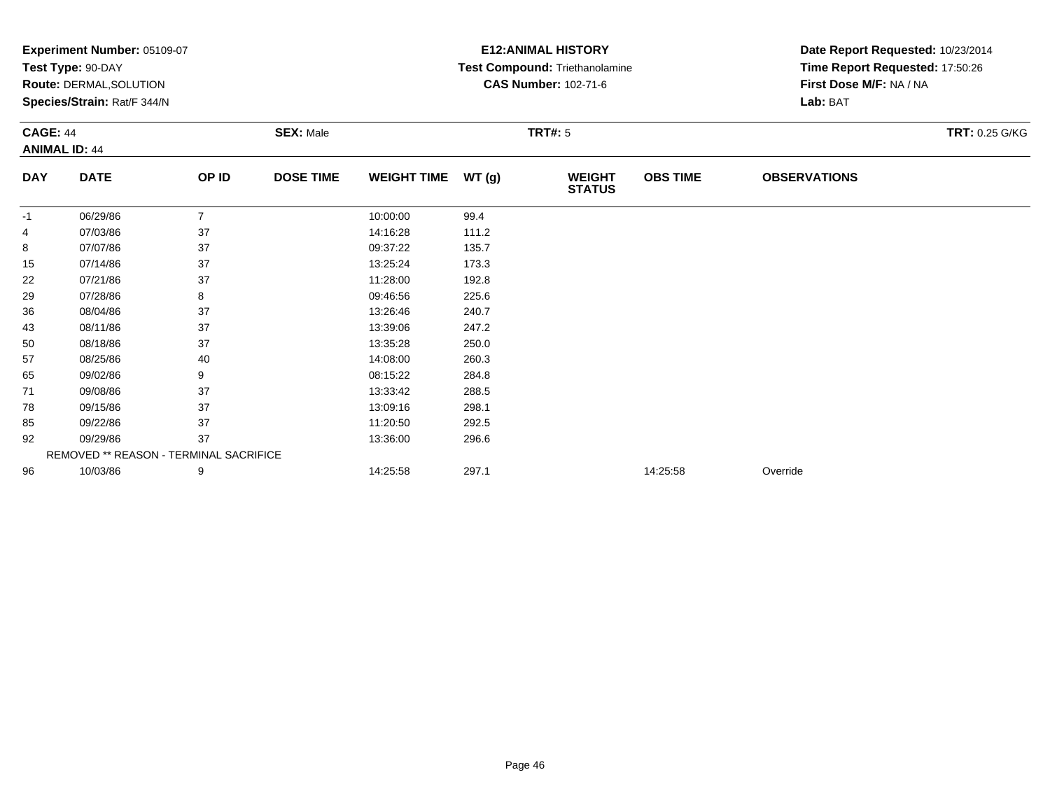**Experiment Number:** 05109-07
**Test Type:** 90-DAY
**Route:** DERMAL,SOLUTION
**Species/Strain:** Rat/F 344/N

**E12:ANIMAL HISTORY**
**Test Compound:** Triethanolamine
**CAS Number:** 102-71-6

**Date Report Requested:** 10/23/2014
**Time Report Requested:** 17:50:26
**First Dose M/F:** NA / NA
**Lab:** BAT

**CAGE:** 44
**ANIMAL ID:** 44
**SEX:** Male
**TRT#:** 5
**TRT:** 0.25 G/KG

| DAY | DATE | OP ID | DOSE TIME | WEIGHT TIME | WT (g) | WEIGHT STATUS | OBS TIME | OBSERVATIONS |
|---|---|---|---|---|---|---|---|---|
| -1 | 06/29/86 | 7 | | 10:00:00 | 99.4 | | | |
| 4 | 07/03/86 | 37 | | 14:16:28 | 111.2 | | | |
| 8 | 07/07/86 | 37 | | 09:37:22 | 135.7 | | | |
| 15 | 07/14/86 | 37 | | 13:25:24 | 173.3 | | | |
| 22 | 07/21/86 | 37 | | 11:28:00 | 192.8 | | | |
| 29 | 07/28/86 | 8 | | 09:46:56 | 225.6 | | | |
| 36 | 08/04/86 | 37 | | 13:26:46 | 240.7 | | | |
| 43 | 08/11/86 | 37 | | 13:39:06 | 247.2 | | | |
| 50 | 08/18/86 | 37 | | 13:35:28 | 250.0 | | | |
| 57 | 08/25/86 | 40 | | 14:08:00 | 260.3 | | | |
| 65 | 09/02/86 | 9 | | 08:15:22 | 284.8 | | | |
| 71 | 09/08/86 | 37 | | 13:33:42 | 288.5 | | | |
| 78 | 09/15/86 | 37 | | 13:09:16 | 298.1 | | | |
| 85 | 09/22/86 | 37 | | 11:20:50 | 292.5 | | | |
| 92 | 09/29/86 | 37 | | 13:36:00 | 296.6 | | | |
| | REMOVED ** REASON - TERMINAL SACRIFICE | | | | | | | |
| 96 | 10/03/86 | 9 | | 14:25:58 | 297.1 | | 14:25:58 | Override |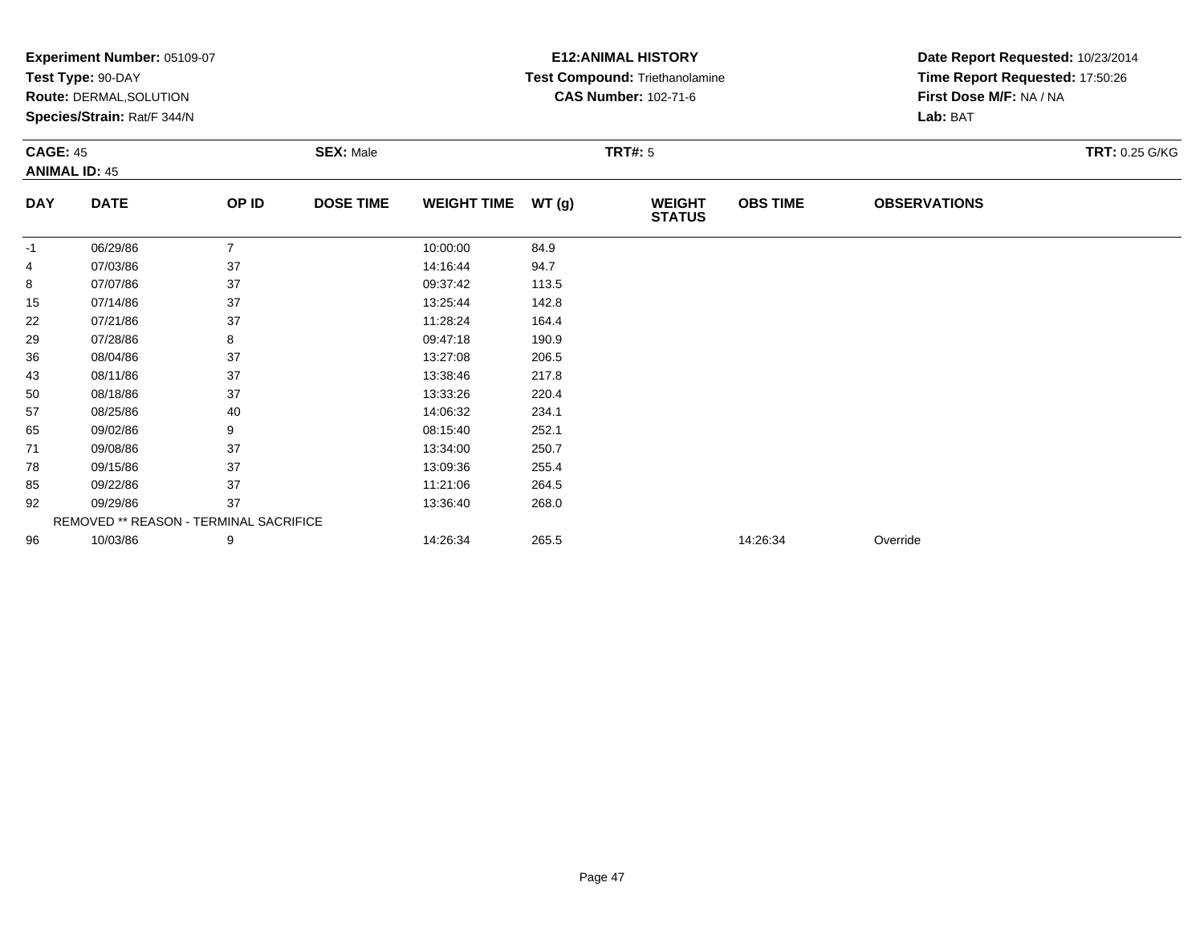**Experiment Number:** 05109-07
**Test Type:** 90-DAY
**Route:** DERMAL,SOLUTION
**Species/Strain:** Rat/F 344/N

**E12:ANIMAL HISTORY**
**Test Compound:** Triethanolamine
**CAS Number:** 102-71-6

**Date Report Requested:** 10/23/2014
**Time Report Requested:** 17:50:26
**First Dose M/F:** NA / NA
**Lab:** BAT

**CAGE:** 45 **SEX:** Male **TRT#:** 5 **TRT:** 0.25 G/KG
**ANIMAL ID:** 45

| DAY | DATE | OP ID | DOSE TIME | WEIGHT TIME | WT (g) | WEIGHT STATUS | OBS TIME | OBSERVATIONS |
|---|---|---|---|---|---|---|---|---|
| -1 | 06/29/86 | 7 | | 10:00:00 | 84.9 | | | |
| 4 | 07/03/86 | 37 | | 14:16:44 | 94.7 | | | |
| 8 | 07/07/86 | 37 | | 09:37:42 | 113.5 | | | |
| 15 | 07/14/86 | 37 | | 13:25:44 | 142.8 | | | |
| 22 | 07/21/86 | 37 | | 11:28:24 | 164.4 | | | |
| 29 | 07/28/86 | 8 | | 09:47:18 | 190.9 | | | |
| 36 | 08/04/86 | 37 | | 13:27:08 | 206.5 | | | |
| 43 | 08/11/86 | 37 | | 13:38:46 | 217.8 | | | |
| 50 | 08/18/86 | 37 | | 13:33:26 | 220.4 | | | |
| 57 | 08/25/86 | 40 | | 14:06:32 | 234.1 | | | |
| 65 | 09/02/86 | 9 | | 08:15:40 | 252.1 | | | |
| 71 | 09/08/86 | 37 | | 13:34:00 | 250.7 | | | |
| 78 | 09/15/86 | 37 | | 13:09:36 | 255.4 | | | |
| 85 | 09/22/86 | 37 | | 11:21:06 | 264.5 | | | |
| 92 | 09/29/86 | 37 | | 13:36:40 | 268.0 | | | |
| | REMOVED ** REASON - TERMINAL SACRIFICE | | | | | | | |
| 96 | 10/03/86 | 9 | | 14:26:34 | 265.5 | | 14:26:34 | Override |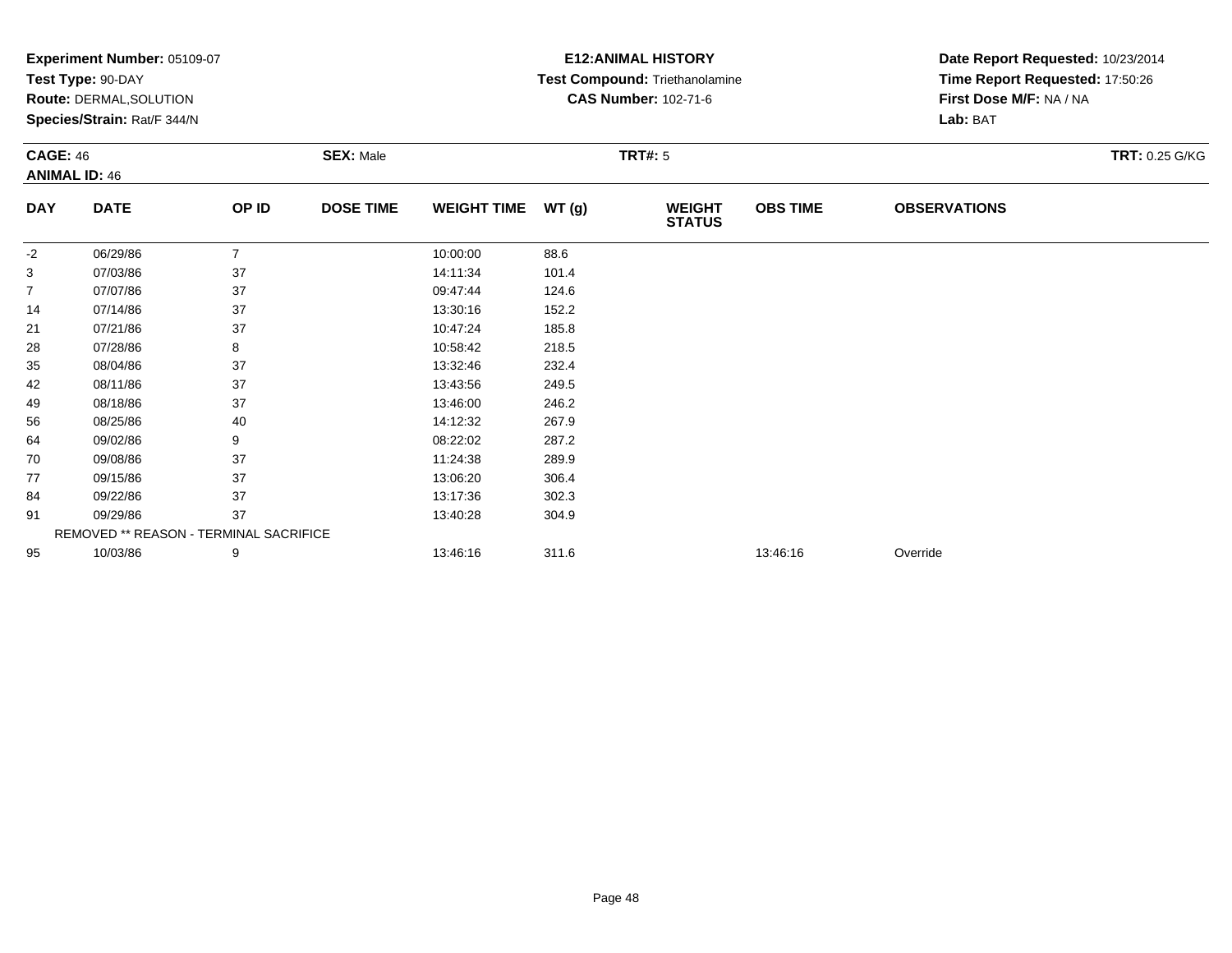**Experiment Number:** 05109-07
**Test Type:** 90-DAY
**Route:** DERMAL,SOLUTION
**Species/Strain:** Rat/F 344/N

**E12:ANIMAL HISTORY**
**Test Compound:** Triethanolamine
**CAS Number:** 102-71-6

**Date Report Requested:** 10/23/2014
**Time Report Requested:** 17:50:26
**First Dose M/F:** NA / NA
**Lab:** BAT

**CAGE:** 46
**ANIMAL ID:** 46

**SEX:** Male

**TRT#:** 5

**TRT:** 0.25 G/KG

| DAY | DATE | OP ID | DOSE TIME | WEIGHT TIME | WT (g) | WEIGHT STATUS | OBS TIME | OBSERVATIONS |
|---|---|---|---|---|---|---|---|---|
| -2 | 06/29/86 | 7 | | 10:00:00 | 88.6 | | | |
| 3 | 07/03/86 | 37 | | 14:11:34 | 101.4 | | | |
| 7 | 07/07/86 | 37 | | 09:47:44 | 124.6 | | | |
| 14 | 07/14/86 | 37 | | 13:30:16 | 152.2 | | | |
| 21 | 07/21/86 | 37 | | 10:47:24 | 185.8 | | | |
| 28 | 07/28/86 | 8 | | 10:58:42 | 218.5 | | | |
| 35 | 08/04/86 | 37 | | 13:32:46 | 232.4 | | | |
| 42 | 08/11/86 | 37 | | 13:43:56 | 249.5 | | | |
| 49 | 08/18/86 | 37 | | 13:46:00 | 246.2 | | | |
| 56 | 08/25/86 | 40 | | 14:12:32 | 267.9 | | | |
| 64 | 09/02/86 | 9 | | 08:22:02 | 287.2 | | | |
| 70 | 09/08/86 | 37 | | 11:24:38 | 289.9 | | | |
| 77 | 09/15/86 | 37 | | 13:06:20 | 306.4 | | | |
| 84 | 09/22/86 | 37 | | 13:17:36 | 302.3 | | | |
| 91 | 09/29/86 | 37 | | 13:40:28 | 304.9 | | | |
| | REMOVED ** REASON - TERMINAL SACRIFICE | | | | | | | |
| 95 | 10/03/86 | 9 | | 13:46:16 | 311.6 | | 13:46:16 | Override |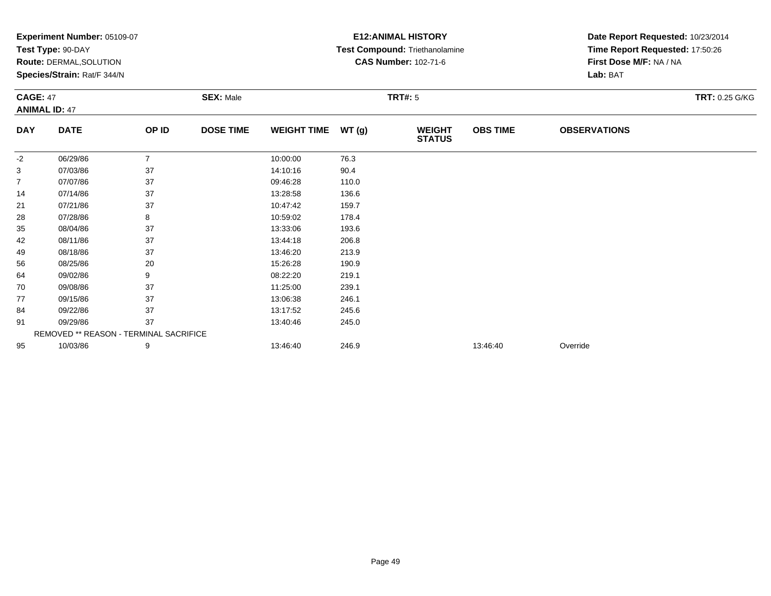**Experiment Number:** 05109-07
**Test Type:** 90-DAY
**Route:** DERMAL,SOLUTION
**Species/Strain:** Rat/F 344/N

**E12:ANIMAL HISTORY**
**Test Compound:** Triethanolamine
**CAS Number:** 102-71-6

**Date Report Requested:** 10/23/2014
**Time Report Requested:** 17:50:26
**First Dose M/F:** NA / NA
**Lab:** BAT

**CAGE:** 47 **SEX:** Male **TRT#:** 5 **TRT:** 0.25 G/KG
**ANIMAL ID:** 47

| DAY | DATE | OP ID | DOSE TIME | WEIGHT TIME | WT (g) | WEIGHT STATUS | OBS TIME | OBSERVATIONS |
|---|---|---|---|---|---|---|---|---|
| -2 | 06/29/86 | 7 | | 10:00:00 | 76.3 | | | |
| 3 | 07/03/86 | 37 | | 14:10:16 | 90.4 | | | |
| 7 | 07/07/86 | 37 | | 09:46:28 | 110.0 | | | |
| 14 | 07/14/86 | 37 | | 13:28:58 | 136.6 | | | |
| 21 | 07/21/86 | 37 | | 10:47:42 | 159.7 | | | |
| 28 | 07/28/86 | 8 | | 10:59:02 | 178.4 | | | |
| 35 | 08/04/86 | 37 | | 13:33:06 | 193.6 | | | |
| 42 | 08/11/86 | 37 | | 13:44:18 | 206.8 | | | |
| 49 | 08/18/86 | 37 | | 13:46:20 | 213.9 | | | |
| 56 | 08/25/86 | 20 | | 15:26:28 | 190.9 | | | |
| 64 | 09/02/86 | 9 | | 08:22:20 | 219.1 | | | |
| 70 | 09/08/86 | 37 | | 11:25:00 | 239.1 | | | |
| 77 | 09/15/86 | 37 | | 13:06:38 | 246.1 | | | |
| 84 | 09/22/86 | 37 | | 13:17:52 | 245.6 | | | |
| 91 | 09/29/86 | 37 | | 13:40:46 | 245.0 | | | |
| | REMOVED ** REASON - TERMINAL SACRIFICE | | | | | | | |
| 95 | 10/03/86 | 9 | | 13:46:40 | 246.9 | | 13:46:40 | Override |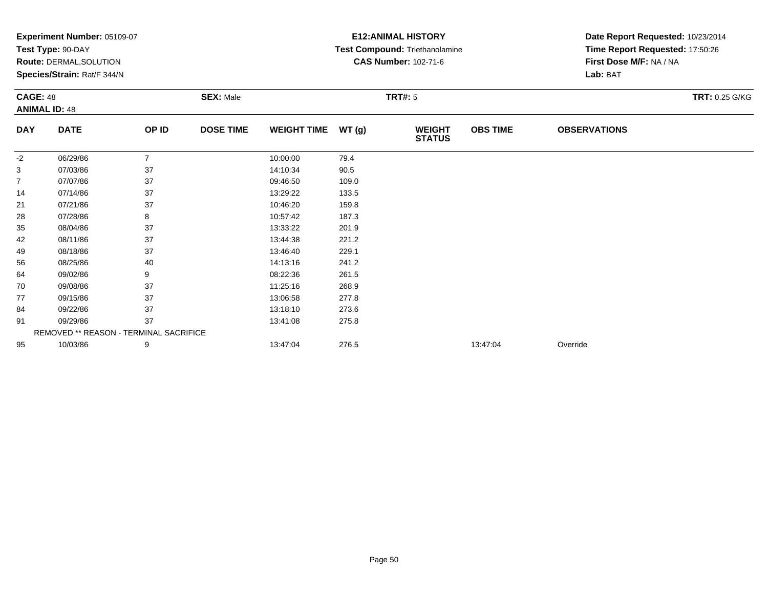**Experiment Number:** 05109-07
**Test Type:** 90-DAY
**Route:** DERMAL,SOLUTION
**Species/Strain:** Rat/F 344/N

**E12:ANIMAL HISTORY**
**Test Compound:** Triethanolamine
**CAS Number:** 102-71-6

**Date Report Requested:** 10/23/2014
**Time Report Requested:** 17:50:26
**First Dose M/F:** NA / NA
**Lab:** BAT

**CAGE:** 48
**ANIMAL ID:** 48
**SEX:** Male
**TRT#:** 5
**TRT:** 0.25 G/KG

| DAY | DATE | OP ID | DOSE TIME | WEIGHT TIME | WT (g) | WEIGHT STATUS | OBS TIME | OBSERVATIONS |
|---|---|---|---|---|---|---|---|---|
| -2 | 06/29/86 | 7 | | 10:00:00 | 79.4 | | | |
| 3 | 07/03/86 | 37 | | 14:10:34 | 90.5 | | | |
| 7 | 07/07/86 | 37 | | 09:46:50 | 109.0 | | | |
| 14 | 07/14/86 | 37 | | 13:29:22 | 133.5 | | | |
| 21 | 07/21/86 | 37 | | 10:46:20 | 159.8 | | | |
| 28 | 07/28/86 | 8 | | 10:57:42 | 187.3 | | | |
| 35 | 08/04/86 | 37 | | 13:33:22 | 201.9 | | | |
| 42 | 08/11/86 | 37 | | 13:44:38 | 221.2 | | | |
| 49 | 08/18/86 | 37 | | 13:46:40 | 229.1 | | | |
| 56 | 08/25/86 | 40 | | 14:13:16 | 241.2 | | | |
| 64 | 09/02/86 | 9 | | 08:22:36 | 261.5 | | | |
| 70 | 09/08/86 | 37 | | 11:25:16 | 268.9 | | | |
| 77 | 09/15/86 | 37 | | 13:06:58 | 277.8 | | | |
| 84 | 09/22/86 | 37 | | 13:18:10 | 273.6 | | | |
| 91 | 09/29/86 | 37 | | 13:41:08 | 275.8 | | | |
| REMOVED ** REASON - TERMINAL SACRIFICE | | | | | | | | |
| 95 | 10/03/86 | 9 | | 13:47:04 | 276.5 | | 13:47:04 | Override |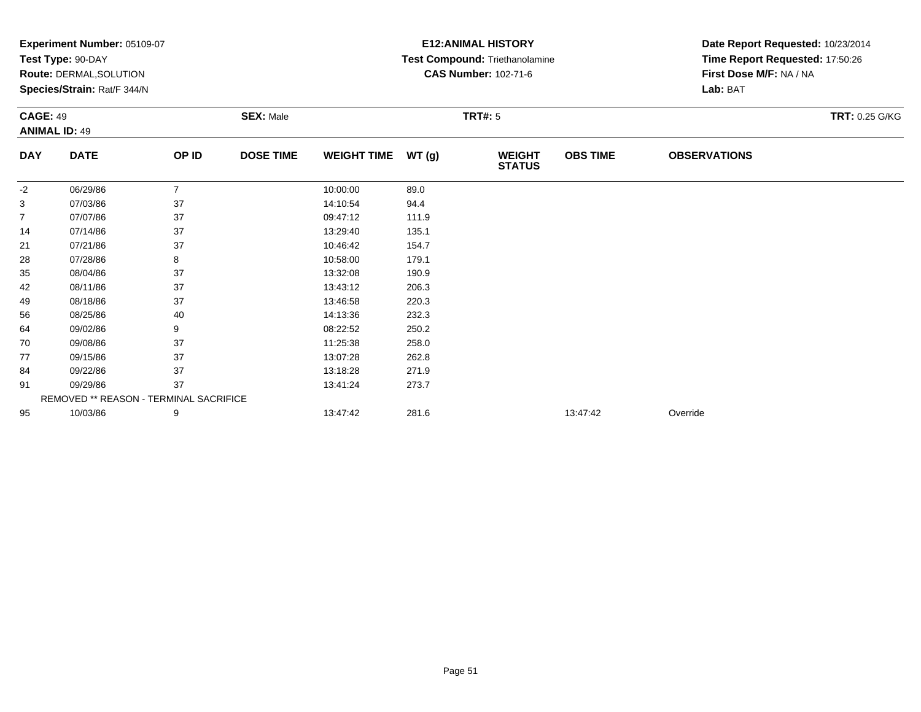**Experiment Number:** 05109-07
**Test Type:** 90-DAY
**Route:** DERMAL,SOLUTION
**Species/Strain:** Rat/F 344/N

**E12:ANIMAL HISTORY**
**Test Compound:** Triethanolamine
**CAS Number:** 102-71-6

**Date Report Requested:** 10/23/2014
**Time Report Requested:** 17:50:26
**First Dose M/F:** NA / NA
**Lab:** BAT

**CAGE:** 49
**ANIMAL ID:** 49
**SEX:** Male
**TRT#:** 5
**TRT:** 0.25 G/KG

| DAY | DATE | OP ID | DOSE TIME | WEIGHT TIME | WT (g) | WEIGHT STATUS | OBS TIME | OBSERVATIONS |
|---|---|---|---|---|---|---|---|---|
| -2 | 06/29/86 | 7 | | 10:00:00 | 89.0 | | | |
| 3 | 07/03/86 | 37 | | 14:10:54 | 94.4 | | | |
| 7 | 07/07/86 | 37 | | 09:47:12 | 111.9 | | | |
| 14 | 07/14/86 | 37 | | 13:29:40 | 135.1 | | | |
| 21 | 07/21/86 | 37 | | 10:46:42 | 154.7 | | | |
| 28 | 07/28/86 | 8 | | 10:58:00 | 179.1 | | | |
| 35 | 08/04/86 | 37 | | 13:32:08 | 190.9 | | | |
| 42 | 08/11/86 | 37 | | 13:43:12 | 206.3 | | | |
| 49 | 08/18/86 | 37 | | 13:46:58 | 220.3 | | | |
| 56 | 08/25/86 | 40 | | 14:13:36 | 232.3 | | | |
| 64 | 09/02/86 | 9 | | 08:22:52 | 250.2 | | | |
| 70 | 09/08/86 | 37 | | 11:25:38 | 258.0 | | | |
| 77 | 09/15/86 | 37 | | 13:07:28 | 262.8 | | | |
| 84 | 09/22/86 | 37 | | 13:18:28 | 271.9 | | | |
| 91 | 09/29/86 | 37 | | 13:41:24 | 273.7 | | | |
| REMOVED ** REASON - TERMINAL SACRIFICE | | | | | | | | |
| 95 | 10/03/86 | 9 | | 13:47:42 | 281.6 | | 13:47:42 | Override |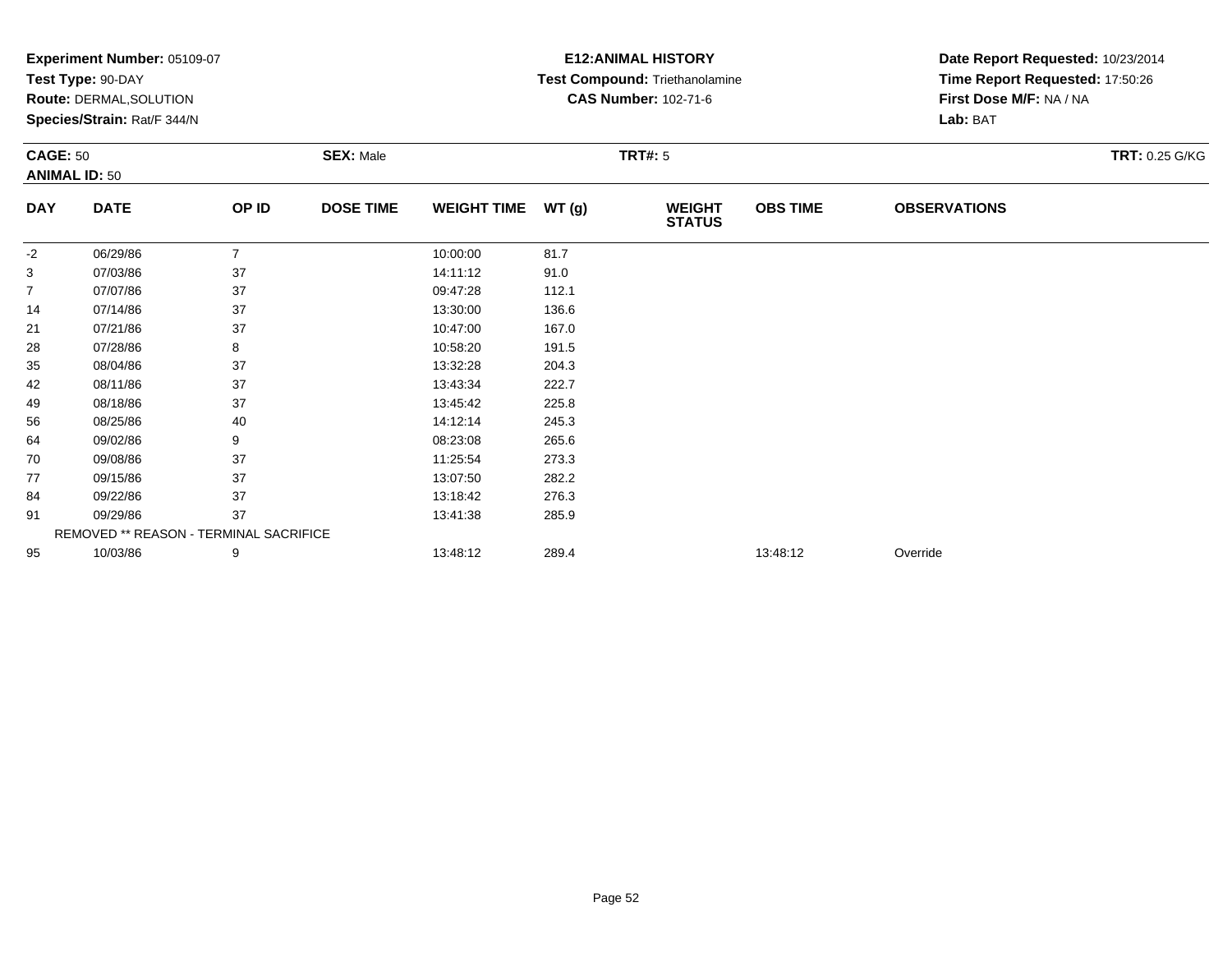**Experiment Number:** 05109-07
**Test Type:** 90-DAY
**Route:** DERMAL,SOLUTION
**Species/Strain:** Rat/F 344/N

**E12:ANIMAL HISTORY**
**Test Compound:** Triethanolamine
**CAS Number:** 102-71-6

**Date Report Requested:** 10/23/2014
**Time Report Requested:** 17:50:26
**First Dose M/F:** NA / NA
**Lab:** BAT

**CAGE:** 50 **SEX:** Male **TRT#:** 5 **TRT:** 0.25 G/KG
**ANIMAL ID:** 50

| DAY | DATE | OP ID | DOSE TIME | WEIGHT TIME | WT (g) | WEIGHT STATUS | OBS TIME | OBSERVATIONS |
|---|---|---|---|---|---|---|---|---|
| -2 | 06/29/86 | 7 | | 10:00:00 | 81.7 | | | |
| 3 | 07/03/86 | 37 | | 14:11:12 | 91.0 | | | |
| 7 | 07/07/86 | 37 | | 09:47:28 | 112.1 | | | |
| 14 | 07/14/86 | 37 | | 13:30:00 | 136.6 | | | |
| 21 | 07/21/86 | 37 | | 10:47:00 | 167.0 | | | |
| 28 | 07/28/86 | 8 | | 10:58:20 | 191.5 | | | |
| 35 | 08/04/86 | 37 | | 13:32:28 | 204.3 | | | |
| 42 | 08/11/86 | 37 | | 13:43:34 | 222.7 | | | |
| 49 | 08/18/86 | 37 | | 13:45:42 | 225.8 | | | |
| 56 | 08/25/86 | 40 | | 14:12:14 | 245.3 | | | |
| 64 | 09/02/86 | 9 | | 08:23:08 | 265.6 | | | |
| 70 | 09/08/86 | 37 | | 11:25:54 | 273.3 | | | |
| 77 | 09/15/86 | 37 | | 13:07:50 | 282.2 | | | |
| 84 | 09/22/86 | 37 | | 13:18:42 | 276.3 | | | |
| 91 | 09/29/86 | 37 | | 13:41:38 | 285.9 | | | |
| | REMOVED ** REASON - TERMINAL SACRIFICE | | | | | | | |
| 95 | 10/03/86 | 9 | | 13:48:12 | 289.4 | | 13:48:12 | Override |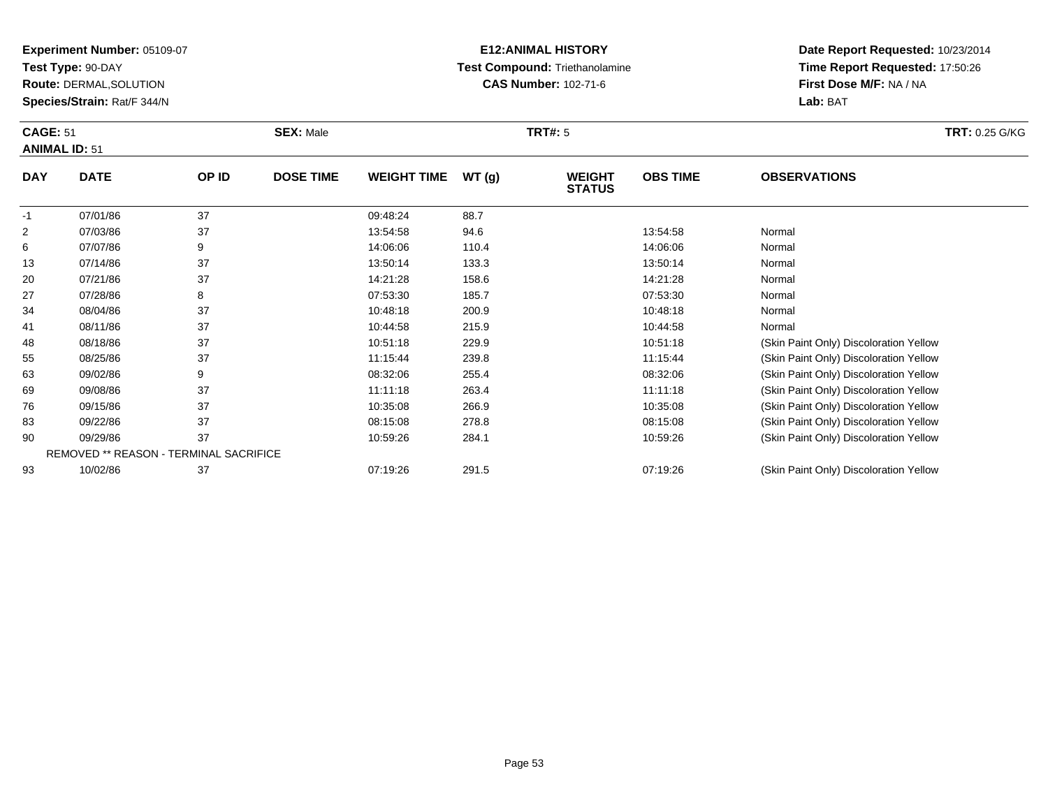**Experiment Number:** 05109-07
**Test Type:** 90-DAY
**Route:** DERMAL,SOLUTION
**Species/Strain:** Rat/F 344/N

**E12:ANIMAL HISTORY**
**Test Compound:** Triethanolamine
**CAS Number:** 102-71-6

**Date Report Requested:** 10/23/2014
**Time Report Requested:** 17:50:26
**First Dose M/F:** NA / NA
**Lab:** BAT

**CAGE:** 51 **SEX:** Male **TRT#:** 5 **TRT:** 0.25 G/KG
**ANIMAL ID:** 51

| DAY | DATE | OP ID | DOSE TIME | WEIGHT TIME | WT (g) | WEIGHT STATUS | OBS TIME | OBSERVATIONS |
|---|---|---|---|---|---|---|---|---|
| -1 | 07/01/86 | 37 | | 09:48:24 | 88.7 | | | |
| 2 | 07/03/86 | 37 | | 13:54:58 | 94.6 | | 13:54:58 | Normal |
| 6 | 07/07/86 | 9 | | 14:06:06 | 110.4 | | 14:06:06 | Normal |
| 13 | 07/14/86 | 37 | | 13:50:14 | 133.3 | | 13:50:14 | Normal |
| 20 | 07/21/86 | 37 | | 14:21:28 | 158.6 | | 14:21:28 | Normal |
| 27 | 07/28/86 | 8 | | 07:53:30 | 185.7 | | 07:53:30 | Normal |
| 34 | 08/04/86 | 37 | | 10:48:18 | 200.9 | | 10:48:18 | Normal |
| 41 | 08/11/86 | 37 | | 10:44:58 | 215.9 | | 10:44:58 | Normal |
| 48 | 08/18/86 | 37 | | 10:51:18 | 229.9 | | 10:51:18 | (Skin Paint Only) Discoloration Yellow |
| 55 | 08/25/86 | 37 | | 11:15:44 | 239.8 | | 11:15:44 | (Skin Paint Only) Discoloration Yellow |
| 63 | 09/02/86 | 9 | | 08:32:06 | 255.4 | | 08:32:06 | (Skin Paint Only) Discoloration Yellow |
| 69 | 09/08/86 | 37 | | 11:11:18 | 263.4 | | 11:11:18 | (Skin Paint Only) Discoloration Yellow |
| 76 | 09/15/86 | 37 | | 10:35:08 | 266.9 | | 10:35:08 | (Skin Paint Only) Discoloration Yellow |
| 83 | 09/22/86 | 37 | | 08:15:08 | 278.8 | | 08:15:08 | (Skin Paint Only) Discoloration Yellow |
| 90 | 09/29/86 | 37 | | 10:59:26 | 284.1 | | 10:59:26 | (Skin Paint Only) Discoloration Yellow |
| | REMOVED ** REASON - TERMINAL SACRIFICE | | | | | | | |
| 93 | 10/02/86 | 37 | | 07:19:26 | 291.5 | | 07:19:26 | (Skin Paint Only) Discoloration Yellow |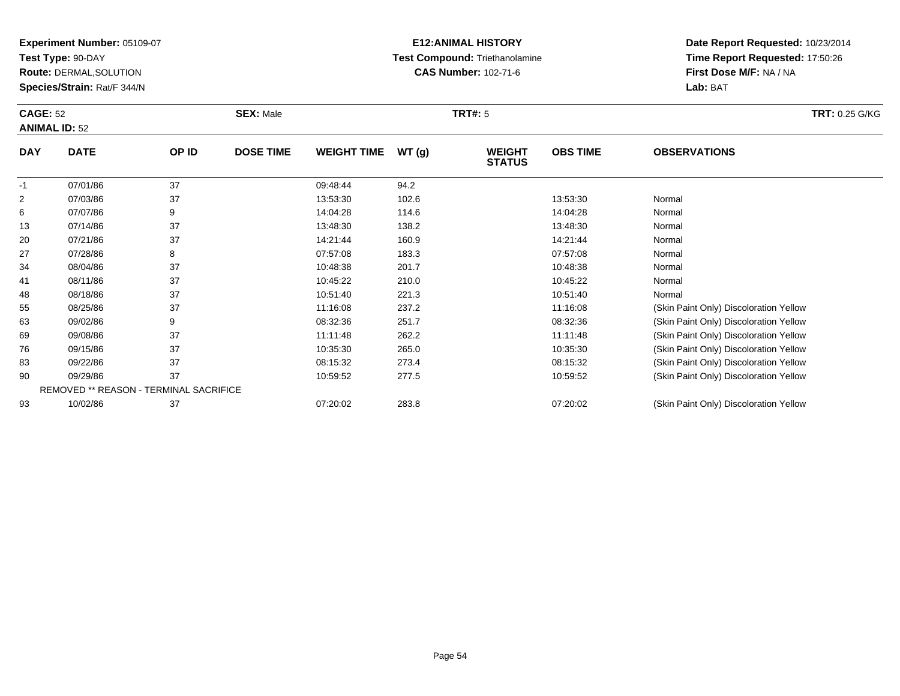**Experiment Number:** 05109-07
**Test Type:** 90-DAY
**Route:** DERMAL,SOLUTION
**Species/Strain:** Rat/F 344/N

**E12:ANIMAL HISTORY**
**Test Compound:** Triethanolamine
**CAS Number:** 102-71-6

**Date Report Requested:** 10/23/2014
**Time Report Requested:** 17:50:26
**First Dose M/F:** NA / NA
**Lab:** BAT

**CAGE:** 52
**ANIMAL ID:** 52
**SEX:** Male
**TRT#:** 5
**TRT:** 0.25 G/KG

| DAY | DATE | OP ID | DOSE TIME | WEIGHT TIME | WT (g) | WEIGHT STATUS | OBS TIME | OBSERVATIONS |
|---|---|---|---|---|---|---|---|---|
| -1 | 07/01/86 | 37 | | 09:48:44 | 94.2 | | | |
| 2 | 07/03/86 | 37 | | 13:53:30 | 102.6 | | 13:53:30 | Normal |
| 6 | 07/07/86 | 9 | | 14:04:28 | 114.6 | | 14:04:28 | Normal |
| 13 | 07/14/86 | 37 | | 13:48:30 | 138.2 | | 13:48:30 | Normal |
| 20 | 07/21/86 | 37 | | 14:21:44 | 160.9 | | 14:21:44 | Normal |
| 27 | 07/28/86 | 8 | | 07:57:08 | 183.3 | | 07:57:08 | Normal |
| 34 | 08/04/86 | 37 | | 10:48:38 | 201.7 | | 10:48:38 | Normal |
| 41 | 08/11/86 | 37 | | 10:45:22 | 210.0 | | 10:45:22 | Normal |
| 48 | 08/18/86 | 37 | | 10:51:40 | 221.3 | | 10:51:40 | Normal |
| 55 | 08/25/86 | 37 | | 11:16:08 | 237.2 | | 11:16:08 | (Skin Paint Only) Discoloration Yellow |
| 63 | 09/02/86 | 9 | | 08:32:36 | 251.7 | | 08:32:36 | (Skin Paint Only) Discoloration Yellow |
| 69 | 09/08/86 | 37 | | 11:11:48 | 262.2 | | 11:11:48 | (Skin Paint Only) Discoloration Yellow |
| 76 | 09/15/86 | 37 | | 10:35:30 | 265.0 | | 10:35:30 | (Skin Paint Only) Discoloration Yellow |
| 83 | 09/22/86 | 37 | | 08:15:32 | 273.4 | | 08:15:32 | (Skin Paint Only) Discoloration Yellow |
| 90 | 09/29/86 | 37 | | 10:59:52 | 277.5 | | 10:59:52 | (Skin Paint Only) Discoloration Yellow |
| | REMOVED ** REASON - TERMINAL SACRIFICE | | | | | | | |
| 93 | 10/02/86 | 37 | | 07:20:02 | 283.8 | | 07:20:02 | (Skin Paint Only) Discoloration Yellow |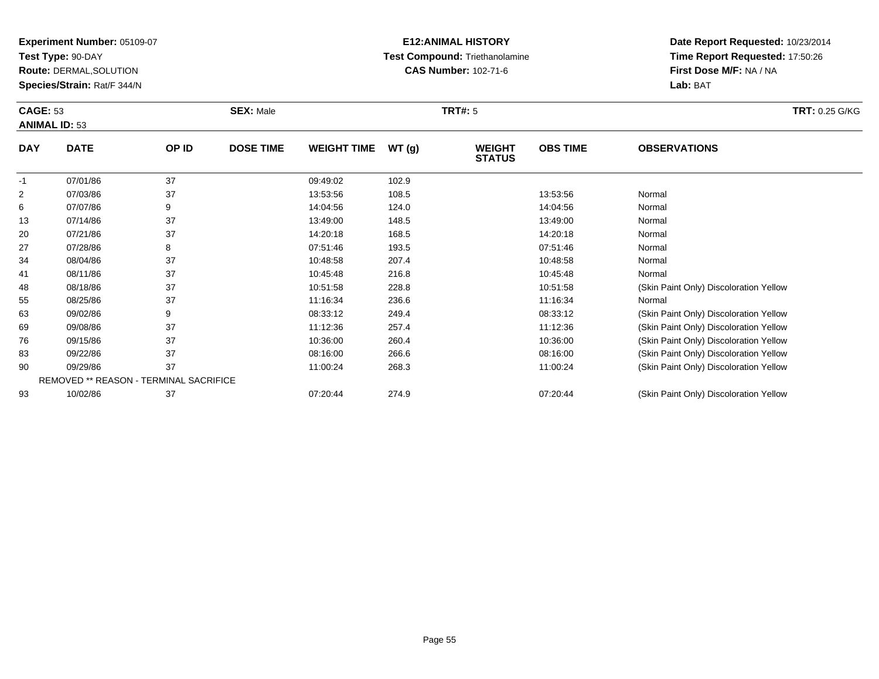**Experiment Number:** 05109-07
**Test Type:** 90-DAY
**Route:** DERMAL,SOLUTION
**Species/Strain:** Rat/F 344/N

**E12:ANIMAL HISTORY**
**Test Compound:** Triethanolamine
**CAS Number:** 102-71-6

**Date Report Requested:** 10/23/2014
**Time Report Requested:** 17:50:26
**First Dose M/F:** NA / NA
**Lab:** BAT

**CAGE:** 53 **SEX:** Male **TRT#:** 5 **TRT:** 0.25 G/KG
**ANIMAL ID:** 53

| DAY | DATE | OP ID | DOSE TIME | WEIGHT TIME | WT (g) | WEIGHT STATUS | OBS TIME | OBSERVATIONS |
|---|---|---|---|---|---|---|---|---|
| -1 | 07/01/86 | 37 | | 09:49:02 | 102.9 | | | |
| 2 | 07/03/86 | 37 | | 13:53:56 | 108.5 | | 13:53:56 | Normal |
| 6 | 07/07/86 | 9 | | 14:04:56 | 124.0 | | 14:04:56 | Normal |
| 13 | 07/14/86 | 37 | | 13:49:00 | 148.5 | | 13:49:00 | Normal |
| 20 | 07/21/86 | 37 | | 14:20:18 | 168.5 | | 14:20:18 | Normal |
| 27 | 07/28/86 | 8 | | 07:51:46 | 193.5 | | 07:51:46 | Normal |
| 34 | 08/04/86 | 37 | | 10:48:58 | 207.4 | | 10:48:58 | Normal |
| 41 | 08/11/86 | 37 | | 10:45:48 | 216.8 | | 10:45:48 | Normal |
| 48 | 08/18/86 | 37 | | 10:51:58 | 228.8 | | 10:51:58 | (Skin Paint Only) Discoloration Yellow |
| 55 | 08/25/86 | 37 | | 11:16:34 | 236.6 | | 11:16:34 | Normal |
| 63 | 09/02/86 | 9 | | 08:33:12 | 249.4 | | 08:33:12 | (Skin Paint Only) Discoloration Yellow |
| 69 | 09/08/86 | 37 | | 11:12:36 | 257.4 | | 11:12:36 | (Skin Paint Only) Discoloration Yellow |
| 76 | 09/15/86 | 37 | | 10:36:00 | 260.4 | | 10:36:00 | (Skin Paint Only) Discoloration Yellow |
| 83 | 09/22/86 | 37 | | 08:16:00 | 266.6 | | 08:16:00 | (Skin Paint Only) Discoloration Yellow |
| 90 | 09/29/86 | 37 | | 11:00:24 | 268.3 | | 11:00:24 | (Skin Paint Only) Discoloration Yellow |
| REMOVED ** REASON - TERMINAL SACRIFICE | | | | | | | | |
| 93 | 10/02/86 | 37 | | 07:20:44 | 274.9 | | 07:20:44 | (Skin Paint Only) Discoloration Yellow |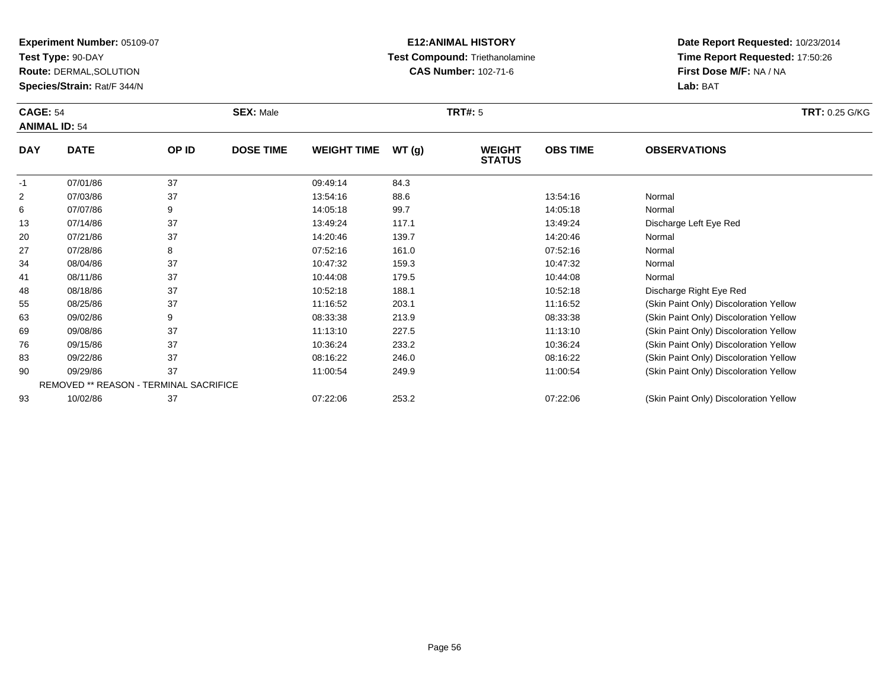**Experiment Number:** 05109-07
**Test Type:** 90-DAY
**Route:** DERMAL,SOLUTION
**Species/Strain:** Rat/F 344/N

**E12:ANIMAL HISTORY**
**Test Compound:** Triethanolamine
**CAS Number:** 102-71-6

**Date Report Requested:** 10/23/2014
**Time Report Requested:** 17:50:26
**First Dose M/F:** NA / NA
**Lab:** BAT

**CAGE:** 54 **SEX:** Male **TRT#:** 5 **TRT:** 0.25 G/KG
**ANIMAL ID:** 54

| DAY | DATE | OP ID | DOSE TIME | WEIGHT TIME | WT (g) | WEIGHT STATUS | OBS TIME | OBSERVATIONS |
|---|---|---|---|---|---|---|---|---|
| -1 | 07/01/86 | 37 | | 09:49:14 | 84.3 | | | |
| 2 | 07/03/86 | 37 | | 13:54:16 | 88.6 | | 13:54:16 | Normal |
| 6 | 07/07/86 | 9 | | 14:05:18 | 99.7 | | 14:05:18 | Normal |
| 13 | 07/14/86 | 37 | | 13:49:24 | 117.1 | | 13:49:24 | Discharge Left Eye Red |
| 20 | 07/21/86 | 37 | | 14:20:46 | 139.7 | | 14:20:46 | Normal |
| 27 | 07/28/86 | 8 | | 07:52:16 | 161.0 | | 07:52:16 | Normal |
| 34 | 08/04/86 | 37 | | 10:47:32 | 159.3 | | 10:47:32 | Normal |
| 41 | 08/11/86 | 37 | | 10:44:08 | 179.5 | | 10:44:08 | Normal |
| 48 | 08/18/86 | 37 | | 10:52:18 | 188.1 | | 10:52:18 | Discharge Right Eye Red |
| 55 | 08/25/86 | 37 | | 11:16:52 | 203.1 | | 11:16:52 | (Skin Paint Only) Discoloration Yellow |
| 63 | 09/02/86 | 9 | | 08:33:38 | 213.9 | | 08:33:38 | (Skin Paint Only) Discoloration Yellow |
| 69 | 09/08/86 | 37 | | 11:13:10 | 227.5 | | 11:13:10 | (Skin Paint Only) Discoloration Yellow |
| 76 | 09/15/86 | 37 | | 10:36:24 | 233.2 | | 10:36:24 | (Skin Paint Only) Discoloration Yellow |
| 83 | 09/22/86 | 37 | | 08:16:22 | 246.0 | | 08:16:22 | (Skin Paint Only) Discoloration Yellow |
| 90 | 09/29/86 | 37 | | 11:00:54 | 249.9 | | 11:00:54 | (Skin Paint Only) Discoloration Yellow |
| REMOVED ** REASON - TERMINAL SACRIFICE | | | | | | | | |
| 93 | 10/02/86 | 37 | | 07:22:06 | 253.2 | | 07:22:06 | (Skin Paint Only) Discoloration Yellow |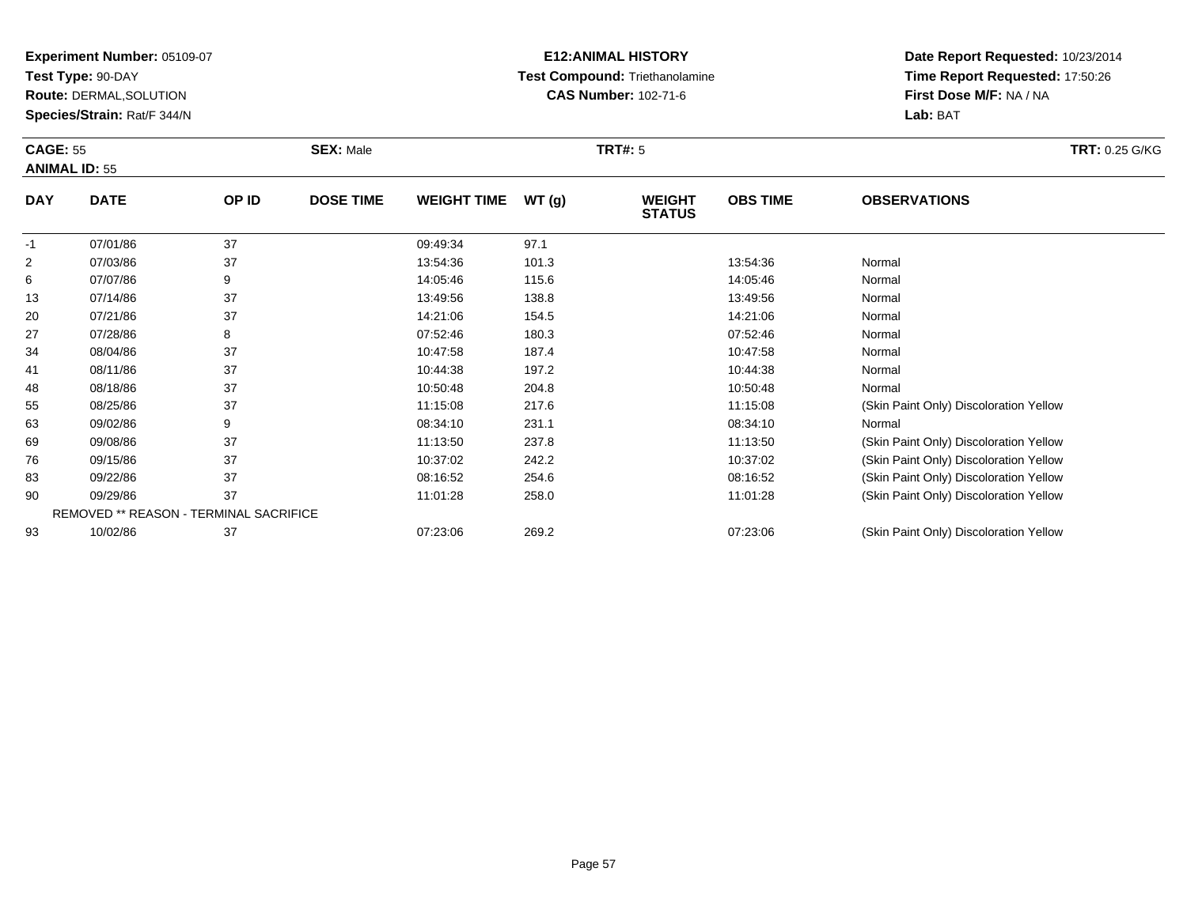**Experiment Number:** 05109-07
**Test Type:** 90-DAY
**Route:** DERMAL,SOLUTION
**Species/Strain:** Rat/F 344/N

**E12:ANIMAL HISTORY**
**Test Compound:** Triethanolamine
**CAS Number:** 102-71-6

**Date Report Requested:** 10/23/2014
**Time Report Requested:** 17:50:26
**First Dose M/F:** NA / NA
**Lab:** BAT

**CAGE:** 55 **SEX:** Male **TRT#:** 5 **TRT:** 0.25 G/KG
**ANIMAL ID:** 55

| DAY | DATE | OP ID | DOSE TIME | WEIGHT TIME | WT (g) | WEIGHT STATUS | OBS TIME | OBSERVATIONS |
|---|---|---|---|---|---|---|---|---|
| -1 | 07/01/86 | 37 | | 09:49:34 | 97.1 | | | |
| 2 | 07/03/86 | 37 | | 13:54:36 | 101.3 | | 13:54:36 | Normal |
| 6 | 07/07/86 | 9 | | 14:05:46 | 115.6 | | 14:05:46 | Normal |
| 13 | 07/14/86 | 37 | | 13:49:56 | 138.8 | | 13:49:56 | Normal |
| 20 | 07/21/86 | 37 | | 14:21:06 | 154.5 | | 14:21:06 | Normal |
| 27 | 07/28/86 | 8 | | 07:52:46 | 180.3 | | 07:52:46 | Normal |
| 34 | 08/04/86 | 37 | | 10:47:58 | 187.4 | | 10:47:58 | Normal |
| 41 | 08/11/86 | 37 | | 10:44:38 | 197.2 | | 10:44:38 | Normal |
| 48 | 08/18/86 | 37 | | 10:50:48 | 204.8 | | 10:50:48 | Normal |
| 55 | 08/25/86 | 37 | | 11:15:08 | 217.6 | | 11:15:08 | (Skin Paint Only) Discoloration Yellow |
| 63 | 09/02/86 | 9 | | 08:34:10 | 231.1 | | 08:34:10 | Normal |
| 69 | 09/08/86 | 37 | | 11:13:50 | 237.8 | | 11:13:50 | (Skin Paint Only) Discoloration Yellow |
| 76 | 09/15/86 | 37 | | 10:37:02 | 242.2 | | 10:37:02 | (Skin Paint Only) Discoloration Yellow |
| 83 | 09/22/86 | 37 | | 08:16:52 | 254.6 | | 08:16:52 | (Skin Paint Only) Discoloration Yellow |
| 90 | 09/29/86 | 37 | | 11:01:28 | 258.0 | | 11:01:28 | (Skin Paint Only) Discoloration Yellow |
| REMOVED ** REASON - TERMINAL SACRIFICE | | | | | | | | |
| 93 | 10/02/86 | 37 | | 07:23:06 | 269.2 | | 07:23:06 | (Skin Paint Only) Discoloration Yellow |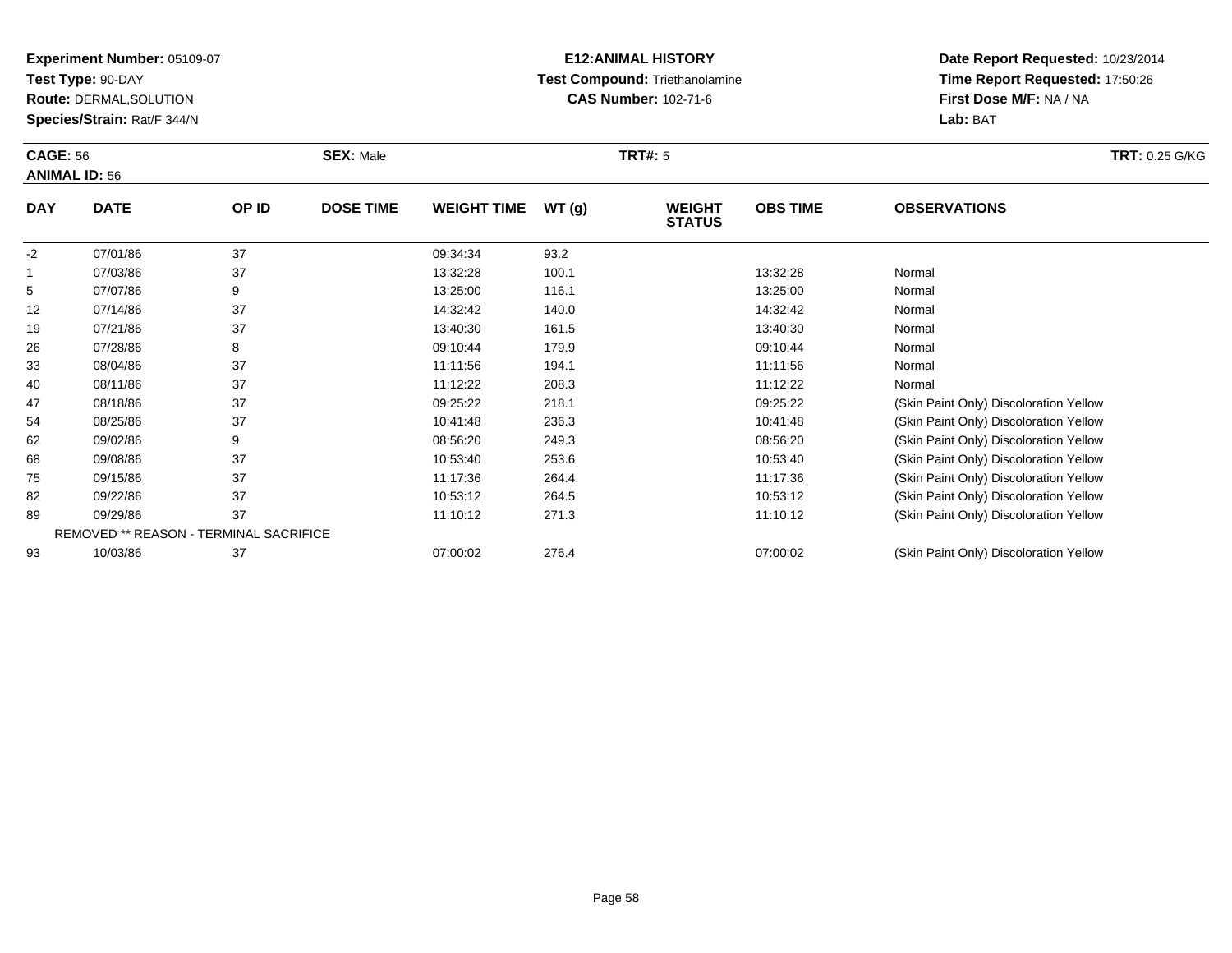**Experiment Number:** 05109-07
**Test Type:** 90-DAY
**Route:** DERMAL,SOLUTION
**Species/Strain:** Rat/F 344/N

**E12:ANIMAL HISTORY**
**Test Compound:** Triethanolamine
**CAS Number:** 102-71-6

**Date Report Requested:** 10/23/2014
**Time Report Requested:** 17:50:26
**First Dose M/F:** NA / NA
**Lab:** BAT

**CAGE:** 56 **SEX:** Male **TRT#:** 5 **TRT:** 0.25 G/KG
**ANIMAL ID:** 56

| DAY | DATE | OP ID | DOSE TIME | WEIGHT TIME | WT (g) | WEIGHT STATUS | OBS TIME | OBSERVATIONS |
|---|---|---|---|---|---|---|---|---|
| -2 | 07/01/86 | 37 | | 09:34:34 | 93.2 | | | |
| 1 | 07/03/86 | 37 | | 13:32:28 | 100.1 | | 13:32:28 | Normal |
| 5 | 07/07/86 | 9 | | 13:25:00 | 116.1 | | 13:25:00 | Normal |
| 12 | 07/14/86 | 37 | | 14:32:42 | 140.0 | | 14:32:42 | Normal |
| 19 | 07/21/86 | 37 | | 13:40:30 | 161.5 | | 13:40:30 | Normal |
| 26 | 07/28/86 | 8 | | 09:10:44 | 179.9 | | 09:10:44 | Normal |
| 33 | 08/04/86 | 37 | | 11:11:56 | 194.1 | | 11:11:56 | Normal |
| 40 | 08/11/86 | 37 | | 11:12:22 | 208.3 | | 11:12:22 | Normal |
| 47 | 08/18/86 | 37 | | 09:25:22 | 218.1 | | 09:25:22 | (Skin Paint Only) Discoloration Yellow |
| 54 | 08/25/86 | 37 | | 10:41:48 | 236.3 | | 10:41:48 | (Skin Paint Only) Discoloration Yellow |
| 62 | 09/02/86 | 9 | | 08:56:20 | 249.3 | | 08:56:20 | (Skin Paint Only) Discoloration Yellow |
| 68 | 09/08/86 | 37 | | 10:53:40 | 253.6 | | 10:53:40 | (Skin Paint Only) Discoloration Yellow |
| 75 | 09/15/86 | 37 | | 11:17:36 | 264.4 | | 11:17:36 | (Skin Paint Only) Discoloration Yellow |
| 82 | 09/22/86 | 37 | | 10:53:12 | 264.5 | | 10:53:12 | (Skin Paint Only) Discoloration Yellow |
| 89 | 09/29/86 | 37 | | 11:10:12 | 271.3 | | 11:10:12 | (Skin Paint Only) Discoloration Yellow |
| REMOVED ** REASON - TERMINAL SACRIFICE | | | | | | | | |
| 93 | 10/03/86 | 37 | | 07:00:02 | 276.4 | | 07:00:02 | (Skin Paint Only) Discoloration Yellow |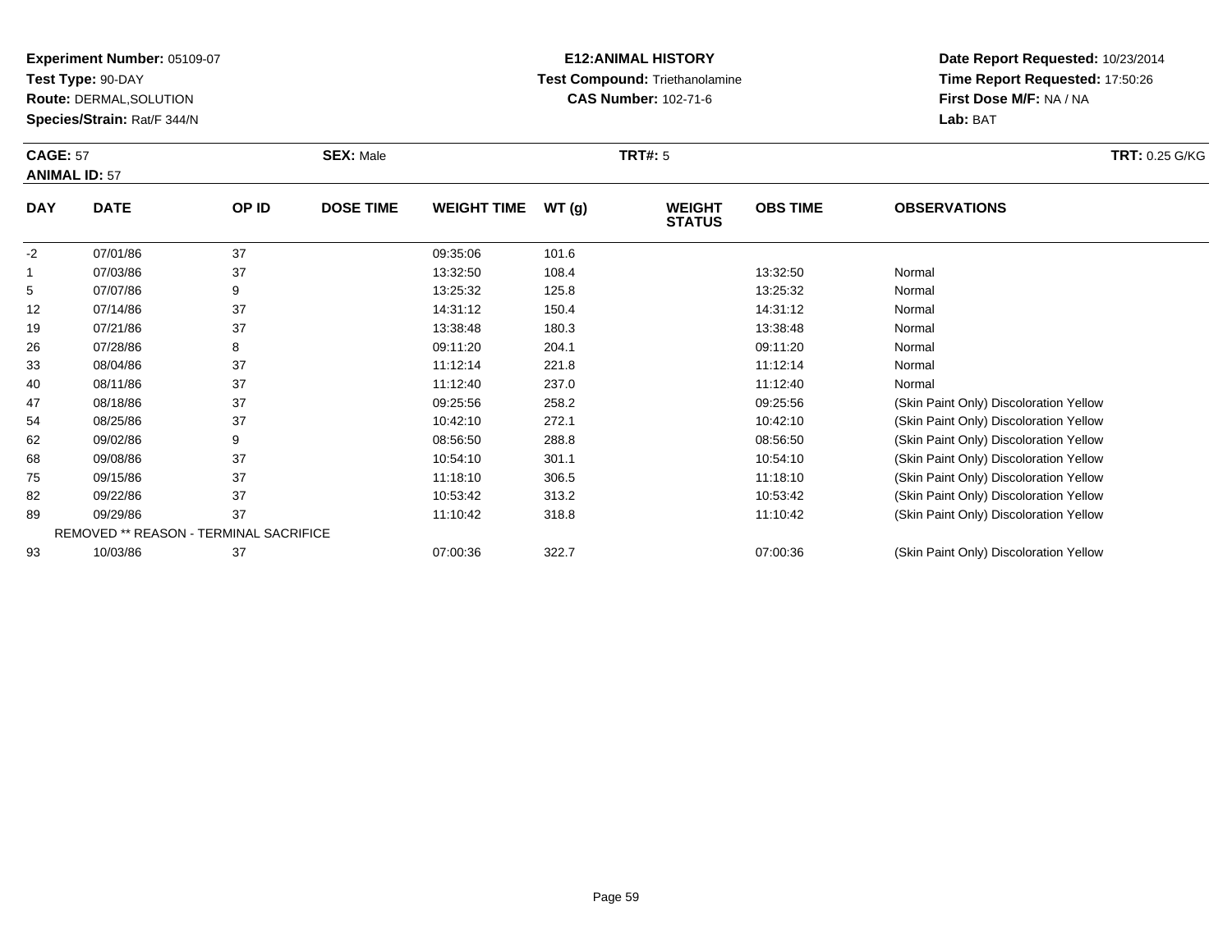**Experiment Number:** 05109-07
**Test Type:** 90-DAY
**Route:** DERMAL,SOLUTION
**Species/Strain:** Rat/F 344/N

**E12:ANIMAL HISTORY**
**Test Compound:** Triethanolamine
**CAS Number:** 102-71-6

**Date Report Requested:** 10/23/2014
**Time Report Requested:** 17:50:26
**First Dose M/F:** NA / NA
**Lab:** BAT

**CAGE:** 57 **SEX:** Male **TRT#:** 5 **TRT:** 0.25 G/KG
**ANIMAL ID:** 57

| DAY | DATE | OP ID | DOSE TIME | WEIGHT TIME | WT (g) | WEIGHT STATUS | OBS TIME | OBSERVATIONS |
|---|---|---|---|---|---|---|---|---|
| -2 | 07/01/86 | 37 | | 09:35:06 | 101.6 | | | |
| 1 | 07/03/86 | 37 | | 13:32:50 | 108.4 | | 13:32:50 | Normal |
| 5 | 07/07/86 | 9 | | 13:25:32 | 125.8 | | 13:25:32 | Normal |
| 12 | 07/14/86 | 37 | | 14:31:12 | 150.4 | | 14:31:12 | Normal |
| 19 | 07/21/86 | 37 | | 13:38:48 | 180.3 | | 13:38:48 | Normal |
| 26 | 07/28/86 | 8 | | 09:11:20 | 204.1 | | 09:11:20 | Normal |
| 33 | 08/04/86 | 37 | | 11:12:14 | 221.8 | | 11:12:14 | Normal |
| 40 | 08/11/86 | 37 | | 11:12:40 | 237.0 | | 11:12:40 | Normal |
| 47 | 08/18/86 | 37 | | 09:25:56 | 258.2 | | 09:25:56 | (Skin Paint Only) Discoloration Yellow |
| 54 | 08/25/86 | 37 | | 10:42:10 | 272.1 | | 10:42:10 | (Skin Paint Only) Discoloration Yellow |
| 62 | 09/02/86 | 9 | | 08:56:50 | 288.8 | | 08:56:50 | (Skin Paint Only) Discoloration Yellow |
| 68 | 09/08/86 | 37 | | 10:54:10 | 301.1 | | 10:54:10 | (Skin Paint Only) Discoloration Yellow |
| 75 | 09/15/86 | 37 | | 11:18:10 | 306.5 | | 11:18:10 | (Skin Paint Only) Discoloration Yellow |
| 82 | 09/22/86 | 37 | | 10:53:42 | 313.2 | | 10:53:42 | (Skin Paint Only) Discoloration Yellow |
| 89 | 09/29/86 | 37 | | 11:10:42 | 318.8 | | 11:10:42 | (Skin Paint Only) Discoloration Yellow |
| | REMOVED ** REASON - TERMINAL SACRIFICE | | | | | | | |
| 93 | 10/03/86 | 37 | | 07:00:36 | 322.7 | | 07:00:36 | (Skin Paint Only) Discoloration Yellow |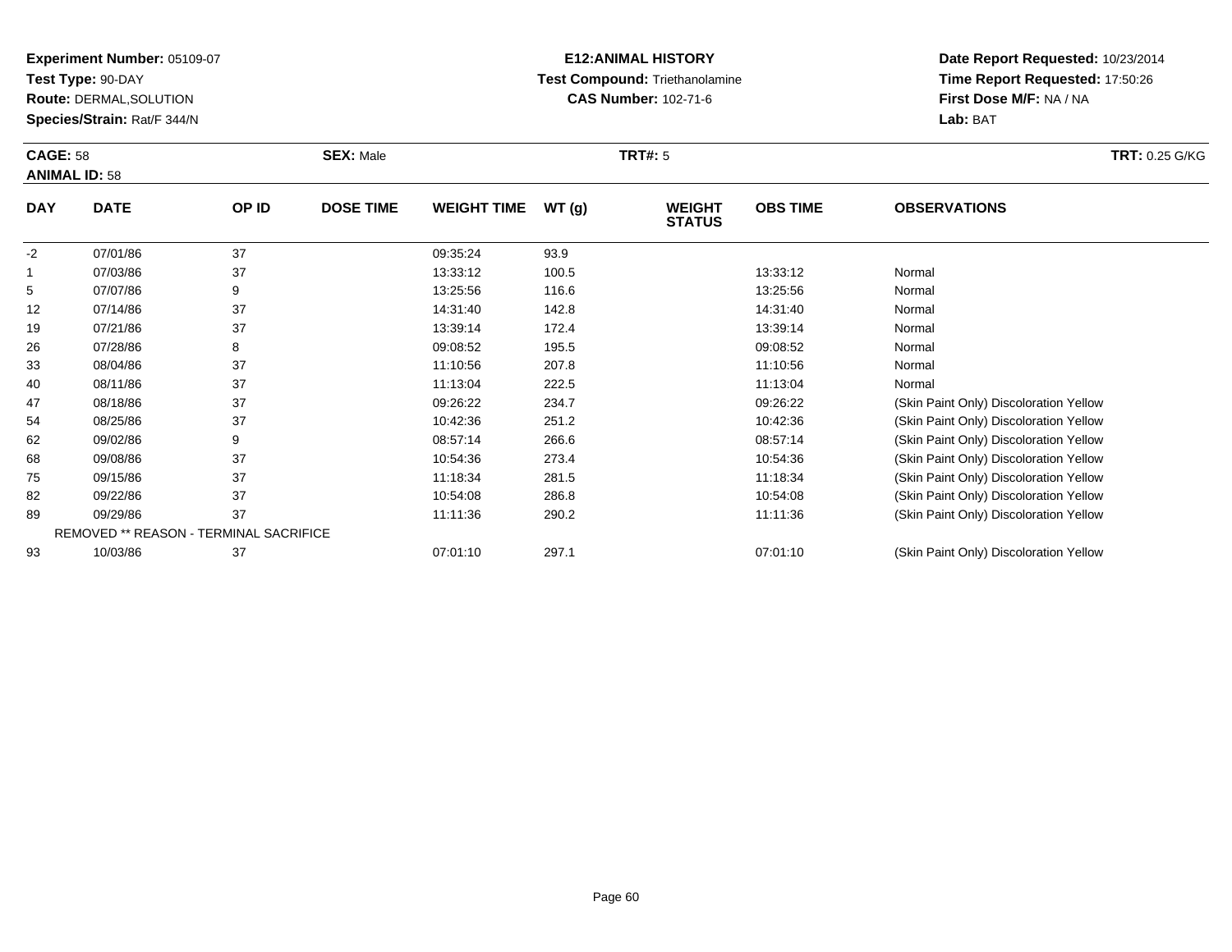**Experiment Number:** 05109-07
**Test Type:** 90-DAY
**Route:** DERMAL,SOLUTION
**Species/Strain:** Rat/F 344/N

**E12:ANIMAL HISTORY**
**Test Compound:** Triethanolamine
**CAS Number:** 102-71-6

**Date Report Requested:** 10/23/2014
**Time Report Requested:** 17:50:26
**First Dose M/F:** NA / NA
**Lab:** BAT

**CAGE:** 58
**ANIMAL ID:** 58
**SEX:** Male
**TRT#:** 5
**TRT:** 0.25 G/KG

| DAY | DATE | OP ID | DOSE TIME | WEIGHT TIME | WT (g) | WEIGHT STATUS | OBS TIME | OBSERVATIONS |
|---|---|---|---|---|---|---|---|---|
| -2 | 07/01/86 | 37 | | 09:35:24 | 93.9 | | | |
| 1 | 07/03/86 | 37 | | 13:33:12 | 100.5 | | 13:33:12 | Normal |
| 5 | 07/07/86 | 9 | | 13:25:56 | 116.6 | | 13:25:56 | Normal |
| 12 | 07/14/86 | 37 | | 14:31:40 | 142.8 | | 14:31:40 | Normal |
| 19 | 07/21/86 | 37 | | 13:39:14 | 172.4 | | 13:39:14 | Normal |
| 26 | 07/28/86 | 8 | | 09:08:52 | 195.5 | | 09:08:52 | Normal |
| 33 | 08/04/86 | 37 | | 11:10:56 | 207.8 | | 11:10:56 | Normal |
| 40 | 08/11/86 | 37 | | 11:13:04 | 222.5 | | 11:13:04 | Normal |
| 47 | 08/18/86 | 37 | | 09:26:22 | 234.7 | | 09:26:22 | (Skin Paint Only) Discoloration Yellow |
| 54 | 08/25/86 | 37 | | 10:42:36 | 251.2 | | 10:42:36 | (Skin Paint Only) Discoloration Yellow |
| 62 | 09/02/86 | 9 | | 08:57:14 | 266.6 | | 08:57:14 | (Skin Paint Only) Discoloration Yellow |
| 68 | 09/08/86 | 37 | | 10:54:36 | 273.4 | | 10:54:36 | (Skin Paint Only) Discoloration Yellow |
| 75 | 09/15/86 | 37 | | 11:18:34 | 281.5 | | 11:18:34 | (Skin Paint Only) Discoloration Yellow |
| 82 | 09/22/86 | 37 | | 10:54:08 | 286.8 | | 10:54:08 | (Skin Paint Only) Discoloration Yellow |
| 89 | 09/29/86 | 37 | | 11:11:36 | 290.2 | | 11:11:36 | (Skin Paint Only) Discoloration Yellow |
| | REMOVED ** REASON - TERMINAL SACRIFICE | | | | | | | |
| 93 | 10/03/86 | 37 | | 07:01:10 | 297.1 | | 07:01:10 | (Skin Paint Only) Discoloration Yellow |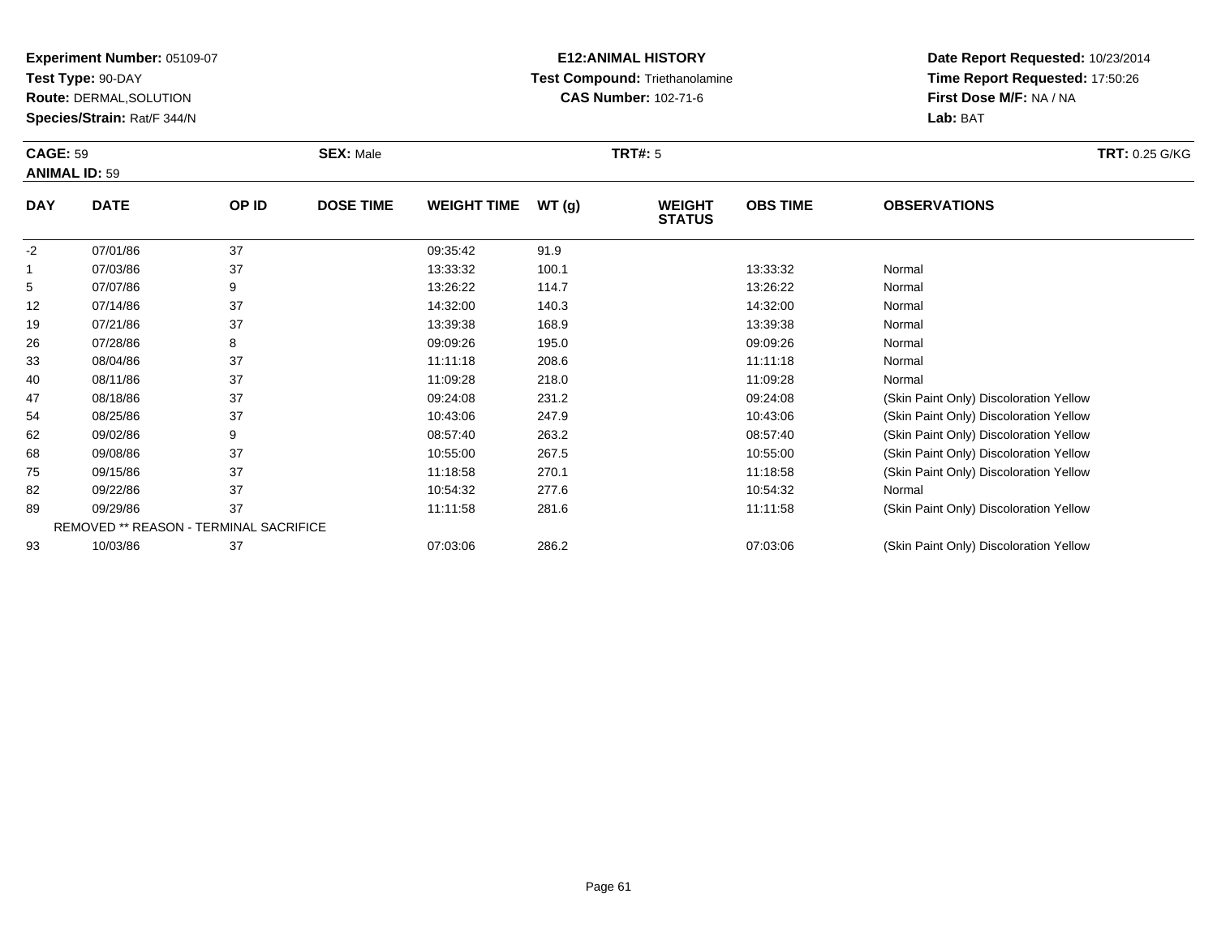**Experiment Number:** 05109-07
**Test Type:** 90-DAY
**Route:** DERMAL,SOLUTION
**Species/Strain:** Rat/F 344/N

**E12:ANIMAL HISTORY**
**Test Compound:** Triethanolamine
**CAS Number:** 102-71-6

**Date Report Requested:** 10/23/2014
**Time Report Requested:** 17:50:26
**First Dose M/F:** NA / NA
**Lab:** BAT

**CAGE:** 59
**ANIMAL ID:** 59
**SEX:** Male
**TRT#:** 5
**TRT:** 0.25 G/KG

| DAY | DATE | OP ID | DOSE TIME | WEIGHT TIME | WT (g) | WEIGHT STATUS | OBS TIME | OBSERVATIONS |
|---|---|---|---|---|---|---|---|---|
| -2 | 07/01/86 | 37 | | 09:35:42 | 91.9 | | | |
| 1 | 07/03/86 | 37 | | 13:33:32 | 100.1 | | 13:33:32 | Normal |
| 5 | 07/07/86 | 9 | | 13:26:22 | 114.7 | | 13:26:22 | Normal |
| 12 | 07/14/86 | 37 | | 14:32:00 | 140.3 | | 14:32:00 | Normal |
| 19 | 07/21/86 | 37 | | 13:39:38 | 168.9 | | 13:39:38 | Normal |
| 26 | 07/28/86 | 8 | | 09:09:26 | 195.0 | | 09:09:26 | Normal |
| 33 | 08/04/86 | 37 | | 11:11:18 | 208.6 | | 11:11:18 | Normal |
| 40 | 08/11/86 | 37 | | 11:09:28 | 218.0 | | 11:09:28 | Normal |
| 47 | 08/18/86 | 37 | | 09:24:08 | 231.2 | | 09:24:08 | (Skin Paint Only) Discoloration Yellow |
| 54 | 08/25/86 | 37 | | 10:43:06 | 247.9 | | 10:43:06 | (Skin Paint Only) Discoloration Yellow |
| 62 | 09/02/86 | 9 | | 08:57:40 | 263.2 | | 08:57:40 | (Skin Paint Only) Discoloration Yellow |
| 68 | 09/08/86 | 37 | | 10:55:00 | 267.5 | | 10:55:00 | (Skin Paint Only) Discoloration Yellow |
| 75 | 09/15/86 | 37 | | 11:18:58 | 270.1 | | 11:18:58 | (Skin Paint Only) Discoloration Yellow |
| 82 | 09/22/86 | 37 | | 10:54:32 | 277.6 | | 10:54:32 | Normal |
| 89 | 09/29/86 | 37 | | 11:11:58 | 281.6 | | 11:11:58 | (Skin Paint Only) Discoloration Yellow |
| | REMOVED ** REASON - TERMINAL SACRIFICE | | | | | | | |
| 93 | 10/03/86 | 37 | | 07:03:06 | 286.2 | | 07:03:06 | (Skin Paint Only) Discoloration Yellow |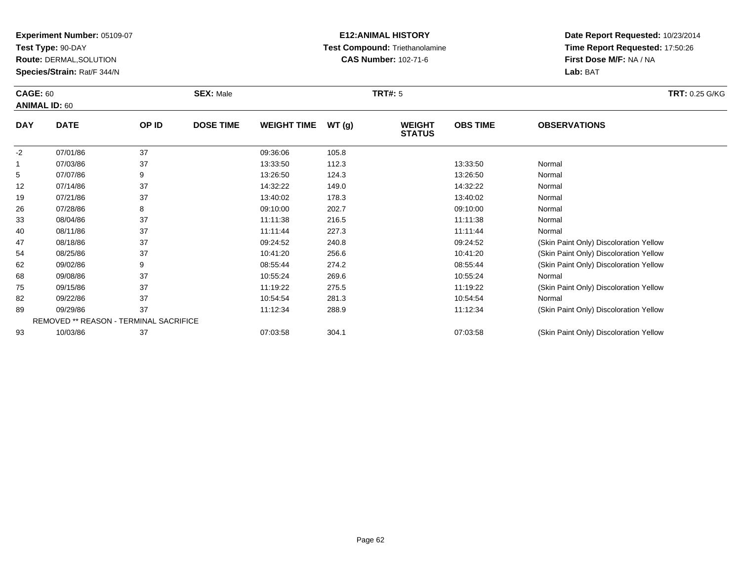**Experiment Number:** 05109-07
**Test Type:** 90-DAY
**Route:** DERMAL,SOLUTION
**Species/Strain:** Rat/F 344/N

**E12:ANIMAL HISTORY**
**Test Compound:** Triethanolamine
**CAS Number:** 102-71-6

**Date Report Requested:** 10/23/2014
**Time Report Requested:** 17:50:26
**First Dose M/F:** NA / NA
**Lab:** BAT

**CAGE:** 60 **SEX:** Male **TRT#:** 5 **TRT:** 0.25 G/KG
**ANIMAL ID:** 60

| DAY | DATE | OP ID | DOSE TIME | WEIGHT TIME | WT (g) | WEIGHT STATUS | OBS TIME | OBSERVATIONS |
|---|---|---|---|---|---|---|---|---|
| -2 | 07/01/86 | 37 | | 09:36:06 | 105.8 | | | |
| 1 | 07/03/86 | 37 | | 13:33:50 | 112.3 | | 13:33:50 | Normal |
| 5 | 07/07/86 | 9 | | 13:26:50 | 124.3 | | 13:26:50 | Normal |
| 12 | 07/14/86 | 37 | | 14:32:22 | 149.0 | | 14:32:22 | Normal |
| 19 | 07/21/86 | 37 | | 13:40:02 | 178.3 | | 13:40:02 | Normal |
| 26 | 07/28/86 | 8 | | 09:10:00 | 202.7 | | 09:10:00 | Normal |
| 33 | 08/04/86 | 37 | | 11:11:38 | 216.5 | | 11:11:38 | Normal |
| 40 | 08/11/86 | 37 | | 11:11:44 | 227.3 | | 11:11:44 | Normal |
| 47 | 08/18/86 | 37 | | 09:24:52 | 240.8 | | 09:24:52 | (Skin Paint Only) Discoloration Yellow |
| 54 | 08/25/86 | 37 | | 10:41:20 | 256.6 | | 10:41:20 | (Skin Paint Only) Discoloration Yellow |
| 62 | 09/02/86 | 9 | | 08:55:44 | 274.2 | | 08:55:44 | (Skin Paint Only) Discoloration Yellow |
| 68 | 09/08/86 | 37 | | 10:55:24 | 269.6 | | 10:55:24 | Normal |
| 75 | 09/15/86 | 37 | | 11:19:22 | 275.5 | | 11:19:22 | (Skin Paint Only) Discoloration Yellow |
| 82 | 09/22/86 | 37 | | 10:54:54 | 281.3 | | 10:54:54 | Normal |
| 89 | 09/29/86 | 37 | | 11:12:34 | 288.9 | | 11:12:34 | (Skin Paint Only) Discoloration Yellow |
| | REMOVED ** REASON - TERMINAL SACRIFICE | | | | | | | |
| 93 | 10/03/86 | 37 | | 07:03:58 | 304.1 | | 07:03:58 | (Skin Paint Only) Discoloration Yellow |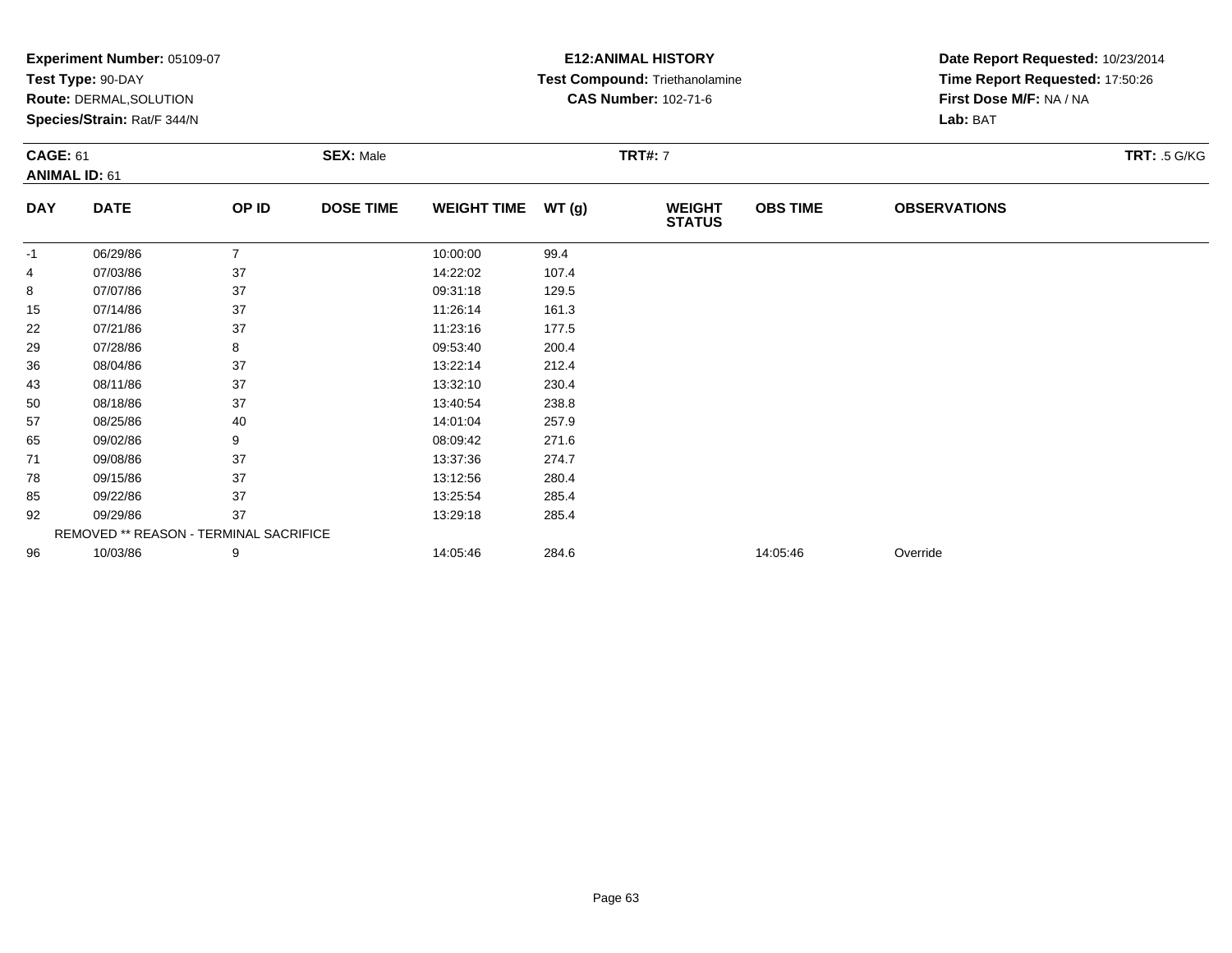**Experiment Number:** 05109-07
**Test Type:** 90-DAY
**Route:** DERMAL,SOLUTION
**Species/Strain:** Rat/F 344/N

**E12:ANIMAL HISTORY**
**Test Compound:** Triethanolamine
**CAS Number:** 102-71-6

**Date Report Requested:** 10/23/2014
**Time Report Requested:** 17:50:26
**First Dose M/F:** NA / NA
**Lab:** BAT

**CAGE:** 61 **SEX:** Male **TRT#:** 7 **TRT:** .5 G/KG
**ANIMAL ID:** 61

| DAY | DATE | OP ID | DOSE TIME | WEIGHT TIME | WT (g) | WEIGHT STATUS | OBS TIME | OBSERVATIONS |
|---|---|---|---|---|---|---|---|---|
| -1 | 06/29/86 | 7 | | 10:00:00 | 99.4 | | | |
| 4 | 07/03/86 | 37 | | 14:22:02 | 107.4 | | | |
| 8 | 07/07/86 | 37 | | 09:31:18 | 129.5 | | | |
| 15 | 07/14/86 | 37 | | 11:26:14 | 161.3 | | | |
| 22 | 07/21/86 | 37 | | 11:23:16 | 177.5 | | | |
| 29 | 07/28/86 | 8 | | 09:53:40 | 200.4 | | | |
| 36 | 08/04/86 | 37 | | 13:22:14 | 212.4 | | | |
| 43 | 08/11/86 | 37 | | 13:32:10 | 230.4 | | | |
| 50 | 08/18/86 | 37 | | 13:40:54 | 238.8 | | | |
| 57 | 08/25/86 | 40 | | 14:01:04 | 257.9 | | | |
| 65 | 09/02/86 | 9 | | 08:09:42 | 271.6 | | | |
| 71 | 09/08/86 | 37 | | 13:37:36 | 274.7 | | | |
| 78 | 09/15/86 | 37 | | 13:12:56 | 280.4 | | | |
| 85 | 09/22/86 | 37 | | 13:25:54 | 285.4 | | | |
| 92 | 09/29/86 | 37 | | 13:29:18 | 285.4 | | | |
| | REMOVED ** REASON - TERMINAL SACRIFICE | | | | | | | |
| 96 | 10/03/86 | 9 | | 14:05:46 | 284.6 | | 14:05:46 | Override |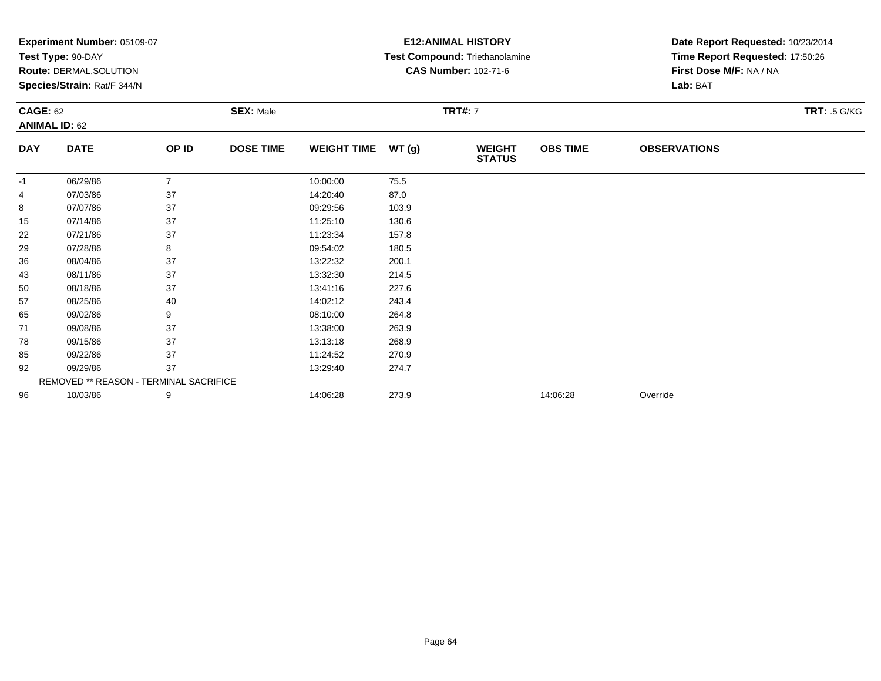**Experiment Number:** 05109-07
**Test Type:** 90-DAY
**Route:** DERMAL,SOLUTION
**Species/Strain:** Rat/F 344/N

**E12:ANIMAL HISTORY**
**Test Compound:** Triethanolamine
**CAS Number:** 102-71-6

**Date Report Requested:** 10/23/2014
**Time Report Requested:** 17:50:26
**First Dose M/F:** NA / NA
**Lab:** BAT

**CAGE:** 62
**ANIMAL ID:** 62
**SEX:** Male
**TRT#:** 7
**TRT:** .5 G/KG

| DAY | DATE | OP ID | DOSE TIME | WEIGHT TIME | WT (g) | WEIGHT STATUS | OBS TIME | OBSERVATIONS |
|---|---|---|---|---|---|---|---|---|
| -1 | 06/29/86 | 7 | | 10:00:00 | 75.5 | | | |
| 4 | 07/03/86 | 37 | | 14:20:40 | 87.0 | | | |
| 8 | 07/07/86 | 37 | | 09:29:56 | 103.9 | | | |
| 15 | 07/14/86 | 37 | | 11:25:10 | 130.6 | | | |
| 22 | 07/21/86 | 37 | | 11:23:34 | 157.8 | | | |
| 29 | 07/28/86 | 8 | | 09:54:02 | 180.5 | | | |
| 36 | 08/04/86 | 37 | | 13:22:32 | 200.1 | | | |
| 43 | 08/11/86 | 37 | | 13:32:30 | 214.5 | | | |
| 50 | 08/18/86 | 37 | | 13:41:16 | 227.6 | | | |
| 57 | 08/25/86 | 40 | | 14:02:12 | 243.4 | | | |
| 65 | 09/02/86 | 9 | | 08:10:00 | 264.8 | | | |
| 71 | 09/08/86 | 37 | | 13:38:00 | 263.9 | | | |
| 78 | 09/15/86 | 37 | | 13:13:18 | 268.9 | | | |
| 85 | 09/22/86 | 37 | | 11:24:52 | 270.9 | | | |
| 92 | 09/29/86 | 37 | | 13:29:40 | 274.7 | | | |
| | REMOVED ** REASON - TERMINAL SACRIFICE | | | | | | | |
| 96 | 10/03/86 | 9 | | 14:06:28 | 273.9 | | 14:06:28 | Override |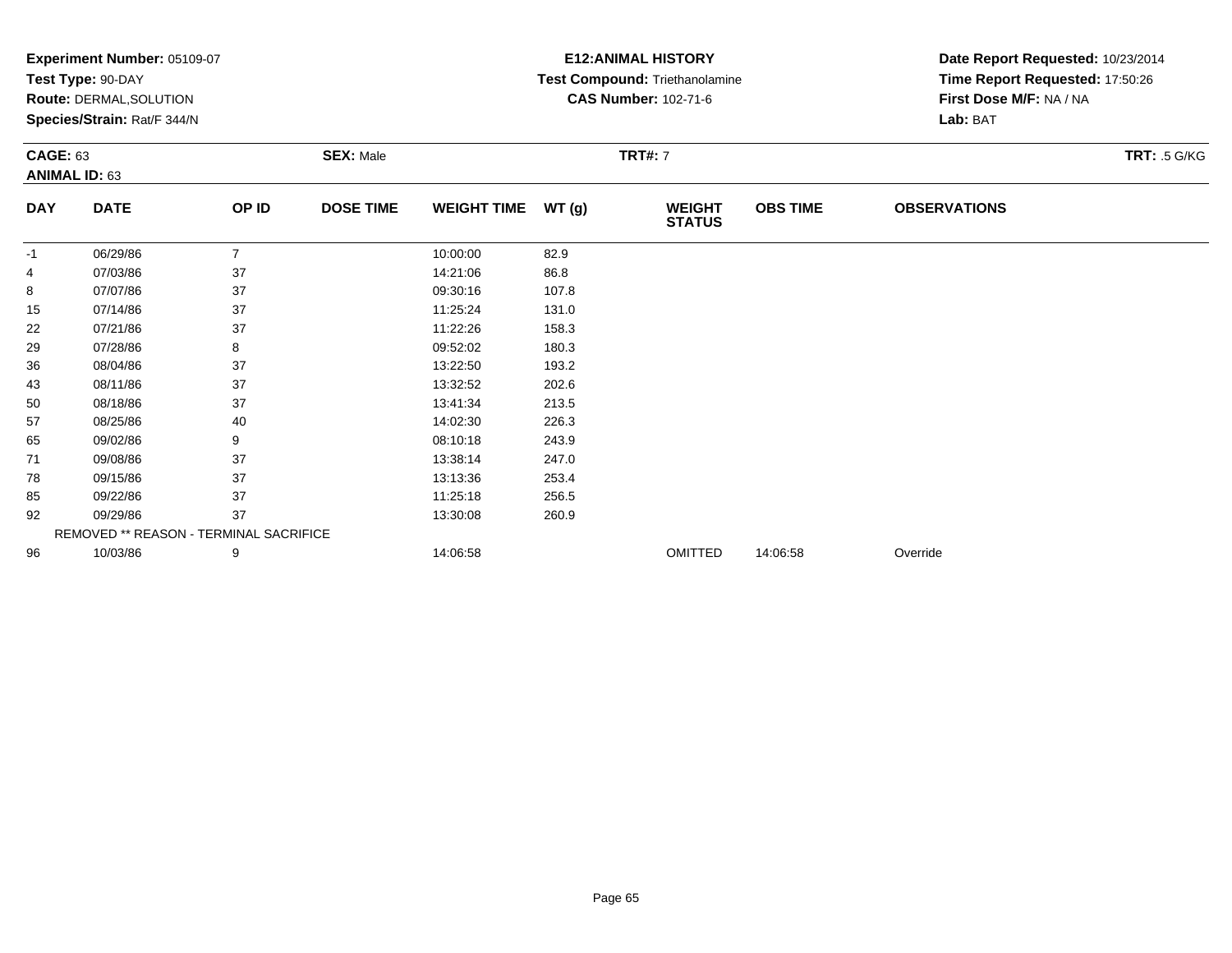**Experiment Number:** 05109-07
**Test Type:** 90-DAY
**Route:** DERMAL,SOLUTION
**Species/Strain:** Rat/F 344/N

**E12:ANIMAL HISTORY**
**Test Compound:** Triethanolamine
**CAS Number:** 102-71-6

**Date Report Requested:** 10/23/2014
**Time Report Requested:** 17:50:26
**First Dose M/F:** NA / NA
**Lab:** BAT

**CAGE:** 63
**ANIMAL ID:** 63
**SEX:** Male
**TRT#:** 7
**TRT:** .5 G/KG

| DAY | DATE | OP ID | DOSE TIME | WEIGHT TIME | WT (g) | WEIGHT STATUS | OBS TIME | OBSERVATIONS |
|---|---|---|---|---|---|---|---|---|
| -1 | 06/29/86 | 7 | | 10:00:00 | 82.9 | | | |
| 4 | 07/03/86 | 37 | | 14:21:06 | 86.8 | | | |
| 8 | 07/07/86 | 37 | | 09:30:16 | 107.8 | | | |
| 15 | 07/14/86 | 37 | | 11:25:24 | 131.0 | | | |
| 22 | 07/21/86 | 37 | | 11:22:26 | 158.3 | | | |
| 29 | 07/28/86 | 8 | | 09:52:02 | 180.3 | | | |
| 36 | 08/04/86 | 37 | | 13:22:50 | 193.2 | | | |
| 43 | 08/11/86 | 37 | | 13:32:52 | 202.6 | | | |
| 50 | 08/18/86 | 37 | | 13:41:34 | 213.5 | | | |
| 57 | 08/25/86 | 40 | | 14:02:30 | 226.3 | | | |
| 65 | 09/02/86 | 9 | | 08:10:18 | 243.9 | | | |
| 71 | 09/08/86 | 37 | | 13:38:14 | 247.0 | | | |
| 78 | 09/15/86 | 37 | | 13:13:36 | 253.4 | | | |
| 85 | 09/22/86 | 37 | | 11:25:18 | 256.5 | | | |
| 92 | 09/29/86 | 37 | | 13:30:08 | 260.9 | | | |
| | REMOVED ** REASON - TERMINAL SACRIFICE | | | | | | | |
| 96 | 10/03/86 | 9 | | 14:06:58 | | OMITTED | 14:06:58 | Override |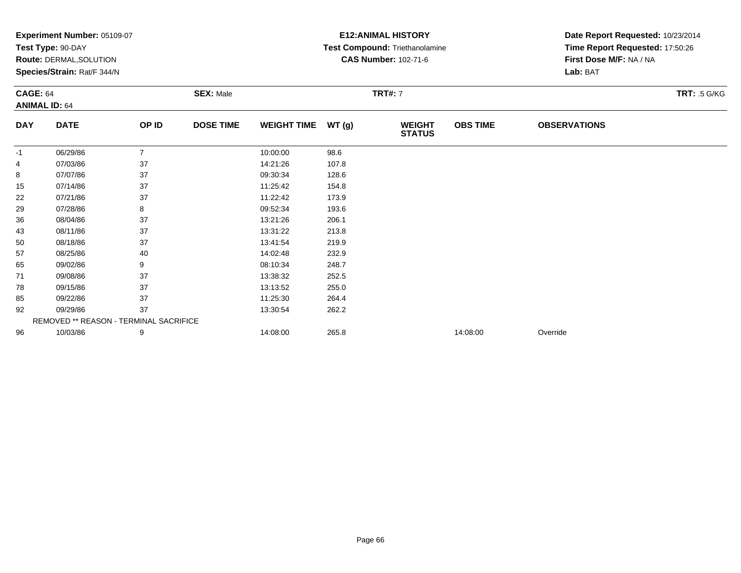**Experiment Number:** 05109-07
**Test Type:** 90-DAY
**Route:** DERMAL,SOLUTION
**Species/Strain:** Rat/F 344/N

**E12:ANIMAL HISTORY**
**Test Compound:** Triethanolamine
**CAS Number:** 102-71-6

**Date Report Requested:** 10/23/2014
**Time Report Requested:** 17:50:26
**First Dose M/F:** NA / NA
**Lab:** BAT

**CAGE:** 64 | **SEX:** Male | **TRT#:** 7 | **TRT:** .5 G/KG
**ANIMAL ID:** 64

| DAY | DATE | OP ID | DOSE TIME | WEIGHT TIME | WT (g) | WEIGHT STATUS | OBS TIME | OBSERVATIONS |
|---|---|---|---|---|---|---|---|---|
| -1 | 06/29/86 | 7 | | 10:00:00 | 98.6 | | | |
| 4 | 07/03/86 | 37 | | 14:21:26 | 107.8 | | | |
| 8 | 07/07/86 | 37 | | 09:30:34 | 128.6 | | | |
| 15 | 07/14/86 | 37 | | 11:25:42 | 154.8 | | | |
| 22 | 07/21/86 | 37 | | 11:22:42 | 173.9 | | | |
| 29 | 07/28/86 | 8 | | 09:52:34 | 193.6 | | | |
| 36 | 08/04/86 | 37 | | 13:21:26 | 206.1 | | | |
| 43 | 08/11/86 | 37 | | 13:31:22 | 213.8 | | | |
| 50 | 08/18/86 | 37 | | 13:41:54 | 219.9 | | | |
| 57 | 08/25/86 | 40 | | 14:02:48 | 232.9 | | | |
| 65 | 09/02/86 | 9 | | 08:10:34 | 248.7 | | | |
| 71 | 09/08/86 | 37 | | 13:38:32 | 252.5 | | | |
| 78 | 09/15/86 | 37 | | 13:13:52 | 255.0 | | | |
| 85 | 09/22/86 | 37 | | 11:25:30 | 264.4 | | | |
| 92 | 09/29/86 | 37 | | 13:30:54 | 262.2 | | | |
| | REMOVED ** REASON - TERMINAL SACRIFICE | | | | | | | |
| 96 | 10/03/86 | 9 | | 14:08:00 | 265.8 | | 14:08:00 | Override |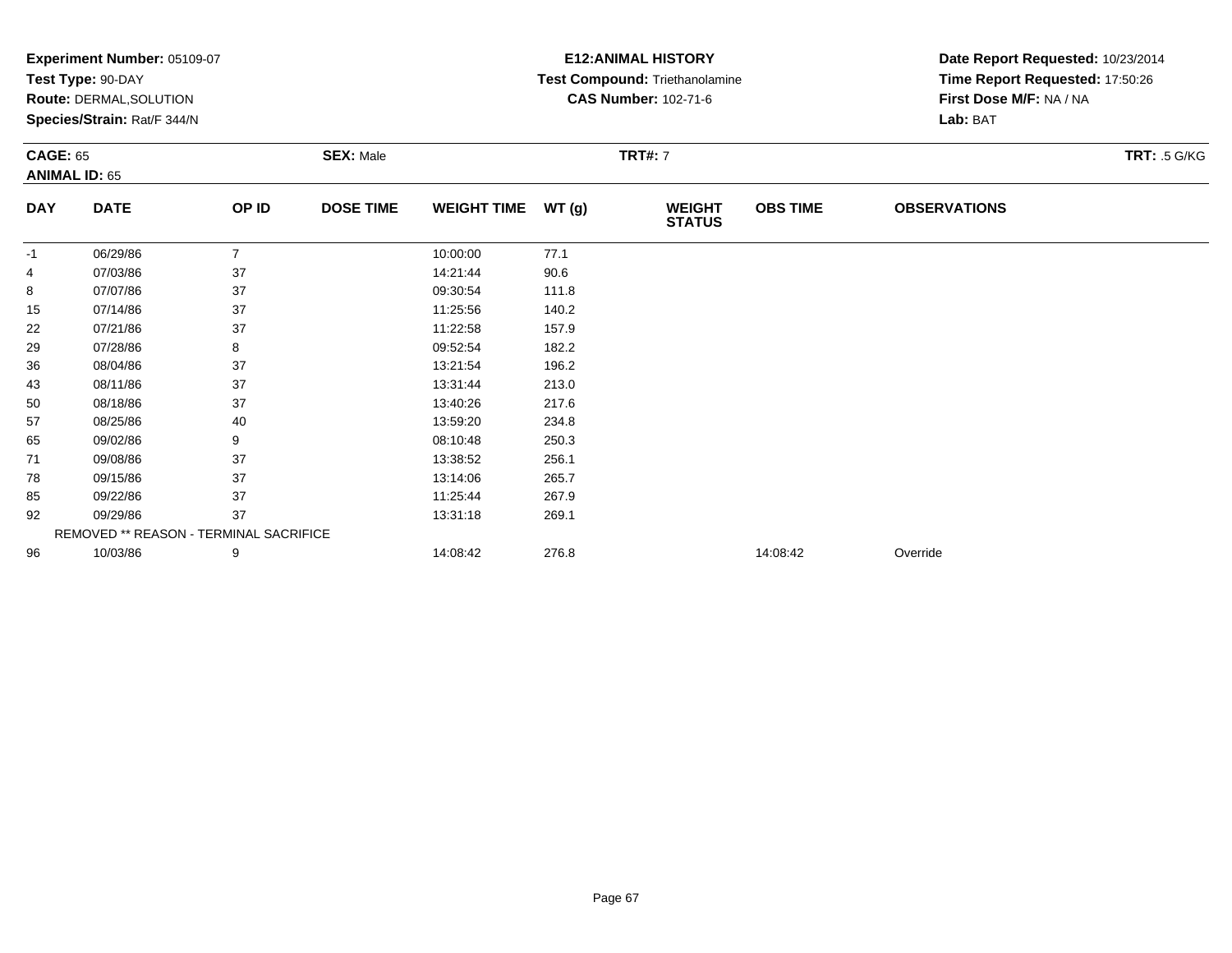**Experiment Number:** 05109-07
**Test Type:** 90-DAY
**Route:** DERMAL,SOLUTION
**Species/Strain:** Rat/F 344/N

**E12:ANIMAL HISTORY**
**Test Compound:** Triethanolamine
**CAS Number:** 102-71-6

**Date Report Requested:** 10/23/2014
**Time Report Requested:** 17:50:26
**First Dose M/F:** NA / NA
**Lab:** BAT

**CAGE:** 65 **SEX:** Male **TRT#:** 7 **TRT:** .5 G/KG
**ANIMAL ID:** 65

| DAY | DATE | OP ID | DOSE TIME | WEIGHT TIME | WT (g) | WEIGHT STATUS | OBS TIME | OBSERVATIONS |
|---|---|---|---|---|---|---|---|---|
| -1 | 06/29/86 | 7 | | 10:00:00 | 77.1 | | | |
| 4 | 07/03/86 | 37 | | 14:21:44 | 90.6 | | | |
| 8 | 07/07/86 | 37 | | 09:30:54 | 111.8 | | | |
| 15 | 07/14/86 | 37 | | 11:25:56 | 140.2 | | | |
| 22 | 07/21/86 | 37 | | 11:22:58 | 157.9 | | | |
| 29 | 07/28/86 | 8 | | 09:52:54 | 182.2 | | | |
| 36 | 08/04/86 | 37 | | 13:21:54 | 196.2 | | | |
| 43 | 08/11/86 | 37 | | 13:31:44 | 213.0 | | | |
| 50 | 08/18/86 | 37 | | 13:40:26 | 217.6 | | | |
| 57 | 08/25/86 | 40 | | 13:59:20 | 234.8 | | | |
| 65 | 09/02/86 | 9 | | 08:10:48 | 250.3 | | | |
| 71 | 09/08/86 | 37 | | 13:38:52 | 256.1 | | | |
| 78 | 09/15/86 | 37 | | 13:14:06 | 265.7 | | | |
| 85 | 09/22/86 | 37 | | 11:25:44 | 267.9 | | | |
| 92 | 09/29/86 | 37 | | 13:31:18 | 269.1 | | | |
| | REMOVED ** REASON - TERMINAL SACRIFICE | | | | | | | |
| 96 | 10/03/86 | 9 | | 14:08:42 | 276.8 | | 14:08:42 | Override |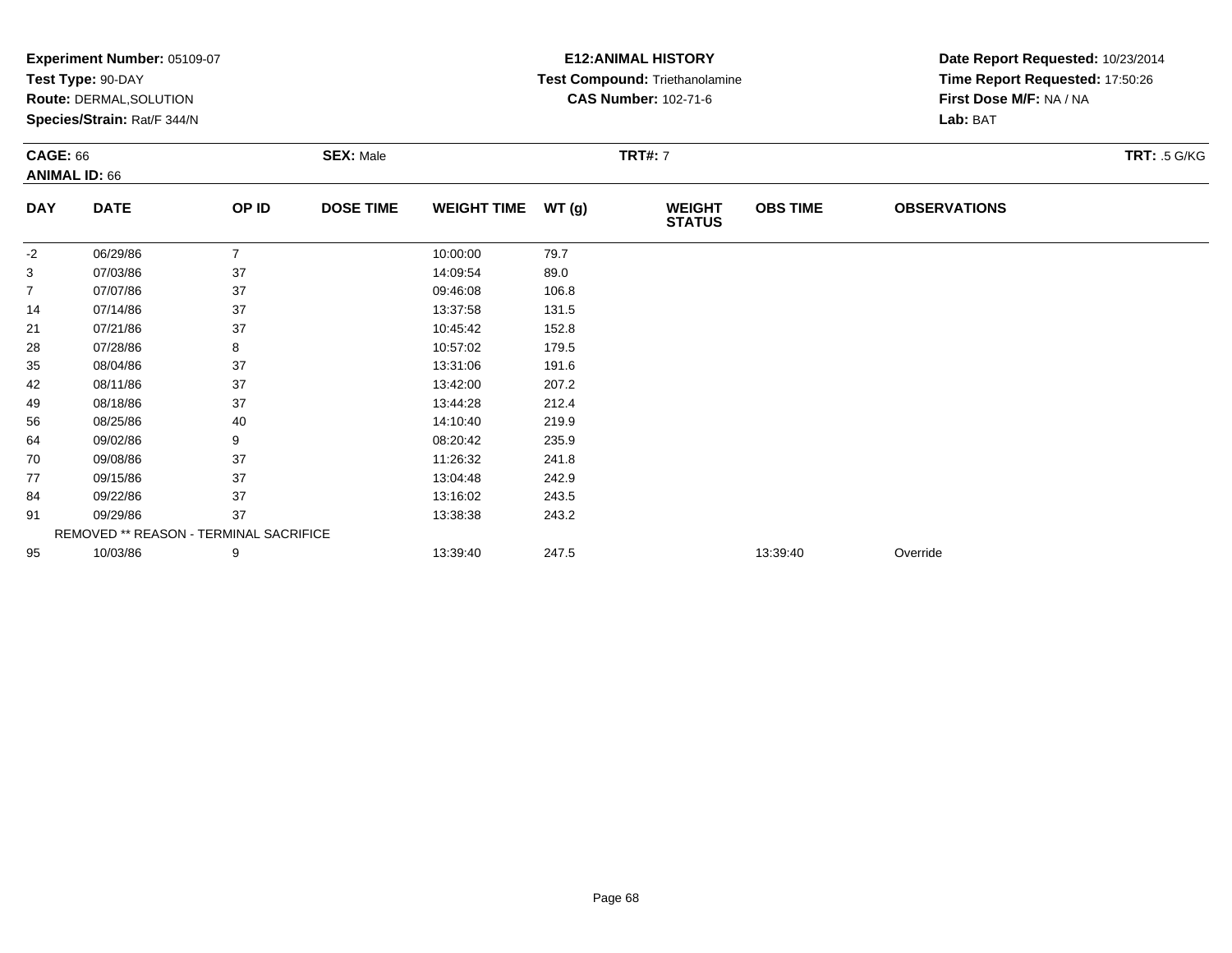**Experiment Number:** 05109-07
**Test Type:** 90-DAY
**Route:** DERMAL,SOLUTION
**Species/Strain:** Rat/F 344/N

**E12:ANIMAL HISTORY**
**Test Compound:** Triethanolamine
**CAS Number:** 102-71-6

**Date Report Requested:** 10/23/2014
**Time Report Requested:** 17:50:26
**First Dose M/F:** NA / NA
**Lab:** BAT

**CAGE:** 66
**ANIMAL ID:** 66
**SEX:** Male
**TRT#:** 7
**TRT:** .5 G/KG

| DAY | DATE | OP ID | DOSE TIME | WEIGHT TIME | WT (g) | WEIGHT STATUS | OBS TIME | OBSERVATIONS |
|---|---|---|---|---|---|---|---|---|
| -2 | 06/29/86 | 7 | | 10:00:00 | 79.7 | | | |
| 3 | 07/03/86 | 37 | | 14:09:54 | 89.0 | | | |
| 7 | 07/07/86 | 37 | | 09:46:08 | 106.8 | | | |
| 14 | 07/14/86 | 37 | | 13:37:58 | 131.5 | | | |
| 21 | 07/21/86 | 37 | | 10:45:42 | 152.8 | | | |
| 28 | 07/28/86 | 8 | | 10:57:02 | 179.5 | | | |
| 35 | 08/04/86 | 37 | | 13:31:06 | 191.6 | | | |
| 42 | 08/11/86 | 37 | | 13:42:00 | 207.2 | | | |
| 49 | 08/18/86 | 37 | | 13:44:28 | 212.4 | | | |
| 56 | 08/25/86 | 40 | | 14:10:40 | 219.9 | | | |
| 64 | 09/02/86 | 9 | | 08:20:42 | 235.9 | | | |
| 70 | 09/08/86 | 37 | | 11:26:32 | 241.8 | | | |
| 77 | 09/15/86 | 37 | | 13:04:48 | 242.9 | | | |
| 84 | 09/22/86 | 37 | | 13:16:02 | 243.5 | | | |
| 91 | 09/29/86 | 37 | | 13:38:38 | 243.2 | | | |
| REMOVED ** REASON - TERMINAL SACRIFICE | | | | | | | | |
| 95 | 10/03/86 | 9 | | 13:39:40 | 247.5 | | 13:39:40 | Override |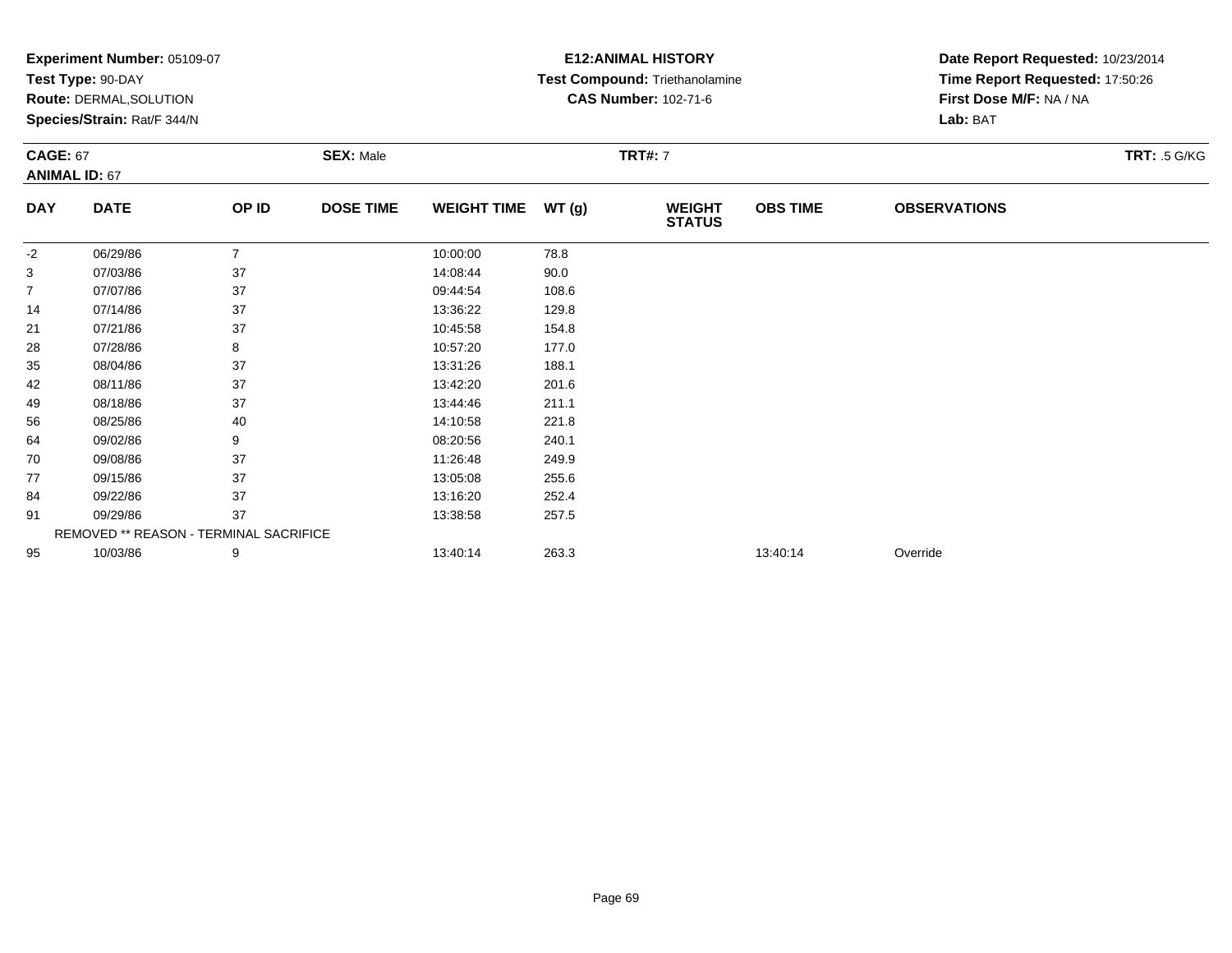**Experiment Number:** 05109-07
**Test Type:** 90-DAY
**Route:** DERMAL,SOLUTION
**Species/Strain:** Rat/F 344/N

**E12:ANIMAL HISTORY**
**Test Compound:** Triethanolamine
**CAS Number:** 102-71-6

**Date Report Requested:** 10/23/2014
**Time Report Requested:** 17:50:26
**First Dose M/F:** NA / NA
**Lab:** BAT

**CAGE:** 67 **SEX:** Male **TRT#:** 7 **TRT:** .5 G/KG
**ANIMAL ID:** 67

| DAY | DATE | OP ID | DOSE TIME | WEIGHT TIME | WT (g) | WEIGHT STATUS | OBS TIME | OBSERVATIONS |
|---|---|---|---|---|---|---|---|---|
| -2 | 06/29/86 | 7 | | 10:00:00 | 78.8 | | | |
| 3 | 07/03/86 | 37 | | 14:08:44 | 90.0 | | | |
| 7 | 07/07/86 | 37 | | 09:44:54 | 108.6 | | | |
| 14 | 07/14/86 | 37 | | 13:36:22 | 129.8 | | | |
| 21 | 07/21/86 | 37 | | 10:45:58 | 154.8 | | | |
| 28 | 07/28/86 | 8 | | 10:57:20 | 177.0 | | | |
| 35 | 08/04/86 | 37 | | 13:31:26 | 188.1 | | | |
| 42 | 08/11/86 | 37 | | 13:42:20 | 201.6 | | | |
| 49 | 08/18/86 | 37 | | 13:44:46 | 211.1 | | | |
| 56 | 08/25/86 | 40 | | 14:10:58 | 221.8 | | | |
| 64 | 09/02/86 | 9 | | 08:20:56 | 240.1 | | | |
| 70 | 09/08/86 | 37 | | 11:26:48 | 249.9 | | | |
| 77 | 09/15/86 | 37 | | 13:05:08 | 255.6 | | | |
| 84 | 09/22/86 | 37 | | 13:16:20 | 252.4 | | | |
| 91 | 09/29/86 | 37 | | 13:38:58 | 257.5 | | | |
| | REMOVED ** REASON - TERMINAL SACRIFICE | | | | | | | |
| 95 | 10/03/86 | 9 | | 13:40:14 | 263.3 | | 13:40:14 | Override |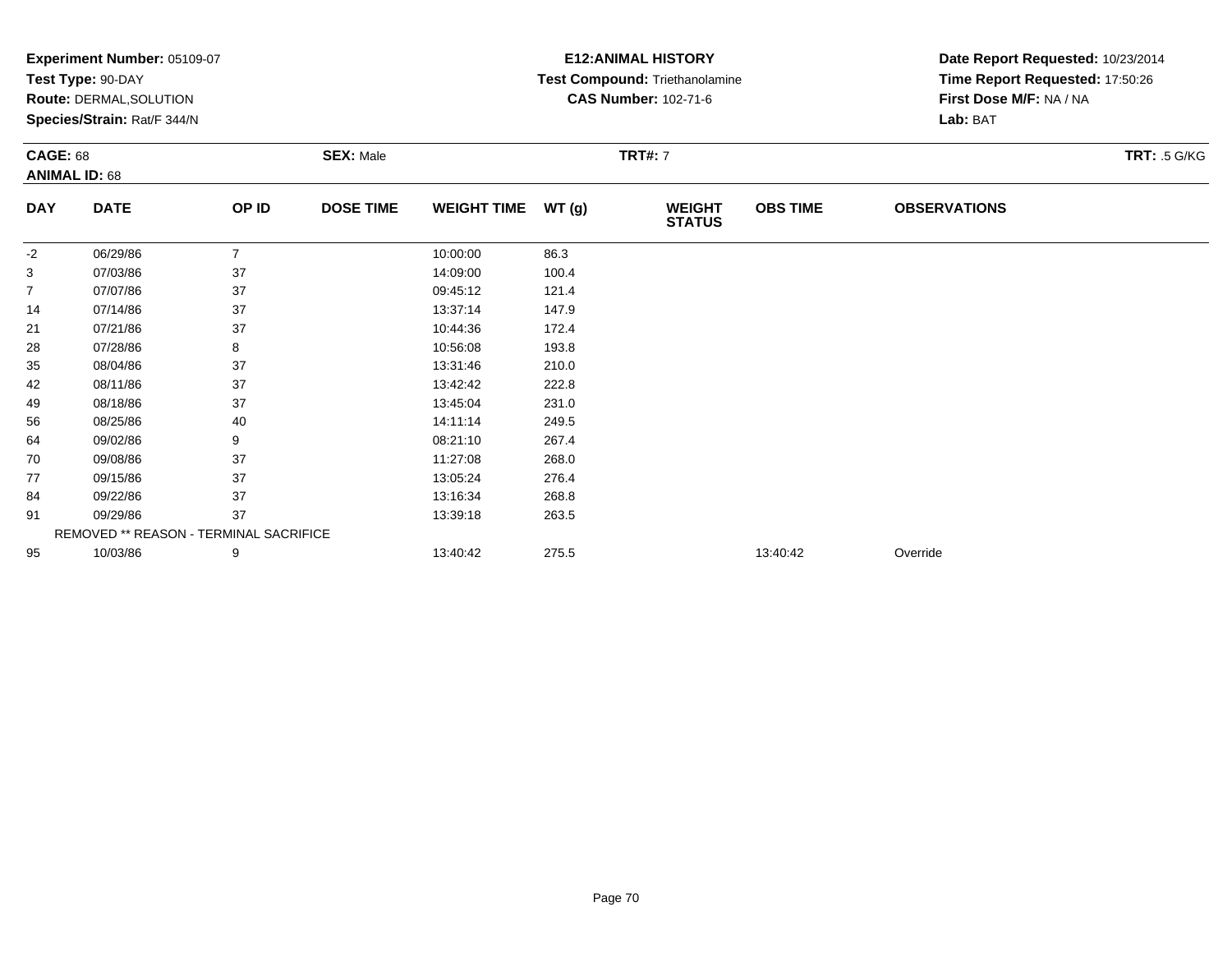**Experiment Number:** 05109-07
**Test Type:** 90-DAY
**Route:** DERMAL,SOLUTION
**Species/Strain:** Rat/F 344/N

**E12:ANIMAL HISTORY**
**Test Compound:** Triethanolamine
**CAS Number:** 102-71-6

**Date Report Requested:** 10/23/2014
**Time Report Requested:** 17:50:26
**First Dose M/F:** NA / NA
**Lab:** BAT

**CAGE:** 68 **SEX:** Male **TRT#:** 7 **TRT:** .5 G/KG
**ANIMAL ID:** 68

| DAY | DATE | OP ID | DOSE TIME | WEIGHT TIME | WT (g) | WEIGHT STATUS | OBS TIME | OBSERVATIONS |
|---|---|---|---|---|---|---|---|---|
| -2 | 06/29/86 | 7 | | 10:00:00 | 86.3 | | | |
| 3 | 07/03/86 | 37 | | 14:09:00 | 100.4 | | | |
| 7 | 07/07/86 | 37 | | 09:45:12 | 121.4 | | | |
| 14 | 07/14/86 | 37 | | 13:37:14 | 147.9 | | | |
| 21 | 07/21/86 | 37 | | 10:44:36 | 172.4 | | | |
| 28 | 07/28/86 | 8 | | 10:56:08 | 193.8 | | | |
| 35 | 08/04/86 | 37 | | 13:31:46 | 210.0 | | | |
| 42 | 08/11/86 | 37 | | 13:42:42 | 222.8 | | | |
| 49 | 08/18/86 | 37 | | 13:45:04 | 231.0 | | | |
| 56 | 08/25/86 | 40 | | 14:11:14 | 249.5 | | | |
| 64 | 09/02/86 | 9 | | 08:21:10 | 267.4 | | | |
| 70 | 09/08/86 | 37 | | 11:27:08 | 268.0 | | | |
| 77 | 09/15/86 | 37 | | 13:05:24 | 276.4 | | | |
| 84 | 09/22/86 | 37 | | 13:16:34 | 268.8 | | | |
| 91 | 09/29/86 | 37 | | 13:39:18 | 263.5 | | | |
| REMOVED ** REASON - TERMINAL SACRIFICE | | | | | | | | |
| 95 | 10/03/86 | 9 | | 13:40:42 | 275.5 | | 13:40:42 | Override |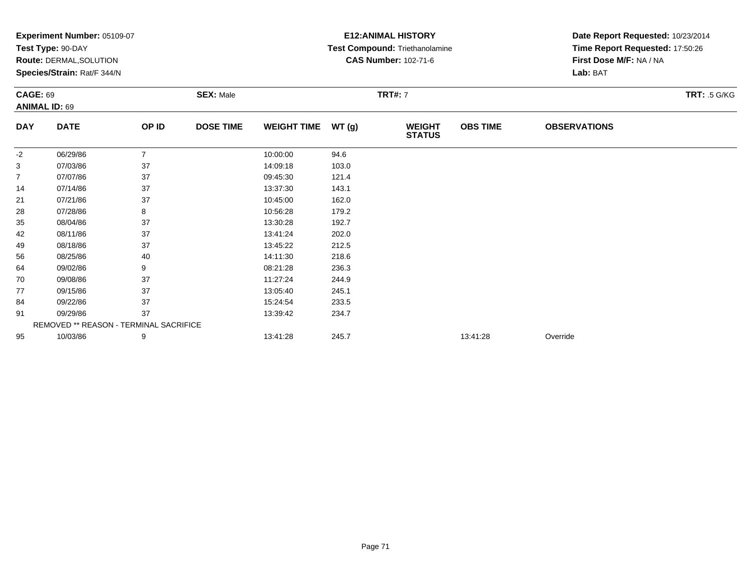**Experiment Number:** 05109-07
**Test Type:** 90-DAY
**Route:** DERMAL,SOLUTION
**Species/Strain:** Rat/F 344/N

**E12:ANIMAL HISTORY**
**Test Compound:** Triethanolamine
**CAS Number:** 102-71-6

**Date Report Requested:** 10/23/2014
**Time Report Requested:** 17:50:26
**First Dose M/F:** NA / NA
**Lab:** BAT

**CAGE:** 69 **SEX:** Male **TRT#:** 7 **TRT:** .5 G/KG
**ANIMAL ID:** 69

| DAY | DATE | OP ID | DOSE TIME | WEIGHT TIME | WT (g) | WEIGHT STATUS | OBS TIME | OBSERVATIONS |
|---|---|---|---|---|---|---|---|---|
| -2 | 06/29/86 | 7 | | 10:00:00 | 94.6 | | | |
| 3 | 07/03/86 | 37 | | 14:09:18 | 103.0 | | | |
| 7 | 07/07/86 | 37 | | 09:45:30 | 121.4 | | | |
| 14 | 07/14/86 | 37 | | 13:37:30 | 143.1 | | | |
| 21 | 07/21/86 | 37 | | 10:45:00 | 162.0 | | | |
| 28 | 07/28/86 | 8 | | 10:56:28 | 179.2 | | | |
| 35 | 08/04/86 | 37 | | 13:30:28 | 192.7 | | | |
| 42 | 08/11/86 | 37 | | 13:41:24 | 202.0 | | | |
| 49 | 08/18/86 | 37 | | 13:45:22 | 212.5 | | | |
| 56 | 08/25/86 | 40 | | 14:11:30 | 218.6 | | | |
| 64 | 09/02/86 | 9 | | 08:21:28 | 236.3 | | | |
| 70 | 09/08/86 | 37 | | 11:27:24 | 244.9 | | | |
| 77 | 09/15/86 | 37 | | 13:05:40 | 245.1 | | | |
| 84 | 09/22/86 | 37 | | 15:24:54 | 233.5 | | | |
| 91 | 09/29/86 | 37 | | 13:39:42 | 234.7 | | | |
| REMOVED ** REASON - TERMINAL SACRIFICE | | | | | | | | |
| 95 | 10/03/86 | 9 | | 13:41:28 | 245.7 | | 13:41:28 | Override |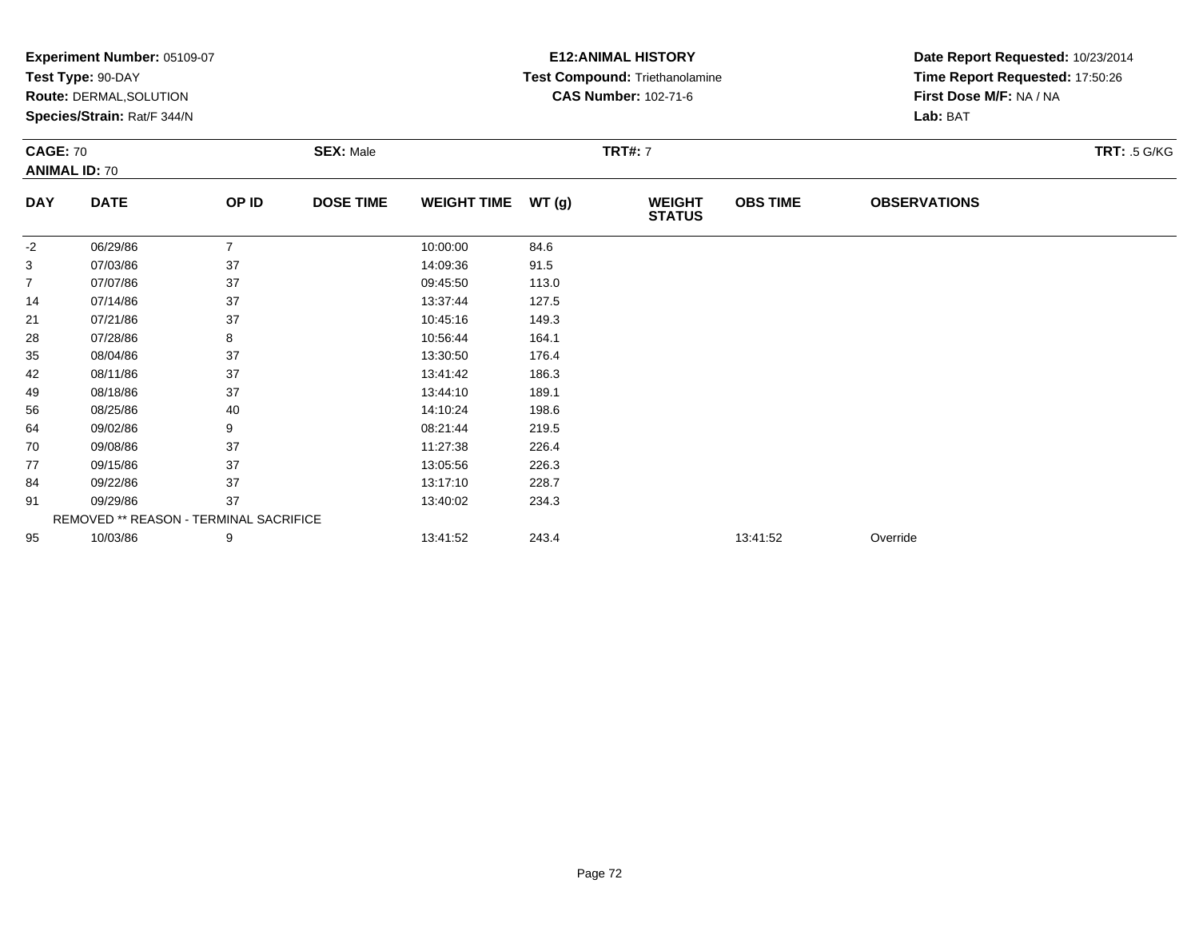**Experiment Number:** 05109-07
**Test Type:** 90-DAY
**Route:** DERMAL,SOLUTION
**Species/Strain:** Rat/F 344/N

**E12:ANIMAL HISTORY**
**Test Compound:** Triethanolamine
**CAS Number:** 102-71-6

**Date Report Requested:** 10/23/2014
**Time Report Requested:** 17:50:26
**First Dose M/F:** NA / NA
**Lab:** BAT

**CAGE:** 70 **SEX:** Male **TRT#:** 7 **TRT:** .5 G/KG
**ANIMAL ID:** 70

| DAY | DATE | OP ID | DOSE TIME | WEIGHT TIME | WT (g) | WEIGHT STATUS | OBS TIME | OBSERVATIONS |
|---|---|---|---|---|---|---|---|---|
| -2 | 06/29/86 | 7 | | 10:00:00 | 84.6 | | | |
| 3 | 07/03/86 | 37 | | 14:09:36 | 91.5 | | | |
| 7 | 07/07/86 | 37 | | 09:45:50 | 113.0 | | | |
| 14 | 07/14/86 | 37 | | 13:37:44 | 127.5 | | | |
| 21 | 07/21/86 | 37 | | 10:45:16 | 149.3 | | | |
| 28 | 07/28/86 | 8 | | 10:56:44 | 164.1 | | | |
| 35 | 08/04/86 | 37 | | 13:30:50 | 176.4 | | | |
| 42 | 08/11/86 | 37 | | 13:41:42 | 186.3 | | | |
| 49 | 08/18/86 | 37 | | 13:44:10 | 189.1 | | | |
| 56 | 08/25/86 | 40 | | 14:10:24 | 198.6 | | | |
| 64 | 09/02/86 | 9 | | 08:21:44 | 219.5 | | | |
| 70 | 09/08/86 | 37 | | 11:27:38 | 226.4 | | | |
| 77 | 09/15/86 | 37 | | 13:05:56 | 226.3 | | | |
| 84 | 09/22/86 | 37 | | 13:17:10 | 228.7 | | | |
| 91 | 09/29/86 | 37 | | 13:40:02 | 234.3 | | | |
| | REMOVED ** REASON - TERMINAL SACRIFICE | | | | | | | |
| 95 | 10/03/86 | 9 | | 13:41:52 | 243.4 | | 13:41:52 | Override |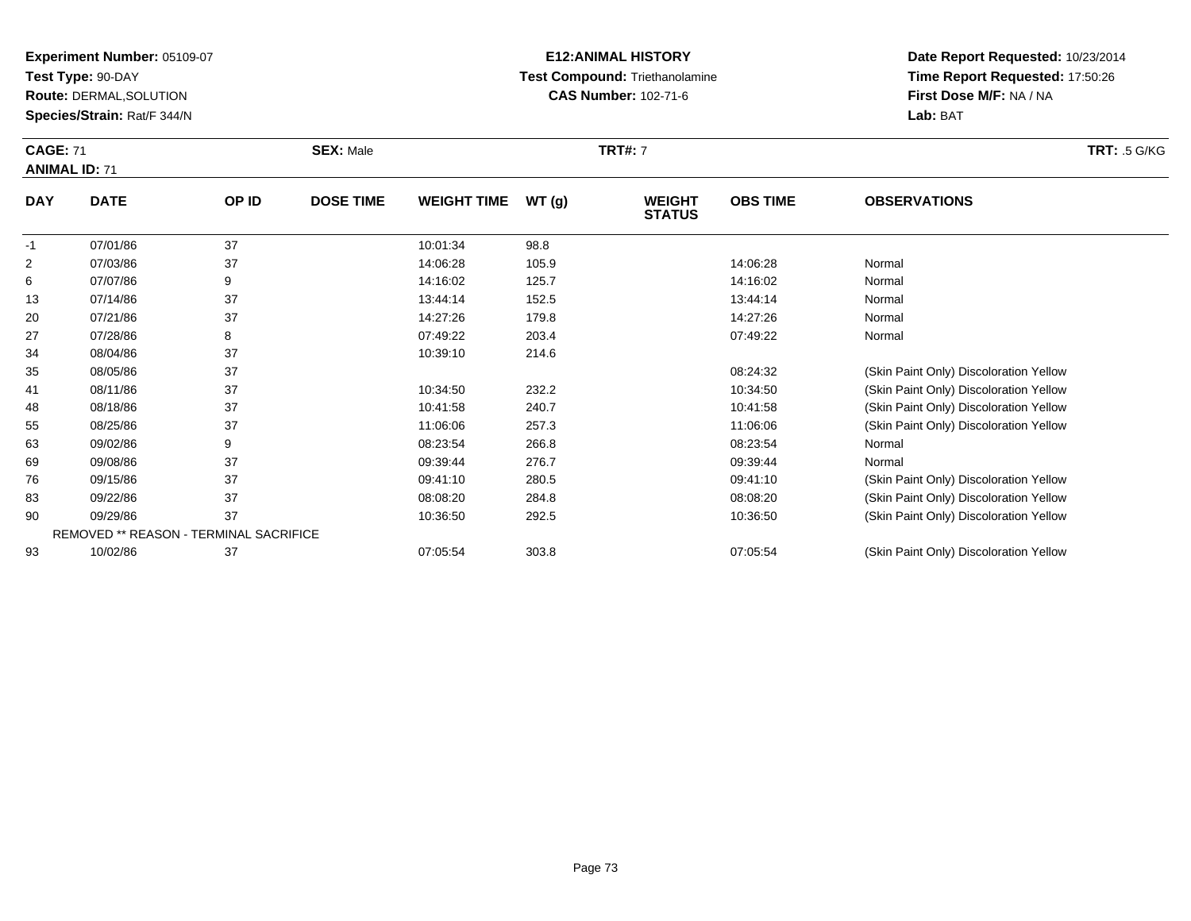**Experiment Number:** 05109-07
**Test Type:** 90-DAY
**Route:** DERMAL,SOLUTION
**Species/Strain:** Rat/F 344/N

**E12:ANIMAL HISTORY**
**Test Compound:** Triethanolamine
**CAS Number:** 102-71-6

**Date Report Requested:** 10/23/2014
**Time Report Requested:** 17:50:26
**First Dose M/F:** NA / NA
**Lab:** BAT

**CAGE:** 71
**ANIMAL ID:** 71
**SEX:** Male
**TRT#:** 7
**TRT:** .5 G/KG

| DAY | DATE | OP ID | DOSE TIME | WEIGHT TIME | WT (g) | WEIGHT STATUS | OBS TIME | OBSERVATIONS |
|---|---|---|---|---|---|---|---|---|
| -1 | 07/01/86 | 37 | | 10:01:34 | 98.8 | | | |
| 2 | 07/03/86 | 37 | | 14:06:28 | 105.9 | | 14:06:28 | Normal |
| 6 | 07/07/86 | 9 | | 14:16:02 | 125.7 | | 14:16:02 | Normal |
| 13 | 07/14/86 | 37 | | 13:44:14 | 152.5 | | 13:44:14 | Normal |
| 20 | 07/21/86 | 37 | | 14:27:26 | 179.8 | | 14:27:26 | Normal |
| 27 | 07/28/86 | 8 | | 07:49:22 | 203.4 | | 07:49:22 | Normal |
| 34 | 08/04/86 | 37 | | 10:39:10 | 214.6 | | | |
| 35 | 08/05/86 | 37 | | | | | 08:24:32 | (Skin Paint Only) Discoloration Yellow |
| 41 | 08/11/86 | 37 | | 10:34:50 | 232.2 | | 10:34:50 | (Skin Paint Only) Discoloration Yellow |
| 48 | 08/18/86 | 37 | | 10:41:58 | 240.7 | | 10:41:58 | (Skin Paint Only) Discoloration Yellow |
| 55 | 08/25/86 | 37 | | 11:06:06 | 257.3 | | 11:06:06 | (Skin Paint Only) Discoloration Yellow |
| 63 | 09/02/86 | 9 | | 08:23:54 | 266.8 | | 08:23:54 | Normal |
| 69 | 09/08/86 | 37 | | 09:39:44 | 276.7 | | 09:39:44 | Normal |
| 76 | 09/15/86 | 37 | | 09:41:10 | 280.5 | | 09:41:10 | (Skin Paint Only) Discoloration Yellow |
| 83 | 09/22/86 | 37 | | 08:08:20 | 284.8 | | 08:08:20 | (Skin Paint Only) Discoloration Yellow |
| 90 | 09/29/86 | 37 | | 10:36:50 | 292.5 | | 10:36:50 | (Skin Paint Only) Discoloration Yellow |
| | REMOVED ** REASON - TERMINAL SACRIFICE | | | | | | | |
| 93 | 10/02/86 | 37 | | 07:05:54 | 303.8 | | 07:05:54 | (Skin Paint Only) Discoloration Yellow |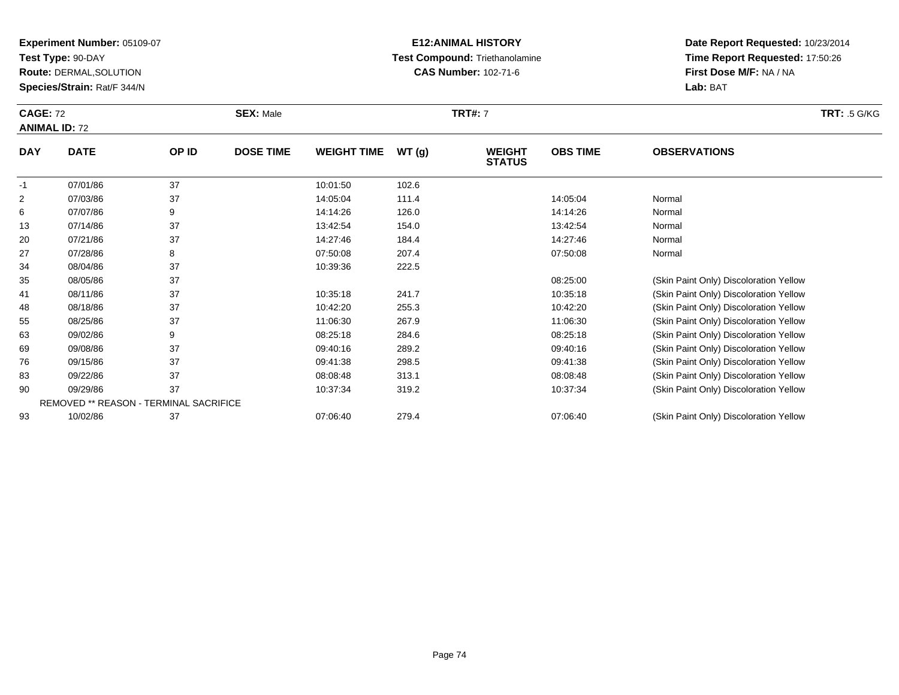**Experiment Number:** 05109-07
**Test Type:** 90-DAY
**Route:** DERMAL,SOLUTION
**Species/Strain:** Rat/F 344/N

**E12:ANIMAL HISTORY**
**Test Compound:** Triethanolamine
**CAS Number:** 102-71-6

**Date Report Requested:** 10/23/2014
**Time Report Requested:** 17:50:26
**First Dose M/F:** NA / NA
**Lab:** BAT

**CAGE:** 72 **SEX:** Male **TRT#:** 7 **TRT:** .5 G/KG
**ANIMAL ID:** 72

| DAY | DATE | OP ID | DOSE TIME | WEIGHT TIME | WT (g) | WEIGHT STATUS | OBS TIME | OBSERVATIONS |
|---|---|---|---|---|---|---|---|---|
| -1 | 07/01/86 | 37 | | 10:01:50 | 102.6 | | | |
| 2 | 07/03/86 | 37 | | 14:05:04 | 111.4 | | 14:05:04 | Normal |
| 6 | 07/07/86 | 9 | | 14:14:26 | 126.0 | | 14:14:26 | Normal |
| 13 | 07/14/86 | 37 | | 13:42:54 | 154.0 | | 13:42:54 | Normal |
| 20 | 07/21/86 | 37 | | 14:27:46 | 184.4 | | 14:27:46 | Normal |
| 27 | 07/28/86 | 8 | | 07:50:08 | 207.4 | | 07:50:08 | Normal |
| 34 | 08/04/86 | 37 | | 10:39:36 | 222.5 | | | |
| 35 | 08/05/86 | 37 | | | | | 08:25:00 | (Skin Paint Only) Discoloration Yellow |
| 41 | 08/11/86 | 37 | | 10:35:18 | 241.7 | | 10:35:18 | (Skin Paint Only) Discoloration Yellow |
| 48 | 08/18/86 | 37 | | 10:42:20 | 255.3 | | 10:42:20 | (Skin Paint Only) Discoloration Yellow |
| 55 | 08/25/86 | 37 | | 11:06:30 | 267.9 | | 11:06:30 | (Skin Paint Only) Discoloration Yellow |
| 63 | 09/02/86 | 9 | | 08:25:18 | 284.6 | | 08:25:18 | (Skin Paint Only) Discoloration Yellow |
| 69 | 09/08/86 | 37 | | 09:40:16 | 289.2 | | 09:40:16 | (Skin Paint Only) Discoloration Yellow |
| 76 | 09/15/86 | 37 | | 09:41:38 | 298.5 | | 09:41:38 | (Skin Paint Only) Discoloration Yellow |
| 83 | 09/22/86 | 37 | | 08:08:48 | 313.1 | | 08:08:48 | (Skin Paint Only) Discoloration Yellow |
| 90 | 09/29/86 | 37 | | 10:37:34 | 319.2 | | 10:37:34 | (Skin Paint Only) Discoloration Yellow |
| REMOVED ** REASON - TERMINAL SACRIFICE | | | | | | | | |
| 93 | 10/02/86 | 37 | | 07:06:40 | 279.4 | | 07:06:40 | (Skin Paint Only) Discoloration Yellow |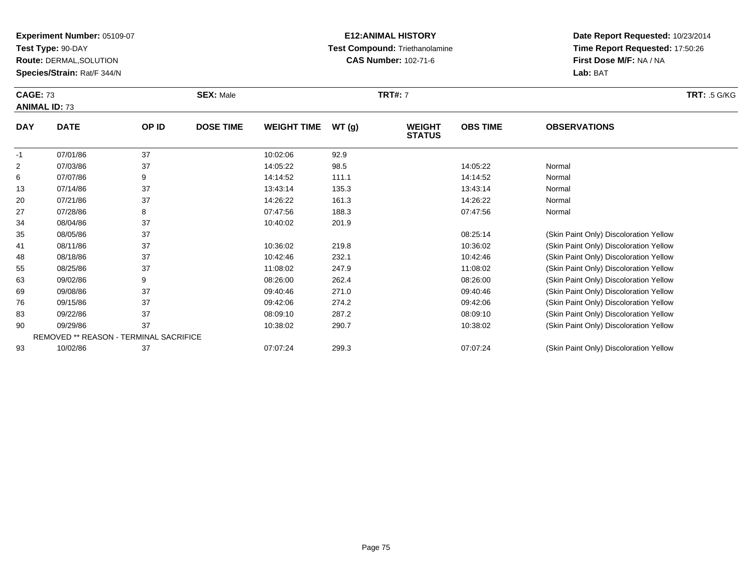**Experiment Number:** 05109-07
**Test Type:** 90-DAY
**Route:** DERMAL,SOLUTION
**Species/Strain:** Rat/F 344/N

**E12:ANIMAL HISTORY**
**Test Compound:** Triethanolamine
**CAS Number:** 102-71-6

**Date Report Requested:** 10/23/2014
**Time Report Requested:** 17:50:26
**First Dose M/F:** NA / NA
**Lab:** BAT

**CAGE:** 73
**ANIMAL ID:** 73
**SEX:** Male
**TRT#:** 7
**TRT:** .5 G/KG

| DAY | DATE | OP ID | DOSE TIME | WEIGHT TIME | WT (g) | WEIGHT STATUS | OBS TIME | OBSERVATIONS |
|---|---|---|---|---|---|---|---|---|
| -1 | 07/01/86 | 37 | | 10:02:06 | 92.9 | | | |
| 2 | 07/03/86 | 37 | | 14:05:22 | 98.5 | | 14:05:22 | Normal |
| 6 | 07/07/86 | 9 | | 14:14:52 | 111.1 | | 14:14:52 | Normal |
| 13 | 07/14/86 | 37 | | 13:43:14 | 135.3 | | 13:43:14 | Normal |
| 20 | 07/21/86 | 37 | | 14:26:22 | 161.3 | | 14:26:22 | Normal |
| 27 | 07/28/86 | 8 | | 07:47:56 | 188.3 | | 07:47:56 | Normal |
| 34 | 08/04/86 | 37 | | 10:40:02 | 201.9 | | | |
| 35 | 08/05/86 | 37 | | | | | 08:25:14 | (Skin Paint Only) Discoloration Yellow |
| 41 | 08/11/86 | 37 | | 10:36:02 | 219.8 | | 10:36:02 | (Skin Paint Only) Discoloration Yellow |
| 48 | 08/18/86 | 37 | | 10:42:46 | 232.1 | | 10:42:46 | (Skin Paint Only) Discoloration Yellow |
| 55 | 08/25/86 | 37 | | 11:08:02 | 247.9 | | 11:08:02 | (Skin Paint Only) Discoloration Yellow |
| 63 | 09/02/86 | 9 | | 08:26:00 | 262.4 | | 08:26:00 | (Skin Paint Only) Discoloration Yellow |
| 69 | 09/08/86 | 37 | | 09:40:46 | 271.0 | | 09:40:46 | (Skin Paint Only) Discoloration Yellow |
| 76 | 09/15/86 | 37 | | 09:42:06 | 274.2 | | 09:42:06 | (Skin Paint Only) Discoloration Yellow |
| 83 | 09/22/86 | 37 | | 08:09:10 | 287.2 | | 08:09:10 | (Skin Paint Only) Discoloration Yellow |
| 90 | 09/29/86 | 37 | | 10:38:02 | 290.7 | | 10:38:02 | (Skin Paint Only) Discoloration Yellow |
| | REMOVED ** REASON - TERMINAL SACRIFICE | | | | | | | |
| 93 | 10/02/86 | 37 | | 07:07:24 | 299.3 | | 07:07:24 | (Skin Paint Only) Discoloration Yellow |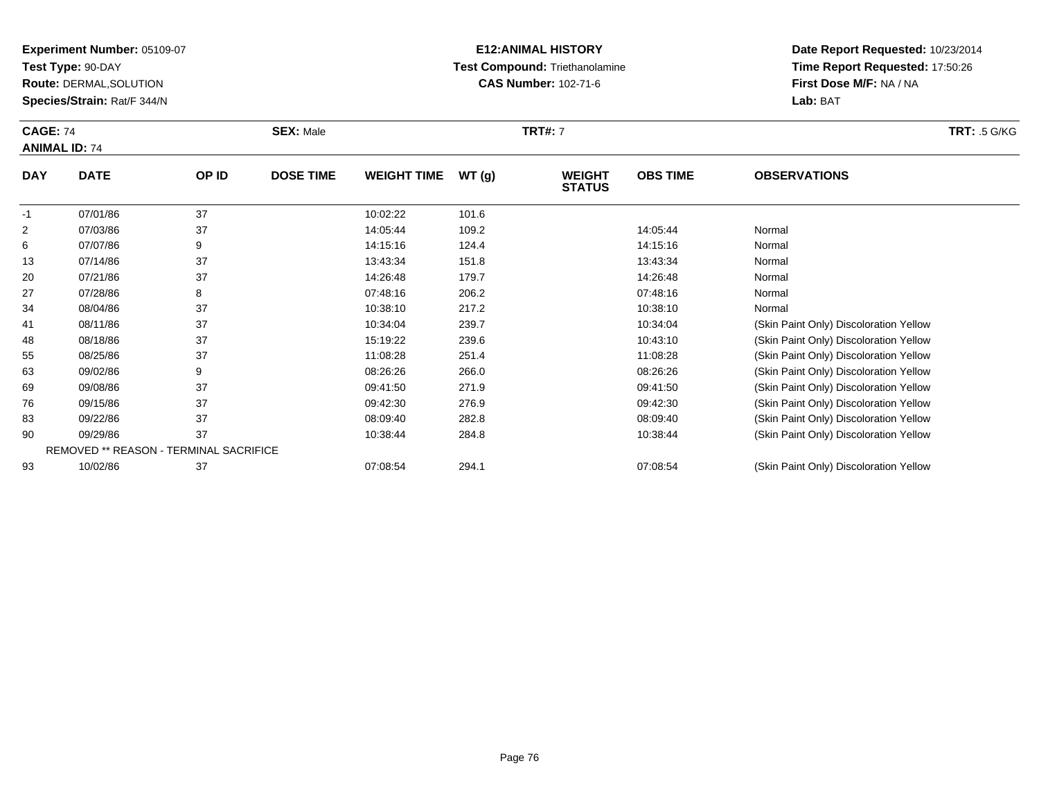**Experiment Number:** 05109-07
**Test Type:** 90-DAY
**Route:** DERMAL,SOLUTION
**Species/Strain:** Rat/F 344/N

**E12:ANIMAL HISTORY**
**Test Compound:** Triethanolamine
**CAS Number:** 102-71-6

**Date Report Requested:** 10/23/2014
**Time Report Requested:** 17:50:26
**First Dose M/F:** NA / NA
**Lab:** BAT

**CAGE:** 74
**ANIMAL ID:** 74
**SEX:** Male
**TRT#:** 7
**TRT:** .5 G/KG

| DAY | DATE | OP ID | DOSE TIME | WEIGHT TIME | WT (g) | WEIGHT STATUS | OBS TIME | OBSERVATIONS |
|---|---|---|---|---|---|---|---|---|
| -1 | 07/01/86 | 37 | | 10:02:22 | 101.6 | | | |
| 2 | 07/03/86 | 37 | | 14:05:44 | 109.2 | | 14:05:44 | Normal |
| 6 | 07/07/86 | 9 | | 14:15:16 | 124.4 | | 14:15:16 | Normal |
| 13 | 07/14/86 | 37 | | 13:43:34 | 151.8 | | 13:43:34 | Normal |
| 20 | 07/21/86 | 37 | | 14:26:48 | 179.7 | | 14:26:48 | Normal |
| 27 | 07/28/86 | 8 | | 07:48:16 | 206.2 | | 07:48:16 | Normal |
| 34 | 08/04/86 | 37 | | 10:38:10 | 217.2 | | 10:38:10 | Normal |
| 41 | 08/11/86 | 37 | | 10:34:04 | 239.7 | | 10:34:04 | (Skin Paint Only) Discoloration Yellow |
| 48 | 08/18/86 | 37 | | 15:19:22 | 239.6 | | 10:43:10 | (Skin Paint Only) Discoloration Yellow |
| 55 | 08/25/86 | 37 | | 11:08:28 | 251.4 | | 11:08:28 | (Skin Paint Only) Discoloration Yellow |
| 63 | 09/02/86 | 9 | | 08:26:26 | 266.0 | | 08:26:26 | (Skin Paint Only) Discoloration Yellow |
| 69 | 09/08/86 | 37 | | 09:41:50 | 271.9 | | 09:41:50 | (Skin Paint Only) Discoloration Yellow |
| 76 | 09/15/86 | 37 | | 09:42:30 | 276.9 | | 09:42:30 | (Skin Paint Only) Discoloration Yellow |
| 83 | 09/22/86 | 37 | | 08:09:40 | 282.8 | | 08:09:40 | (Skin Paint Only) Discoloration Yellow |
| 90 | 09/29/86 | 37 | | 10:38:44 | 284.8 | | 10:38:44 | (Skin Paint Only) Discoloration Yellow |
| REMOVED ** REASON - TERMINAL SACRIFICE | | | | | | | | |
| 93 | 10/02/86 | 37 | | 07:08:54 | 294.1 | | 07:08:54 | (Skin Paint Only) Discoloration Yellow |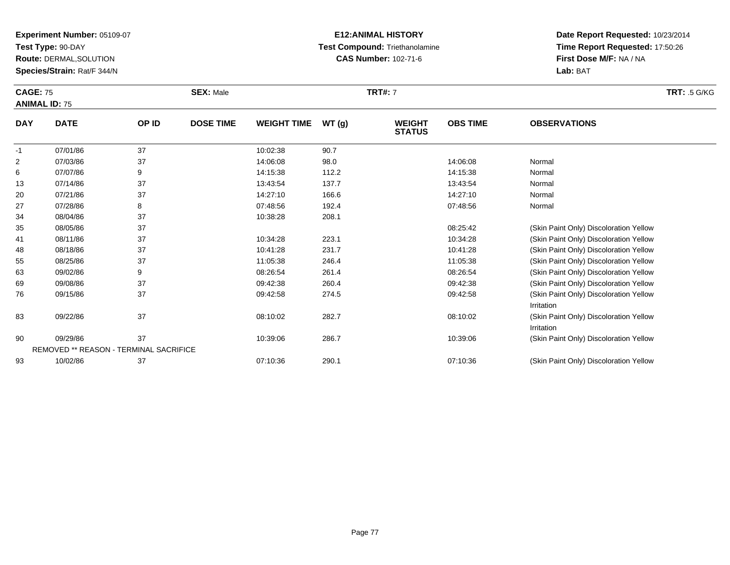**Experiment Number:** 05109-07
**Test Type:** 90-DAY
**Route:** DERMAL,SOLUTION
**Species/Strain:** Rat/F 344/N

**E12:ANIMAL HISTORY**
**Test Compound:** Triethanolamine
**CAS Number:** 102-71-6

**Date Report Requested:** 10/23/2014
**Time Report Requested:** 17:50:26
**First Dose M/F:** NA / NA
**Lab:** BAT

**CAGE:** 75 **SEX:** Male **TRT#:** 7 **TRT:** .5 G/KG
**ANIMAL ID:** 75

| DAY | DATE | OP ID | DOSE TIME | WEIGHT TIME | WT (g) | WEIGHT STATUS | OBS TIME | OBSERVATIONS |
|---|---|---|---|---|---|---|---|---|
| -1 | 07/01/86 | 37 | | 10:02:38 | 90.7 | | | |
| 2 | 07/03/86 | 37 | | 14:06:08 | 98.0 | | 14:06:08 | Normal |
| 6 | 07/07/86 | 9 | | 14:15:38 | 112.2 | | 14:15:38 | Normal |
| 13 | 07/14/86 | 37 | | 13:43:54 | 137.7 | | 13:43:54 | Normal |
| 20 | 07/21/86 | 37 | | 14:27:10 | 166.6 | | 14:27:10 | Normal |
| 27 | 07/28/86 | 8 | | 07:48:56 | 192.4 | | 07:48:56 | Normal |
| 34 | 08/04/86 | 37 | | 10:38:28 | 208.1 | | | |
| 35 | 08/05/86 | 37 | | | | | 08:25:42 | (Skin Paint Only) Discoloration Yellow |
| 41 | 08/11/86 | 37 | | 10:34:28 | 223.1 | | 10:34:28 | (Skin Paint Only) Discoloration Yellow |
| 48 | 08/18/86 | 37 | | 10:41:28 | 231.7 | | 10:41:28 | (Skin Paint Only) Discoloration Yellow |
| 55 | 08/25/86 | 37 | | 11:05:38 | 246.4 | | 11:05:38 | (Skin Paint Only) Discoloration Yellow |
| 63 | 09/02/86 | 9 | | 08:26:54 | 261.4 | | 08:26:54 | (Skin Paint Only) Discoloration Yellow |
| 69 | 09/08/86 | 37 | | 09:42:38 | 260.4 | | 09:42:38 | (Skin Paint Only) Discoloration Yellow |
| 76 | 09/15/86 | 37 | | 09:42:58 | 274.5 | | 09:42:58 | (Skin Paint Only) Discoloration Yellow Irritation |
| 83 | 09/22/86 | 37 | | 08:10:02 | 282.7 | | 08:10:02 | (Skin Paint Only) Discoloration Yellow Irritation |
| 90 | 09/29/86 | 37 | | 10:39:06 | 286.7 | | 10:39:06 | (Skin Paint Only) Discoloration Yellow |
| | REMOVED ** REASON - TERMINAL SACRIFICE | | | | | | | |
| 93 | 10/02/86 | 37 | | 07:10:36 | 290.1 | | 07:10:36 | (Skin Paint Only) Discoloration Yellow |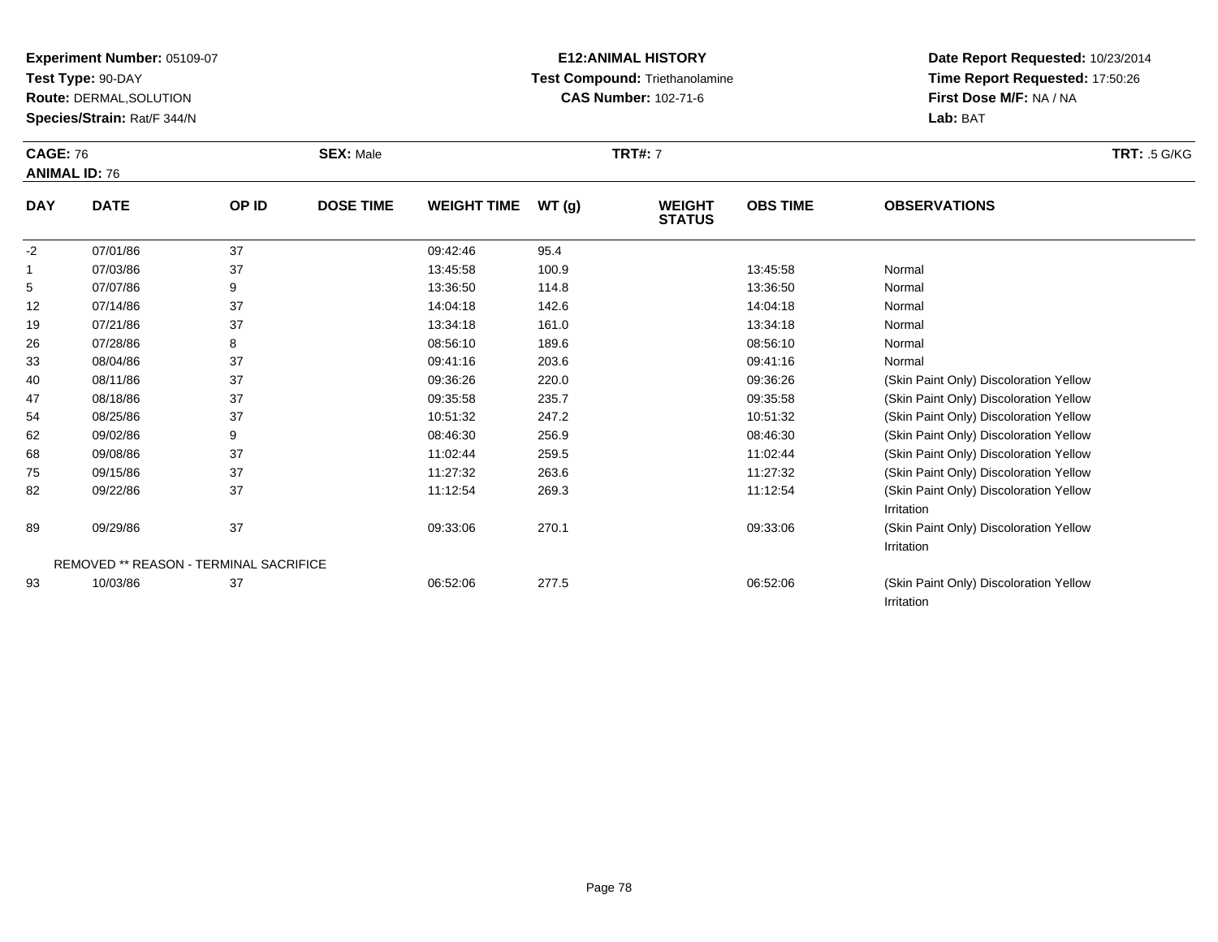**Experiment Number:** 05109-07
**Test Type:** 90-DAY
**Route:** DERMAL,SOLUTION
**Species/Strain:** Rat/F 344/N

**E12:ANIMAL HISTORY**
**Test Compound:** Triethanolamine
**CAS Number:** 102-71-6

**Date Report Requested:** 10/23/2014
**Time Report Requested:** 17:50:26
**First Dose M/F:** NA / NA
**Lab:** BAT

**CAGE:** 76
**ANIMAL ID:** 76
**SEX:** Male
**TRT#:** 7
**TRT:** .5 G/KG

| DAY | DATE | OP ID | DOSE TIME | WEIGHT TIME | WT (g) | WEIGHT STATUS | OBS TIME | OBSERVATIONS |
|---|---|---|---|---|---|---|---|---|
| -2 | 07/01/86 | 37 | | 09:42:46 | 95.4 | | | |
| 1 | 07/03/86 | 37 | | 13:45:58 | 100.9 | | 13:45:58 | Normal |
| 5 | 07/07/86 | 9 | | 13:36:50 | 114.8 | | 13:36:50 | Normal |
| 12 | 07/14/86 | 37 | | 14:04:18 | 142.6 | | 14:04:18 | Normal |
| 19 | 07/21/86 | 37 | | 13:34:18 | 161.0 | | 13:34:18 | Normal |
| 26 | 07/28/86 | 8 | | 08:56:10 | 189.6 | | 08:56:10 | Normal |
| 33 | 08/04/86 | 37 | | 09:41:16 | 203.6 | | 09:41:16 | Normal |
| 40 | 08/11/86 | 37 | | 09:36:26 | 220.0 | | 09:36:26 | (Skin Paint Only) Discoloration Yellow |
| 47 | 08/18/86 | 37 | | 09:35:58 | 235.7 | | 09:35:58 | (Skin Paint Only) Discoloration Yellow |
| 54 | 08/25/86 | 37 | | 10:51:32 | 247.2 | | 10:51:32 | (Skin Paint Only) Discoloration Yellow |
| 62 | 09/02/86 | 9 | | 08:46:30 | 256.9 | | 08:46:30 | (Skin Paint Only) Discoloration Yellow |
| 68 | 09/08/86 | 37 | | 11:02:44 | 259.5 | | 11:02:44 | (Skin Paint Only) Discoloration Yellow |
| 75 | 09/15/86 | 37 | | 11:27:32 | 263.6 | | 11:27:32 | (Skin Paint Only) Discoloration Yellow |
| 82 | 09/22/86 | 37 | | 11:12:54 | 269.3 | | 11:12:54 | (Skin Paint Only) Discoloration Yellow Irritation |
| 89 | 09/29/86 | 37 | | 09:33:06 | 270.1 | | 09:33:06 | (Skin Paint Only) Discoloration Yellow Irritation |
| | REMOVED ** REASON - TERMINAL SACRIFICE | | | | | | | |
| 93 | 10/03/86 | 37 | | 06:52:06 | 277.5 | | 06:52:06 | (Skin Paint Only) Discoloration Yellow Irritation |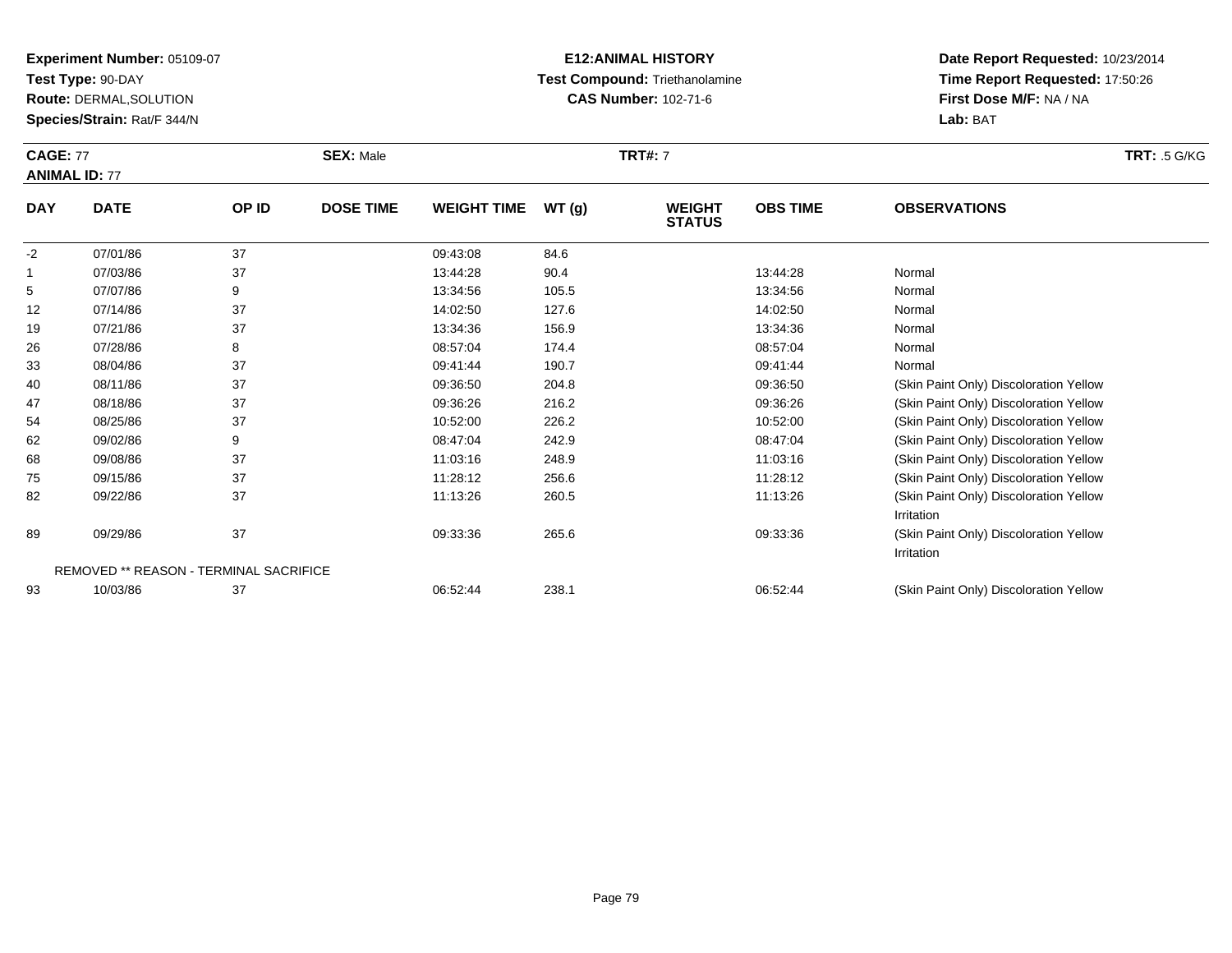**Experiment Number:** 05109-07
**Test Type:** 90-DAY
**Route:** DERMAL,SOLUTION
**Species/Strain:** Rat/F 344/N

**E12:ANIMAL HISTORY**
**Test Compound:** Triethanolamine
**CAS Number:** 102-71-6

**Date Report Requested:** 10/23/2014
**Time Report Requested:** 17:50:26
**First Dose M/F:** NA / NA
**Lab:** BAT

**CAGE:** 77 **SEX:** Male **TRT#:** 7 **TRT:** .5 G/KG
**ANIMAL ID:** 77

| DAY | DATE | OP ID | DOSE TIME | WEIGHT TIME | WT (g) | WEIGHT STATUS | OBS TIME | OBSERVATIONS |
|---|---|---|---|---|---|---|---|---|
| -2 | 07/01/86 | 37 | | 09:43:08 | 84.6 | | | |
| 1 | 07/03/86 | 37 | | 13:44:28 | 90.4 | | 13:44:28 | Normal |
| 5 | 07/07/86 | 9 | | 13:34:56 | 105.5 | | 13:34:56 | Normal |
| 12 | 07/14/86 | 37 | | 14:02:50 | 127.6 | | 14:02:50 | Normal |
| 19 | 07/21/86 | 37 | | 13:34:36 | 156.9 | | 13:34:36 | Normal |
| 26 | 07/28/86 | 8 | | 08:57:04 | 174.4 | | 08:57:04 | Normal |
| 33 | 08/04/86 | 37 | | 09:41:44 | 190.7 | | 09:41:44 | Normal |
| 40 | 08/11/86 | 37 | | 09:36:50 | 204.8 | | 09:36:50 | (Skin Paint Only) Discoloration Yellow |
| 47 | 08/18/86 | 37 | | 09:36:26 | 216.2 | | 09:36:26 | (Skin Paint Only) Discoloration Yellow |
| 54 | 08/25/86 | 37 | | 10:52:00 | 226.2 | | 10:52:00 | (Skin Paint Only) Discoloration Yellow |
| 62 | 09/02/86 | 9 | | 08:47:04 | 242.9 | | 08:47:04 | (Skin Paint Only) Discoloration Yellow |
| 68 | 09/08/86 | 37 | | 11:03:16 | 248.9 | | 11:03:16 | (Skin Paint Only) Discoloration Yellow |
| 75 | 09/15/86 | 37 | | 11:28:12 | 256.6 | | 11:28:12 | (Skin Paint Only) Discoloration Yellow |
| 82 | 09/22/86 | 37 | | 11:13:26 | 260.5 | | 11:13:26 | (Skin Paint Only) Discoloration Yellow Irritation |
| 89 | 09/29/86 | 37 | | 09:33:36 | 265.6 | | 09:33:36 | (Skin Paint Only) Discoloration Yellow Irritation |
| | REMOVED ** REASON - TERMINAL SACRIFICE | | | | | | | |
| 93 | 10/03/86 | 37 | | 06:52:44 | 238.1 | | 06:52:44 | (Skin Paint Only) Discoloration Yellow |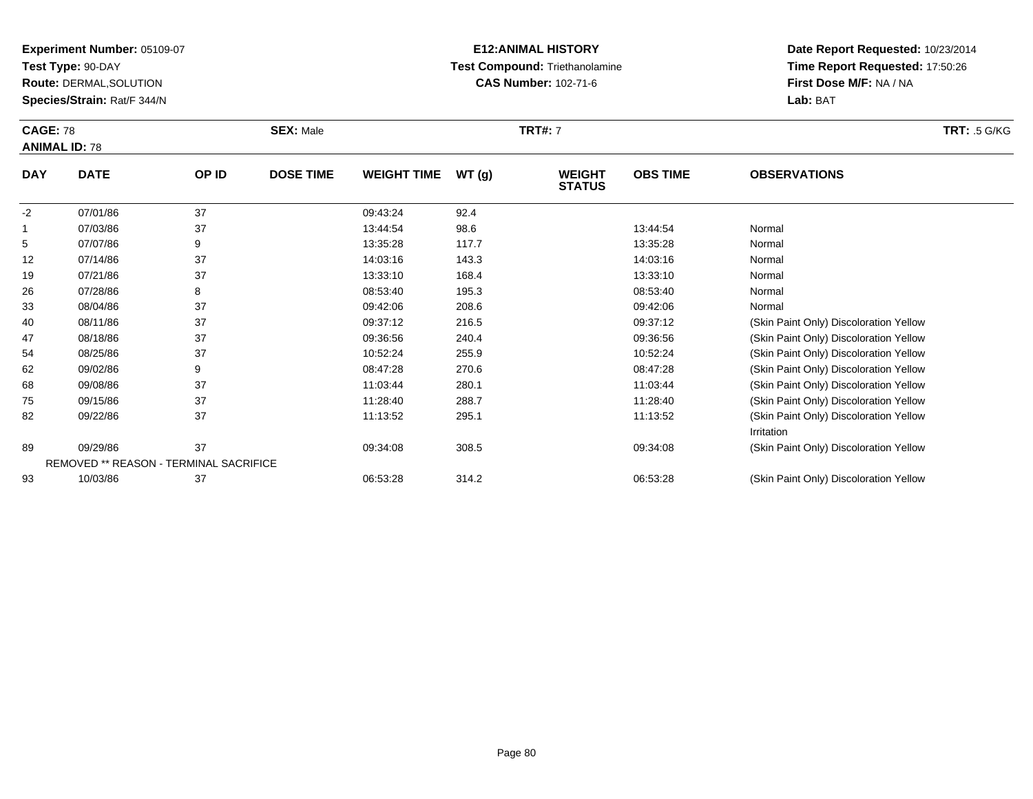**Experiment Number:** 05109-07
**Test Type:** 90-DAY
**Route:** DERMAL,SOLUTION
**Species/Strain:** Rat/F 344/N

**E12:ANIMAL HISTORY**
**Test Compound:** Triethanolamine
**CAS Number:** 102-71-6

**Date Report Requested:** 10/23/2014
**Time Report Requested:** 17:50:26
**First Dose M/F:** NA / NA
**Lab:** BAT

**CAGE:** 78 **SEX:** Male **TRT#:** 7 **TRT:** .5 G/KG
**ANIMAL ID:** 78

| DAY | DATE | OP ID | DOSE TIME | WEIGHT TIME | WT (g) | WEIGHT STATUS | OBS TIME | OBSERVATIONS |
|---|---|---|---|---|---|---|---|---|
| -2 | 07/01/86 | 37 | | 09:43:24 | 92.4 | | | |
| 1 | 07/03/86 | 37 | | 13:44:54 | 98.6 | | 13:44:54 | Normal |
| 5 | 07/07/86 | 9 | | 13:35:28 | 117.7 | | 13:35:28 | Normal |
| 12 | 07/14/86 | 37 | | 14:03:16 | 143.3 | | 14:03:16 | Normal |
| 19 | 07/21/86 | 37 | | 13:33:10 | 168.4 | | 13:33:10 | Normal |
| 26 | 07/28/86 | 8 | | 08:53:40 | 195.3 | | 08:53:40 | Normal |
| 33 | 08/04/86 | 37 | | 09:42:06 | 208.6 | | 09:42:06 | Normal |
| 40 | 08/11/86 | 37 | | 09:37:12 | 216.5 | | 09:37:12 | (Skin Paint Only) Discoloration Yellow |
| 47 | 08/18/86 | 37 | | 09:36:56 | 240.4 | | 09:36:56 | (Skin Paint Only) Discoloration Yellow |
| 54 | 08/25/86 | 37 | | 10:52:24 | 255.9 | | 10:52:24 | (Skin Paint Only) Discoloration Yellow |
| 62 | 09/02/86 | 9 | | 08:47:28 | 270.6 | | 08:47:28 | (Skin Paint Only) Discoloration Yellow |
| 68 | 09/08/86 | 37 | | 11:03:44 | 280.1 | | 11:03:44 | (Skin Paint Only) Discoloration Yellow |
| 75 | 09/15/86 | 37 | | 11:28:40 | 288.7 | | 11:28:40 | (Skin Paint Only) Discoloration Yellow |
| 82 | 09/22/86 | 37 | | 11:13:52 | 295.1 | | 11:13:52 | (Skin Paint Only) Discoloration Yellow Irritation |
| 89 | 09/29/86 | 37 | | 09:34:08 | 308.5 | | 09:34:08 | (Skin Paint Only) Discoloration Yellow |
| | REMOVED ** REASON - TERMINAL SACRIFICE | | | | | | | |
| 93 | 10/03/86 | 37 | | 06:53:28 | 314.2 | | 06:53:28 | (Skin Paint Only) Discoloration Yellow |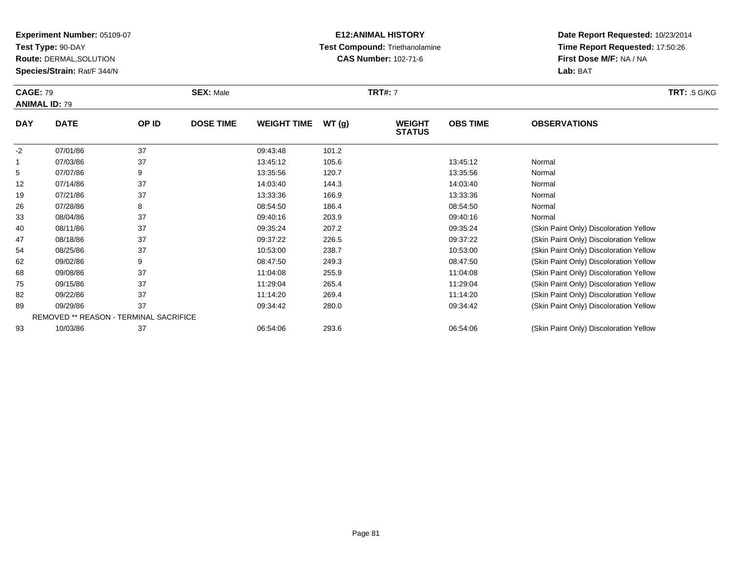**Experiment Number:** 05109-07
**Test Type:** 90-DAY
**Route:** DERMAL,SOLUTION
**Species/Strain:** Rat/F 344/N

**E12:ANIMAL HISTORY**
**Test Compound:** Triethanolamine
**CAS Number:** 102-71-6

**Date Report Requested:** 10/23/2014
**Time Report Requested:** 17:50:26
**First Dose M/F:** NA / NA
**Lab:** BAT

**CAGE:** 79 **SEX:** Male **TRT#:** 7 **TRT:** .5 G/KG
**ANIMAL ID:** 79

| DAY | DATE | OP ID | DOSE TIME | WEIGHT TIME | WT (g) | WEIGHT STATUS | OBS TIME | OBSERVATIONS |
|---|---|---|---|---|---|---|---|---|
| -2 | 07/01/86 | 37 | | 09:43:48 | 101.2 | | | |
| 1 | 07/03/86 | 37 | | 13:45:12 | 105.6 | | 13:45:12 | Normal |
| 5 | 07/07/86 | 9 | | 13:35:56 | 120.7 | | 13:35:56 | Normal |
| 12 | 07/14/86 | 37 | | 14:03:40 | 144.3 | | 14:03:40 | Normal |
| 19 | 07/21/86 | 37 | | 13:33:36 | 166.9 | | 13:33:36 | Normal |
| 26 | 07/28/86 | 8 | | 08:54:50 | 186.4 | | 08:54:50 | Normal |
| 33 | 08/04/86 | 37 | | 09:40:16 | 203.9 | | 09:40:16 | Normal |
| 40 | 08/11/86 | 37 | | 09:35:24 | 207.2 | | 09:35:24 | (Skin Paint Only) Discoloration Yellow |
| 47 | 08/18/86 | 37 | | 09:37:22 | 226.5 | | 09:37:22 | (Skin Paint Only) Discoloration Yellow |
| 54 | 08/25/86 | 37 | | 10:53:00 | 238.7 | | 10:53:00 | (Skin Paint Only) Discoloration Yellow |
| 62 | 09/02/86 | 9 | | 08:47:50 | 249.3 | | 08:47:50 | (Skin Paint Only) Discoloration Yellow |
| 68 | 09/08/86 | 37 | | 11:04:08 | 255.9 | | 11:04:08 | (Skin Paint Only) Discoloration Yellow |
| 75 | 09/15/86 | 37 | | 11:29:04 | 265.4 | | 11:29:04 | (Skin Paint Only) Discoloration Yellow |
| 82 | 09/22/86 | 37 | | 11:14:20 | 269.4 | | 11:14:20 | (Skin Paint Only) Discoloration Yellow |
| 89 | 09/29/86 | 37 | | 09:34:42 | 280.0 | | 09:34:42 | (Skin Paint Only) Discoloration Yellow |
| | REMOVED ** REASON - TERMINAL SACRIFICE | | | | | | | |
| 93 | 10/03/86 | 37 | | 06:54:06 | 293.6 | | 06:54:06 | (Skin Paint Only) Discoloration Yellow |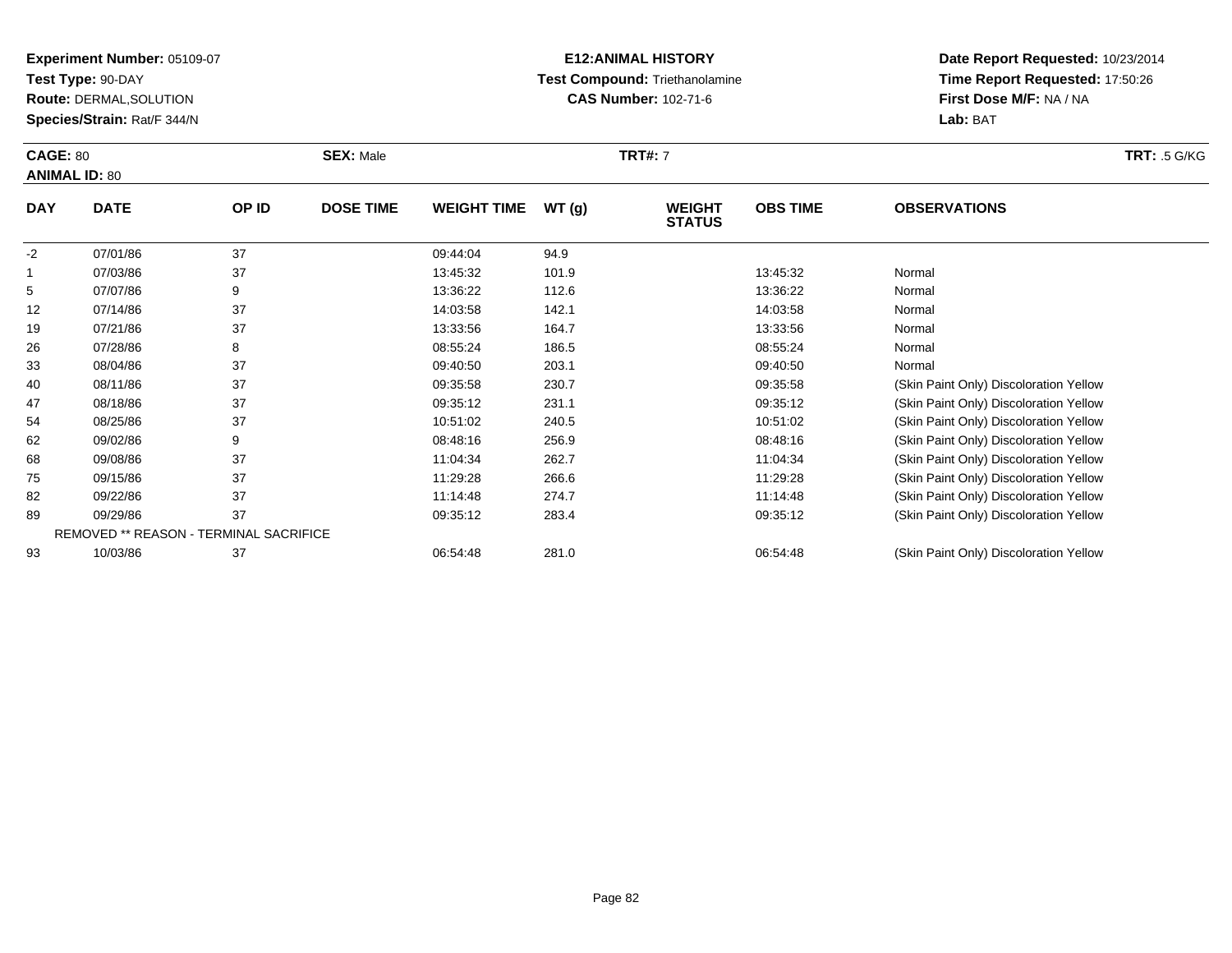**Experiment Number:** 05109-07
**Test Type:** 90-DAY
**Route:** DERMAL,SOLUTION
**Species/Strain:** Rat/F 344/N

**E12:ANIMAL HISTORY**
**Test Compound:** Triethanolamine
**CAS Number:** 102-71-6

**Date Report Requested:** 10/23/2014
**Time Report Requested:** 17:50:26
**First Dose M/F:** NA / NA
**Lab:** BAT

**CAGE:** 80 **SEX:** Male **TRT#:** 7 **TRT:** .5 G/KG
**ANIMAL ID:** 80

| DAY | DATE | OP ID | DOSE TIME | WEIGHT TIME | WT (g) | WEIGHT STATUS | OBS TIME | OBSERVATIONS |
|---|---|---|---|---|---|---|---|---|
| -2 | 07/01/86 | 37 | | 09:44:04 | 94.9 | | | |
| 1 | 07/03/86 | 37 | | 13:45:32 | 101.9 | | 13:45:32 | Normal |
| 5 | 07/07/86 | 9 | | 13:36:22 | 112.6 | | 13:36:22 | Normal |
| 12 | 07/14/86 | 37 | | 14:03:58 | 142.1 | | 14:03:58 | Normal |
| 19 | 07/21/86 | 37 | | 13:33:56 | 164.7 | | 13:33:56 | Normal |
| 26 | 07/28/86 | 8 | | 08:55:24 | 186.5 | | 08:55:24 | Normal |
| 33 | 08/04/86 | 37 | | 09:40:50 | 203.1 | | 09:40:50 | Normal |
| 40 | 08/11/86 | 37 | | 09:35:58 | 230.7 | | 09:35:58 | (Skin Paint Only) Discoloration Yellow |
| 47 | 08/18/86 | 37 | | 09:35:12 | 231.1 | | 09:35:12 | (Skin Paint Only) Discoloration Yellow |
| 54 | 08/25/86 | 37 | | 10:51:02 | 240.5 | | 10:51:02 | (Skin Paint Only) Discoloration Yellow |
| 62 | 09/02/86 | 9 | | 08:48:16 | 256.9 | | 08:48:16 | (Skin Paint Only) Discoloration Yellow |
| 68 | 09/08/86 | 37 | | 11:04:34 | 262.7 | | 11:04:34 | (Skin Paint Only) Discoloration Yellow |
| 75 | 09/15/86 | 37 | | 11:29:28 | 266.6 | | 11:29:28 | (Skin Paint Only) Discoloration Yellow |
| 82 | 09/22/86 | 37 | | 11:14:48 | 274.7 | | 11:14:48 | (Skin Paint Only) Discoloration Yellow |
| 89 | 09/29/86 | 37 | | 09:35:12 | 283.4 | | 09:35:12 | (Skin Paint Only) Discoloration Yellow |
| | REMOVED ** REASON - TERMINAL SACRIFICE | | | | | | | |
| 93 | 10/03/86 | 37 | | 06:54:48 | 281.0 | | 06:54:48 | (Skin Paint Only) Discoloration Yellow |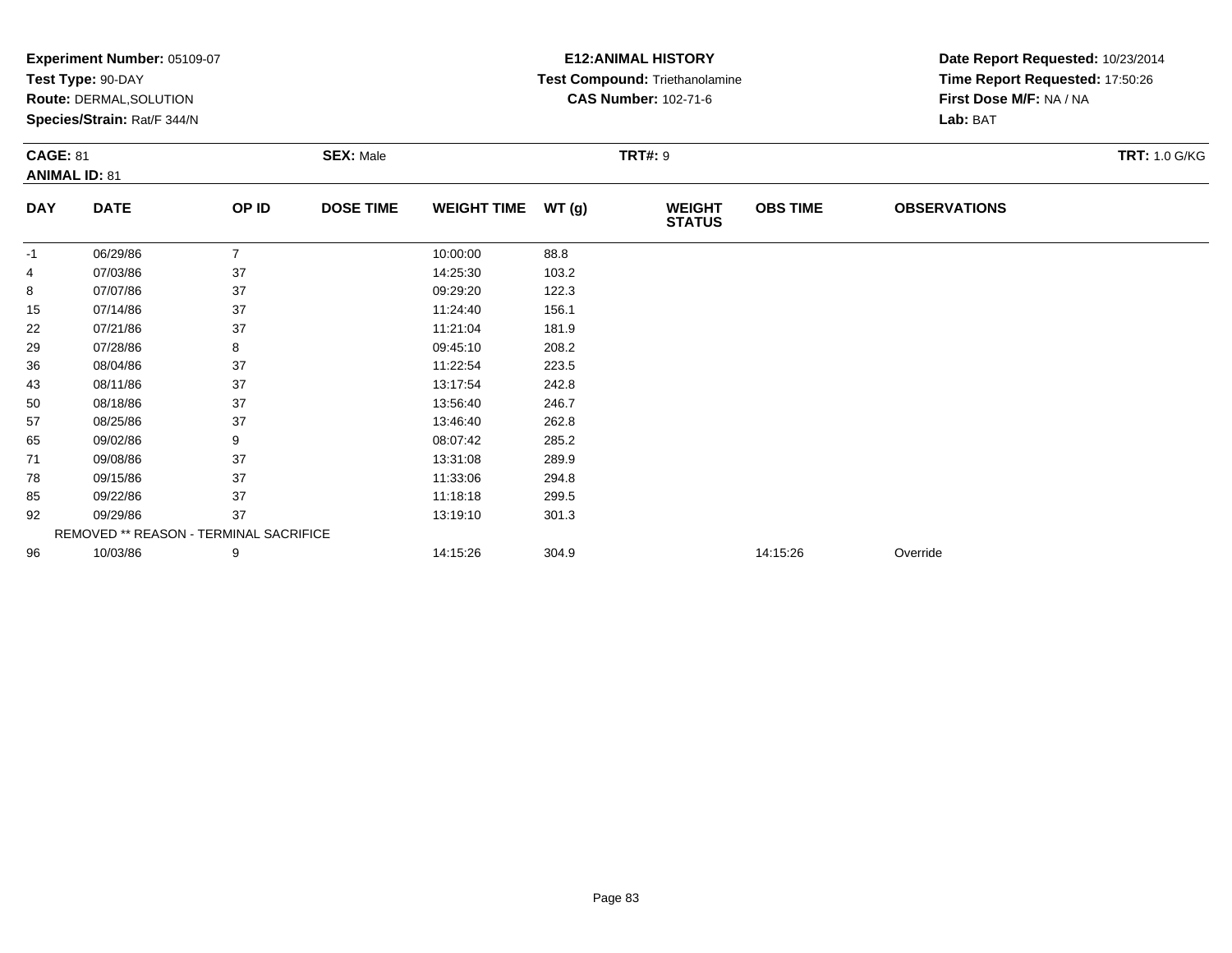**Experiment Number:** 05109-07
**Test Type:** 90-DAY
**Route:** DERMAL,SOLUTION
**Species/Strain:** Rat/F 344/N

**E12:ANIMAL HISTORY**
**Test Compound:** Triethanolamine
**CAS Number:** 102-71-6

**Date Report Requested:** 10/23/2014
**Time Report Requested:** 17:50:26
**First Dose M/F:** NA / NA
**Lab:** BAT

**CAGE:** 81 **SEX:** Male **TRT#:** 9 **TRT:** 1.0 G/KG
**ANIMAL ID:** 81

| DAY | DATE | OP ID | DOSE TIME | WEIGHT TIME | WT (g) | WEIGHT STATUS | OBS TIME | OBSERVATIONS |
|---|---|---|---|---|---|---|---|---|
| -1 | 06/29/86 | 7 | | 10:00:00 | 88.8 | | | |
| 4 | 07/03/86 | 37 | | 14:25:30 | 103.2 | | | |
| 8 | 07/07/86 | 37 | | 09:29:20 | 122.3 | | | |
| 15 | 07/14/86 | 37 | | 11:24:40 | 156.1 | | | |
| 22 | 07/21/86 | 37 | | 11:21:04 | 181.9 | | | |
| 29 | 07/28/86 | 8 | | 09:45:10 | 208.2 | | | |
| 36 | 08/04/86 | 37 | | 11:22:54 | 223.5 | | | |
| 43 | 08/11/86 | 37 | | 13:17:54 | 242.8 | | | |
| 50 | 08/18/86 | 37 | | 13:56:40 | 246.7 | | | |
| 57 | 08/25/86 | 37 | | 13:46:40 | 262.8 | | | |
| 65 | 09/02/86 | 9 | | 08:07:42 | 285.2 | | | |
| 71 | 09/08/86 | 37 | | 13:31:08 | 289.9 | | | |
| 78 | 09/15/86 | 37 | | 11:33:06 | 294.8 | | | |
| 85 | 09/22/86 | 37 | | 11:18:18 | 299.5 | | | |
| 92 | 09/29/86 | 37 | | 13:19:10 | 301.3 | | | |
| | REMOVED ** REASON - TERMINAL SACRIFICE | | | | | | | |
| 96 | 10/03/86 | 9 | | 14:15:26 | 304.9 | | 14:15:26 | Override |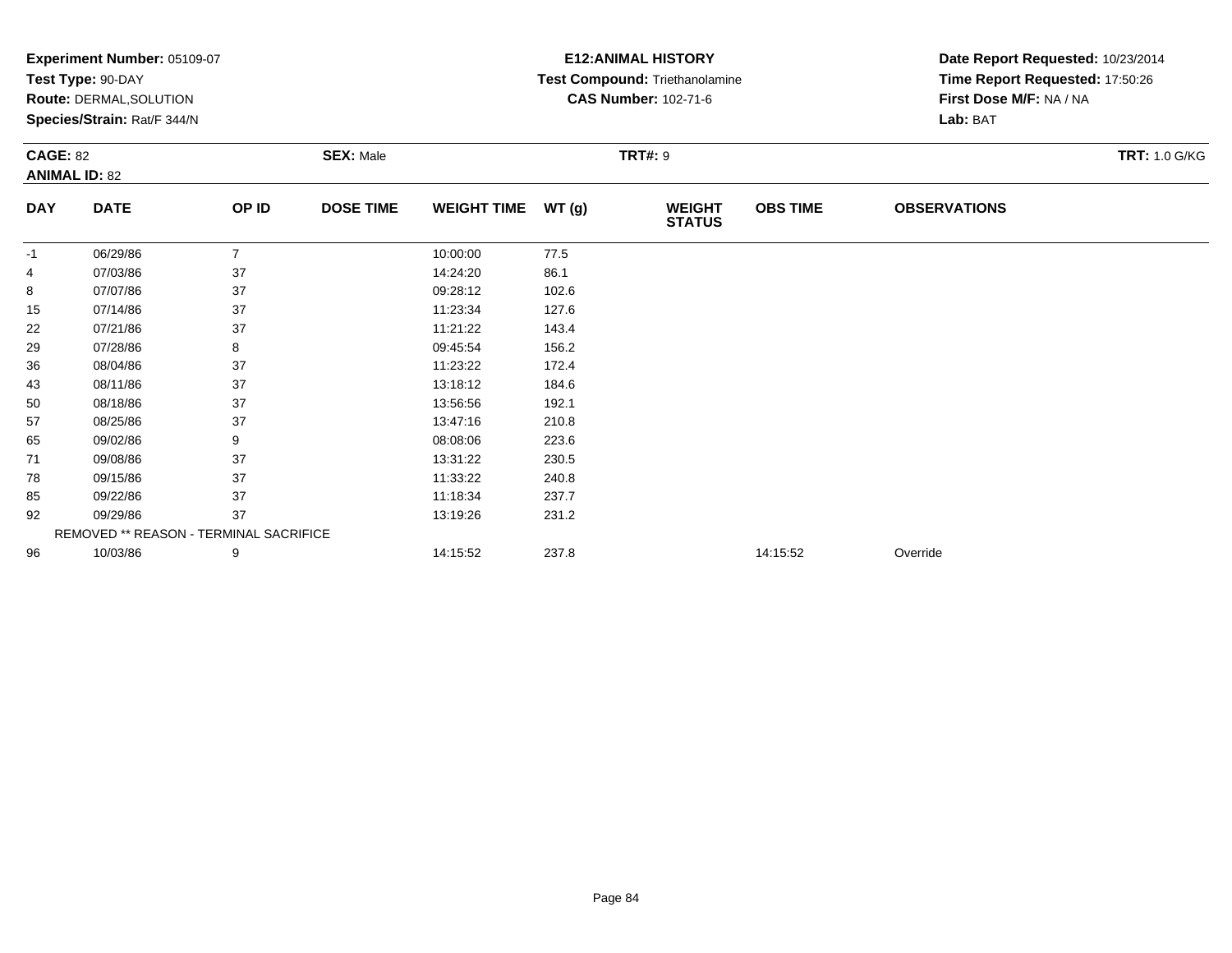**Experiment Number:** 05109-07
**Test Type:** 90-DAY
**Route:** DERMAL,SOLUTION
**Species/Strain:** Rat/F 344/N

**E12:ANIMAL HISTORY**
**Test Compound:** Triethanolamine
**CAS Number:** 102-71-6

**Date Report Requested:** 10/23/2014
**Time Report Requested:** 17:50:26
**First Dose M/F:** NA / NA
**Lab:** BAT

**CAGE:** 82
**ANIMAL ID:** 82
**SEX:** Male
**TRT#:** 9
**TRT:** 1.0 G/KG

| DAY | DATE | OP ID | DOSE TIME | WEIGHT TIME | WT (g) | WEIGHT STATUS | OBS TIME | OBSERVATIONS |
|---|---|---|---|---|---|---|---|---|
| -1 | 06/29/86 | 7 | | 10:00:00 | 77.5 | | | |
| 4 | 07/03/86 | 37 | | 14:24:20 | 86.1 | | | |
| 8 | 07/07/86 | 37 | | 09:28:12 | 102.6 | | | |
| 15 | 07/14/86 | 37 | | 11:23:34 | 127.6 | | | |
| 22 | 07/21/86 | 37 | | 11:21:22 | 143.4 | | | |
| 29 | 07/28/86 | 8 | | 09:45:54 | 156.2 | | | |
| 36 | 08/04/86 | 37 | | 11:23:22 | 172.4 | | | |
| 43 | 08/11/86 | 37 | | 13:18:12 | 184.6 | | | |
| 50 | 08/18/86 | 37 | | 13:56:56 | 192.1 | | | |
| 57 | 08/25/86 | 37 | | 13:47:16 | 210.8 | | | |
| 65 | 09/02/86 | 9 | | 08:08:06 | 223.6 | | | |
| 71 | 09/08/86 | 37 | | 13:31:22 | 230.5 | | | |
| 78 | 09/15/86 | 37 | | 11:33:22 | 240.8 | | | |
| 85 | 09/22/86 | 37 | | 11:18:34 | 237.7 | | | |
| 92 | 09/29/86 | 37 | | 13:19:26 | 231.2 | | | |
| | REMOVED ** REASON - TERMINAL SACRIFICE | | | | | | | |
| 96 | 10/03/86 | 9 | | 14:15:52 | 237.8 | | 14:15:52 | Override |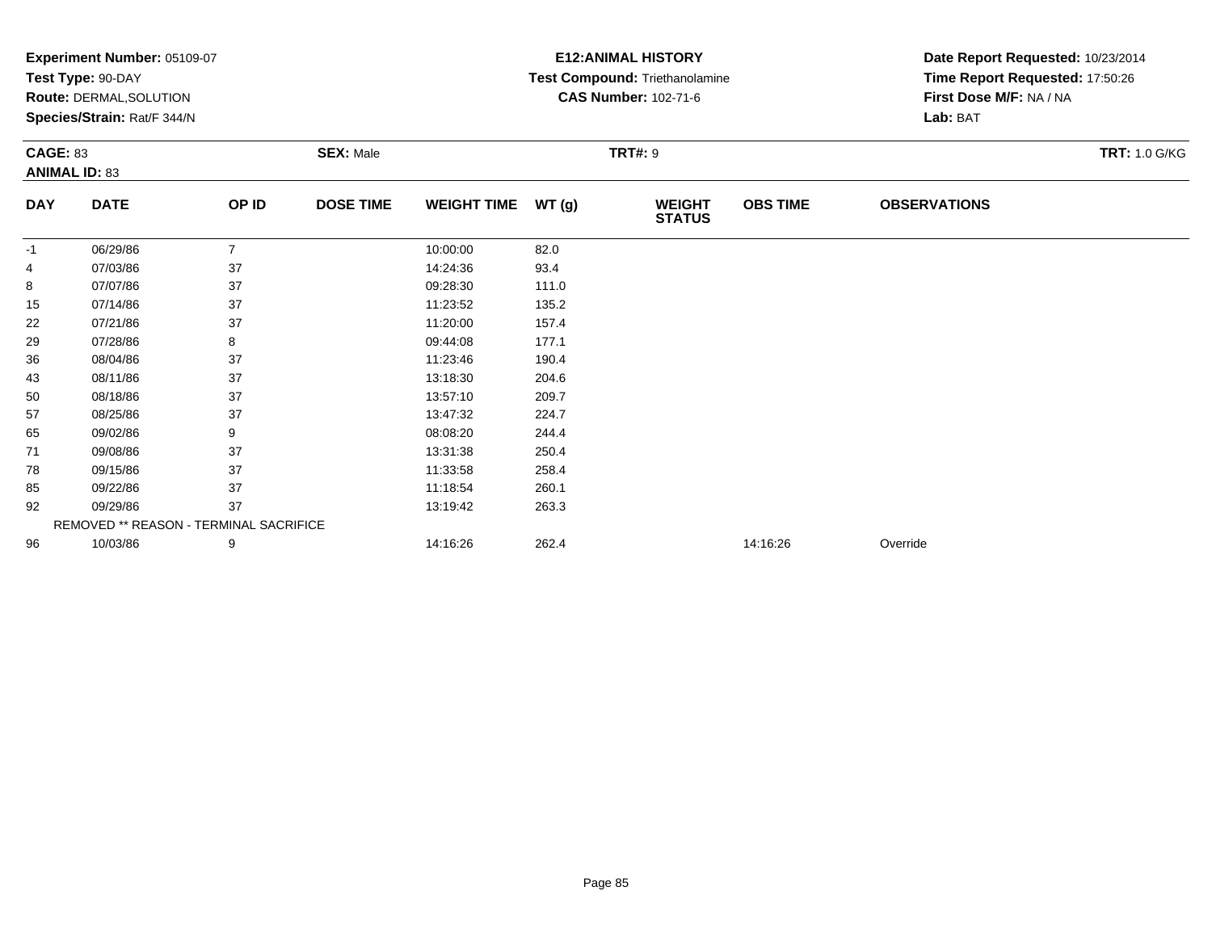**Experiment Number:** 05109-07
**Test Type:** 90-DAY
**Route:** DERMAL,SOLUTION
**Species/Strain:** Rat/F 344/N

**E12:ANIMAL HISTORY**
**Test Compound:** Triethanolamine
**CAS Number:** 102-71-6

**Date Report Requested:** 10/23/2014
**Time Report Requested:** 17:50:26
**First Dose M/F:** NA / NA
**Lab:** BAT

**CAGE:** 83
**ANIMAL ID:** 83
**SEX:** Male
**TRT#:** 9
**TRT:** 1.0 G/KG

| DAY | DATE | OP ID | DOSE TIME | WEIGHT TIME | WT (g) | WEIGHT STATUS | OBS TIME | OBSERVATIONS |
|---|---|---|---|---|---|---|---|---|
| -1 | 06/29/86 | 7 | | 10:00:00 | 82.0 | | | |
| 4 | 07/03/86 | 37 | | 14:24:36 | 93.4 | | | |
| 8 | 07/07/86 | 37 | | 09:28:30 | 111.0 | | | |
| 15 | 07/14/86 | 37 | | 11:23:52 | 135.2 | | | |
| 22 | 07/21/86 | 37 | | 11:20:00 | 157.4 | | | |
| 29 | 07/28/86 | 8 | | 09:44:08 | 177.1 | | | |
| 36 | 08/04/86 | 37 | | 11:23:46 | 190.4 | | | |
| 43 | 08/11/86 | 37 | | 13:18:30 | 204.6 | | | |
| 50 | 08/18/86 | 37 | | 13:57:10 | 209.7 | | | |
| 57 | 08/25/86 | 37 | | 13:47:32 | 224.7 | | | |
| 65 | 09/02/86 | 9 | | 08:08:20 | 244.4 | | | |
| 71 | 09/08/86 | 37 | | 13:31:38 | 250.4 | | | |
| 78 | 09/15/86 | 37 | | 11:33:58 | 258.4 | | | |
| 85 | 09/22/86 | 37 | | 11:18:54 | 260.1 | | | |
| 92 | 09/29/86 | 37 | | 13:19:42 | 263.3 | | | |
| | REMOVED ** REASON - TERMINAL SACRIFICE | | | | | | | |
| 96 | 10/03/86 | 9 | | 14:16:26 | 262.4 | | 14:16:26 | Override |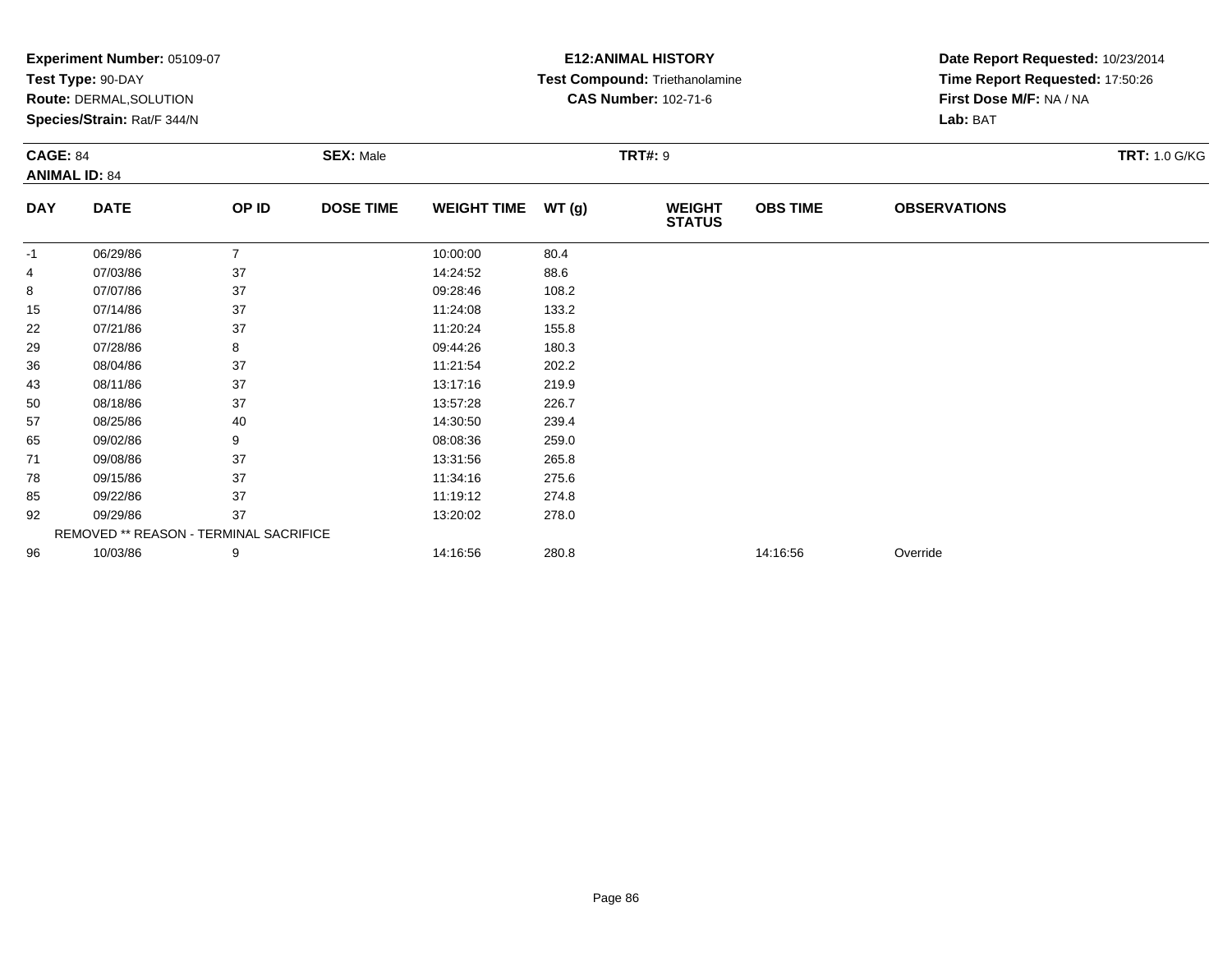**Experiment Number:** 05109-07
**Test Type:** 90-DAY
**Route:** DERMAL,SOLUTION
**Species/Strain:** Rat/F 344/N

**E12:ANIMAL HISTORY**
**Test Compound:** Triethanolamine
**CAS Number:** 102-71-6

**Date Report Requested:** 10/23/2014
**Time Report Requested:** 17:50:26
**First Dose M/F:** NA / NA
**Lab:** BAT

**CAGE:** 84
**ANIMAL ID:** 84
**SEX:** Male
**TRT#:** 9
**TRT:** 1.0 G/KG

| DAY | DATE | OP ID | DOSE TIME | WEIGHT TIME | WT (g) | WEIGHT STATUS | OBS TIME | OBSERVATIONS |
|---|---|---|---|---|---|---|---|---|
| -1 | 06/29/86 | 7 | | 10:00:00 | 80.4 | | | |
| 4 | 07/03/86 | 37 | | 14:24:52 | 88.6 | | | |
| 8 | 07/07/86 | 37 | | 09:28:46 | 108.2 | | | |
| 15 | 07/14/86 | 37 | | 11:24:08 | 133.2 | | | |
| 22 | 07/21/86 | 37 | | 11:20:24 | 155.8 | | | |
| 29 | 07/28/86 | 8 | | 09:44:26 | 180.3 | | | |
| 36 | 08/04/86 | 37 | | 11:21:54 | 202.2 | | | |
| 43 | 08/11/86 | 37 | | 13:17:16 | 219.9 | | | |
| 50 | 08/18/86 | 37 | | 13:57:28 | 226.7 | | | |
| 57 | 08/25/86 | 40 | | 14:30:50 | 239.4 | | | |
| 65 | 09/02/86 | 9 | | 08:08:36 | 259.0 | | | |
| 71 | 09/08/86 | 37 | | 13:31:56 | 265.8 | | | |
| 78 | 09/15/86 | 37 | | 11:34:16 | 275.6 | | | |
| 85 | 09/22/86 | 37 | | 11:19:12 | 274.8 | | | |
| 92 | 09/29/86 | 37 | | 13:20:02 | 278.0 | | | |
| | REMOVED ** REASON - TERMINAL SACRIFICE | | | | | | | |
| 96 | 10/03/86 | 9 | | 14:16:56 | 280.8 | | 14:16:56 | Override |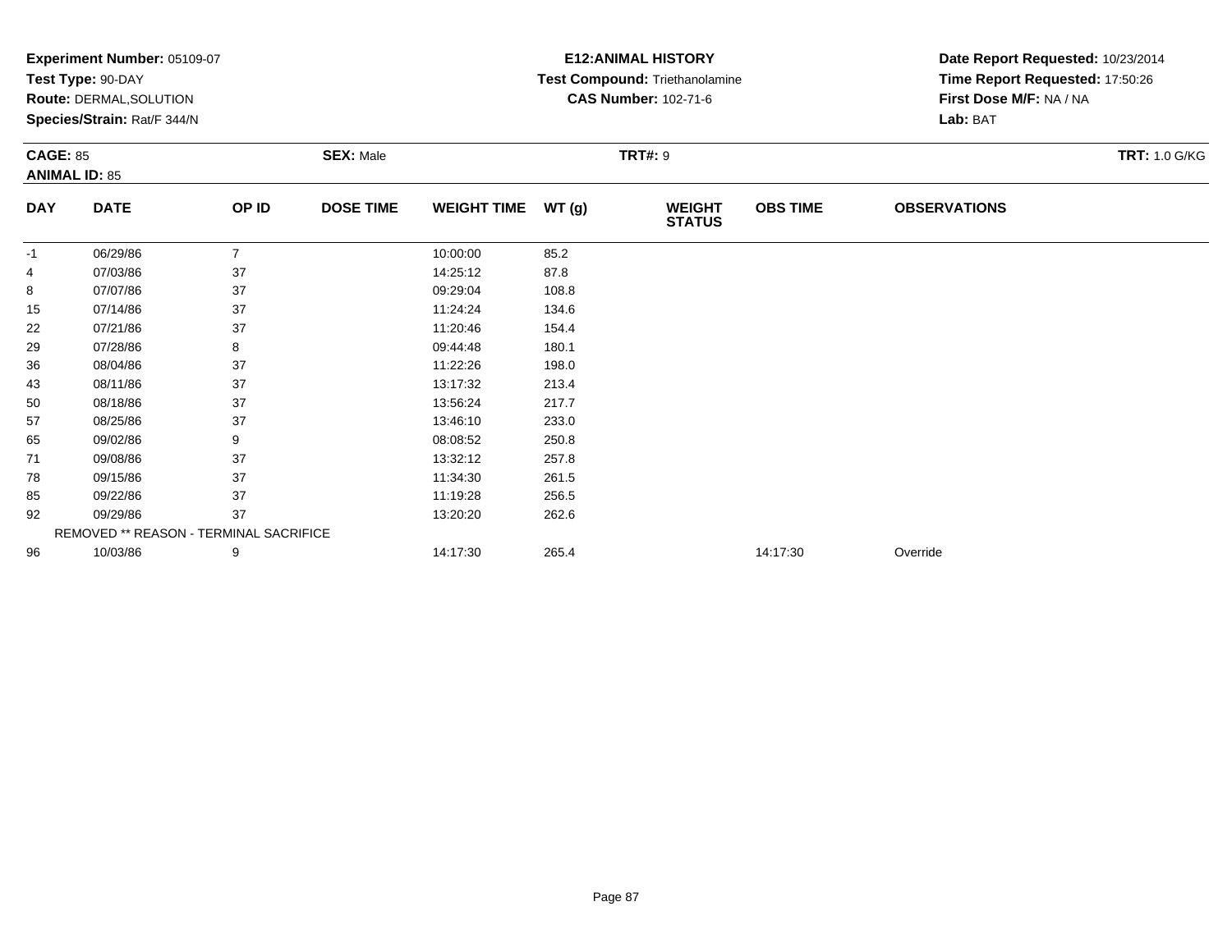**Experiment Number:** 05109-07
**Test Type:** 90-DAY
**Route:** DERMAL,SOLUTION
**Species/Strain:** Rat/F 344/N

**E12:ANIMAL HISTORY**
**Test Compound:** Triethanolamine
**CAS Number:** 102-71-6

**Date Report Requested:** 10/23/2014
**Time Report Requested:** 17:50:26
**First Dose M/F:** NA / NA
**Lab:** BAT

**CAGE:** 85
**ANIMAL ID:** 85
**SEX:** Male
**TRT#:** 9
**TRT:** 1.0 G/KG

| DAY | DATE | OP ID | DOSE TIME | WEIGHT TIME | WT (g) | WEIGHT STATUS | OBS TIME | OBSERVATIONS |
|---|---|---|---|---|---|---|---|---|
| -1 | 06/29/86 | 7 | | 10:00:00 | 85.2 | | | |
| 4 | 07/03/86 | 37 | | 14:25:12 | 87.8 | | | |
| 8 | 07/07/86 | 37 | | 09:29:04 | 108.8 | | | |
| 15 | 07/14/86 | 37 | | 11:24:24 | 134.6 | | | |
| 22 | 07/21/86 | 37 | | 11:20:46 | 154.4 | | | |
| 29 | 07/28/86 | 8 | | 09:44:48 | 180.1 | | | |
| 36 | 08/04/86 | 37 | | 11:22:26 | 198.0 | | | |
| 43 | 08/11/86 | 37 | | 13:17:32 | 213.4 | | | |
| 50 | 08/18/86 | 37 | | 13:56:24 | 217.7 | | | |
| 57 | 08/25/86 | 37 | | 13:46:10 | 233.0 | | | |
| 65 | 09/02/86 | 9 | | 08:08:52 | 250.8 | | | |
| 71 | 09/08/86 | 37 | | 13:32:12 | 257.8 | | | |
| 78 | 09/15/86 | 37 | | 11:34:30 | 261.5 | | | |
| 85 | 09/22/86 | 37 | | 11:19:28 | 256.5 | | | |
| 92 | 09/29/86 | 37 | | 13:20:20 | 262.6 | | | |
| | REMOVED ** REASON - TERMINAL SACRIFICE | | | | | | | |
| 96 | 10/03/86 | 9 | | 14:17:30 | 265.4 | | 14:17:30 | Override |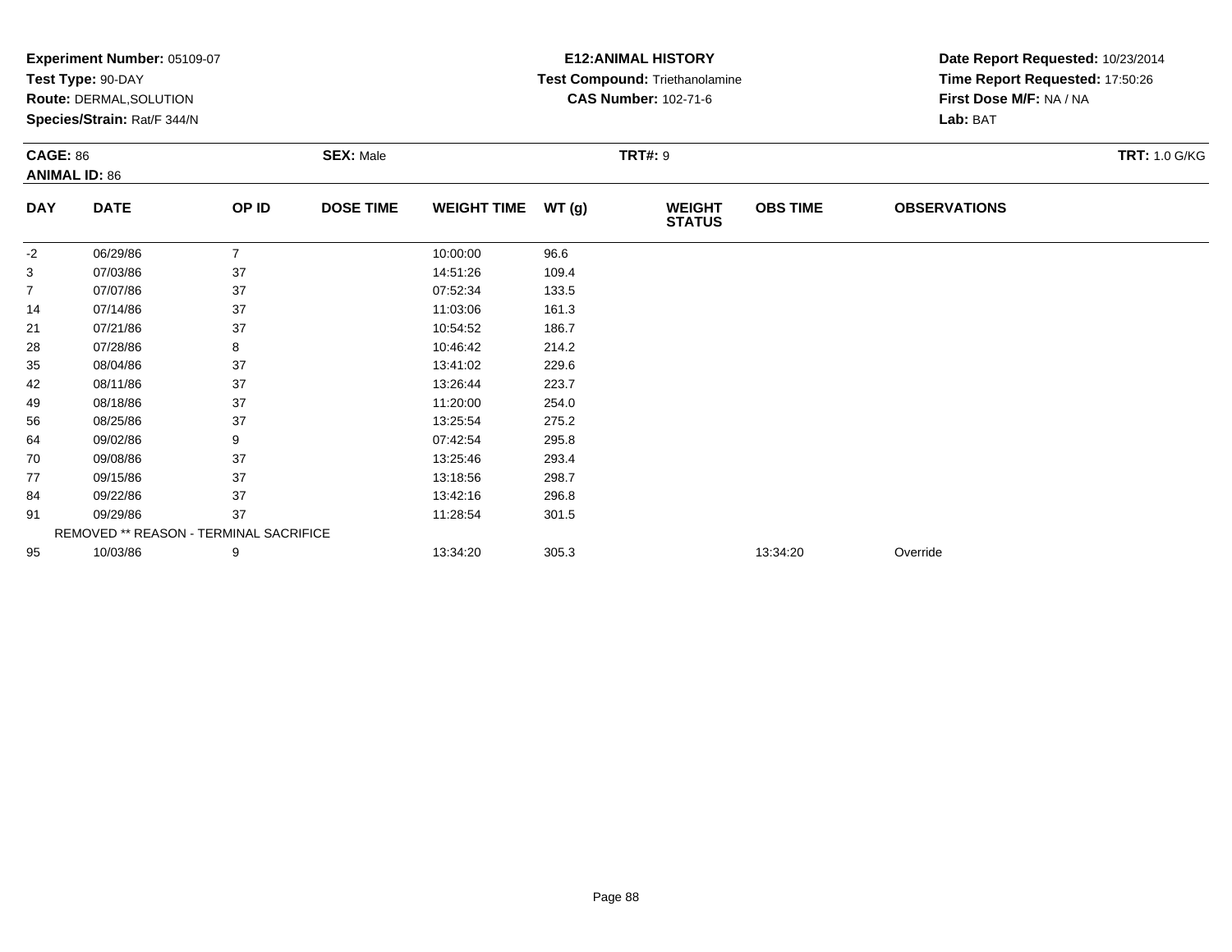**Experiment Number:** 05109-07
**Test Type:** 90-DAY
**Route:** DERMAL,SOLUTION
**Species/Strain:** Rat/F 344/N

**E12:ANIMAL HISTORY**
**Test Compound:** Triethanolamine
**CAS Number:** 102-71-6

**Date Report Requested:** 10/23/2014
**Time Report Requested:** 17:50:26
**First Dose M/F:** NA / NA
**Lab:** BAT

**CAGE:** 86 **SEX:** Male **TRT#:** 9 **TRT:** 1.0 G/KG
**ANIMAL ID:** 86

| DAY | DATE | OP ID | DOSE TIME | WEIGHT TIME | WT (g) | WEIGHT STATUS | OBS TIME | OBSERVATIONS |
|---|---|---|---|---|---|---|---|---|
| -2 | 06/29/86 | 7 | | 10:00:00 | 96.6 | | | |
| 3 | 07/03/86 | 37 | | 14:51:26 | 109.4 | | | |
| 7 | 07/07/86 | 37 | | 07:52:34 | 133.5 | | | |
| 14 | 07/14/86 | 37 | | 11:03:06 | 161.3 | | | |
| 21 | 07/21/86 | 37 | | 10:54:52 | 186.7 | | | |
| 28 | 07/28/86 | 8 | | 10:46:42 | 214.2 | | | |
| 35 | 08/04/86 | 37 | | 13:41:02 | 229.6 | | | |
| 42 | 08/11/86 | 37 | | 13:26:44 | 223.7 | | | |
| 49 | 08/18/86 | 37 | | 11:20:00 | 254.0 | | | |
| 56 | 08/25/86 | 37 | | 13:25:54 | 275.2 | | | |
| 64 | 09/02/86 | 9 | | 07:42:54 | 295.8 | | | |
| 70 | 09/08/86 | 37 | | 13:25:46 | 293.4 | | | |
| 77 | 09/15/86 | 37 | | 13:18:56 | 298.7 | | | |
| 84 | 09/22/86 | 37 | | 13:42:16 | 296.8 | | | |
| 91 | 09/29/86 | 37 | | 11:28:54 | 301.5 | | | |
| | REMOVED ** REASON - TERMINAL SACRIFICE | | | | | | | |
| 95 | 10/03/86 | 9 | | 13:34:20 | 305.3 | | 13:34:20 | Override |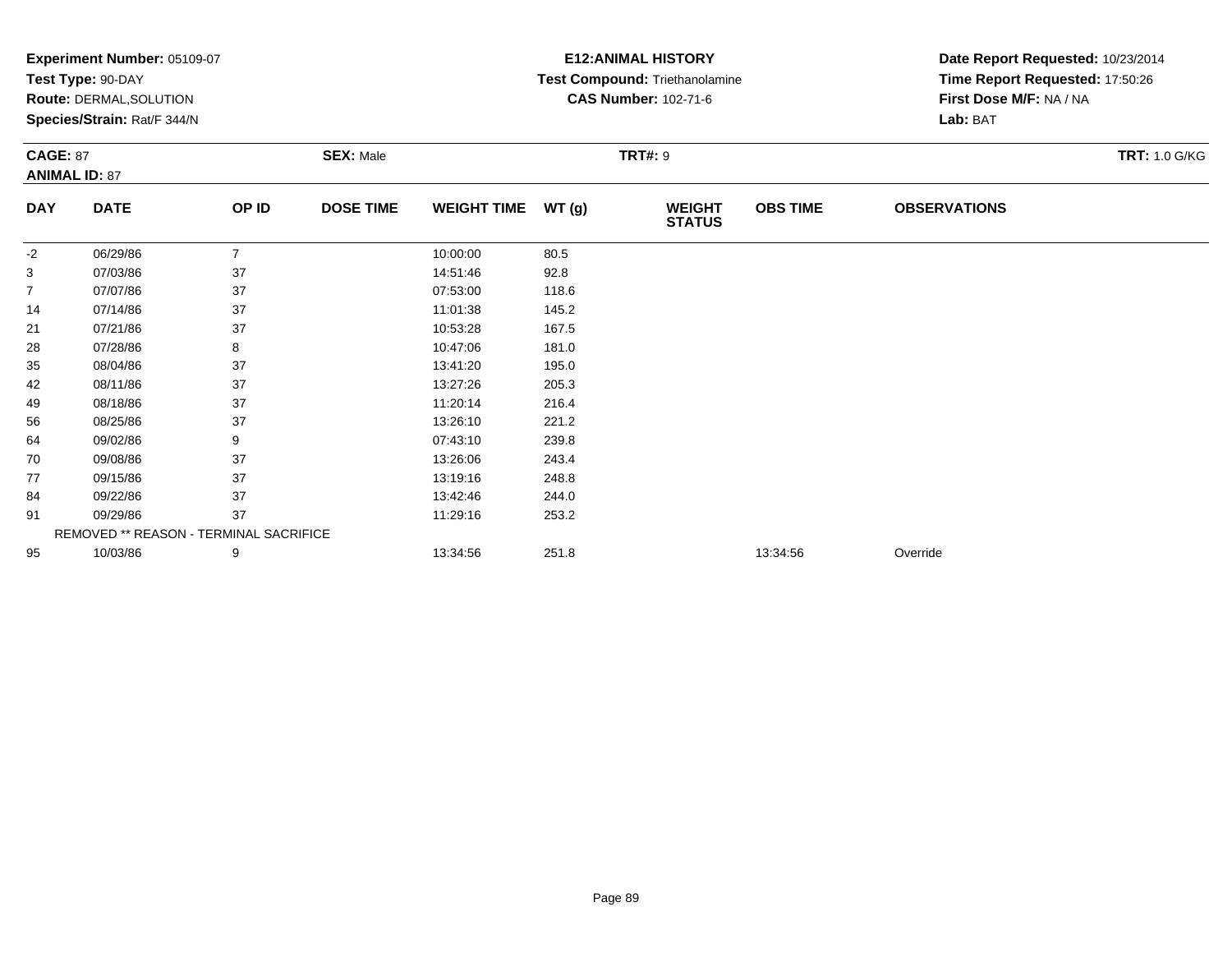**Experiment Number:** 05109-07
**Test Type:** 90-DAY
**Route:** DERMAL,SOLUTION
**Species/Strain:** Rat/F 344/N

**E12:ANIMAL HISTORY**
**Test Compound:** Triethanolamine
**CAS Number:** 102-71-6

**Date Report Requested:** 10/23/2014
**Time Report Requested:** 17:50:26
**First Dose M/F:** NA / NA
**Lab:** BAT

**CAGE:** 87
**ANIMAL ID:** 87
**SEX:** Male
**TRT#:** 9
**TRT:** 1.0 G/KG

| DAY | DATE | OP ID | DOSE TIME | WEIGHT TIME | WT (g) | WEIGHT STATUS | OBS TIME | OBSERVATIONS |
|---|---|---|---|---|---|---|---|---|
| -2 | 06/29/86 | 7 | | 10:00:00 | 80.5 | | | |
| 3 | 07/03/86 | 37 | | 14:51:46 | 92.8 | | | |
| 7 | 07/07/86 | 37 | | 07:53:00 | 118.6 | | | |
| 14 | 07/14/86 | 37 | | 11:01:38 | 145.2 | | | |
| 21 | 07/21/86 | 37 | | 10:53:28 | 167.5 | | | |
| 28 | 07/28/86 | 8 | | 10:47:06 | 181.0 | | | |
| 35 | 08/04/86 | 37 | | 13:41:20 | 195.0 | | | |
| 42 | 08/11/86 | 37 | | 13:27:26 | 205.3 | | | |
| 49 | 08/18/86 | 37 | | 11:20:14 | 216.4 | | | |
| 56 | 08/25/86 | 37 | | 13:26:10 | 221.2 | | | |
| 64 | 09/02/86 | 9 | | 07:43:10 | 239.8 | | | |
| 70 | 09/08/86 | 37 | | 13:26:06 | 243.4 | | | |
| 77 | 09/15/86 | 37 | | 13:19:16 | 248.8 | | | |
| 84 | 09/22/86 | 37 | | 13:42:46 | 244.0 | | | |
| 91 | 09/29/86 | 37 | | 11:29:16 | 253.2 | | | |
| | REMOVED ** REASON - TERMINAL SACRIFICE | | | | | | | |
| 95 | 10/03/86 | 9 | | 13:34:56 | 251.8 | | 13:34:56 | Override |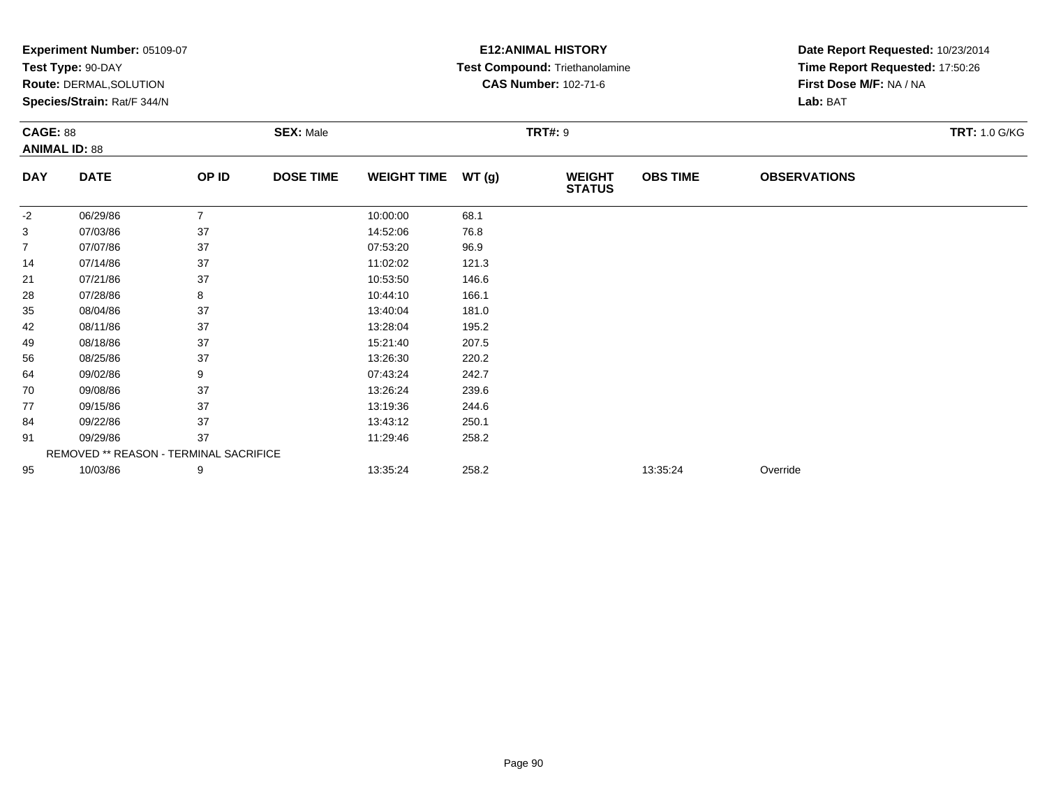**Experiment Number:** 05109-07
**Test Type:** 90-DAY
**Route:** DERMAL,SOLUTION
**Species/Strain:** Rat/F 344/N

**E12:ANIMAL HISTORY**
**Test Compound:** Triethanolamine
**CAS Number:** 102-71-6

**Date Report Requested:** 10/23/2014
**Time Report Requested:** 17:50:26
**First Dose M/F:** NA / NA
**Lab:** BAT

**CAGE:** 88
**ANIMAL ID:** 88
**SEX:** Male
**TRT#:** 9
**TRT:** 1.0 G/KG

| DAY | DATE | OP ID | DOSE TIME | WEIGHT TIME | WT (g) | WEIGHT STATUS | OBS TIME | OBSERVATIONS |
|---|---|---|---|---|---|---|---|---|
| -2 | 06/29/86 | 7 | | 10:00:00 | 68.1 | | | |
| 3 | 07/03/86 | 37 | | 14:52:06 | 76.8 | | | |
| 7 | 07/07/86 | 37 | | 07:53:20 | 96.9 | | | |
| 14 | 07/14/86 | 37 | | 11:02:02 | 121.3 | | | |
| 21 | 07/21/86 | 37 | | 10:53:50 | 146.6 | | | |
| 28 | 07/28/86 | 8 | | 10:44:10 | 166.1 | | | |
| 35 | 08/04/86 | 37 | | 13:40:04 | 181.0 | | | |
| 42 | 08/11/86 | 37 | | 13:28:04 | 195.2 | | | |
| 49 | 08/18/86 | 37 | | 15:21:40 | 207.5 | | | |
| 56 | 08/25/86 | 37 | | 13:26:30 | 220.2 | | | |
| 64 | 09/02/86 | 9 | | 07:43:24 | 242.7 | | | |
| 70 | 09/08/86 | 37 | | 13:26:24 | 239.6 | | | |
| 77 | 09/15/86 | 37 | | 13:19:36 | 244.6 | | | |
| 84 | 09/22/86 | 37 | | 13:43:12 | 250.1 | | | |
| 91 | 09/29/86 | 37 | | 11:29:46 | 258.2 | | | |
| REMOVED ** REASON - TERMINAL SACRIFICE | | | | | | | | |
| 95 | 10/03/86 | 9 | | 13:35:24 | 258.2 | | 13:35:24 | Override |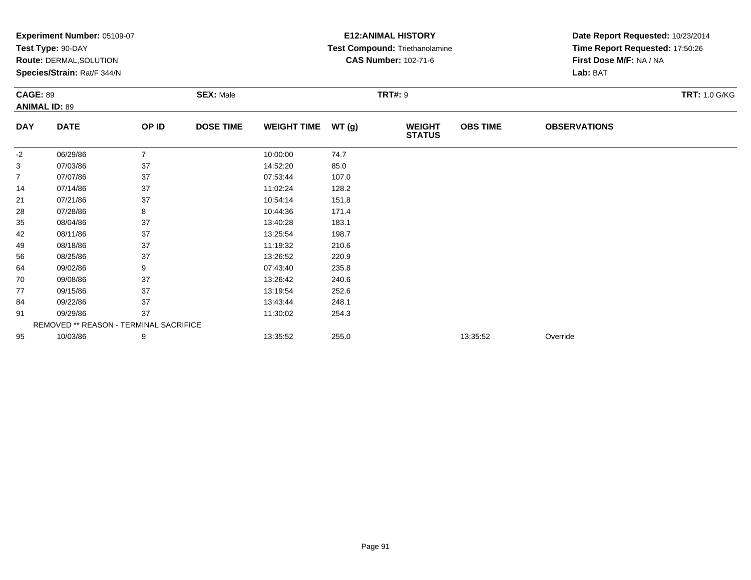**Experiment Number:** 05109-07
**Test Type:** 90-DAY
**Route:** DERMAL,SOLUTION
**Species/Strain:** Rat/F 344/N

**E12:ANIMAL HISTORY**
**Test Compound:** Triethanolamine
**CAS Number:** 102-71-6

**Date Report Requested:** 10/23/2014
**Time Report Requested:** 17:50:26
**First Dose M/F:** NA / NA
**Lab:** BAT

**CAGE:** 89
**ANIMAL ID:** 89

**SEX:** Male

**TRT#:** 9

**TRT:** 1.0 G/KG

| DAY | DATE | OP ID | DOSE TIME | WEIGHT TIME | WT (g) | WEIGHT STATUS | OBS TIME | OBSERVATIONS |
|---|---|---|---|---|---|---|---|---|
| -2 | 06/29/86 | 7 | | 10:00:00 | 74.7 | | | |
| 3 | 07/03/86 | 37 | | 14:52:20 | 85.0 | | | |
| 7 | 07/07/86 | 37 | | 07:53:44 | 107.0 | | | |
| 14 | 07/14/86 | 37 | | 11:02:24 | 128.2 | | | |
| 21 | 07/21/86 | 37 | | 10:54:14 | 151.8 | | | |
| 28 | 07/28/86 | 8 | | 10:44:36 | 171.4 | | | |
| 35 | 08/04/86 | 37 | | 13:40:28 | 183.1 | | | |
| 42 | 08/11/86 | 37 | | 13:25:54 | 198.7 | | | |
| 49 | 08/18/86 | 37 | | 11:19:32 | 210.6 | | | |
| 56 | 08/25/86 | 37 | | 13:26:52 | 220.9 | | | |
| 64 | 09/02/86 | 9 | | 07:43:40 | 235.8 | | | |
| 70 | 09/08/86 | 37 | | 13:26:42 | 240.6 | | | |
| 77 | 09/15/86 | 37 | | 13:19:54 | 252.6 | | | |
| 84 | 09/22/86 | 37 | | 13:43:44 | 248.1 | | | |
| 91 | 09/29/86 | 37 | | 11:30:02 | 254.3 | | | |
| REMOVED ** REASON - TERMINAL SACRIFICE | | | | | | | | |
| 95 | 10/03/86 | 9 | | 13:35:52 | 255.0 | | 13:35:52 | Override |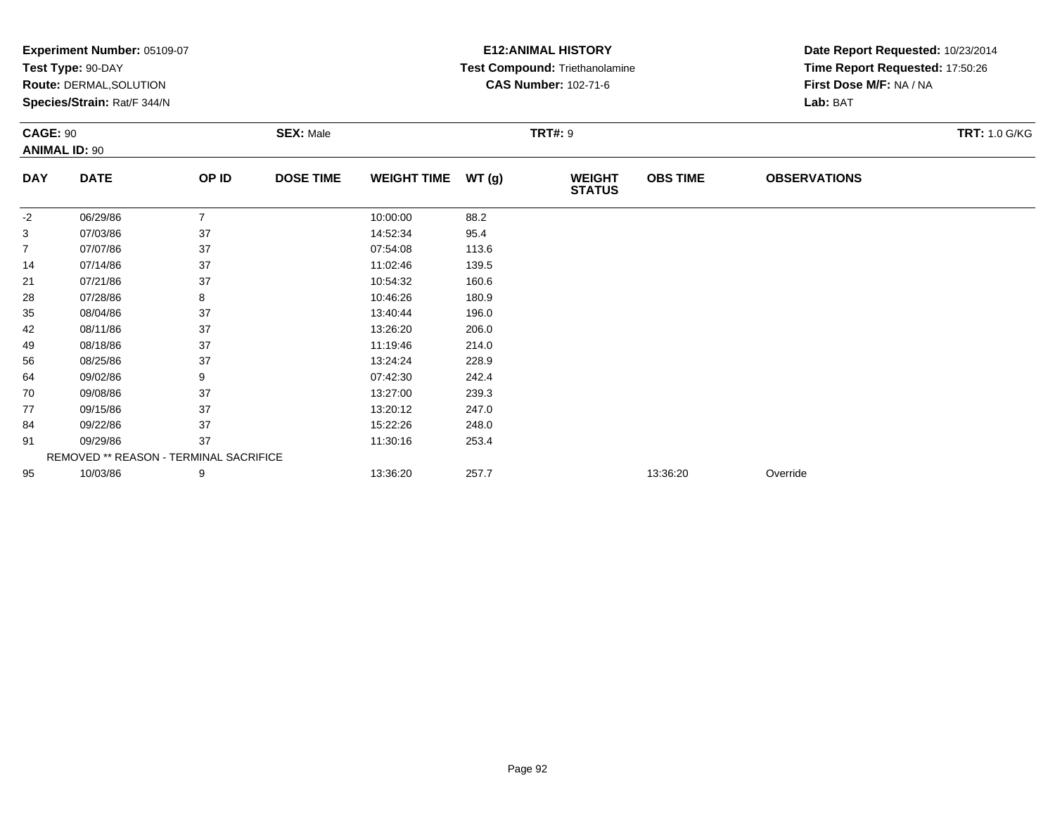**Experiment Number:** 05109-07
**Test Type:** 90-DAY
**Route:** DERMAL,SOLUTION
**Species/Strain:** Rat/F 344/N

**E12:ANIMAL HISTORY**
**Test Compound:** Triethanolamine
**CAS Number:** 102-71-6

**Date Report Requested:** 10/23/2014
**Time Report Requested:** 17:50:26
**First Dose M/F:** NA / NA
**Lab:** BAT

**CAGE:** 90
**ANIMAL ID:** 90
**SEX:** Male
**TRT#:** 9
**TRT:** 1.0 G/KG

| DAY | DATE | OP ID | DOSE TIME | WEIGHT TIME | WT (g) | WEIGHT STATUS | OBS TIME | OBSERVATIONS |
|---|---|---|---|---|---|---|---|---|
| -2 | 06/29/86 | 7 | | 10:00:00 | 88.2 | | | |
| 3 | 07/03/86 | 37 | | 14:52:34 | 95.4 | | | |
| 7 | 07/07/86 | 37 | | 07:54:08 | 113.6 | | | |
| 14 | 07/14/86 | 37 | | 11:02:46 | 139.5 | | | |
| 21 | 07/21/86 | 37 | | 10:54:32 | 160.6 | | | |
| 28 | 07/28/86 | 8 | | 10:46:26 | 180.9 | | | |
| 35 | 08/04/86 | 37 | | 13:40:44 | 196.0 | | | |
| 42 | 08/11/86 | 37 | | 13:26:20 | 206.0 | | | |
| 49 | 08/18/86 | 37 | | 11:19:46 | 214.0 | | | |
| 56 | 08/25/86 | 37 | | 13:24:24 | 228.9 | | | |
| 64 | 09/02/86 | 9 | | 07:42:30 | 242.4 | | | |
| 70 | 09/08/86 | 37 | | 13:27:00 | 239.3 | | | |
| 77 | 09/15/86 | 37 | | 13:20:12 | 247.0 | | | |
| 84 | 09/22/86 | 37 | | 15:22:26 | 248.0 | | | |
| 91 | 09/29/86 | 37 | | 11:30:16 | 253.4 | | | |
| REMOVED ** REASON - TERMINAL SACRIFICE | | | | | | | | |
| 95 | 10/03/86 | 9 | | 13:36:20 | 257.7 | | 13:36:20 | Override |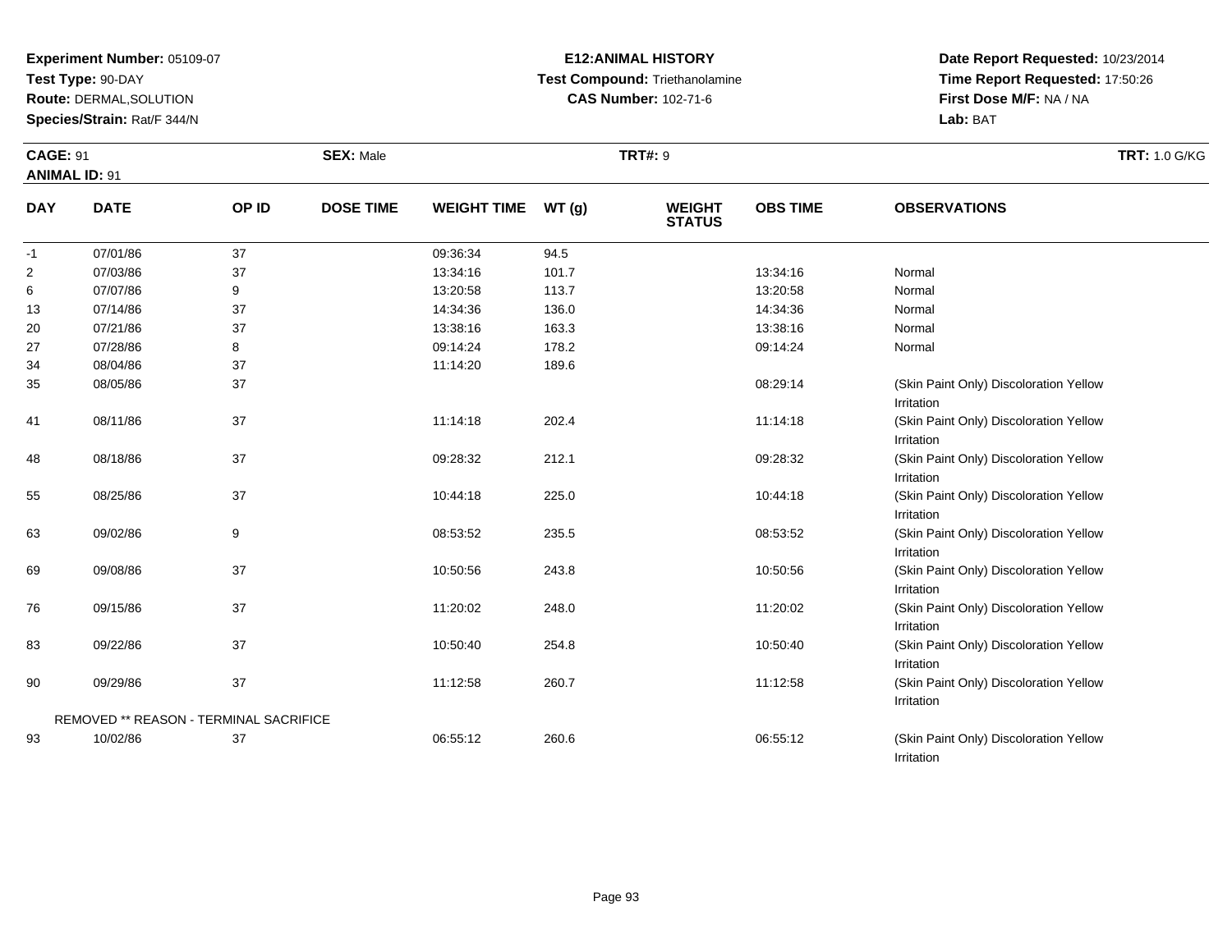**Experiment Number:** 05109-07
**Test Type:** 90-DAY
**Route:** DERMAL,SOLUTION
**Species/Strain:** Rat/F 344/N

**E12:ANIMAL HISTORY**
**Test Compound:** Triethanolamine
**CAS Number:** 102-71-6

**Date Report Requested:** 10/23/2014
**Time Report Requested:** 17:50:26
**First Dose M/F:** NA / NA
**Lab:** BAT

**CAGE:** 91
**ANIMAL ID:** 91
**SEX:** Male
**TRT#:** 9
**TRT:** 1.0 G/KG

| DAY | DATE | OP ID | DOSE TIME | WEIGHT TIME | WT (g) | WEIGHT STATUS | OBS TIME | OBSERVATIONS |
|---|---|---|---|---|---|---|---|---|
| -1 | 07/01/86 | 37 | | 09:36:34 | 94.5 | | | |
| 2 | 07/03/86 | 37 | | 13:34:16 | 101.7 | | 13:34:16 | Normal |
| 6 | 07/07/86 | 9 | | 13:20:58 | 113.7 | | 13:20:58 | Normal |
| 13 | 07/14/86 | 37 | | 14:34:36 | 136.0 | | 14:34:36 | Normal |
| 20 | 07/21/86 | 37 | | 13:38:16 | 163.3 | | 13:38:16 | Normal |
| 27 | 07/28/86 | 8 | | 09:14:24 | 178.2 | | 09:14:24 | Normal |
| 34 | 08/04/86 | 37 | | 11:14:20 | 189.6 | | | |
| 35 | 08/05/86 | 37 | | | | | 08:29:14 | (Skin Paint Only) Discoloration Yellow Irritation |
| 41 | 08/11/86 | 37 | | 11:14:18 | 202.4 | | 11:14:18 | (Skin Paint Only) Discoloration Yellow Irritation |
| 48 | 08/18/86 | 37 | | 09:28:32 | 212.1 | | 09:28:32 | (Skin Paint Only) Discoloration Yellow Irritation |
| 55 | 08/25/86 | 37 | | 10:44:18 | 225.0 | | 10:44:18 | (Skin Paint Only) Discoloration Yellow Irritation |
| 63 | 09/02/86 | 9 | | 08:53:52 | 235.5 | | 08:53:52 | (Skin Paint Only) Discoloration Yellow Irritation |
| 69 | 09/08/86 | 37 | | 10:50:56 | 243.8 | | 10:50:56 | (Skin Paint Only) Discoloration Yellow Irritation |
| 76 | 09/15/86 | 37 | | 11:20:02 | 248.0 | | 11:20:02 | (Skin Paint Only) Discoloration Yellow Irritation |
| 83 | 09/22/86 | 37 | | 10:50:40 | 254.8 | | 10:50:40 | (Skin Paint Only) Discoloration Yellow Irritation |
| 90 | 09/29/86 | 37 | | 11:12:58 | 260.7 | | 11:12:58 | (Skin Paint Only) Discoloration Yellow Irritation |
| REMOVED ** REASON - TERMINAL SACRIFICE | | | | | | | | |
| 93 | 10/02/86 | 37 | | 06:55:12 | 260.6 | | 06:55:12 | (Skin Paint Only) Discoloration Yellow Irritation |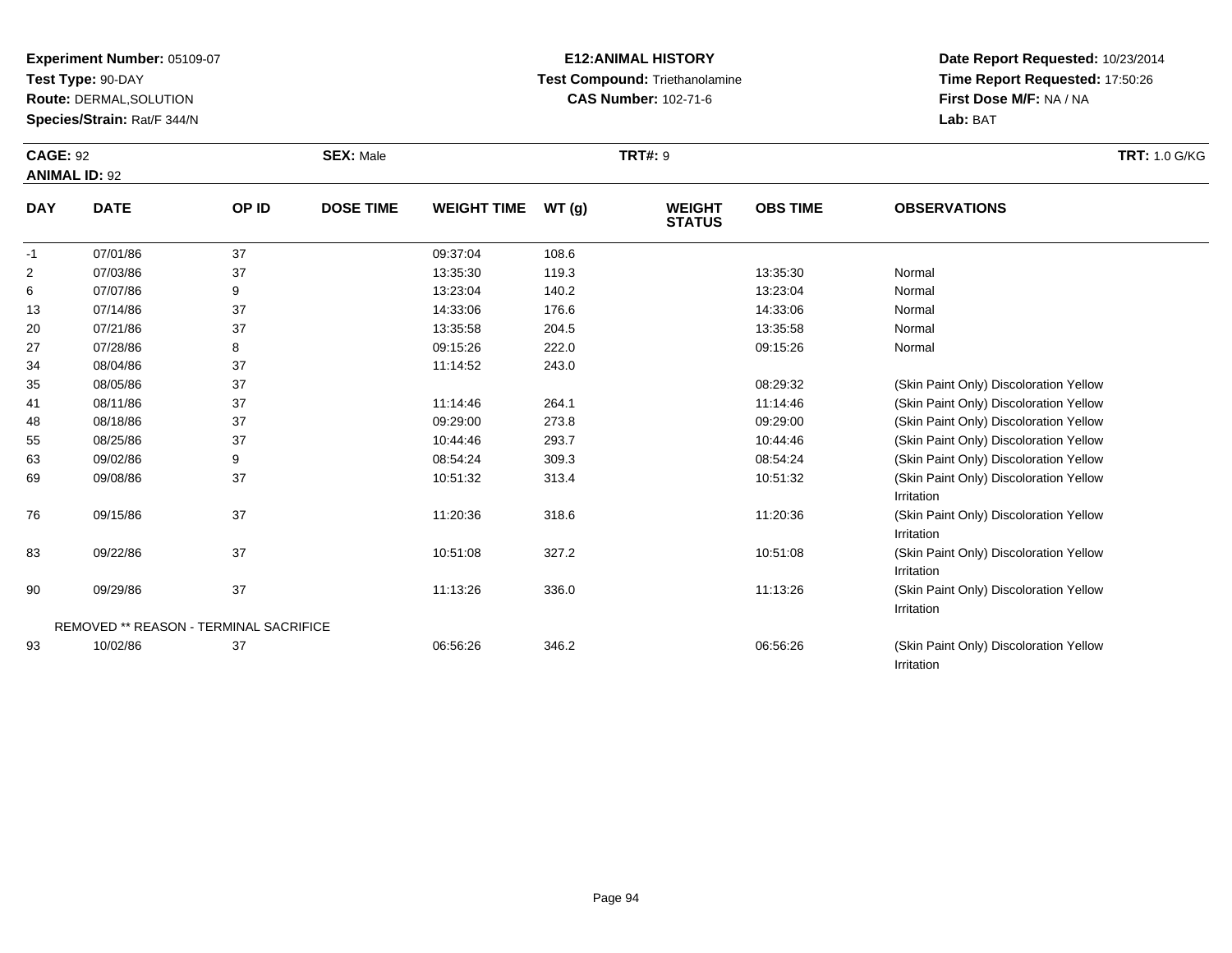**Experiment Number:** 05109-07
**Test Type:** 90-DAY
**Route:** DERMAL,SOLUTION
**Species/Strain:** Rat/F 344/N

**E12:ANIMAL HISTORY**
**Test Compound:** Triethanolamine
**CAS Number:** 102-71-6

**Date Report Requested:** 10/23/2014
**Time Report Requested:** 17:50:26
**First Dose M/F:** NA / NA
**Lab:** BAT

**CAGE:** 92 **SEX:** Male **TRT#:** 9 **TRT:** 1.0 G/KG
**ANIMAL ID:** 92

| DAY | DATE | OP ID | DOSE TIME | WEIGHT TIME | WT (g) | WEIGHT STATUS | OBS TIME | OBSERVATIONS |
|---|---|---|---|---|---|---|---|---|
| -1 | 07/01/86 | 37 | | 09:37:04 | 108.6 | | | |
| 2 | 07/03/86 | 37 | | 13:35:30 | 119.3 | | 13:35:30 | Normal |
| 6 | 07/07/86 | 9 | | 13:23:04 | 140.2 | | 13:23:04 | Normal |
| 13 | 07/14/86 | 37 | | 14:33:06 | 176.6 | | 14:33:06 | Normal |
| 20 | 07/21/86 | 37 | | 13:35:58 | 204.5 | | 13:35:58 | Normal |
| 27 | 07/28/86 | 8 | | 09:15:26 | 222.0 | | 09:15:26 | Normal |
| 34 | 08/04/86 | 37 | | 11:14:52 | 243.0 | | | |
| 35 | 08/05/86 | 37 | | | | | 08:29:32 | (Skin Paint Only) Discoloration Yellow |
| 41 | 08/11/86 | 37 | | 11:14:46 | 264.1 | | 11:14:46 | (Skin Paint Only) Discoloration Yellow |
| 48 | 08/18/86 | 37 | | 09:29:00 | 273.8 | | 09:29:00 | (Skin Paint Only) Discoloration Yellow |
| 55 | 08/25/86 | 37 | | 10:44:46 | 293.7 | | 10:44:46 | (Skin Paint Only) Discoloration Yellow |
| 63 | 09/02/86 | 9 | | 08:54:24 | 309.3 | | 08:54:24 | (Skin Paint Only) Discoloration Yellow |
| 69 | 09/08/86 | 37 | | 10:51:32 | 313.4 | | 10:51:32 | (Skin Paint Only) Discoloration Yellow Irritation |
| 76 | 09/15/86 | 37 | | 11:20:36 | 318.6 | | 11:20:36 | (Skin Paint Only) Discoloration Yellow Irritation |
| 83 | 09/22/86 | 37 | | 10:51:08 | 327.2 | | 10:51:08 | (Skin Paint Only) Discoloration Yellow Irritation |
| 90 | 09/29/86 | 37 | | 11:13:26 | 336.0 | | 11:13:26 | (Skin Paint Only) Discoloration Yellow Irritation |
| | REMOVED ** REASON - TERMINAL SACRIFICE | | | | | | | |
| 93 | 10/02/86 | 37 | | 06:56:26 | 346.2 | | 06:56:26 | (Skin Paint Only) Discoloration Yellow Irritation |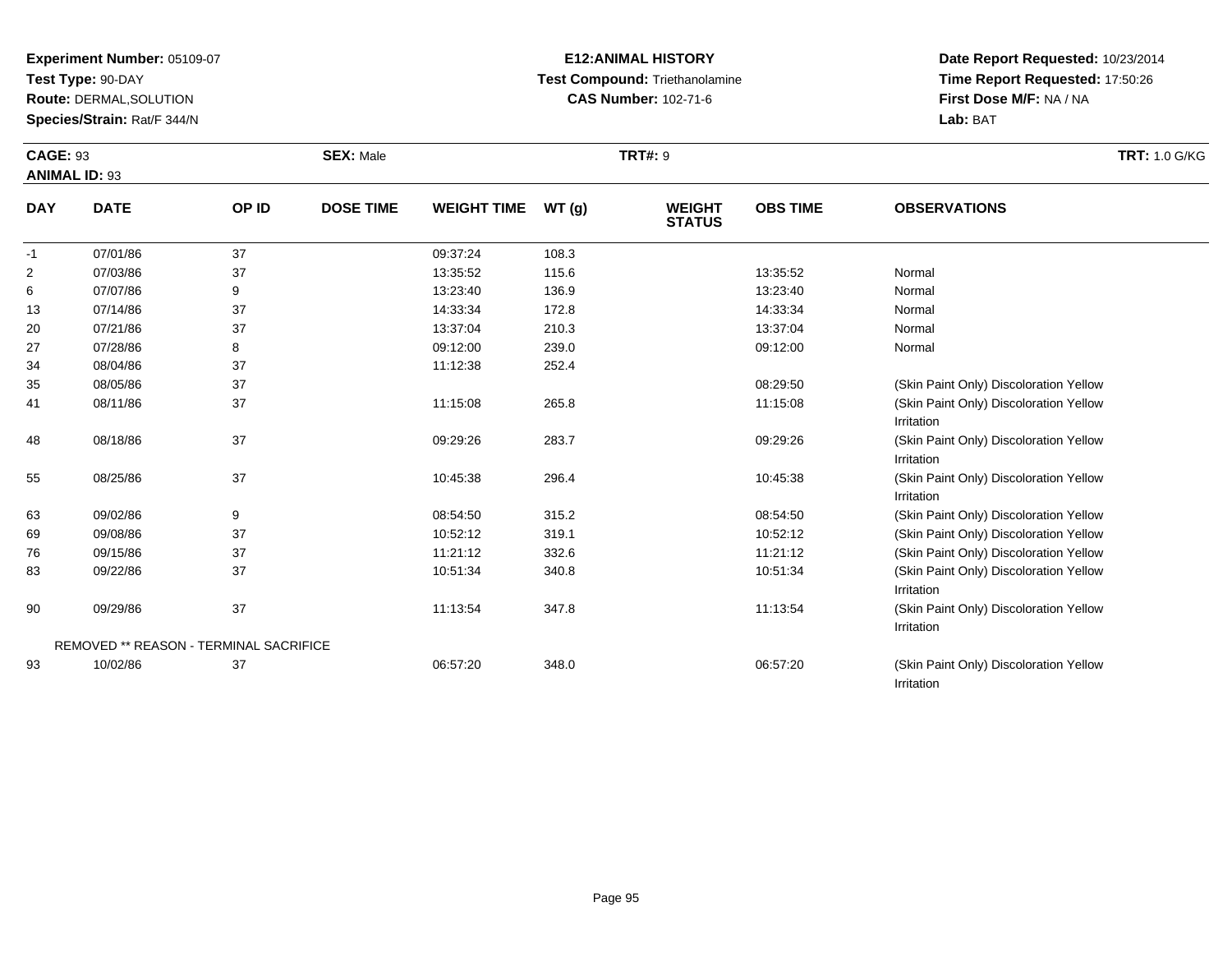**Experiment Number:** 05109-07
**Test Type:** 90-DAY
**Route:** DERMAL,SOLUTION
**Species/Strain:** Rat/F 344/N

**E12:ANIMAL HISTORY**
**Test Compound:** Triethanolamine
**CAS Number:** 102-71-6

**Date Report Requested:** 10/23/2014
**Time Report Requested:** 17:50:26
**First Dose M/F:** NA / NA
**Lab:** BAT

**CAGE:** 93 **SEX:** Male **TRT#:** 9 **TRT:** 1.0 G/KG
**ANIMAL ID:** 93

| DAY | DATE | OP ID | DOSE TIME | WEIGHT TIME | WT (g) | WEIGHT STATUS | OBS TIME | OBSERVATIONS |
|---|---|---|---|---|---|---|---|---|
| -1 | 07/01/86 | 37 | | 09:37:24 | 108.3 | | | |
| 2 | 07/03/86 | 37 | | 13:35:52 | 115.6 | | 13:35:52 | Normal |
| 6 | 07/07/86 | 9 | | 13:23:40 | 136.9 | | 13:23:40 | Normal |
| 13 | 07/14/86 | 37 | | 14:33:34 | 172.8 | | 14:33:34 | Normal |
| 20 | 07/21/86 | 37 | | 13:37:04 | 210.3 | | 13:37:04 | Normal |
| 27 | 07/28/86 | 8 | | 09:12:00 | 239.0 | | 09:12:00 | Normal |
| 34 | 08/04/86 | 37 | | 11:12:38 | 252.4 | | | |
| 35 | 08/05/86 | 37 | | | | | 08:29:50 | (Skin Paint Only) Discoloration Yellow |
| 41 | 08/11/86 | 37 | | 11:15:08 | 265.8 | | 11:15:08 | (Skin Paint Only) Discoloration Yellow Irritation |
| 48 | 08/18/86 | 37 | | 09:29:26 | 283.7 | | 09:29:26 | (Skin Paint Only) Discoloration Yellow Irritation |
| 55 | 08/25/86 | 37 | | 10:45:38 | 296.4 | | 10:45:38 | (Skin Paint Only) Discoloration Yellow Irritation |
| 63 | 09/02/86 | 9 | | 08:54:50 | 315.2 | | 08:54:50 | (Skin Paint Only) Discoloration Yellow |
| 69 | 09/08/86 | 37 | | 10:52:12 | 319.1 | | 10:52:12 | (Skin Paint Only) Discoloration Yellow |
| 76 | 09/15/86 | 37 | | 11:21:12 | 332.6 | | 11:21:12 | (Skin Paint Only) Discoloration Yellow |
| 83 | 09/22/86 | 37 | | 10:51:34 | 340.8 | | 10:51:34 | (Skin Paint Only) Discoloration Yellow Irritation |
| 90 | 09/29/86 | 37 | | 11:13:54 | 347.8 | | 11:13:54 | (Skin Paint Only) Discoloration Yellow Irritation |
| | REMOVED ** REASON - TERMINAL SACRIFICE | | | | | | | |
| 93 | 10/02/86 | 37 | | 06:57:20 | 348.0 | | 06:57:20 | (Skin Paint Only) Discoloration Yellow Irritation |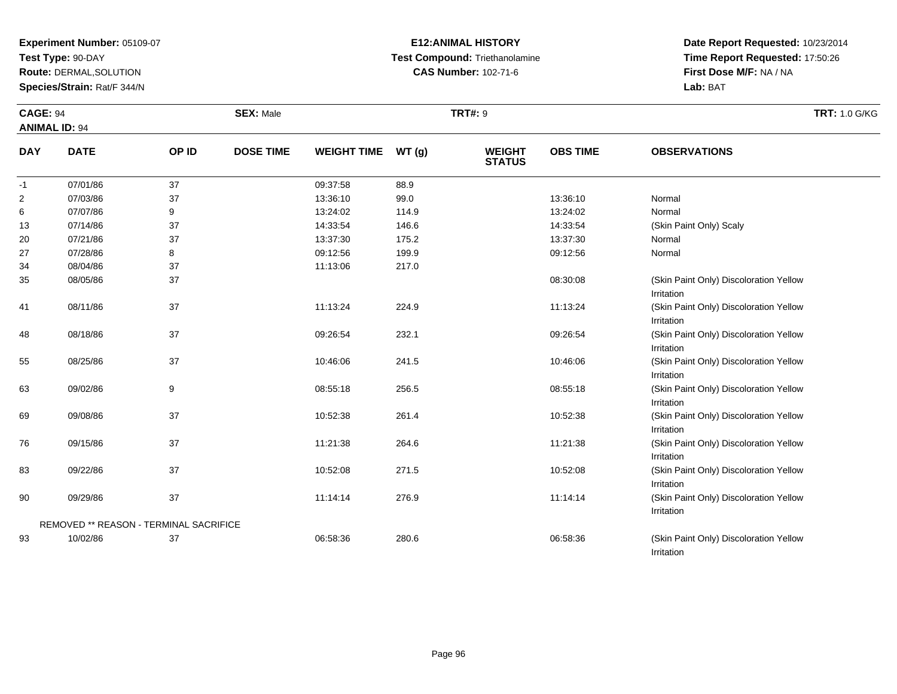**Experiment Number:** 05109-07
**Test Type:** 90-DAY
**Route:** DERMAL,SOLUTION
**Species/Strain:** Rat/F 344/N

**E12:ANIMAL HISTORY**
**Test Compound:** Triethanolamine
**CAS Number:** 102-71-6

**Date Report Requested:** 10/23/2014
**Time Report Requested:** 17:50:26
**First Dose M/F:** NA / NA
**Lab:** BAT

**CAGE:** 94
**ANIMAL ID:** 94
**SEX:** Male
**TRT#:** 9
**TRT:** 1.0 G/KG

| DAY | DATE | OP ID | DOSE TIME | WEIGHT TIME | WT (g) | WEIGHT STATUS | OBS TIME | OBSERVATIONS |
|---|---|---|---|---|---|---|---|---|
| -1 | 07/01/86 | 37 | | 09:37:58 | 88.9 | | | |
| 2 | 07/03/86 | 37 | | 13:36:10 | 99.0 | | 13:36:10 | Normal |
| 6 | 07/07/86 | 9 | | 13:24:02 | 114.9 | | 13:24:02 | Normal |
| 13 | 07/14/86 | 37 | | 14:33:54 | 146.6 | | 14:33:54 | (Skin Paint Only) Scaly |
| 20 | 07/21/86 | 37 | | 13:37:30 | 175.2 | | 13:37:30 | Normal |
| 27 | 07/28/86 | 8 | | 09:12:56 | 199.9 | | 09:12:56 | Normal |
| 34 | 08/04/86 | 37 | | 11:13:06 | 217.0 | | | |
| 35 | 08/05/86 | 37 | | | | | 08:30:08 | (Skin Paint Only) Discoloration Yellow Irritation |
| 41 | 08/11/86 | 37 | | 11:13:24 | 224.9 | | 11:13:24 | (Skin Paint Only) Discoloration Yellow Irritation |
| 48 | 08/18/86 | 37 | | 09:26:54 | 232.1 | | 09:26:54 | (Skin Paint Only) Discoloration Yellow Irritation |
| 55 | 08/25/86 | 37 | | 10:46:06 | 241.5 | | 10:46:06 | (Skin Paint Only) Discoloration Yellow Irritation |
| 63 | 09/02/86 | 9 | | 08:55:18 | 256.5 | | 08:55:18 | (Skin Paint Only) Discoloration Yellow Irritation |
| 69 | 09/08/86 | 37 | | 10:52:38 | 261.4 | | 10:52:38 | (Skin Paint Only) Discoloration Yellow Irritation |
| 76 | 09/15/86 | 37 | | 11:21:38 | 264.6 | | 11:21:38 | (Skin Paint Only) Discoloration Yellow Irritation |
| 83 | 09/22/86 | 37 | | 10:52:08 | 271.5 | | 10:52:08 | (Skin Paint Only) Discoloration Yellow Irritation |
| 90 | 09/29/86 | 37 | | 11:14:14 | 276.9 | | 11:14:14 | (Skin Paint Only) Discoloration Yellow Irritation |
| REMOVED ** REASON - TERMINAL SACRIFICE | | | | | | | | |
| 93 | 10/02/86 | 37 | | 06:58:36 | 280.6 | | 06:58:36 | (Skin Paint Only) Discoloration Yellow Irritation |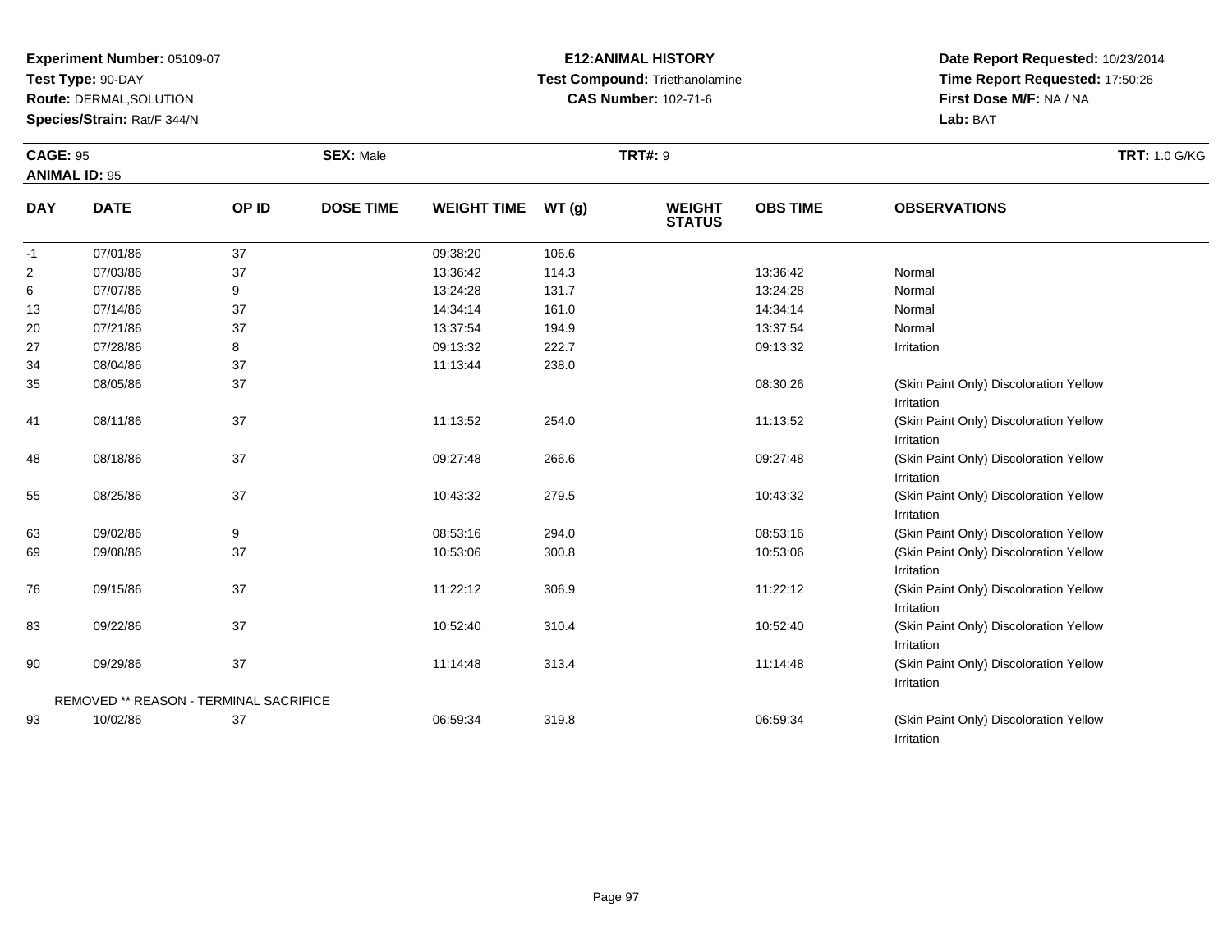**Experiment Number:** 05109-07
**Test Type:** 90-DAY
**Route:** DERMAL,SOLUTION
**Species/Strain:** Rat/F 344/N

**E12:ANIMAL HISTORY**
**Test Compound:** Triethanolamine
**CAS Number:** 102-71-6

**Date Report Requested:** 10/23/2014
**Time Report Requested:** 17:50:26
**First Dose M/F:** NA / NA
**Lab:** BAT

**CAGE:** 95
**ANIMAL ID:** 95
**SEX:** Male
**TRT#:** 9
**TRT:** 1.0 G/KG

| DAY | DATE | OP ID | DOSE TIME | WEIGHT TIME | WT (g) | WEIGHT STATUS | OBS TIME | OBSERVATIONS |
|---|---|---|---|---|---|---|---|---|
| -1 | 07/01/86 | 37 | | 09:38:20 | 106.6 | | | |
| 2 | 07/03/86 | 37 | | 13:36:42 | 114.3 | | 13:36:42 | Normal |
| 6 | 07/07/86 | 9 | | 13:24:28 | 131.7 | | 13:24:28 | Normal |
| 13 | 07/14/86 | 37 | | 14:34:14 | 161.0 | | 14:34:14 | Normal |
| 20 | 07/21/86 | 37 | | 13:37:54 | 194.9 | | 13:37:54 | Normal |
| 27 | 07/28/86 | 8 | | 09:13:32 | 222.7 | | 09:13:32 | Irritation |
| 34 | 08/04/86 | 37 | | 11:13:44 | 238.0 | | | |
| 35 | 08/05/86 | 37 | | | | | 08:30:26 | (Skin Paint Only) Discoloration Yellow Irritation |
| 41 | 08/11/86 | 37 | | 11:13:52 | 254.0 | | 11:13:52 | (Skin Paint Only) Discoloration Yellow Irritation |
| 48 | 08/18/86 | 37 | | 09:27:48 | 266.6 | | 09:27:48 | (Skin Paint Only) Discoloration Yellow Irritation |
| 55 | 08/25/86 | 37 | | 10:43:32 | 279.5 | | 10:43:32 | (Skin Paint Only) Discoloration Yellow Irritation |
| 63 | 09/02/86 | 9 | | 08:53:16 | 294.0 | | 08:53:16 | (Skin Paint Only) Discoloration Yellow |
| 69 | 09/08/86 | 37 | | 10:53:06 | 300.8 | | 10:53:06 | (Skin Paint Only) Discoloration Yellow Irritation |
| 76 | 09/15/86 | 37 | | 11:22:12 | 306.9 | | 11:22:12 | (Skin Paint Only) Discoloration Yellow Irritation |
| 83 | 09/22/86 | 37 | | 10:52:40 | 310.4 | | 10:52:40 | (Skin Paint Only) Discoloration Yellow Irritation |
| 90 | 09/29/86 | 37 | | 11:14:48 | 313.4 | | 11:14:48 | (Skin Paint Only) Discoloration Yellow Irritation |
| | REMOVED ** REASON - TERMINAL SACRIFICE | | | | | | | |
| 93 | 10/02/86 | 37 | | 06:59:34 | 319.8 | | 06:59:34 | (Skin Paint Only) Discoloration Yellow Irritation |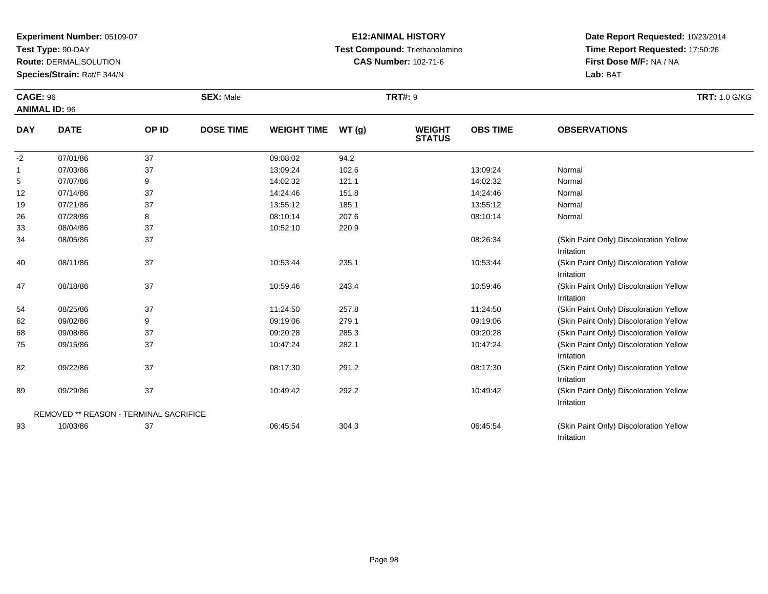**Experiment Number:** 05109-07
**Test Type:** 90-DAY
**Route:** DERMAL,SOLUTION
**Species/Strain:** Rat/F 344/N

**E12:ANIMAL HISTORY**
**Test Compound:** Triethanolamine
**CAS Number:** 102-71-6

**Date Report Requested:** 10/23/2014
**Time Report Requested:** 17:50:26
**First Dose M/F:** NA / NA
**Lab:** BAT

**CAGE:** 96
**ANIMAL ID:** 96
**SEX:** Male
**TRT#:** 9
**TRT:** 1.0 G/KG

| DAY | DATE | OP ID | DOSE TIME | WEIGHT TIME | WT (g) | WEIGHT STATUS | OBS TIME | OBSERVATIONS |
|---|---|---|---|---|---|---|---|---|
| -2 | 07/01/86 | 37 | | 09:08:02 | 94.2 | | | |
| 1 | 07/03/86 | 37 | | 13:09:24 | 102.6 | | 13:09:24 | Normal |
| 5 | 07/07/86 | 9 | | 14:02:32 | 121.1 | | 14:02:32 | Normal |
| 12 | 07/14/86 | 37 | | 14:24:46 | 151.8 | | 14:24:46 | Normal |
| 19 | 07/21/86 | 37 | | 13:55:12 | 185.1 | | 13:55:12 | Normal |
| 26 | 07/28/86 | 8 | | 08:10:14 | 207.6 | | 08:10:14 | Normal |
| 33 | 08/04/86 | 37 | | 10:52:10 | 220.9 | | | |
| 34 | 08/05/86 | 37 | | | | | 08:26:34 | (Skin Paint Only) Discoloration Yellow Irritation |
| 40 | 08/11/86 | 37 | | 10:53:44 | 235.1 | | 10:53:44 | (Skin Paint Only) Discoloration Yellow Irritation |
| 47 | 08/18/86 | 37 | | 10:59:46 | 243.4 | | 10:59:46 | (Skin Paint Only) Discoloration Yellow Irritation |
| 54 | 08/25/86 | 37 | | 11:24:50 | 257.8 | | 11:24:50 | (Skin Paint Only) Discoloration Yellow |
| 62 | 09/02/86 | 9 | | 09:19:06 | 279.1 | | 09:19:06 | (Skin Paint Only) Discoloration Yellow |
| 68 | 09/08/86 | 37 | | 09:20:28 | 285.3 | | 09:20:28 | (Skin Paint Only) Discoloration Yellow |
| 75 | 09/15/86 | 37 | | 10:47:24 | 282.1 | | 10:47:24 | (Skin Paint Only) Discoloration Yellow Irritation |
| 82 | 09/22/86 | 37 | | 08:17:30 | 291.2 | | 08:17:30 | (Skin Paint Only) Discoloration Yellow Irritation |
| 89 | 09/29/86 | 37 | | 10:49:42 | 292.2 | | 10:49:42 | (Skin Paint Only) Discoloration Yellow Irritation |
| | REMOVED ** REASON - TERMINAL SACRIFICE | | | | | | | |
| 93 | 10/03/86 | 37 | | 06:45:54 | 304.3 | | 06:45:54 | (Skin Paint Only) Discoloration Yellow Irritation |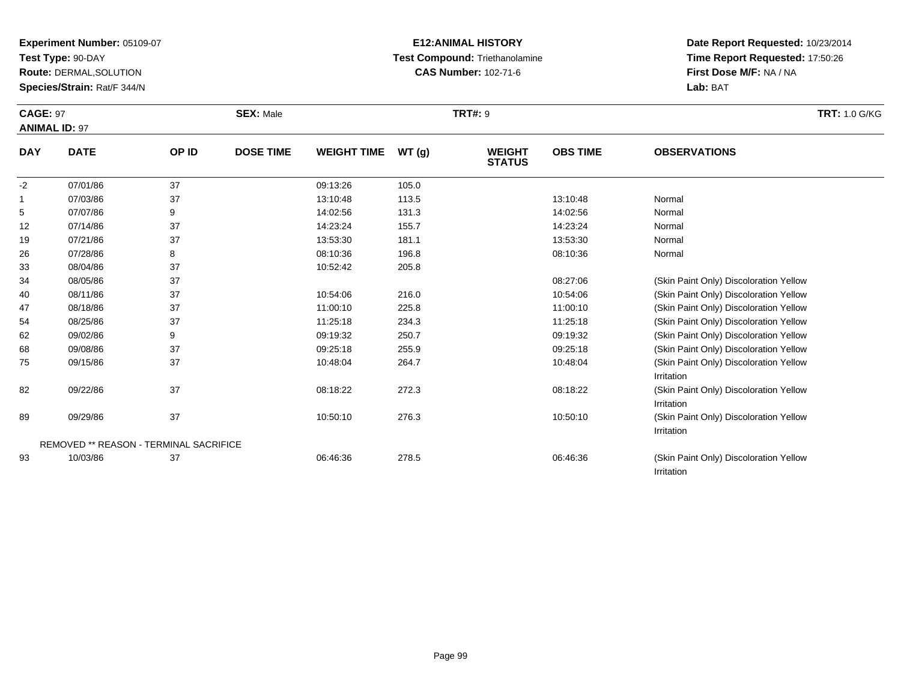**Experiment Number:** 05109-07
**Test Type:** 90-DAY
**Route:** DERMAL,SOLUTION
**Species/Strain:** Rat/F 344/N

**E12:ANIMAL HISTORY**
**Test Compound:** Triethanolamine
**CAS Number:** 102-71-6

**Date Report Requested:** 10/23/2014
**Time Report Requested:** 17:50:26
**First Dose M/F:** NA / NA
**Lab:** BAT

**CAGE:** 97 **SEX:** Male **TRT#:** 9 **TRT:** 1.0 G/KG
**ANIMAL ID:** 97

| DAY | DATE | OP ID | DOSE TIME | WEIGHT TIME | WT (g) | WEIGHT STATUS | OBS TIME | OBSERVATIONS |
|---|---|---|---|---|---|---|---|---|
| -2 | 07/01/86 | 37 | | 09:13:26 | 105.0 | | | |
| 1 | 07/03/86 | 37 | | 13:10:48 | 113.5 | | 13:10:48 | Normal |
| 5 | 07/07/86 | 9 | | 14:02:56 | 131.3 | | 14:02:56 | Normal |
| 12 | 07/14/86 | 37 | | 14:23:24 | 155.7 | | 14:23:24 | Normal |
| 19 | 07/21/86 | 37 | | 13:53:30 | 181.1 | | 13:53:30 | Normal |
| 26 | 07/28/86 | 8 | | 08:10:36 | 196.8 | | 08:10:36 | Normal |
| 33 | 08/04/86 | 37 | | 10:52:42 | 205.8 | | | |
| 34 | 08/05/86 | 37 | | | | | 08:27:06 | (Skin Paint Only) Discoloration Yellow |
| 40 | 08/11/86 | 37 | | 10:54:06 | 216.0 | | 10:54:06 | (Skin Paint Only) Discoloration Yellow |
| 47 | 08/18/86 | 37 | | 11:00:10 | 225.8 | | 11:00:10 | (Skin Paint Only) Discoloration Yellow |
| 54 | 08/25/86 | 37 | | 11:25:18 | 234.3 | | 11:25:18 | (Skin Paint Only) Discoloration Yellow |
| 62 | 09/02/86 | 9 | | 09:19:32 | 250.7 | | 09:19:32 | (Skin Paint Only) Discoloration Yellow |
| 68 | 09/08/86 | 37 | | 09:25:18 | 255.9 | | 09:25:18 | (Skin Paint Only) Discoloration Yellow |
| 75 | 09/15/86 | 37 | | 10:48:04 | 264.7 | | 10:48:04 | (Skin Paint Only) Discoloration Yellow Irritation |
| 82 | 09/22/86 | 37 | | 08:18:22 | 272.3 | | 08:18:22 | (Skin Paint Only) Discoloration Yellow Irritation |
| 89 | 09/29/86 | 37 | | 10:50:10 | 276.3 | | 10:50:10 | (Skin Paint Only) Discoloration Yellow Irritation |
| | REMOVED ** REASON - TERMINAL SACRIFICE | | | | | | | |
| 93 | 10/03/86 | 37 | | 06:46:36 | 278.5 | | 06:46:36 | (Skin Paint Only) Discoloration Yellow Irritation |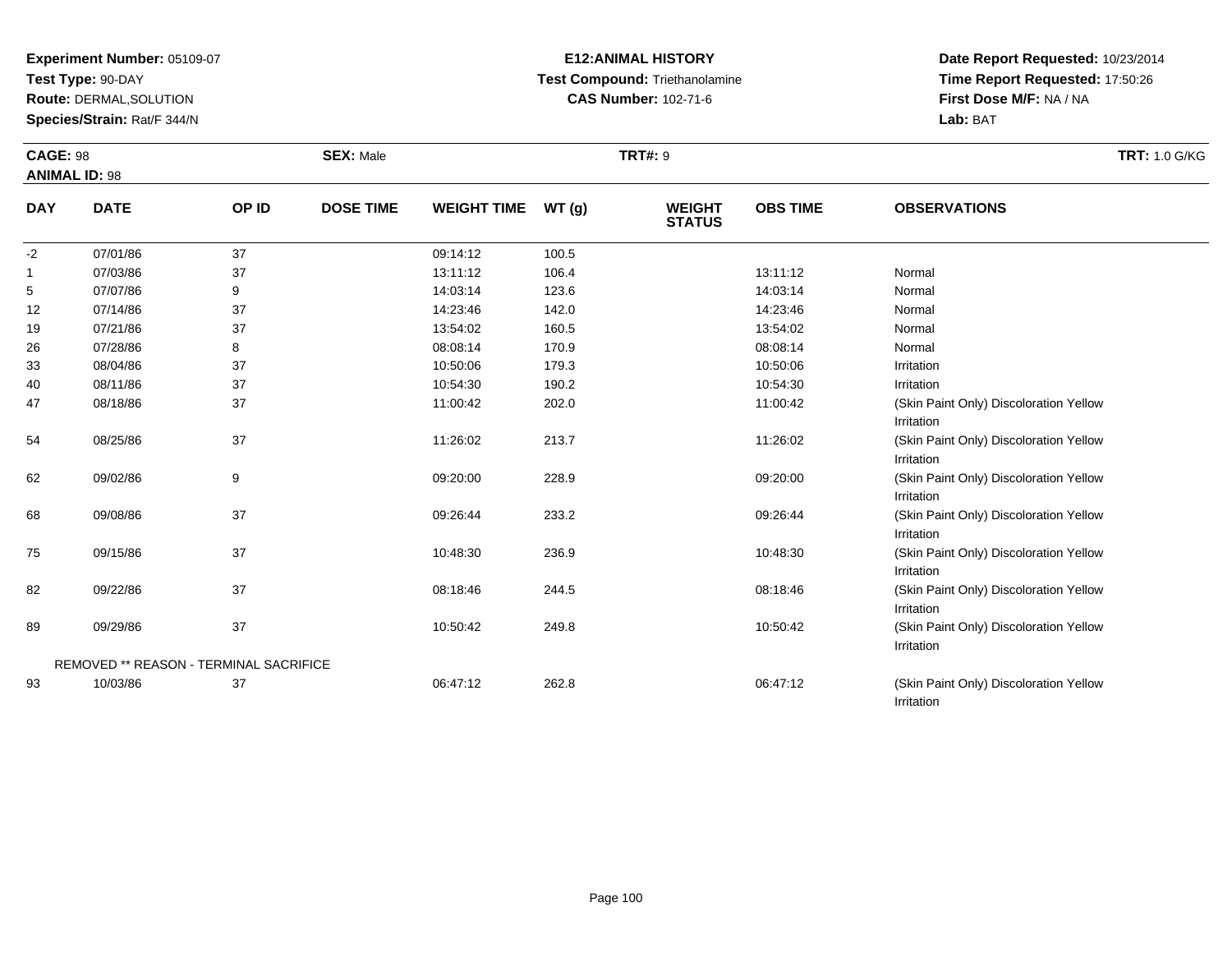**Experiment Number:** 05109-07
**Test Type:** 90-DAY
**Route:** DERMAL,SOLUTION
**Species/Strain:** Rat/F 344/N

**E12:ANIMAL HISTORY**
**Test Compound:** Triethanolamine
**CAS Number:** 102-71-6

**Date Report Requested:** 10/23/2014
**Time Report Requested:** 17:50:26
**First Dose M/F:** NA / NA
**Lab:** BAT

**CAGE:** 98
**ANIMAL ID:** 98
**SEX:** Male
**TRT#:** 9
**TRT:** 1.0 G/KG

| DAY | DATE | OP ID | DOSE TIME | WEIGHT TIME | WT (g) | WEIGHT STATUS | OBS TIME | OBSERVATIONS |
|---|---|---|---|---|---|---|---|---|
| -2 | 07/01/86 | 37 | | 09:14:12 | 100.5 | | | |
| 1 | 07/03/86 | 37 | | 13:11:12 | 106.4 | | 13:11:12 | Normal |
| 5 | 07/07/86 | 9 | | 14:03:14 | 123.6 | | 14:03:14 | Normal |
| 12 | 07/14/86 | 37 | | 14:23:46 | 142.0 | | 14:23:46 | Normal |
| 19 | 07/21/86 | 37 | | 13:54:02 | 160.5 | | 13:54:02 | Normal |
| 26 | 07/28/86 | 8 | | 08:08:14 | 170.9 | | 08:08:14 | Normal |
| 33 | 08/04/86 | 37 | | 10:50:06 | 179.3 | | 10:50:06 | Irritation |
| 40 | 08/11/86 | 37 | | 10:54:30 | 190.2 | | 10:54:30 | Irritation |
| 47 | 08/18/86 | 37 | | 11:00:42 | 202.0 | | 11:00:42 | (Skin Paint Only) Discoloration Yellow Irritation |
| 54 | 08/25/86 | 37 | | 11:26:02 | 213.7 | | 11:26:02 | (Skin Paint Only) Discoloration Yellow Irritation |
| 62 | 09/02/86 | 9 | | 09:20:00 | 228.9 | | 09:20:00 | (Skin Paint Only) Discoloration Yellow Irritation |
| 68 | 09/08/86 | 37 | | 09:26:44 | 233.2 | | 09:26:44 | (Skin Paint Only) Discoloration Yellow Irritation |
| 75 | 09/15/86 | 37 | | 10:48:30 | 236.9 | | 10:48:30 | (Skin Paint Only) Discoloration Yellow Irritation |
| 82 | 09/22/86 | 37 | | 08:18:46 | 244.5 | | 08:18:46 | (Skin Paint Only) Discoloration Yellow Irritation |
| 89 | 09/29/86 | 37 | | 10:50:42 | 249.8 | | 10:50:42 | (Skin Paint Only) Discoloration Yellow Irritation |
| | REMOVED ** REASON - TERMINAL SACRIFICE | | | | | | | |
| 93 | 10/03/86 | 37 | | 06:47:12 | 262.8 | | 06:47:12 | (Skin Paint Only) Discoloration Yellow Irritation |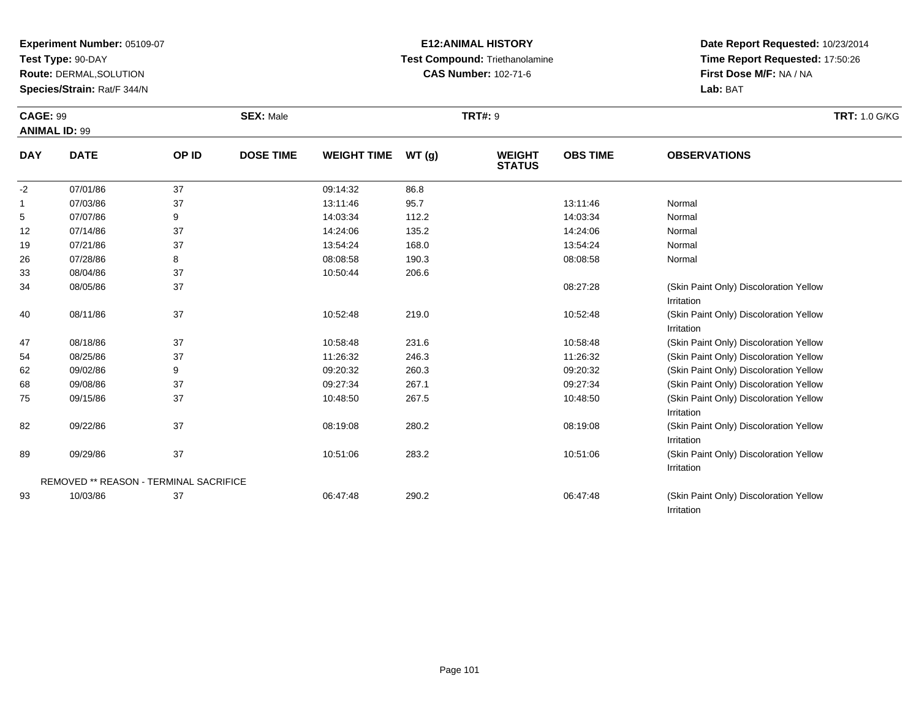**Experiment Number:** 05109-07
**Test Type:** 90-DAY
**Route:** DERMAL,SOLUTION
**Species/Strain:** Rat/F 344/N

**E12:ANIMAL HISTORY**
**Test Compound:** Triethanolamine
**CAS Number:** 102-71-6

**Date Report Requested:** 10/23/2014
**Time Report Requested:** 17:50:26
**First Dose M/F:** NA / NA
**Lab:** BAT

**CAGE:** 99 **SEX:** Male **TRT#:** 9 **TRT:** 1.0 G/KG
**ANIMAL ID:** 99

| DAY | DATE | OP ID | DOSE TIME | WEIGHT TIME | WT (g) | WEIGHT STATUS | OBS TIME | OBSERVATIONS |
|---|---|---|---|---|---|---|---|---|
| -2 | 07/01/86 | 37 | | 09:14:32 | 86.8 | | | |
| 1 | 07/03/86 | 37 | | 13:11:46 | 95.7 | | 13:11:46 | Normal |
| 5 | 07/07/86 | 9 | | 14:03:34 | 112.2 | | 14:03:34 | Normal |
| 12 | 07/14/86 | 37 | | 14:24:06 | 135.2 | | 14:24:06 | Normal |
| 19 | 07/21/86 | 37 | | 13:54:24 | 168.0 | | 13:54:24 | Normal |
| 26 | 07/28/86 | 8 | | 08:08:58 | 190.3 | | 08:08:58 | Normal |
| 33 | 08/04/86 | 37 | | 10:50:44 | 206.6 | | | |
| 34 | 08/05/86 | 37 | | | | | 08:27:28 | (Skin Paint Only) Discoloration Yellow Irritation |
| 40 | 08/11/86 | 37 | | 10:52:48 | 219.0 | | 10:52:48 | (Skin Paint Only) Discoloration Yellow Irritation |
| 47 | 08/18/86 | 37 | | 10:58:48 | 231.6 | | 10:58:48 | (Skin Paint Only) Discoloration Yellow |
| 54 | 08/25/86 | 37 | | 11:26:32 | 246.3 | | 11:26:32 | (Skin Paint Only) Discoloration Yellow |
| 62 | 09/02/86 | 9 | | 09:20:32 | 260.3 | | 09:20:32 | (Skin Paint Only) Discoloration Yellow |
| 68 | 09/08/86 | 37 | | 09:27:34 | 267.1 | | 09:27:34 | (Skin Paint Only) Discoloration Yellow |
| 75 | 09/15/86 | 37 | | 10:48:50 | 267.5 | | 10:48:50 | (Skin Paint Only) Discoloration Yellow Irritation |
| 82 | 09/22/86 | 37 | | 08:19:08 | 280.2 | | 08:19:08 | (Skin Paint Only) Discoloration Yellow Irritation |
| 89 | 09/29/86 | 37 | | 10:51:06 | 283.2 | | 10:51:06 | (Skin Paint Only) Discoloration Yellow Irritation |
| | REMOVED ** REASON - TERMINAL SACRIFICE | | | | | | | |
| 93 | 10/03/86 | 37 | | 06:47:48 | 290.2 | | 06:47:48 | (Skin Paint Only) Discoloration Yellow Irritation |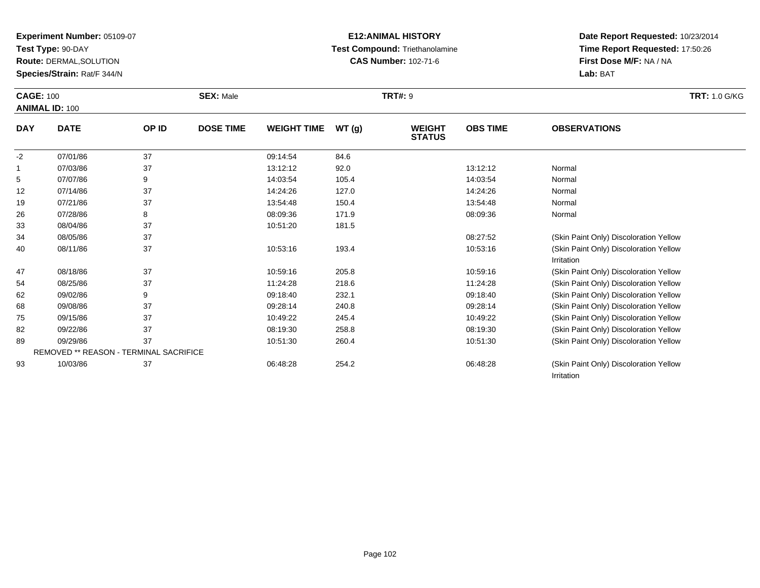**Experiment Number:** 05109-07
**Test Type:** 90-DAY
**Route:** DERMAL,SOLUTION
**Species/Strain:** Rat/F 344/N

**E12:ANIMAL HISTORY**
**Test Compound:** Triethanolamine
**CAS Number:** 102-71-6

**Date Report Requested:** 10/23/2014
**Time Report Requested:** 17:50:26
**First Dose M/F:** NA / NA
**Lab:** BAT

**CAGE:** 100 **SEX:** Male **TRT#:** 9 **TRT:** 1.0 G/KG
**ANIMAL ID:** 100

| DAY | DATE | OP ID | DOSE TIME | WEIGHT TIME | WT (g) | WEIGHT STATUS | OBS TIME | OBSERVATIONS |
|---|---|---|---|---|---|---|---|---|
| -2 | 07/01/86 | 37 | | 09:14:54 | 84.6 | | | |
| 1 | 07/03/86 | 37 | | 13:12:12 | 92.0 | | 13:12:12 | Normal |
| 5 | 07/07/86 | 9 | | 14:03:54 | 105.4 | | 14:03:54 | Normal |
| 12 | 07/14/86 | 37 | | 14:24:26 | 127.0 | | 14:24:26 | Normal |
| 19 | 07/21/86 | 37 | | 13:54:48 | 150.4 | | 13:54:48 | Normal |
| 26 | 07/28/86 | 8 | | 08:09:36 | 171.9 | | 08:09:36 | Normal |
| 33 | 08/04/86 | 37 | | 10:51:20 | 181.5 | | | |
| 34 | 08/05/86 | 37 | | | | | 08:27:52 | (Skin Paint Only) Discoloration Yellow |
| 40 | 08/11/86 | 37 | | 10:53:16 | 193.4 | | 10:53:16 | (Skin Paint Only) Discoloration Yellow Irritation |
| 47 | 08/18/86 | 37 | | 10:59:16 | 205.8 | | 10:59:16 | (Skin Paint Only) Discoloration Yellow |
| 54 | 08/25/86 | 37 | | 11:24:28 | 218.6 | | 11:24:28 | (Skin Paint Only) Discoloration Yellow |
| 62 | 09/02/86 | 9 | | 09:18:40 | 232.1 | | 09:18:40 | (Skin Paint Only) Discoloration Yellow |
| 68 | 09/08/86 | 37 | | 09:28:14 | 240.8 | | 09:28:14 | (Skin Paint Only) Discoloration Yellow |
| 75 | 09/15/86 | 37 | | 10:49:22 | 245.4 | | 10:49:22 | (Skin Paint Only) Discoloration Yellow |
| 82 | 09/22/86 | 37 | | 08:19:30 | 258.8 | | 08:19:30 | (Skin Paint Only) Discoloration Yellow |
| 89 | 09/29/86 | 37 | | 10:51:30 | 260.4 | | 10:51:30 | (Skin Paint Only) Discoloration Yellow |
| | REMOVED ** REASON - TERMINAL SACRIFICE | | | | | | | |
| 93 | 10/03/86 | 37 | | 06:48:28 | 254.2 | | 06:48:28 | (Skin Paint Only) Discoloration Yellow Irritation |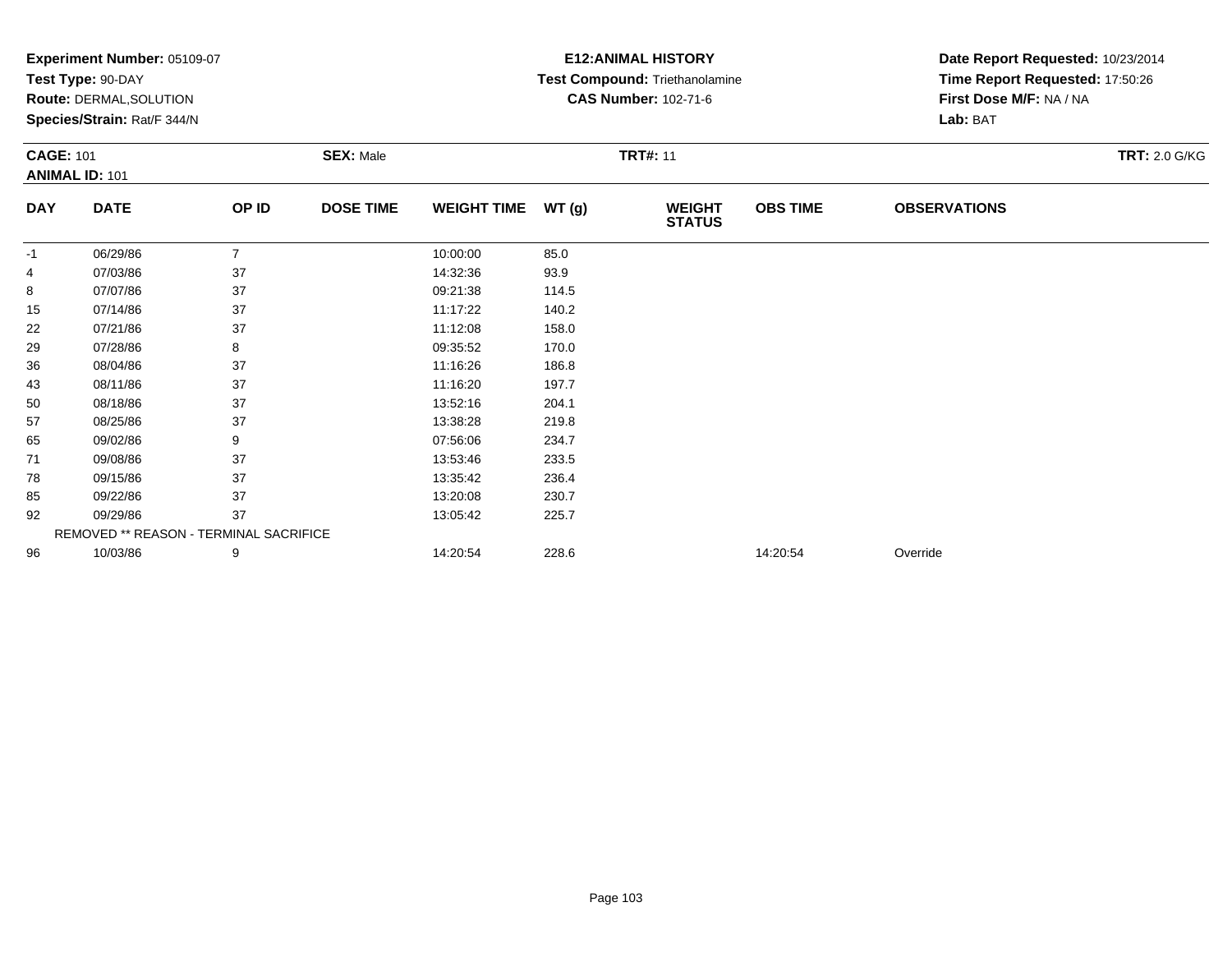**Experiment Number:** 05109-07
**Test Type:** 90-DAY
**Route:** DERMAL,SOLUTION
**Species/Strain:** Rat/F 344/N

**E12:ANIMAL HISTORY**
**Test Compound:** Triethanolamine
**CAS Number:** 102-71-6

**Date Report Requested:** 10/23/2014
**Time Report Requested:** 17:50:26
**First Dose M/F:** NA / NA
**Lab:** BAT

**CAGE:** 101 **SEX:** Male **TRT#:** 11 **TRT:** 2.0 G/KG
**ANIMAL ID:** 101

| DAY | DATE | OP ID | DOSE TIME | WEIGHT TIME | WT (g) | WEIGHT STATUS | OBS TIME | OBSERVATIONS |
|---|---|---|---|---|---|---|---|---|
| -1 | 06/29/86 | 7 | | 10:00:00 | 85.0 | | | |
| 4 | 07/03/86 | 37 | | 14:32:36 | 93.9 | | | |
| 8 | 07/07/86 | 37 | | 09:21:38 | 114.5 | | | |
| 15 | 07/14/86 | 37 | | 11:17:22 | 140.2 | | | |
| 22 | 07/21/86 | 37 | | 11:12:08 | 158.0 | | | |
| 29 | 07/28/86 | 8 | | 09:35:52 | 170.0 | | | |
| 36 | 08/04/86 | 37 | | 11:16:26 | 186.8 | | | |
| 43 | 08/11/86 | 37 | | 11:16:20 | 197.7 | | | |
| 50 | 08/18/86 | 37 | | 13:52:16 | 204.1 | | | |
| 57 | 08/25/86 | 37 | | 13:38:28 | 219.8 | | | |
| 65 | 09/02/86 | 9 | | 07:56:06 | 234.7 | | | |
| 71 | 09/08/86 | 37 | | 13:53:46 | 233.5 | | | |
| 78 | 09/15/86 | 37 | | 13:35:42 | 236.4 | | | |
| 85 | 09/22/86 | 37 | | 13:20:08 | 230.7 | | | |
| 92 | 09/29/86 | 37 | | 13:05:42 | 225.7 | | | |
| | REMOVED ** REASON - TERMINAL SACRIFICE | | | | | | | |
| 96 | 10/03/86 | 9 | | 14:20:54 | 228.6 | | 14:20:54 | Override |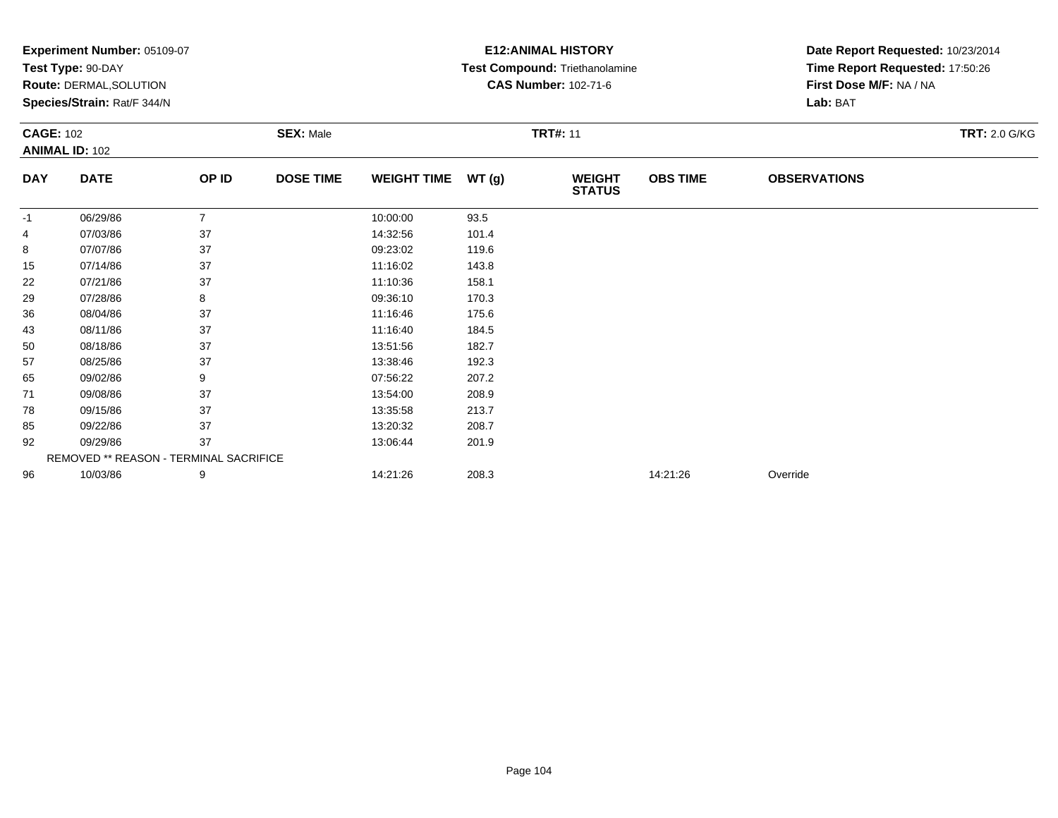**Experiment Number:** 05109-07
**Test Type:** 90-DAY
**Route:** DERMAL,SOLUTION
**Species/Strain:** Rat/F 344/N

**E12:ANIMAL HISTORY**
**Test Compound:** Triethanolamine
**CAS Number:** 102-71-6

**Date Report Requested:** 10/23/2014
**Time Report Requested:** 17:50:26
**First Dose M/F:** NA / NA
**Lab:** BAT

**CAGE:** 102 **SEX:** Male **TRT#:** 11 **TRT:** 2.0 G/KG
**ANIMAL ID:** 102

| DAY | DATE | OP ID | DOSE TIME | WEIGHT TIME | WT (g) | WEIGHT STATUS | OBS TIME | OBSERVATIONS |
|---|---|---|---|---|---|---|---|---|
| -1 | 06/29/86 | 7 | | 10:00:00 | 93.5 | | | |
| 4 | 07/03/86 | 37 | | 14:32:56 | 101.4 | | | |
| 8 | 07/07/86 | 37 | | 09:23:02 | 119.6 | | | |
| 15 | 07/14/86 | 37 | | 11:16:02 | 143.8 | | | |
| 22 | 07/21/86 | 37 | | 11:10:36 | 158.1 | | | |
| 29 | 07/28/86 | 8 | | 09:36:10 | 170.3 | | | |
| 36 | 08/04/86 | 37 | | 11:16:46 | 175.6 | | | |
| 43 | 08/11/86 | 37 | | 11:16:40 | 184.5 | | | |
| 50 | 08/18/86 | 37 | | 13:51:56 | 182.7 | | | |
| 57 | 08/25/86 | 37 | | 13:38:46 | 192.3 | | | |
| 65 | 09/02/86 | 9 | | 07:56:22 | 207.2 | | | |
| 71 | 09/08/86 | 37 | | 13:54:00 | 208.9 | | | |
| 78 | 09/15/86 | 37 | | 13:35:58 | 213.7 | | | |
| 85 | 09/22/86 | 37 | | 13:20:32 | 208.7 | | | |
| 92 | 09/29/86 | 37 | | 13:06:44 | 201.9 | | | |
| | REMOVED ** REASON - TERMINAL SACRIFICE | | | | | | | |
| 96 | 10/03/86 | 9 | | 14:21:26 | 208.3 | | 14:21:26 | Override |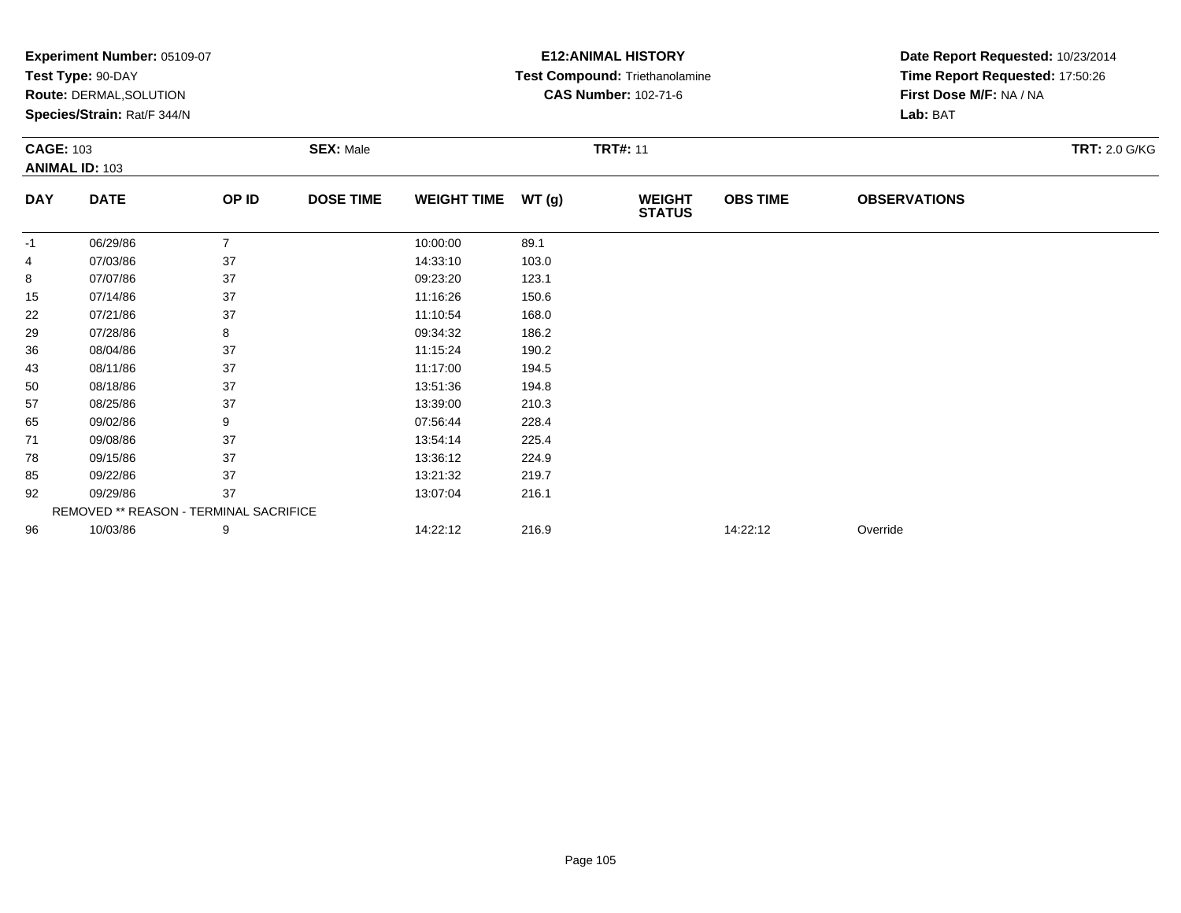**Experiment Number:** 05109-07
**Test Type:** 90-DAY
**Route:** DERMAL,SOLUTION
**Species/Strain:** Rat/F 344/N

**E12:ANIMAL HISTORY**
**Test Compound:** Triethanolamine
**CAS Number:** 102-71-6

**Date Report Requested:** 10/23/2014
**Time Report Requested:** 17:50:26
**First Dose M/F:** NA / NA
**Lab:** BAT

**CAGE:** 103
**ANIMAL ID:** 103
**SEX:** Male
**TRT#:** 11
**TRT:** 2.0 G/KG

| DAY | DATE | OP ID | DOSE TIME | WEIGHT TIME | WT (g) | WEIGHT STATUS | OBS TIME | OBSERVATIONS |
|---|---|---|---|---|---|---|---|---|
| -1 | 06/29/86 | 7 | | 10:00:00 | 89.1 | | | |
| 4 | 07/03/86 | 37 | | 14:33:10 | 103.0 | | | |
| 8 | 07/07/86 | 37 | | 09:23:20 | 123.1 | | | |
| 15 | 07/14/86 | 37 | | 11:16:26 | 150.6 | | | |
| 22 | 07/21/86 | 37 | | 11:10:54 | 168.0 | | | |
| 29 | 07/28/86 | 8 | | 09:34:32 | 186.2 | | | |
| 36 | 08/04/86 | 37 | | 11:15:24 | 190.2 | | | |
| 43 | 08/11/86 | 37 | | 11:17:00 | 194.5 | | | |
| 50 | 08/18/86 | 37 | | 13:51:36 | 194.8 | | | |
| 57 | 08/25/86 | 37 | | 13:39:00 | 210.3 | | | |
| 65 | 09/02/86 | 9 | | 07:56:44 | 228.4 | | | |
| 71 | 09/08/86 | 37 | | 13:54:14 | 225.4 | | | |
| 78 | 09/15/86 | 37 | | 13:36:12 | 224.9 | | | |
| 85 | 09/22/86 | 37 | | 13:21:32 | 219.7 | | | |
| 92 | 09/29/86 | 37 | | 13:07:04 | 216.1 | | | |
| | REMOVED ** REASON - TERMINAL SACRIFICE | | | | | | | |
| 96 | 10/03/86 | 9 | | 14:22:12 | 216.9 | | 14:22:12 | Override |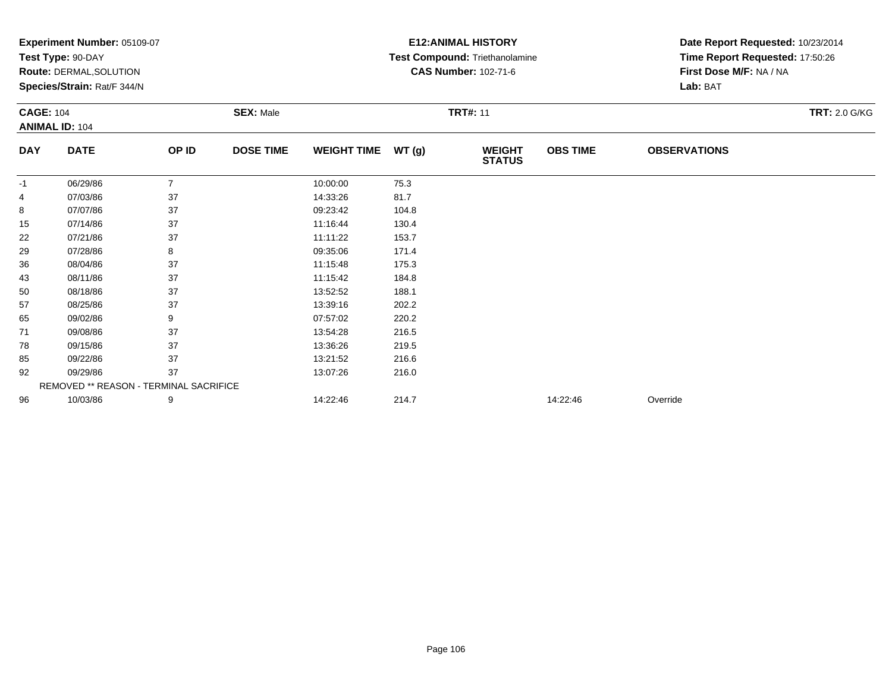**Experiment Number:** 05109-07
**Test Type:** 90-DAY
**Route:** DERMAL,SOLUTION
**Species/Strain:** Rat/F 344/N

**E12:ANIMAL HISTORY**
**Test Compound:** Triethanolamine
**CAS Number:** 102-71-6

**Date Report Requested:** 10/23/2014
**Time Report Requested:** 17:50:26
**First Dose M/F:** NA / NA
**Lab:** BAT

**CAGE:** 104 **SEX:** Male **TRT#:** 11 **TRT:** 2.0 G/KG
**ANIMAL ID:** 104

| DAY | DATE | OP ID | DOSE TIME | WEIGHT TIME | WT (g) | WEIGHT STATUS | OBS TIME | OBSERVATIONS |
|---|---|---|---|---|---|---|---|---|
| -1 | 06/29/86 | 7 | | 10:00:00 | 75.3 | | | |
| 4 | 07/03/86 | 37 | | 14:33:26 | 81.7 | | | |
| 8 | 07/07/86 | 37 | | 09:23:42 | 104.8 | | | |
| 15 | 07/14/86 | 37 | | 11:16:44 | 130.4 | | | |
| 22 | 07/21/86 | 37 | | 11:11:22 | 153.7 | | | |
| 29 | 07/28/86 | 8 | | 09:35:06 | 171.4 | | | |
| 36 | 08/04/86 | 37 | | 11:15:48 | 175.3 | | | |
| 43 | 08/11/86 | 37 | | 11:15:42 | 184.8 | | | |
| 50 | 08/18/86 | 37 | | 13:52:52 | 188.1 | | | |
| 57 | 08/25/86 | 37 | | 13:39:16 | 202.2 | | | |
| 65 | 09/02/86 | 9 | | 07:57:02 | 220.2 | | | |
| 71 | 09/08/86 | 37 | | 13:54:28 | 216.5 | | | |
| 78 | 09/15/86 | 37 | | 13:36:26 | 219.5 | | | |
| 85 | 09/22/86 | 37 | | 13:21:52 | 216.6 | | | |
| 92 | 09/29/86 | 37 | | 13:07:26 | 216.0 | | | |
| | REMOVED ** REASON - TERMINAL SACRIFICE | | | | | | | |
| 96 | 10/03/86 | 9 | | 14:22:46 | 214.7 | | 14:22:46 | Override |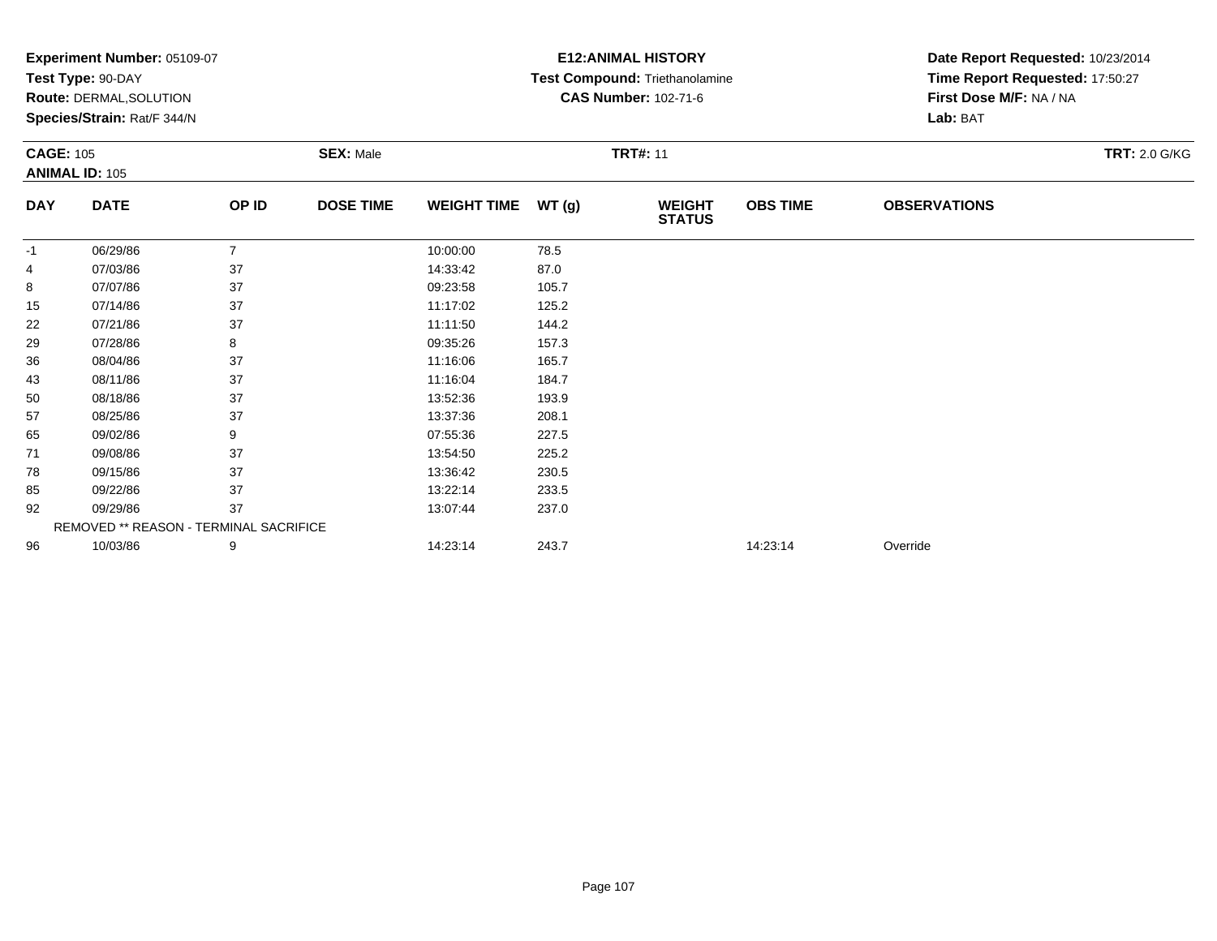**Experiment Number:** 05109-07
**Test Type:** 90-DAY
**Route:** DERMAL,SOLUTION
**Species/Strain:** Rat/F 344/N

**E12:ANIMAL HISTORY**
**Test Compound:** Triethanolamine
**CAS Number:** 102-71-6

**Date Report Requested:** 10/23/2014
**Time Report Requested:** 17:50:27
**First Dose M/F:** NA / NA
**Lab:** BAT

**CAGE:** 105
**ANIMAL ID:** 105
**SEX:** Male
**TRT#:** 11
**TRT:** 2.0 G/KG

| DAY | DATE | OP ID | DOSE TIME | WEIGHT TIME | WT (g) | WEIGHT STATUS | OBS TIME | OBSERVATIONS |
|---|---|---|---|---|---|---|---|---|
| -1 | 06/29/86 | 7 | | 10:00:00 | 78.5 | | | |
| 4 | 07/03/86 | 37 | | 14:33:42 | 87.0 | | | |
| 8 | 07/07/86 | 37 | | 09:23:58 | 105.7 | | | |
| 15 | 07/14/86 | 37 | | 11:17:02 | 125.2 | | | |
| 22 | 07/21/86 | 37 | | 11:11:50 | 144.2 | | | |
| 29 | 07/28/86 | 8 | | 09:35:26 | 157.3 | | | |
| 36 | 08/04/86 | 37 | | 11:16:06 | 165.7 | | | |
| 43 | 08/11/86 | 37 | | 11:16:04 | 184.7 | | | |
| 50 | 08/18/86 | 37 | | 13:52:36 | 193.9 | | | |
| 57 | 08/25/86 | 37 | | 13:37:36 | 208.1 | | | |
| 65 | 09/02/86 | 9 | | 07:55:36 | 227.5 | | | |
| 71 | 09/08/86 | 37 | | 13:54:50 | 225.2 | | | |
| 78 | 09/15/86 | 37 | | 13:36:42 | 230.5 | | | |
| 85 | 09/22/86 | 37 | | 13:22:14 | 233.5 | | | |
| 92 | 09/29/86 | 37 | | 13:07:44 | 237.0 | | | |
| | REMOVED ** REASON - TERMINAL SACRIFICE | | | | | | | |
| 96 | 10/03/86 | 9 | | 14:23:14 | 243.7 | | 14:23:14 | Override |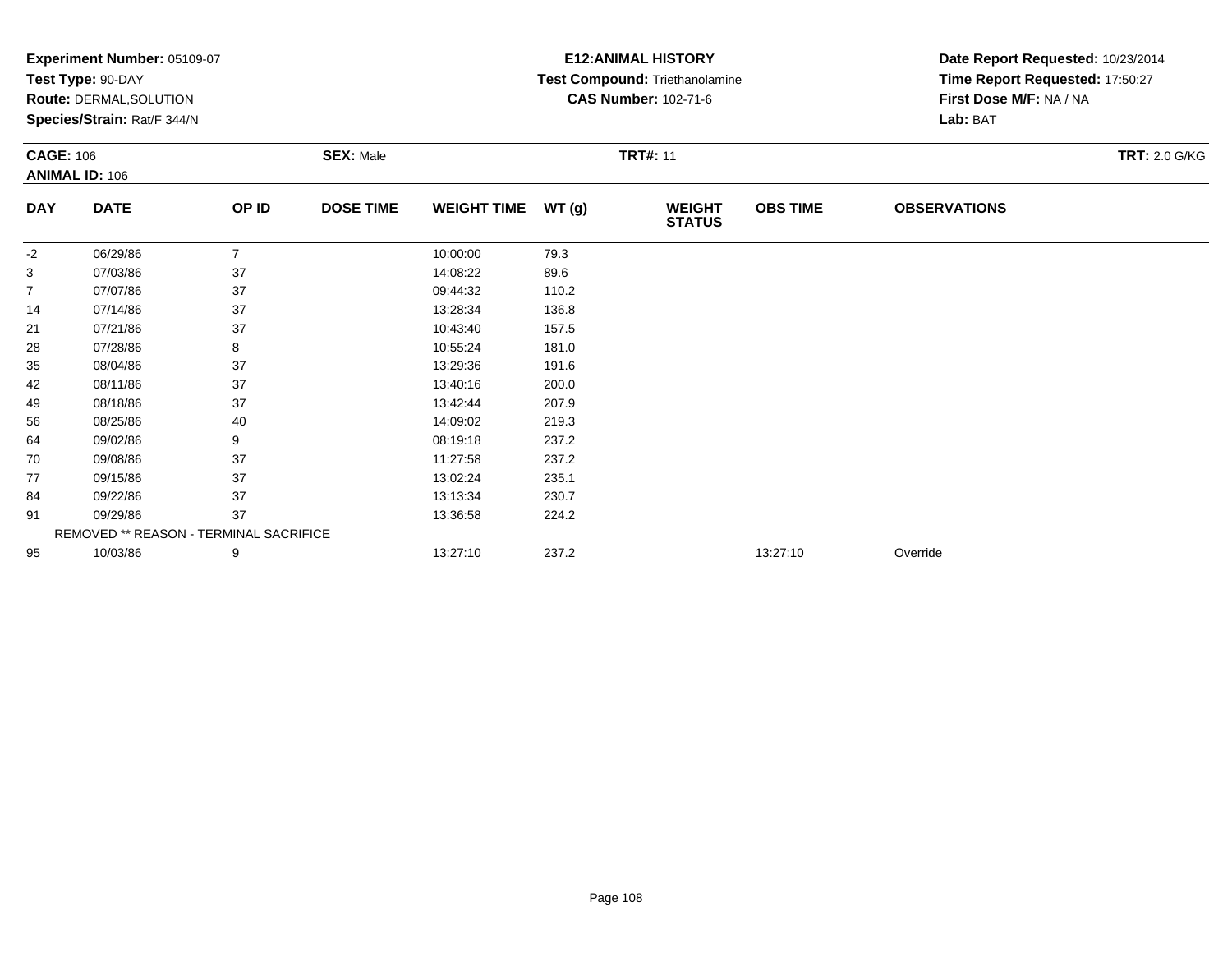**Experiment Number:** 05109-07
**Test Type:** 90-DAY
**Route:** DERMAL,SOLUTION
**Species/Strain:** Rat/F 344/N

**E12:ANIMAL HISTORY**
**Test Compound:** Triethanolamine
**CAS Number:** 102-71-6

**Date Report Requested:** 10/23/2014
**Time Report Requested:** 17:50:27
**First Dose M/F:** NA / NA
**Lab:** BAT

**CAGE:** 106 **SEX:** Male **TRT#:** 11 **TRT:** 2.0 G/KG
**ANIMAL ID:** 106

| DAY | DATE | OP ID | DOSE TIME | WEIGHT TIME | WT (g) | WEIGHT STATUS | OBS TIME | OBSERVATIONS |
|---|---|---|---|---|---|---|---|---|
| -2 | 06/29/86 | 7 | | 10:00:00 | 79.3 | | | |
| 3 | 07/03/86 | 37 | | 14:08:22 | 89.6 | | | |
| 7 | 07/07/86 | 37 | | 09:44:32 | 110.2 | | | |
| 14 | 07/14/86 | 37 | | 13:28:34 | 136.8 | | | |
| 21 | 07/21/86 | 37 | | 10:43:40 | 157.5 | | | |
| 28 | 07/28/86 | 8 | | 10:55:24 | 181.0 | | | |
| 35 | 08/04/86 | 37 | | 13:29:36 | 191.6 | | | |
| 42 | 08/11/86 | 37 | | 13:40:16 | 200.0 | | | |
| 49 | 08/18/86 | 37 | | 13:42:44 | 207.9 | | | |
| 56 | 08/25/86 | 40 | | 14:09:02 | 219.3 | | | |
| 64 | 09/02/86 | 9 | | 08:19:18 | 237.2 | | | |
| 70 | 09/08/86 | 37 | | 11:27:58 | 237.2 | | | |
| 77 | 09/15/86 | 37 | | 13:02:24 | 235.1 | | | |
| 84 | 09/22/86 | 37 | | 13:13:34 | 230.7 | | | |
| 91 | 09/29/86 | 37 | | 13:36:58 | 224.2 | | | |
| | REMOVED ** REASON - TERMINAL SACRIFICE | | | | | | | |
| 95 | 10/03/86 | 9 | | 13:27:10 | 237.2 | | 13:27:10 | Override |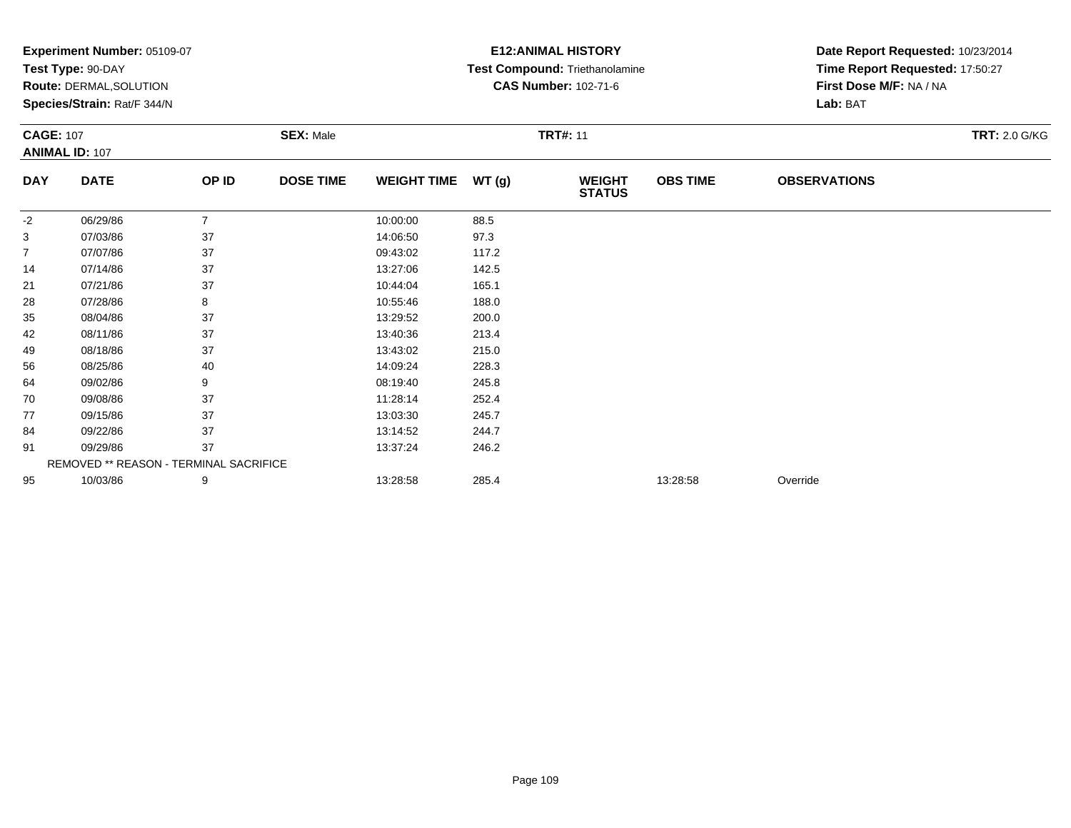**Experiment Number:** 05109-07
**Test Type:** 90-DAY
**Route:** DERMAL,SOLUTION
**Species/Strain:** Rat/F 344/N

**E12:ANIMAL HISTORY**
**Test Compound:** Triethanolamine
**CAS Number:** 102-71-6

**Date Report Requested:** 10/23/2014
**Time Report Requested:** 17:50:27
**First Dose M/F:** NA / NA
**Lab:** BAT

**CAGE:** 107 **SEX:** Male **TRT#:** 11 **TRT:** 2.0 G/KG
**ANIMAL ID:** 107

| DAY | DATE | OP ID | DOSE TIME | WEIGHT TIME | WT (g) | WEIGHT STATUS | OBS TIME | OBSERVATIONS |
|---|---|---|---|---|---|---|---|---|
| -2 | 06/29/86 | 7 | | 10:00:00 | 88.5 | | | |
| 3 | 07/03/86 | 37 | | 14:06:50 | 97.3 | | | |
| 7 | 07/07/86 | 37 | | 09:43:02 | 117.2 | | | |
| 14 | 07/14/86 | 37 | | 13:27:06 | 142.5 | | | |
| 21 | 07/21/86 | 37 | | 10:44:04 | 165.1 | | | |
| 28 | 07/28/86 | 8 | | 10:55:46 | 188.0 | | | |
| 35 | 08/04/86 | 37 | | 13:29:52 | 200.0 | | | |
| 42 | 08/11/86 | 37 | | 13:40:36 | 213.4 | | | |
| 49 | 08/18/86 | 37 | | 13:43:02 | 215.0 | | | |
| 56 | 08/25/86 | 40 | | 14:09:24 | 228.3 | | | |
| 64 | 09/02/86 | 9 | | 08:19:40 | 245.8 | | | |
| 70 | 09/08/86 | 37 | | 11:28:14 | 252.4 | | | |
| 77 | 09/15/86 | 37 | | 13:03:30 | 245.7 | | | |
| 84 | 09/22/86 | 37 | | 13:14:52 | 244.7 | | | |
| 91 | 09/29/86 | 37 | | 13:37:24 | 246.2 | | | |
| REMOVED ** REASON - TERMINAL SACRIFICE | | | | | | | | |
| 95 | 10/03/86 | 9 | | 13:28:58 | 285.4 | | 13:28:58 | Override |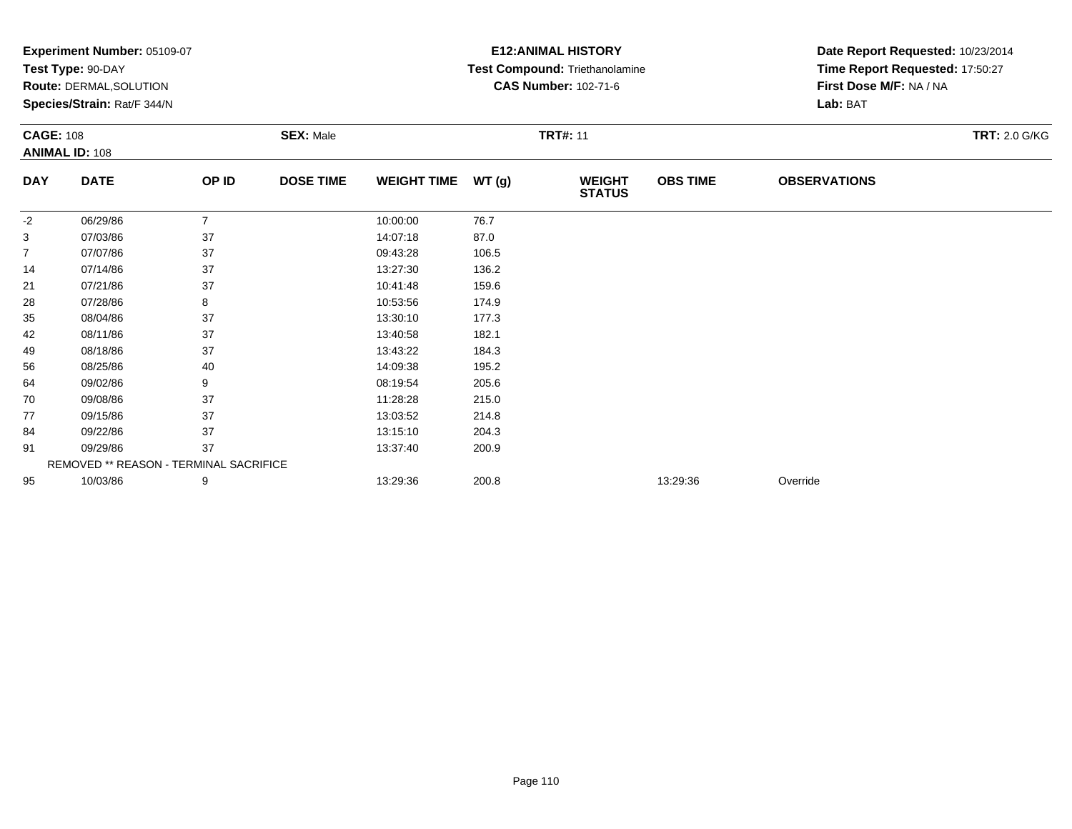**Experiment Number:** 05109-07
**Test Type:** 90-DAY
**Route:** DERMAL,SOLUTION
**Species/Strain:** Rat/F 344/N

**E12:ANIMAL HISTORY**
**Test Compound:** Triethanolamine
**CAS Number:** 102-71-6

**Date Report Requested:** 10/23/2014
**Time Report Requested:** 17:50:27
**First Dose M/F:** NA / NA
**Lab:** BAT

**CAGE:** 108
**ANIMAL ID:** 108
**SEX:** Male
**TRT#:** 11
**TRT:** 2.0 G/KG

| DAY | DATE | OP ID | DOSE TIME | WEIGHT TIME | WT (g) | WEIGHT STATUS | OBS TIME | OBSERVATIONS |
|---|---|---|---|---|---|---|---|---|
| -2 | 06/29/86 | 7 | | 10:00:00 | 76.7 | | | |
| 3 | 07/03/86 | 37 | | 14:07:18 | 87.0 | | | |
| 7 | 07/07/86 | 37 | | 09:43:28 | 106.5 | | | |
| 14 | 07/14/86 | 37 | | 13:27:30 | 136.2 | | | |
| 21 | 07/21/86 | 37 | | 10:41:48 | 159.6 | | | |
| 28 | 07/28/86 | 8 | | 10:53:56 | 174.9 | | | |
| 35 | 08/04/86 | 37 | | 13:30:10 | 177.3 | | | |
| 42 | 08/11/86 | 37 | | 13:40:58 | 182.1 | | | |
| 49 | 08/18/86 | 37 | | 13:43:22 | 184.3 | | | |
| 56 | 08/25/86 | 40 | | 14:09:38 | 195.2 | | | |
| 64 | 09/02/86 | 9 | | 08:19:54 | 205.6 | | | |
| 70 | 09/08/86 | 37 | | 11:28:28 | 215.0 | | | |
| 77 | 09/15/86 | 37 | | 13:03:52 | 214.8 | | | |
| 84 | 09/22/86 | 37 | | 13:15:10 | 204.3 | | | |
| 91 | 09/29/86 | 37 | | 13:37:40 | 200.9 | | | |
| REMOVED ** REASON - TERMINAL SACRIFICE | | | | | | | | |
| 95 | 10/03/86 | 9 | | 13:29:36 | 200.8 | | 13:29:36 | Override |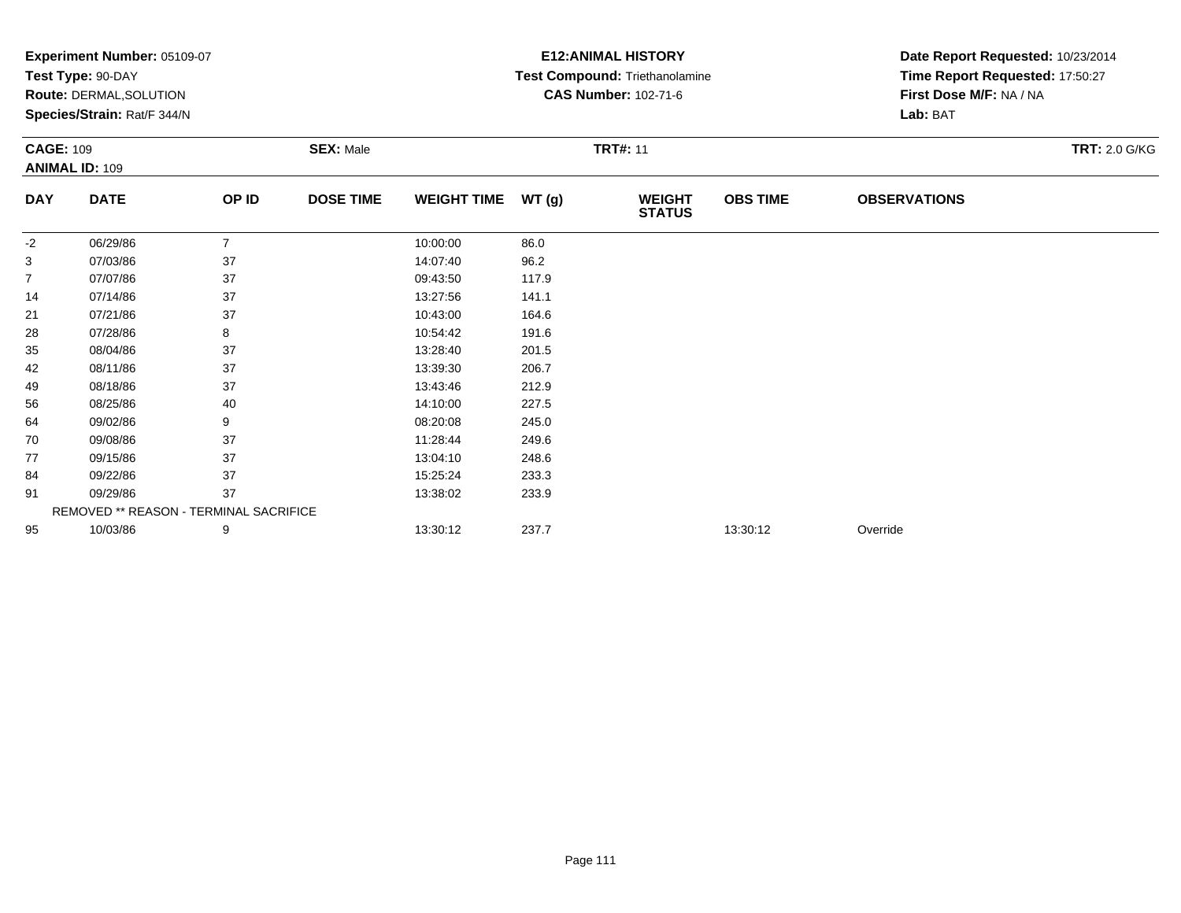**Experiment Number:** 05109-07
**Test Type:** 90-DAY
**Route:** DERMAL,SOLUTION
**Species/Strain:** Rat/F 344/N

**E12:ANIMAL HISTORY**
**Test Compound:** Triethanolamine
**CAS Number:** 102-71-6

**Date Report Requested:** 10/23/2014
**Time Report Requested:** 17:50:27
**First Dose M/F:** NA / NA
**Lab:** BAT

**CAGE:** 109
**ANIMAL ID:** 109
**SEX:** Male
**TRT#:** 11
**TRT:** 2.0 G/KG

| DAY | DATE | OP ID | DOSE TIME | WEIGHT TIME | WT (g) | WEIGHT STATUS | OBS TIME | OBSERVATIONS |
|---|---|---|---|---|---|---|---|---|
| -2 | 06/29/86 | 7 | | 10:00:00 | 86.0 | | | |
| 3 | 07/03/86 | 37 | | 14:07:40 | 96.2 | | | |
| 7 | 07/07/86 | 37 | | 09:43:50 | 117.9 | | | |
| 14 | 07/14/86 | 37 | | 13:27:56 | 141.1 | | | |
| 21 | 07/21/86 | 37 | | 10:43:00 | 164.6 | | | |
| 28 | 07/28/86 | 8 | | 10:54:42 | 191.6 | | | |
| 35 | 08/04/86 | 37 | | 13:28:40 | 201.5 | | | |
| 42 | 08/11/86 | 37 | | 13:39:30 | 206.7 | | | |
| 49 | 08/18/86 | 37 | | 13:43:46 | 212.9 | | | |
| 56 | 08/25/86 | 40 | | 14:10:00 | 227.5 | | | |
| 64 | 09/02/86 | 9 | | 08:20:08 | 245.0 | | | |
| 70 | 09/08/86 | 37 | | 11:28:44 | 249.6 | | | |
| 77 | 09/15/86 | 37 | | 13:04:10 | 248.6 | | | |
| 84 | 09/22/86 | 37 | | 15:25:24 | 233.3 | | | |
| 91 | 09/29/86 | 37 | | 13:38:02 | 233.9 | | | |
| REMOVED ** REASON - TERMINAL SACRIFICE | | | | | | | | |
| 95 | 10/03/86 | 9 | | 13:30:12 | 237.7 | | 13:30:12 | Override |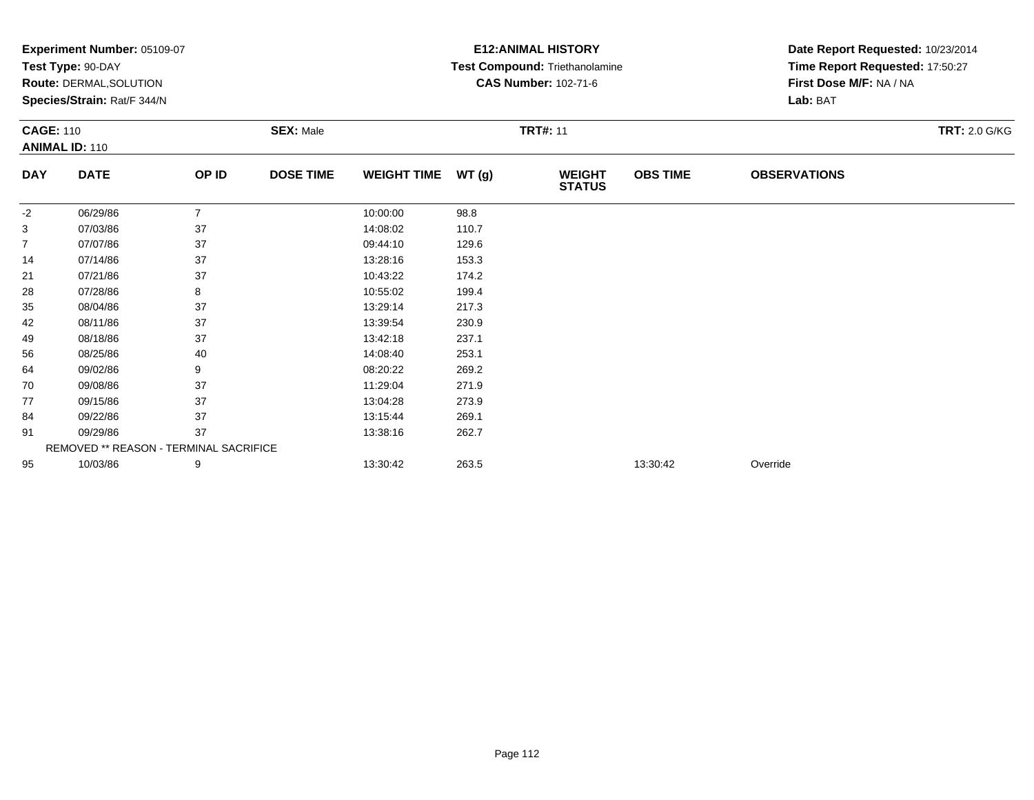**Experiment Number:** 05109-07
**Test Type:** 90-DAY
**Route:** DERMAL,SOLUTION
**Species/Strain:** Rat/F 344/N

**E12:ANIMAL HISTORY**
**Test Compound:** Triethanolamine
**CAS Number:** 102-71-6

**Date Report Requested:** 10/23/2014
**Time Report Requested:** 17:50:27
**First Dose M/F:** NA / NA
**Lab:** BAT

**CAGE:** 110 **SEX:** Male **TRT#:** 11 **TRT:** 2.0 G/KG
**ANIMAL ID:** 110

| DAY | DATE | OP ID | DOSE TIME | WEIGHT TIME | WT (g) | WEIGHT STATUS | OBS TIME | OBSERVATIONS |
|---|---|---|---|---|---|---|---|---|
| -2 | 06/29/86 | 7 | | 10:00:00 | 98.8 | | | |
| 3 | 07/03/86 | 37 | | 14:08:02 | 110.7 | | | |
| 7 | 07/07/86 | 37 | | 09:44:10 | 129.6 | | | |
| 14 | 07/14/86 | 37 | | 13:28:16 | 153.3 | | | |
| 21 | 07/21/86 | 37 | | 10:43:22 | 174.2 | | | |
| 28 | 07/28/86 | 8 | | 10:55:02 | 199.4 | | | |
| 35 | 08/04/86 | 37 | | 13:29:14 | 217.3 | | | |
| 42 | 08/11/86 | 37 | | 13:39:54 | 230.9 | | | |
| 49 | 08/18/86 | 37 | | 13:42:18 | 237.1 | | | |
| 56 | 08/25/86 | 40 | | 14:08:40 | 253.1 | | | |
| 64 | 09/02/86 | 9 | | 08:20:22 | 269.2 | | | |
| 70 | 09/08/86 | 37 | | 11:29:04 | 271.9 | | | |
| 77 | 09/15/86 | 37 | | 13:04:28 | 273.9 | | | |
| 84 | 09/22/86 | 37 | | 13:15:44 | 269.1 | | | |
| 91 | 09/29/86 | 37 | | 13:38:16 | 262.7 | | | |
| | REMOVED ** REASON - TERMINAL SACRIFICE | | | | | | | |
| 95 | 10/03/86 | 9 | | 13:30:42 | 263.5 | | 13:30:42 | Override |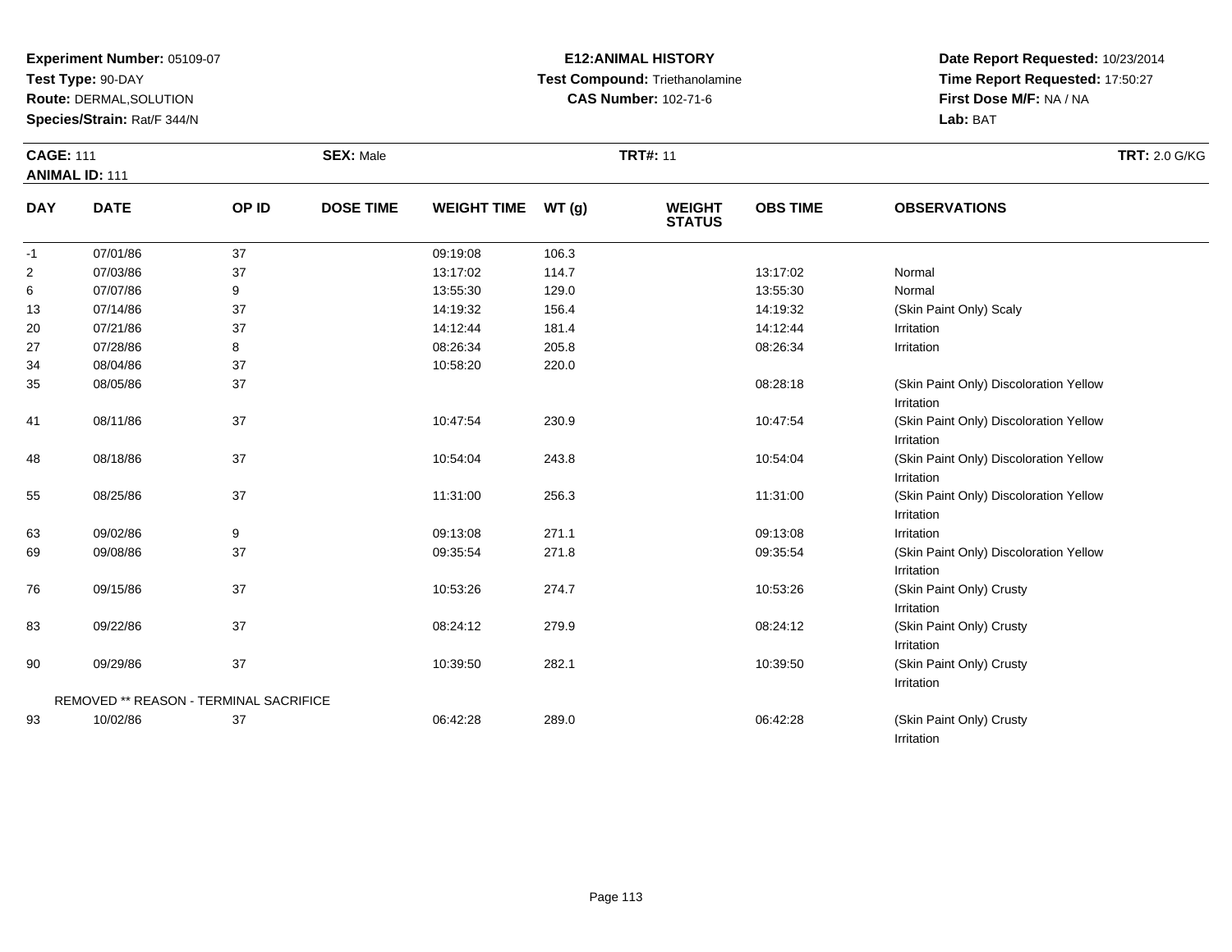**Experiment Number:** 05109-07
**Test Type:** 90-DAY
**Route:** DERMAL,SOLUTION
**Species/Strain:** Rat/F 344/N

**E12:ANIMAL HISTORY**
**Test Compound:** Triethanolamine
**CAS Number:** 102-71-6

**Date Report Requested:** 10/23/2014
**Time Report Requested:** 17:50:27
**First Dose M/F:** NA / NA
**Lab:** BAT

**CAGE:** 111 **SEX:** Male **TRT#:** 11 **TRT:** 2.0 G/KG
**ANIMAL ID:** 111

| DAY | DATE | OP ID | DOSE TIME | WEIGHT TIME | WT (g) | WEIGHT STATUS | OBS TIME | OBSERVATIONS |
|---|---|---|---|---|---|---|---|---|
| -1 | 07/01/86 | 37 | | 09:19:08 | 106.3 | | | |
| 2 | 07/03/86 | 37 | | 13:17:02 | 114.7 | | 13:17:02 | Normal |
| 6 | 07/07/86 | 9 | | 13:55:30 | 129.0 | | 13:55:30 | Normal |
| 13 | 07/14/86 | 37 | | 14:19:32 | 156.4 | | 14:19:32 | (Skin Paint Only) Scaly |
| 20 | 07/21/86 | 37 | | 14:12:44 | 181.4 | | 14:12:44 | Irritation |
| 27 | 07/28/86 | 8 | | 08:26:34 | 205.8 | | 08:26:34 | Irritation |
| 34 | 08/04/86 | 37 | | 10:58:20 | 220.0 | | | |
| 35 | 08/05/86 | 37 | | | | | 08:28:18 | (Skin Paint Only) Discoloration Yellow Irritation |
| 41 | 08/11/86 | 37 | | 10:47:54 | 230.9 | | 10:47:54 | (Skin Paint Only) Discoloration Yellow Irritation |
| 48 | 08/18/86 | 37 | | 10:54:04 | 243.8 | | 10:54:04 | (Skin Paint Only) Discoloration Yellow Irritation |
| 55 | 08/25/86 | 37 | | 11:31:00 | 256.3 | | 11:31:00 | (Skin Paint Only) Discoloration Yellow Irritation |
| 63 | 09/02/86 | 9 | | 09:13:08 | 271.1 | | 09:13:08 | Irritation |
| 69 | 09/08/86 | 37 | | 09:35:54 | 271.8 | | 09:35:54 | (Skin Paint Only) Discoloration Yellow Irritation |
| 76 | 09/15/86 | 37 | | 10:53:26 | 274.7 | | 10:53:26 | (Skin Paint Only) Crusty Irritation |
| 83 | 09/22/86 | 37 | | 08:24:12 | 279.9 | | 08:24:12 | (Skin Paint Only) Crusty Irritation |
| 90 | 09/29/86 | 37 | | 10:39:50 | 282.1 | | 10:39:50 | (Skin Paint Only) Crusty Irritation |
| | REMOVED ** REASON - TERMINAL SACRIFICE | | | | | | | |
| 93 | 10/02/86 | 37 | | 06:42:28 | 289.0 | | 06:42:28 | (Skin Paint Only) Crusty Irritation |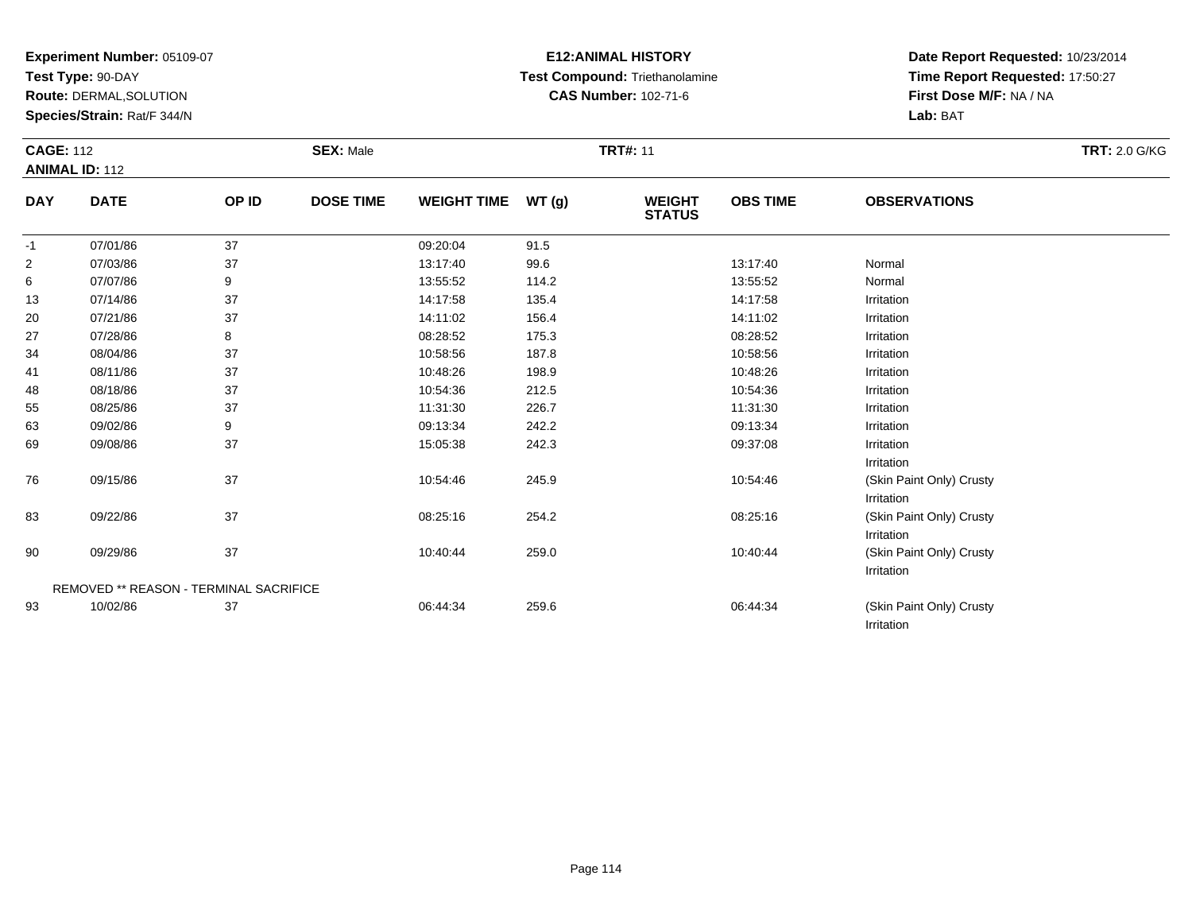**Experiment Number:** 05109-07
**Test Type:** 90-DAY
**Route:** DERMAL,SOLUTION
**Species/Strain:** Rat/F 344/N

**E12:ANIMAL HISTORY**
**Test Compound:** Triethanolamine
**CAS Number:** 102-71-6

**Date Report Requested:** 10/23/2014
**Time Report Requested:** 17:50:27
**First Dose M/F:** NA / NA
**Lab:** BAT

**CAGE:** 112
**ANIMAL ID:** 112
**SEX:** Male
**TRT#:** 11
**TRT:** 2.0 G/KG

| DAY | DATE | OP ID | DOSE TIME | WEIGHT TIME | WT (g) | WEIGHT STATUS | OBS TIME | OBSERVATIONS |
|---|---|---|---|---|---|---|---|---|
| -1 | 07/01/86 | 37 | | 09:20:04 | 91.5 | | | |
| 2 | 07/03/86 | 37 | | 13:17:40 | 99.6 | | 13:17:40 | Normal |
| 6 | 07/07/86 | 9 | | 13:55:52 | 114.2 | | 13:55:52 | Normal |
| 13 | 07/14/86 | 37 | | 14:17:58 | 135.4 | | 14:17:58 | Irritation |
| 20 | 07/21/86 | 37 | | 14:11:02 | 156.4 | | 14:11:02 | Irritation |
| 27 | 07/28/86 | 8 | | 08:28:52 | 175.3 | | 08:28:52 | Irritation |
| 34 | 08/04/86 | 37 | | 10:58:56 | 187.8 | | 10:58:56 | Irritation |
| 41 | 08/11/86 | 37 | | 10:48:26 | 198.9 | | 10:48:26 | Irritation |
| 48 | 08/18/86 | 37 | | 10:54:36 | 212.5 | | 10:54:36 | Irritation |
| 55 | 08/25/86 | 37 | | 11:31:30 | 226.7 | | 11:31:30 | Irritation |
| 63 | 09/02/86 | 9 | | 09:13:34 | 242.2 | | 09:13:34 | Irritation |
| 69 | 09/08/86 | 37 | | 15:05:38 | 242.3 | | 09:37:08 | Irritation<br>Irritation |
| 76 | 09/15/86 | 37 | | 10:54:46 | 245.9 | | 10:54:46 | (Skin Paint Only) Crusty<br>Irritation |
| 83 | 09/22/86 | 37 | | 08:25:16 | 254.2 | | 08:25:16 | (Skin Paint Only) Crusty<br>Irritation |
| 90 | 09/29/86 | 37 | | 10:40:44 | 259.0 | | 10:40:44 | (Skin Paint Only) Crusty<br>Irritation |
| | REMOVED ** REASON - TERMINAL SACRIFICE | | | | | | | |
| 93 | 10/02/86 | 37 | | 06:44:34 | 259.6 | | 06:44:34 | (Skin Paint Only) Crusty<br>Irritation |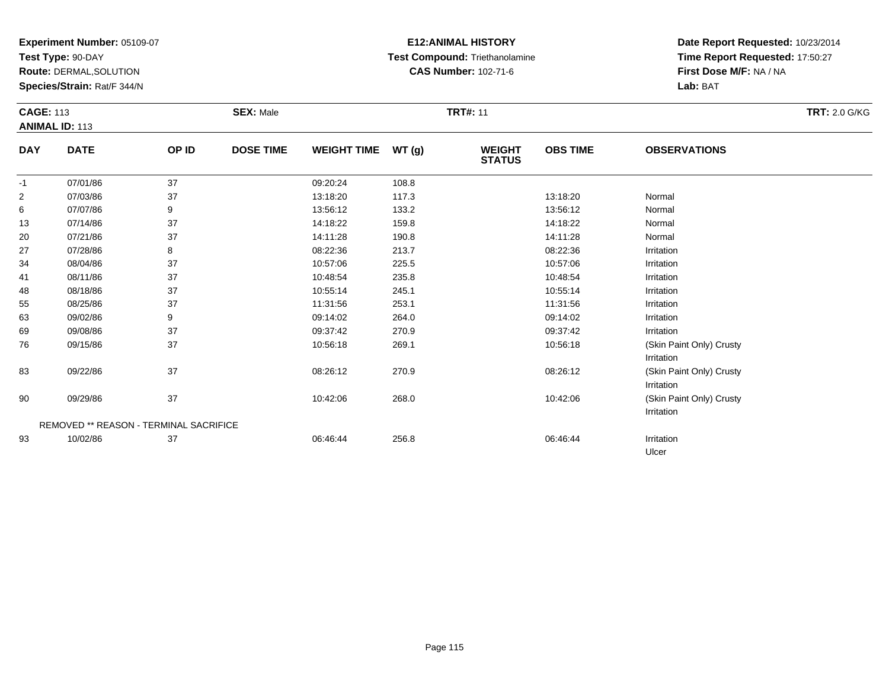**Experiment Number:** 05109-07
**Test Type:** 90-DAY
**Route:** DERMAL,SOLUTION
**Species/Strain:** Rat/F 344/N

**E12:ANIMAL HISTORY**
**Test Compound:** Triethanolamine
**CAS Number:** 102-71-6

**Date Report Requested:** 10/23/2014
**Time Report Requested:** 17:50:27
**First Dose M/F:** NA / NA
**Lab:** BAT

**CAGE:** 113 **SEX:** Male **TRT#:** 11 **TRT:** 2.0 G/KG
**ANIMAL ID:** 113

| DAY | DATE | OP ID | DOSE TIME | WEIGHT TIME | WT (g) | WEIGHT STATUS | OBS TIME | OBSERVATIONS |
|---|---|---|---|---|---|---|---|---|
| -1 | 07/01/86 | 37 | | 09:20:24 | 108.8 | | | |
| 2 | 07/03/86 | 37 | | 13:18:20 | 117.3 | | 13:18:20 | Normal |
| 6 | 07/07/86 | 9 | | 13:56:12 | 133.2 | | 13:56:12 | Normal |
| 13 | 07/14/86 | 37 | | 14:18:22 | 159.8 | | 14:18:22 | Normal |
| 20 | 07/21/86 | 37 | | 14:11:28 | 190.8 | | 14:11:28 | Normal |
| 27 | 07/28/86 | 8 | | 08:22:36 | 213.7 | | 08:22:36 | Irritation |
| 34 | 08/04/86 | 37 | | 10:57:06 | 225.5 | | 10:57:06 | Irritation |
| 41 | 08/11/86 | 37 | | 10:48:54 | 235.8 | | 10:48:54 | Irritation |
| 48 | 08/18/86 | 37 | | 10:55:14 | 245.1 | | 10:55:14 | Irritation |
| 55 | 08/25/86 | 37 | | 11:31:56 | 253.1 | | 11:31:56 | Irritation |
| 63 | 09/02/86 | 9 | | 09:14:02 | 264.0 | | 09:14:02 | Irritation |
| 69 | 09/08/86 | 37 | | 09:37:42 | 270.9 | | 09:37:42 | Irritation |
| 76 | 09/15/86 | 37 | | 10:56:18 | 269.1 | | 10:56:18 | (Skin Paint Only) Crusty Irritation |
| 83 | 09/22/86 | 37 | | 08:26:12 | 270.9 | | 08:26:12 | (Skin Paint Only) Crusty Irritation |
| 90 | 09/29/86 | 37 | | 10:42:06 | 268.0 | | 10:42:06 | (Skin Paint Only) Crusty Irritation |
| | REMOVED ** REASON - TERMINAL SACRIFICE | | | | | | | |
| 93 | 10/02/86 | 37 | | 06:46:44 | 256.8 | | 06:46:44 | Irritation Ulcer |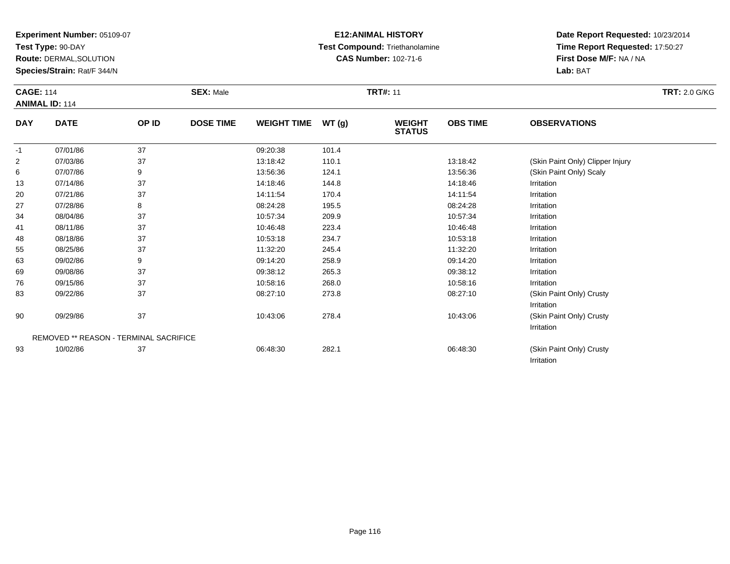**Experiment Number:** 05109-07
**Test Type:** 90-DAY
**Route:** DERMAL,SOLUTION
**Species/Strain:** Rat/F 344/N

**E12:ANIMAL HISTORY**
**Test Compound:** Triethanolamine
**CAS Number:** 102-71-6

**Date Report Requested:** 10/23/2014
**Time Report Requested:** 17:50:27
**First Dose M/F:** NA / NA
**Lab:** BAT

**CAGE:** 114
**ANIMAL ID:** 114
**SEX:** Male
**TRT#:** 11
**TRT:** 2.0 G/KG

| DAY | DATE | OP ID | DOSE TIME | WEIGHT TIME | WT (g) | WEIGHT STATUS | OBS TIME | OBSERVATIONS |
|---|---|---|---|---|---|---|---|---|
| -1 | 07/01/86 | 37 | | 09:20:38 | 101.4 | | | |
| 2 | 07/03/86 | 37 | | 13:18:42 | 110.1 | | 13:18:42 | (Skin Paint Only) Clipper Injury |
| 6 | 07/07/86 | 9 | | 13:56:36 | 124.1 | | 13:56:36 | (Skin Paint Only) Scaly |
| 13 | 07/14/86 | 37 | | 14:18:46 | 144.8 | | 14:18:46 | Irritation |
| 20 | 07/21/86 | 37 | | 14:11:54 | 170.4 | | 14:11:54 | Irritation |
| 27 | 07/28/86 | 8 | | 08:24:28 | 195.5 | | 08:24:28 | Irritation |
| 34 | 08/04/86 | 37 | | 10:57:34 | 209.9 | | 10:57:34 | Irritation |
| 41 | 08/11/86 | 37 | | 10:46:48 | 223.4 | | 10:46:48 | Irritation |
| 48 | 08/18/86 | 37 | | 10:53:18 | 234.7 | | 10:53:18 | Irritation |
| 55 | 08/25/86 | 37 | | 11:32:20 | 245.4 | | 11:32:20 | Irritation |
| 63 | 09/02/86 | 9 | | 09:14:20 | 258.9 | | 09:14:20 | Irritation |
| 69 | 09/08/86 | 37 | | 09:38:12 | 265.3 | | 09:38:12 | Irritation |
| 76 | 09/15/86 | 37 | | 10:58:16 | 268.0 | | 10:58:16 | Irritation |
| 83 | 09/22/86 | 37 | | 08:27:10 | 273.8 | | 08:27:10 | (Skin Paint Only) Crusty<br>Irritation |
| 90 | 09/29/86 | 37 | | 10:43:06 | 278.4 | | 10:43:06 | (Skin Paint Only) Crusty<br>Irritation |
| | REMOVED ** REASON - TERMINAL SACRIFICE | | | | | | | |
| 93 | 10/02/86 | 37 | | 06:48:30 | 282.1 | | 06:48:30 | (Skin Paint Only) Crusty<br>Irritation |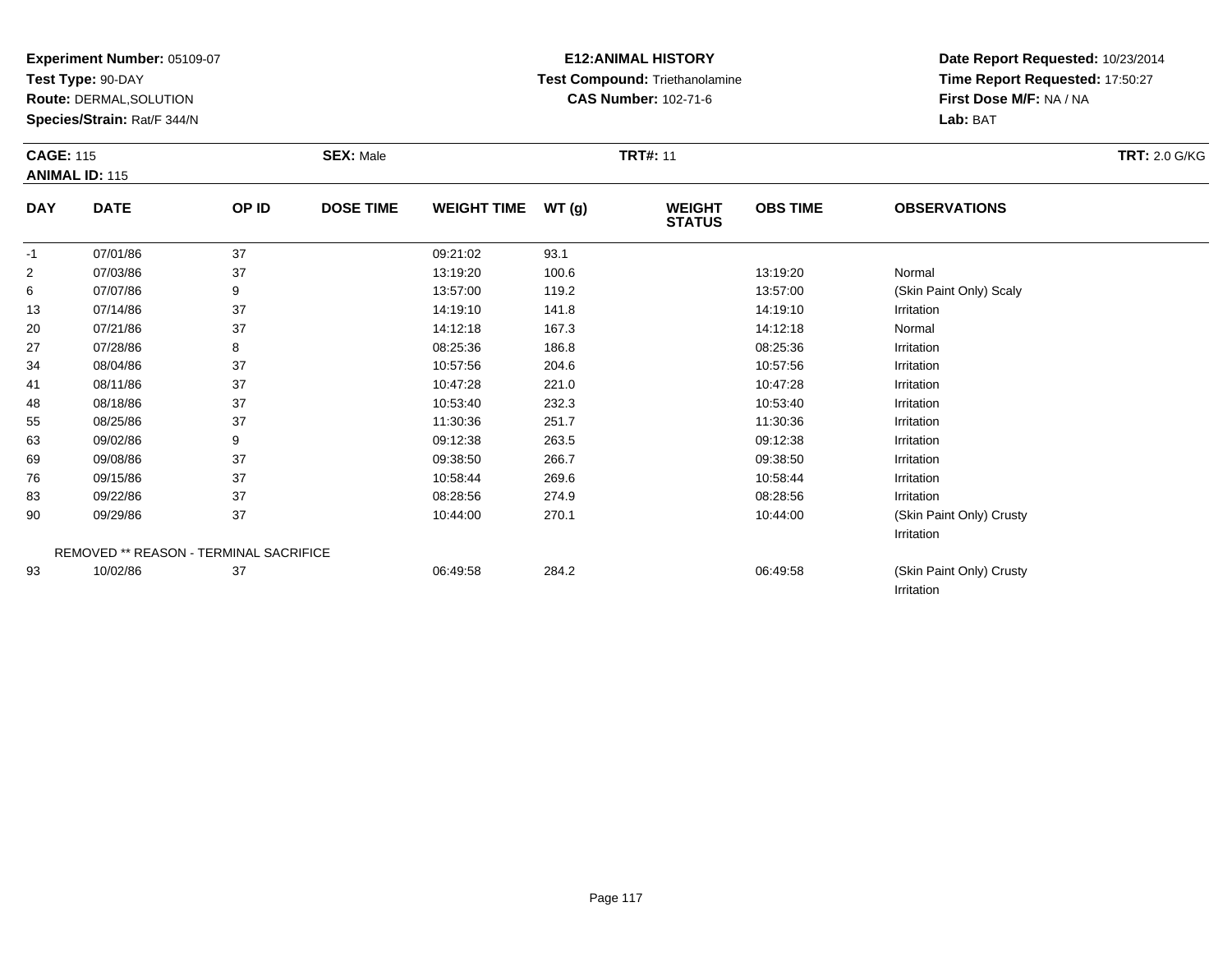**Experiment Number:** 05109-07
**Test Type:** 90-DAY
**Route:** DERMAL,SOLUTION
**Species/Strain:** Rat/F 344/N

**E12:ANIMAL HISTORY**
**Test Compound:** Triethanolamine
**CAS Number:** 102-71-6

**Date Report Requested:** 10/23/2014
**Time Report Requested:** 17:50:27
**First Dose M/F:** NA / NA
**Lab:** BAT

**CAGE:** 115 **SEX:** Male **TRT#:** 11 **TRT:** 2.0 G/KG
**ANIMAL ID:** 115

| DAY | DATE | OP ID | DOSE TIME | WEIGHT TIME | WT (g) | WEIGHT STATUS | OBS TIME | OBSERVATIONS |
|---|---|---|---|---|---|---|---|---|
| -1 | 07/01/86 | 37 | | 09:21:02 | 93.1 | | | |
| 2 | 07/03/86 | 37 | | 13:19:20 | 100.6 | | 13:19:20 | Normal |
| 6 | 07/07/86 | 9 | | 13:57:00 | 119.2 | | 13:57:00 | (Skin Paint Only) Scaly |
| 13 | 07/14/86 | 37 | | 14:19:10 | 141.8 | | 14:19:10 | Irritation |
| 20 | 07/21/86 | 37 | | 14:12:18 | 167.3 | | 14:12:18 | Normal |
| 27 | 07/28/86 | 8 | | 08:25:36 | 186.8 | | 08:25:36 | Irritation |
| 34 | 08/04/86 | 37 | | 10:57:56 | 204.6 | | 10:57:56 | Irritation |
| 41 | 08/11/86 | 37 | | 10:47:28 | 221.0 | | 10:47:28 | Irritation |
| 48 | 08/18/86 | 37 | | 10:53:40 | 232.3 | | 10:53:40 | Irritation |
| 55 | 08/25/86 | 37 | | 11:30:36 | 251.7 | | 11:30:36 | Irritation |
| 63 | 09/02/86 | 9 | | 09:12:38 | 263.5 | | 09:12:38 | Irritation |
| 69 | 09/08/86 | 37 | | 09:38:50 | 266.7 | | 09:38:50 | Irritation |
| 76 | 09/15/86 | 37 | | 10:58:44 | 269.6 | | 10:58:44 | Irritation |
| 83 | 09/22/86 | 37 | | 08:28:56 | 274.9 | | 08:28:56 | Irritation |
| 90 | 09/29/86 | 37 | | 10:44:00 | 270.1 | | 10:44:00 | (Skin Paint Only) Crusty<br>Irritation |
| | REMOVED ** REASON - TERMINAL SACRIFICE | | | | | | | |
| 93 | 10/02/86 | 37 | | 06:49:58 | 284.2 | | 06:49:58 | (Skin Paint Only) Crusty<br>Irritation |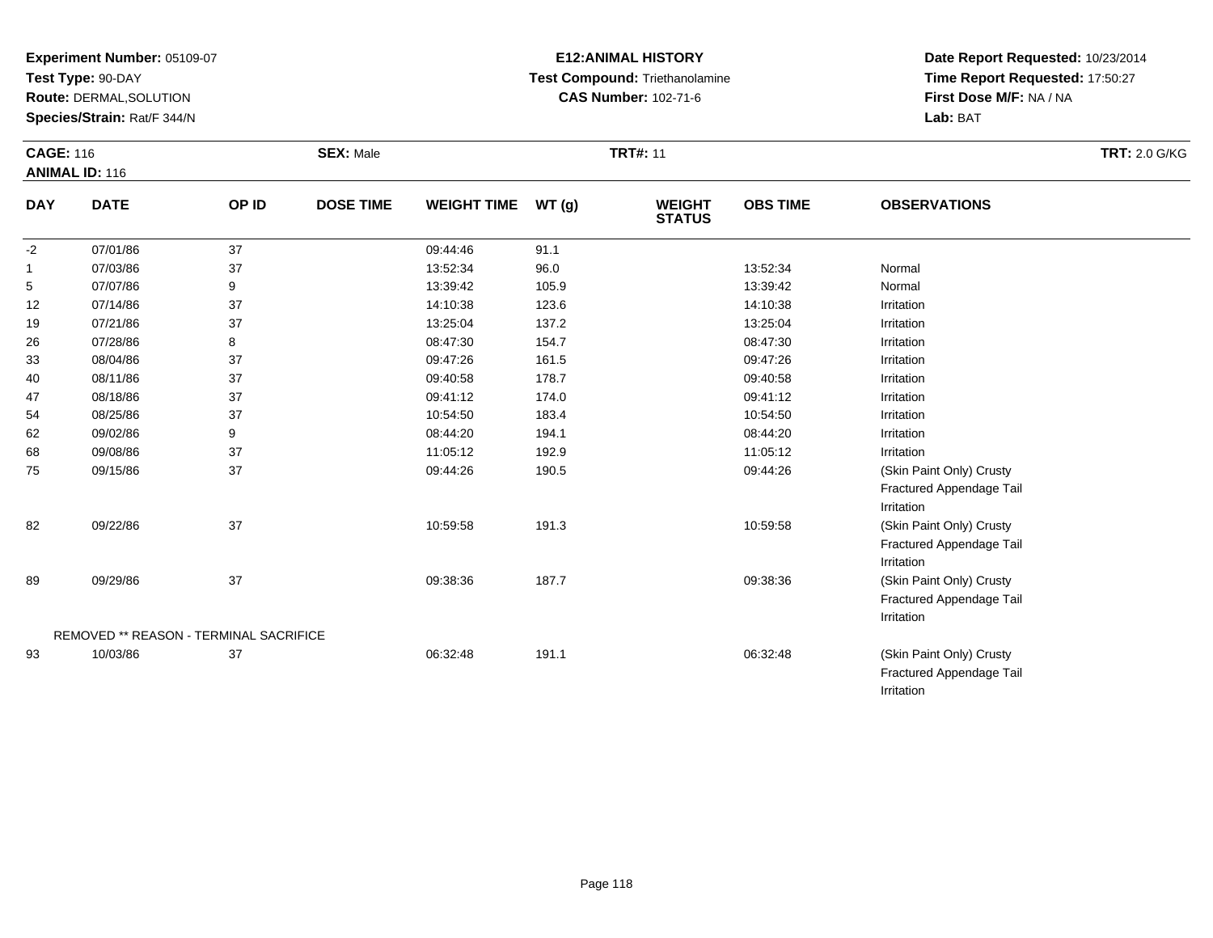**Experiment Number:** 05109-07
**Test Type:** 90-DAY
**Route:** DERMAL,SOLUTION
**Species/Strain:** Rat/F 344/N

**E12:ANIMAL HISTORY**
**Test Compound:** Triethanolamine
**CAS Number:** 102-71-6

**Date Report Requested:** 10/23/2014
**Time Report Requested:** 17:50:27
**First Dose M/F:** NA / NA
**Lab:** BAT

**CAGE:** 116 **SEX:** Male **TRT#:** 11 **TRT:** 2.0 G/KG
**ANIMAL ID:** 116

| DAY | DATE | OP ID | DOSE TIME | WEIGHT TIME | WT (g) | WEIGHT STATUS | OBS TIME | OBSERVATIONS |
|---|---|---|---|---|---|---|---|---|
| -2 | 07/01/86 | 37 | | 09:44:46 | 91.1 | | | |
| 1 | 07/03/86 | 37 | | 13:52:34 | 96.0 | | 13:52:34 | Normal |
| 5 | 07/07/86 | 9 | | 13:39:42 | 105.9 | | 13:39:42 | Normal |
| 12 | 07/14/86 | 37 | | 14:10:38 | 123.6 | | 14:10:38 | Irritation |
| 19 | 07/21/86 | 37 | | 13:25:04 | 137.2 | | 13:25:04 | Irritation |
| 26 | 07/28/86 | 8 | | 08:47:30 | 154.7 | | 08:47:30 | Irritation |
| 33 | 08/04/86 | 37 | | 09:47:26 | 161.5 | | 09:47:26 | Irritation |
| 40 | 08/11/86 | 37 | | 09:40:58 | 178.7 | | 09:40:58 | Irritation |
| 47 | 08/18/86 | 37 | | 09:41:12 | 174.0 | | 09:41:12 | Irritation |
| 54 | 08/25/86 | 37 | | 10:54:50 | 183.4 | | 10:54:50 | Irritation |
| 62 | 09/02/86 | 9 | | 08:44:20 | 194.1 | | 08:44:20 | Irritation |
| 68 | 09/08/86 | 37 | | 11:05:12 | 192.9 | | 11:05:12 | Irritation |
| 75 | 09/15/86 | 37 | | 09:44:26 | 190.5 | | 09:44:26 | (Skin Paint Only) Crusty<br>Fractured Appendage Tail<br>Irritation |
| 82 | 09/22/86 | 37 | | 10:59:58 | 191.3 | | 10:59:58 | (Skin Paint Only) Crusty<br>Fractured Appendage Tail<br>Irritation |
| 89 | 09/29/86 | 37 | | 09:38:36 | 187.7 | | 09:38:36 | (Skin Paint Only) Crusty<br>Fractured Appendage Tail<br>Irritation |
| REMOVED ** REASON - TERMINAL SACRIFICE | | | | | | | | |
| 93 | 10/03/86 | 37 | | 06:32:48 | 191.1 | | 06:32:48 | (Skin Paint Only) Crusty<br>Fractured Appendage Tail<br>Irritation |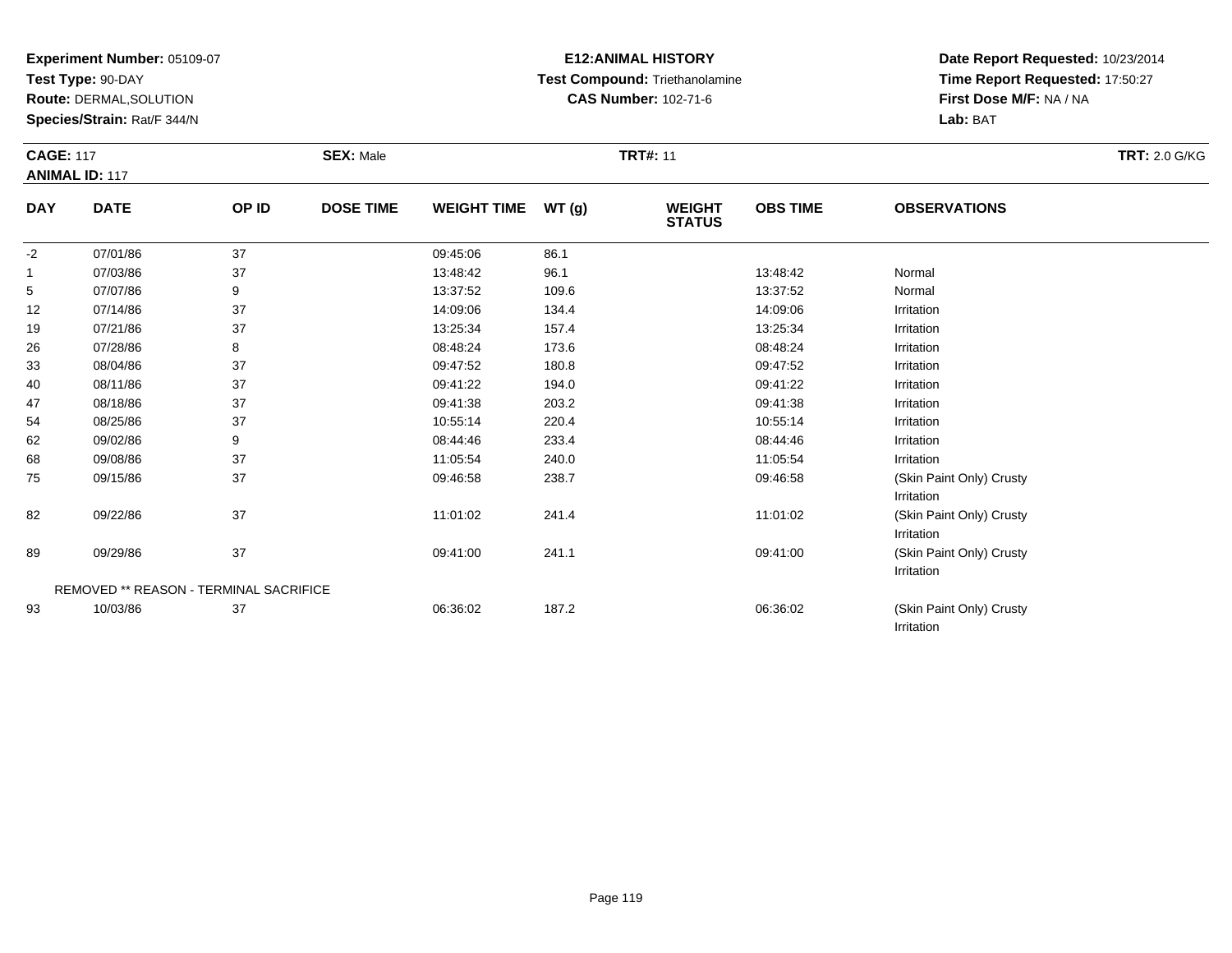**Experiment Number:** 05109-07
**Test Type:** 90-DAY
**Route:** DERMAL,SOLUTION
**Species/Strain:** Rat/F 344/N

**E12:ANIMAL HISTORY**
**Test Compound:** Triethanolamine
**CAS Number:** 102-71-6

**Date Report Requested:** 10/23/2014
**Time Report Requested:** 17:50:27
**First Dose M/F:** NA / NA
**Lab:** BAT

**CAGE:** 117 **SEX:** Male **TRT#:** 11 **TRT:** 2.0 G/KG
**ANIMAL ID:** 117

| DAY | DATE | OP ID | DOSE TIME | WEIGHT TIME | WT (g) | WEIGHT STATUS | OBS TIME | OBSERVATIONS |
|---|---|---|---|---|---|---|---|---|
| -2 | 07/01/86 | 37 | | 09:45:06 | 86.1 | | | |
| 1 | 07/03/86 | 37 | | 13:48:42 | 96.1 | | 13:48:42 | Normal |
| 5 | 07/07/86 | 9 | | 13:37:52 | 109.6 | | 13:37:52 | Normal |
| 12 | 07/14/86 | 37 | | 14:09:06 | 134.4 | | 14:09:06 | Irritation |
| 19 | 07/21/86 | 37 | | 13:25:34 | 157.4 | | 13:25:34 | Irritation |
| 26 | 07/28/86 | 8 | | 08:48:24 | 173.6 | | 08:48:24 | Irritation |
| 33 | 08/04/86 | 37 | | 09:47:52 | 180.8 | | 09:47:52 | Irritation |
| 40 | 08/11/86 | 37 | | 09:41:22 | 194.0 | | 09:41:22 | Irritation |
| 47 | 08/18/86 | 37 | | 09:41:38 | 203.2 | | 09:41:38 | Irritation |
| 54 | 08/25/86 | 37 | | 10:55:14 | 220.4 | | 10:55:14 | Irritation |
| 62 | 09/02/86 | 9 | | 08:44:46 | 233.4 | | 08:44:46 | Irritation |
| 68 | 09/08/86 | 37 | | 11:05:54 | 240.0 | | 11:05:54 | Irritation |
| 75 | 09/15/86 | 37 | | 09:46:58 | 238.7 | | 09:46:58 | (Skin Paint Only) Crusty Irritation |
| 82 | 09/22/86 | 37 | | 11:01:02 | 241.4 | | 11:01:02 | (Skin Paint Only) Crusty Irritation |
| 89 | 09/29/86 | 37 | | 09:41:00 | 241.1 | | 09:41:00 | (Skin Paint Only) Crusty Irritation |
| | REMOVED ** REASON - TERMINAL SACRIFICE | | | | | | | |
| 93 | 10/03/86 | 37 | | 06:36:02 | 187.2 | | 06:36:02 | (Skin Paint Only) Crusty Irritation |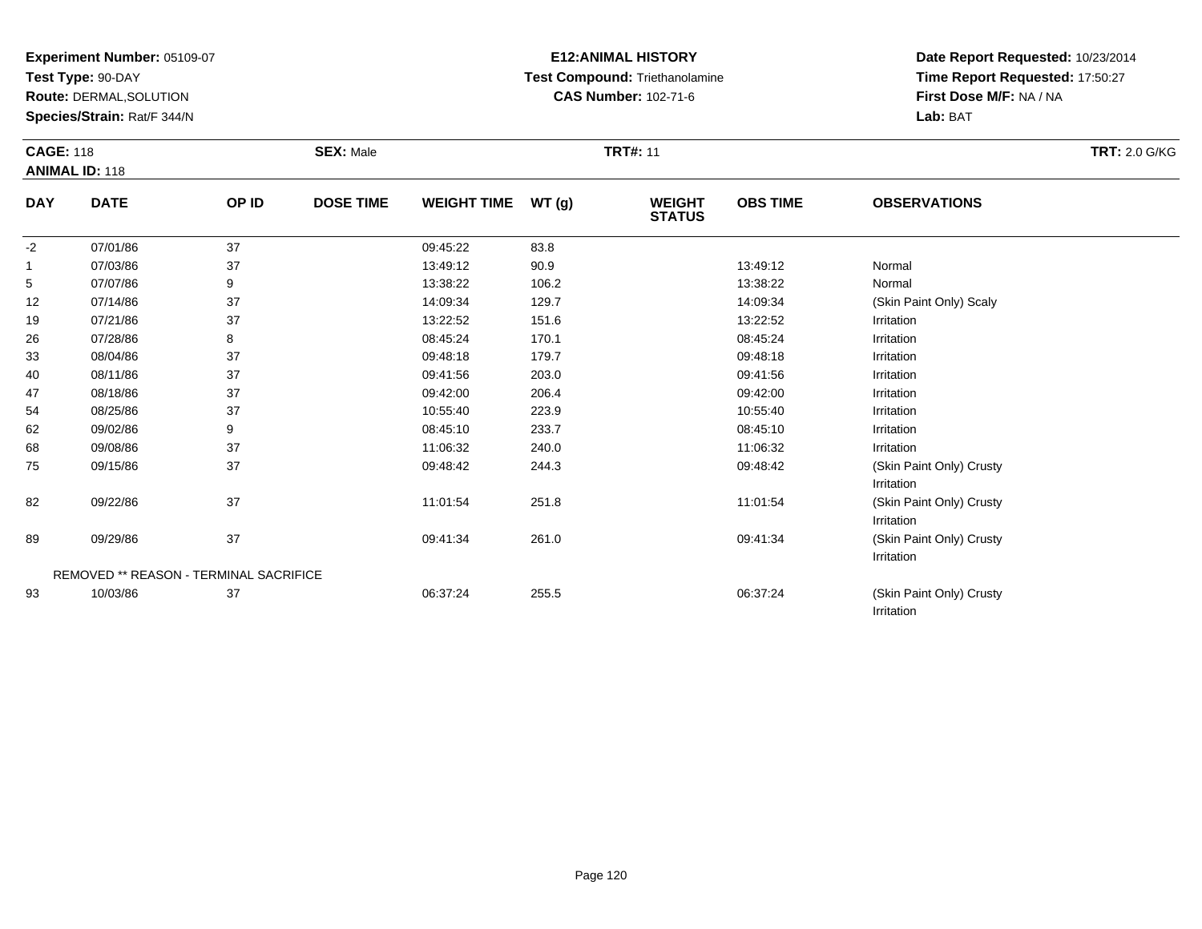**Experiment Number:** 05109-07
**Test Type:** 90-DAY
**Route:** DERMAL,SOLUTION
**Species/Strain:** Rat/F 344/N

**E12:ANIMAL HISTORY**
**Test Compound:** Triethanolamine
**CAS Number:** 102-71-6

**Date Report Requested:** 10/23/2014
**Time Report Requested:** 17:50:27
**First Dose M/F:** NA / NA
**Lab:** BAT

**CAGE:** 118 **SEX:** Male **TRT#:** 11 **TRT:** 2.0 G/KG
**ANIMAL ID:** 118

| DAY | DATE | OP ID | DOSE TIME | WEIGHT TIME | WT (g) | WEIGHT STATUS | OBS TIME | OBSERVATIONS |
|---|---|---|---|---|---|---|---|---|
| -2 | 07/01/86 | 37 | | 09:45:22 | 83.8 | | | |
| 1 | 07/03/86 | 37 | | 13:49:12 | 90.9 | | 13:49:12 | Normal |
| 5 | 07/07/86 | 9 | | 13:38:22 | 106.2 | | 13:38:22 | Normal |
| 12 | 07/14/86 | 37 | | 14:09:34 | 129.7 | | 14:09:34 | (Skin Paint Only) Scaly |
| 19 | 07/21/86 | 37 | | 13:22:52 | 151.6 | | 13:22:52 | Irritation |
| 26 | 07/28/86 | 8 | | 08:45:24 | 170.1 | | 08:45:24 | Irritation |
| 33 | 08/04/86 | 37 | | 09:48:18 | 179.7 | | 09:48:18 | Irritation |
| 40 | 08/11/86 | 37 | | 09:41:56 | 203.0 | | 09:41:56 | Irritation |
| 47 | 08/18/86 | 37 | | 09:42:00 | 206.4 | | 09:42:00 | Irritation |
| 54 | 08/25/86 | 37 | | 10:55:40 | 223.9 | | 10:55:40 | Irritation |
| 62 | 09/02/86 | 9 | | 08:45:10 | 233.7 | | 08:45:10 | Irritation |
| 68 | 09/08/86 | 37 | | 11:06:32 | 240.0 | | 11:06:32 | Irritation |
| 75 | 09/15/86 | 37 | | 09:48:42 | 244.3 | | 09:48:42 | (Skin Paint Only) Crusty Irritation |
| 82 | 09/22/86 | 37 | | 11:01:54 | 251.8 | | 11:01:54 | (Skin Paint Only) Crusty Irritation |
| 89 | 09/29/86 | 37 | | 09:41:34 | 261.0 | | 09:41:34 | (Skin Paint Only) Crusty Irritation |
| | REMOVED ** REASON - TERMINAL SACRIFICE | | | | | | | |
| 93 | 10/03/86 | 37 | | 06:37:24 | 255.5 | | 06:37:24 | (Skin Paint Only) Crusty Irritation |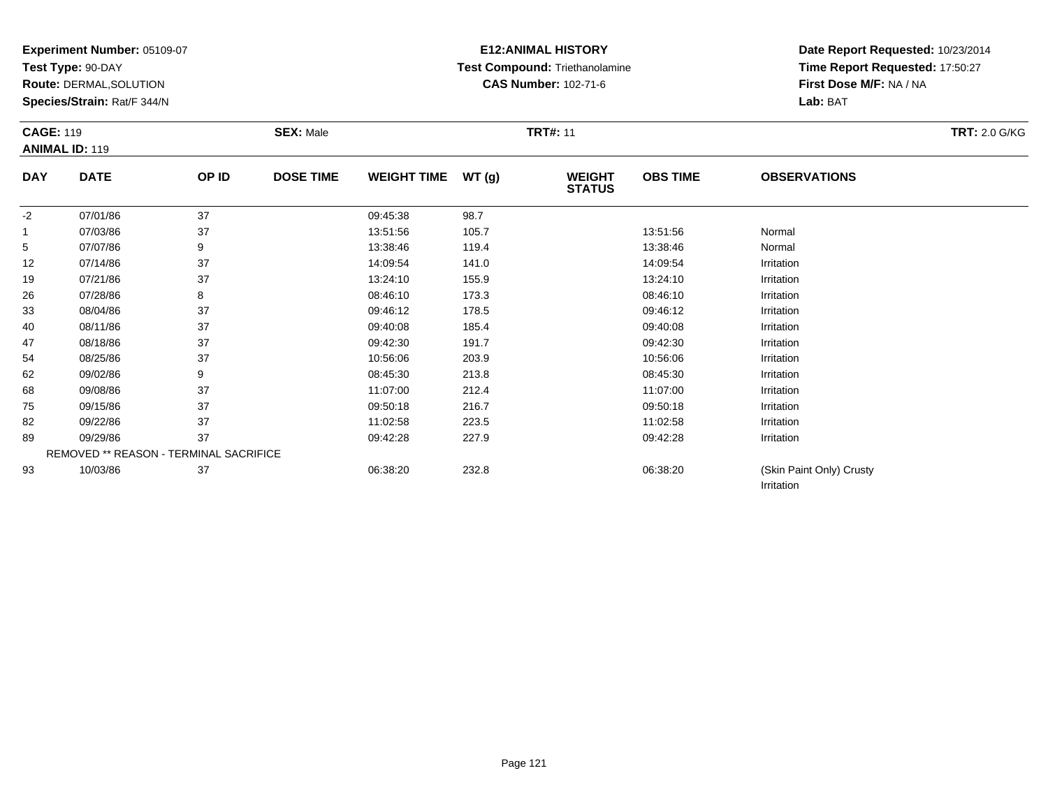**Experiment Number:** 05109-07
**Test Type:** 90-DAY
**Route:** DERMAL,SOLUTION
**Species/Strain:** Rat/F 344/N

**E12:ANIMAL HISTORY**
**Test Compound:** Triethanolamine
**CAS Number:** 102-71-6

**Date Report Requested:** 10/23/2014
**Time Report Requested:** 17:50:27
**First Dose M/F:** NA / NA
**Lab:** BAT

**CAGE:** 119
**ANIMAL ID:** 119
**SEX:** Male
**TRT#:** 11
**TRT:** 2.0 G/KG

| DAY | DATE | OP ID | DOSE TIME | WEIGHT TIME | WT (g) | WEIGHT STATUS | OBS TIME | OBSERVATIONS |
|---|---|---|---|---|---|---|---|---|
| -2 | 07/01/86 | 37 | | 09:45:38 | 98.7 | | | |
| 1 | 07/03/86 | 37 | | 13:51:56 | 105.7 | | 13:51:56 | Normal |
| 5 | 07/07/86 | 9 | | 13:38:46 | 119.4 | | 13:38:46 | Normal |
| 12 | 07/14/86 | 37 | | 14:09:54 | 141.0 | | 14:09:54 | Irritation |
| 19 | 07/21/86 | 37 | | 13:24:10 | 155.9 | | 13:24:10 | Irritation |
| 26 | 07/28/86 | 8 | | 08:46:10 | 173.3 | | 08:46:10 | Irritation |
| 33 | 08/04/86 | 37 | | 09:46:12 | 178.5 | | 09:46:12 | Irritation |
| 40 | 08/11/86 | 37 | | 09:40:08 | 185.4 | | 09:40:08 | Irritation |
| 47 | 08/18/86 | 37 | | 09:42:30 | 191.7 | | 09:42:30 | Irritation |
| 54 | 08/25/86 | 37 | | 10:56:06 | 203.9 | | 10:56:06 | Irritation |
| 62 | 09/02/86 | 9 | | 08:45:30 | 213.8 | | 08:45:30 | Irritation |
| 68 | 09/08/86 | 37 | | 11:07:00 | 212.4 | | 11:07:00 | Irritation |
| 75 | 09/15/86 | 37 | | 09:50:18 | 216.7 | | 09:50:18 | Irritation |
| 82 | 09/22/86 | 37 | | 11:02:58 | 223.5 | | 11:02:58 | Irritation |
| 89 | 09/29/86 | 37 | | 09:42:28 | 227.9 | | 09:42:28 | Irritation |
| | REMOVED ** REASON - TERMINAL SACRIFICE | | | | | | | |
| 93 | 10/03/86 | 37 | | 06:38:20 | 232.8 | | 06:38:20 | (Skin Paint Only) Crusty Irritation |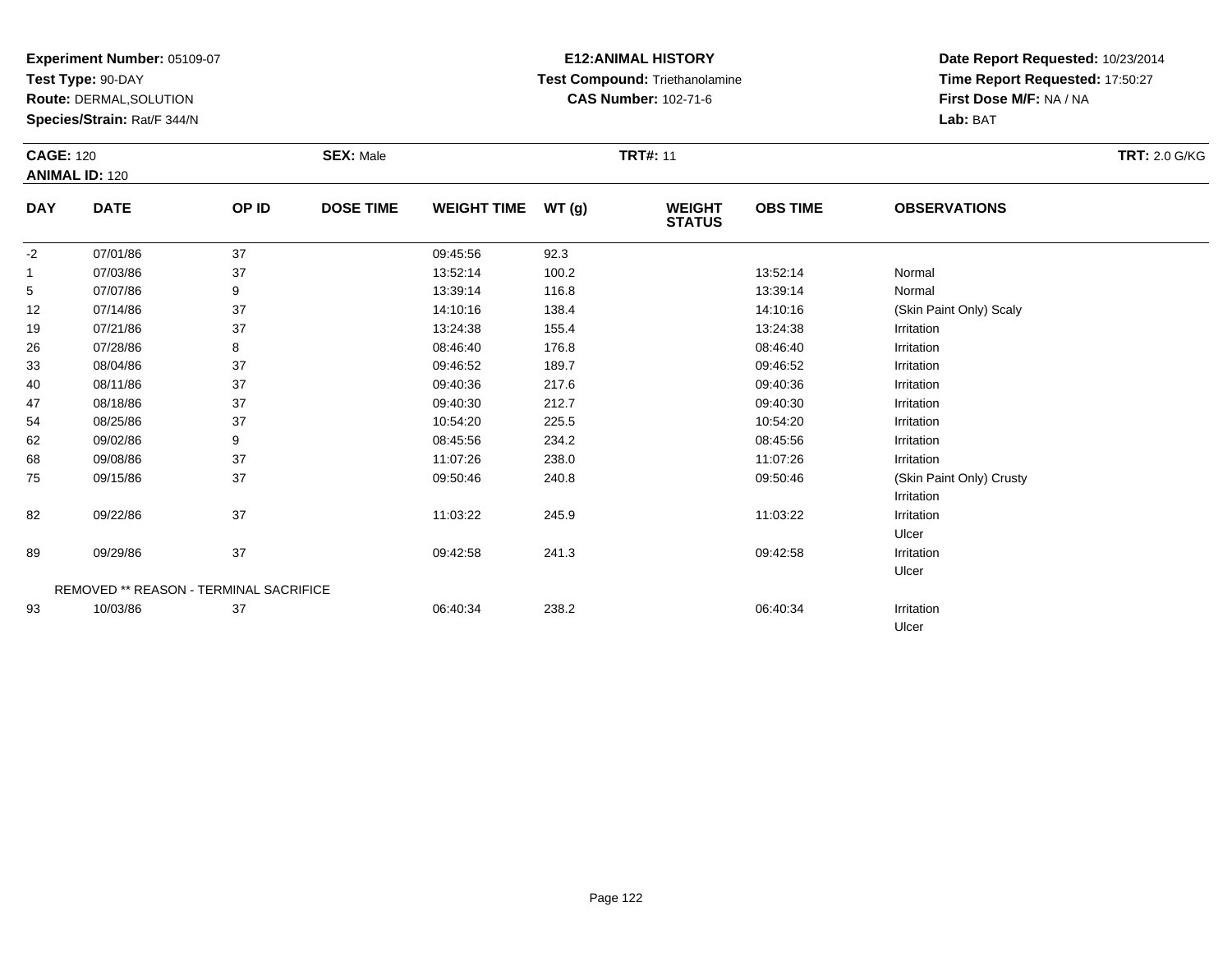**Experiment Number:** 05109-07
**Test Type:** 90-DAY
**Route:** DERMAL,SOLUTION
**Species/Strain:** Rat/F 344/N

**E12:ANIMAL HISTORY**
**Test Compound:** Triethanolamine
**CAS Number:** 102-71-6

**Date Report Requested:** 10/23/2014
**Time Report Requested:** 17:50:27
**First Dose M/F:** NA / NA
**Lab:** BAT

**CAGE:** 120 **SEX:** Male **TRT#:** 11 **TRT:** 2.0 G/KG
**ANIMAL ID:** 120

| DAY | DATE | OP ID | DOSE TIME | WEIGHT TIME | WT (g) | WEIGHT STATUS | OBS TIME | OBSERVATIONS |
|---|---|---|---|---|---|---|---|---|
| -2 | 07/01/86 | 37 | | 09:45:56 | 92.3 | | | |
| 1 | 07/03/86 | 37 | | 13:52:14 | 100.2 | | 13:52:14 | Normal |
| 5 | 07/07/86 | 9 | | 13:39:14 | 116.8 | | 13:39:14 | Normal |
| 12 | 07/14/86 | 37 | | 14:10:16 | 138.4 | | 14:10:16 | (Skin Paint Only) Scaly |
| 19 | 07/21/86 | 37 | | 13:24:38 | 155.4 | | 13:24:38 | Irritation |
| 26 | 07/28/86 | 8 | | 08:46:40 | 176.8 | | 08:46:40 | Irritation |
| 33 | 08/04/86 | 37 | | 09:46:52 | 189.7 | | 09:46:52 | Irritation |
| 40 | 08/11/86 | 37 | | 09:40:36 | 217.6 | | 09:40:36 | Irritation |
| 47 | 08/18/86 | 37 | | 09:40:30 | 212.7 | | 09:40:30 | Irritation |
| 54 | 08/25/86 | 37 | | 10:54:20 | 225.5 | | 10:54:20 | Irritation |
| 62 | 09/02/86 | 9 | | 08:45:56 | 234.2 | | 08:45:56 | Irritation |
| 68 | 09/08/86 | 37 | | 11:07:26 | 238.0 | | 11:07:26 | Irritation |
| 75 | 09/15/86 | 37 | | 09:50:46 | 240.8 | | 09:50:46 | (Skin Paint Only) Crusty<br>Irritation |
| 82 | 09/22/86 | 37 | | 11:03:22 | 245.9 | | 11:03:22 | Irritation<br>Ulcer |
| 89 | 09/29/86 | 37 | | 09:42:58 | 241.3 | | 09:42:58 | Irritation<br>Ulcer |
| | REMOVED ** REASON - TERMINAL SACRIFICE | | | | | | | |
| 93 | 10/03/86 | 37 | | 06:40:34 | 238.2 | | 06:40:34 | Irritation<br>Ulcer |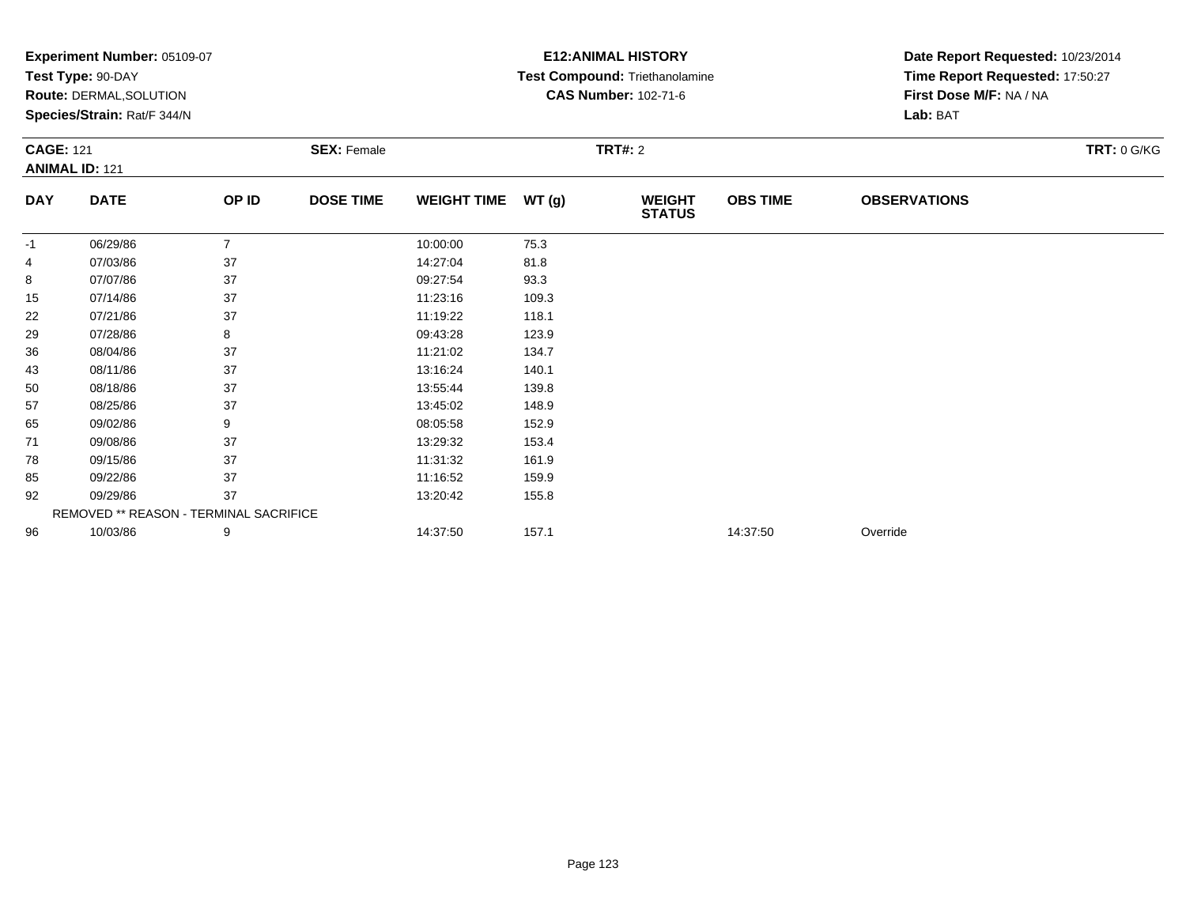**Experiment Number:** 05109-07
**Test Type:** 90-DAY
**Route:** DERMAL,SOLUTION
**Species/Strain:** Rat/F 344/N

**E12:ANIMAL HISTORY**
**Test Compound:** Triethanolamine
**CAS Number:** 102-71-6

**Date Report Requested:** 10/23/2014
**Time Report Requested:** 17:50:27
**First Dose M/F:** NA / NA
**Lab:** BAT

**CAGE:** 121
**ANIMAL ID:** 121
**SEX:** Female
**TRT#:** 2
**TRT:** 0 G/KG

| DAY | DATE | OP ID | DOSE TIME | WEIGHT TIME | WT (g) | WEIGHT STATUS | OBS TIME | OBSERVATIONS |
|---|---|---|---|---|---|---|---|---|
| -1 | 06/29/86 | 7 | | 10:00:00 | 75.3 | | | |
| 4 | 07/03/86 | 37 | | 14:27:04 | 81.8 | | | |
| 8 | 07/07/86 | 37 | | 09:27:54 | 93.3 | | | |
| 15 | 07/14/86 | 37 | | 11:23:16 | 109.3 | | | |
| 22 | 07/21/86 | 37 | | 11:19:22 | 118.1 | | | |
| 29 | 07/28/86 | 8 | | 09:43:28 | 123.9 | | | |
| 36 | 08/04/86 | 37 | | 11:21:02 | 134.7 | | | |
| 43 | 08/11/86 | 37 | | 13:16:24 | 140.1 | | | |
| 50 | 08/18/86 | 37 | | 13:55:44 | 139.8 | | | |
| 57 | 08/25/86 | 37 | | 13:45:02 | 148.9 | | | |
| 65 | 09/02/86 | 9 | | 08:05:58 | 152.9 | | | |
| 71 | 09/08/86 | 37 | | 13:29:32 | 153.4 | | | |
| 78 | 09/15/86 | 37 | | 11:31:32 | 161.9 | | | |
| 85 | 09/22/86 | 37 | | 11:16:52 | 159.9 | | | |
| 92 | 09/29/86 | 37 | | 13:20:42 | 155.8 | | | |
| | REMOVED ** REASON - TERMINAL SACRIFICE | | | | | | | |
| 96 | 10/03/86 | 9 | | 14:37:50 | 157.1 | | 14:37:50 | Override |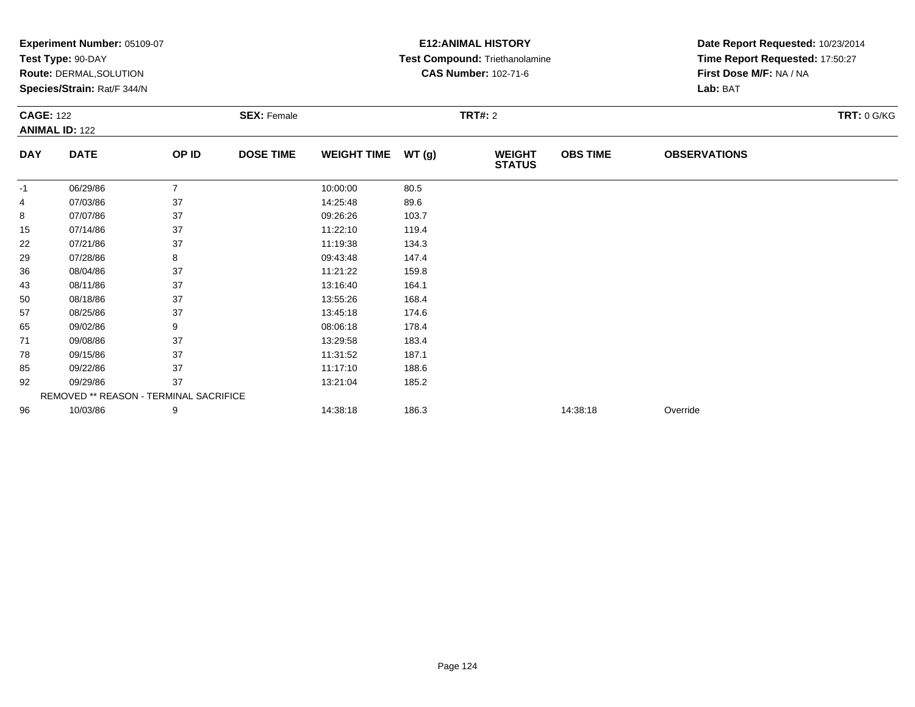**Experiment Number:** 05109-07
**Test Type:** 90-DAY
**Route:** DERMAL,SOLUTION
**Species/Strain:** Rat/F 344/N

**E12:ANIMAL HISTORY**
**Test Compound:** Triethanolamine
**CAS Number:** 102-71-6

**Date Report Requested:** 10/23/2014
**Time Report Requested:** 17:50:27
**First Dose M/F:** NA / NA
**Lab:** BAT

**CAGE:** 122
**ANIMAL ID:** 122

**SEX:** Female

**TRT#:** 2

**TRT:** 0 G/KG

| DAY | DATE | OP ID | DOSE TIME | WEIGHT TIME | WT (g) | WEIGHT STATUS | OBS TIME | OBSERVATIONS |
|---|---|---|---|---|---|---|---|---|
| -1 | 06/29/86 | 7 | | 10:00:00 | 80.5 | | | |
| 4 | 07/03/86 | 37 | | 14:25:48 | 89.6 | | | |
| 8 | 07/07/86 | 37 | | 09:26:26 | 103.7 | | | |
| 15 | 07/14/86 | 37 | | 11:22:10 | 119.4 | | | |
| 22 | 07/21/86 | 37 | | 11:19:38 | 134.3 | | | |
| 29 | 07/28/86 | 8 | | 09:43:48 | 147.4 | | | |
| 36 | 08/04/86 | 37 | | 11:21:22 | 159.8 | | | |
| 43 | 08/11/86 | 37 | | 13:16:40 | 164.1 | | | |
| 50 | 08/18/86 | 37 | | 13:55:26 | 168.4 | | | |
| 57 | 08/25/86 | 37 | | 13:45:18 | 174.6 | | | |
| 65 | 09/02/86 | 9 | | 08:06:18 | 178.4 | | | |
| 71 | 09/08/86 | 37 | | 13:29:58 | 183.4 | | | |
| 78 | 09/15/86 | 37 | | 11:31:52 | 187.1 | | | |
| 85 | 09/22/86 | 37 | | 11:17:10 | 188.6 | | | |
| 92 | 09/29/86 | 37 | | 13:21:04 | 185.2 | | | |
| | REMOVED ** REASON - TERMINAL SACRIFICE | | | | | | | |
| 96 | 10/03/86 | 9 | | 14:38:18 | 186.3 | | 14:38:18 | Override |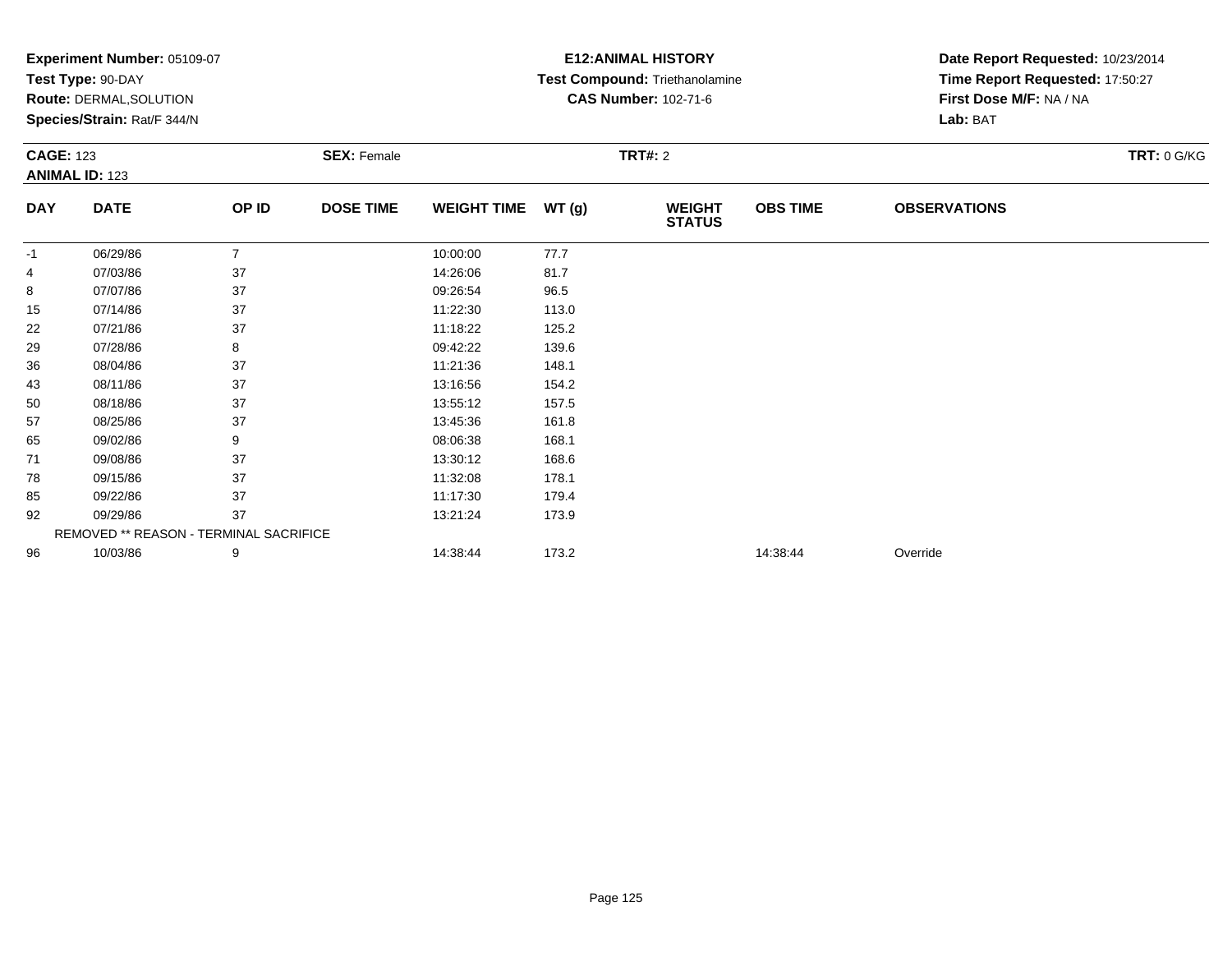**Experiment Number:** 05109-07
**Test Type:** 90-DAY
**Route:** DERMAL,SOLUTION
**Species/Strain:** Rat/F 344/N

**E12:ANIMAL HISTORY**
**Test Compound:** Triethanolamine
**CAS Number:** 102-71-6

**Date Report Requested:** 10/23/2014
**Time Report Requested:** 17:50:27
**First Dose M/F:** NA / NA
**Lab:** BAT

**CAGE:** 123
**ANIMAL ID:** 123
**SEX:** Female
**TRT#:** 2
**TRT:** 0 G/KG

| DAY | DATE | OP ID | DOSE TIME | WEIGHT TIME | WT (g) | WEIGHT STATUS | OBS TIME | OBSERVATIONS |
|---|---|---|---|---|---|---|---|---|
| -1 | 06/29/86 | 7 | | 10:00:00 | 77.7 | | | |
| 4 | 07/03/86 | 37 | | 14:26:06 | 81.7 | | | |
| 8 | 07/07/86 | 37 | | 09:26:54 | 96.5 | | | |
| 15 | 07/14/86 | 37 | | 11:22:30 | 113.0 | | | |
| 22 | 07/21/86 | 37 | | 11:18:22 | 125.2 | | | |
| 29 | 07/28/86 | 8 | | 09:42:22 | 139.6 | | | |
| 36 | 08/04/86 | 37 | | 11:21:36 | 148.1 | | | |
| 43 | 08/11/86 | 37 | | 13:16:56 | 154.2 | | | |
| 50 | 08/18/86 | 37 | | 13:55:12 | 157.5 | | | |
| 57 | 08/25/86 | 37 | | 13:45:36 | 161.8 | | | |
| 65 | 09/02/86 | 9 | | 08:06:38 | 168.1 | | | |
| 71 | 09/08/86 | 37 | | 13:30:12 | 168.6 | | | |
| 78 | 09/15/86 | 37 | | 11:32:08 | 178.1 | | | |
| 85 | 09/22/86 | 37 | | 11:17:30 | 179.4 | | | |
| 92 | 09/29/86 | 37 | | 13:21:24 | 173.9 | | | |
| | REMOVED ** REASON - TERMINAL SACRIFICE | | | | | | | |
| 96 | 10/03/86 | 9 | | 14:38:44 | 173.2 | | 14:38:44 | Override |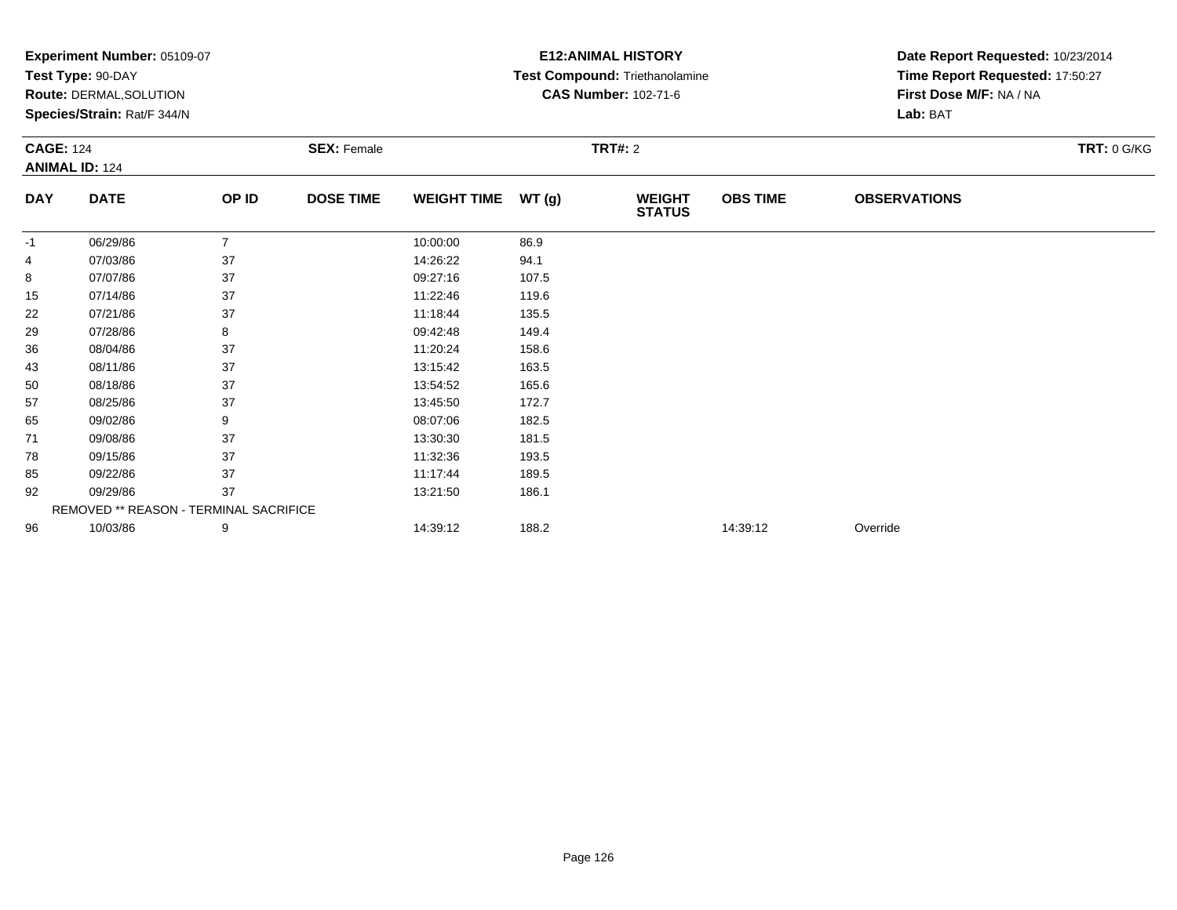**Experiment Number:** 05109-07
**Test Type:** 90-DAY
**Route:** DERMAL,SOLUTION
**Species/Strain:** Rat/F 344/N

**E12:ANIMAL HISTORY**
**Test Compound:** Triethanolamine
**CAS Number:** 102-71-6

**Date Report Requested:** 10/23/2014
**Time Report Requested:** 17:50:27
**First Dose M/F:** NA / NA
**Lab:** BAT

**CAGE:** 124
**ANIMAL ID:** 124
**SEX:** Female
**TRT#:** 2
**TRT:** 0 G/KG

| DAY | DATE | OP ID | DOSE TIME | WEIGHT TIME | WT (g) | WEIGHT STATUS | OBS TIME | OBSERVATIONS |
|---|---|---|---|---|---|---|---|---|
| -1 | 06/29/86 | 7 | | 10:00:00 | 86.9 | | | |
| 4 | 07/03/86 | 37 | | 14:26:22 | 94.1 | | | |
| 8 | 07/07/86 | 37 | | 09:27:16 | 107.5 | | | |
| 15 | 07/14/86 | 37 | | 11:22:46 | 119.6 | | | |
| 22 | 07/21/86 | 37 | | 11:18:44 | 135.5 | | | |
| 29 | 07/28/86 | 8 | | 09:42:48 | 149.4 | | | |
| 36 | 08/04/86 | 37 | | 11:20:24 | 158.6 | | | |
| 43 | 08/11/86 | 37 | | 13:15:42 | 163.5 | | | |
| 50 | 08/18/86 | 37 | | 13:54:52 | 165.6 | | | |
| 57 | 08/25/86 | 37 | | 13:45:50 | 172.7 | | | |
| 65 | 09/02/86 | 9 | | 08:07:06 | 182.5 | | | |
| 71 | 09/08/86 | 37 | | 13:30:30 | 181.5 | | | |
| 78 | 09/15/86 | 37 | | 11:32:36 | 193.5 | | | |
| 85 | 09/22/86 | 37 | | 11:17:44 | 189.5 | | | |
| 92 | 09/29/86 | 37 | | 13:21:50 | 186.1 | | | |
| REMOVED ** REASON - TERMINAL SACRIFICE | | | | | | | | |
| 96 | 10/03/86 | 9 | | 14:39:12 | 188.2 | | 14:39:12 | Override |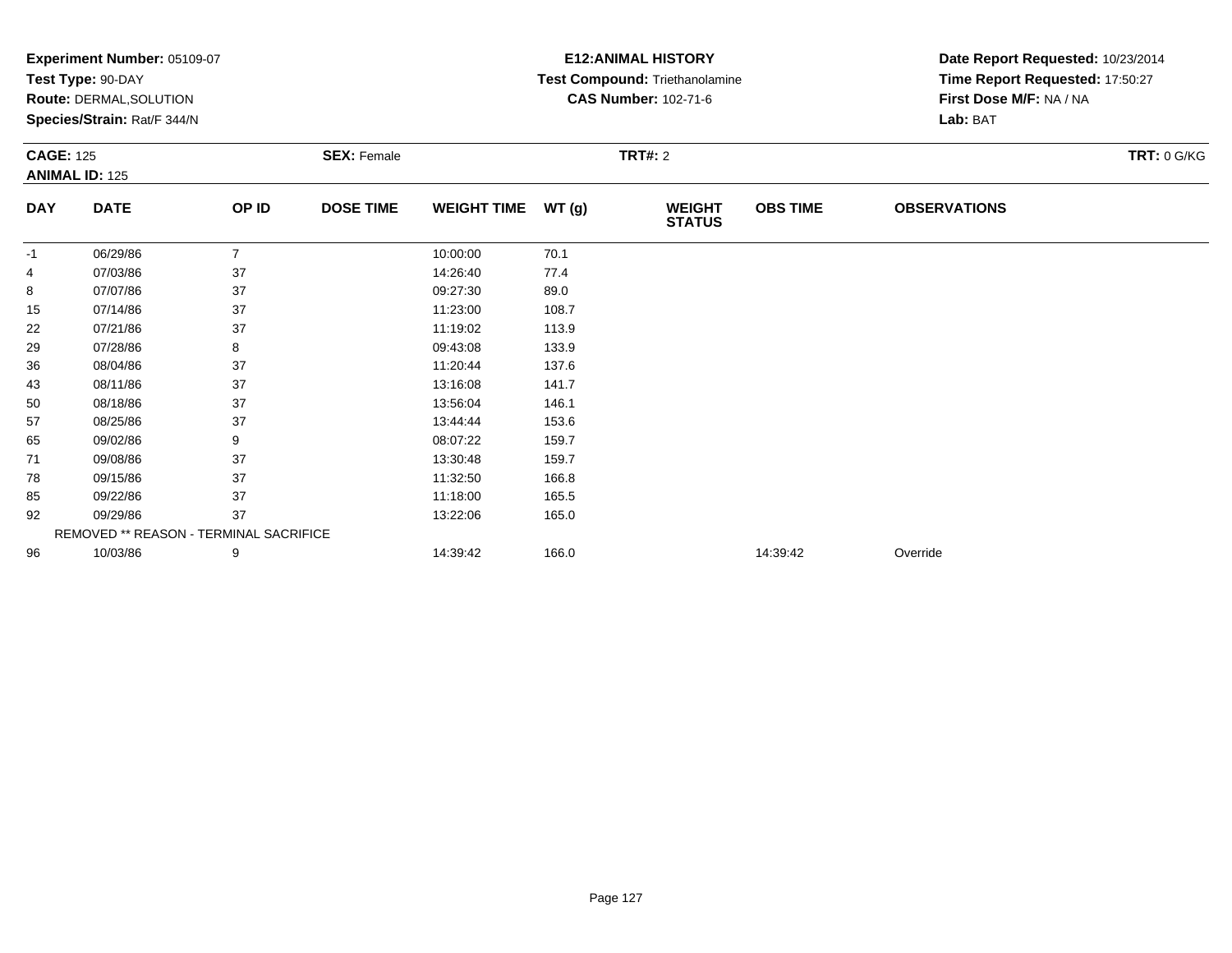**Experiment Number:** 05109-07
**Test Type:** 90-DAY
**Route:** DERMAL,SOLUTION
**Species/Strain:** Rat/F 344/N

**E12:ANIMAL HISTORY**
**Test Compound:** Triethanolamine
**CAS Number:** 102-71-6

**Date Report Requested:** 10/23/2014
**Time Report Requested:** 17:50:27
**First Dose M/F:** NA / NA
**Lab:** BAT

**CAGE:** 125 **SEX:** Female **TRT#:** 2 **TRT:** 0 G/KG
**ANIMAL ID:** 125

| DAY | DATE | OP ID | DOSE TIME | WEIGHT TIME | WT (g) | WEIGHT STATUS | OBS TIME | OBSERVATIONS |
|---|---|---|---|---|---|---|---|---|
| -1 | 06/29/86 | 7 | | 10:00:00 | 70.1 | | | |
| 4 | 07/03/86 | 37 | | 14:26:40 | 77.4 | | | |
| 8 | 07/07/86 | 37 | | 09:27:30 | 89.0 | | | |
| 15 | 07/14/86 | 37 | | 11:23:00 | 108.7 | | | |
| 22 | 07/21/86 | 37 | | 11:19:02 | 113.9 | | | |
| 29 | 07/28/86 | 8 | | 09:43:08 | 133.9 | | | |
| 36 | 08/04/86 | 37 | | 11:20:44 | 137.6 | | | |
| 43 | 08/11/86 | 37 | | 13:16:08 | 141.7 | | | |
| 50 | 08/18/86 | 37 | | 13:56:04 | 146.1 | | | |
| 57 | 08/25/86 | 37 | | 13:44:44 | 153.6 | | | |
| 65 | 09/02/86 | 9 | | 08:07:22 | 159.7 | | | |
| 71 | 09/08/86 | 37 | | 13:30:48 | 159.7 | | | |
| 78 | 09/15/86 | 37 | | 11:32:50 | 166.8 | | | |
| 85 | 09/22/86 | 37 | | 11:18:00 | 165.5 | | | |
| 92 | 09/29/86 | 37 | | 13:22:06 | 165.0 | | | |
| | REMOVED ** REASON - TERMINAL SACRIFICE | | | | | | | |
| 96 | 10/03/86 | 9 | | 14:39:42 | 166.0 | | 14:39:42 | Override |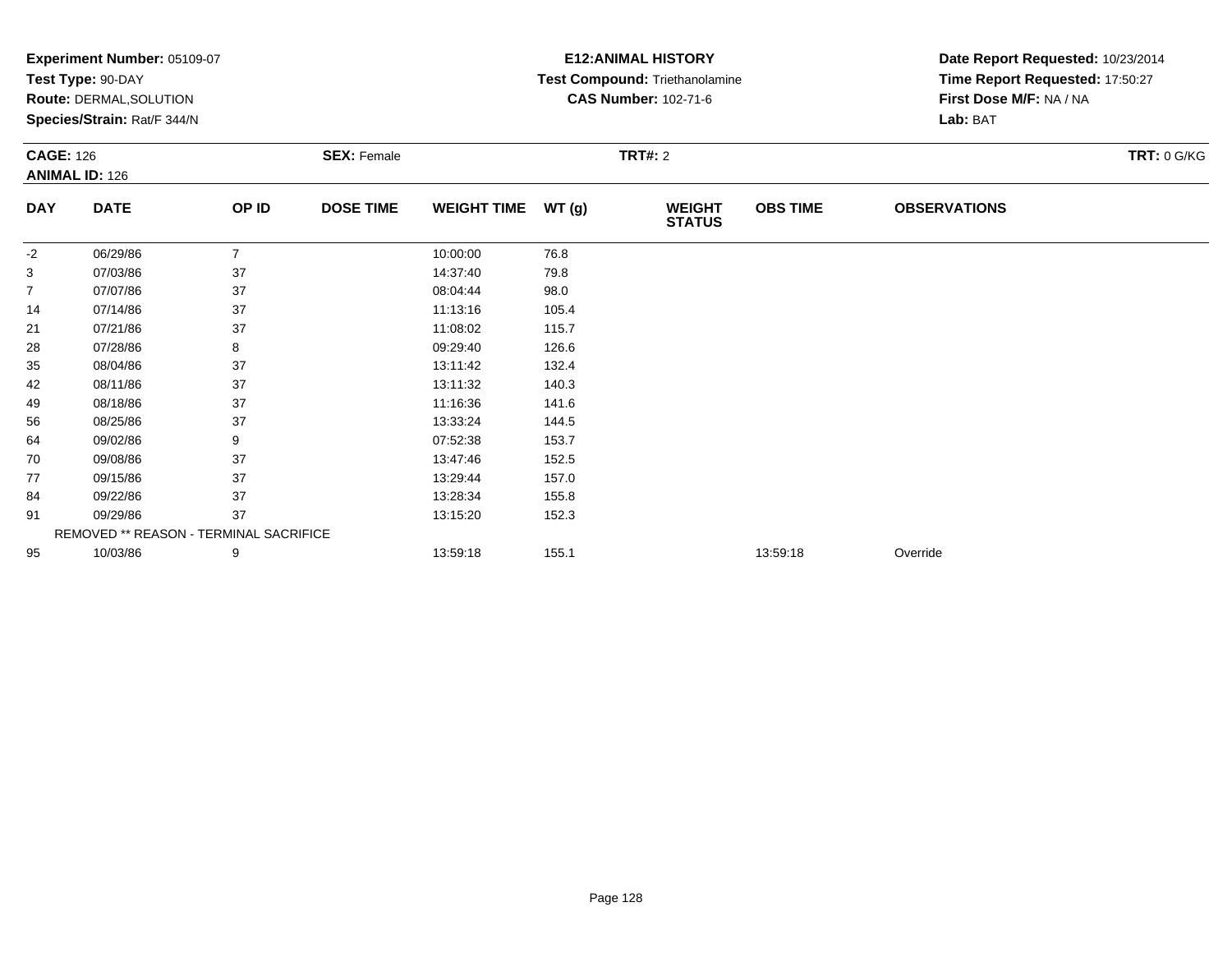**Experiment Number:** 05109-07
**Test Type:** 90-DAY
**Route:** DERMAL,SOLUTION
**Species/Strain:** Rat/F 344/N

**E12:ANIMAL HISTORY**
**Test Compound:** Triethanolamine
**CAS Number:** 102-71-6

**Date Report Requested:** 10/23/2014
**Time Report Requested:** 17:50:27
**First Dose M/F:** NA / NA
**Lab:** BAT

**CAGE:** 126 **SEX:** Female **TRT#:** 2 **TRT:** 0 G/KG
**ANIMAL ID:** 126

| DAY | DATE | OP ID | DOSE TIME | WEIGHT TIME | WT (g) | WEIGHT STATUS | OBS TIME | OBSERVATIONS |
|---|---|---|---|---|---|---|---|---|
| -2 | 06/29/86 | 7 | | 10:00:00 | 76.8 | | | |
| 3 | 07/03/86 | 37 | | 14:37:40 | 79.8 | | | |
| 7 | 07/07/86 | 37 | | 08:04:44 | 98.0 | | | |
| 14 | 07/14/86 | 37 | | 11:13:16 | 105.4 | | | |
| 21 | 07/21/86 | 37 | | 11:08:02 | 115.7 | | | |
| 28 | 07/28/86 | 8 | | 09:29:40 | 126.6 | | | |
| 35 | 08/04/86 | 37 | | 13:11:42 | 132.4 | | | |
| 42 | 08/11/86 | 37 | | 13:11:32 | 140.3 | | | |
| 49 | 08/18/86 | 37 | | 11:16:36 | 141.6 | | | |
| 56 | 08/25/86 | 37 | | 13:33:24 | 144.5 | | | |
| 64 | 09/02/86 | 9 | | 07:52:38 | 153.7 | | | |
| 70 | 09/08/86 | 37 | | 13:47:46 | 152.5 | | | |
| 77 | 09/15/86 | 37 | | 13:29:44 | 157.0 | | | |
| 84 | 09/22/86 | 37 | | 13:28:34 | 155.8 | | | |
| 91 | 09/29/86 | 37 | | 13:15:20 | 152.3 | | | |
| REMOVED ** REASON - TERMINAL SACRIFICE | | | | | | | | |
| 95 | 10/03/86 | 9 | | 13:59:18 | 155.1 | | 13:59:18 | Override |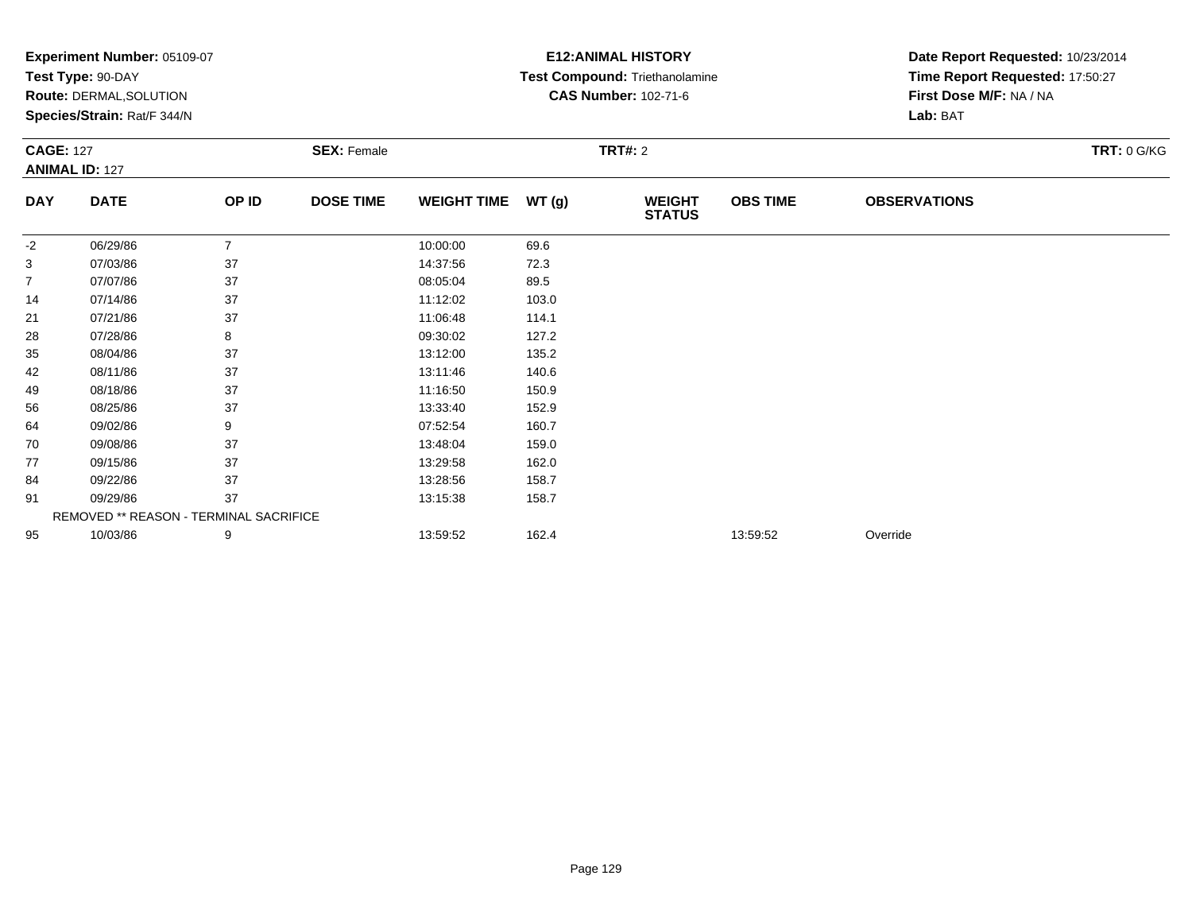**Experiment Number:** 05109-07
**Test Type:** 90-DAY
**Route:** DERMAL,SOLUTION
**Species/Strain:** Rat/F 344/N

**E12:ANIMAL HISTORY**
**Test Compound:** Triethanolamine
**CAS Number:** 102-71-6

**Date Report Requested:** 10/23/2014
**Time Report Requested:** 17:50:27
**First Dose M/F:** NA / NA
**Lab:** BAT

**CAGE:** 127 **SEX:** Female **TRT#:** 2 **TRT:** 0 G/KG
**ANIMAL ID:** 127

| DAY | DATE | OP ID | DOSE TIME | WEIGHT TIME | WT (g) | WEIGHT STATUS | OBS TIME | OBSERVATIONS |
|---|---|---|---|---|---|---|---|---|
| -2 | 06/29/86 | 7 | | 10:00:00 | 69.6 | | | |
| 3 | 07/03/86 | 37 | | 14:37:56 | 72.3 | | | |
| 7 | 07/07/86 | 37 | | 08:05:04 | 89.5 | | | |
| 14 | 07/14/86 | 37 | | 11:12:02 | 103.0 | | | |
| 21 | 07/21/86 | 37 | | 11:06:48 | 114.1 | | | |
| 28 | 07/28/86 | 8 | | 09:30:02 | 127.2 | | | |
| 35 | 08/04/86 | 37 | | 13:12:00 | 135.2 | | | |
| 42 | 08/11/86 | 37 | | 13:11:46 | 140.6 | | | |
| 49 | 08/18/86 | 37 | | 11:16:50 | 150.9 | | | |
| 56 | 08/25/86 | 37 | | 13:33:40 | 152.9 | | | |
| 64 | 09/02/86 | 9 | | 07:52:54 | 160.7 | | | |
| 70 | 09/08/86 | 37 | | 13:48:04 | 159.0 | | | |
| 77 | 09/15/86 | 37 | | 13:29:58 | 162.0 | | | |
| 84 | 09/22/86 | 37 | | 13:28:56 | 158.7 | | | |
| 91 | 09/29/86 | 37 | | 13:15:38 | 158.7 | | | |
| REMOVED ** REASON - TERMINAL SACRIFICE | | | | | | | | |
| 95 | 10/03/86 | 9 | | 13:59:52 | 162.4 | | 13:59:52 | Override |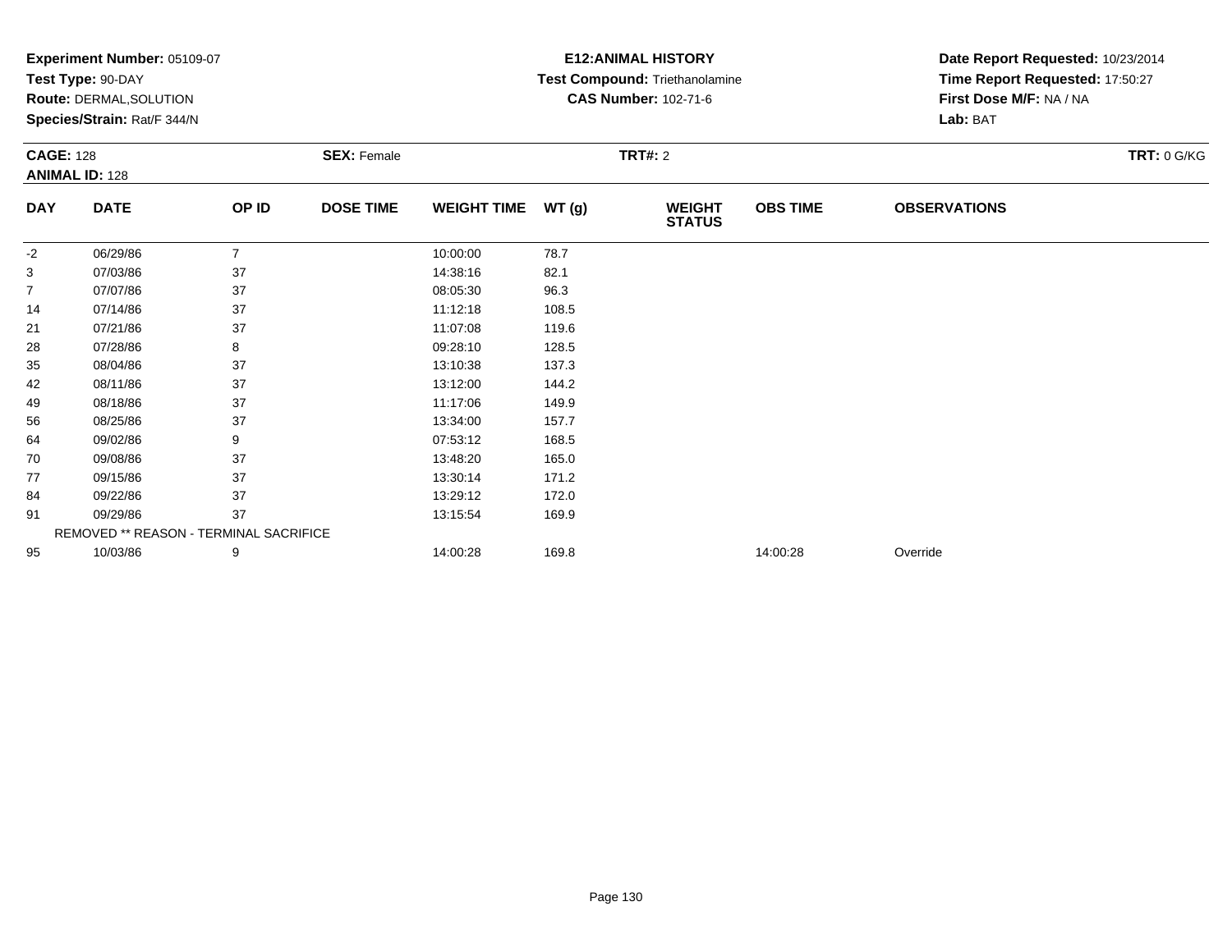**Experiment Number:** 05109-07
**Test Type:** 90-DAY
**Route:** DERMAL,SOLUTION
**Species/Strain:** Rat/F 344/N

**E12:ANIMAL HISTORY**
**Test Compound:** Triethanolamine
**CAS Number:** 102-71-6

**Date Report Requested:** 10/23/2014
**Time Report Requested:** 17:50:27
**First Dose M/F:** NA / NA
**Lab:** BAT

**CAGE:** 128
**ANIMAL ID:** 128
**SEX:** Female
**TRT#:** 2
**TRT:** 0 G/KG

| DAY | DATE | OP ID | DOSE TIME | WEIGHT TIME | WT (g) | WEIGHT STATUS | OBS TIME | OBSERVATIONS |
|---|---|---|---|---|---|---|---|---|
| -2 | 06/29/86 | 7 | | 10:00:00 | 78.7 | | | |
| 3 | 07/03/86 | 37 | | 14:38:16 | 82.1 | | | |
| 7 | 07/07/86 | 37 | | 08:05:30 | 96.3 | | | |
| 14 | 07/14/86 | 37 | | 11:12:18 | 108.5 | | | |
| 21 | 07/21/86 | 37 | | 11:07:08 | 119.6 | | | |
| 28 | 07/28/86 | 8 | | 09:28:10 | 128.5 | | | |
| 35 | 08/04/86 | 37 | | 13:10:38 | 137.3 | | | |
| 42 | 08/11/86 | 37 | | 13:12:00 | 144.2 | | | |
| 49 | 08/18/86 | 37 | | 11:17:06 | 149.9 | | | |
| 56 | 08/25/86 | 37 | | 13:34:00 | 157.7 | | | |
| 64 | 09/02/86 | 9 | | 07:53:12 | 168.5 | | | |
| 70 | 09/08/86 | 37 | | 13:48:20 | 165.0 | | | |
| 77 | 09/15/86 | 37 | | 13:30:14 | 171.2 | | | |
| 84 | 09/22/86 | 37 | | 13:29:12 | 172.0 | | | |
| 91 | 09/29/86 | 37 | | 13:15:54 | 169.9 | | | |
| REMOVED ** REASON - TERMINAL SACRIFICE | | | | | | | | |
| 95 | 10/03/86 | 9 | | 14:00:28 | 169.8 | | 14:00:28 | Override |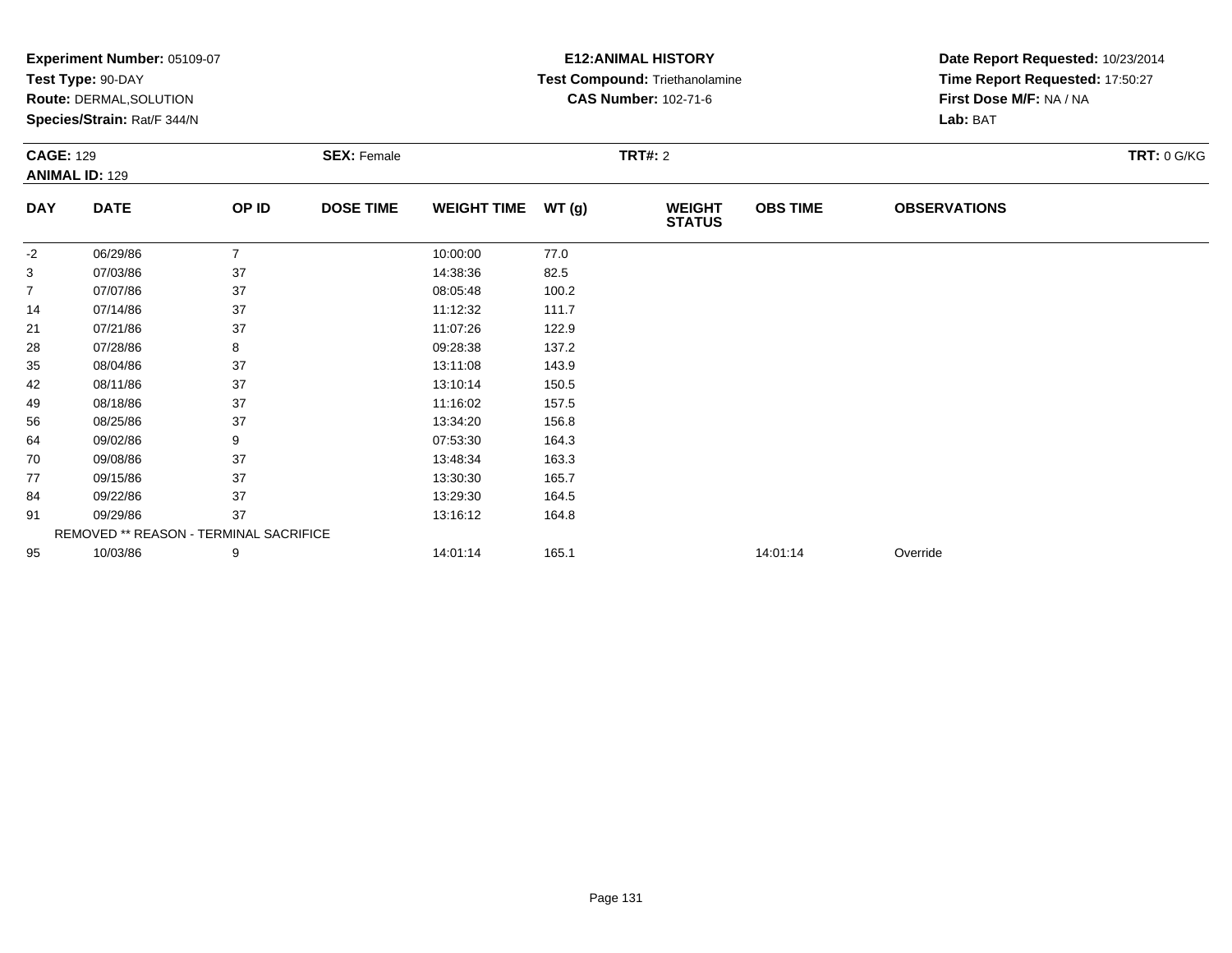**Experiment Number:** 05109-07
**Test Type:** 90-DAY
**Route:** DERMAL,SOLUTION
**Species/Strain:** Rat/F 344/N

**E12:ANIMAL HISTORY**
**Test Compound:** Triethanolamine
**CAS Number:** 102-71-6

**Date Report Requested:** 10/23/2014
**Time Report Requested:** 17:50:27
**First Dose M/F:** NA / NA
**Lab:** BAT

**CAGE:** 129 **SEX:** Female **TRT#:** 2 **TRT:** 0 G/KG
**ANIMAL ID:** 129

| DAY | DATE | OP ID | DOSE TIME | WEIGHT TIME | WT (g) | WEIGHT STATUS | OBS TIME | OBSERVATIONS |
|---|---|---|---|---|---|---|---|---|
| -2 | 06/29/86 | 7 | | 10:00:00 | 77.0 | | | |
| 3 | 07/03/86 | 37 | | 14:38:36 | 82.5 | | | |
| 7 | 07/07/86 | 37 | | 08:05:48 | 100.2 | | | |
| 14 | 07/14/86 | 37 | | 11:12:32 | 111.7 | | | |
| 21 | 07/21/86 | 37 | | 11:07:26 | 122.9 | | | |
| 28 | 07/28/86 | 8 | | 09:28:38 | 137.2 | | | |
| 35 | 08/04/86 | 37 | | 13:11:08 | 143.9 | | | |
| 42 | 08/11/86 | 37 | | 13:10:14 | 150.5 | | | |
| 49 | 08/18/86 | 37 | | 11:16:02 | 157.5 | | | |
| 56 | 08/25/86 | 37 | | 13:34:20 | 156.8 | | | |
| 64 | 09/02/86 | 9 | | 07:53:30 | 164.3 | | | |
| 70 | 09/08/86 | 37 | | 13:48:34 | 163.3 | | | |
| 77 | 09/15/86 | 37 | | 13:30:30 | 165.7 | | | |
| 84 | 09/22/86 | 37 | | 13:29:30 | 164.5 | | | |
| 91 | 09/29/86 | 37 | | 13:16:12 | 164.8 | | | |
| | REMOVED ** REASON - TERMINAL SACRIFICE | | | | | | | |
| 95 | 10/03/86 | 9 | | 14:01:14 | 165.1 | | 14:01:14 | Override |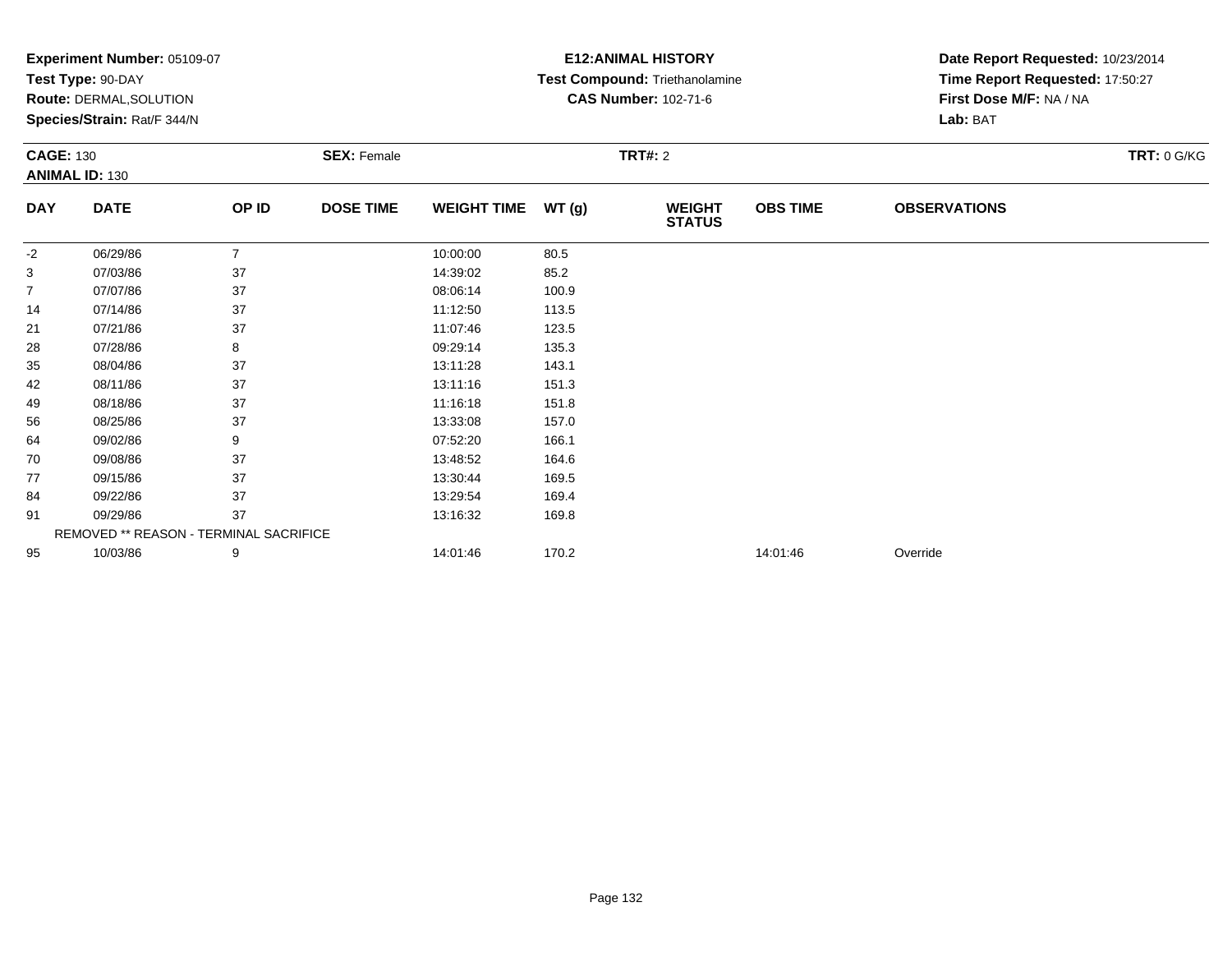**Experiment Number:** 05109-07
**Test Type:** 90-DAY
**Route:** DERMAL,SOLUTION
**Species/Strain:** Rat/F 344/N

**E12:ANIMAL HISTORY**
**Test Compound:** Triethanolamine
**CAS Number:** 102-71-6

**Date Report Requested:** 10/23/2014
**Time Report Requested:** 17:50:27
**First Dose M/F:** NA / NA
**Lab:** BAT

**CAGE:** 130 **SEX:** Female **TRT#:** 2 **TRT:** 0 G/KG
**ANIMAL ID:** 130

| DAY | DATE | OP ID | DOSE TIME | WEIGHT TIME | WT (g) | WEIGHT STATUS | OBS TIME | OBSERVATIONS |
|---|---|---|---|---|---|---|---|---|
| -2 | 06/29/86 | 7 | | 10:00:00 | 80.5 | | | |
| 3 | 07/03/86 | 37 | | 14:39:02 | 85.2 | | | |
| 7 | 07/07/86 | 37 | | 08:06:14 | 100.9 | | | |
| 14 | 07/14/86 | 37 | | 11:12:50 | 113.5 | | | |
| 21 | 07/21/86 | 37 | | 11:07:46 | 123.5 | | | |
| 28 | 07/28/86 | 8 | | 09:29:14 | 135.3 | | | |
| 35 | 08/04/86 | 37 | | 13:11:28 | 143.1 | | | |
| 42 | 08/11/86 | 37 | | 13:11:16 | 151.3 | | | |
| 49 | 08/18/86 | 37 | | 11:16:18 | 151.8 | | | |
| 56 | 08/25/86 | 37 | | 13:33:08 | 157.0 | | | |
| 64 | 09/02/86 | 9 | | 07:52:20 | 166.1 | | | |
| 70 | 09/08/86 | 37 | | 13:48:52 | 164.6 | | | |
| 77 | 09/15/86 | 37 | | 13:30:44 | 169.5 | | | |
| 84 | 09/22/86 | 37 | | 13:29:54 | 169.4 | | | |
| 91 | 09/29/86 | 37 | | 13:16:32 | 169.8 | | | |
| | REMOVED ** REASON - TERMINAL SACRIFICE | | | | | | | |
| 95 | 10/03/86 | 9 | | 14:01:46 | 170.2 | | 14:01:46 | Override |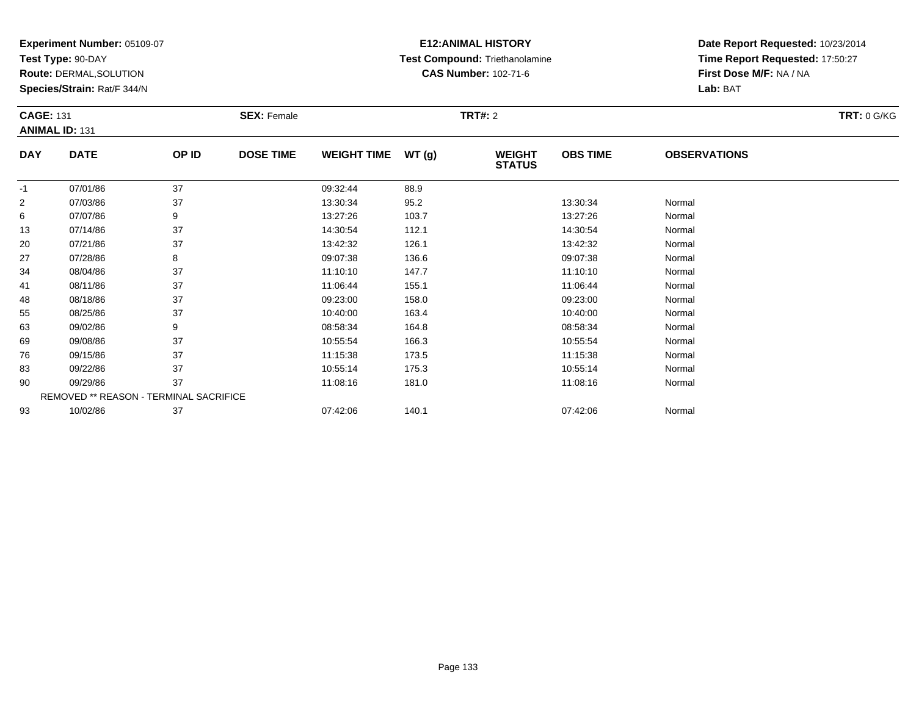**Experiment Number:** 05109-07
**Test Type:** 90-DAY
**Route:** DERMAL,SOLUTION
**Species/Strain:** Rat/F 344/N

**E12:ANIMAL HISTORY**
**Test Compound:** Triethanolamine
**CAS Number:** 102-71-6

**Date Report Requested:** 10/23/2014
**Time Report Requested:** 17:50:27
**First Dose M/F:** NA / NA
**Lab:** BAT

**CAGE:** 131 **SEX:** Female **TRT#:** 2 **TRT:** 0 G/KG
**ANIMAL ID:** 131

| DAY | DATE | OP ID | DOSE TIME | WEIGHT TIME | WT (g) | WEIGHT STATUS | OBS TIME | OBSERVATIONS |
|---|---|---|---|---|---|---|---|---|
| -1 | 07/01/86 | 37 | | 09:32:44 | 88.9 | | | |
| 2 | 07/03/86 | 37 | | 13:30:34 | 95.2 | | 13:30:34 | Normal |
| 6 | 07/07/86 | 9 | | 13:27:26 | 103.7 | | 13:27:26 | Normal |
| 13 | 07/14/86 | 37 | | 14:30:54 | 112.1 | | 14:30:54 | Normal |
| 20 | 07/21/86 | 37 | | 13:42:32 | 126.1 | | 13:42:32 | Normal |
| 27 | 07/28/86 | 8 | | 09:07:38 | 136.6 | | 09:07:38 | Normal |
| 34 | 08/04/86 | 37 | | 11:10:10 | 147.7 | | 11:10:10 | Normal |
| 41 | 08/11/86 | 37 | | 11:06:44 | 155.1 | | 11:06:44 | Normal |
| 48 | 08/18/86 | 37 | | 09:23:00 | 158.0 | | 09:23:00 | Normal |
| 55 | 08/25/86 | 37 | | 10:40:00 | 163.4 | | 10:40:00 | Normal |
| 63 | 09/02/86 | 9 | | 08:58:34 | 164.8 | | 08:58:34 | Normal |
| 69 | 09/08/86 | 37 | | 10:55:54 | 166.3 | | 10:55:54 | Normal |
| 76 | 09/15/86 | 37 | | 11:15:38 | 173.5 | | 11:15:38 | Normal |
| 83 | 09/22/86 | 37 | | 10:55:14 | 175.3 | | 10:55:14 | Normal |
| 90 | 09/29/86 | 37 | | 11:08:16 | 181.0 | | 11:08:16 | Normal |
| | REMOVED ** REASON - TERMINAL SACRIFICE | | | | | | | |
| 93 | 10/02/86 | 37 | | 07:42:06 | 140.1 | | 07:42:06 | Normal |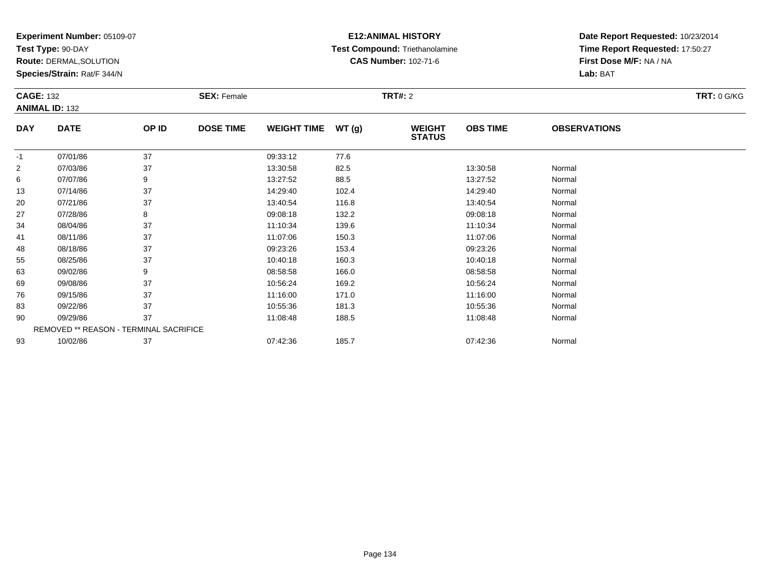**Experiment Number:** 05109-07
**Test Type:** 90-DAY
**Route:** DERMAL,SOLUTION
**Species/Strain:** Rat/F 344/N

**E12:ANIMAL HISTORY**
**Test Compound:** Triethanolamine
**CAS Number:** 102-71-6

**Date Report Requested:** 10/23/2014
**Time Report Requested:** 17:50:27
**First Dose M/F:** NA / NA
**Lab:** BAT

**CAGE:** 132 **SEX:** Female **TRT#:** 2 **TRT:** 0 G/KG
**ANIMAL ID:** 132

| DAY | DATE | OP ID | DOSE TIME | WEIGHT TIME | WT (g) | WEIGHT STATUS | OBS TIME | OBSERVATIONS |
|---|---|---|---|---|---|---|---|---|
| -1 | 07/01/86 | 37 | | 09:33:12 | 77.6 | | | |
| 2 | 07/03/86 | 37 | | 13:30:58 | 82.5 | | 13:30:58 | Normal |
| 6 | 07/07/86 | 9 | | 13:27:52 | 88.5 | | 13:27:52 | Normal |
| 13 | 07/14/86 | 37 | | 14:29:40 | 102.4 | | 14:29:40 | Normal |
| 20 | 07/21/86 | 37 | | 13:40:54 | 116.8 | | 13:40:54 | Normal |
| 27 | 07/28/86 | 8 | | 09:08:18 | 132.2 | | 09:08:18 | Normal |
| 34 | 08/04/86 | 37 | | 11:10:34 | 139.6 | | 11:10:34 | Normal |
| 41 | 08/11/86 | 37 | | 11:07:06 | 150.3 | | 11:07:06 | Normal |
| 48 | 08/18/86 | 37 | | 09:23:26 | 153.4 | | 09:23:26 | Normal |
| 55 | 08/25/86 | 37 | | 10:40:18 | 160.3 | | 10:40:18 | Normal |
| 63 | 09/02/86 | 9 | | 08:58:58 | 166.0 | | 08:58:58 | Normal |
| 69 | 09/08/86 | 37 | | 10:56:24 | 169.2 | | 10:56:24 | Normal |
| 76 | 09/15/86 | 37 | | 11:16:00 | 171.0 | | 11:16:00 | Normal |
| 83 | 09/22/86 | 37 | | 10:55:36 | 181.3 | | 10:55:36 | Normal |
| 90 | 09/29/86 | 37 | | 11:08:48 | 188.5 | | 11:08:48 | Normal |
| REMOVED ** REASON - TERMINAL SACRIFICE | | | | | | | | |
| 93 | 10/02/86 | 37 | | 07:42:36 | 185.7 | | 07:42:36 | Normal |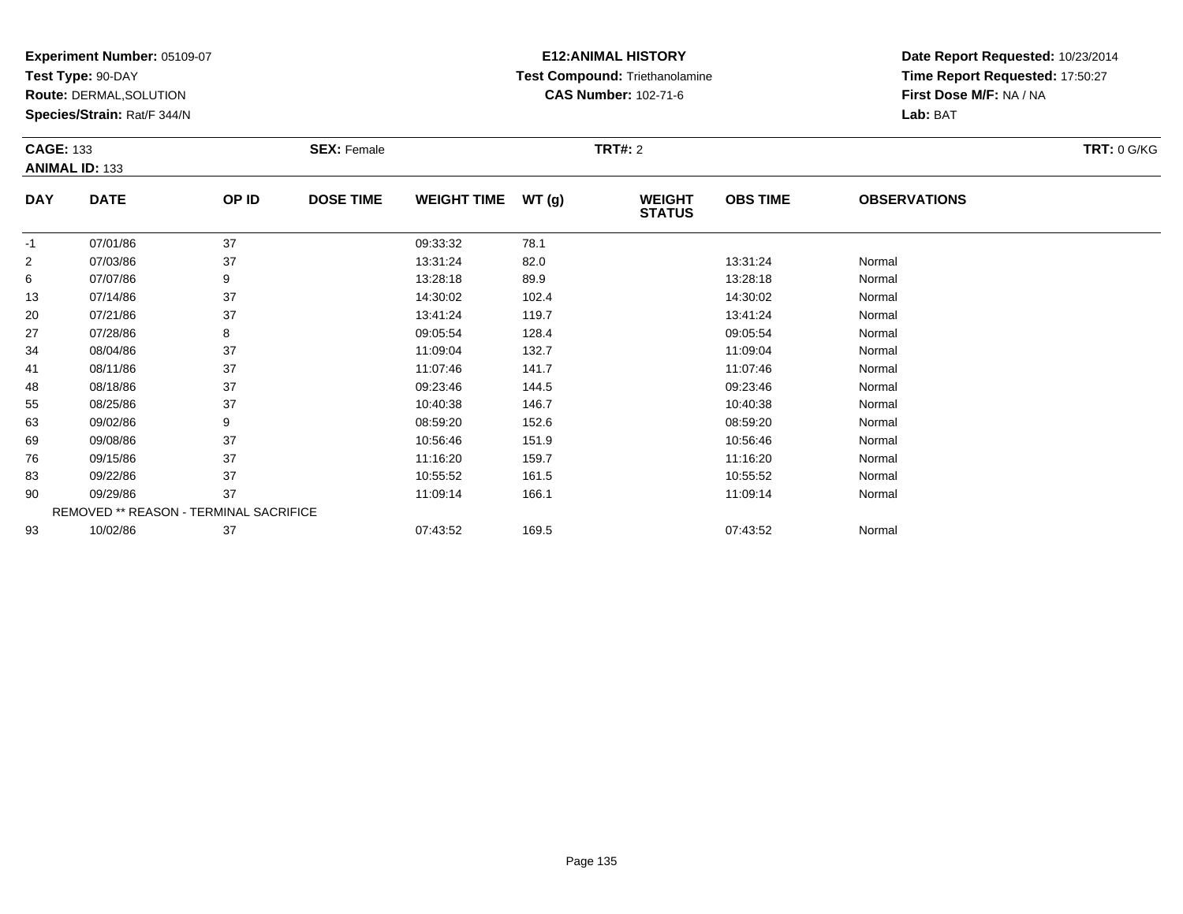**Experiment Number:** 05109-07
**Test Type:** 90-DAY
**Route:** DERMAL,SOLUTION
**Species/Strain:** Rat/F 344/N

**E12:ANIMAL HISTORY**
**Test Compound:** Triethanolamine
**CAS Number:** 102-71-6

**Date Report Requested:** 10/23/2014
**Time Report Requested:** 17:50:27
**First Dose M/F:** NA / NA
**Lab:** BAT

**CAGE:** 133 **SEX:** Female **TRT#:** 2 **TRT:** 0 G/KG
**ANIMAL ID:** 133

| DAY | DATE | OP ID | DOSE TIME | WEIGHT TIME | WT (g) | WEIGHT STATUS | OBS TIME | OBSERVATIONS |
|---|---|---|---|---|---|---|---|---|
| -1 | 07/01/86 | 37 | | 09:33:32 | 78.1 | | | |
| 2 | 07/03/86 | 37 | | 13:31:24 | 82.0 | | 13:31:24 | Normal |
| 6 | 07/07/86 | 9 | | 13:28:18 | 89.9 | | 13:28:18 | Normal |
| 13 | 07/14/86 | 37 | | 14:30:02 | 102.4 | | 14:30:02 | Normal |
| 20 | 07/21/86 | 37 | | 13:41:24 | 119.7 | | 13:41:24 | Normal |
| 27 | 07/28/86 | 8 | | 09:05:54 | 128.4 | | 09:05:54 | Normal |
| 34 | 08/04/86 | 37 | | 11:09:04 | 132.7 | | 11:09:04 | Normal |
| 41 | 08/11/86 | 37 | | 11:07:46 | 141.7 | | 11:07:46 | Normal |
| 48 | 08/18/86 | 37 | | 09:23:46 | 144.5 | | 09:23:46 | Normal |
| 55 | 08/25/86 | 37 | | 10:40:38 | 146.7 | | 10:40:38 | Normal |
| 63 | 09/02/86 | 9 | | 08:59:20 | 152.6 | | 08:59:20 | Normal |
| 69 | 09/08/86 | 37 | | 10:56:46 | 151.9 | | 10:56:46 | Normal |
| 76 | 09/15/86 | 37 | | 11:16:20 | 159.7 | | 11:16:20 | Normal |
| 83 | 09/22/86 | 37 | | 10:55:52 | 161.5 | | 10:55:52 | Normal |
| 90 | 09/29/86 | 37 | | 11:09:14 | 166.1 | | 11:09:14 | Normal |
| | REMOVED ** REASON - TERMINAL SACRIFICE | | | | | | | |
| 93 | 10/02/86 | 37 | | 07:43:52 | 169.5 | | 07:43:52 | Normal |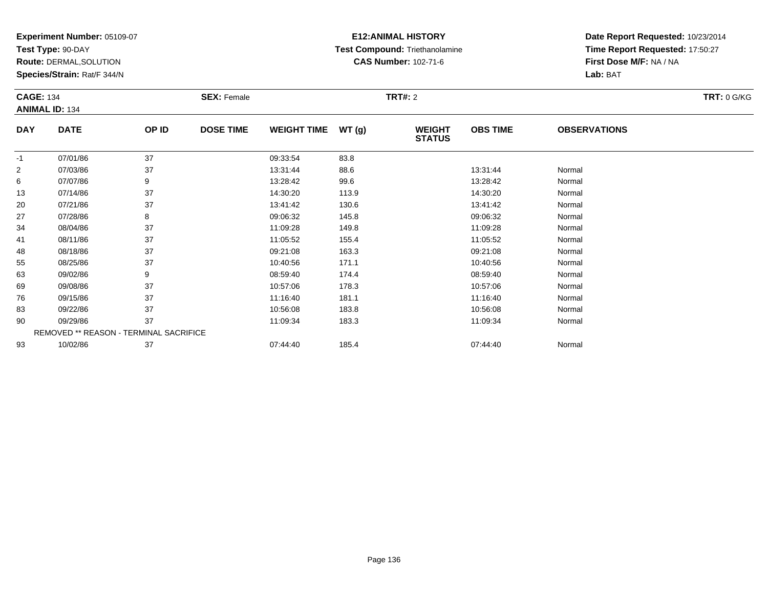**Experiment Number:** 05109-07
**Test Type:** 90-DAY
**Route:** DERMAL,SOLUTION
**Species/Strain:** Rat/F 344/N

**E12:ANIMAL HISTORY**
**Test Compound:** Triethanolamine
**CAS Number:** 102-71-6

**Date Report Requested:** 10/23/2014
**Time Report Requested:** 17:50:27
**First Dose M/F:** NA / NA
**Lab:** BAT

**CAGE:** 134 **SEX:** Female **TRT#:** 2 **TRT:** 0 G/KG
**ANIMAL ID:** 134

| DAY | DATE | OP ID | DOSE TIME | WEIGHT TIME | WT (g) | WEIGHT STATUS | OBS TIME | OBSERVATIONS |
|---|---|---|---|---|---|---|---|---|
| -1 | 07/01/86 | 37 | | 09:33:54 | 83.8 | | | |
| 2 | 07/03/86 | 37 | | 13:31:44 | 88.6 | | 13:31:44 | Normal |
| 6 | 07/07/86 | 9 | | 13:28:42 | 99.6 | | 13:28:42 | Normal |
| 13 | 07/14/86 | 37 | | 14:30:20 | 113.9 | | 14:30:20 | Normal |
| 20 | 07/21/86 | 37 | | 13:41:42 | 130.6 | | 13:41:42 | Normal |
| 27 | 07/28/86 | 8 | | 09:06:32 | 145.8 | | 09:06:32 | Normal |
| 34 | 08/04/86 | 37 | | 11:09:28 | 149.8 | | 11:09:28 | Normal |
| 41 | 08/11/86 | 37 | | 11:05:52 | 155.4 | | 11:05:52 | Normal |
| 48 | 08/18/86 | 37 | | 09:21:08 | 163.3 | | 09:21:08 | Normal |
| 55 | 08/25/86 | 37 | | 10:40:56 | 171.1 | | 10:40:56 | Normal |
| 63 | 09/02/86 | 9 | | 08:59:40 | 174.4 | | 08:59:40 | Normal |
| 69 | 09/08/86 | 37 | | 10:57:06 | 178.3 | | 10:57:06 | Normal |
| 76 | 09/15/86 | 37 | | 11:16:40 | 181.1 | | 11:16:40 | Normal |
| 83 | 09/22/86 | 37 | | 10:56:08 | 183.8 | | 10:56:08 | Normal |
| 90 | 09/29/86 | 37 | | 11:09:34 | 183.3 | | 11:09:34 | Normal |
| REMOVED ** REASON - TERMINAL SACRIFICE | | | | | | | | |
| 93 | 10/02/86 | 37 | | 07:44:40 | 185.4 | | 07:44:40 | Normal |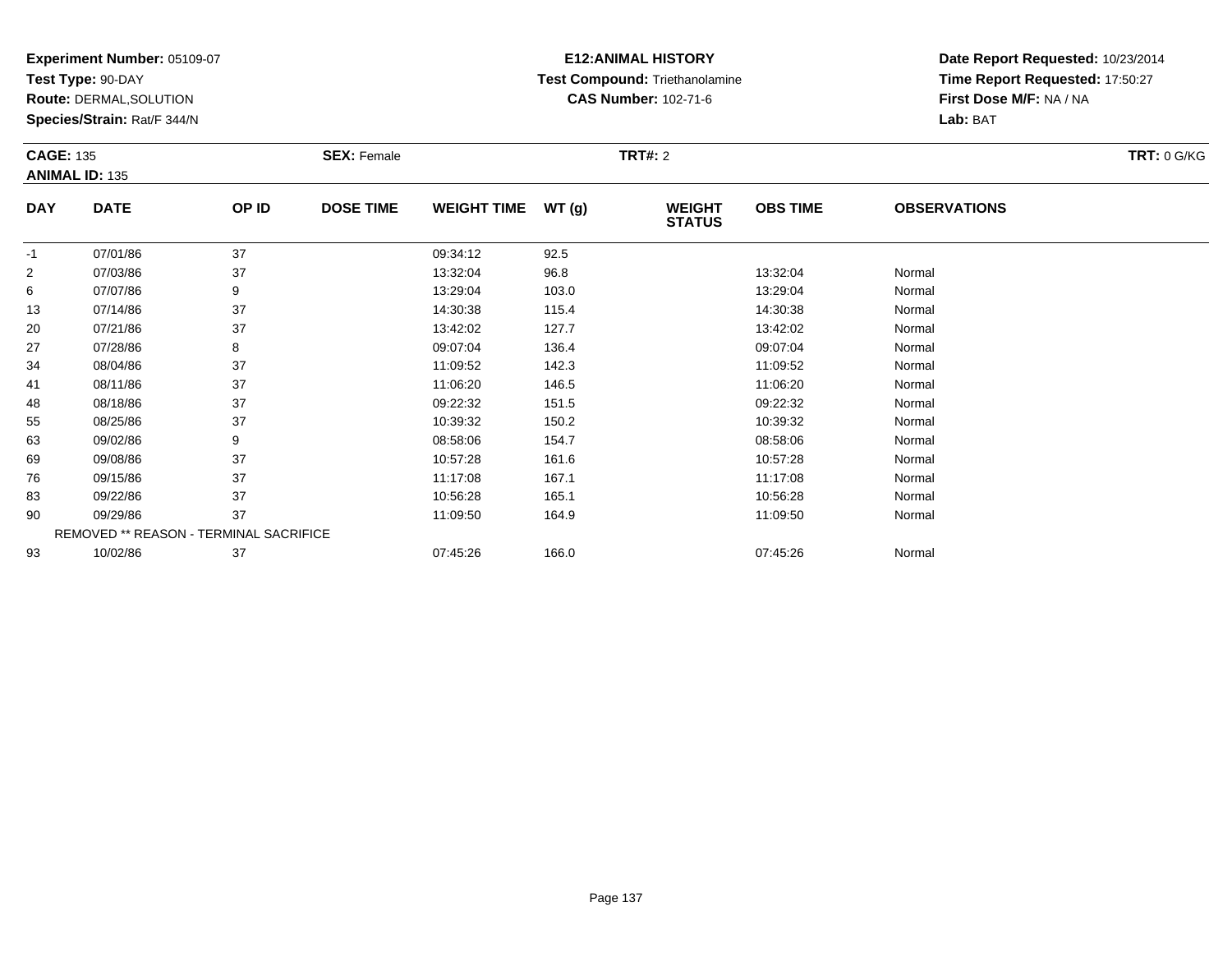**Experiment Number:** 05109-07
**Test Type:** 90-DAY
**Route:** DERMAL,SOLUTION
**Species/Strain:** Rat/F 344/N

**E12:ANIMAL HISTORY**
**Test Compound:** Triethanolamine
**CAS Number:** 102-71-6

**Date Report Requested:** 10/23/2014
**Time Report Requested:** 17:50:27
**First Dose M/F:** NA / NA
**Lab:** BAT

**CAGE:** 135
**ANIMAL ID:** 135
**SEX:** Female
**TRT#:** 2
**TRT:** 0 G/KG

| DAY | DATE | OP ID | DOSE TIME | WEIGHT TIME | WT (g) | WEIGHT STATUS | OBS TIME | OBSERVATIONS |
|---|---|---|---|---|---|---|---|---|
| -1 | 07/01/86 | 37 | | 09:34:12 | 92.5 | | | |
| 2 | 07/03/86 | 37 | | 13:32:04 | 96.8 | | 13:32:04 | Normal |
| 6 | 07/07/86 | 9 | | 13:29:04 | 103.0 | | 13:29:04 | Normal |
| 13 | 07/14/86 | 37 | | 14:30:38 | 115.4 | | 14:30:38 | Normal |
| 20 | 07/21/86 | 37 | | 13:42:02 | 127.7 | | 13:42:02 | Normal |
| 27 | 07/28/86 | 8 | | 09:07:04 | 136.4 | | 09:07:04 | Normal |
| 34 | 08/04/86 | 37 | | 11:09:52 | 142.3 | | 11:09:52 | Normal |
| 41 | 08/11/86 | 37 | | 11:06:20 | 146.5 | | 11:06:20 | Normal |
| 48 | 08/18/86 | 37 | | 09:22:32 | 151.5 | | 09:22:32 | Normal |
| 55 | 08/25/86 | 37 | | 10:39:32 | 150.2 | | 10:39:32 | Normal |
| 63 | 09/02/86 | 9 | | 08:58:06 | 154.7 | | 08:58:06 | Normal |
| 69 | 09/08/86 | 37 | | 10:57:28 | 161.6 | | 10:57:28 | Normal |
| 76 | 09/15/86 | 37 | | 11:17:08 | 167.1 | | 11:17:08 | Normal |
| 83 | 09/22/86 | 37 | | 10:56:28 | 165.1 | | 10:56:28 | Normal |
| 90 | 09/29/86 | 37 | | 11:09:50 | 164.9 | | 11:09:50 | Normal |
| REMOVED ** REASON - TERMINAL SACRIFICE | | | | | | | | |
| 93 | 10/02/86 | 37 | | 07:45:26 | 166.0 | | 07:45:26 | Normal |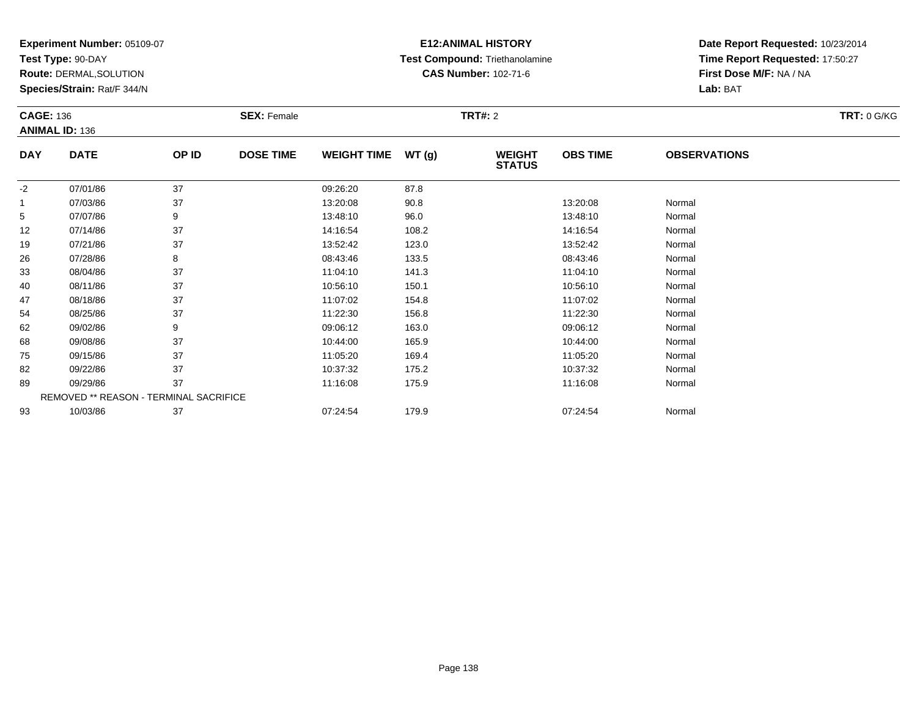**Experiment Number:** 05109-07
**Test Type:** 90-DAY
**Route:** DERMAL,SOLUTION
**Species/Strain:** Rat/F 344/N

**E12:ANIMAL HISTORY**
**Test Compound:** Triethanolamine
**CAS Number:** 102-71-6

**Date Report Requested:** 10/23/2014
**Time Report Requested:** 17:50:27
**First Dose M/F:** NA / NA
**Lab:** BAT

**CAGE:** 136 **SEX:** Female **TRT#:** 2 **TRT:** 0 G/KG
**ANIMAL ID:** 136

| DAY | DATE | OP ID | DOSE TIME | WEIGHT TIME | WT (g) | WEIGHT STATUS | OBS TIME | OBSERVATIONS |
|---|---|---|---|---|---|---|---|---|
| -2 | 07/01/86 | 37 | | 09:26:20 | 87.8 | | | |
| 1 | 07/03/86 | 37 | | 13:20:08 | 90.8 | | 13:20:08 | Normal |
| 5 | 07/07/86 | 9 | | 13:48:10 | 96.0 | | 13:48:10 | Normal |
| 12 | 07/14/86 | 37 | | 14:16:54 | 108.2 | | 14:16:54 | Normal |
| 19 | 07/21/86 | 37 | | 13:52:42 | 123.0 | | 13:52:42 | Normal |
| 26 | 07/28/86 | 8 | | 08:43:46 | 133.5 | | 08:43:46 | Normal |
| 33 | 08/04/86 | 37 | | 11:04:10 | 141.3 | | 11:04:10 | Normal |
| 40 | 08/11/86 | 37 | | 10:56:10 | 150.1 | | 10:56:10 | Normal |
| 47 | 08/18/86 | 37 | | 11:07:02 | 154.8 | | 11:07:02 | Normal |
| 54 | 08/25/86 | 37 | | 11:22:30 | 156.8 | | 11:22:30 | Normal |
| 62 | 09/02/86 | 9 | | 09:06:12 | 163.0 | | 09:06:12 | Normal |
| 68 | 09/08/86 | 37 | | 10:44:00 | 165.9 | | 10:44:00 | Normal |
| 75 | 09/15/86 | 37 | | 11:05:20 | 169.4 | | 11:05:20 | Normal |
| 82 | 09/22/86 | 37 | | 10:37:32 | 175.2 | | 10:37:32 | Normal |
| 89 | 09/29/86 | 37 | | 11:16:08 | 175.9 | | 11:16:08 | Normal |
| REMOVED ** REASON - TERMINAL SACRIFICE | | | | | | | | |
| 93 | 10/03/86 | 37 | | 07:24:54 | 179.9 | | 07:24:54 | Normal |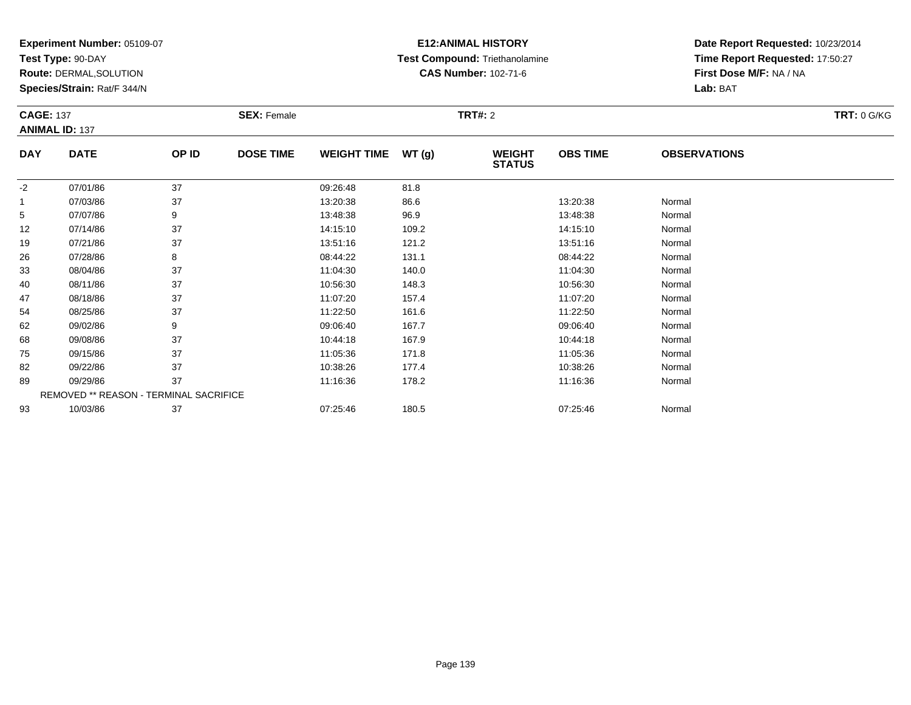**Experiment Number:** 05109-07
**Test Type:** 90-DAY
**Route:** DERMAL,SOLUTION
**Species/Strain:** Rat/F 344/N

**E12:ANIMAL HISTORY**
**Test Compound:** Triethanolamine
**CAS Number:** 102-71-6

**Date Report Requested:** 10/23/2014
**Time Report Requested:** 17:50:27
**First Dose M/F:** NA / NA
**Lab:** BAT

**CAGE:** 137
**ANIMAL ID:** 137
**SEX:** Female
**TRT#:** 2
**TRT:** 0 G/KG

| DAY | DATE | OP ID | DOSE TIME | WEIGHT TIME | WT (g) | WEIGHT STATUS | OBS TIME | OBSERVATIONS |
|---|---|---|---|---|---|---|---|---|
| -2 | 07/01/86 | 37 | | 09:26:48 | 81.8 | | | |
| 1 | 07/03/86 | 37 | | 13:20:38 | 86.6 | | 13:20:38 | Normal |
| 5 | 07/07/86 | 9 | | 13:48:38 | 96.9 | | 13:48:38 | Normal |
| 12 | 07/14/86 | 37 | | 14:15:10 | 109.2 | | 14:15:10 | Normal |
| 19 | 07/21/86 | 37 | | 13:51:16 | 121.2 | | 13:51:16 | Normal |
| 26 | 07/28/86 | 8 | | 08:44:22 | 131.1 | | 08:44:22 | Normal |
| 33 | 08/04/86 | 37 | | 11:04:30 | 140.0 | | 11:04:30 | Normal |
| 40 | 08/11/86 | 37 | | 10:56:30 | 148.3 | | 10:56:30 | Normal |
| 47 | 08/18/86 | 37 | | 11:07:20 | 157.4 | | 11:07:20 | Normal |
| 54 | 08/25/86 | 37 | | 11:22:50 | 161.6 | | 11:22:50 | Normal |
| 62 | 09/02/86 | 9 | | 09:06:40 | 167.7 | | 09:06:40 | Normal |
| 68 | 09/08/86 | 37 | | 10:44:18 | 167.9 | | 10:44:18 | Normal |
| 75 | 09/15/86 | 37 | | 11:05:36 | 171.8 | | 11:05:36 | Normal |
| 82 | 09/22/86 | 37 | | 10:38:26 | 177.4 | | 10:38:26 | Normal |
| 89 | 09/29/86 | 37 | | 11:16:36 | 178.2 | | 11:16:36 | Normal |
| REMOVED ** REASON - TERMINAL SACRIFICE | | | | | | | | |
| 93 | 10/03/86 | 37 | | 07:25:46 | 180.5 | | 07:25:46 | Normal |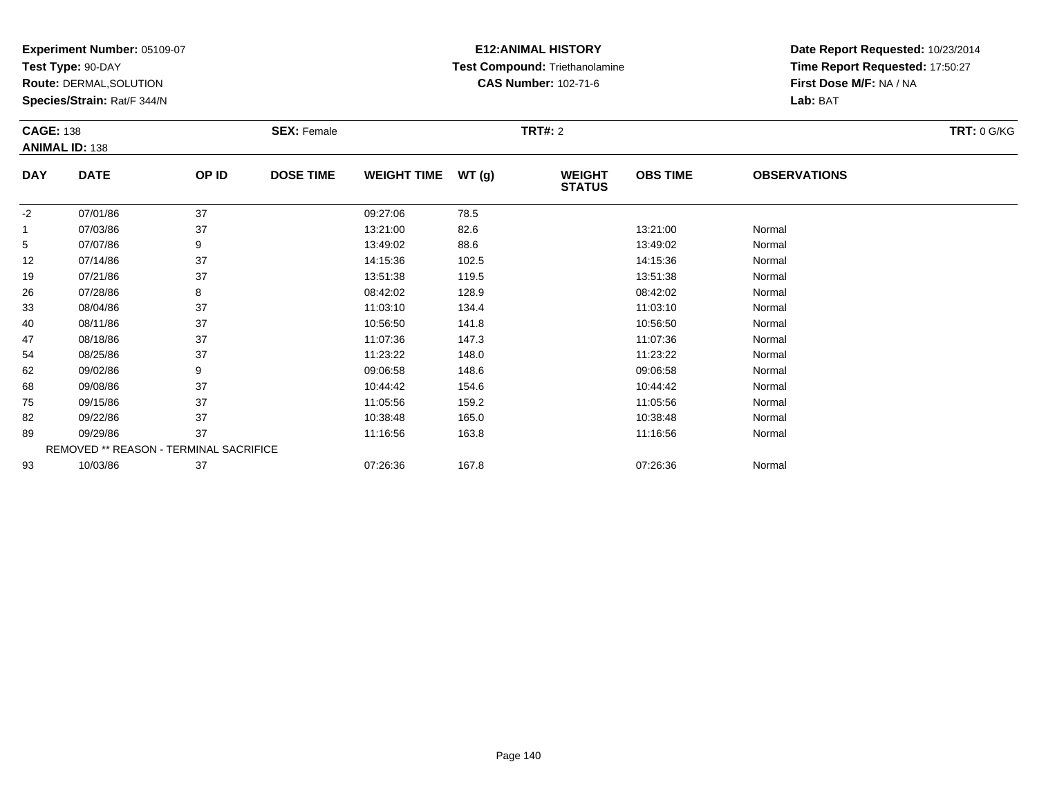**Experiment Number:** 05109-07
**Test Type:** 90-DAY
**Route:** DERMAL,SOLUTION
**Species/Strain:** Rat/F 344/N

**E12:ANIMAL HISTORY**
**Test Compound:** Triethanolamine
**CAS Number:** 102-71-6

**Date Report Requested:** 10/23/2014
**Time Report Requested:** 17:50:27
**First Dose M/F:** NA / NA
**Lab:** BAT

**CAGE:** 138 **SEX:** Female **TRT#:** 2 **TRT:** 0 G/KG
**ANIMAL ID:** 138

| DAY | DATE | OP ID | DOSE TIME | WEIGHT TIME | WT (g) | WEIGHT STATUS | OBS TIME | OBSERVATIONS |
|---|---|---|---|---|---|---|---|---|
| -2 | 07/01/86 | 37 | | 09:27:06 | 78.5 | | | |
| 1 | 07/03/86 | 37 | | 13:21:00 | 82.6 | | 13:21:00 | Normal |
| 5 | 07/07/86 | 9 | | 13:49:02 | 88.6 | | 13:49:02 | Normal |
| 12 | 07/14/86 | 37 | | 14:15:36 | 102.5 | | 14:15:36 | Normal |
| 19 | 07/21/86 | 37 | | 13:51:38 | 119.5 | | 13:51:38 | Normal |
| 26 | 07/28/86 | 8 | | 08:42:02 | 128.9 | | 08:42:02 | Normal |
| 33 | 08/04/86 | 37 | | 11:03:10 | 134.4 | | 11:03:10 | Normal |
| 40 | 08/11/86 | 37 | | 10:56:50 | 141.8 | | 10:56:50 | Normal |
| 47 | 08/18/86 | 37 | | 11:07:36 | 147.3 | | 11:07:36 | Normal |
| 54 | 08/25/86 | 37 | | 11:23:22 | 148.0 | | 11:23:22 | Normal |
| 62 | 09/02/86 | 9 | | 09:06:58 | 148.6 | | 09:06:58 | Normal |
| 68 | 09/08/86 | 37 | | 10:44:42 | 154.6 | | 10:44:42 | Normal |
| 75 | 09/15/86 | 37 | | 11:05:56 | 159.2 | | 11:05:56 | Normal |
| 82 | 09/22/86 | 37 | | 10:38:48 | 165.0 | | 10:38:48 | Normal |
| 89 | 09/29/86 | 37 | | 11:16:56 | 163.8 | | 11:16:56 | Normal |
| | REMOVED ** REASON - TERMINAL SACRIFICE | | | | | | | |
| 93 | 10/03/86 | 37 | | 07:26:36 | 167.8 | | 07:26:36 | Normal |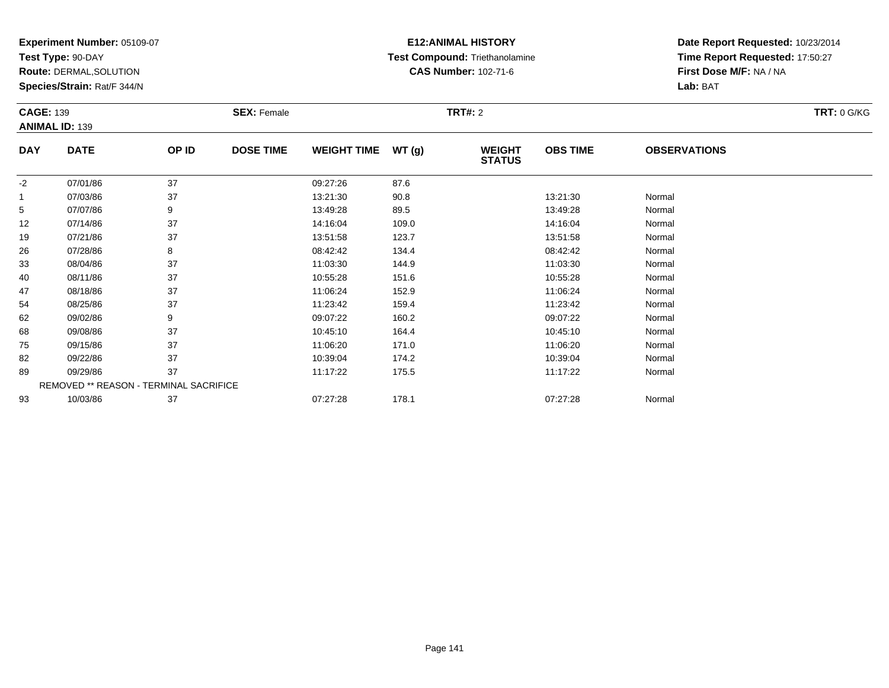**Experiment Number:** 05109-07
**Test Type:** 90-DAY
**Route:** DERMAL,SOLUTION
**Species/Strain:** Rat/F 344/N

**E12:ANIMAL HISTORY**
**Test Compound:** Triethanolamine
**CAS Number:** 102-71-6

**Date Report Requested:** 10/23/2014
**Time Report Requested:** 17:50:27
**First Dose M/F:** NA / NA
**Lab:** BAT

**CAGE:** 139
**ANIMAL ID:** 139
**SEX:** Female
**TRT#:** 2
**TRT:** 0 G/KG

| DAY | DATE | OP ID | DOSE TIME | WEIGHT TIME | WT (g) | WEIGHT STATUS | OBS TIME | OBSERVATIONS |
|---|---|---|---|---|---|---|---|---|
| -2 | 07/01/86 | 37 | | 09:27:26 | 87.6 | | | |
| 1 | 07/03/86 | 37 | | 13:21:30 | 90.8 | | 13:21:30 | Normal |
| 5 | 07/07/86 | 9 | | 13:49:28 | 89.5 | | 13:49:28 | Normal |
| 12 | 07/14/86 | 37 | | 14:16:04 | 109.0 | | 14:16:04 | Normal |
| 19 | 07/21/86 | 37 | | 13:51:58 | 123.7 | | 13:51:58 | Normal |
| 26 | 07/28/86 | 8 | | 08:42:42 | 134.4 | | 08:42:42 | Normal |
| 33 | 08/04/86 | 37 | | 11:03:30 | 144.9 | | 11:03:30 | Normal |
| 40 | 08/11/86 | 37 | | 10:55:28 | 151.6 | | 10:55:28 | Normal |
| 47 | 08/18/86 | 37 | | 11:06:24 | 152.9 | | 11:06:24 | Normal |
| 54 | 08/25/86 | 37 | | 11:23:42 | 159.4 | | 11:23:42 | Normal |
| 62 | 09/02/86 | 9 | | 09:07:22 | 160.2 | | 09:07:22 | Normal |
| 68 | 09/08/86 | 37 | | 10:45:10 | 164.4 | | 10:45:10 | Normal |
| 75 | 09/15/86 | 37 | | 11:06:20 | 171.0 | | 11:06:20 | Normal |
| 82 | 09/22/86 | 37 | | 10:39:04 | 174.2 | | 10:39:04 | Normal |
| 89 | 09/29/86 | 37 | | 11:17:22 | 175.5 | | 11:17:22 | Normal |
| | REMOVED ** REASON - TERMINAL SACRIFICE | | | | | | | |
| 93 | 10/03/86 | 37 | | 07:27:28 | 178.1 | | 07:27:28 | Normal |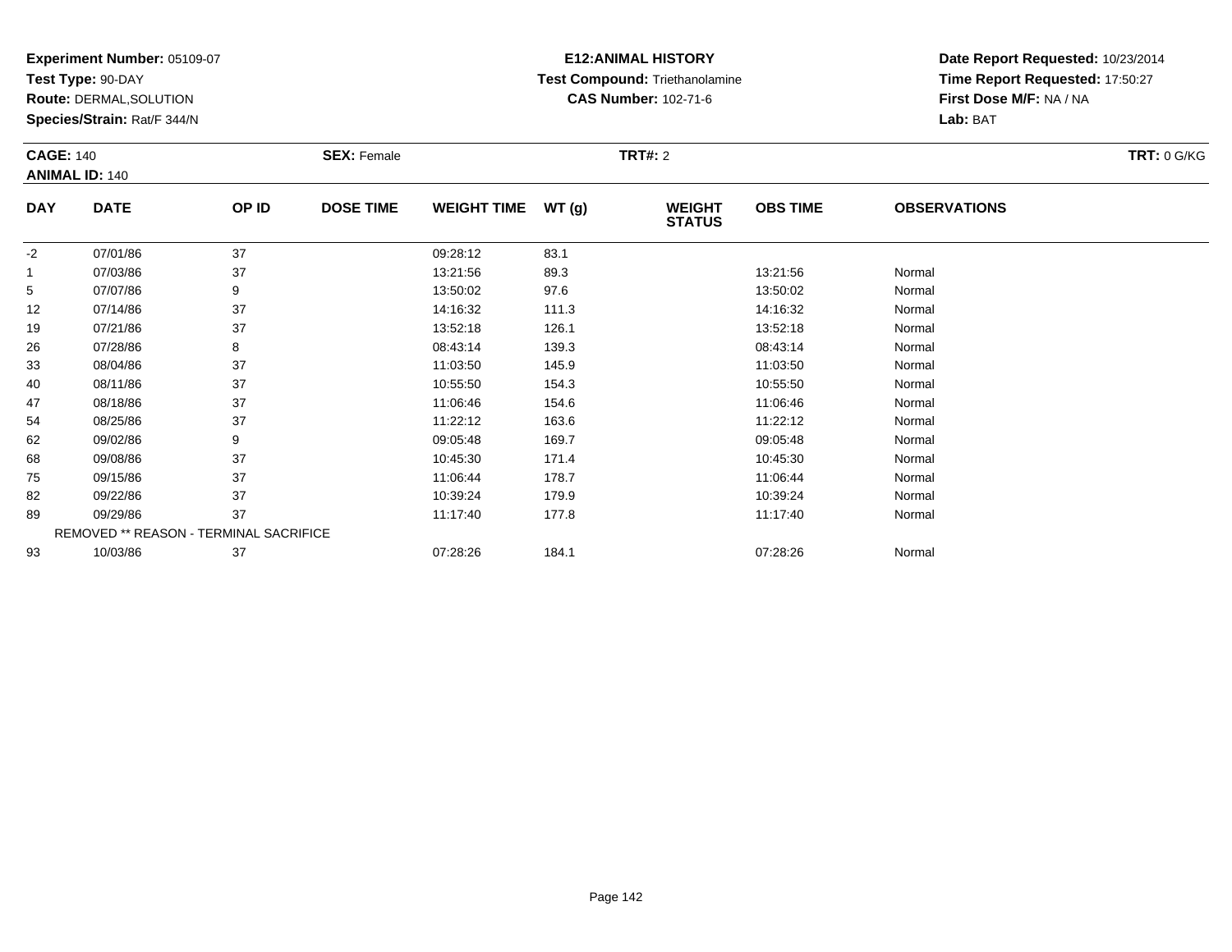**Experiment Number:** 05109-07
**Test Type:** 90-DAY
**Route:** DERMAL,SOLUTION
**Species/Strain:** Rat/F 344/N

**E12:ANIMAL HISTORY**
**Test Compound:** Triethanolamine
**CAS Number:** 102-71-6

**Date Report Requested:** 10/23/2014
**Time Report Requested:** 17:50:27
**First Dose M/F:** NA / NA
**Lab:** BAT

**CAGE:** 140 **SEX:** Female **TRT#:** 2 **TRT:** 0 G/KG
**ANIMAL ID:** 140

| DAY | DATE | OP ID | DOSE TIME | WEIGHT TIME | WT (g) | WEIGHT STATUS | OBS TIME | OBSERVATIONS |
|---|---|---|---|---|---|---|---|---|
| -2 | 07/01/86 | 37 | | 09:28:12 | 83.1 | | | |
| 1 | 07/03/86 | 37 | | 13:21:56 | 89.3 | | 13:21:56 | Normal |
| 5 | 07/07/86 | 9 | | 13:50:02 | 97.6 | | 13:50:02 | Normal |
| 12 | 07/14/86 | 37 | | 14:16:32 | 111.3 | | 14:16:32 | Normal |
| 19 | 07/21/86 | 37 | | 13:52:18 | 126.1 | | 13:52:18 | Normal |
| 26 | 07/28/86 | 8 | | 08:43:14 | 139.3 | | 08:43:14 | Normal |
| 33 | 08/04/86 | 37 | | 11:03:50 | 145.9 | | 11:03:50 | Normal |
| 40 | 08/11/86 | 37 | | 10:55:50 | 154.3 | | 10:55:50 | Normal |
| 47 | 08/18/86 | 37 | | 11:06:46 | 154.6 | | 11:06:46 | Normal |
| 54 | 08/25/86 | 37 | | 11:22:12 | 163.6 | | 11:22:12 | Normal |
| 62 | 09/02/86 | 9 | | 09:05:48 | 169.7 | | 09:05:48 | Normal |
| 68 | 09/08/86 | 37 | | 10:45:30 | 171.4 | | 10:45:30 | Normal |
| 75 | 09/15/86 | 37 | | 11:06:44 | 178.7 | | 11:06:44 | Normal |
| 82 | 09/22/86 | 37 | | 10:39:24 | 179.9 | | 10:39:24 | Normal |
| 89 | 09/29/86 | 37 | | 11:17:40 | 177.8 | | 11:17:40 | Normal |
| | REMOVED ** REASON - TERMINAL SACRIFICE | | | | | | | |
| 93 | 10/03/86 | 37 | | 07:28:26 | 184.1 | | 07:28:26 | Normal |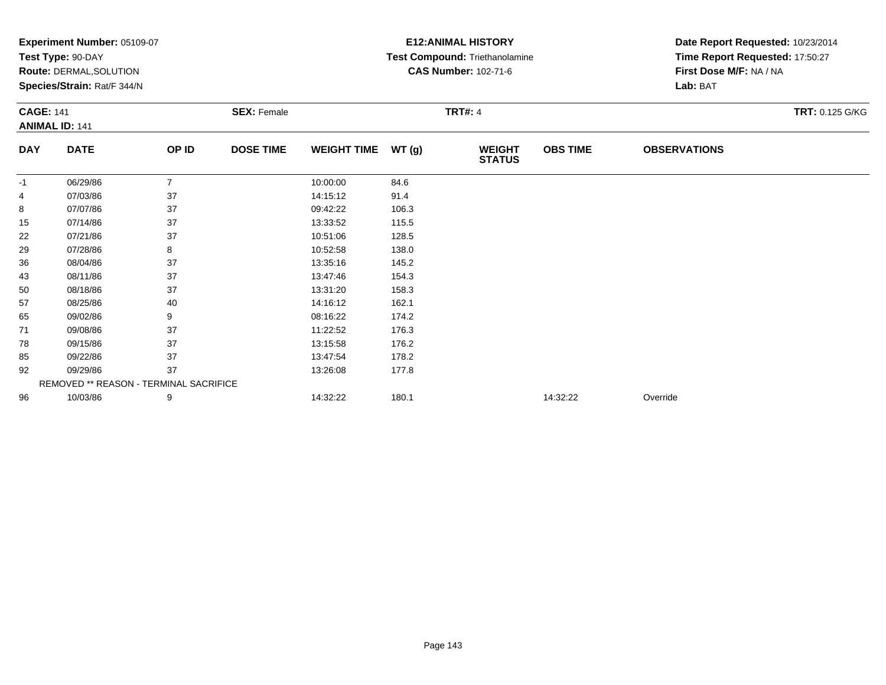**Experiment Number:** 05109-07
**Test Type:** 90-DAY
**Route:** DERMAL,SOLUTION
**Species/Strain:** Rat/F 344/N

**E12:ANIMAL HISTORY**
**Test Compound:** Triethanolamine
**CAS Number:** 102-71-6

**Date Report Requested:** 10/23/2014
**Time Report Requested:** 17:50:27
**First Dose M/F:** NA / NA
**Lab:** BAT

**CAGE:** 141
**ANIMAL ID:** 141
**SEX:** Female
**TRT#:** 4
**TRT:** 0.125 G/KG

| DAY | DATE | OP ID | DOSE TIME | WEIGHT TIME | WT (g) | WEIGHT STATUS | OBS TIME | OBSERVATIONS |
|---|---|---|---|---|---|---|---|---|
| -1 | 06/29/86 | 7 | | 10:00:00 | 84.6 | | | |
| 4 | 07/03/86 | 37 | | 14:15:12 | 91.4 | | | |
| 8 | 07/07/86 | 37 | | 09:42:22 | 106.3 | | | |
| 15 | 07/14/86 | 37 | | 13:33:52 | 115.5 | | | |
| 22 | 07/21/86 | 37 | | 10:51:06 | 128.5 | | | |
| 29 | 07/28/86 | 8 | | 10:52:58 | 138.0 | | | |
| 36 | 08/04/86 | 37 | | 13:35:16 | 145.2 | | | |
| 43 | 08/11/86 | 37 | | 13:47:46 | 154.3 | | | |
| 50 | 08/18/86 | 37 | | 13:31:20 | 158.3 | | | |
| 57 | 08/25/86 | 40 | | 14:16:12 | 162.1 | | | |
| 65 | 09/02/86 | 9 | | 08:16:22 | 174.2 | | | |
| 71 | 09/08/86 | 37 | | 11:22:52 | 176.3 | | | |
| 78 | 09/15/86 | 37 | | 13:15:58 | 176.2 | | | |
| 85 | 09/22/86 | 37 | | 13:47:54 | 178.2 | | | |
| 92 | 09/29/86 | 37 | | 13:26:08 | 177.8 | | | |
| | REMOVED ** REASON - TERMINAL SACRIFICE | | | | | | | |
| 96 | 10/03/86 | 9 | | 14:32:22 | 180.1 | | 14:32:22 | Override |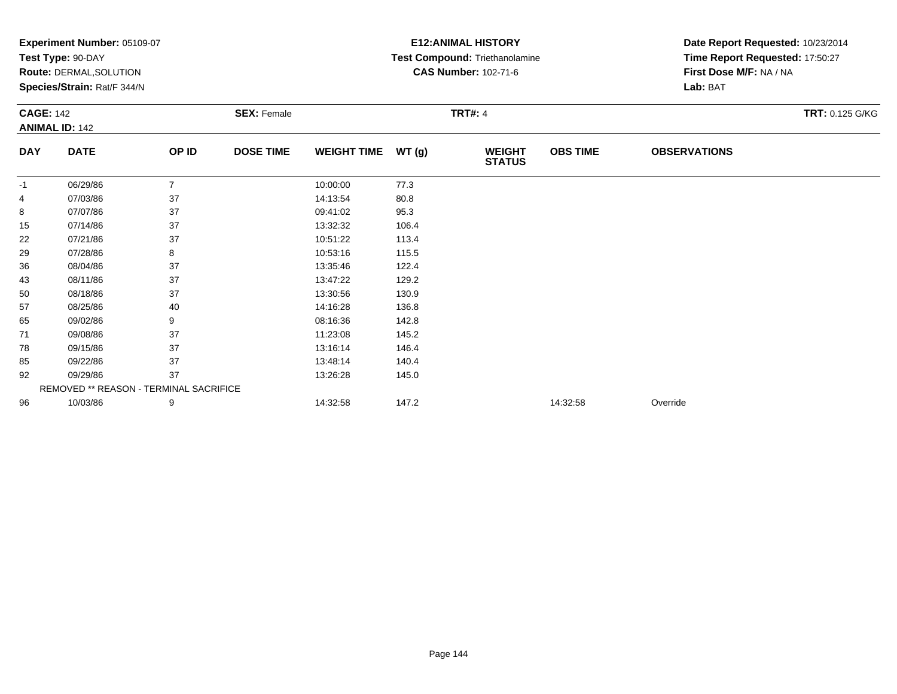**Experiment Number:** 05109-07
**Test Type:** 90-DAY
**Route:** DERMAL,SOLUTION
**Species/Strain:** Rat/F 344/N

**E12:ANIMAL HISTORY**
**Test Compound:** Triethanolamine
**CAS Number:** 102-71-6

**Date Report Requested:** 10/23/2014
**Time Report Requested:** 17:50:27
**First Dose M/F:** NA / NA
**Lab:** BAT

**CAGE:** 142
**ANIMAL ID:** 142
**SEX:** Female
**TRT#:** 4
**TRT:** 0.125 G/KG

| DAY | DATE | OP ID | DOSE TIME | WEIGHT TIME | WT (g) | WEIGHT STATUS | OBS TIME | OBSERVATIONS |
|---|---|---|---|---|---|---|---|---|
| -1 | 06/29/86 | 7 | | 10:00:00 | 77.3 | | | |
| 4 | 07/03/86 | 37 | | 14:13:54 | 80.8 | | | |
| 8 | 07/07/86 | 37 | | 09:41:02 | 95.3 | | | |
| 15 | 07/14/86 | 37 | | 13:32:32 | 106.4 | | | |
| 22 | 07/21/86 | 37 | | 10:51:22 | 113.4 | | | |
| 29 | 07/28/86 | 8 | | 10:53:16 | 115.5 | | | |
| 36 | 08/04/86 | 37 | | 13:35:46 | 122.4 | | | |
| 43 | 08/11/86 | 37 | | 13:47:22 | 129.2 | | | |
| 50 | 08/18/86 | 37 | | 13:30:56 | 130.9 | | | |
| 57 | 08/25/86 | 40 | | 14:16:28 | 136.8 | | | |
| 65 | 09/02/86 | 9 | | 08:16:36 | 142.8 | | | |
| 71 | 09/08/86 | 37 | | 11:23:08 | 145.2 | | | |
| 78 | 09/15/86 | 37 | | 13:16:14 | 146.4 | | | |
| 85 | 09/22/86 | 37 | | 13:48:14 | 140.4 | | | |
| 92 | 09/29/86 | 37 | | 13:26:28 | 145.0 | | | |
| | REMOVED ** REASON - TERMINAL SACRIFICE | | | | | | | |
| 96 | 10/03/86 | 9 | | 14:32:58 | 147.2 | | 14:32:58 | Override |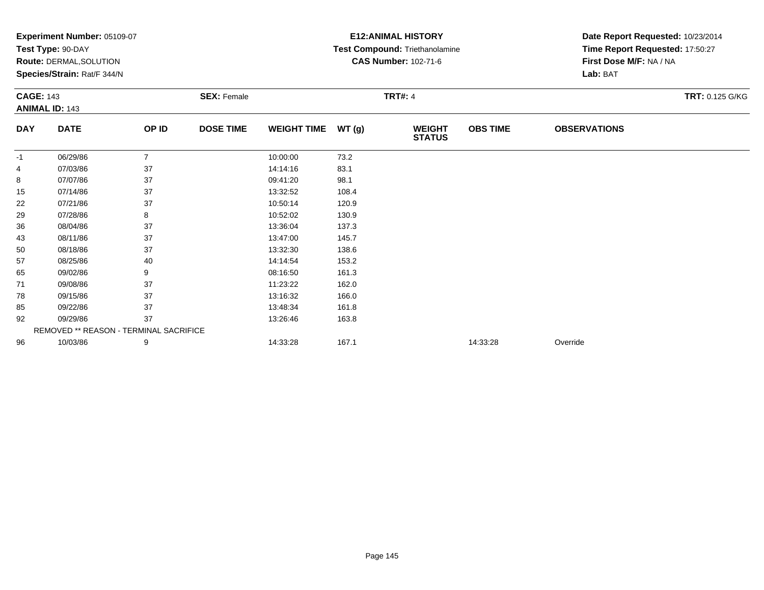**Experiment Number:** 05109-07
**Test Type:** 90-DAY
**Route:** DERMAL,SOLUTION
**Species/Strain:** Rat/F 344/N

**E12:ANIMAL HISTORY**
**Test Compound:** Triethanolamine
**CAS Number:** 102-71-6

**Date Report Requested:** 10/23/2014
**Time Report Requested:** 17:50:27
**First Dose M/F:** NA / NA
**Lab:** BAT

**CAGE:** 143
**ANIMAL ID:** 143
**SEX:** Female
**TRT#:** 4
**TRT:** 0.125 G/KG

| DAY | DATE | OP ID | DOSE TIME | WEIGHT TIME | WT (g) | WEIGHT STATUS | OBS TIME | OBSERVATIONS |
|---|---|---|---|---|---|---|---|---|
| -1 | 06/29/86 | 7 | | 10:00:00 | 73.2 | | | |
| 4 | 07/03/86 | 37 | | 14:14:16 | 83.1 | | | |
| 8 | 07/07/86 | 37 | | 09:41:20 | 98.1 | | | |
| 15 | 07/14/86 | 37 | | 13:32:52 | 108.4 | | | |
| 22 | 07/21/86 | 37 | | 10:50:14 | 120.9 | | | |
| 29 | 07/28/86 | 8 | | 10:52:02 | 130.9 | | | |
| 36 | 08/04/86 | 37 | | 13:36:04 | 137.3 | | | |
| 43 | 08/11/86 | 37 | | 13:47:00 | 145.7 | | | |
| 50 | 08/18/86 | 37 | | 13:32:30 | 138.6 | | | |
| 57 | 08/25/86 | 40 | | 14:14:54 | 153.2 | | | |
| 65 | 09/02/86 | 9 | | 08:16:50 | 161.3 | | | |
| 71 | 09/08/86 | 37 | | 11:23:22 | 162.0 | | | |
| 78 | 09/15/86 | 37 | | 13:16:32 | 166.0 | | | |
| 85 | 09/22/86 | 37 | | 13:48:34 | 161.8 | | | |
| 92 | 09/29/86 | 37 | | 13:26:46 | 163.8 | | | |
| | REMOVED ** REASON - TERMINAL SACRIFICE | | | | | | | |
| 96 | 10/03/86 | 9 | | 14:33:28 | 167.1 | | 14:33:28 | Override |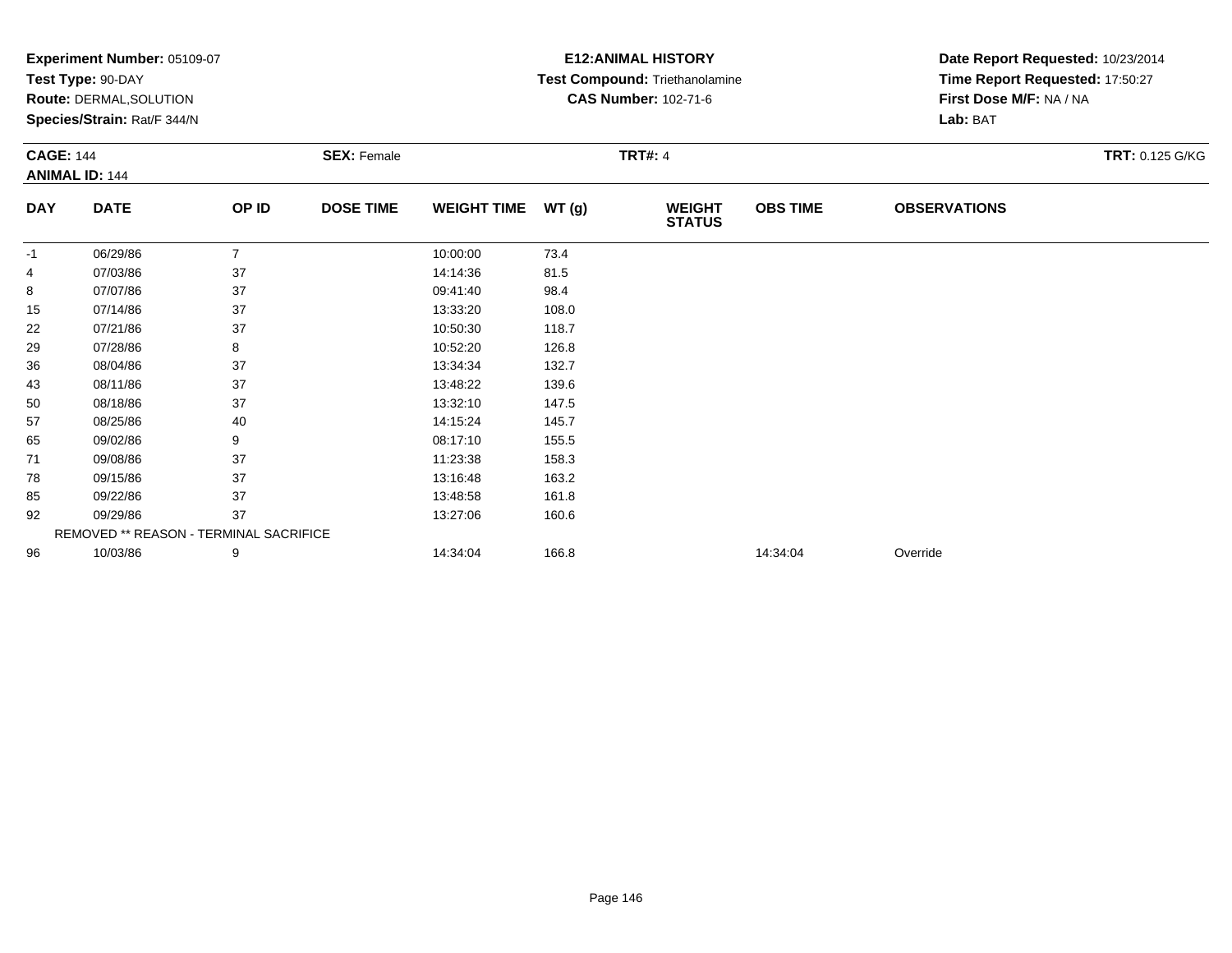**Experiment Number:** 05109-07
**Test Type:** 90-DAY
**Route:** DERMAL,SOLUTION
**Species/Strain:** Rat/F 344/N

**E12:ANIMAL HISTORY**
**Test Compound:** Triethanolamine
**CAS Number:** 102-71-6

**Date Report Requested:** 10/23/2014
**Time Report Requested:** 17:50:27
**First Dose M/F:** NA / NA
**Lab:** BAT

**CAGE:** 144
**ANIMAL ID:** 144
**SEX:** Female
**TRT#:** 4
**TRT:** 0.125 G/KG

| DAY | DATE | OP ID | DOSE TIME | WEIGHT TIME | WT (g) | WEIGHT STATUS | OBS TIME | OBSERVATIONS |
|---|---|---|---|---|---|---|---|---|
| -1 | 06/29/86 | 7 | | 10:00:00 | 73.4 | | | |
| 4 | 07/03/86 | 37 | | 14:14:36 | 81.5 | | | |
| 8 | 07/07/86 | 37 | | 09:41:40 | 98.4 | | | |
| 15 | 07/14/86 | 37 | | 13:33:20 | 108.0 | | | |
| 22 | 07/21/86 | 37 | | 10:50:30 | 118.7 | | | |
| 29 | 07/28/86 | 8 | | 10:52:20 | 126.8 | | | |
| 36 | 08/04/86 | 37 | | 13:34:34 | 132.7 | | | |
| 43 | 08/11/86 | 37 | | 13:48:22 | 139.6 | | | |
| 50 | 08/18/86 | 37 | | 13:32:10 | 147.5 | | | |
| 57 | 08/25/86 | 40 | | 14:15:24 | 145.7 | | | |
| 65 | 09/02/86 | 9 | | 08:17:10 | 155.5 | | | |
| 71 | 09/08/86 | 37 | | 11:23:38 | 158.3 | | | |
| 78 | 09/15/86 | 37 | | 13:16:48 | 163.2 | | | |
| 85 | 09/22/86 | 37 | | 13:48:58 | 161.8 | | | |
| 92 | 09/29/86 | 37 | | 13:27:06 | 160.6 | | | |
| | REMOVED ** REASON - TERMINAL SACRIFICE | | | | | | | |
| 96 | 10/03/86 | 9 | | 14:34:04 | 166.8 | | 14:34:04 | Override |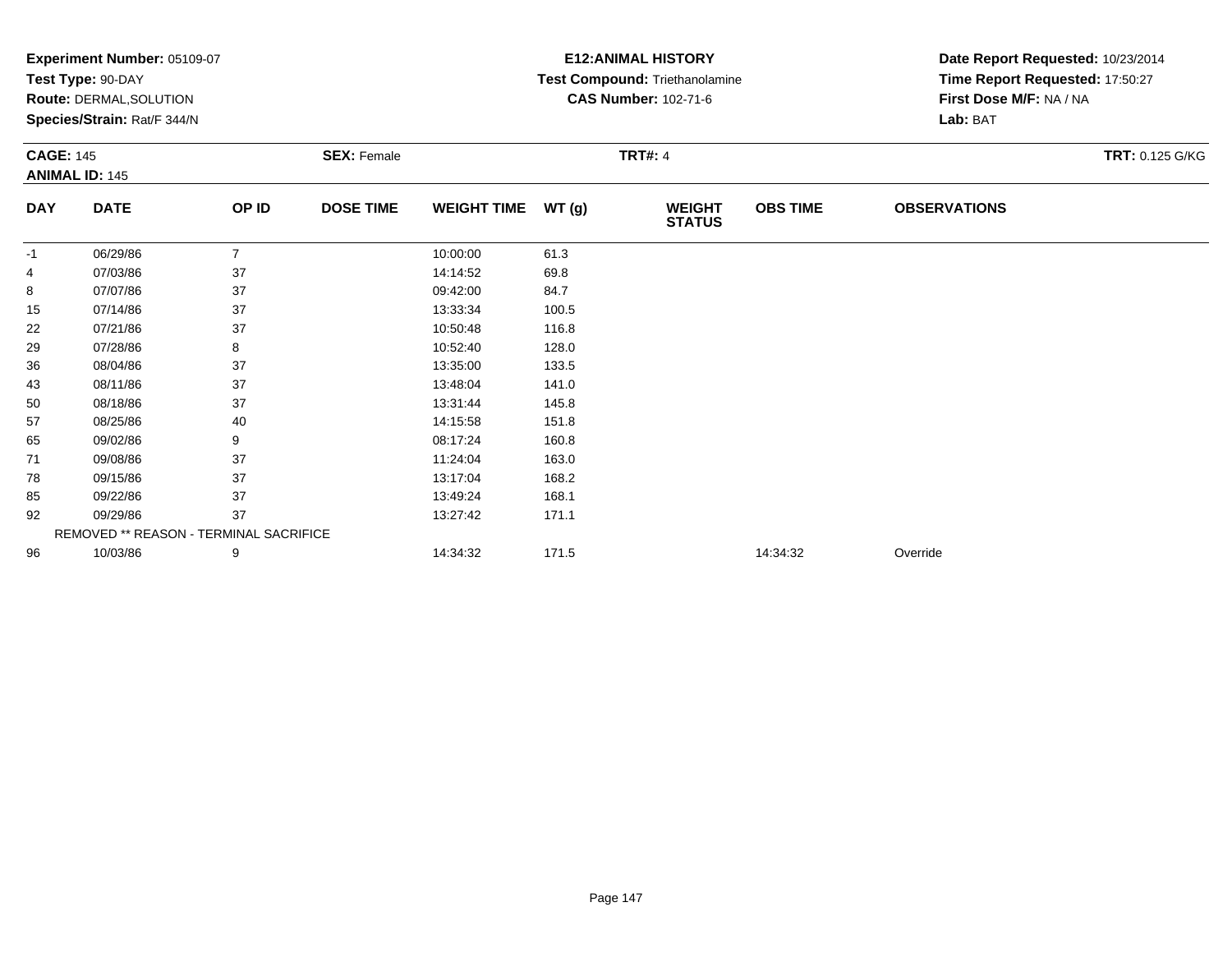**Experiment Number:** 05109-07
**Test Type:** 90-DAY
**Route:** DERMAL,SOLUTION
**Species/Strain:** Rat/F 344/N

**E12:ANIMAL HISTORY**
**Test Compound:** Triethanolamine
**CAS Number:** 102-71-6

**Date Report Requested:** 10/23/2014
**Time Report Requested:** 17:50:27
**First Dose M/F:** NA / NA
**Lab:** BAT

**CAGE:** 145 **SEX:** Female **TRT#:** 4 **TRT:** 0.125 G/KG
**ANIMAL ID:** 145

| DAY | DATE | OP ID | DOSE TIME | WEIGHT TIME | WT (g) | WEIGHT STATUS | OBS TIME | OBSERVATIONS |
|---|---|---|---|---|---|---|---|---|
| -1 | 06/29/86 | 7 | | 10:00:00 | 61.3 | | | |
| 4 | 07/03/86 | 37 | | 14:14:52 | 69.8 | | | |
| 8 | 07/07/86 | 37 | | 09:42:00 | 84.7 | | | |
| 15 | 07/14/86 | 37 | | 13:33:34 | 100.5 | | | |
| 22 | 07/21/86 | 37 | | 10:50:48 | 116.8 | | | |
| 29 | 07/28/86 | 8 | | 10:52:40 | 128.0 | | | |
| 36 | 08/04/86 | 37 | | 13:35:00 | 133.5 | | | |
| 43 | 08/11/86 | 37 | | 13:48:04 | 141.0 | | | |
| 50 | 08/18/86 | 37 | | 13:31:44 | 145.8 | | | |
| 57 | 08/25/86 | 40 | | 14:15:58 | 151.8 | | | |
| 65 | 09/02/86 | 9 | | 08:17:24 | 160.8 | | | |
| 71 | 09/08/86 | 37 | | 11:24:04 | 163.0 | | | |
| 78 | 09/15/86 | 37 | | 13:17:04 | 168.2 | | | |
| 85 | 09/22/86 | 37 | | 13:49:24 | 168.1 | | | |
| 92 | 09/29/86 | 37 | | 13:27:42 | 171.1 | | | |
| | REMOVED ** REASON - TERMINAL SACRIFICE | | | | | | | |
| 96 | 10/03/86 | 9 | | 14:34:32 | 171.5 | | 14:34:32 | Override |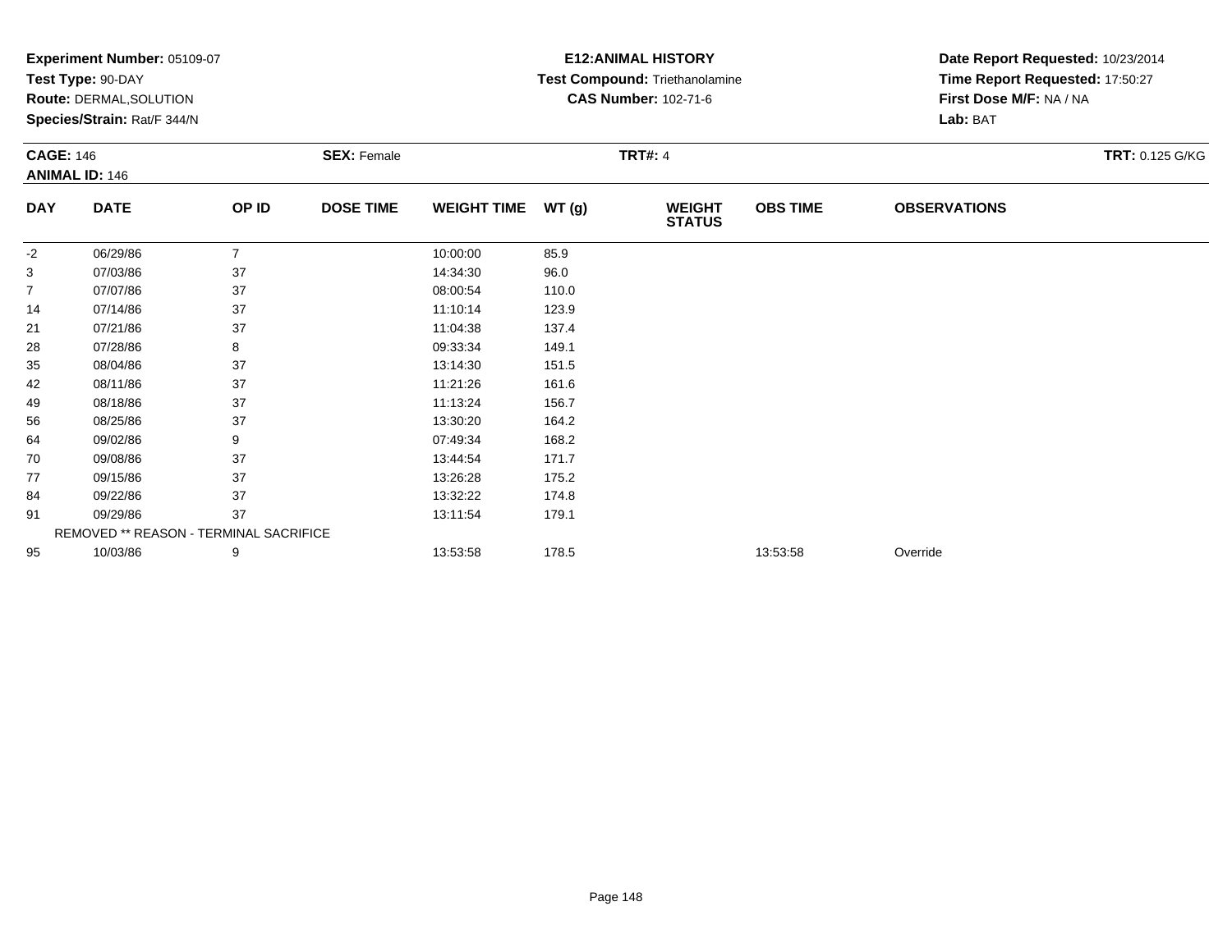**Experiment Number:** 05109-07
**Test Type:** 90-DAY
**Route:** DERMAL,SOLUTION
**Species/Strain:** Rat/F 344/N

**E12:ANIMAL HISTORY**
**Test Compound:** Triethanolamine
**CAS Number:** 102-71-6

**Date Report Requested:** 10/23/2014
**Time Report Requested:** 17:50:27
**First Dose M/F:** NA / NA
**Lab:** BAT

**CAGE:** 146
**ANIMAL ID:** 146
**SEX:** Female
**TRT#:** 4
**TRT:** 0.125 G/KG

| DAY | DATE | OP ID | DOSE TIME | WEIGHT TIME | WT (g) | WEIGHT STATUS | OBS TIME | OBSERVATIONS |
|---|---|---|---|---|---|---|---|---|
| -2 | 06/29/86 | 7 | | 10:00:00 | 85.9 | | | |
| 3 | 07/03/86 | 37 | | 14:34:30 | 96.0 | | | |
| 7 | 07/07/86 | 37 | | 08:00:54 | 110.0 | | | |
| 14 | 07/14/86 | 37 | | 11:10:14 | 123.9 | | | |
| 21 | 07/21/86 | 37 | | 11:04:38 | 137.4 | | | |
| 28 | 07/28/86 | 8 | | 09:33:34 | 149.1 | | | |
| 35 | 08/04/86 | 37 | | 13:14:30 | 151.5 | | | |
| 42 | 08/11/86 | 37 | | 11:21:26 | 161.6 | | | |
| 49 | 08/18/86 | 37 | | 11:13:24 | 156.7 | | | |
| 56 | 08/25/86 | 37 | | 13:30:20 | 164.2 | | | |
| 64 | 09/02/86 | 9 | | 07:49:34 | 168.2 | | | |
| 70 | 09/08/86 | 37 | | 13:44:54 | 171.7 | | | |
| 77 | 09/15/86 | 37 | | 13:26:28 | 175.2 | | | |
| 84 | 09/22/86 | 37 | | 13:32:22 | 174.8 | | | |
| 91 | 09/29/86 | 37 | | 13:11:54 | 179.1 | | | |
| REMOVED ** REASON - TERMINAL SACRIFICE | | | | | | | | |
| 95 | 10/03/86 | 9 | | 13:53:58 | 178.5 | | 13:53:58 | Override |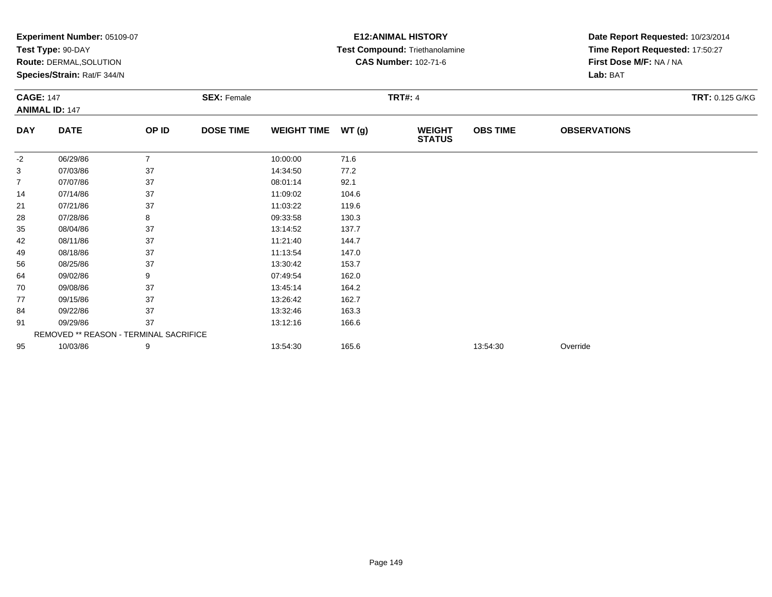**Experiment Number:** 05109-07
**Test Type:** 90-DAY
**Route:** DERMAL,SOLUTION
**Species/Strain:** Rat/F 344/N

**E12:ANIMAL HISTORY**
**Test Compound:** Triethanolamine
**CAS Number:** 102-71-6

**Date Report Requested:** 10/23/2014
**Time Report Requested:** 17:50:27
**First Dose M/F:** NA / NA
**Lab:** BAT

**CAGE:** 147
**ANIMAL ID:** 147
**SEX:** Female
**TRT#:** 4
**TRT:** 0.125 G/KG

| DAY | DATE | OP ID | DOSE TIME | WEIGHT TIME | WT (g) | WEIGHT STATUS | OBS TIME | OBSERVATIONS |
|---|---|---|---|---|---|---|---|---|
| -2 | 06/29/86 | 7 | | 10:00:00 | 71.6 | | | |
| 3 | 07/03/86 | 37 | | 14:34:50 | 77.2 | | | |
| 7 | 07/07/86 | 37 | | 08:01:14 | 92.1 | | | |
| 14 | 07/14/86 | 37 | | 11:09:02 | 104.6 | | | |
| 21 | 07/21/86 | 37 | | 11:03:22 | 119.6 | | | |
| 28 | 07/28/86 | 8 | | 09:33:58 | 130.3 | | | |
| 35 | 08/04/86 | 37 | | 13:14:52 | 137.7 | | | |
| 42 | 08/11/86 | 37 | | 11:21:40 | 144.7 | | | |
| 49 | 08/18/86 | 37 | | 11:13:54 | 147.0 | | | |
| 56 | 08/25/86 | 37 | | 13:30:42 | 153.7 | | | |
| 64 | 09/02/86 | 9 | | 07:49:54 | 162.0 | | | |
| 70 | 09/08/86 | 37 | | 13:45:14 | 164.2 | | | |
| 77 | 09/15/86 | 37 | | 13:26:42 | 162.7 | | | |
| 84 | 09/22/86 | 37 | | 13:32:46 | 163.3 | | | |
| 91 | 09/29/86 | 37 | | 13:12:16 | 166.6 | | | |
| REMOVED ** REASON - TERMINAL SACRIFICE | | | | | | | | |
| 95 | 10/03/86 | 9 | | 13:54:30 | 165.6 | | 13:54:30 | Override |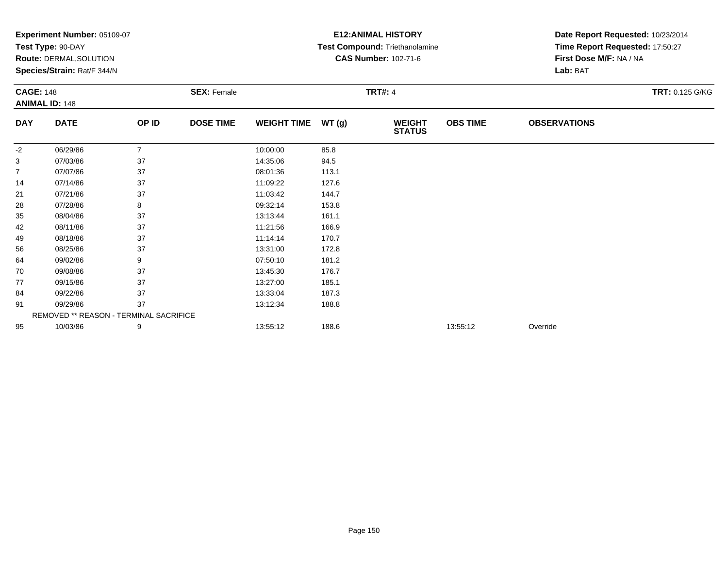**Experiment Number:** 05109-07
**Test Type:** 90-DAY
**Route:** DERMAL,SOLUTION
**Species/Strain:** Rat/F 344/N

**E12:ANIMAL HISTORY**
**Test Compound:** Triethanolamine
**CAS Number:** 102-71-6

**Date Report Requested:** 10/23/2014
**Time Report Requested:** 17:50:27
**First Dose M/F:** NA / NA
**Lab:** BAT

**CAGE:** 148
**ANIMAL ID:** 148
**SEX:** Female
**TRT#:** 4
**TRT:** 0.125 G/KG

| DAY | DATE | OP ID | DOSE TIME | WEIGHT TIME | WT (g) | WEIGHT STATUS | OBS TIME | OBSERVATIONS |
|---|---|---|---|---|---|---|---|---|
| -2 | 06/29/86 | 7 | | 10:00:00 | 85.8 | | | |
| 3 | 07/03/86 | 37 | | 14:35:06 | 94.5 | | | |
| 7 | 07/07/86 | 37 | | 08:01:36 | 113.1 | | | |
| 14 | 07/14/86 | 37 | | 11:09:22 | 127.6 | | | |
| 21 | 07/21/86 | 37 | | 11:03:42 | 144.7 | | | |
| 28 | 07/28/86 | 8 | | 09:32:14 | 153.8 | | | |
| 35 | 08/04/86 | 37 | | 13:13:44 | 161.1 | | | |
| 42 | 08/11/86 | 37 | | 11:21:56 | 166.9 | | | |
| 49 | 08/18/86 | 37 | | 11:14:14 | 170.7 | | | |
| 56 | 08/25/86 | 37 | | 13:31:00 | 172.8 | | | |
| 64 | 09/02/86 | 9 | | 07:50:10 | 181.2 | | | |
| 70 | 09/08/86 | 37 | | 13:45:30 | 176.7 | | | |
| 77 | 09/15/86 | 37 | | 13:27:00 | 185.1 | | | |
| 84 | 09/22/86 | 37 | | 13:33:04 | 187.3 | | | |
| 91 | 09/29/86 | 37 | | 13:12:34 | 188.8 | | | |
| REMOVED ** REASON - TERMINAL SACRIFICE | | | | | | | | |
| 95 | 10/03/86 | 9 | | 13:55:12 | 188.6 | | 13:55:12 | Override |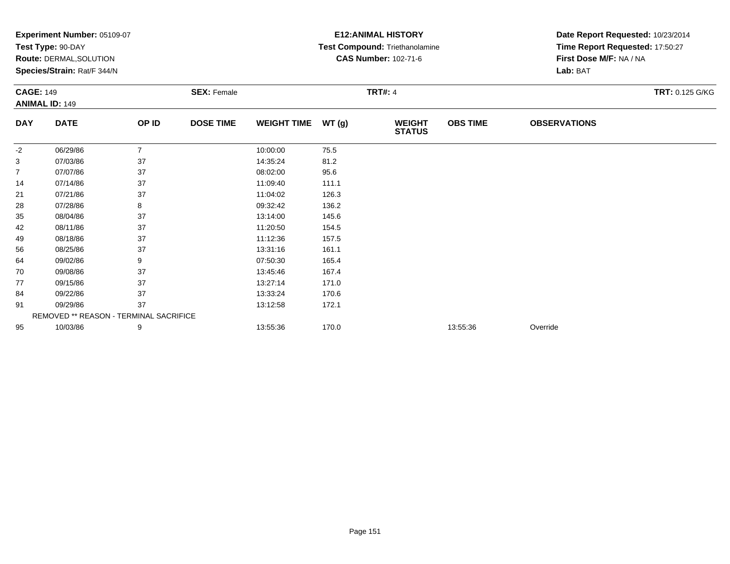**Experiment Number:** 05109-07
**Test Type:** 90-DAY
**Route:** DERMAL,SOLUTION
**Species/Strain:** Rat/F 344/N

**E12:ANIMAL HISTORY**
**Test Compound:** Triethanolamine
**CAS Number:** 102-71-6

**Date Report Requested:** 10/23/2014
**Time Report Requested:** 17:50:27
**First Dose M/F:** NA / NA
**Lab:** BAT

**CAGE:** 149
**ANIMAL ID:** 149
**SEX:** Female
**TRT#:** 4
**TRT:** 0.125 G/KG

| DAY | DATE | OP ID | DOSE TIME | WEIGHT TIME | WT (g) | WEIGHT STATUS | OBS TIME | OBSERVATIONS |
|---|---|---|---|---|---|---|---|---|
| -2 | 06/29/86 | 7 | | 10:00:00 | 75.5 | | | |
| 3 | 07/03/86 | 37 | | 14:35:24 | 81.2 | | | |
| 7 | 07/07/86 | 37 | | 08:02:00 | 95.6 | | | |
| 14 | 07/14/86 | 37 | | 11:09:40 | 111.1 | | | |
| 21 | 07/21/86 | 37 | | 11:04:02 | 126.3 | | | |
| 28 | 07/28/86 | 8 | | 09:32:42 | 136.2 | | | |
| 35 | 08/04/86 | 37 | | 13:14:00 | 145.6 | | | |
| 42 | 08/11/86 | 37 | | 11:20:50 | 154.5 | | | |
| 49 | 08/18/86 | 37 | | 11:12:36 | 157.5 | | | |
| 56 | 08/25/86 | 37 | | 13:31:16 | 161.1 | | | |
| 64 | 09/02/86 | 9 | | 07:50:30 | 165.4 | | | |
| 70 | 09/08/86 | 37 | | 13:45:46 | 167.4 | | | |
| 77 | 09/15/86 | 37 | | 13:27:14 | 171.0 | | | |
| 84 | 09/22/86 | 37 | | 13:33:24 | 170.6 | | | |
| 91 | 09/29/86 | 37 | | 13:12:58 | 172.1 | | | |
| REMOVED ** REASON - TERMINAL SACRIFICE | | | | | | | | |
| 95 | 10/03/86 | 9 | | 13:55:36 | 170.0 | | 13:55:36 | Override |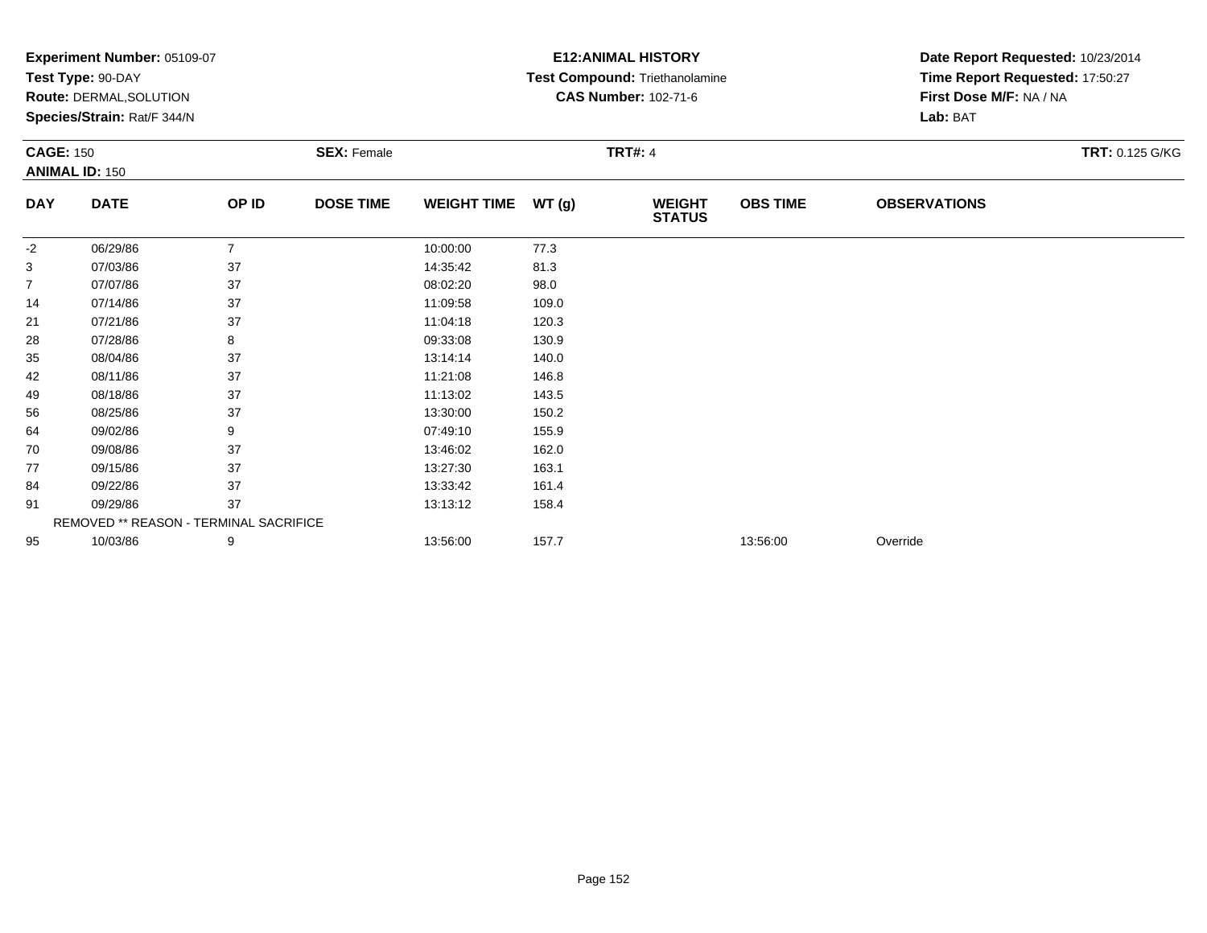**Experiment Number:** 05109-07
**Test Type:** 90-DAY
**Route:** DERMAL,SOLUTION
**Species/Strain:** Rat/F 344/N

**E12:ANIMAL HISTORY**
**Test Compound:** Triethanolamine
**CAS Number:** 102-71-6

**Date Report Requested:** 10/23/2014
**Time Report Requested:** 17:50:27
**First Dose M/F:** NA / NA
**Lab:** BAT

**CAGE:** 150 **SEX:** Female **TRT#:** 4 **TRT:** 0.125 G/KG
**ANIMAL ID:** 150

| DAY | DATE | OP ID | DOSE TIME | WEIGHT TIME | WT (g) | WEIGHT STATUS | OBS TIME | OBSERVATIONS |
|---|---|---|---|---|---|---|---|---|
| -2 | 06/29/86 | 7 | | 10:00:00 | 77.3 | | | |
| 3 | 07/03/86 | 37 | | 14:35:42 | 81.3 | | | |
| 7 | 07/07/86 | 37 | | 08:02:20 | 98.0 | | | |
| 14 | 07/14/86 | 37 | | 11:09:58 | 109.0 | | | |
| 21 | 07/21/86 | 37 | | 11:04:18 | 120.3 | | | |
| 28 | 07/28/86 | 8 | | 09:33:08 | 130.9 | | | |
| 35 | 08/04/86 | 37 | | 13:14:14 | 140.0 | | | |
| 42 | 08/11/86 | 37 | | 11:21:08 | 146.8 | | | |
| 49 | 08/18/86 | 37 | | 11:13:02 | 143.5 | | | |
| 56 | 08/25/86 | 37 | | 13:30:00 | 150.2 | | | |
| 64 | 09/02/86 | 9 | | 07:49:10 | 155.9 | | | |
| 70 | 09/08/86 | 37 | | 13:46:02 | 162.0 | | | |
| 77 | 09/15/86 | 37 | | 13:27:30 | 163.1 | | | |
| 84 | 09/22/86 | 37 | | 13:33:42 | 161.4 | | | |
| 91 | 09/29/86 | 37 | | 13:13:12 | 158.4 | | | |
| REMOVED ** REASON - TERMINAL SACRIFICE | | | | | | | | |
| 95 | 10/03/86 | 9 | | 13:56:00 | 157.7 | | 13:56:00 | Override |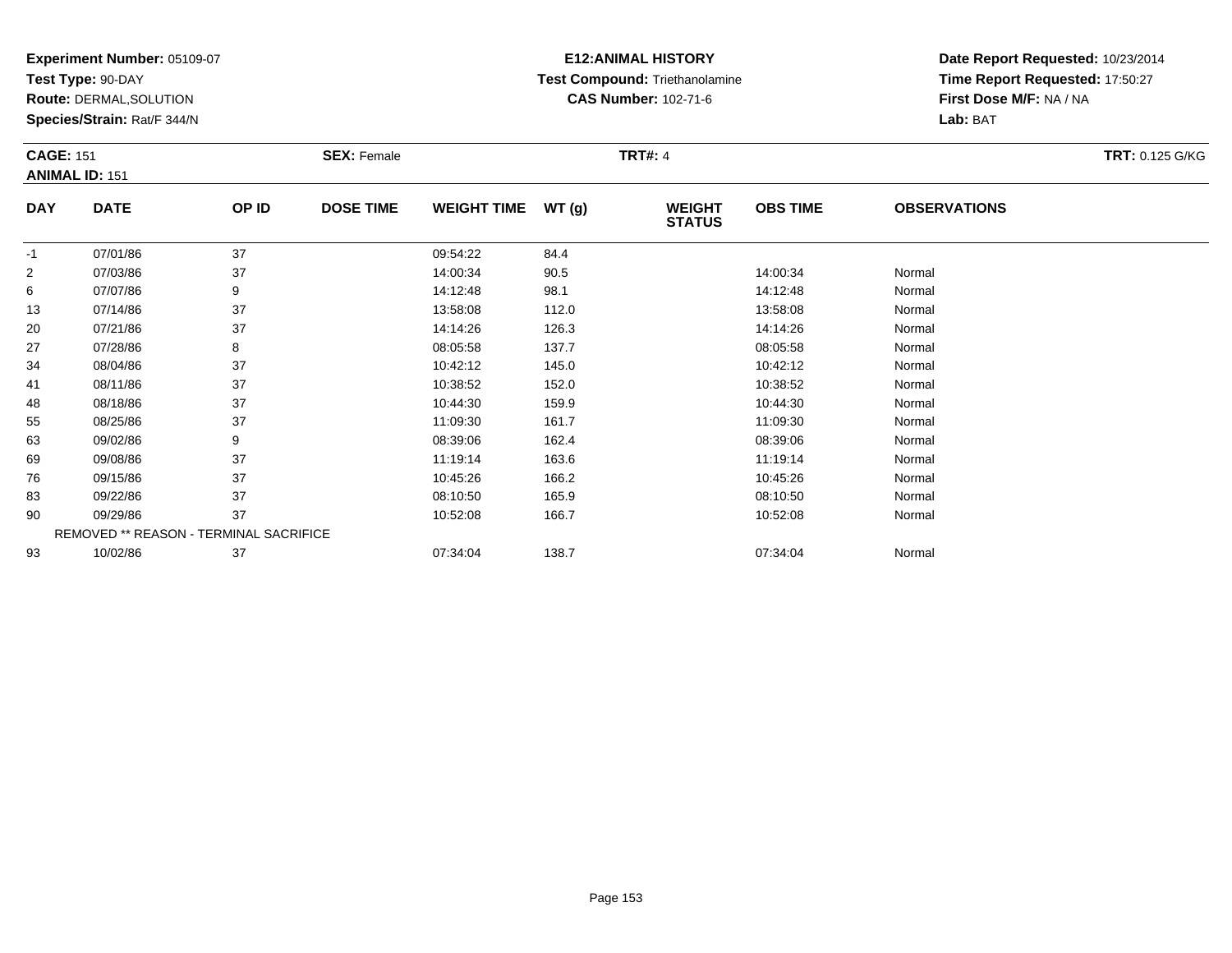**Experiment Number:** 05109-07
**Test Type:** 90-DAY
**Route:** DERMAL,SOLUTION
**Species/Strain:** Rat/F 344/N

**E12:ANIMAL HISTORY**
**Test Compound:** Triethanolamine
**CAS Number:** 102-71-6

**Date Report Requested:** 10/23/2014
**Time Report Requested:** 17:50:27
**First Dose M/F:** NA / NA
**Lab:** BAT

**CAGE:** 151
**ANIMAL ID:** 151
**SEX:** Female
**TRT#:** 4
**TRT:** 0.125 G/KG

| DAY | DATE | OP ID | DOSE TIME | WEIGHT TIME | WT (g) | WEIGHT STATUS | OBS TIME | OBSERVATIONS |
|---|---|---|---|---|---|---|---|---|
| -1 | 07/01/86 | 37 | | 09:54:22 | 84.4 | | | |
| 2 | 07/03/86 | 37 | | 14:00:34 | 90.5 | | 14:00:34 | Normal |
| 6 | 07/07/86 | 9 | | 14:12:48 | 98.1 | | 14:12:48 | Normal |
| 13 | 07/14/86 | 37 | | 13:58:08 | 112.0 | | 13:58:08 | Normal |
| 20 | 07/21/86 | 37 | | 14:14:26 | 126.3 | | 14:14:26 | Normal |
| 27 | 07/28/86 | 8 | | 08:05:58 | 137.7 | | 08:05:58 | Normal |
| 34 | 08/04/86 | 37 | | 10:42:12 | 145.0 | | 10:42:12 | Normal |
| 41 | 08/11/86 | 37 | | 10:38:52 | 152.0 | | 10:38:52 | Normal |
| 48 | 08/18/86 | 37 | | 10:44:30 | 159.9 | | 10:44:30 | Normal |
| 55 | 08/25/86 | 37 | | 11:09:30 | 161.7 | | 11:09:30 | Normal |
| 63 | 09/02/86 | 9 | | 08:39:06 | 162.4 | | 08:39:06 | Normal |
| 69 | 09/08/86 | 37 | | 11:19:14 | 163.6 | | 11:19:14 | Normal |
| 76 | 09/15/86 | 37 | | 10:45:26 | 166.2 | | 10:45:26 | Normal |
| 83 | 09/22/86 | 37 | | 08:10:50 | 165.9 | | 08:10:50 | Normal |
| 90 | 09/29/86 | 37 | | 10:52:08 | 166.7 | | 10:52:08 | Normal |
| REMOVED ** REASON - TERMINAL SACRIFICE | | | | | | | | |
| 93 | 10/02/86 | 37 | | 07:34:04 | 138.7 | | 07:34:04 | Normal |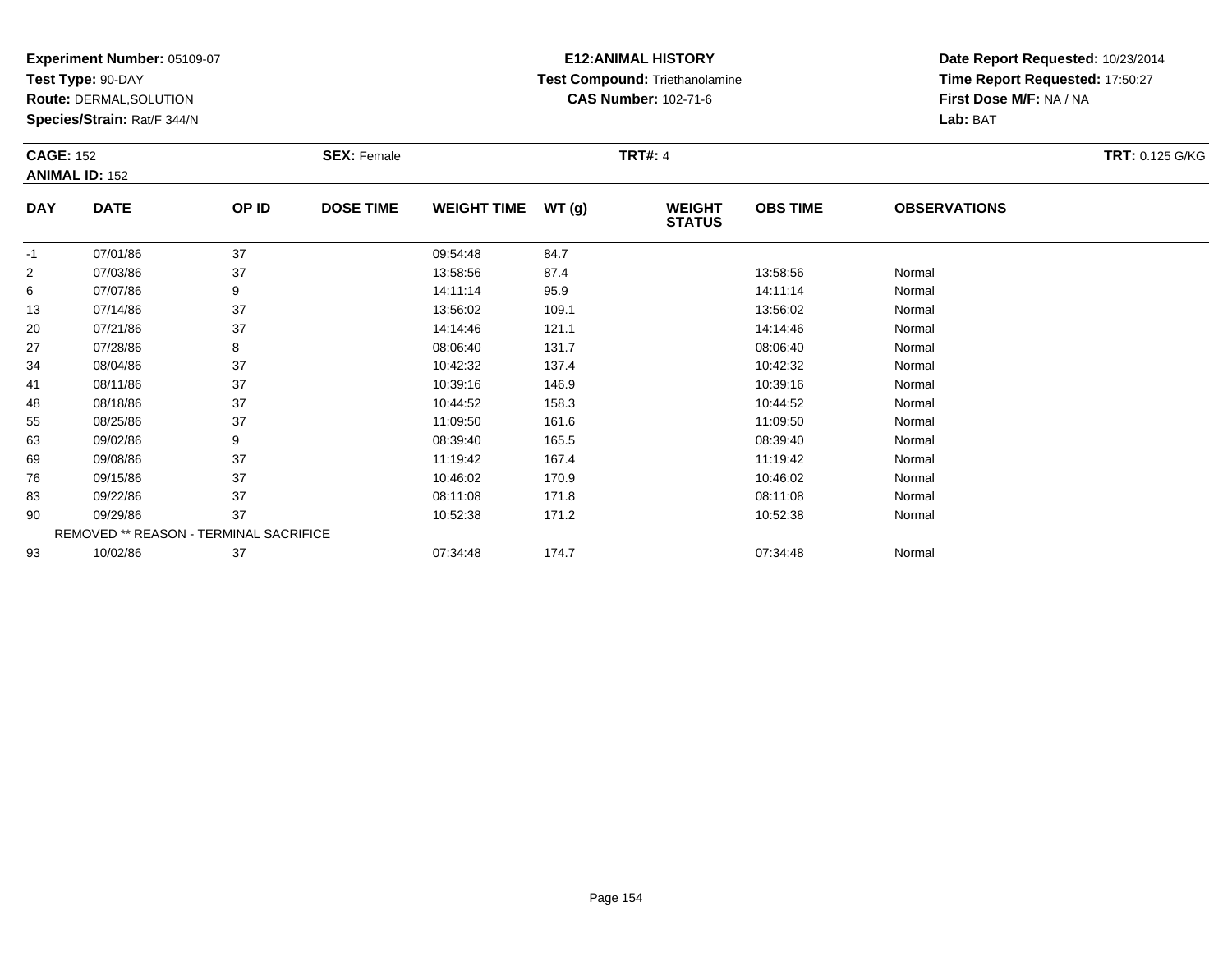**Experiment Number:** 05109-07
**Test Type:** 90-DAY
**Route:** DERMAL,SOLUTION
**Species/Strain:** Rat/F 344/N

**E12:ANIMAL HISTORY**
**Test Compound:** Triethanolamine
**CAS Number:** 102-71-6

**Date Report Requested:** 10/23/2014
**Time Report Requested:** 17:50:27
**First Dose M/F:** NA / NA
**Lab:** BAT

**CAGE:** 152
**ANIMAL ID:** 152
**SEX:** Female
**TRT#:** 4
**TRT:** 0.125 G/KG

| DAY | DATE | OP ID | DOSE TIME | WEIGHT TIME | WT (g) | WEIGHT STATUS | OBS TIME | OBSERVATIONS |
|---|---|---|---|---|---|---|---|---|
| -1 | 07/01/86 | 37 | | 09:54:48 | 84.7 | | | |
| 2 | 07/03/86 | 37 | | 13:58:56 | 87.4 | | 13:58:56 | Normal |
| 6 | 07/07/86 | 9 | | 14:11:14 | 95.9 | | 14:11:14 | Normal |
| 13 | 07/14/86 | 37 | | 13:56:02 | 109.1 | | 13:56:02 | Normal |
| 20 | 07/21/86 | 37 | | 14:14:46 | 121.1 | | 14:14:46 | Normal |
| 27 | 07/28/86 | 8 | | 08:06:40 | 131.7 | | 08:06:40 | Normal |
| 34 | 08/04/86 | 37 | | 10:42:32 | 137.4 | | 10:42:32 | Normal |
| 41 | 08/11/86 | 37 | | 10:39:16 | 146.9 | | 10:39:16 | Normal |
| 48 | 08/18/86 | 37 | | 10:44:52 | 158.3 | | 10:44:52 | Normal |
| 55 | 08/25/86 | 37 | | 11:09:50 | 161.6 | | 11:09:50 | Normal |
| 63 | 09/02/86 | 9 | | 08:39:40 | 165.5 | | 08:39:40 | Normal |
| 69 | 09/08/86 | 37 | | 11:19:42 | 167.4 | | 11:19:42 | Normal |
| 76 | 09/15/86 | 37 | | 10:46:02 | 170.9 | | 10:46:02 | Normal |
| 83 | 09/22/86 | 37 | | 08:11:08 | 171.8 | | 08:11:08 | Normal |
| 90 | 09/29/86 | 37 | | 10:52:38 | 171.2 | | 10:52:38 | Normal |
| | REMOVED ** REASON - TERMINAL SACRIFICE | | | | | | | |
| 93 | 10/02/86 | 37 | | 07:34:48 | 174.7 | | 07:34:48 | Normal |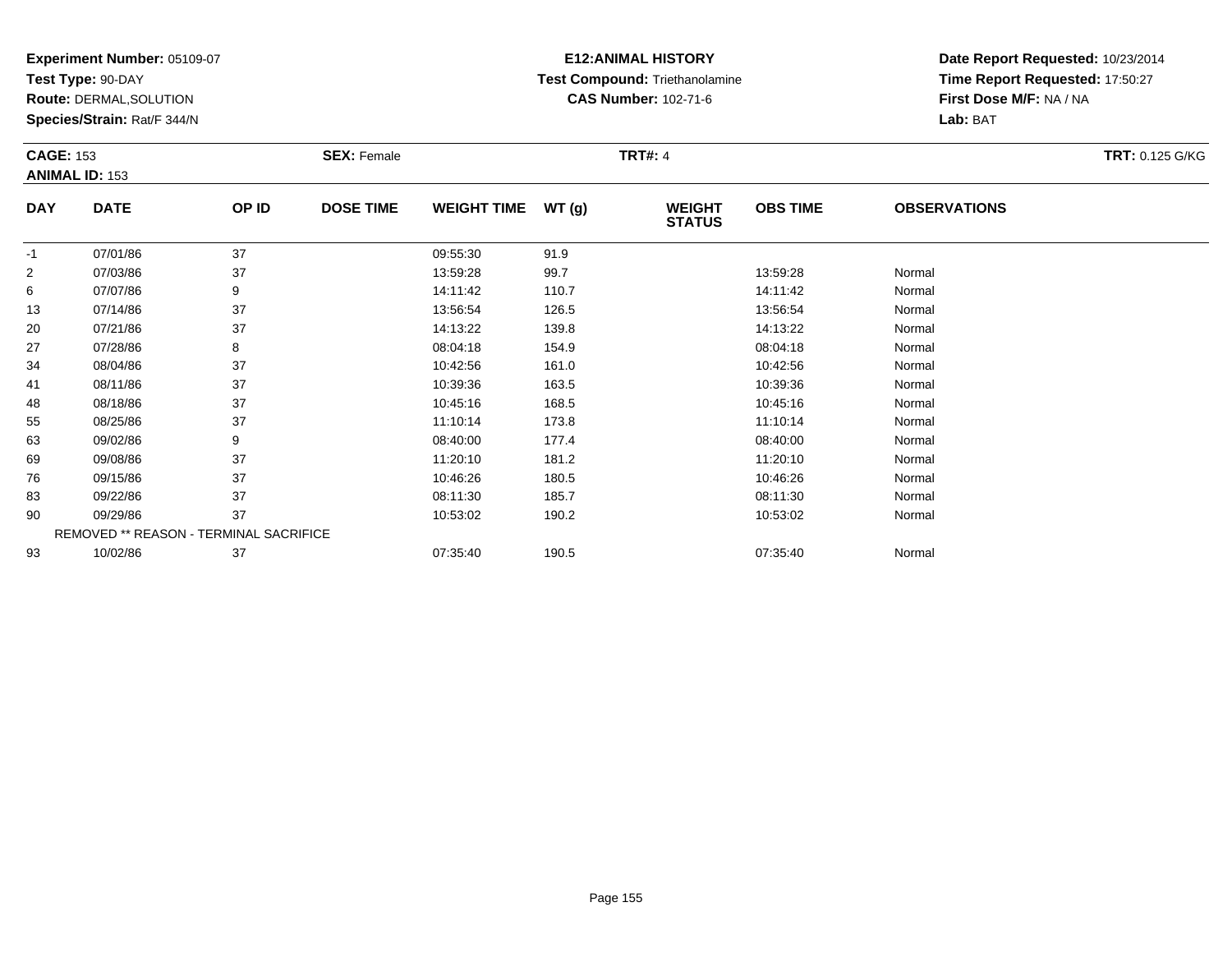**Experiment Number:** 05109-07
**Test Type:** 90-DAY
**Route:** DERMAL,SOLUTION
**Species/Strain:** Rat/F 344/N

**E12:ANIMAL HISTORY**
**Test Compound:** Triethanolamine
**CAS Number:** 102-71-6

**Date Report Requested:** 10/23/2014
**Time Report Requested:** 17:50:27
**First Dose M/F:** NA / NA
**Lab:** BAT

**CAGE:** 153 **SEX:** Female **TRT#:** 4 **TRT:** 0.125 G/KG
**ANIMAL ID:** 153

| DAY | DATE | OP ID | DOSE TIME | WEIGHT TIME | WT (g) | WEIGHT STATUS | OBS TIME | OBSERVATIONS |
|---|---|---|---|---|---|---|---|---|
| -1 | 07/01/86 | 37 | | 09:55:30 | 91.9 | | | |
| 2 | 07/03/86 | 37 | | 13:59:28 | 99.7 | | 13:59:28 | Normal |
| 6 | 07/07/86 | 9 | | 14:11:42 | 110.7 | | 14:11:42 | Normal |
| 13 | 07/14/86 | 37 | | 13:56:54 | 126.5 | | 13:56:54 | Normal |
| 20 | 07/21/86 | 37 | | 14:13:22 | 139.8 | | 14:13:22 | Normal |
| 27 | 07/28/86 | 8 | | 08:04:18 | 154.9 | | 08:04:18 | Normal |
| 34 | 08/04/86 | 37 | | 10:42:56 | 161.0 | | 10:42:56 | Normal |
| 41 | 08/11/86 | 37 | | 10:39:36 | 163.5 | | 10:39:36 | Normal |
| 48 | 08/18/86 | 37 | | 10:45:16 | 168.5 | | 10:45:16 | Normal |
| 55 | 08/25/86 | 37 | | 11:10:14 | 173.8 | | 11:10:14 | Normal |
| 63 | 09/02/86 | 9 | | 08:40:00 | 177.4 | | 08:40:00 | Normal |
| 69 | 09/08/86 | 37 | | 11:20:10 | 181.2 | | 11:20:10 | Normal |
| 76 | 09/15/86 | 37 | | 10:46:26 | 180.5 | | 10:46:26 | Normal |
| 83 | 09/22/86 | 37 | | 08:11:30 | 185.7 | | 08:11:30 | Normal |
| 90 | 09/29/86 | 37 | | 10:53:02 | 190.2 | | 10:53:02 | Normal |
| | REMOVED ** REASON - TERMINAL SACRIFICE | | | | | | | |
| 93 | 10/02/86 | 37 | | 07:35:40 | 190.5 | | 07:35:40 | Normal |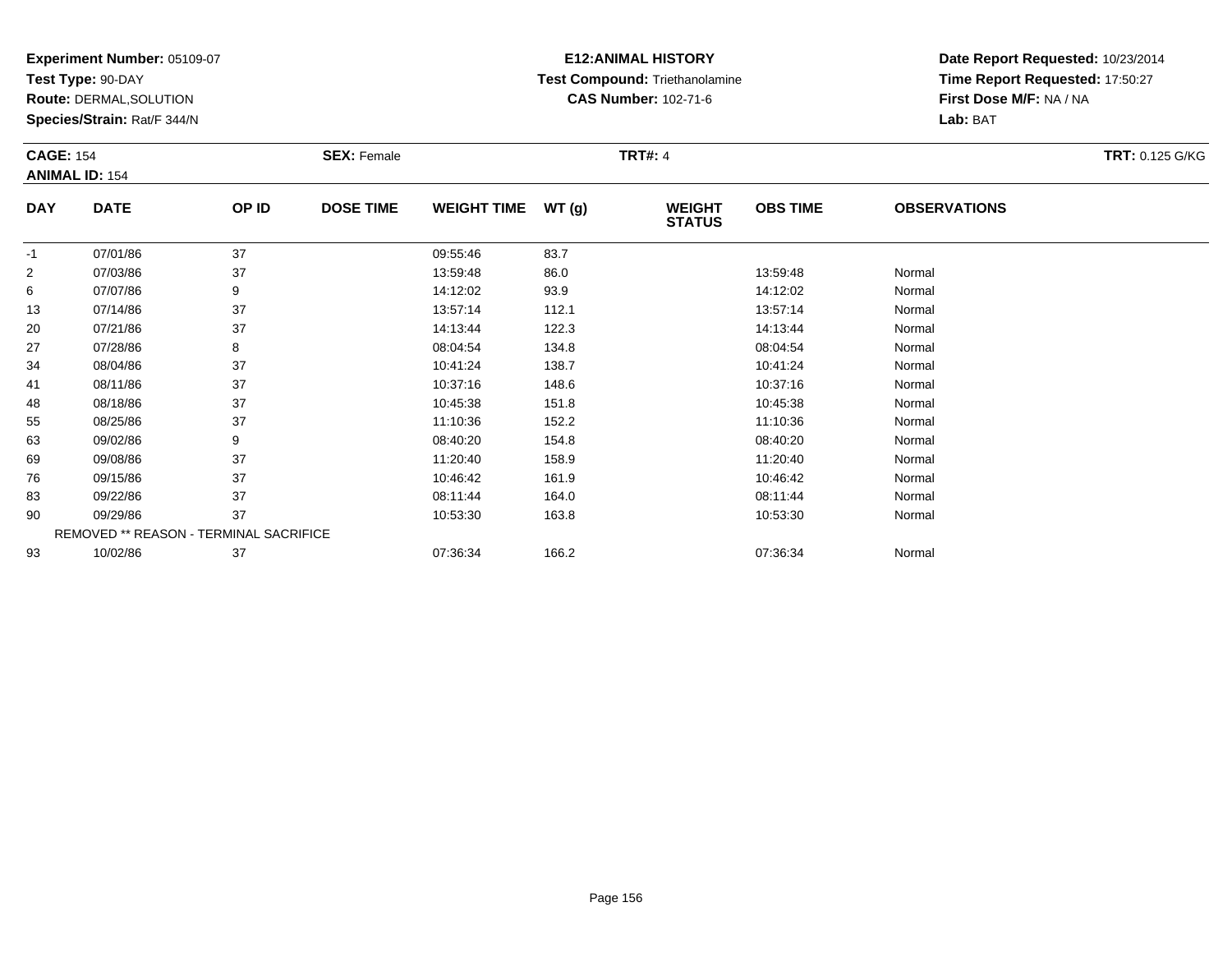**Experiment Number:** 05109-07
**Test Type:** 90-DAY
**Route:** DERMAL,SOLUTION
**Species/Strain:** Rat/F 344/N

**E12:ANIMAL HISTORY**
**Test Compound:** Triethanolamine
**CAS Number:** 102-71-6

**Date Report Requested:** 10/23/2014
**Time Report Requested:** 17:50:27
**First Dose M/F:** NA / NA
**Lab:** BAT

**CAGE:** 154 **SEX:** Female **TRT#:** 4 **TRT:** 0.125 G/KG
**ANIMAL ID:** 154

| DAY | DATE | OP ID | DOSE TIME | WEIGHT TIME | WT (g) | WEIGHT STATUS | OBS TIME | OBSERVATIONS |
|---|---|---|---|---|---|---|---|---|
| -1 | 07/01/86 | 37 | | 09:55:46 | 83.7 | | | |
| 2 | 07/03/86 | 37 | | 13:59:48 | 86.0 | | 13:59:48 | Normal |
| 6 | 07/07/86 | 9 | | 14:12:02 | 93.9 | | 14:12:02 | Normal |
| 13 | 07/14/86 | 37 | | 13:57:14 | 112.1 | | 13:57:14 | Normal |
| 20 | 07/21/86 | 37 | | 14:13:44 | 122.3 | | 14:13:44 | Normal |
| 27 | 07/28/86 | 8 | | 08:04:54 | 134.8 | | 08:04:54 | Normal |
| 34 | 08/04/86 | 37 | | 10:41:24 | 138.7 | | 10:41:24 | Normal |
| 41 | 08/11/86 | 37 | | 10:37:16 | 148.6 | | 10:37:16 | Normal |
| 48 | 08/18/86 | 37 | | 10:45:38 | 151.8 | | 10:45:38 | Normal |
| 55 | 08/25/86 | 37 | | 11:10:36 | 152.2 | | 11:10:36 | Normal |
| 63 | 09/02/86 | 9 | | 08:40:20 | 154.8 | | 08:40:20 | Normal |
| 69 | 09/08/86 | 37 | | 11:20:40 | 158.9 | | 11:20:40 | Normal |
| 76 | 09/15/86 | 37 | | 10:46:42 | 161.9 | | 10:46:42 | Normal |
| 83 | 09/22/86 | 37 | | 08:11:44 | 164.0 | | 08:11:44 | Normal |
| 90 | 09/29/86 | 37 | | 10:53:30 | 163.8 | | 10:53:30 | Normal |
| | REMOVED ** REASON - TERMINAL SACRIFICE | | | | | | | |
| 93 | 10/02/86 | 37 | | 07:36:34 | 166.2 | | 07:36:34 | Normal |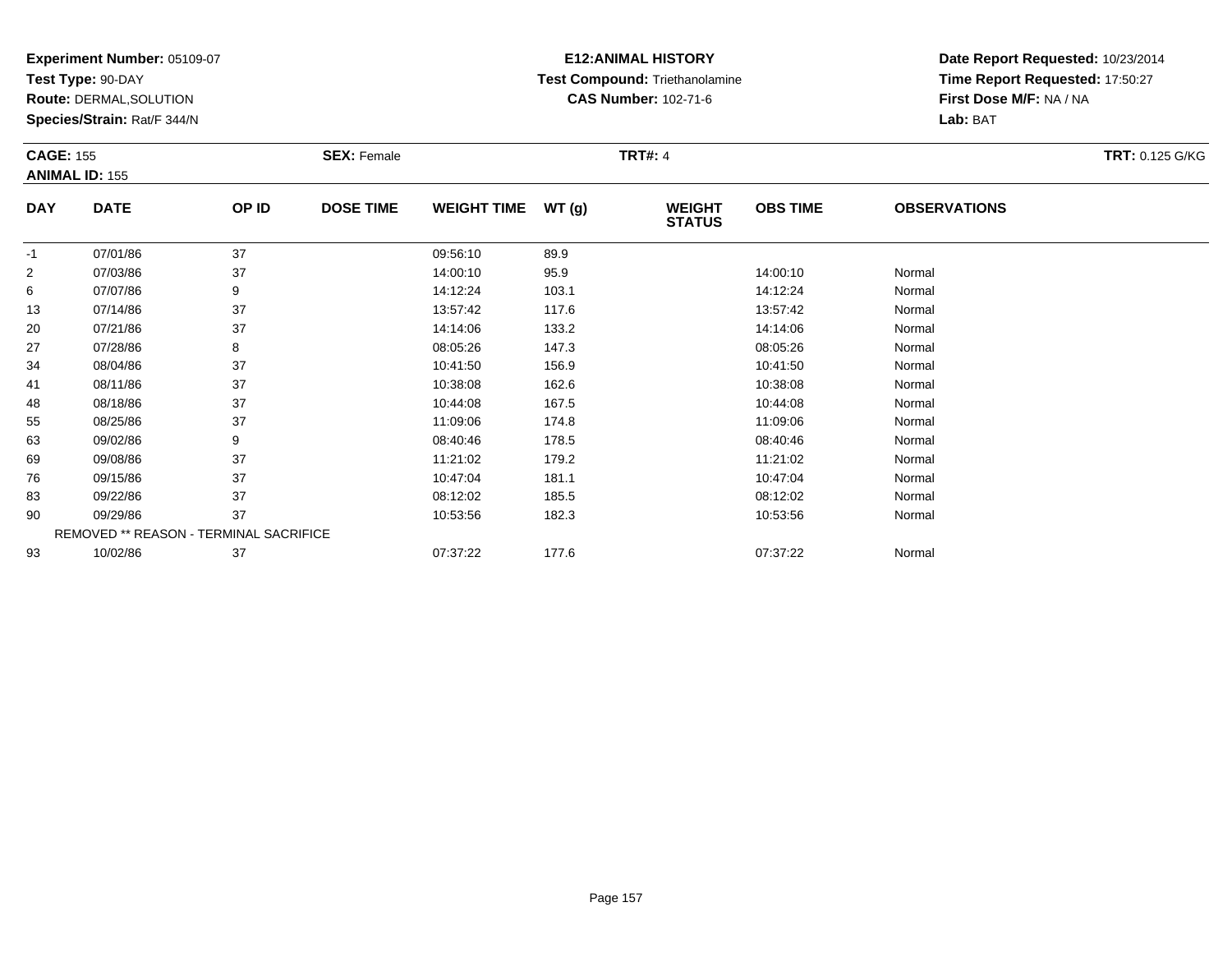**Experiment Number:** 05109-07
**Test Type:** 90-DAY
**Route:** DERMAL,SOLUTION
**Species/Strain:** Rat/F 344/N

**E12:ANIMAL HISTORY**
**Test Compound:** Triethanolamine
**CAS Number:** 102-71-6

**Date Report Requested:** 10/23/2014
**Time Report Requested:** 17:50:27
**First Dose M/F:** NA / NA
**Lab:** BAT

**CAGE:** 155
**ANIMAL ID:** 155

**SEX:** Female

**TRT#:** 4

**TRT:** 0.125 G/KG

| DAY | DATE | OP ID | DOSE TIME | WEIGHT TIME | WT (g) | WEIGHT STATUS | OBS TIME | OBSERVATIONS |
|---|---|---|---|---|---|---|---|---|
| -1 | 07/01/86 | 37 | | 09:56:10 | 89.9 | | | |
| 2 | 07/03/86 | 37 | | 14:00:10 | 95.9 | | 14:00:10 | Normal |
| 6 | 07/07/86 | 9 | | 14:12:24 | 103.1 | | 14:12:24 | Normal |
| 13 | 07/14/86 | 37 | | 13:57:42 | 117.6 | | 13:57:42 | Normal |
| 20 | 07/21/86 | 37 | | 14:14:06 | 133.2 | | 14:14:06 | Normal |
| 27 | 07/28/86 | 8 | | 08:05:26 | 147.3 | | 08:05:26 | Normal |
| 34 | 08/04/86 | 37 | | 10:41:50 | 156.9 | | 10:41:50 | Normal |
| 41 | 08/11/86 | 37 | | 10:38:08 | 162.6 | | 10:38:08 | Normal |
| 48 | 08/18/86 | 37 | | 10:44:08 | 167.5 | | 10:44:08 | Normal |
| 55 | 08/25/86 | 37 | | 11:09:06 | 174.8 | | 11:09:06 | Normal |
| 63 | 09/02/86 | 9 | | 08:40:46 | 178.5 | | 08:40:46 | Normal |
| 69 | 09/08/86 | 37 | | 11:21:02 | 179.2 | | 11:21:02 | Normal |
| 76 | 09/15/86 | 37 | | 10:47:04 | 181.1 | | 10:47:04 | Normal |
| 83 | 09/22/86 | 37 | | 08:12:02 | 185.5 | | 08:12:02 | Normal |
| 90 | 09/29/86 | 37 | | 10:53:56 | 182.3 | | 10:53:56 | Normal |
| | REMOVED ** REASON - TERMINAL SACRIFICE | | | | | | | |
| 93 | 10/02/86 | 37 | | 07:37:22 | 177.6 | | 07:37:22 | Normal |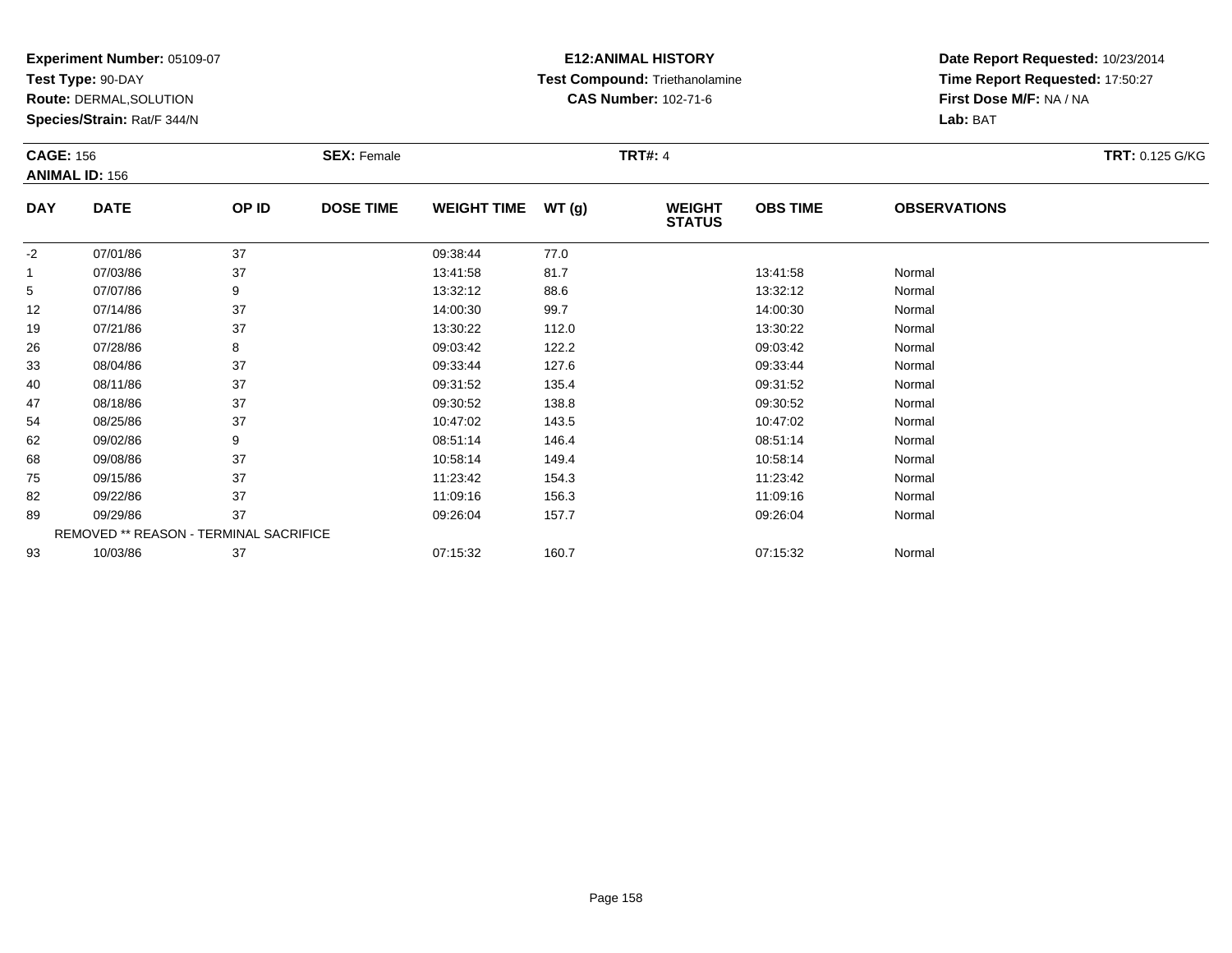**Experiment Number:** 05109-07
**Test Type:** 90-DAY
**Route:** DERMAL,SOLUTION
**Species/Strain:** Rat/F 344/N

**E12:ANIMAL HISTORY**
**Test Compound:** Triethanolamine
**CAS Number:** 102-71-6

**Date Report Requested:** 10/23/2014
**Time Report Requested:** 17:50:27
**First Dose M/F:** NA / NA
**Lab:** BAT

**CAGE:** 156 **SEX:** Female **TRT#:** 4 **TRT:** 0.125 G/KG
**ANIMAL ID:** 156

| DAY | DATE | OP ID | DOSE TIME | WEIGHT TIME | WT (g) | WEIGHT STATUS | OBS TIME | OBSERVATIONS |
|---|---|---|---|---|---|---|---|---|
| -2 | 07/01/86 | 37 | | 09:38:44 | 77.0 | | | |
| 1 | 07/03/86 | 37 | | 13:41:58 | 81.7 | | 13:41:58 | Normal |
| 5 | 07/07/86 | 9 | | 13:32:12 | 88.6 | | 13:32:12 | Normal |
| 12 | 07/14/86 | 37 | | 14:00:30 | 99.7 | | 14:00:30 | Normal |
| 19 | 07/21/86 | 37 | | 13:30:22 | 112.0 | | 13:30:22 | Normal |
| 26 | 07/28/86 | 8 | | 09:03:42 | 122.2 | | 09:03:42 | Normal |
| 33 | 08/04/86 | 37 | | 09:33:44 | 127.6 | | 09:33:44 | Normal |
| 40 | 08/11/86 | 37 | | 09:31:52 | 135.4 | | 09:31:52 | Normal |
| 47 | 08/18/86 | 37 | | 09:30:52 | 138.8 | | 09:30:52 | Normal |
| 54 | 08/25/86 | 37 | | 10:47:02 | 143.5 | | 10:47:02 | Normal |
| 62 | 09/02/86 | 9 | | 08:51:14 | 146.4 | | 08:51:14 | Normal |
| 68 | 09/08/86 | 37 | | 10:58:14 | 149.4 | | 10:58:14 | Normal |
| 75 | 09/15/86 | 37 | | 11:23:42 | 154.3 | | 11:23:42 | Normal |
| 82 | 09/22/86 | 37 | | 11:09:16 | 156.3 | | 11:09:16 | Normal |
| 89 | 09/29/86 | 37 | | 09:26:04 | 157.7 | | 09:26:04 | Normal |
| | REMOVED ** REASON - TERMINAL SACRIFICE | | | | | | | |
| 93 | 10/03/86 | 37 | | 07:15:32 | 160.7 | | 07:15:32 | Normal |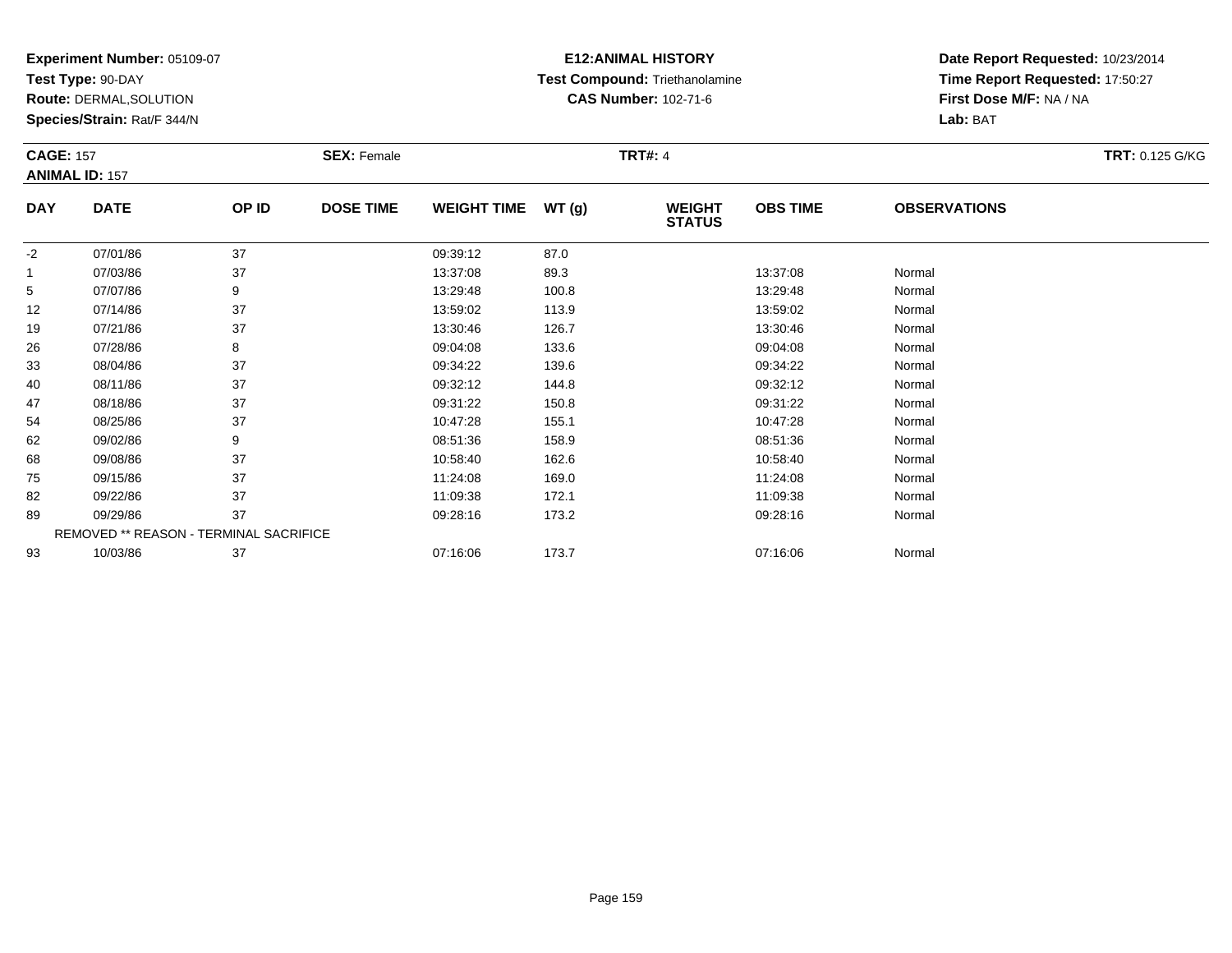**Experiment Number:** 05109-07
**Test Type:** 90-DAY
**Route:** DERMAL,SOLUTION
**Species/Strain:** Rat/F 344/N

**E12:ANIMAL HISTORY**
**Test Compound:** Triethanolamine
**CAS Number:** 102-71-6

**Date Report Requested:** 10/23/2014
**Time Report Requested:** 17:50:27
**First Dose M/F:** NA / NA
**Lab:** BAT

**CAGE:** 157 **SEX:** Female **TRT#:** 4 **TRT:** 0.125 G/KG
**ANIMAL ID:** 157

| DAY | DATE | OP ID | DOSE TIME | WEIGHT TIME | WT (g) | WEIGHT STATUS | OBS TIME | OBSERVATIONS |
|---|---|---|---|---|---|---|---|---|
| -2 | 07/01/86 | 37 | | 09:39:12 | 87.0 | | | |
| 1 | 07/03/86 | 37 | | 13:37:08 | 89.3 | | 13:37:08 | Normal |
| 5 | 07/07/86 | 9 | | 13:29:48 | 100.8 | | 13:29:48 | Normal |
| 12 | 07/14/86 | 37 | | 13:59:02 | 113.9 | | 13:59:02 | Normal |
| 19 | 07/21/86 | 37 | | 13:30:46 | 126.7 | | 13:30:46 | Normal |
| 26 | 07/28/86 | 8 | | 09:04:08 | 133.6 | | 09:04:08 | Normal |
| 33 | 08/04/86 | 37 | | 09:34:22 | 139.6 | | 09:34:22 | Normal |
| 40 | 08/11/86 | 37 | | 09:32:12 | 144.8 | | 09:32:12 | Normal |
| 47 | 08/18/86 | 37 | | 09:31:22 | 150.8 | | 09:31:22 | Normal |
| 54 | 08/25/86 | 37 | | 10:47:28 | 155.1 | | 10:47:28 | Normal |
| 62 | 09/02/86 | 9 | | 08:51:36 | 158.9 | | 08:51:36 | Normal |
| 68 | 09/08/86 | 37 | | 10:58:40 | 162.6 | | 10:58:40 | Normal |
| 75 | 09/15/86 | 37 | | 11:24:08 | 169.0 | | 11:24:08 | Normal |
| 82 | 09/22/86 | 37 | | 11:09:38 | 172.1 | | 11:09:38 | Normal |
| 89 | 09/29/86 | 37 | | 09:28:16 | 173.2 | | 09:28:16 | Normal |
| | REMOVED ** REASON - TERMINAL SACRIFICE | | | | | | | |
| 93 | 10/03/86 | 37 | | 07:16:06 | 173.7 | | 07:16:06 | Normal |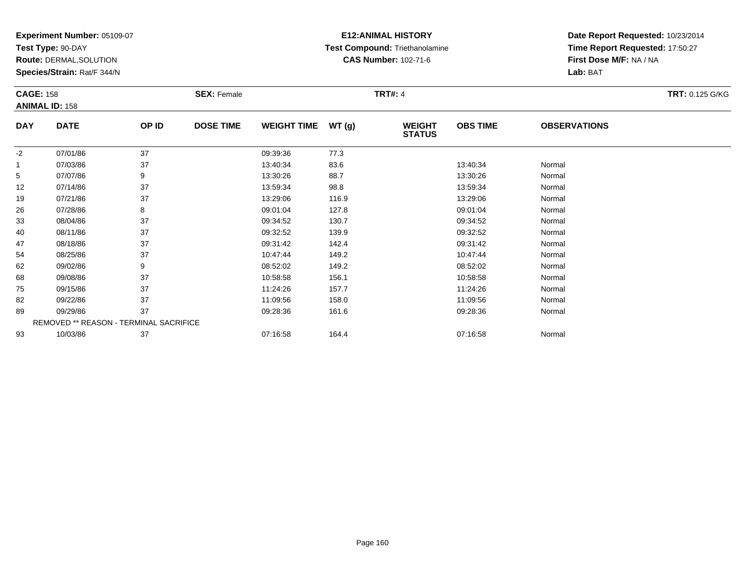**Experiment Number:** 05109-07
**Test Type:** 90-DAY
**Route:** DERMAL,SOLUTION
**Species/Strain:** Rat/F 344/N

**E12:ANIMAL HISTORY**
**Test Compound:** Triethanolamine
**CAS Number:** 102-71-6

**Date Report Requested:** 10/23/2014
**Time Report Requested:** 17:50:27
**First Dose M/F:** NA / NA
**Lab:** BAT

**CAGE:** 158
**ANIMAL ID:** 158
**SEX:** Female
**TRT#:** 4
**TRT:** 0.125 G/KG

| DAY | DATE | OP ID | DOSE TIME | WEIGHT TIME | WT (g) | WEIGHT STATUS | OBS TIME | OBSERVATIONS |
|---|---|---|---|---|---|---|---|---|
| -2 | 07/01/86 | 37 | | 09:39:36 | 77.3 | | | |
| 1 | 07/03/86 | 37 | | 13:40:34 | 83.6 | | 13:40:34 | Normal |
| 5 | 07/07/86 | 9 | | 13:30:26 | 88.7 | | 13:30:26 | Normal |
| 12 | 07/14/86 | 37 | | 13:59:34 | 98.8 | | 13:59:34 | Normal |
| 19 | 07/21/86 | 37 | | 13:29:06 | 116.9 | | 13:29:06 | Normal |
| 26 | 07/28/86 | 8 | | 09:01:04 | 127.8 | | 09:01:04 | Normal |
| 33 | 08/04/86 | 37 | | 09:34:52 | 130.7 | | 09:34:52 | Normal |
| 40 | 08/11/86 | 37 | | 09:32:52 | 139.9 | | 09:32:52 | Normal |
| 47 | 08/18/86 | 37 | | 09:31:42 | 142.4 | | 09:31:42 | Normal |
| 54 | 08/25/86 | 37 | | 10:47:44 | 149.2 | | 10:47:44 | Normal |
| 62 | 09/02/86 | 9 | | 08:52:02 | 149.2 | | 08:52:02 | Normal |
| 68 | 09/08/86 | 37 | | 10:58:58 | 156.1 | | 10:58:58 | Normal |
| 75 | 09/15/86 | 37 | | 11:24:26 | 157.7 | | 11:24:26 | Normal |
| 82 | 09/22/86 | 37 | | 11:09:56 | 158.0 | | 11:09:56 | Normal |
| 89 | 09/29/86 | 37 | | 09:28:36 | 161.6 | | 09:28:36 | Normal |
| | REMOVED ** REASON - TERMINAL SACRIFICE | | | | | | | |
| 93 | 10/03/86 | 37 | | 07:16:58 | 164.4 | | 07:16:58 | Normal |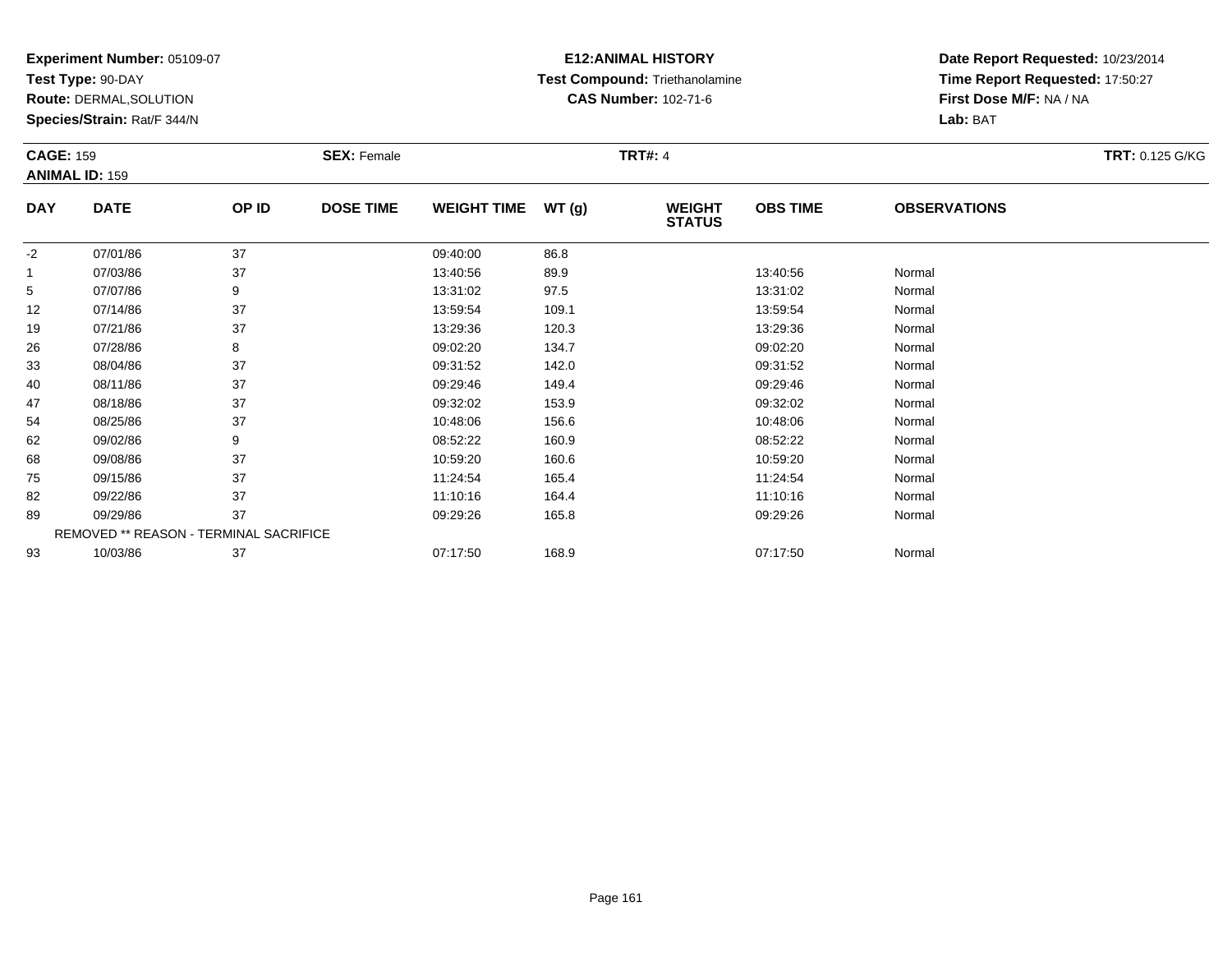**Experiment Number:** 05109-07
**Test Type:** 90-DAY
**Route:** DERMAL,SOLUTION
**Species/Strain:** Rat/F 344/N

**E12:ANIMAL HISTORY**
**Test Compound:** Triethanolamine
**CAS Number:** 102-71-6

**Date Report Requested:** 10/23/2014
**Time Report Requested:** 17:50:27
**First Dose M/F:** NA / NA
**Lab:** BAT

**CAGE:** 159
**ANIMAL ID:** 159
**SEX:** Female
**TRT#:** 4
**TRT:** 0.125 G/KG

| DAY | DATE | OP ID | DOSE TIME | WEIGHT TIME | WT (g) | WEIGHT STATUS | OBS TIME | OBSERVATIONS |
|---|---|---|---|---|---|---|---|---|
| -2 | 07/01/86 | 37 | | 09:40:00 | 86.8 | | | |
| 1 | 07/03/86 | 37 | | 13:40:56 | 89.9 | | 13:40:56 | Normal |
| 5 | 07/07/86 | 9 | | 13:31:02 | 97.5 | | 13:31:02 | Normal |
| 12 | 07/14/86 | 37 | | 13:59:54 | 109.1 | | 13:59:54 | Normal |
| 19 | 07/21/86 | 37 | | 13:29:36 | 120.3 | | 13:29:36 | Normal |
| 26 | 07/28/86 | 8 | | 09:02:20 | 134.7 | | 09:02:20 | Normal |
| 33 | 08/04/86 | 37 | | 09:31:52 | 142.0 | | 09:31:52 | Normal |
| 40 | 08/11/86 | 37 | | 09:29:46 | 149.4 | | 09:29:46 | Normal |
| 47 | 08/18/86 | 37 | | 09:32:02 | 153.9 | | 09:32:02 | Normal |
| 54 | 08/25/86 | 37 | | 10:48:06 | 156.6 | | 10:48:06 | Normal |
| 62 | 09/02/86 | 9 | | 08:52:22 | 160.9 | | 08:52:22 | Normal |
| 68 | 09/08/86 | 37 | | 10:59:20 | 160.6 | | 10:59:20 | Normal |
| 75 | 09/15/86 | 37 | | 11:24:54 | 165.4 | | 11:24:54 | Normal |
| 82 | 09/22/86 | 37 | | 11:10:16 | 164.4 | | 11:10:16 | Normal |
| 89 | 09/29/86 | 37 | | 09:29:26 | 165.8 | | 09:29:26 | Normal |
| | REMOVED ** REASON - TERMINAL SACRIFICE | | | | | | | |
| 93 | 10/03/86 | 37 | | 07:17:50 | 168.9 | | 07:17:50 | Normal |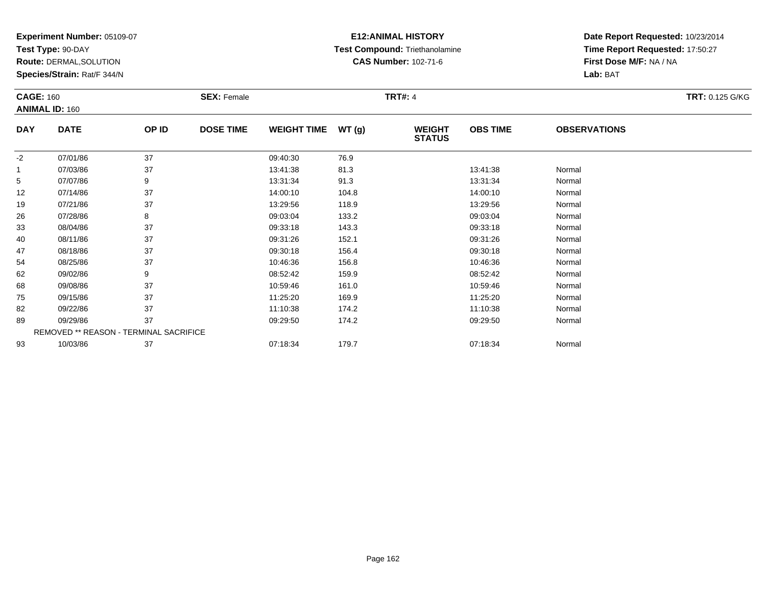**Experiment Number:** 05109-07
**Test Type:** 90-DAY
**Route:** DERMAL,SOLUTION
**Species/Strain:** Rat/F 344/N

**E12:ANIMAL HISTORY**
**Test Compound:** Triethanolamine
**CAS Number:** 102-71-6

**Date Report Requested:** 10/23/2014
**Time Report Requested:** 17:50:27
**First Dose M/F:** NA / NA
**Lab:** BAT

**CAGE:** 160 **SEX:** Female **TRT#:** 4 **TRT:** 0.125 G/KG
**ANIMAL ID:** 160

| DAY | DATE | OP ID | DOSE TIME | WEIGHT TIME | WT (g) | WEIGHT STATUS | OBS TIME | OBSERVATIONS |
|---|---|---|---|---|---|---|---|---|
| -2 | 07/01/86 | 37 | | 09:40:30 | 76.9 | | | |
| 1 | 07/03/86 | 37 | | 13:41:38 | 81.3 | | 13:41:38 | Normal |
| 5 | 07/07/86 | 9 | | 13:31:34 | 91.3 | | 13:31:34 | Normal |
| 12 | 07/14/86 | 37 | | 14:00:10 | 104.8 | | 14:00:10 | Normal |
| 19 | 07/21/86 | 37 | | 13:29:56 | 118.9 | | 13:29:56 | Normal |
| 26 | 07/28/86 | 8 | | 09:03:04 | 133.2 | | 09:03:04 | Normal |
| 33 | 08/04/86 | 37 | | 09:33:18 | 143.3 | | 09:33:18 | Normal |
| 40 | 08/11/86 | 37 | | 09:31:26 | 152.1 | | 09:31:26 | Normal |
| 47 | 08/18/86 | 37 | | 09:30:18 | 156.4 | | 09:30:18 | Normal |
| 54 | 08/25/86 | 37 | | 10:46:36 | 156.8 | | 10:46:36 | Normal |
| 62 | 09/02/86 | 9 | | 08:52:42 | 159.9 | | 08:52:42 | Normal |
| 68 | 09/08/86 | 37 | | 10:59:46 | 161.0 | | 10:59:46 | Normal |
| 75 | 09/15/86 | 37 | | 11:25:20 | 169.9 | | 11:25:20 | Normal |
| 82 | 09/22/86 | 37 | | 11:10:38 | 174.2 | | 11:10:38 | Normal |
| 89 | 09/29/86 | 37 | | 09:29:50 | 174.2 | | 09:29:50 | Normal |
| | REMOVED ** REASON - TERMINAL SACRIFICE | | | | | | | |
| 93 | 10/03/86 | 37 | | 07:18:34 | 179.7 | | 07:18:34 | Normal |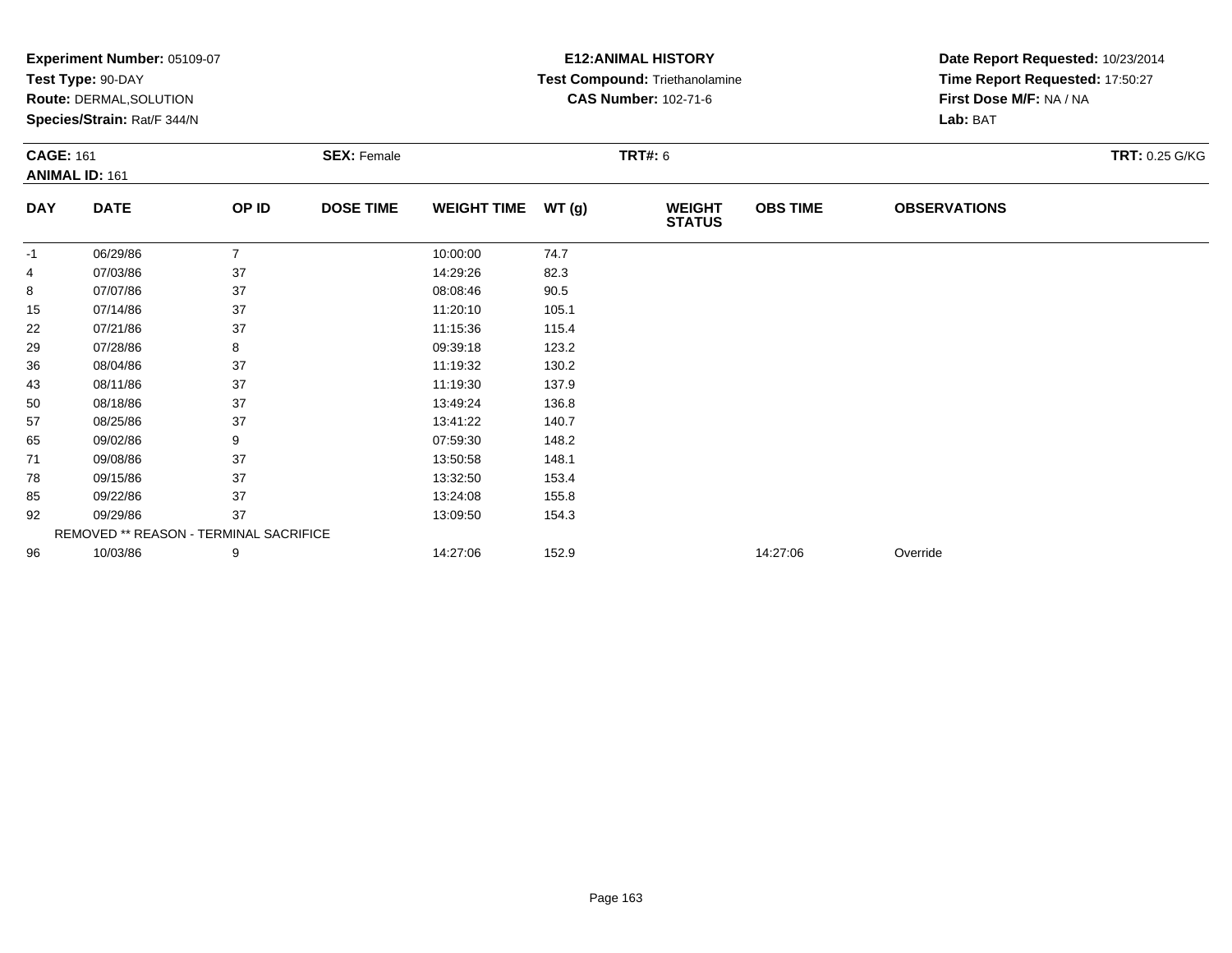**Experiment Number:** 05109-07
**Test Type:** 90-DAY
**Route:** DERMAL,SOLUTION
**Species/Strain:** Rat/F 344/N

**E12:ANIMAL HISTORY**
**Test Compound:** Triethanolamine
**CAS Number:** 102-71-6

**Date Report Requested:** 10/23/2014
**Time Report Requested:** 17:50:27
**First Dose M/F:** NA / NA
**Lab:** BAT

**CAGE:** 161
**ANIMAL ID:** 161
**SEX:** Female
**TRT#:** 6
**TRT:** 0.25 G/KG

| DAY | DATE | OP ID | DOSE TIME | WEIGHT TIME | WT (g) | WEIGHT STATUS | OBS TIME | OBSERVATIONS |
|---|---|---|---|---|---|---|---|---|
| -1 | 06/29/86 | 7 | | 10:00:00 | 74.7 | | | |
| 4 | 07/03/86 | 37 | | 14:29:26 | 82.3 | | | |
| 8 | 07/07/86 | 37 | | 08:08:46 | 90.5 | | | |
| 15 | 07/14/86 | 37 | | 11:20:10 | 105.1 | | | |
| 22 | 07/21/86 | 37 | | 11:15:36 | 115.4 | | | |
| 29 | 07/28/86 | 8 | | 09:39:18 | 123.2 | | | |
| 36 | 08/04/86 | 37 | | 11:19:32 | 130.2 | | | |
| 43 | 08/11/86 | 37 | | 11:19:30 | 137.9 | | | |
| 50 | 08/18/86 | 37 | | 13:49:24 | 136.8 | | | |
| 57 | 08/25/86 | 37 | | 13:41:22 | 140.7 | | | |
| 65 | 09/02/86 | 9 | | 07:59:30 | 148.2 | | | |
| 71 | 09/08/86 | 37 | | 13:50:58 | 148.1 | | | |
| 78 | 09/15/86 | 37 | | 13:32:50 | 153.4 | | | |
| 85 | 09/22/86 | 37 | | 13:24:08 | 155.8 | | | |
| 92 | 09/29/86 | 37 | | 13:09:50 | 154.3 | | | |
| REMOVED ** REASON - TERMINAL SACRIFICE | | | | | | | | |
| 96 | 10/03/86 | 9 | | 14:27:06 | 152.9 | | 14:27:06 | Override |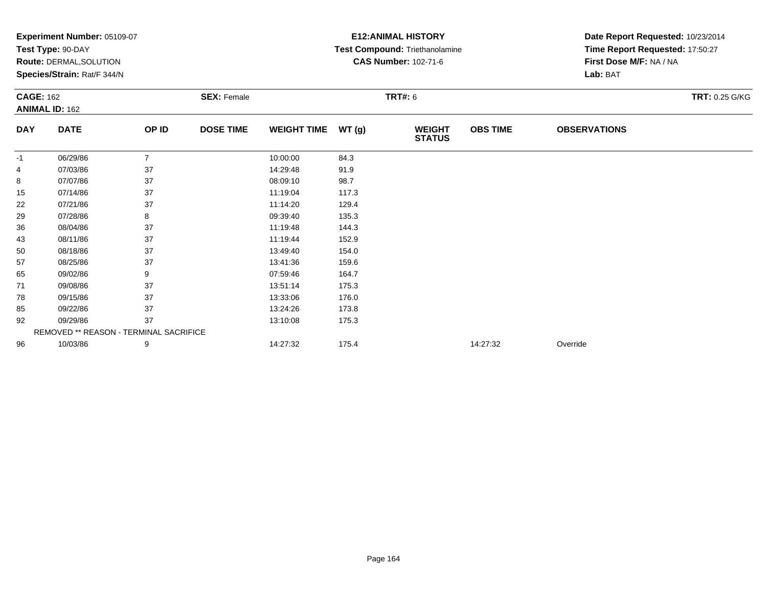**Experiment Number:** 05109-07
**Test Type:** 90-DAY
**Route:** DERMAL,SOLUTION
**Species/Strain:** Rat/F 344/N

**E12:ANIMAL HISTORY**
**Test Compound:** Triethanolamine
**CAS Number:** 102-71-6

**Date Report Requested:** 10/23/2014
**Time Report Requested:** 17:50:27
**First Dose M/F:** NA / NA
**Lab:** BAT

**CAGE:** 162
**ANIMAL ID:** 162
**SEX:** Female
**TRT#:** 6
**TRT:** 0.25 G/KG

| DAY | DATE | OP ID | DOSE TIME | WEIGHT TIME | WT (g) | WEIGHT STATUS | OBS TIME | OBSERVATIONS |
|---|---|---|---|---|---|---|---|---|
| -1 | 06/29/86 | 7 | | 10:00:00 | 84.3 | | | |
| 4 | 07/03/86 | 37 | | 14:29:48 | 91.9 | | | |
| 8 | 07/07/86 | 37 | | 08:09:10 | 98.7 | | | |
| 15 | 07/14/86 | 37 | | 11:19:04 | 117.3 | | | |
| 22 | 07/21/86 | 37 | | 11:14:20 | 129.4 | | | |
| 29 | 07/28/86 | 8 | | 09:39:40 | 135.3 | | | |
| 36 | 08/04/86 | 37 | | 11:19:48 | 144.3 | | | |
| 43 | 08/11/86 | 37 | | 11:19:44 | 152.9 | | | |
| 50 | 08/18/86 | 37 | | 13:49:40 | 154.0 | | | |
| 57 | 08/25/86 | 37 | | 13:41:36 | 159.6 | | | |
| 65 | 09/02/86 | 9 | | 07:59:46 | 164.7 | | | |
| 71 | 09/08/86 | 37 | | 13:51:14 | 175.3 | | | |
| 78 | 09/15/86 | 37 | | 13:33:06 | 176.0 | | | |
| 85 | 09/22/86 | 37 | | 13:24:26 | 173.8 | | | |
| 92 | 09/29/86 | 37 | | 13:10:08 | 175.3 | | | |
| | REMOVED ** REASON - TERMINAL SACRIFICE | | | | | | | |
| 96 | 10/03/86 | 9 | | 14:27:32 | 175.4 | | 14:27:32 | Override |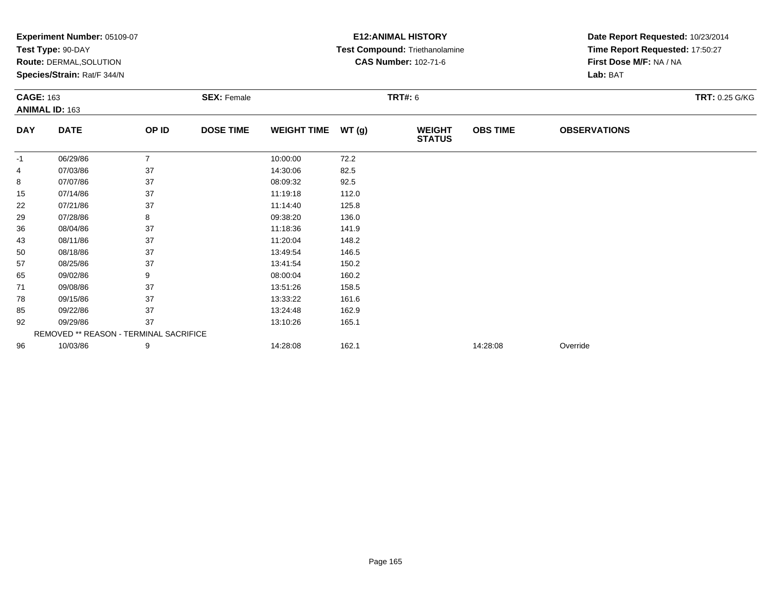**Experiment Number:** 05109-07
**Test Type:** 90-DAY
**Route:** DERMAL,SOLUTION
**Species/Strain:** Rat/F 344/N

**E12:ANIMAL HISTORY**
**Test Compound:** Triethanolamine
**CAS Number:** 102-71-6

**Date Report Requested:** 10/23/2014
**Time Report Requested:** 17:50:27
**First Dose M/F:** NA / NA
**Lab:** BAT

**CAGE:** 163 **SEX:** Female **TRT#:** 6 **TRT:** 0.25 G/KG
**ANIMAL ID:** 163

| DAY | DATE | OP ID | DOSE TIME | WEIGHT TIME | WT (g) | WEIGHT STATUS | OBS TIME | OBSERVATIONS |
|---|---|---|---|---|---|---|---|---|
| -1 | 06/29/86 | 7 | | 10:00:00 | 72.2 | | | |
| 4 | 07/03/86 | 37 | | 14:30:06 | 82.5 | | | |
| 8 | 07/07/86 | 37 | | 08:09:32 | 92.5 | | | |
| 15 | 07/14/86 | 37 | | 11:19:18 | 112.0 | | | |
| 22 | 07/21/86 | 37 | | 11:14:40 | 125.8 | | | |
| 29 | 07/28/86 | 8 | | 09:38:20 | 136.0 | | | |
| 36 | 08/04/86 | 37 | | 11:18:36 | 141.9 | | | |
| 43 | 08/11/86 | 37 | | 11:20:04 | 148.2 | | | |
| 50 | 08/18/86 | 37 | | 13:49:54 | 146.5 | | | |
| 57 | 08/25/86 | 37 | | 13:41:54 | 150.2 | | | |
| 65 | 09/02/86 | 9 | | 08:00:04 | 160.2 | | | |
| 71 | 09/08/86 | 37 | | 13:51:26 | 158.5 | | | |
| 78 | 09/15/86 | 37 | | 13:33:22 | 161.6 | | | |
| 85 | 09/22/86 | 37 | | 13:24:48 | 162.9 | | | |
| 92 | 09/29/86 | 37 | | 13:10:26 | 165.1 | | | |
| | REMOVED ** REASON - TERMINAL SACRIFICE | | | | | | | |
| 96 | 10/03/86 | 9 | | 14:28:08 | 162.1 | | 14:28:08 | Override |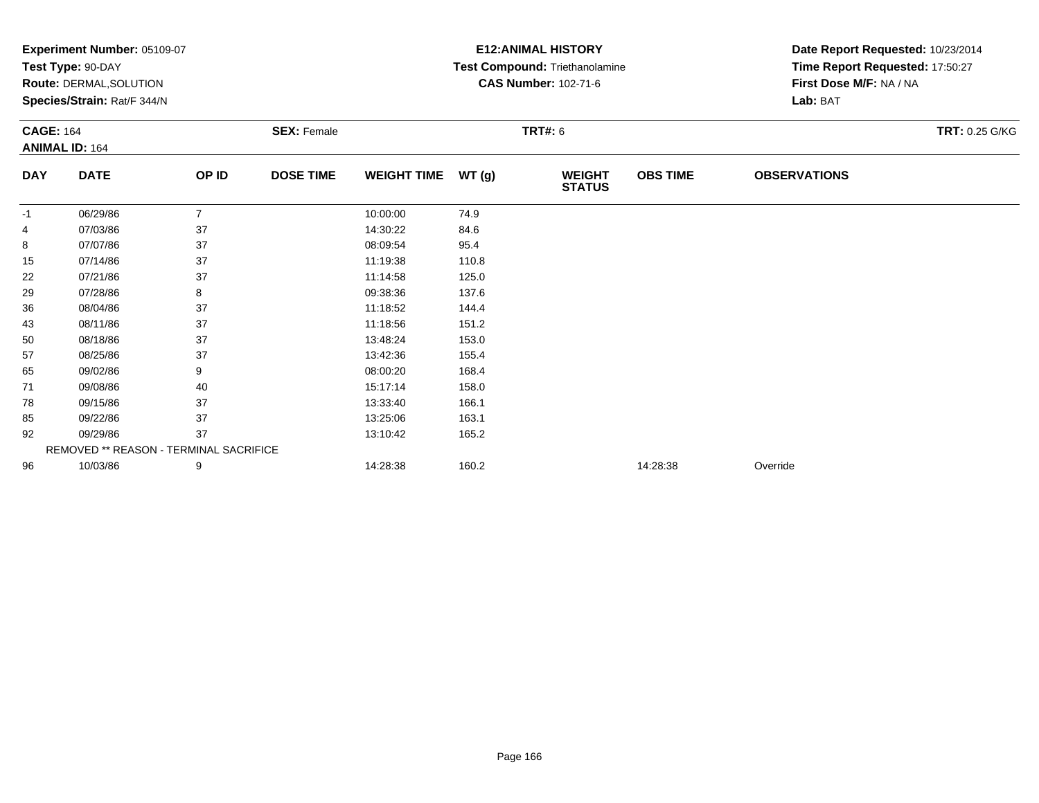**Experiment Number:** 05109-07
**Test Type:** 90-DAY
**Route:** DERMAL,SOLUTION
**Species/Strain:** Rat/F 344/N

**E12:ANIMAL HISTORY**
**Test Compound:** Triethanolamine
**CAS Number:** 102-71-6

**Date Report Requested:** 10/23/2014
**Time Report Requested:** 17:50:27
**First Dose M/F:** NA / NA
**Lab:** BAT

**CAGE:** 164 **SEX:** Female **TRT#:** 6 **TRT:** 0.25 G/KG
**ANIMAL ID:** 164

| DAY | DATE | OP ID | DOSE TIME | WEIGHT TIME | WT (g) | WEIGHT STATUS | OBS TIME | OBSERVATIONS |
|---|---|---|---|---|---|---|---|---|
| -1 | 06/29/86 | 7 | | 10:00:00 | 74.9 | | | |
| 4 | 07/03/86 | 37 | | 14:30:22 | 84.6 | | | |
| 8 | 07/07/86 | 37 | | 08:09:54 | 95.4 | | | |
| 15 | 07/14/86 | 37 | | 11:19:38 | 110.8 | | | |
| 22 | 07/21/86 | 37 | | 11:14:58 | 125.0 | | | |
| 29 | 07/28/86 | 8 | | 09:38:36 | 137.6 | | | |
| 36 | 08/04/86 | 37 | | 11:18:52 | 144.4 | | | |
| 43 | 08/11/86 | 37 | | 11:18:56 | 151.2 | | | |
| 50 | 08/18/86 | 37 | | 13:48:24 | 153.0 | | | |
| 57 | 08/25/86 | 37 | | 13:42:36 | 155.4 | | | |
| 65 | 09/02/86 | 9 | | 08:00:20 | 168.4 | | | |
| 71 | 09/08/86 | 40 | | 15:17:14 | 158.0 | | | |
| 78 | 09/15/86 | 37 | | 13:33:40 | 166.1 | | | |
| 85 | 09/22/86 | 37 | | 13:25:06 | 163.1 | | | |
| 92 | 09/29/86 | 37 | | 13:10:42 | 165.2 | | | |
| REMOVED ** REASON - TERMINAL SACRIFICE | | | | | | | | |
| 96 | 10/03/86 | 9 | | 14:28:38 | 160.2 | | 14:28:38 | Override |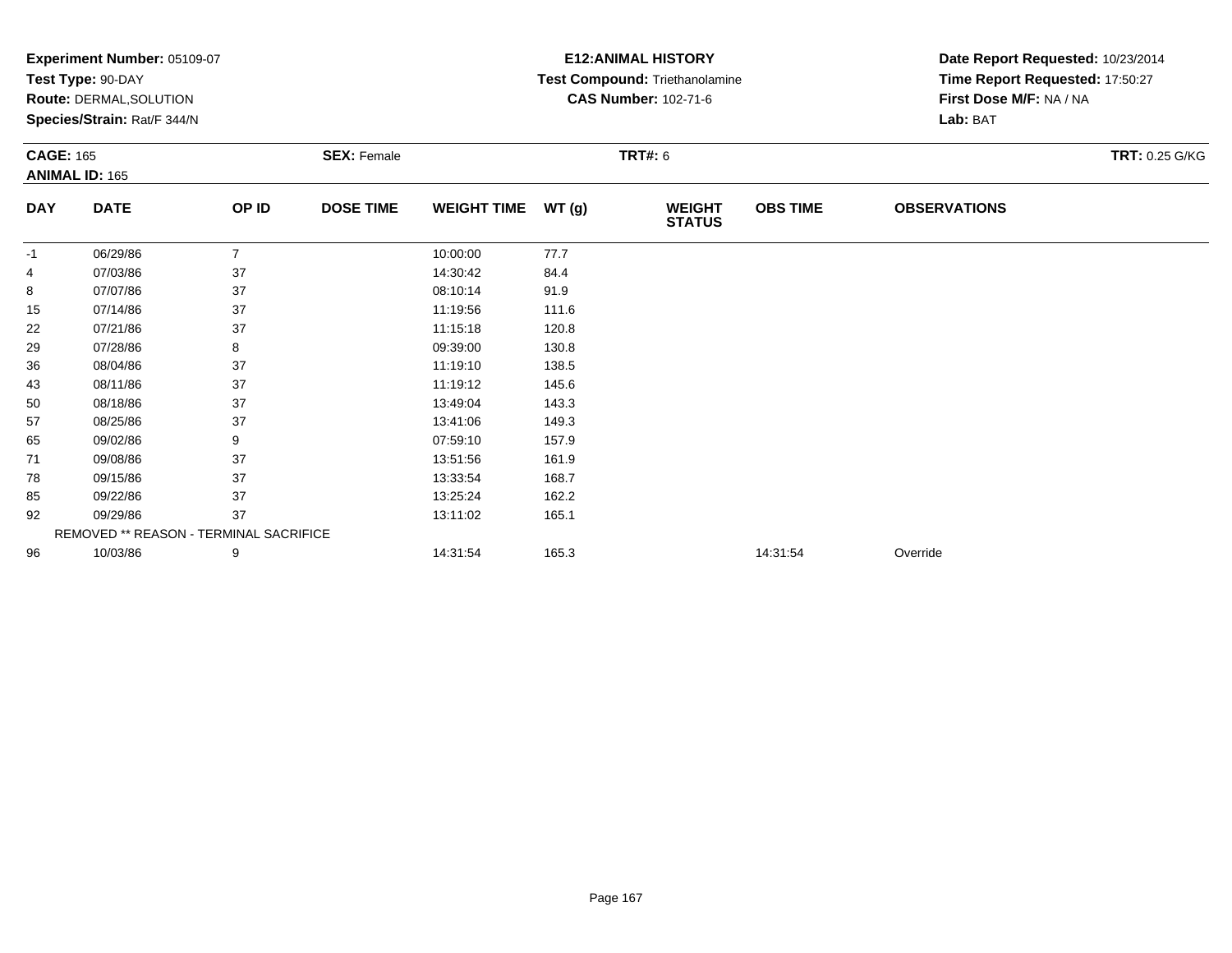**Experiment Number:** 05109-07
**Test Type:** 90-DAY
**Route:** DERMAL,SOLUTION
**Species/Strain:** Rat/F 344/N

**E12:ANIMAL HISTORY**
**Test Compound:** Triethanolamine
**CAS Number:** 102-71-6

**Date Report Requested:** 10/23/2014
**Time Report Requested:** 17:50:27
**First Dose M/F:** NA / NA
**Lab:** BAT

**CAGE:** 165
**ANIMAL ID:** 165
**SEX:** Female
**TRT#:** 6
**TRT:** 0.25 G/KG

| DAY | DATE | OP ID | DOSE TIME | WEIGHT TIME | WT (g) | WEIGHT STATUS | OBS TIME | OBSERVATIONS |
|---|---|---|---|---|---|---|---|---|
| -1 | 06/29/86 | 7 | | 10:00:00 | 77.7 | | | |
| 4 | 07/03/86 | 37 | | 14:30:42 | 84.4 | | | |
| 8 | 07/07/86 | 37 | | 08:10:14 | 91.9 | | | |
| 15 | 07/14/86 | 37 | | 11:19:56 | 111.6 | | | |
| 22 | 07/21/86 | 37 | | 11:15:18 | 120.8 | | | |
| 29 | 07/28/86 | 8 | | 09:39:00 | 130.8 | | | |
| 36 | 08/04/86 | 37 | | 11:19:10 | 138.5 | | | |
| 43 | 08/11/86 | 37 | | 11:19:12 | 145.6 | | | |
| 50 | 08/18/86 | 37 | | 13:49:04 | 143.3 | | | |
| 57 | 08/25/86 | 37 | | 13:41:06 | 149.3 | | | |
| 65 | 09/02/86 | 9 | | 07:59:10 | 157.9 | | | |
| 71 | 09/08/86 | 37 | | 13:51:56 | 161.9 | | | |
| 78 | 09/15/86 | 37 | | 13:33:54 | 168.7 | | | |
| 85 | 09/22/86 | 37 | | 13:25:24 | 162.2 | | | |
| 92 | 09/29/86 | 37 | | 13:11:02 | 165.1 | | | |
| | REMOVED ** REASON - TERMINAL SACRIFICE | | | | | | | |
| 96 | 10/03/86 | 9 | | 14:31:54 | 165.3 | | 14:31:54 | Override |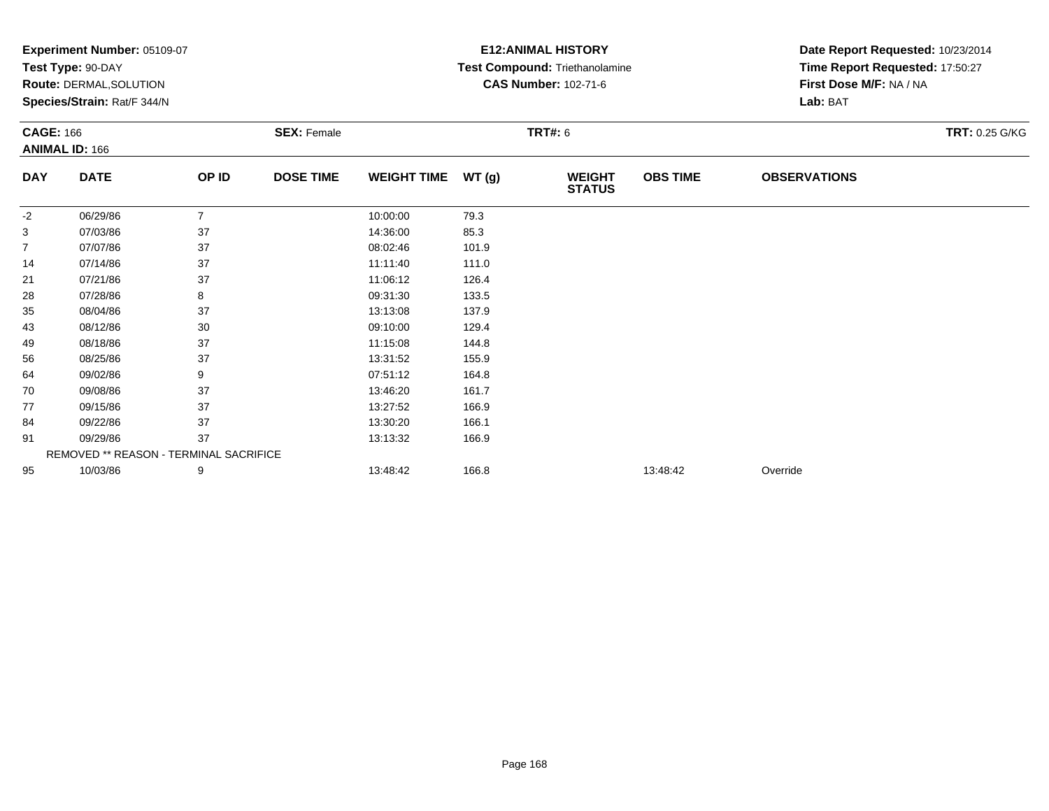**Experiment Number:** 05109-07
**Test Type:** 90-DAY
**Route:** DERMAL,SOLUTION
**Species/Strain:** Rat/F 344/N

**E12:ANIMAL HISTORY**
**Test Compound:** Triethanolamine
**CAS Number:** 102-71-6

**Date Report Requested:** 10/23/2014
**Time Report Requested:** 17:50:27
**First Dose M/F:** NA / NA
**Lab:** BAT

**CAGE:** 166
**ANIMAL ID:** 166
**SEX:** Female
**TRT#:** 6
**TRT:** 0.25 G/KG

| DAY | DATE | OP ID | DOSE TIME | WEIGHT TIME | WT (g) | WEIGHT STATUS | OBS TIME | OBSERVATIONS |
|---|---|---|---|---|---|---|---|---|
| -2 | 06/29/86 | 7 | | 10:00:00 | 79.3 | | | |
| 3 | 07/03/86 | 37 | | 14:36:00 | 85.3 | | | |
| 7 | 07/07/86 | 37 | | 08:02:46 | 101.9 | | | |
| 14 | 07/14/86 | 37 | | 11:11:40 | 111.0 | | | |
| 21 | 07/21/86 | 37 | | 11:06:12 | 126.4 | | | |
| 28 | 07/28/86 | 8 | | 09:31:30 | 133.5 | | | |
| 35 | 08/04/86 | 37 | | 13:13:08 | 137.9 | | | |
| 43 | 08/12/86 | 30 | | 09:10:00 | 129.4 | | | |
| 49 | 08/18/86 | 37 | | 11:15:08 | 144.8 | | | |
| 56 | 08/25/86 | 37 | | 13:31:52 | 155.9 | | | |
| 64 | 09/02/86 | 9 | | 07:51:12 | 164.8 | | | |
| 70 | 09/08/86 | 37 | | 13:46:20 | 161.7 | | | |
| 77 | 09/15/86 | 37 | | 13:27:52 | 166.9 | | | |
| 84 | 09/22/86 | 37 | | 13:30:20 | 166.1 | | | |
| 91 | 09/29/86 | 37 | | 13:13:32 | 166.9 | | | |
| REMOVED ** REASON - TERMINAL SACRIFICE | | | | | | | | |
| 95 | 10/03/86 | 9 | | 13:48:42 | 166.8 | | 13:48:42 | Override |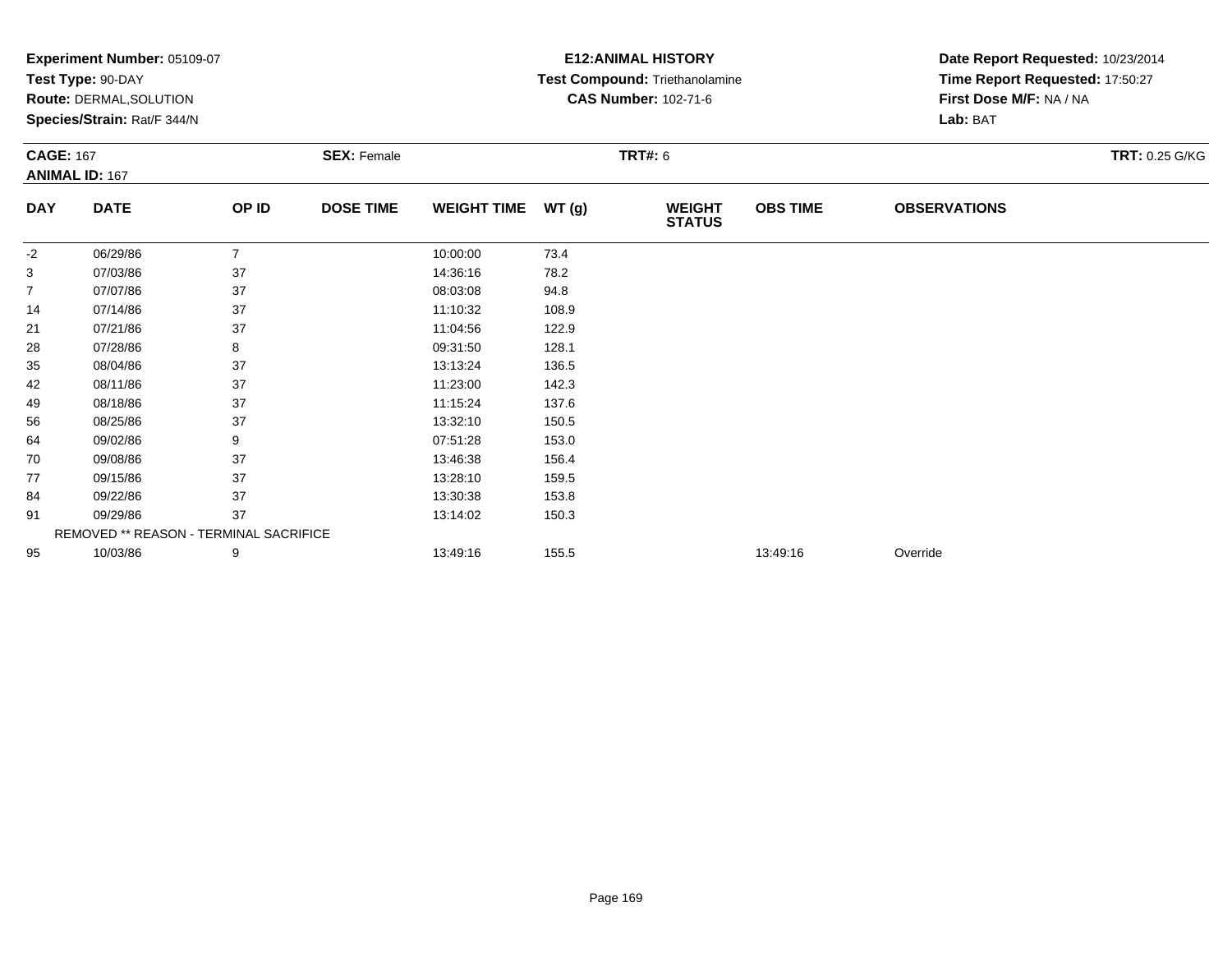**Experiment Number:** 05109-07
**Test Type:** 90-DAY
**Route:** DERMAL,SOLUTION
**Species/Strain:** Rat/F 344/N

**E12:ANIMAL HISTORY**
**Test Compound:** Triethanolamine
**CAS Number:** 102-71-6

**Date Report Requested:** 10/23/2014
**Time Report Requested:** 17:50:27
**First Dose M/F:** NA / NA
**Lab:** BAT

**CAGE:** 167
**ANIMAL ID:** 167
**SEX:** Female
**TRT#:** 6
**TRT:** 0.25 G/KG

| DAY | DATE | OP ID | DOSE TIME | WEIGHT TIME | WT (g) | WEIGHT STATUS | OBS TIME | OBSERVATIONS |
|---|---|---|---|---|---|---|---|---|
| -2 | 06/29/86 | 7 | | 10:00:00 | 73.4 | | | |
| 3 | 07/03/86 | 37 | | 14:36:16 | 78.2 | | | |
| 7 | 07/07/86 | 37 | | 08:03:08 | 94.8 | | | |
| 14 | 07/14/86 | 37 | | 11:10:32 | 108.9 | | | |
| 21 | 07/21/86 | 37 | | 11:04:56 | 122.9 | | | |
| 28 | 07/28/86 | 8 | | 09:31:50 | 128.1 | | | |
| 35 | 08/04/86 | 37 | | 13:13:24 | 136.5 | | | |
| 42 | 08/11/86 | 37 | | 11:23:00 | 142.3 | | | |
| 49 | 08/18/86 | 37 | | 11:15:24 | 137.6 | | | |
| 56 | 08/25/86 | 37 | | 13:32:10 | 150.5 | | | |
| 64 | 09/02/86 | 9 | | 07:51:28 | 153.0 | | | |
| 70 | 09/08/86 | 37 | | 13:46:38 | 156.4 | | | |
| 77 | 09/15/86 | 37 | | 13:28:10 | 159.5 | | | |
| 84 | 09/22/86 | 37 | | 13:30:38 | 153.8 | | | |
| 91 | 09/29/86 | 37 | | 13:14:02 | 150.3 | | | |
| REMOVED ** REASON - TERMINAL SACRIFICE | | | | | | | | |
| 95 | 10/03/86 | 9 | | 13:49:16 | 155.5 | | 13:49:16 | Override |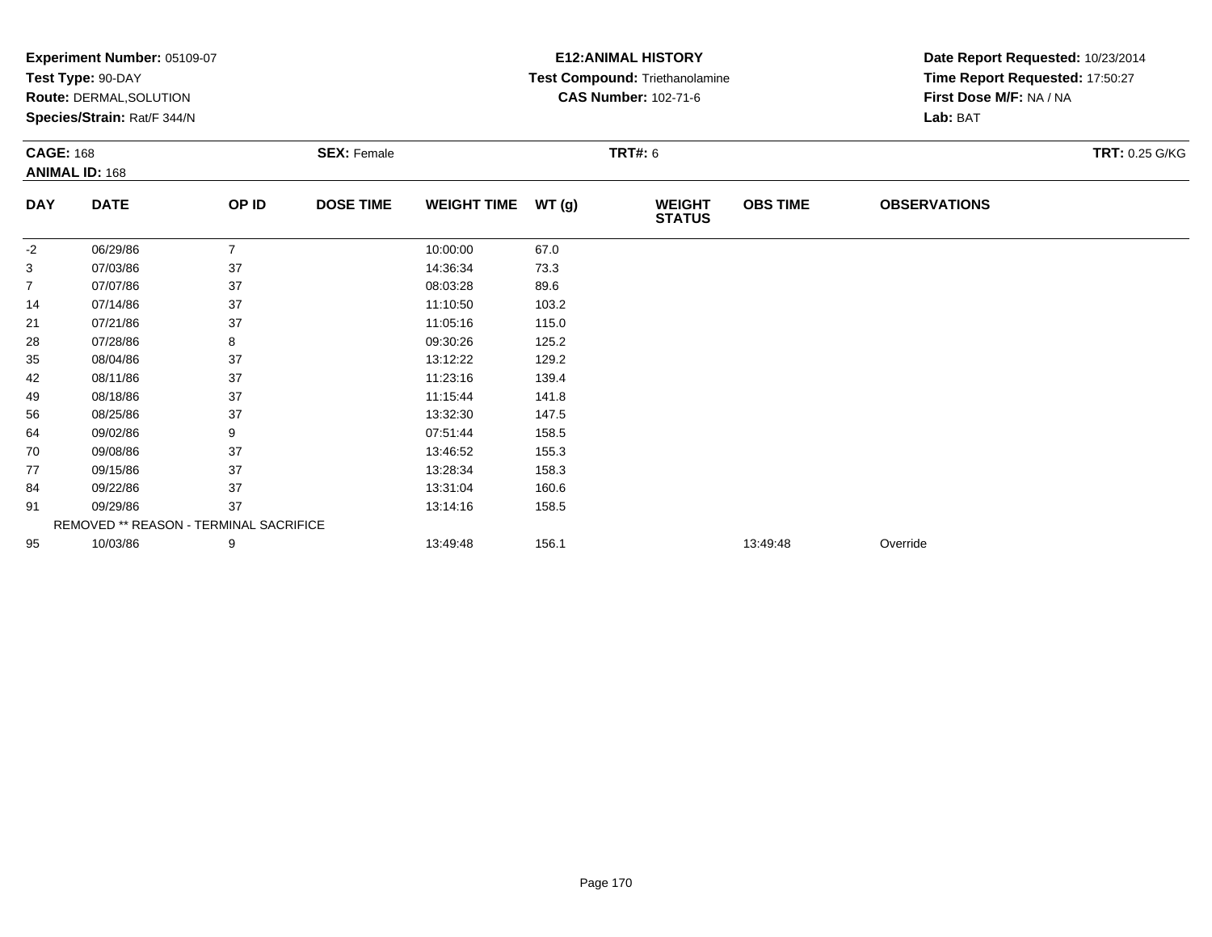**Experiment Number:** 05109-07
**Test Type:** 90-DAY
**Route:** DERMAL,SOLUTION
**Species/Strain:** Rat/F 344/N

**E12:ANIMAL HISTORY**
**Test Compound:** Triethanolamine
**CAS Number:** 102-71-6

**Date Report Requested:** 10/23/2014
**Time Report Requested:** 17:50:27
**First Dose M/F:** NA / NA
**Lab:** BAT

**CAGE:** 168 **SEX:** Female **TRT#:** 6 **TRT:** 0.25 G/KG
**ANIMAL ID:** 168

| DAY | DATE | OP ID | DOSE TIME | WEIGHT TIME | WT (g) | WEIGHT STATUS | OBS TIME | OBSERVATIONS |
|---|---|---|---|---|---|---|---|---|
| -2 | 06/29/86 | 7 | | 10:00:00 | 67.0 | | | |
| 3 | 07/03/86 | 37 | | 14:36:34 | 73.3 | | | |
| 7 | 07/07/86 | 37 | | 08:03:28 | 89.6 | | | |
| 14 | 07/14/86 | 37 | | 11:10:50 | 103.2 | | | |
| 21 | 07/21/86 | 37 | | 11:05:16 | 115.0 | | | |
| 28 | 07/28/86 | 8 | | 09:30:26 | 125.2 | | | |
| 35 | 08/04/86 | 37 | | 13:12:22 | 129.2 | | | |
| 42 | 08/11/86 | 37 | | 11:23:16 | 139.4 | | | |
| 49 | 08/18/86 | 37 | | 11:15:44 | 141.8 | | | |
| 56 | 08/25/86 | 37 | | 13:32:30 | 147.5 | | | |
| 64 | 09/02/86 | 9 | | 07:51:44 | 158.5 | | | |
| 70 | 09/08/86 | 37 | | 13:46:52 | 155.3 | | | |
| 77 | 09/15/86 | 37 | | 13:28:34 | 158.3 | | | |
| 84 | 09/22/86 | 37 | | 13:31:04 | 160.6 | | | |
| 91 | 09/29/86 | 37 | | 13:14:16 | 158.5 | | | |
| REMOVED ** REASON - TERMINAL SACRIFICE | | | | | | | | |
| 95 | 10/03/86 | 9 | | 13:49:48 | 156.1 | | 13:49:48 | Override |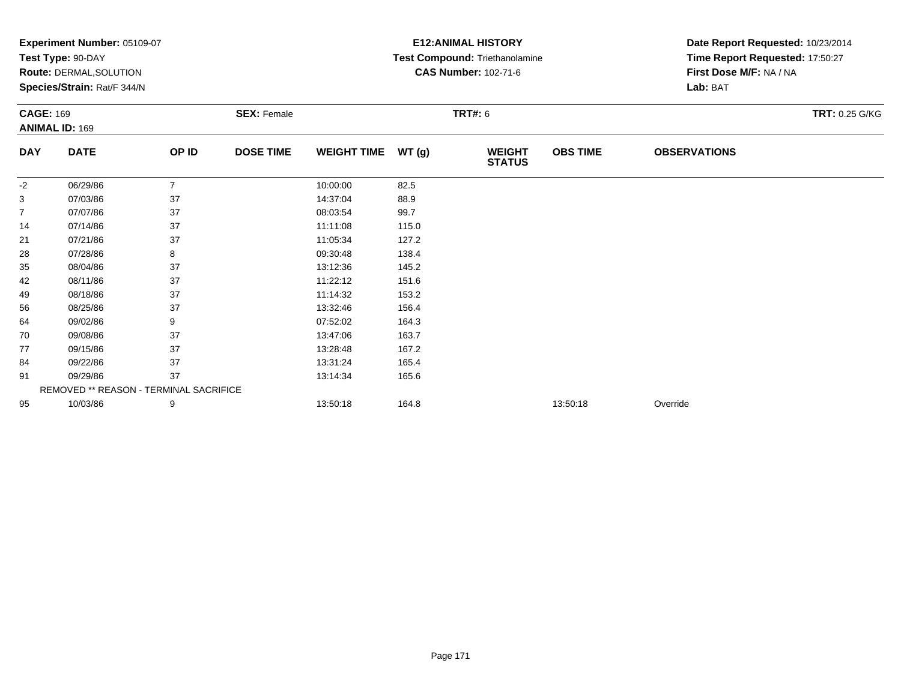**Experiment Number:** 05109-07
**Test Type:** 90-DAY
**Route:** DERMAL,SOLUTION
**Species/Strain:** Rat/F 344/N

**E12:ANIMAL HISTORY**
**Test Compound:** Triethanolamine
**CAS Number:** 102-71-6

**Date Report Requested:** 10/23/2014
**Time Report Requested:** 17:50:27
**First Dose M/F:** NA / NA
**Lab:** BAT

**CAGE:** 169
**ANIMAL ID:** 169
**SEX:** Female
**TRT#:** 6
**TRT:** 0.25 G/KG

| DAY | DATE | OP ID | DOSE TIME | WEIGHT TIME | WT (g) | WEIGHT STATUS | OBS TIME | OBSERVATIONS |
|---|---|---|---|---|---|---|---|---|
| -2 | 06/29/86 | 7 | | 10:00:00 | 82.5 | | | |
| 3 | 07/03/86 | 37 | | 14:37:04 | 88.9 | | | |
| 7 | 07/07/86 | 37 | | 08:03:54 | 99.7 | | | |
| 14 | 07/14/86 | 37 | | 11:11:08 | 115.0 | | | |
| 21 | 07/21/86 | 37 | | 11:05:34 | 127.2 | | | |
| 28 | 07/28/86 | 8 | | 09:30:48 | 138.4 | | | |
| 35 | 08/04/86 | 37 | | 13:12:36 | 145.2 | | | |
| 42 | 08/11/86 | 37 | | 11:22:12 | 151.6 | | | |
| 49 | 08/18/86 | 37 | | 11:14:32 | 153.2 | | | |
| 56 | 08/25/86 | 37 | | 13:32:46 | 156.4 | | | |
| 64 | 09/02/86 | 9 | | 07:52:02 | 164.3 | | | |
| 70 | 09/08/86 | 37 | | 13:47:06 | 163.7 | | | |
| 77 | 09/15/86 | 37 | | 13:28:48 | 167.2 | | | |
| 84 | 09/22/86 | 37 | | 13:31:24 | 165.4 | | | |
| 91 | 09/29/86 | 37 | | 13:14:34 | 165.6 | | | |
| REMOVED ** REASON - TERMINAL SACRIFICE | | | | | | | | |
| 95 | 10/03/86 | 9 | | 13:50:18 | 164.8 | | 13:50:18 | Override |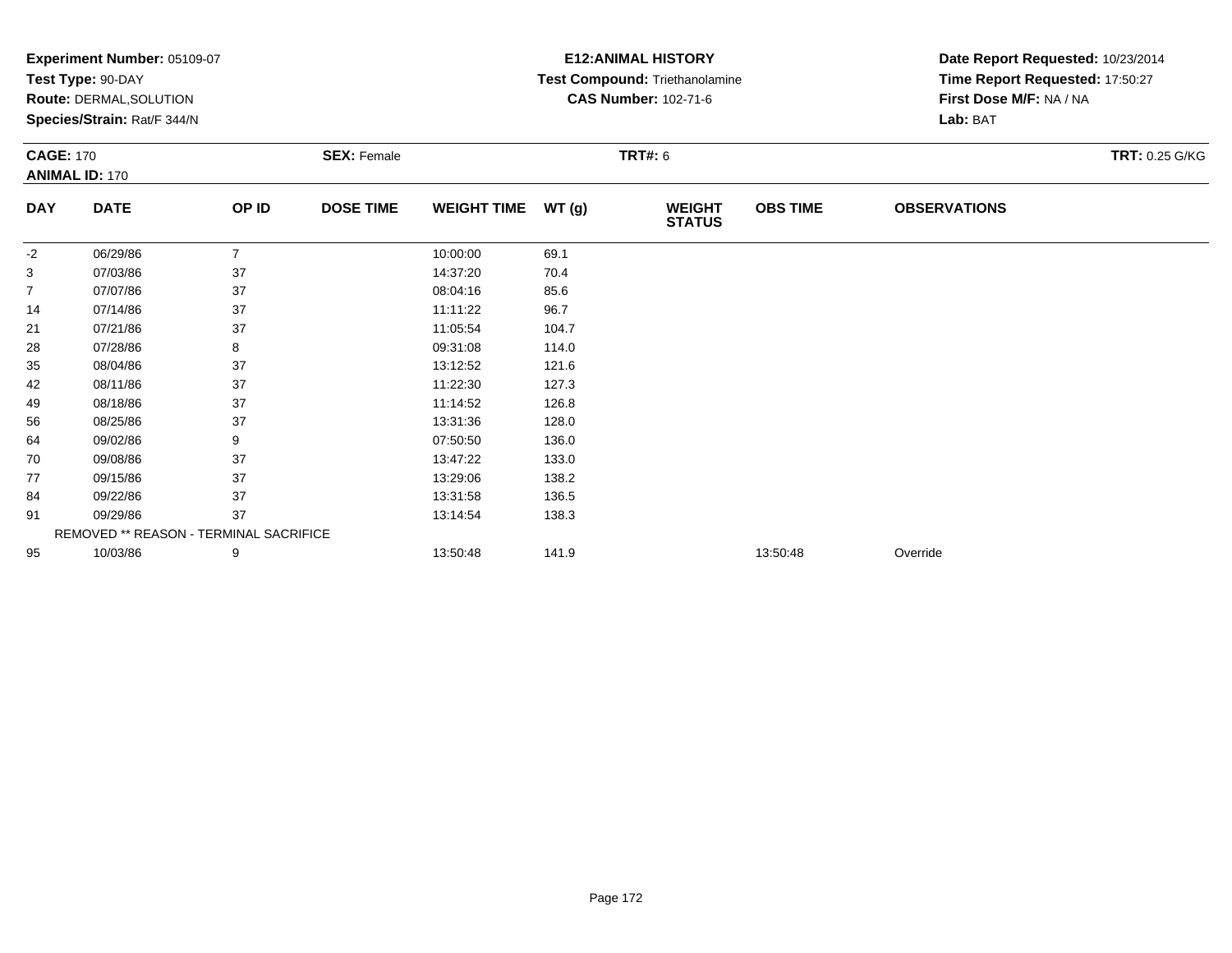**Experiment Number:** 05109-07
**Test Type:** 90-DAY
**Route:** DERMAL,SOLUTION
**Species/Strain:** Rat/F 344/N

**E12:ANIMAL HISTORY**
**Test Compound:** Triethanolamine
**CAS Number:** 102-71-6

**Date Report Requested:** 10/23/2014
**Time Report Requested:** 17:50:27
**First Dose M/F:** NA / NA
**Lab:** BAT

**CAGE:** 170
**ANIMAL ID:** 170
**SEX:** Female
**TRT#:** 6
**TRT:** 0.25 G/KG

| DAY | DATE | OP ID | DOSE TIME | WEIGHT TIME | WT (g) | WEIGHT STATUS | OBS TIME | OBSERVATIONS |
|---|---|---|---|---|---|---|---|---|
| -2 | 06/29/86 | 7 | | 10:00:00 | 69.1 | | | |
| 3 | 07/03/86 | 37 | | 14:37:20 | 70.4 | | | |
| 7 | 07/07/86 | 37 | | 08:04:16 | 85.6 | | | |
| 14 | 07/14/86 | 37 | | 11:11:22 | 96.7 | | | |
| 21 | 07/21/86 | 37 | | 11:05:54 | 104.7 | | | |
| 28 | 07/28/86 | 8 | | 09:31:08 | 114.0 | | | |
| 35 | 08/04/86 | 37 | | 13:12:52 | 121.6 | | | |
| 42 | 08/11/86 | 37 | | 11:22:30 | 127.3 | | | |
| 49 | 08/18/86 | 37 | | 11:14:52 | 126.8 | | | |
| 56 | 08/25/86 | 37 | | 13:31:36 | 128.0 | | | |
| 64 | 09/02/86 | 9 | | 07:50:50 | 136.0 | | | |
| 70 | 09/08/86 | 37 | | 13:47:22 | 133.0 | | | |
| 77 | 09/15/86 | 37 | | 13:29:06 | 138.2 | | | |
| 84 | 09/22/86 | 37 | | 13:31:58 | 136.5 | | | |
| 91 | 09/29/86 | 37 | | 13:14:54 | 138.3 | | | |
| | REMOVED ** REASON - TERMINAL SACRIFICE | | | | | | | |
| 95 | 10/03/86 | 9 | | 13:50:48 | 141.9 | | 13:50:48 | Override |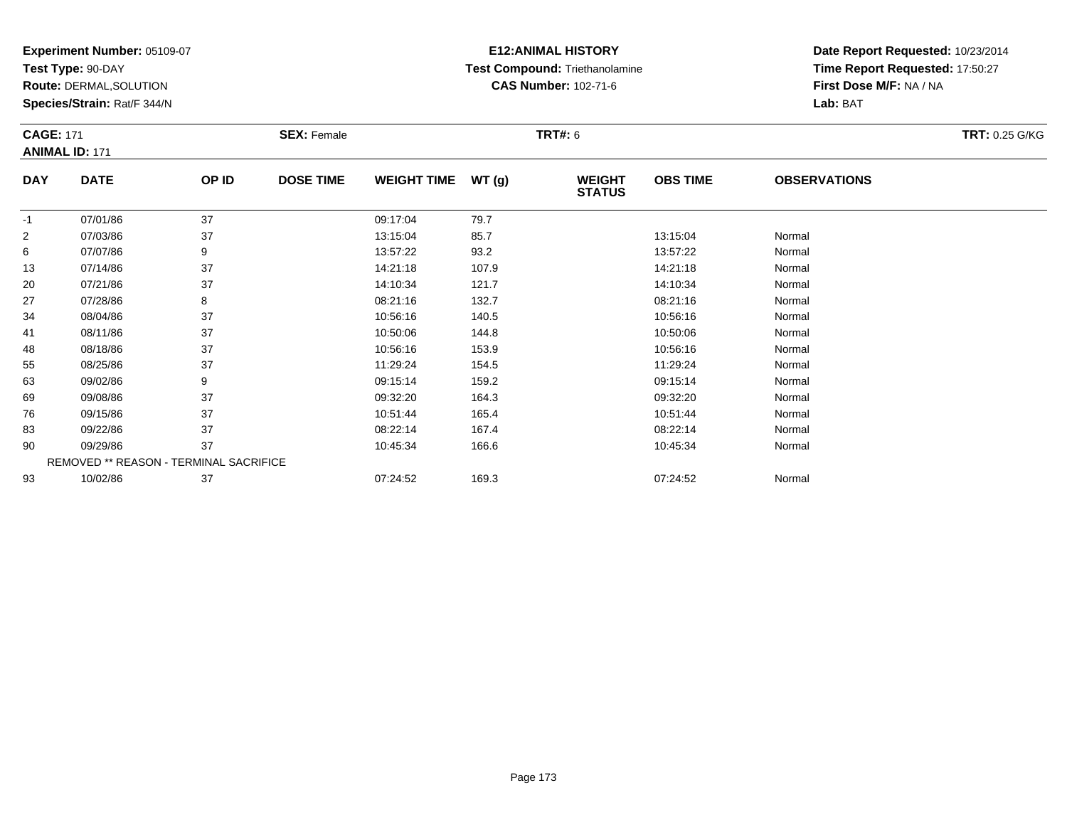**Experiment Number:** 05109-07
**Test Type:** 90-DAY
**Route:** DERMAL,SOLUTION
**Species/Strain:** Rat/F 344/N

**E12:ANIMAL HISTORY**
**Test Compound:** Triethanolamine
**CAS Number:** 102-71-6

**Date Report Requested:** 10/23/2014
**Time Report Requested:** 17:50:27
**First Dose M/F:** NA / NA
**Lab:** BAT

**CAGE:** 171
**ANIMAL ID:** 171
**SEX:** Female
**TRT#:** 6
**TRT:** 0.25 G/KG

| DAY | DATE | OP ID | DOSE TIME | WEIGHT TIME | WT (g) | WEIGHT STATUS | OBS TIME | OBSERVATIONS |
|---|---|---|---|---|---|---|---|---|
| -1 | 07/01/86 | 37 | | 09:17:04 | 79.7 | | | |
| 2 | 07/03/86 | 37 | | 13:15:04 | 85.7 | | 13:15:04 | Normal |
| 6 | 07/07/86 | 9 | | 13:57:22 | 93.2 | | 13:57:22 | Normal |
| 13 | 07/14/86 | 37 | | 14:21:18 | 107.9 | | 14:21:18 | Normal |
| 20 | 07/21/86 | 37 | | 14:10:34 | 121.7 | | 14:10:34 | Normal |
| 27 | 07/28/86 | 8 | | 08:21:16 | 132.7 | | 08:21:16 | Normal |
| 34 | 08/04/86 | 37 | | 10:56:16 | 140.5 | | 10:56:16 | Normal |
| 41 | 08/11/86 | 37 | | 10:50:06 | 144.8 | | 10:50:06 | Normal |
| 48 | 08/18/86 | 37 | | 10:56:16 | 153.9 | | 10:56:16 | Normal |
| 55 | 08/25/86 | 37 | | 11:29:24 | 154.5 | | 11:29:24 | Normal |
| 63 | 09/02/86 | 9 | | 09:15:14 | 159.2 | | 09:15:14 | Normal |
| 69 | 09/08/86 | 37 | | 09:32:20 | 164.3 | | 09:32:20 | Normal |
| 76 | 09/15/86 | 37 | | 10:51:44 | 165.4 | | 10:51:44 | Normal |
| 83 | 09/22/86 | 37 | | 08:22:14 | 167.4 | | 08:22:14 | Normal |
| 90 | 09/29/86 | 37 | | 10:45:34 | 166.6 | | 10:45:34 | Normal |
| | REMOVED ** REASON - TERMINAL SACRIFICE | | | | | | | |
| 93 | 10/02/86 | 37 | | 07:24:52 | 169.3 | | 07:24:52 | Normal |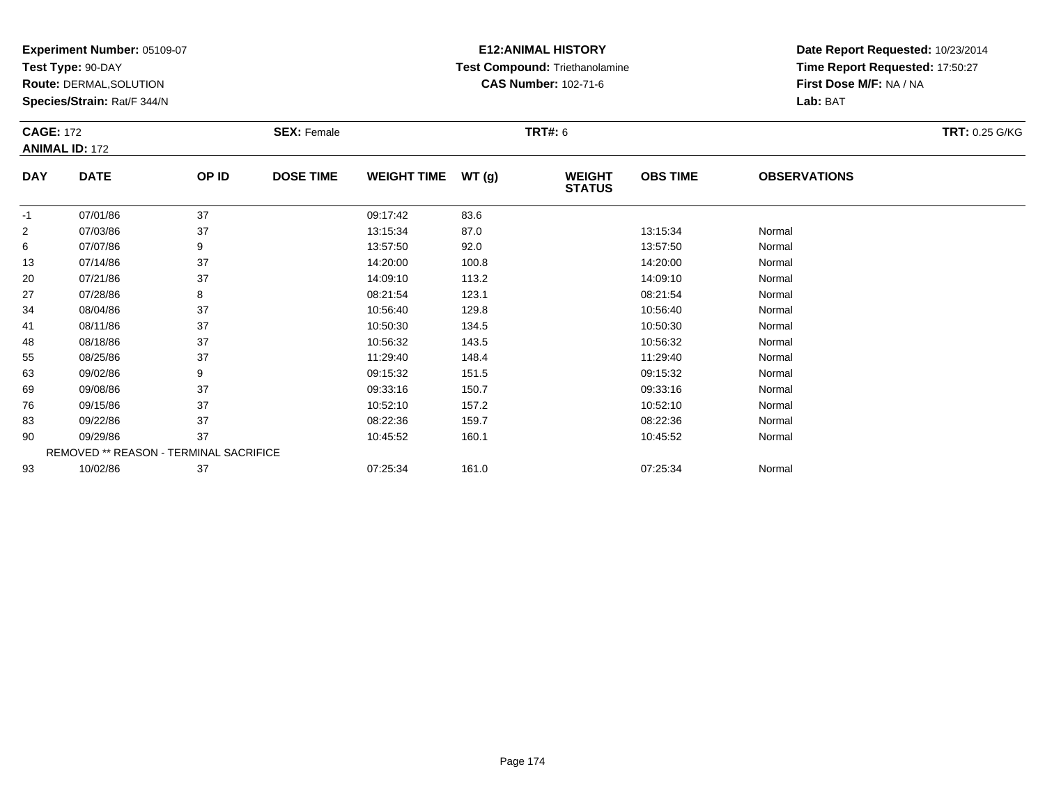**Experiment Number:** 05109-07
**Test Type:** 90-DAY
**Route:** DERMAL,SOLUTION
**Species/Strain:** Rat/F 344/N

**E12:ANIMAL HISTORY**
**Test Compound:** Triethanolamine
**CAS Number:** 102-71-6

**Date Report Requested:** 10/23/2014
**Time Report Requested:** 17:50:27
**First Dose M/F:** NA / NA
**Lab:** BAT

**CAGE:** 172
**ANIMAL ID:** 172
**SEX:** Female
**TRT#:** 6
**TRT:** 0.25 G/KG

| DAY | DATE | OP ID | DOSE TIME | WEIGHT TIME | WT (g) | WEIGHT STATUS | OBS TIME | OBSERVATIONS |
|---|---|---|---|---|---|---|---|---|
| -1 | 07/01/86 | 37 | | 09:17:42 | 83.6 | | | |
| 2 | 07/03/86 | 37 | | 13:15:34 | 87.0 | | 13:15:34 | Normal |
| 6 | 07/07/86 | 9 | | 13:57:50 | 92.0 | | 13:57:50 | Normal |
| 13 | 07/14/86 | 37 | | 14:20:00 | 100.8 | | 14:20:00 | Normal |
| 20 | 07/21/86 | 37 | | 14:09:10 | 113.2 | | 14:09:10 | Normal |
| 27 | 07/28/86 | 8 | | 08:21:54 | 123.1 | | 08:21:54 | Normal |
| 34 | 08/04/86 | 37 | | 10:56:40 | 129.8 | | 10:56:40 | Normal |
| 41 | 08/11/86 | 37 | | 10:50:30 | 134.5 | | 10:50:30 | Normal |
| 48 | 08/18/86 | 37 | | 10:56:32 | 143.5 | | 10:56:32 | Normal |
| 55 | 08/25/86 | 37 | | 11:29:40 | 148.4 | | 11:29:40 | Normal |
| 63 | 09/02/86 | 9 | | 09:15:32 | 151.5 | | 09:15:32 | Normal |
| 69 | 09/08/86 | 37 | | 09:33:16 | 150.7 | | 09:33:16 | Normal |
| 76 | 09/15/86 | 37 | | 10:52:10 | 157.2 | | 10:52:10 | Normal |
| 83 | 09/22/86 | 37 | | 08:22:36 | 159.7 | | 08:22:36 | Normal |
| 90 | 09/29/86 | 37 | | 10:45:52 | 160.1 | | 10:45:52 | Normal |
| | REMOVED ** REASON - TERMINAL SACRIFICE | | | | | | | |
| 93 | 10/02/86 | 37 | | 07:25:34 | 161.0 | | 07:25:34 | Normal |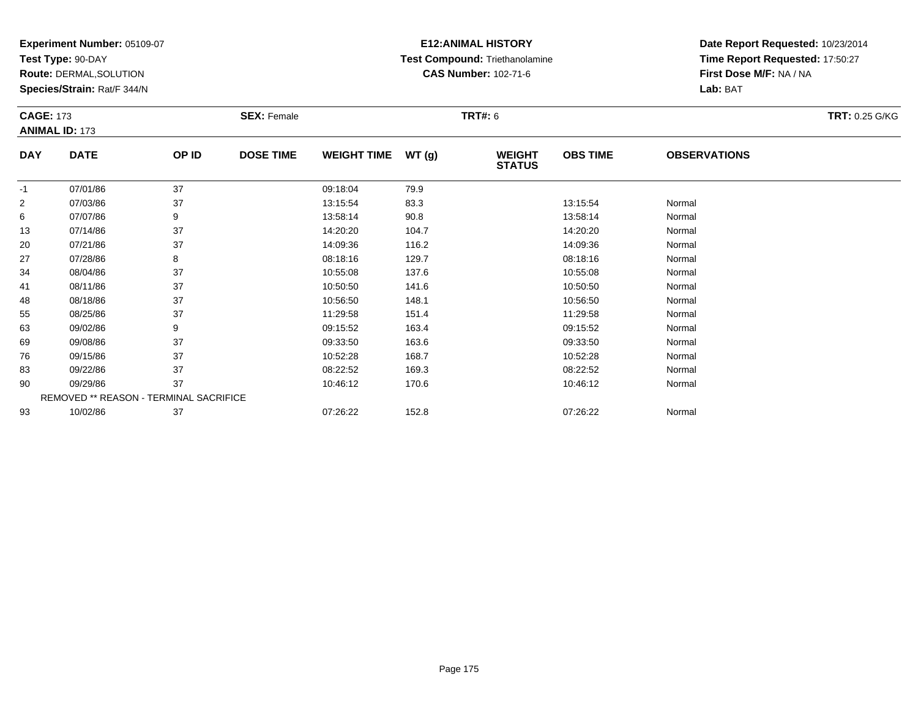**Experiment Number:** 05109-07
**Test Type:** 90-DAY
**Route:** DERMAL,SOLUTION
**Species/Strain:** Rat/F 344/N

**E12:ANIMAL HISTORY**
**Test Compound:** Triethanolamine
**CAS Number:** 102-71-6

**Date Report Requested:** 10/23/2014
**Time Report Requested:** 17:50:27
**First Dose M/F:** NA / NA
**Lab:** BAT

**CAGE:** 173
**ANIMAL ID:** 173
**SEX:** Female
**TRT#:** 6
**TRT:** 0.25 G/KG

| DAY | DATE | OP ID | DOSE TIME | WEIGHT TIME | WT (g) | WEIGHT STATUS | OBS TIME | OBSERVATIONS |
|---|---|---|---|---|---|---|---|---|
| -1 | 07/01/86 | 37 | | 09:18:04 | 79.9 | | | |
| 2 | 07/03/86 | 37 | | 13:15:54 | 83.3 | | 13:15:54 | Normal |
| 6 | 07/07/86 | 9 | | 13:58:14 | 90.8 | | 13:58:14 | Normal |
| 13 | 07/14/86 | 37 | | 14:20:20 | 104.7 | | 14:20:20 | Normal |
| 20 | 07/21/86 | 37 | | 14:09:36 | 116.2 | | 14:09:36 | Normal |
| 27 | 07/28/86 | 8 | | 08:18:16 | 129.7 | | 08:18:16 | Normal |
| 34 | 08/04/86 | 37 | | 10:55:08 | 137.6 | | 10:55:08 | Normal |
| 41 | 08/11/86 | 37 | | 10:50:50 | 141.6 | | 10:50:50 | Normal |
| 48 | 08/18/86 | 37 | | 10:56:50 | 148.1 | | 10:56:50 | Normal |
| 55 | 08/25/86 | 37 | | 11:29:58 | 151.4 | | 11:29:58 | Normal |
| 63 | 09/02/86 | 9 | | 09:15:52 | 163.4 | | 09:15:52 | Normal |
| 69 | 09/08/86 | 37 | | 09:33:50 | 163.6 | | 09:33:50 | Normal |
| 76 | 09/15/86 | 37 | | 10:52:28 | 168.7 | | 10:52:28 | Normal |
| 83 | 09/22/86 | 37 | | 08:22:52 | 169.3 | | 08:22:52 | Normal |
| 90 | 09/29/86 | 37 | | 10:46:12 | 170.6 | | 10:46:12 | Normal |
| | REMOVED ** REASON - TERMINAL SACRIFICE | | | | | | | |
| 93 | 10/02/86 | 37 | | 07:26:22 | 152.8 | | 07:26:22 | Normal |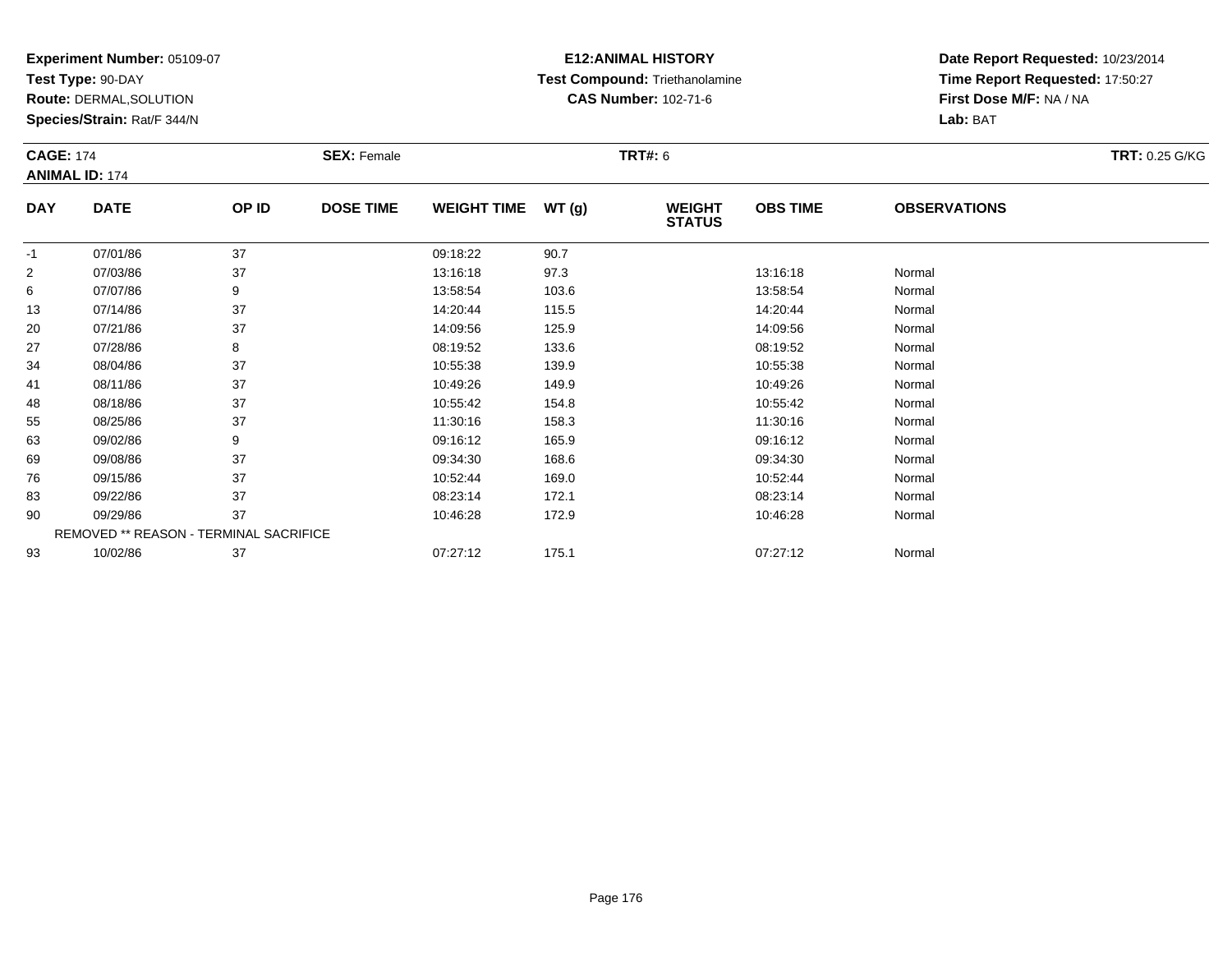**Experiment Number:** 05109-07
**Test Type:** 90-DAY
**Route:** DERMAL,SOLUTION
**Species/Strain:** Rat/F 344/N

**E12:ANIMAL HISTORY**
**Test Compound:** Triethanolamine
**CAS Number:** 102-71-6

**Date Report Requested:** 10/23/2014
**Time Report Requested:** 17:50:27
**First Dose M/F:** NA / NA
**Lab:** BAT

**CAGE:** 174
**ANIMAL ID:** 174
**SEX:** Female
**TRT#:** 6
**TRT:** 0.25 G/KG

| DAY | DATE | OP ID | DOSE TIME | WEIGHT TIME | WT (g) | WEIGHT STATUS | OBS TIME | OBSERVATIONS |
|---|---|---|---|---|---|---|---|---|
| -1 | 07/01/86 | 37 | | 09:18:22 | 90.7 | | | |
| 2 | 07/03/86 | 37 | | 13:16:18 | 97.3 | | 13:16:18 | Normal |
| 6 | 07/07/86 | 9 | | 13:58:54 | 103.6 | | 13:58:54 | Normal |
| 13 | 07/14/86 | 37 | | 14:20:44 | 115.5 | | 14:20:44 | Normal |
| 20 | 07/21/86 | 37 | | 14:09:56 | 125.9 | | 14:09:56 | Normal |
| 27 | 07/28/86 | 8 | | 08:19:52 | 133.6 | | 08:19:52 | Normal |
| 34 | 08/04/86 | 37 | | 10:55:38 | 139.9 | | 10:55:38 | Normal |
| 41 | 08/11/86 | 37 | | 10:49:26 | 149.9 | | 10:49:26 | Normal |
| 48 | 08/18/86 | 37 | | 10:55:42 | 154.8 | | 10:55:42 | Normal |
| 55 | 08/25/86 | 37 | | 11:30:16 | 158.3 | | 11:30:16 | Normal |
| 63 | 09/02/86 | 9 | | 09:16:12 | 165.9 | | 09:16:12 | Normal |
| 69 | 09/08/86 | 37 | | 09:34:30 | 168.6 | | 09:34:30 | Normal |
| 76 | 09/15/86 | 37 | | 10:52:44 | 169.0 | | 10:52:44 | Normal |
| 83 | 09/22/86 | 37 | | 08:23:14 | 172.1 | | 08:23:14 | Normal |
| 90 | 09/29/86 | 37 | | 10:46:28 | 172.9 | | 10:46:28 | Normal |
| REMOVED ** REASON - TERMINAL SACRIFICE | | | | | | | | |
| 93 | 10/02/86 | 37 | | 07:27:12 | 175.1 | | 07:27:12 | Normal |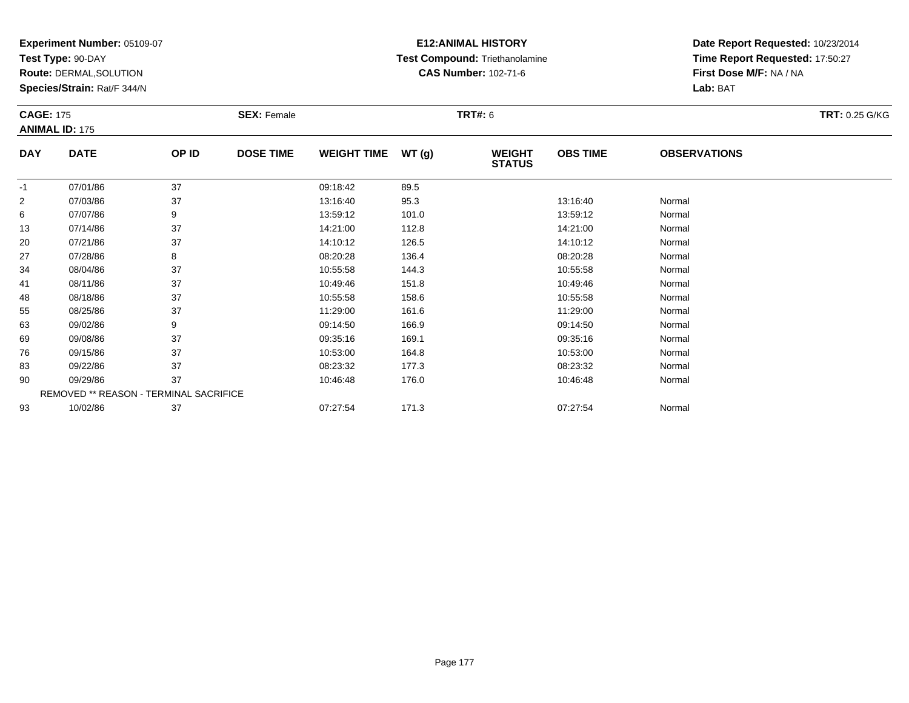**Experiment Number:** 05109-07
**Test Type:** 90-DAY
**Route:** DERMAL,SOLUTION
**Species/Strain:** Rat/F 344/N

**E12:ANIMAL HISTORY**
**Test Compound:** Triethanolamine
**CAS Number:** 102-71-6

**Date Report Requested:** 10/23/2014
**Time Report Requested:** 17:50:27
**First Dose M/F:** NA / NA
**Lab:** BAT

**CAGE:** 175 **SEX:** Female **TRT#:** 6 **TRT:** 0.25 G/KG
**ANIMAL ID:** 175

| DAY | DATE | OP ID | DOSE TIME | WEIGHT TIME | WT (g) | WEIGHT STATUS | OBS TIME | OBSERVATIONS |
|---|---|---|---|---|---|---|---|---|
| -1 | 07/01/86 | 37 | | 09:18:42 | 89.5 | | | |
| 2 | 07/03/86 | 37 | | 13:16:40 | 95.3 | | 13:16:40 | Normal |
| 6 | 07/07/86 | 9 | | 13:59:12 | 101.0 | | 13:59:12 | Normal |
| 13 | 07/14/86 | 37 | | 14:21:00 | 112.8 | | 14:21:00 | Normal |
| 20 | 07/21/86 | 37 | | 14:10:12 | 126.5 | | 14:10:12 | Normal |
| 27 | 07/28/86 | 8 | | 08:20:28 | 136.4 | | 08:20:28 | Normal |
| 34 | 08/04/86 | 37 | | 10:55:58 | 144.3 | | 10:55:58 | Normal |
| 41 | 08/11/86 | 37 | | 10:49:46 | 151.8 | | 10:49:46 | Normal |
| 48 | 08/18/86 | 37 | | 10:55:58 | 158.6 | | 10:55:58 | Normal |
| 55 | 08/25/86 | 37 | | 11:29:00 | 161.6 | | 11:29:00 | Normal |
| 63 | 09/02/86 | 9 | | 09:14:50 | 166.9 | | 09:14:50 | Normal |
| 69 | 09/08/86 | 37 | | 09:35:16 | 169.1 | | 09:35:16 | Normal |
| 76 | 09/15/86 | 37 | | 10:53:00 | 164.8 | | 10:53:00 | Normal |
| 83 | 09/22/86 | 37 | | 08:23:32 | 177.3 | | 08:23:32 | Normal |
| 90 | 09/29/86 | 37 | | 10:46:48 | 176.0 | | 10:46:48 | Normal |
| | REMOVED ** REASON - TERMINAL SACRIFICE | | | | | | | |
| 93 | 10/02/86 | 37 | | 07:27:54 | 171.3 | | 07:27:54 | Normal |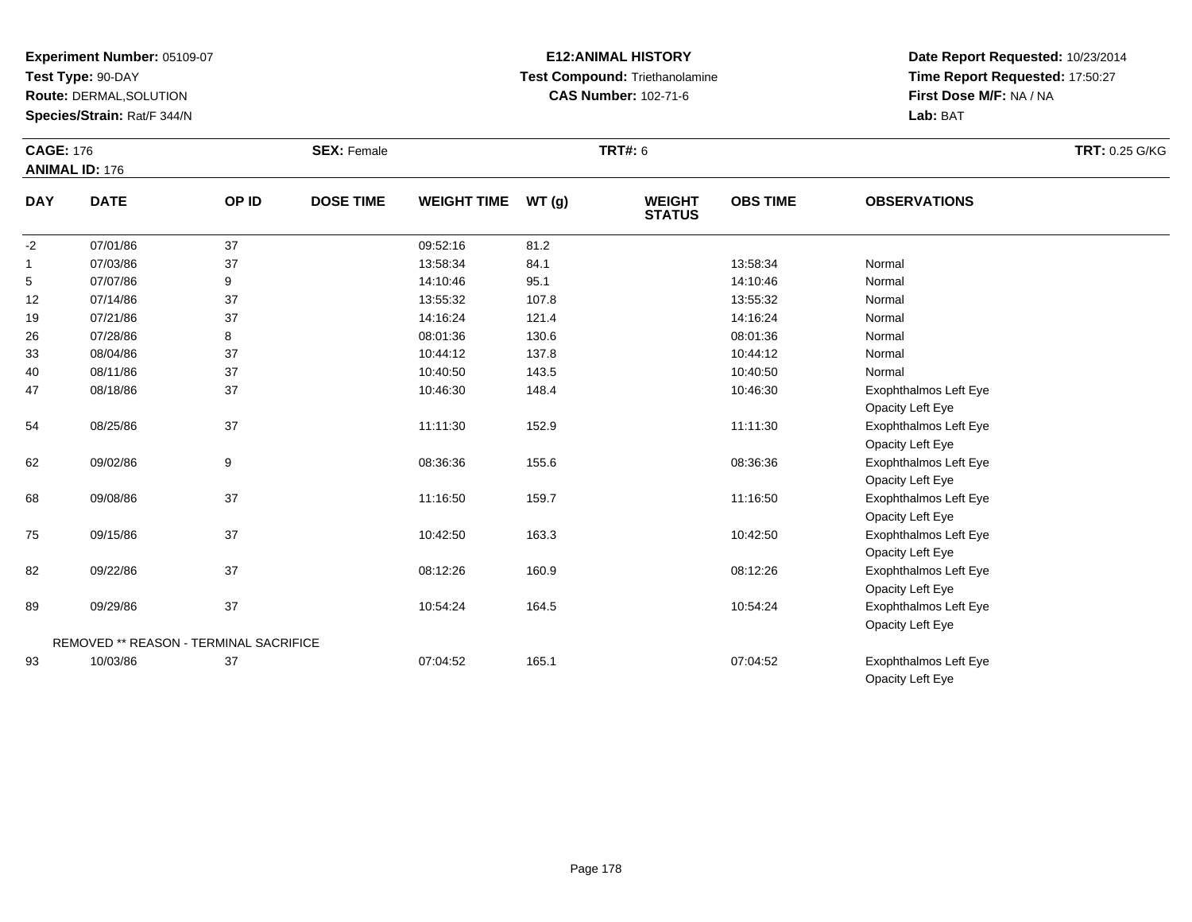**Experiment Number:** 05109-07
**Test Type:** 90-DAY
**Route:** DERMAL,SOLUTION
**Species/Strain:** Rat/F 344/N

**E12:ANIMAL HISTORY**
**Test Compound:** Triethanolamine
**CAS Number:** 102-71-6

**Date Report Requested:** 10/23/2014
**Time Report Requested:** 17:50:27
**First Dose M/F:** NA / NA
**Lab:** BAT

**CAGE:** 176
**ANIMAL ID:** 176
**SEX:** Female
**TRT#:** 6
**TRT:** 0.25 G/KG

| DAY | DATE | OP ID | DOSE TIME | WEIGHT TIME | WT (g) | WEIGHT STATUS | OBS TIME | OBSERVATIONS |
|---|---|---|---|---|---|---|---|---|
| -2 | 07/01/86 | 37 | | 09:52:16 | 81.2 | | | |
| 1 | 07/03/86 | 37 | | 13:58:34 | 84.1 | | 13:58:34 | Normal |
| 5 | 07/07/86 | 9 | | 14:10:46 | 95.1 | | 14:10:46 | Normal |
| 12 | 07/14/86 | 37 | | 13:55:32 | 107.8 | | 13:55:32 | Normal |
| 19 | 07/21/86 | 37 | | 14:16:24 | 121.4 | | 14:16:24 | Normal |
| 26 | 07/28/86 | 8 | | 08:01:36 | 130.6 | | 08:01:36 | Normal |
| 33 | 08/04/86 | 37 | | 10:44:12 | 137.8 | | 10:44:12 | Normal |
| 40 | 08/11/86 | 37 | | 10:40:50 | 143.5 | | 10:40:50 | Normal |
| 47 | 08/18/86 | 37 | | 10:46:30 | 148.4 | | 10:46:30 | Exophthalmos Left Eye<br>Opacity Left Eye |
| 54 | 08/25/86 | 37 | | 11:11:30 | 152.9 | | 11:11:30 | Exophthalmos Left Eye<br>Opacity Left Eye |
| 62 | 09/02/86 | 9 | | 08:36:36 | 155.6 | | 08:36:36 | Exophthalmos Left Eye<br>Opacity Left Eye |
| 68 | 09/08/86 | 37 | | 11:16:50 | 159.7 | | 11:16:50 | Exophthalmos Left Eye<br>Opacity Left Eye |
| 75 | 09/15/86 | 37 | | 10:42:50 | 163.3 | | 10:42:50 | Exophthalmos Left Eye<br>Opacity Left Eye |
| 82 | 09/22/86 | 37 | | 08:12:26 | 160.9 | | 08:12:26 | Exophthalmos Left Eye<br>Opacity Left Eye |
| 89 | 09/29/86 | 37 | | 10:54:24 | 164.5 | | 10:54:24 | Exophthalmos Left Eye<br>Opacity Left Eye |
| | REMOVED ** REASON - TERMINAL SACRIFICE | | | | | | | |
| 93 | 10/03/86 | 37 | | 07:04:52 | 165.1 | | 07:04:52 | Exophthalmos Left Eye<br>Opacity Left Eye |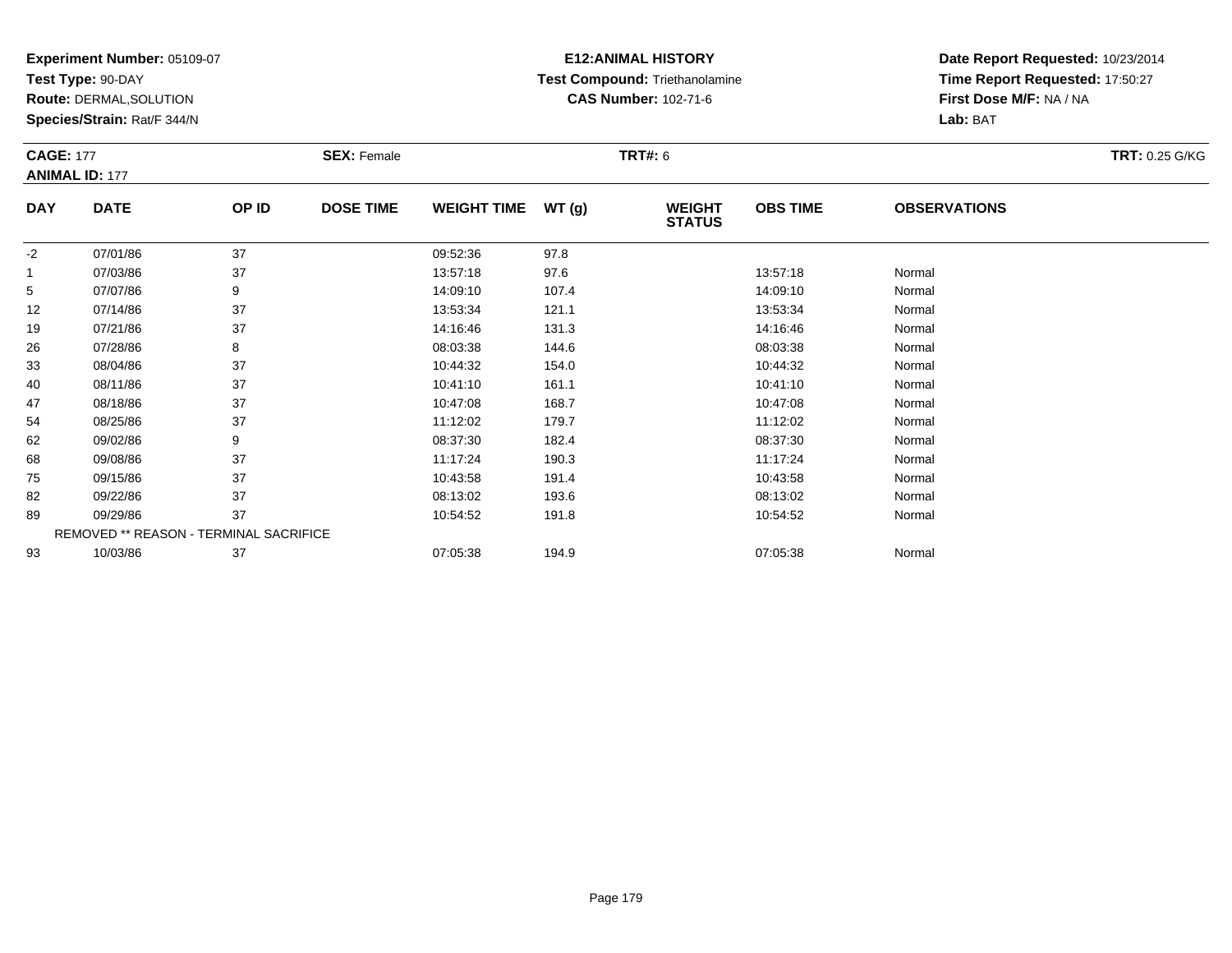**Experiment Number:** 05109-07
**Test Type:** 90-DAY
**Route:** DERMAL,SOLUTION
**Species/Strain:** Rat/F 344/N

**E12:ANIMAL HISTORY**
**Test Compound:** Triethanolamine
**CAS Number:** 102-71-6

**Date Report Requested:** 10/23/2014
**Time Report Requested:** 17:50:27
**First Dose M/F:** NA / NA
**Lab:** BAT

**CAGE:** 177 **SEX:** Female **TRT#:** 6 **TRT:** 0.25 G/KG
**ANIMAL ID:** 177

| DAY | DATE | OP ID | DOSE TIME | WEIGHT TIME | WT (g) | WEIGHT STATUS | OBS TIME | OBSERVATIONS |
|---|---|---|---|---|---|---|---|---|
| -2 | 07/01/86 | 37 | | 09:52:36 | 97.8 | | | |
| 1 | 07/03/86 | 37 | | 13:57:18 | 97.6 | | 13:57:18 | Normal |
| 5 | 07/07/86 | 9 | | 14:09:10 | 107.4 | | 14:09:10 | Normal |
| 12 | 07/14/86 | 37 | | 13:53:34 | 121.1 | | 13:53:34 | Normal |
| 19 | 07/21/86 | 37 | | 14:16:46 | 131.3 | | 14:16:46 | Normal |
| 26 | 07/28/86 | 8 | | 08:03:38 | 144.6 | | 08:03:38 | Normal |
| 33 | 08/04/86 | 37 | | 10:44:32 | 154.0 | | 10:44:32 | Normal |
| 40 | 08/11/86 | 37 | | 10:41:10 | 161.1 | | 10:41:10 | Normal |
| 47 | 08/18/86 | 37 | | 10:47:08 | 168.7 | | 10:47:08 | Normal |
| 54 | 08/25/86 | 37 | | 11:12:02 | 179.7 | | 11:12:02 | Normal |
| 62 | 09/02/86 | 9 | | 08:37:30 | 182.4 | | 08:37:30 | Normal |
| 68 | 09/08/86 | 37 | | 11:17:24 | 190.3 | | 11:17:24 | Normal |
| 75 | 09/15/86 | 37 | | 10:43:58 | 191.4 | | 10:43:58 | Normal |
| 82 | 09/22/86 | 37 | | 08:13:02 | 193.6 | | 08:13:02 | Normal |
| 89 | 09/29/86 | 37 | | 10:54:52 | 191.8 | | 10:54:52 | Normal |
| | REMOVED ** REASON - TERMINAL SACRIFICE | | | | | | | |
| 93 | 10/03/86 | 37 | | 07:05:38 | 194.9 | | 07:05:38 | Normal |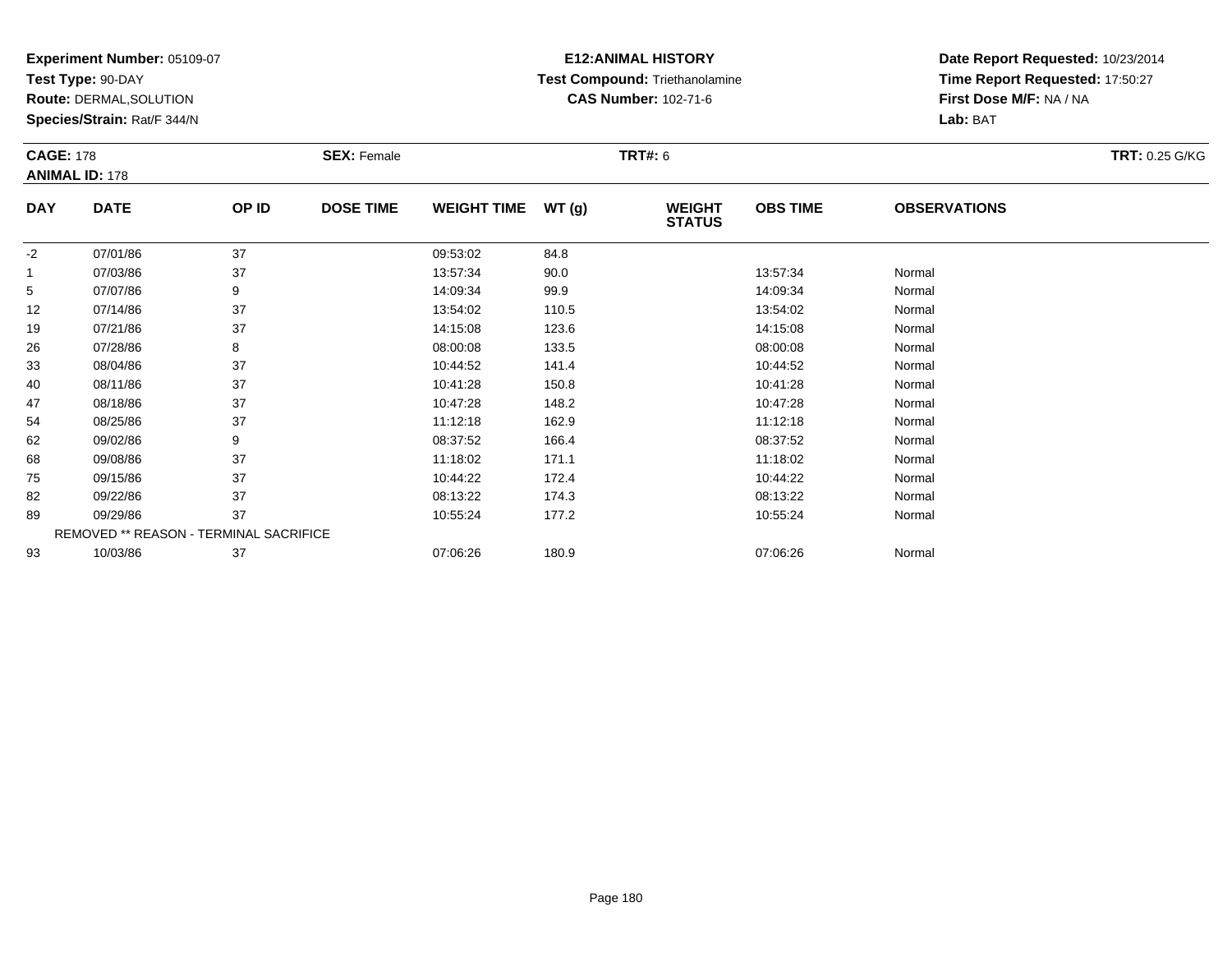**Experiment Number:** 05109-07
**Test Type:** 90-DAY
**Route:** DERMAL,SOLUTION
**Species/Strain:** Rat/F 344/N

**E12:ANIMAL HISTORY**
**Test Compound:** Triethanolamine
**CAS Number:** 102-71-6

**Date Report Requested:** 10/23/2014
**Time Report Requested:** 17:50:27
**First Dose M/F:** NA / NA
**Lab:** BAT

**CAGE:** 178
**ANIMAL ID:** 178
**SEX:** Female
**TRT#:** 6
**TRT:** 0.25 G/KG

| DAY | DATE | OP ID | DOSE TIME | WEIGHT TIME | WT (g) | WEIGHT STATUS | OBS TIME | OBSERVATIONS |
|---|---|---|---|---|---|---|---|---|
| -2 | 07/01/86 | 37 | | 09:53:02 | 84.8 | | | |
| 1 | 07/03/86 | 37 | | 13:57:34 | 90.0 | | 13:57:34 | Normal |
| 5 | 07/07/86 | 9 | | 14:09:34 | 99.9 | | 14:09:34 | Normal |
| 12 | 07/14/86 | 37 | | 13:54:02 | 110.5 | | 13:54:02 | Normal |
| 19 | 07/21/86 | 37 | | 14:15:08 | 123.6 | | 14:15:08 | Normal |
| 26 | 07/28/86 | 8 | | 08:00:08 | 133.5 | | 08:00:08 | Normal |
| 33 | 08/04/86 | 37 | | 10:44:52 | 141.4 | | 10:44:52 | Normal |
| 40 | 08/11/86 | 37 | | 10:41:28 | 150.8 | | 10:41:28 | Normal |
| 47 | 08/18/86 | 37 | | 10:47:28 | 148.2 | | 10:47:28 | Normal |
| 54 | 08/25/86 | 37 | | 11:12:18 | 162.9 | | 11:12:18 | Normal |
| 62 | 09/02/86 | 9 | | 08:37:52 | 166.4 | | 08:37:52 | Normal |
| 68 | 09/08/86 | 37 | | 11:18:02 | 171.1 | | 11:18:02 | Normal |
| 75 | 09/15/86 | 37 | | 10:44:22 | 172.4 | | 10:44:22 | Normal |
| 82 | 09/22/86 | 37 | | 08:13:22 | 174.3 | | 08:13:22 | Normal |
| 89 | 09/29/86 | 37 | | 10:55:24 | 177.2 | | 10:55:24 | Normal |
| | REMOVED ** REASON - TERMINAL SACRIFICE | | | | | | | |
| 93 | 10/03/86 | 37 | | 07:06:26 | 180.9 | | 07:06:26 | Normal |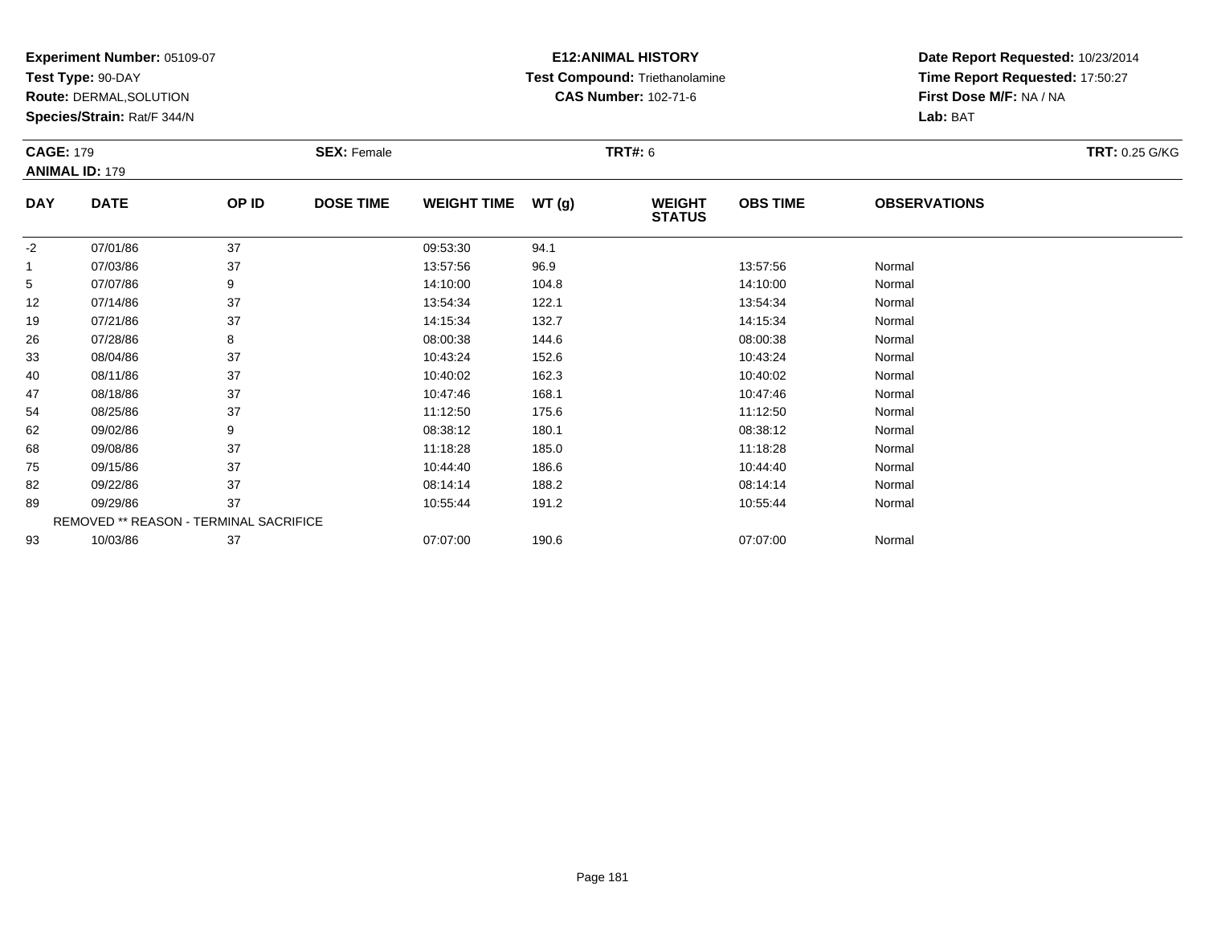**Experiment Number:** 05109-07
**Test Type:** 90-DAY
**Route:** DERMAL,SOLUTION
**Species/Strain:** Rat/F 344/N

**E12:ANIMAL HISTORY**
**Test Compound:** Triethanolamine
**CAS Number:** 102-71-6

**Date Report Requested:** 10/23/2014
**Time Report Requested:** 17:50:27
**First Dose M/F:** NA / NA
**Lab:** BAT

**CAGE:** 179
**ANIMAL ID:** 179
**SEX:** Female
**TRT#:** 6
**TRT:** 0.25 G/KG

| DAY | DATE | OP ID | DOSE TIME | WEIGHT TIME | WT (g) | WEIGHT STATUS | OBS TIME | OBSERVATIONS |
|---|---|---|---|---|---|---|---|---|
| -2 | 07/01/86 | 37 | | 09:53:30 | 94.1 | | | |
| 1 | 07/03/86 | 37 | | 13:57:56 | 96.9 | | 13:57:56 | Normal |
| 5 | 07/07/86 | 9 | | 14:10:00 | 104.8 | | 14:10:00 | Normal |
| 12 | 07/14/86 | 37 | | 13:54:34 | 122.1 | | 13:54:34 | Normal |
| 19 | 07/21/86 | 37 | | 14:15:34 | 132.7 | | 14:15:34 | Normal |
| 26 | 07/28/86 | 8 | | 08:00:38 | 144.6 | | 08:00:38 | Normal |
| 33 | 08/04/86 | 37 | | 10:43:24 | 152.6 | | 10:43:24 | Normal |
| 40 | 08/11/86 | 37 | | 10:40:02 | 162.3 | | 10:40:02 | Normal |
| 47 | 08/18/86 | 37 | | 10:47:46 | 168.1 | | 10:47:46 | Normal |
| 54 | 08/25/86 | 37 | | 11:12:50 | 175.6 | | 11:12:50 | Normal |
| 62 | 09/02/86 | 9 | | 08:38:12 | 180.1 | | 08:38:12 | Normal |
| 68 | 09/08/86 | 37 | | 11:18:28 | 185.0 | | 11:18:28 | Normal |
| 75 | 09/15/86 | 37 | | 10:44:40 | 186.6 | | 10:44:40 | Normal |
| 82 | 09/22/86 | 37 | | 08:14:14 | 188.2 | | 08:14:14 | Normal |
| 89 | 09/29/86 | 37 | | 10:55:44 | 191.2 | | 10:55:44 | Normal |
| | REMOVED ** REASON - TERMINAL SACRIFICE | | | | | | | |
| 93 | 10/03/86 | 37 | | 07:07:00 | 190.6 | | 07:07:00 | Normal |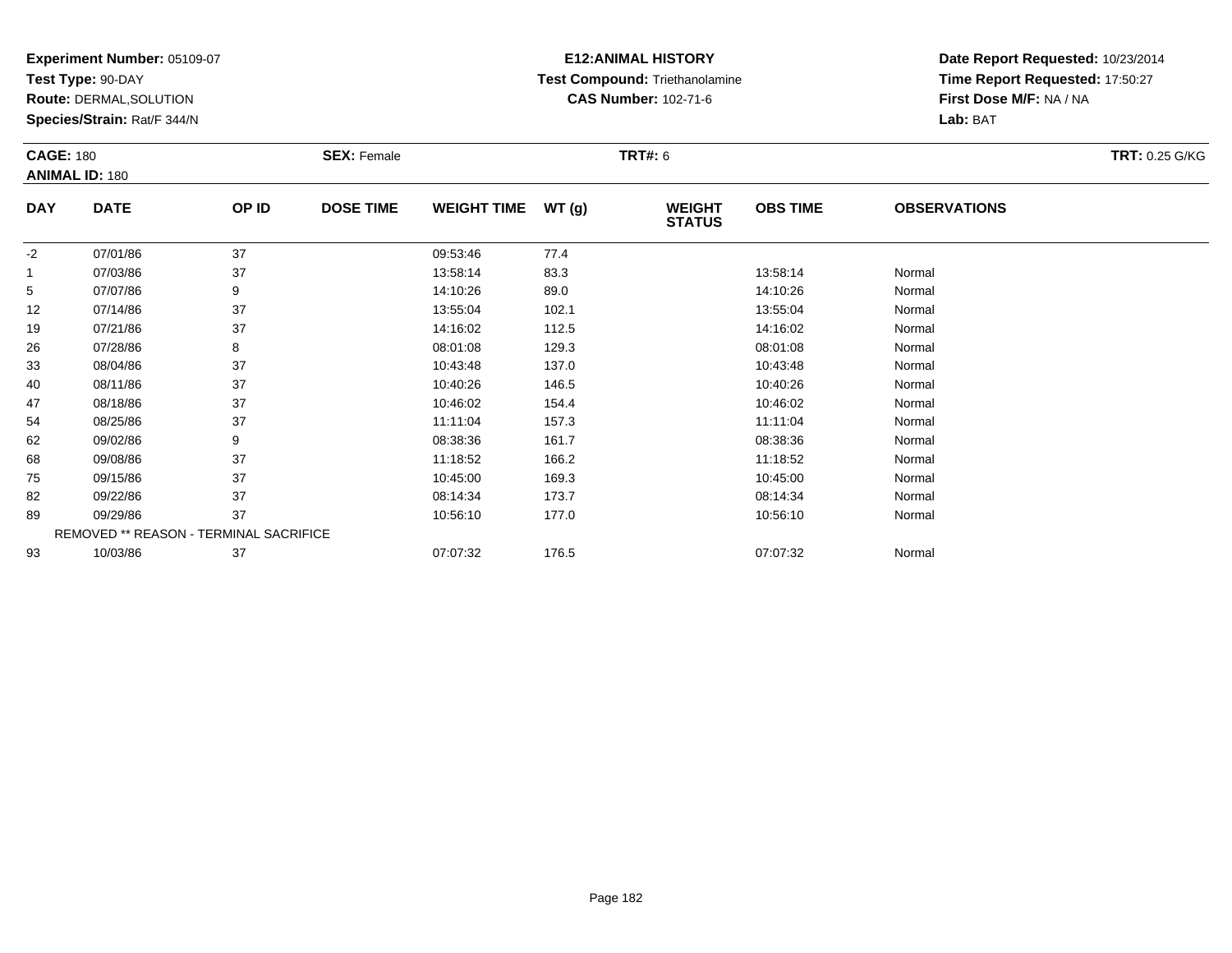**Experiment Number:** 05109-07
**Test Type:** 90-DAY
**Route:** DERMAL,SOLUTION
**Species/Strain:** Rat/F 344/N

**E12:ANIMAL HISTORY**
**Test Compound:** Triethanolamine
**CAS Number:** 102-71-6

**Date Report Requested:** 10/23/2014
**Time Report Requested:** 17:50:27
**First Dose M/F:** NA / NA
**Lab:** BAT

**CAGE:** 180
**ANIMAL ID:** 180
**SEX:** Female
**TRT#:** 6
**TRT:** 0.25 G/KG

| DAY | DATE | OP ID | DOSE TIME | WEIGHT TIME | WT (g) | WEIGHT STATUS | OBS TIME | OBSERVATIONS |
|---|---|---|---|---|---|---|---|---|
| -2 | 07/01/86 | 37 | | 09:53:46 | 77.4 | | | |
| 1 | 07/03/86 | 37 | | 13:58:14 | 83.3 | | 13:58:14 | Normal |
| 5 | 07/07/86 | 9 | | 14:10:26 | 89.0 | | 14:10:26 | Normal |
| 12 | 07/14/86 | 37 | | 13:55:04 | 102.1 | | 13:55:04 | Normal |
| 19 | 07/21/86 | 37 | | 14:16:02 | 112.5 | | 14:16:02 | Normal |
| 26 | 07/28/86 | 8 | | 08:01:08 | 129.3 | | 08:01:08 | Normal |
| 33 | 08/04/86 | 37 | | 10:43:48 | 137.0 | | 10:43:48 | Normal |
| 40 | 08/11/86 | 37 | | 10:40:26 | 146.5 | | 10:40:26 | Normal |
| 47 | 08/18/86 | 37 | | 10:46:02 | 154.4 | | 10:46:02 | Normal |
| 54 | 08/25/86 | 37 | | 11:11:04 | 157.3 | | 11:11:04 | Normal |
| 62 | 09/02/86 | 9 | | 08:38:36 | 161.7 | | 08:38:36 | Normal |
| 68 | 09/08/86 | 37 | | 11:18:52 | 166.2 | | 11:18:52 | Normal |
| 75 | 09/15/86 | 37 | | 10:45:00 | 169.3 | | 10:45:00 | Normal |
| 82 | 09/22/86 | 37 | | 08:14:34 | 173.7 | | 08:14:34 | Normal |
| 89 | 09/29/86 | 37 | | 10:56:10 | 177.0 | | 10:56:10 | Normal |
| | REMOVED ** REASON - TERMINAL SACRIFICE | | | | | | | |
| 93 | 10/03/86 | 37 | | 07:07:32 | 176.5 | | 07:07:32 | Normal |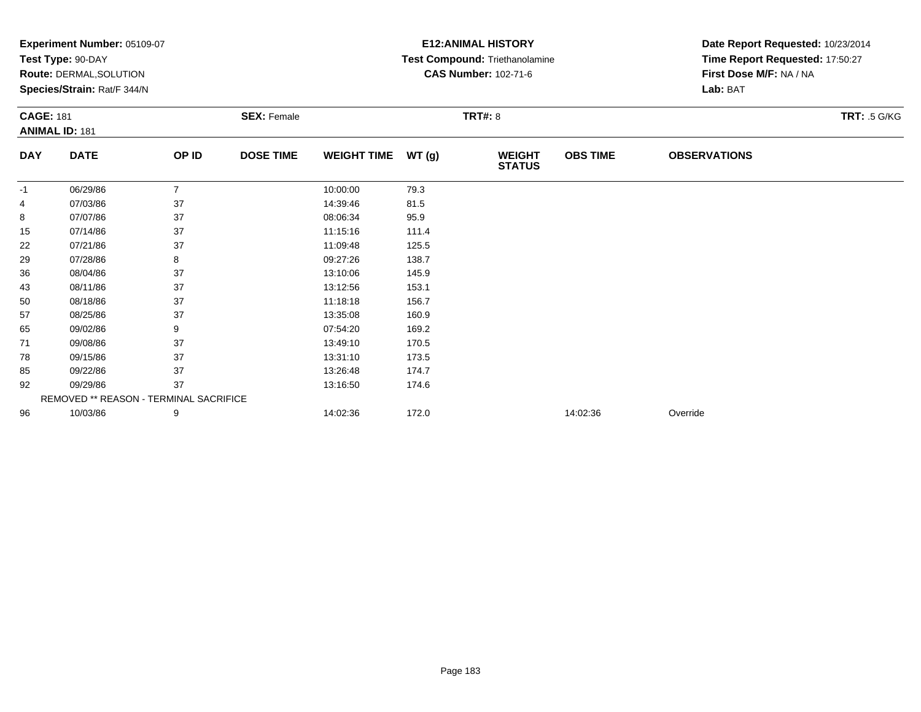**Experiment Number:** 05109-07
**Test Type:** 90-DAY
**Route:** DERMAL,SOLUTION
**Species/Strain:** Rat/F 344/N

**E12:ANIMAL HISTORY**
**Test Compound:** Triethanolamine
**CAS Number:** 102-71-6

**Date Report Requested:** 10/23/2014
**Time Report Requested:** 17:50:27
**First Dose M/F:** NA / NA
**Lab:** BAT

**CAGE:** 181
**ANIMAL ID:** 181
**SEX:** Female
**TRT#:** 8
**TRT:** .5 G/KG

| DAY | DATE | OP ID | DOSE TIME | WEIGHT TIME | WT (g) | WEIGHT STATUS | OBS TIME | OBSERVATIONS |
|---|---|---|---|---|---|---|---|---|
| -1 | 06/29/86 | 7 | | 10:00:00 | 79.3 | | | |
| 4 | 07/03/86 | 37 | | 14:39:46 | 81.5 | | | |
| 8 | 07/07/86 | 37 | | 08:06:34 | 95.9 | | | |
| 15 | 07/14/86 | 37 | | 11:15:16 | 111.4 | | | |
| 22 | 07/21/86 | 37 | | 11:09:48 | 125.5 | | | |
| 29 | 07/28/86 | 8 | | 09:27:26 | 138.7 | | | |
| 36 | 08/04/86 | 37 | | 13:10:06 | 145.9 | | | |
| 43 | 08/11/86 | 37 | | 13:12:56 | 153.1 | | | |
| 50 | 08/18/86 | 37 | | 11:18:18 | 156.7 | | | |
| 57 | 08/25/86 | 37 | | 13:35:08 | 160.9 | | | |
| 65 | 09/02/86 | 9 | | 07:54:20 | 169.2 | | | |
| 71 | 09/08/86 | 37 | | 13:49:10 | 170.5 | | | |
| 78 | 09/15/86 | 37 | | 13:31:10 | 173.5 | | | |
| 85 | 09/22/86 | 37 | | 13:26:48 | 174.7 | | | |
| 92 | 09/29/86 | 37 | | 13:16:50 | 174.6 | | | |
| | REMOVED ** REASON - TERMINAL SACRIFICE | | | | | | | |
| 96 | 10/03/86 | 9 | | 14:02:36 | 172.0 | | 14:02:36 | Override |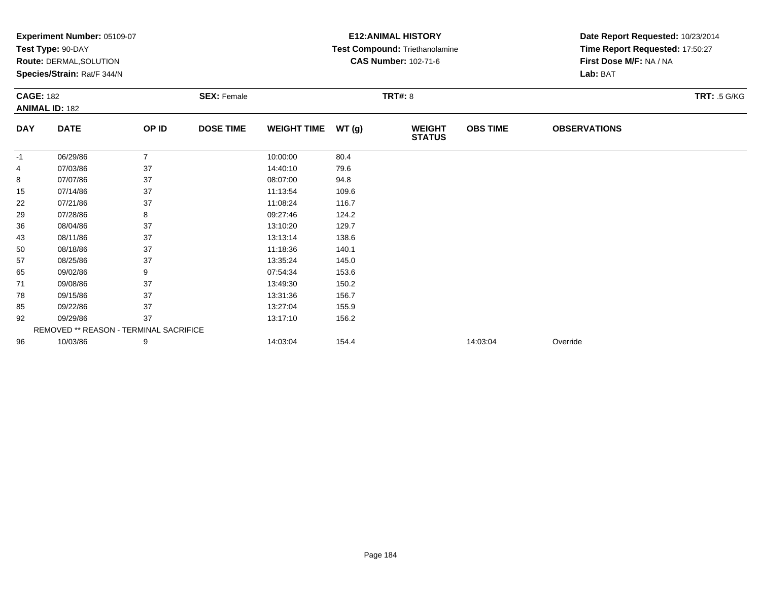**Experiment Number:** 05109-07
**Test Type:** 90-DAY
**Route:** DERMAL,SOLUTION
**Species/Strain:** Rat/F 344/N

**E12:ANIMAL HISTORY**
**Test Compound:** Triethanolamine
**CAS Number:** 102-71-6

**Date Report Requested:** 10/23/2014
**Time Report Requested:** 17:50:27
**First Dose M/F:** NA / NA
**Lab:** BAT

**CAGE:** 182
**ANIMAL ID:** 182
**SEX:** Female
**TRT#:** 8
**TRT:** .5 G/KG

| DAY | DATE | OP ID | DOSE TIME | WEIGHT TIME | WT (g) | WEIGHT STATUS | OBS TIME | OBSERVATIONS |
|---|---|---|---|---|---|---|---|---|
| -1 | 06/29/86 | 7 | | 10:00:00 | 80.4 | | | |
| 4 | 07/03/86 | 37 | | 14:40:10 | 79.6 | | | |
| 8 | 07/07/86 | 37 | | 08:07:00 | 94.8 | | | |
| 15 | 07/14/86 | 37 | | 11:13:54 | 109.6 | | | |
| 22 | 07/21/86 | 37 | | 11:08:24 | 116.7 | | | |
| 29 | 07/28/86 | 8 | | 09:27:46 | 124.2 | | | |
| 36 | 08/04/86 | 37 | | 13:10:20 | 129.7 | | | |
| 43 | 08/11/86 | 37 | | 13:13:14 | 138.6 | | | |
| 50 | 08/18/86 | 37 | | 11:18:36 | 140.1 | | | |
| 57 | 08/25/86 | 37 | | 13:35:24 | 145.0 | | | |
| 65 | 09/02/86 | 9 | | 07:54:34 | 153.6 | | | |
| 71 | 09/08/86 | 37 | | 13:49:30 | 150.2 | | | |
| 78 | 09/15/86 | 37 | | 13:31:36 | 156.7 | | | |
| 85 | 09/22/86 | 37 | | 13:27:04 | 155.9 | | | |
| 92 | 09/29/86 | 37 | | 13:17:10 | 156.2 | | | |
| | REMOVED ** REASON - TERMINAL SACRIFICE | | | | | | | |
| 96 | 10/03/86 | 9 | | 14:03:04 | 154.4 | | 14:03:04 | Override |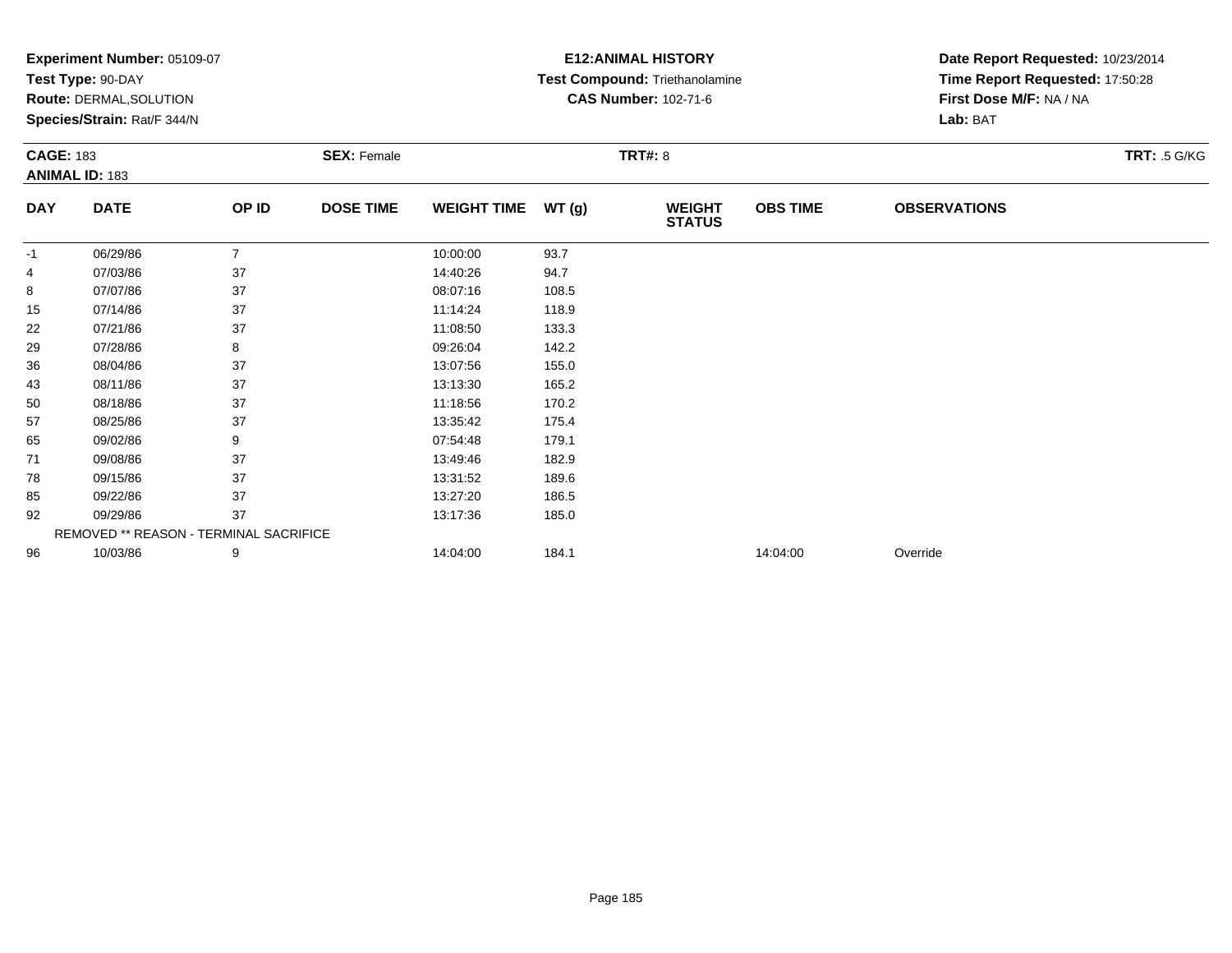**Experiment Number:** 05109-07
**Test Type:** 90-DAY
**Route:** DERMAL,SOLUTION
**Species/Strain:** Rat/F 344/N

**E12:ANIMAL HISTORY**
**Test Compound:** Triethanolamine
**CAS Number:** 102-71-6

**Date Report Requested:** 10/23/2014
**Time Report Requested:** 17:50:28
**First Dose M/F:** NA / NA
**Lab:** BAT

**CAGE:** 183 **SEX:** Female **TRT#:** 8 **TRT:** .5 G/KG
**ANIMAL ID:** 183

| DAY | DATE | OP ID | DOSE TIME | WEIGHT TIME | WT (g) | WEIGHT STATUS | OBS TIME | OBSERVATIONS |
|---|---|---|---|---|---|---|---|---|
| -1 | 06/29/86 | 7 | | 10:00:00 | 93.7 | | | |
| 4 | 07/03/86 | 37 | | 14:40:26 | 94.7 | | | |
| 8 | 07/07/86 | 37 | | 08:07:16 | 108.5 | | | |
| 15 | 07/14/86 | 37 | | 11:14:24 | 118.9 | | | |
| 22 | 07/21/86 | 37 | | 11:08:50 | 133.3 | | | |
| 29 | 07/28/86 | 8 | | 09:26:04 | 142.2 | | | |
| 36 | 08/04/86 | 37 | | 13:07:56 | 155.0 | | | |
| 43 | 08/11/86 | 37 | | 13:13:30 | 165.2 | | | |
| 50 | 08/18/86 | 37 | | 11:18:56 | 170.2 | | | |
| 57 | 08/25/86 | 37 | | 13:35:42 | 175.4 | | | |
| 65 | 09/02/86 | 9 | | 07:54:48 | 179.1 | | | |
| 71 | 09/08/86 | 37 | | 13:49:46 | 182.9 | | | |
| 78 | 09/15/86 | 37 | | 13:31:52 | 189.6 | | | |
| 85 | 09/22/86 | 37 | | 13:27:20 | 186.5 | | | |
| 92 | 09/29/86 | 37 | | 13:17:36 | 185.0 | | | |
| | REMOVED ** REASON - TERMINAL SACRIFICE | | | | | | | |
| 96 | 10/03/86 | 9 | | 14:04:00 | 184.1 | | 14:04:00 | Override |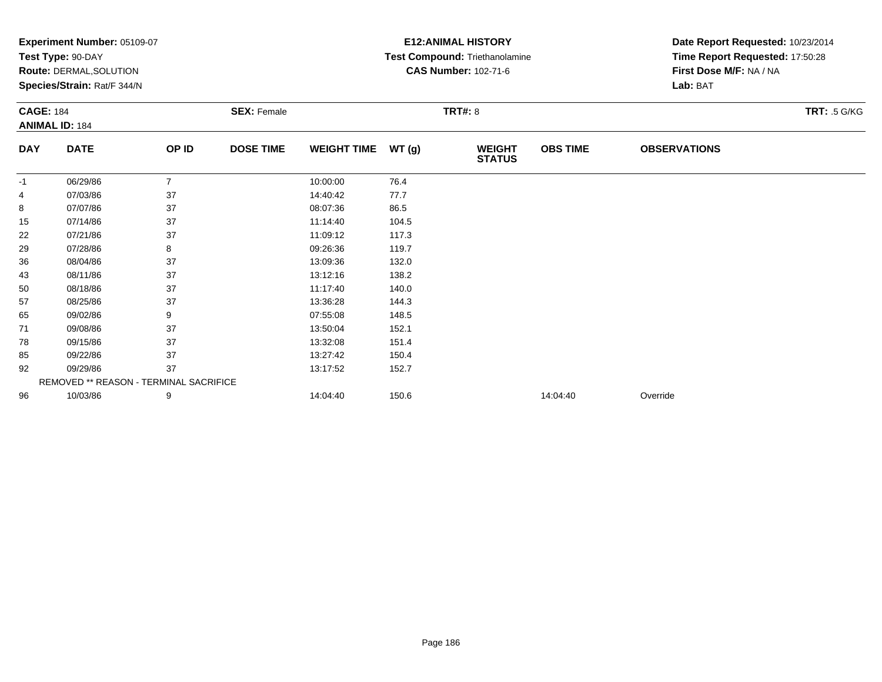**Experiment Number:** 05109-07
**Test Type:** 90-DAY
**Route:** DERMAL,SOLUTION
**Species/Strain:** Rat/F 344/N

**E12:ANIMAL HISTORY**
**Test Compound:** Triethanolamine
**CAS Number:** 102-71-6

**Date Report Requested:** 10/23/2014
**Time Report Requested:** 17:50:28
**First Dose M/F:** NA / NA
**Lab:** BAT

**CAGE:** 184
**ANIMAL ID:** 184
**SEX:** Female
**TRT#:** 8
**TRT:** .5 G/KG

| DAY | DATE | OP ID | DOSE TIME | WEIGHT TIME | WT (g) | WEIGHT STATUS | OBS TIME | OBSERVATIONS |
|---|---|---|---|---|---|---|---|---|
| -1 | 06/29/86 | 7 | | 10:00:00 | 76.4 | | | |
| 4 | 07/03/86 | 37 | | 14:40:42 | 77.7 | | | |
| 8 | 07/07/86 | 37 | | 08:07:36 | 86.5 | | | |
| 15 | 07/14/86 | 37 | | 11:14:40 | 104.5 | | | |
| 22 | 07/21/86 | 37 | | 11:09:12 | 117.3 | | | |
| 29 | 07/28/86 | 8 | | 09:26:36 | 119.7 | | | |
| 36 | 08/04/86 | 37 | | 13:09:36 | 132.0 | | | |
| 43 | 08/11/86 | 37 | | 13:12:16 | 138.2 | | | |
| 50 | 08/18/86 | 37 | | 11:17:40 | 140.0 | | | |
| 57 | 08/25/86 | 37 | | 13:36:28 | 144.3 | | | |
| 65 | 09/02/86 | 9 | | 07:55:08 | 148.5 | | | |
| 71 | 09/08/86 | 37 | | 13:50:04 | 152.1 | | | |
| 78 | 09/15/86 | 37 | | 13:32:08 | 151.4 | | | |
| 85 | 09/22/86 | 37 | | 13:27:42 | 150.4 | | | |
| 92 | 09/29/86 | 37 | | 13:17:52 | 152.7 | | | |
| REMOVED ** REASON - TERMINAL SACRIFICE | | | | | | | | |
| 96 | 10/03/86 | 9 | | 14:04:40 | 150.6 | | 14:04:40 | Override |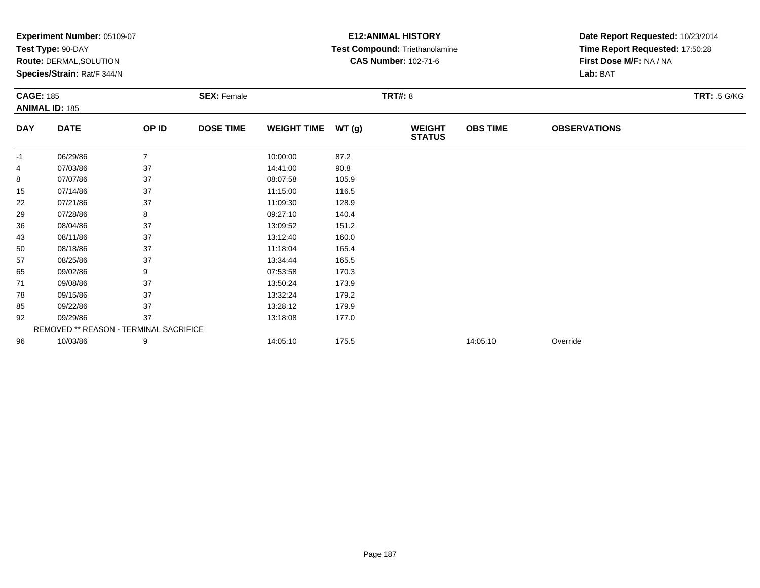**Experiment Number:** 05109-07
**Test Type:** 90-DAY
**Route:** DERMAL,SOLUTION
**Species/Strain:** Rat/F 344/N

**E12:ANIMAL HISTORY**
**Test Compound:** Triethanolamine
**CAS Number:** 102-71-6

**Date Report Requested:** 10/23/2014
**Time Report Requested:** 17:50:28
**First Dose M/F:** NA / NA
**Lab:** BAT

**CAGE:** 185 **SEX:** Female **TRT#:** 8 **TRT:** .5 G/KG
**ANIMAL ID:** 185

| DAY | DATE | OP ID | DOSE TIME | WEIGHT TIME | WT (g) | WEIGHT STATUS | OBS TIME | OBSERVATIONS |
|---|---|---|---|---|---|---|---|---|
| -1 | 06/29/86 | 7 | | 10:00:00 | 87.2 | | | |
| 4 | 07/03/86 | 37 | | 14:41:00 | 90.8 | | | |
| 8 | 07/07/86 | 37 | | 08:07:58 | 105.9 | | | |
| 15 | 07/14/86 | 37 | | 11:15:00 | 116.5 | | | |
| 22 | 07/21/86 | 37 | | 11:09:30 | 128.9 | | | |
| 29 | 07/28/86 | 8 | | 09:27:10 | 140.4 | | | |
| 36 | 08/04/86 | 37 | | 13:09:52 | 151.2 | | | |
| 43 | 08/11/86 | 37 | | 13:12:40 | 160.0 | | | |
| 50 | 08/18/86 | 37 | | 11:18:04 | 165.4 | | | |
| 57 | 08/25/86 | 37 | | 13:34:44 | 165.5 | | | |
| 65 | 09/02/86 | 9 | | 07:53:58 | 170.3 | | | |
| 71 | 09/08/86 | 37 | | 13:50:24 | 173.9 | | | |
| 78 | 09/15/86 | 37 | | 13:32:24 | 179.2 | | | |
| 85 | 09/22/86 | 37 | | 13:28:12 | 179.9 | | | |
| 92 | 09/29/86 | 37 | | 13:18:08 | 177.0 | | | |
| | REMOVED ** REASON - TERMINAL SACRIFICE | | | | | | | |
| 96 | 10/03/86 | 9 | | 14:05:10 | 175.5 | | 14:05:10 | Override |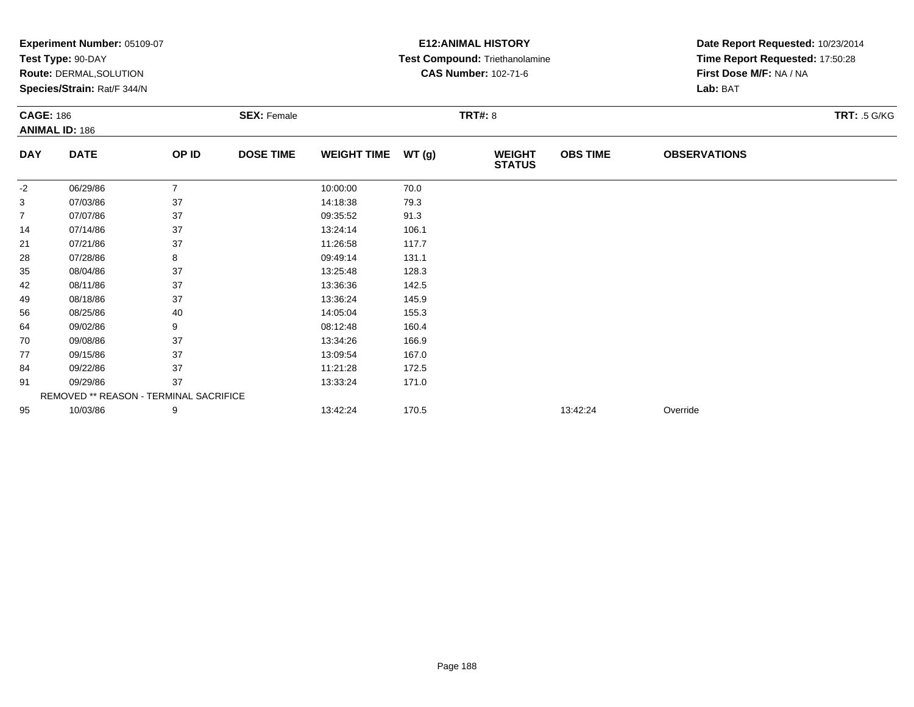**Experiment Number:** 05109-07
**Test Type:** 90-DAY
**Route:** DERMAL,SOLUTION
**Species/Strain:** Rat/F 344/N

**E12:ANIMAL HISTORY**
**Test Compound:** Triethanolamine
**CAS Number:** 102-71-6

**Date Report Requested:** 10/23/2014
**Time Report Requested:** 17:50:28
**First Dose M/F:** NA / NA
**Lab:** BAT

**CAGE:** 186 **SEX:** Female **TRT#:** 8 **TRT:** .5 G/KG
**ANIMAL ID:** 186

| DAY | DATE | OP ID | DOSE TIME | WEIGHT TIME | WT (g) | WEIGHT STATUS | OBS TIME | OBSERVATIONS |
|---|---|---|---|---|---|---|---|---|
| -2 | 06/29/86 | 7 | | 10:00:00 | 70.0 | | | |
| 3 | 07/03/86 | 37 | | 14:18:38 | 79.3 | | | |
| 7 | 07/07/86 | 37 | | 09:35:52 | 91.3 | | | |
| 14 | 07/14/86 | 37 | | 13:24:14 | 106.1 | | | |
| 21 | 07/21/86 | 37 | | 11:26:58 | 117.7 | | | |
| 28 | 07/28/86 | 8 | | 09:49:14 | 131.1 | | | |
| 35 | 08/04/86 | 37 | | 13:25:48 | 128.3 | | | |
| 42 | 08/11/86 | 37 | | 13:36:36 | 142.5 | | | |
| 49 | 08/18/86 | 37 | | 13:36:24 | 145.9 | | | |
| 56 | 08/25/86 | 40 | | 14:05:04 | 155.3 | | | |
| 64 | 09/02/86 | 9 | | 08:12:48 | 160.4 | | | |
| 70 | 09/08/86 | 37 | | 13:34:26 | 166.9 | | | |
| 77 | 09/15/86 | 37 | | 13:09:54 | 167.0 | | | |
| 84 | 09/22/86 | 37 | | 11:21:28 | 172.5 | | | |
| 91 | 09/29/86 | 37 | | 13:33:24 | 171.0 | | | |
| REMOVED ** REASON - TERMINAL SACRIFICE | | | | | | | | |
| 95 | 10/03/86 | 9 | | 13:42:24 | 170.5 | | 13:42:24 | Override |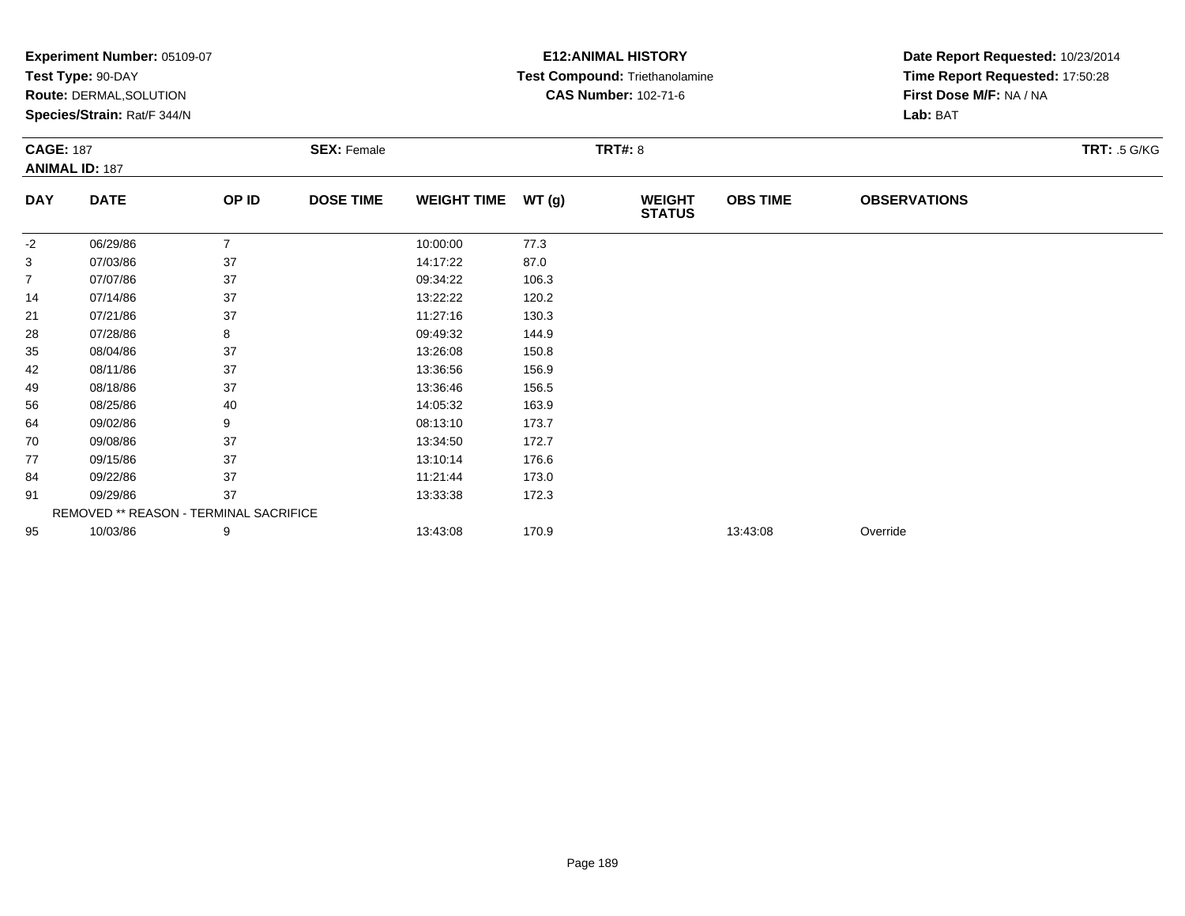**Experiment Number:** 05109-07
**Test Type:** 90-DAY
**Route:** DERMAL,SOLUTION
**Species/Strain:** Rat/F 344/N

**E12:ANIMAL HISTORY**
**Test Compound:** Triethanolamine
**CAS Number:** 102-71-6

**Date Report Requested:** 10/23/2014
**Time Report Requested:** 17:50:28
**First Dose M/F:** NA / NA
**Lab:** BAT

**CAGE:** 187
**ANIMAL ID:** 187
**SEX:** Female
**TRT#:** 8
**TRT:** .5 G/KG

| DAY | DATE | OP ID | DOSE TIME | WEIGHT TIME | WT (g) | WEIGHT STATUS | OBS TIME | OBSERVATIONS |
|---|---|---|---|---|---|---|---|---|
| -2 | 06/29/86 | 7 | | 10:00:00 | 77.3 | | | |
| 3 | 07/03/86 | 37 | | 14:17:22 | 87.0 | | | |
| 7 | 07/07/86 | 37 | | 09:34:22 | 106.3 | | | |
| 14 | 07/14/86 | 37 | | 13:22:22 | 120.2 | | | |
| 21 | 07/21/86 | 37 | | 11:27:16 | 130.3 | | | |
| 28 | 07/28/86 | 8 | | 09:49:32 | 144.9 | | | |
| 35 | 08/04/86 | 37 | | 13:26:08 | 150.8 | | | |
| 42 | 08/11/86 | 37 | | 13:36:56 | 156.9 | | | |
| 49 | 08/18/86 | 37 | | 13:36:46 | 156.5 | | | |
| 56 | 08/25/86 | 40 | | 14:05:32 | 163.9 | | | |
| 64 | 09/02/86 | 9 | | 08:13:10 | 173.7 | | | |
| 70 | 09/08/86 | 37 | | 13:34:50 | 172.7 | | | |
| 77 | 09/15/86 | 37 | | 13:10:14 | 176.6 | | | |
| 84 | 09/22/86 | 37 | | 11:21:44 | 173.0 | | | |
| 91 | 09/29/86 | 37 | | 13:33:38 | 172.3 | | | |
| REMOVED ** REASON - TERMINAL SACRIFICE | | | | | | | | |
| 95 | 10/03/86 | 9 | | 13:43:08 | 170.9 | | 13:43:08 | Override |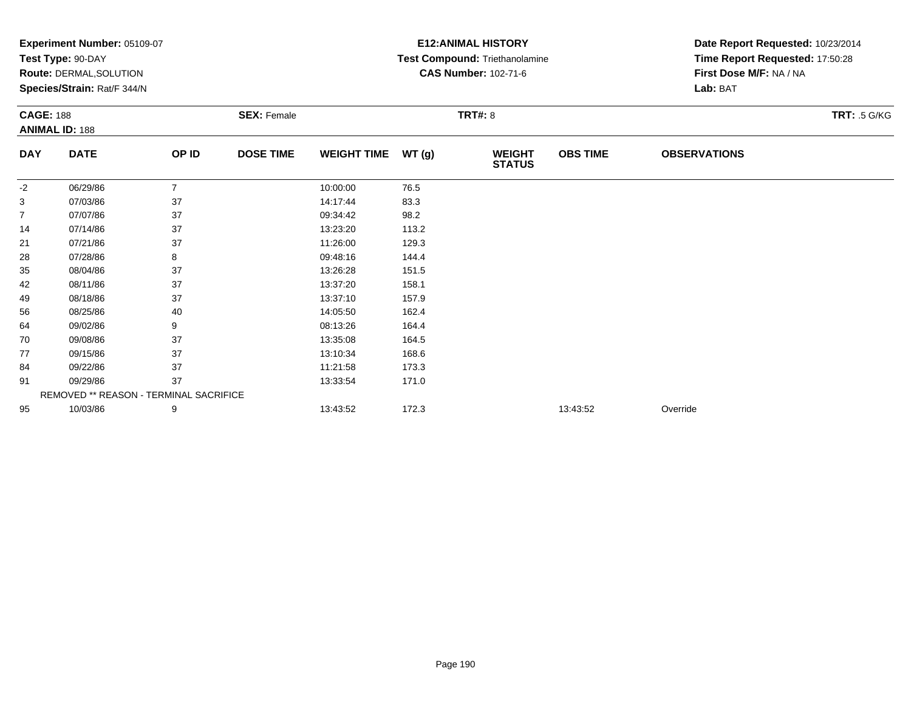**Experiment Number:** 05109-07
**Test Type:** 90-DAY
**Route:** DERMAL,SOLUTION
**Species/Strain:** Rat/F 344/N

**E12:ANIMAL HISTORY**
**Test Compound:** Triethanolamine
**CAS Number:** 102-71-6

**Date Report Requested:** 10/23/2014
**Time Report Requested:** 17:50:28
**First Dose M/F:** NA / NA
**Lab:** BAT

**CAGE:** 188 **SEX:** Female **TRT#:** 8 **TRT:** .5 G/KG
**ANIMAL ID:** 188

| DAY | DATE | OP ID | DOSE TIME | WEIGHT TIME | WT (g) | WEIGHT STATUS | OBS TIME | OBSERVATIONS |
|---|---|---|---|---|---|---|---|---|
| -2 | 06/29/86 | 7 | | 10:00:00 | 76.5 | | | |
| 3 | 07/03/86 | 37 | | 14:17:44 | 83.3 | | | |
| 7 | 07/07/86 | 37 | | 09:34:42 | 98.2 | | | |
| 14 | 07/14/86 | 37 | | 13:23:20 | 113.2 | | | |
| 21 | 07/21/86 | 37 | | 11:26:00 | 129.3 | | | |
| 28 | 07/28/86 | 8 | | 09:48:16 | 144.4 | | | |
| 35 | 08/04/86 | 37 | | 13:26:28 | 151.5 | | | |
| 42 | 08/11/86 | 37 | | 13:37:20 | 158.1 | | | |
| 49 | 08/18/86 | 37 | | 13:37:10 | 157.9 | | | |
| 56 | 08/25/86 | 40 | | 14:05:50 | 162.4 | | | |
| 64 | 09/02/86 | 9 | | 08:13:26 | 164.4 | | | |
| 70 | 09/08/86 | 37 | | 13:35:08 | 164.5 | | | |
| 77 | 09/15/86 | 37 | | 13:10:34 | 168.6 | | | |
| 84 | 09/22/86 | 37 | | 11:21:58 | 173.3 | | | |
| 91 | 09/29/86 | 37 | | 13:33:54 | 171.0 | | | |
| | REMOVED ** REASON - TERMINAL SACRIFICE | | | | | | | |
| 95 | 10/03/86 | 9 | | 13:43:52 | 172.3 | | 13:43:52 | Override |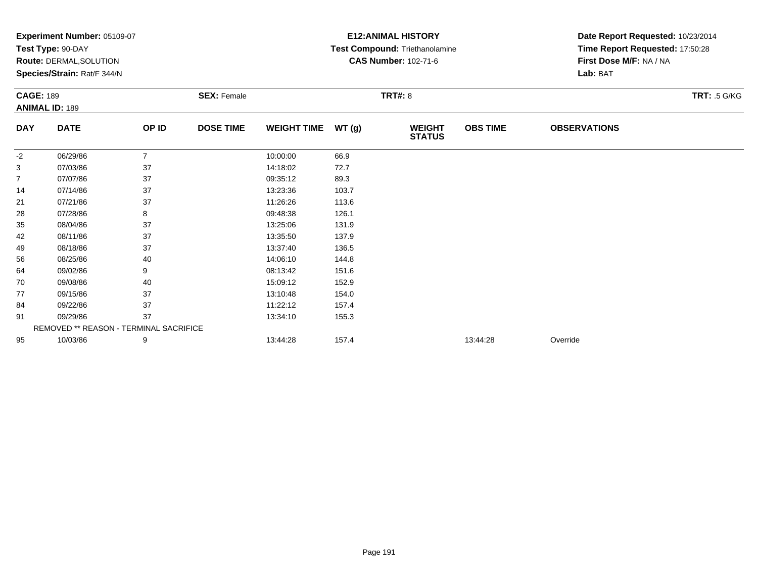**Experiment Number:** 05109-07
**Test Type:** 90-DAY
**Route:** DERMAL,SOLUTION
**Species/Strain:** Rat/F 344/N

**E12:ANIMAL HISTORY**
**Test Compound:** Triethanolamine
**CAS Number:** 102-71-6

**Date Report Requested:** 10/23/2014
**Time Report Requested:** 17:50:28
**First Dose M/F:** NA / NA
**Lab:** BAT

**CAGE:** 189 **SEX:** Female **TRT#:** 8 **TRT:** .5 G/KG
**ANIMAL ID:** 189

| DAY | DATE | OP ID | DOSE TIME | WEIGHT TIME | WT (g) | WEIGHT STATUS | OBS TIME | OBSERVATIONS |
|---|---|---|---|---|---|---|---|---|
| -2 | 06/29/86 | 7 | | 10:00:00 | 66.9 | | | |
| 3 | 07/03/86 | 37 | | 14:18:02 | 72.7 | | | |
| 7 | 07/07/86 | 37 | | 09:35:12 | 89.3 | | | |
| 14 | 07/14/86 | 37 | | 13:23:36 | 103.7 | | | |
| 21 | 07/21/86 | 37 | | 11:26:26 | 113.6 | | | |
| 28 | 07/28/86 | 8 | | 09:48:38 | 126.1 | | | |
| 35 | 08/04/86 | 37 | | 13:25:06 | 131.9 | | | |
| 42 | 08/11/86 | 37 | | 13:35:50 | 137.9 | | | |
| 49 | 08/18/86 | 37 | | 13:37:40 | 136.5 | | | |
| 56 | 08/25/86 | 40 | | 14:06:10 | 144.8 | | | |
| 64 | 09/02/86 | 9 | | 08:13:42 | 151.6 | | | |
| 70 | 09/08/86 | 40 | | 15:09:12 | 152.9 | | | |
| 77 | 09/15/86 | 37 | | 13:10:48 | 154.0 | | | |
| 84 | 09/22/86 | 37 | | 11:22:12 | 157.4 | | | |
| 91 | 09/29/86 | 37 | | 13:34:10 | 155.3 | | | |
| REMOVED ** REASON - TERMINAL SACRIFICE | | | | | | | | |
| 95 | 10/03/86 | 9 | | 13:44:28 | 157.4 | | 13:44:28 | Override |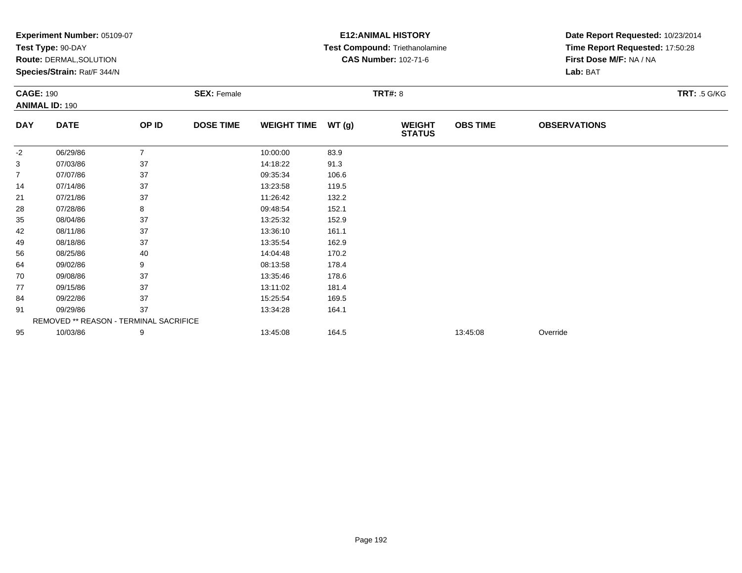**Experiment Number:** 05109-07
**Test Type:** 90-DAY
**Route:** DERMAL,SOLUTION
**Species/Strain:** Rat/F 344/N

**E12:ANIMAL HISTORY**
**Test Compound:** Triethanolamine
**CAS Number:** 102-71-6

**Date Report Requested:** 10/23/2014
**Time Report Requested:** 17:50:28
**First Dose M/F:** NA / NA
**Lab:** BAT

**CAGE:** 190 **SEX:** Female **TRT#:** 8 **TRT:** .5 G/KG
**ANIMAL ID:** 190

| DAY | DATE | OP ID | DOSE TIME | WEIGHT TIME | WT (g) | WEIGHT STATUS | OBS TIME | OBSERVATIONS |
|---|---|---|---|---|---|---|---|---|
| -2 | 06/29/86 | 7 | | 10:00:00 | 83.9 | | | |
| 3 | 07/03/86 | 37 | | 14:18:22 | 91.3 | | | |
| 7 | 07/07/86 | 37 | | 09:35:34 | 106.6 | | | |
| 14 | 07/14/86 | 37 | | 13:23:58 | 119.5 | | | |
| 21 | 07/21/86 | 37 | | 11:26:42 | 132.2 | | | |
| 28 | 07/28/86 | 8 | | 09:48:54 | 152.1 | | | |
| 35 | 08/04/86 | 37 | | 13:25:32 | 152.9 | | | |
| 42 | 08/11/86 | 37 | | 13:36:10 | 161.1 | | | |
| 49 | 08/18/86 | 37 | | 13:35:54 | 162.9 | | | |
| 56 | 08/25/86 | 40 | | 14:04:48 | 170.2 | | | |
| 64 | 09/02/86 | 9 | | 08:13:58 | 178.4 | | | |
| 70 | 09/08/86 | 37 | | 13:35:46 | 178.6 | | | |
| 77 | 09/15/86 | 37 | | 13:11:02 | 181.4 | | | |
| 84 | 09/22/86 | 37 | | 15:25:54 | 169.5 | | | |
| 91 | 09/29/86 | 37 | | 13:34:28 | 164.1 | | | |
| REMOVED ** REASON - TERMINAL SACRIFICE | | | | | | | | |
| 95 | 10/03/86 | 9 | | 13:45:08 | 164.5 | | 13:45:08 | Override |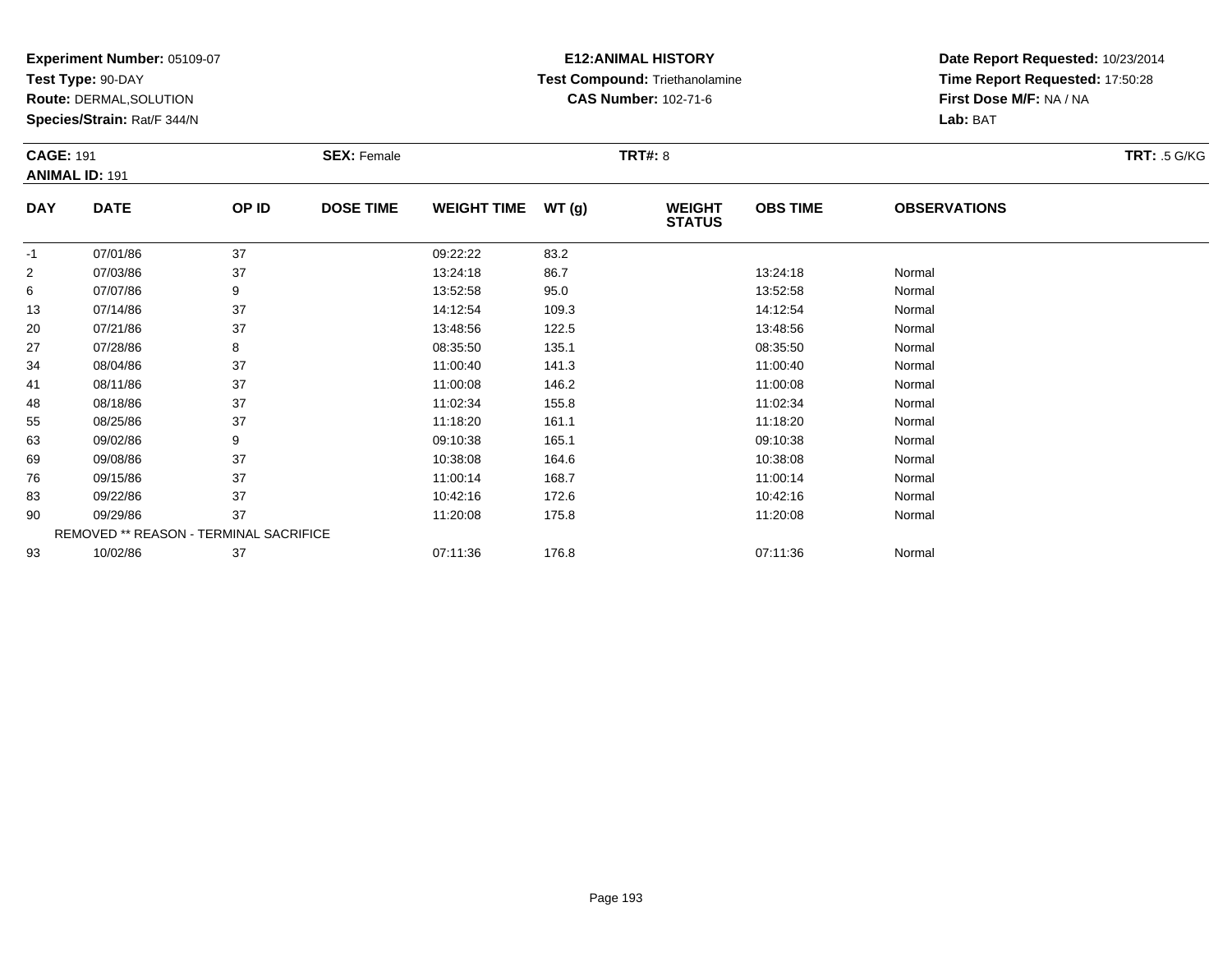**Experiment Number:** 05109-07
**Test Type:** 90-DAY
**Route:** DERMAL,SOLUTION
**Species/Strain:** Rat/F 344/N

**E12:ANIMAL HISTORY**
**Test Compound:** Triethanolamine
**CAS Number:** 102-71-6

**Date Report Requested:** 10/23/2014
**Time Report Requested:** 17:50:28
**First Dose M/F:** NA / NA
**Lab:** BAT

**CAGE:** 191
**ANIMAL ID:** 191
**SEX:** Female
**TRT#:** 8
**TRT:** .5 G/KG

| DAY | DATE | OP ID | DOSE TIME | WEIGHT TIME | WT (g) | WEIGHT STATUS | OBS TIME | OBSERVATIONS |
|---|---|---|---|---|---|---|---|---|
| -1 | 07/01/86 | 37 | | 09:22:22 | 83.2 | | | |
| 2 | 07/03/86 | 37 | | 13:24:18 | 86.7 | | 13:24:18 | Normal |
| 6 | 07/07/86 | 9 | | 13:52:58 | 95.0 | | 13:52:58 | Normal |
| 13 | 07/14/86 | 37 | | 14:12:54 | 109.3 | | 14:12:54 | Normal |
| 20 | 07/21/86 | 37 | | 13:48:56 | 122.5 | | 13:48:56 | Normal |
| 27 | 07/28/86 | 8 | | 08:35:50 | 135.1 | | 08:35:50 | Normal |
| 34 | 08/04/86 | 37 | | 11:00:40 | 141.3 | | 11:00:40 | Normal |
| 41 | 08/11/86 | 37 | | 11:00:08 | 146.2 | | 11:00:08 | Normal |
| 48 | 08/18/86 | 37 | | 11:02:34 | 155.8 | | 11:02:34 | Normal |
| 55 | 08/25/86 | 37 | | 11:18:20 | 161.1 | | 11:18:20 | Normal |
| 63 | 09/02/86 | 9 | | 09:10:38 | 165.1 | | 09:10:38 | Normal |
| 69 | 09/08/86 | 37 | | 10:38:08 | 164.6 | | 10:38:08 | Normal |
| 76 | 09/15/86 | 37 | | 11:00:14 | 168.7 | | 11:00:14 | Normal |
| 83 | 09/22/86 | 37 | | 10:42:16 | 172.6 | | 10:42:16 | Normal |
| 90 | 09/29/86 | 37 | | 11:20:08 | 175.8 | | 11:20:08 | Normal |
| | REMOVED ** REASON - TERMINAL SACRIFICE | | | | | | | |
| 93 | 10/02/86 | 37 | | 07:11:36 | 176.8 | | 07:11:36 | Normal |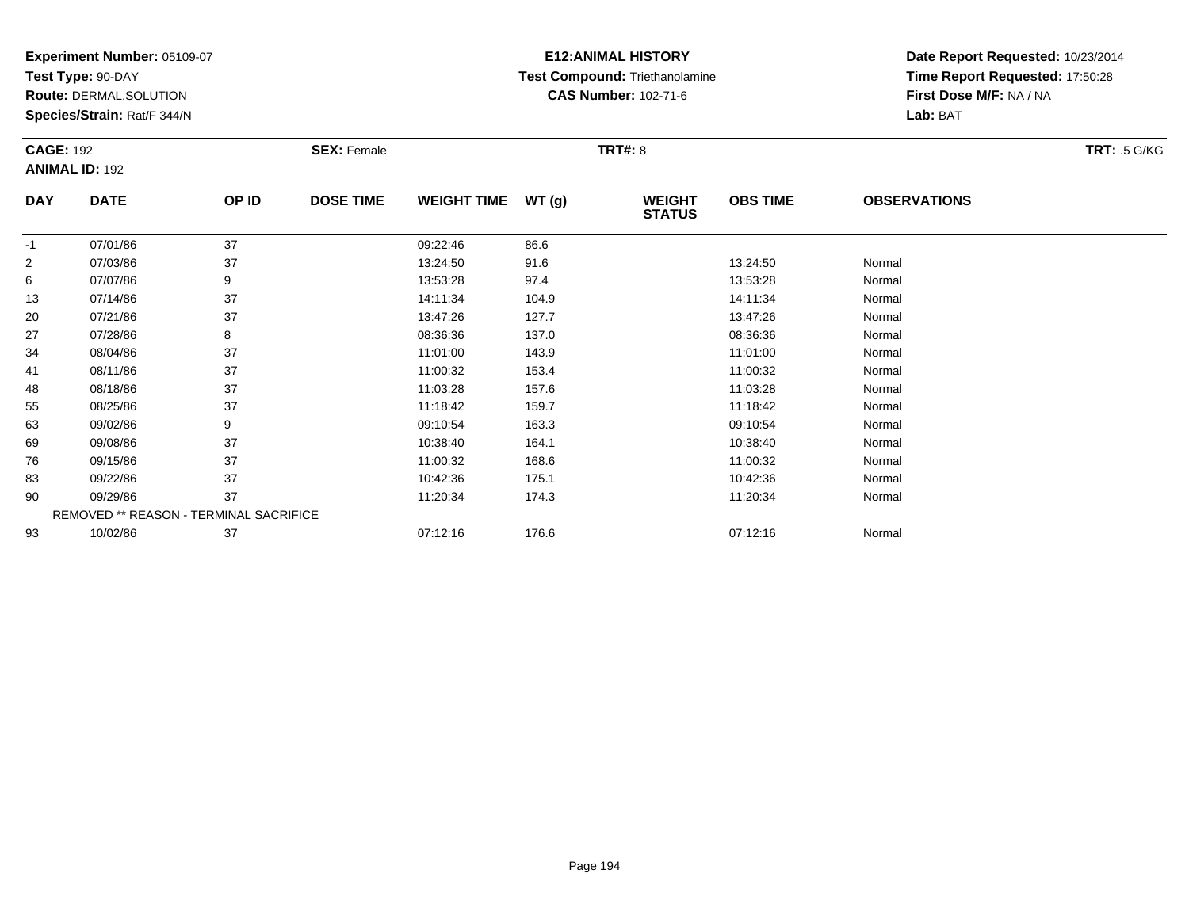**Experiment Number:** 05109-07
**Test Type:** 90-DAY
**Route:** DERMAL,SOLUTION
**Species/Strain:** Rat/F 344/N

**E12:ANIMAL HISTORY**
**Test Compound:** Triethanolamine
**CAS Number:** 102-71-6

**Date Report Requested:** 10/23/2014
**Time Report Requested:** 17:50:28
**First Dose M/F:** NA / NA
**Lab:** BAT

**CAGE:** 192
**ANIMAL ID:** 192
**SEX:** Female
**TRT#:** 8
**TRT:** .5 G/KG

| DAY | DATE | OP ID | DOSE TIME | WEIGHT TIME | WT (g) | WEIGHT STATUS | OBS TIME | OBSERVATIONS |
|---|---|---|---|---|---|---|---|---|
| -1 | 07/01/86 | 37 | | 09:22:46 | 86.6 | | | |
| 2 | 07/03/86 | 37 | | 13:24:50 | 91.6 | | 13:24:50 | Normal |
| 6 | 07/07/86 | 9 | | 13:53:28 | 97.4 | | 13:53:28 | Normal |
| 13 | 07/14/86 | 37 | | 14:11:34 | 104.9 | | 14:11:34 | Normal |
| 20 | 07/21/86 | 37 | | 13:47:26 | 127.7 | | 13:47:26 | Normal |
| 27 | 07/28/86 | 8 | | 08:36:36 | 137.0 | | 08:36:36 | Normal |
| 34 | 08/04/86 | 37 | | 11:01:00 | 143.9 | | 11:01:00 | Normal |
| 41 | 08/11/86 | 37 | | 11:00:32 | 153.4 | | 11:00:32 | Normal |
| 48 | 08/18/86 | 37 | | 11:03:28 | 157.6 | | 11:03:28 | Normal |
| 55 | 08/25/86 | 37 | | 11:18:42 | 159.7 | | 11:18:42 | Normal |
| 63 | 09/02/86 | 9 | | 09:10:54 | 163.3 | | 09:10:54 | Normal |
| 69 | 09/08/86 | 37 | | 10:38:40 | 164.1 | | 10:38:40 | Normal |
| 76 | 09/15/86 | 37 | | 11:00:32 | 168.6 | | 11:00:32 | Normal |
| 83 | 09/22/86 | 37 | | 10:42:36 | 175.1 | | 10:42:36 | Normal |
| 90 | 09/29/86 | 37 | | 11:20:34 | 174.3 | | 11:20:34 | Normal |
| | REMOVED ** REASON - TERMINAL SACRIFICE | | | | | | | |
| 93 | 10/02/86 | 37 | | 07:12:16 | 176.6 | | 07:12:16 | Normal |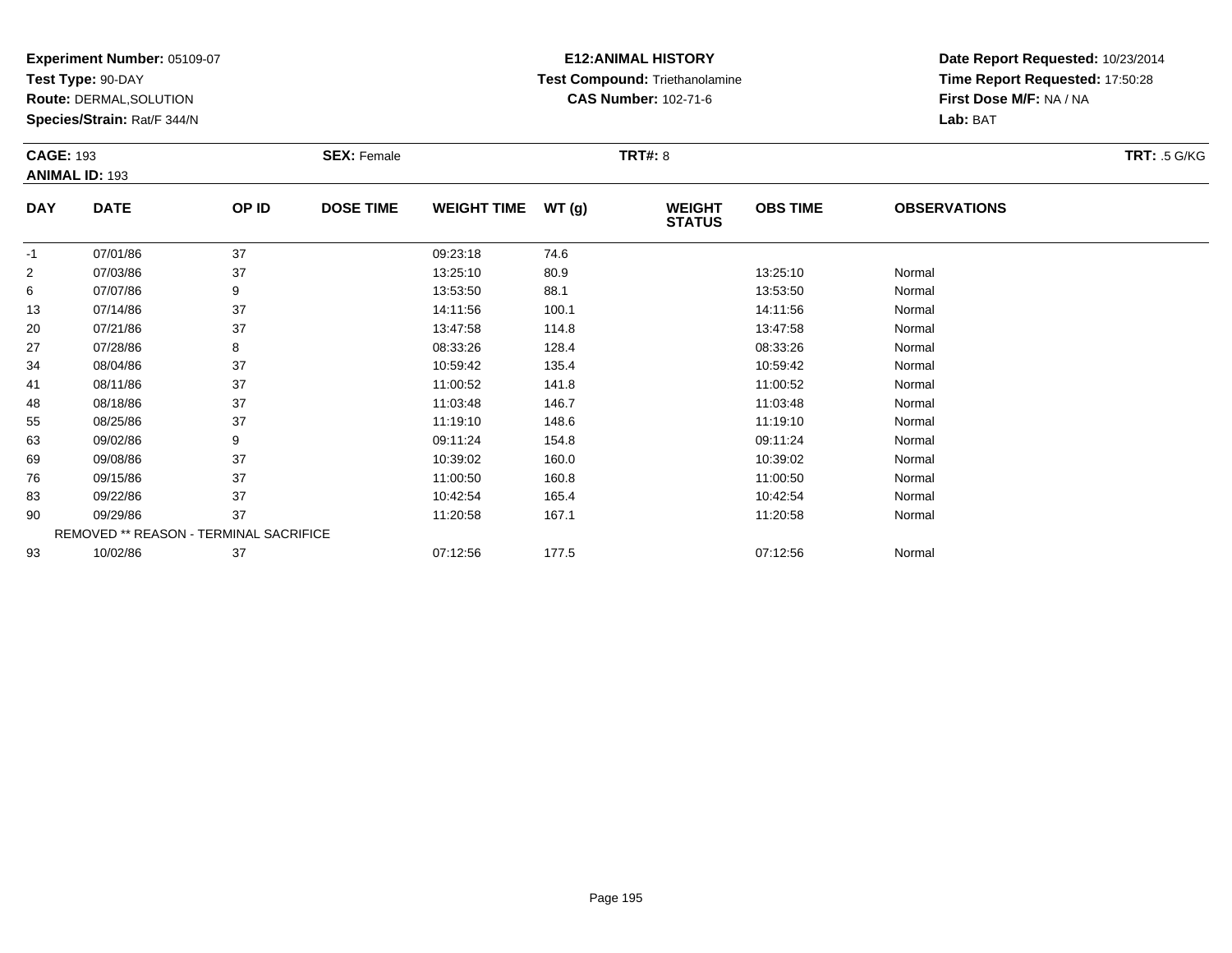**Experiment Number:** 05109-07
**Test Type:** 90-DAY
**Route:** DERMAL,SOLUTION
**Species/Strain:** Rat/F 344/N

**E12:ANIMAL HISTORY**
**Test Compound:** Triethanolamine
**CAS Number:** 102-71-6

**Date Report Requested:** 10/23/2014
**Time Report Requested:** 17:50:28
**First Dose M/F:** NA / NA
**Lab:** BAT

**CAGE:** 193
**ANIMAL ID:** 193
**SEX:** Female
**TRT#:** 8
**TRT:** .5 G/KG

| DAY | DATE | OP ID | DOSE TIME | WEIGHT TIME | WT (g) | WEIGHT STATUS | OBS TIME | OBSERVATIONS |
|---|---|---|---|---|---|---|---|---|
| -1 | 07/01/86 | 37 | | 09:23:18 | 74.6 | | | |
| 2 | 07/03/86 | 37 | | 13:25:10 | 80.9 | | 13:25:10 | Normal |
| 6 | 07/07/86 | 9 | | 13:53:50 | 88.1 | | 13:53:50 | Normal |
| 13 | 07/14/86 | 37 | | 14:11:56 | 100.1 | | 14:11:56 | Normal |
| 20 | 07/21/86 | 37 | | 13:47:58 | 114.8 | | 13:47:58 | Normal |
| 27 | 07/28/86 | 8 | | 08:33:26 | 128.4 | | 08:33:26 | Normal |
| 34 | 08/04/86 | 37 | | 10:59:42 | 135.4 | | 10:59:42 | Normal |
| 41 | 08/11/86 | 37 | | 11:00:52 | 141.8 | | 11:00:52 | Normal |
| 48 | 08/18/86 | 37 | | 11:03:48 | 146.7 | | 11:03:48 | Normal |
| 55 | 08/25/86 | 37 | | 11:19:10 | 148.6 | | 11:19:10 | Normal |
| 63 | 09/02/86 | 9 | | 09:11:24 | 154.8 | | 09:11:24 | Normal |
| 69 | 09/08/86 | 37 | | 10:39:02 | 160.0 | | 10:39:02 | Normal |
| 76 | 09/15/86 | 37 | | 11:00:50 | 160.8 | | 11:00:50 | Normal |
| 83 | 09/22/86 | 37 | | 10:42:54 | 165.4 | | 10:42:54 | Normal |
| 90 | 09/29/86 | 37 | | 11:20:58 | 167.1 | | 11:20:58 | Normal |
| | REMOVED ** REASON - TERMINAL SACRIFICE | | | | | | | |
| 93 | 10/02/86 | 37 | | 07:12:56 | 177.5 | | 07:12:56 | Normal |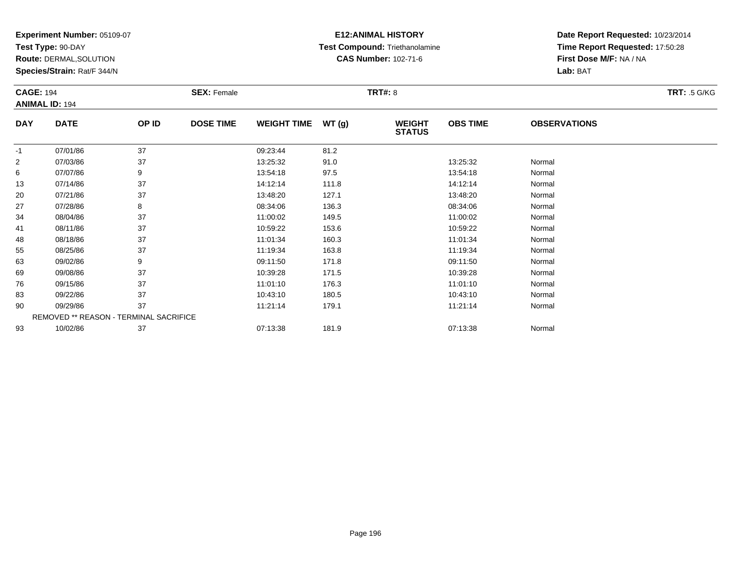**Experiment Number:** 05109-07
**Test Type:** 90-DAY
**Route:** DERMAL,SOLUTION
**Species/Strain:** Rat/F 344/N

**E12:ANIMAL HISTORY**
**Test Compound:** Triethanolamine
**CAS Number:** 102-71-6

**Date Report Requested:** 10/23/2014
**Time Report Requested:** 17:50:28
**First Dose M/F:** NA / NA
**Lab:** BAT

**CAGE:** 194 **SEX:** Female **TRT#:** 8 **TRT:** .5 G/KG
**ANIMAL ID:** 194

| DAY | DATE | OP ID | DOSE TIME | WEIGHT TIME | WT (g) | WEIGHT STATUS | OBS TIME | OBSERVATIONS |
|---|---|---|---|---|---|---|---|---|
| -1 | 07/01/86 | 37 | | 09:23:44 | 81.2 | | | |
| 2 | 07/03/86 | 37 | | 13:25:32 | 91.0 | | 13:25:32 | Normal |
| 6 | 07/07/86 | 9 | | 13:54:18 | 97.5 | | 13:54:18 | Normal |
| 13 | 07/14/86 | 37 | | 14:12:14 | 111.8 | | 14:12:14 | Normal |
| 20 | 07/21/86 | 37 | | 13:48:20 | 127.1 | | 13:48:20 | Normal |
| 27 | 07/28/86 | 8 | | 08:34:06 | 136.3 | | 08:34:06 | Normal |
| 34 | 08/04/86 | 37 | | 11:00:02 | 149.5 | | 11:00:02 | Normal |
| 41 | 08/11/86 | 37 | | 10:59:22 | 153.6 | | 10:59:22 | Normal |
| 48 | 08/18/86 | 37 | | 11:01:34 | 160.3 | | 11:01:34 | Normal |
| 55 | 08/25/86 | 37 | | 11:19:34 | 163.8 | | 11:19:34 | Normal |
| 63 | 09/02/86 | 9 | | 09:11:50 | 171.8 | | 09:11:50 | Normal |
| 69 | 09/08/86 | 37 | | 10:39:28 | 171.5 | | 10:39:28 | Normal |
| 76 | 09/15/86 | 37 | | 11:01:10 | 176.3 | | 11:01:10 | Normal |
| 83 | 09/22/86 | 37 | | 10:43:10 | 180.5 | | 10:43:10 | Normal |
| 90 | 09/29/86 | 37 | | 11:21:14 | 179.1 | | 11:21:14 | Normal |
| | REMOVED ** REASON - TERMINAL SACRIFICE | | | | | | | |
| 93 | 10/02/86 | 37 | | 07:13:38 | 181.9 | | 07:13:38 | Normal |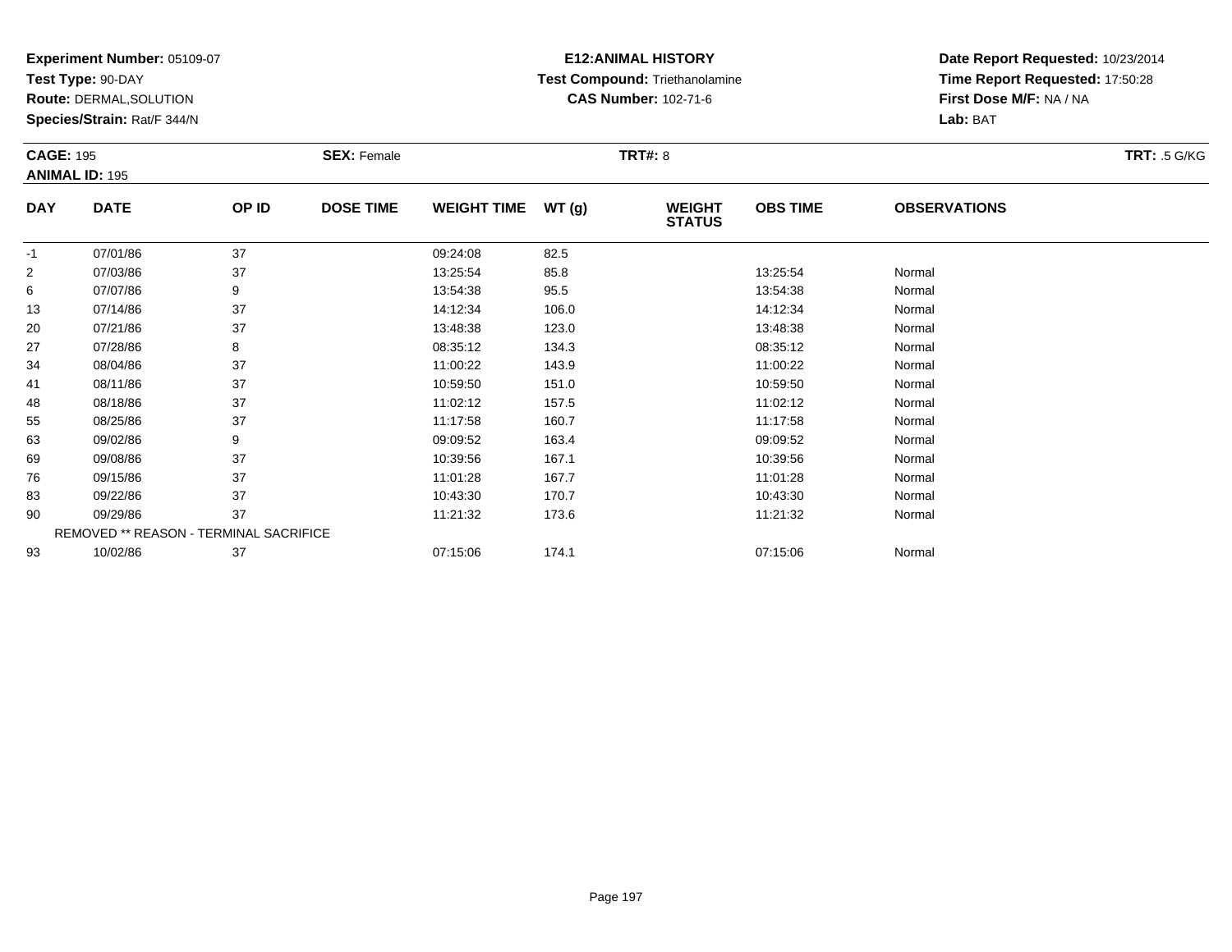**Experiment Number:** 05109-07
**Test Type:** 90-DAY
**Route:** DERMAL,SOLUTION
**Species/Strain:** Rat/F 344/N

**E12:ANIMAL HISTORY**
**Test Compound:** Triethanolamine
**CAS Number:** 102-71-6

**Date Report Requested:** 10/23/2014
**Time Report Requested:** 17:50:28
**First Dose M/F:** NA / NA
**Lab:** BAT

**CAGE:** 195
**ANIMAL ID:** 195
**SEX:** Female
**TRT#:** 8
**TRT:** .5 G/KG

| DAY | DATE | OP ID | DOSE TIME | WEIGHT TIME | WT (g) | WEIGHT STATUS | OBS TIME | OBSERVATIONS |
|---|---|---|---|---|---|---|---|---|
| -1 | 07/01/86 | 37 | | 09:24:08 | 82.5 | | | |
| 2 | 07/03/86 | 37 | | 13:25:54 | 85.8 | | 13:25:54 | Normal |
| 6 | 07/07/86 | 9 | | 13:54:38 | 95.5 | | 13:54:38 | Normal |
| 13 | 07/14/86 | 37 | | 14:12:34 | 106.0 | | 14:12:34 | Normal |
| 20 | 07/21/86 | 37 | | 13:48:38 | 123.0 | | 13:48:38 | Normal |
| 27 | 07/28/86 | 8 | | 08:35:12 | 134.3 | | 08:35:12 | Normal |
| 34 | 08/04/86 | 37 | | 11:00:22 | 143.9 | | 11:00:22 | Normal |
| 41 | 08/11/86 | 37 | | 10:59:50 | 151.0 | | 10:59:50 | Normal |
| 48 | 08/18/86 | 37 | | 11:02:12 | 157.5 | | 11:02:12 | Normal |
| 55 | 08/25/86 | 37 | | 11:17:58 | 160.7 | | 11:17:58 | Normal |
| 63 | 09/02/86 | 9 | | 09:09:52 | 163.4 | | 09:09:52 | Normal |
| 69 | 09/08/86 | 37 | | 10:39:56 | 167.1 | | 10:39:56 | Normal |
| 76 | 09/15/86 | 37 | | 11:01:28 | 167.7 | | 11:01:28 | Normal |
| 83 | 09/22/86 | 37 | | 10:43:30 | 170.7 | | 10:43:30 | Normal |
| 90 | 09/29/86 | 37 | | 11:21:32 | 173.6 | | 11:21:32 | Normal |
| | REMOVED ** REASON - TERMINAL SACRIFICE | | | | | | | |
| 93 | 10/02/86 | 37 | | 07:15:06 | 174.1 | | 07:15:06 | Normal |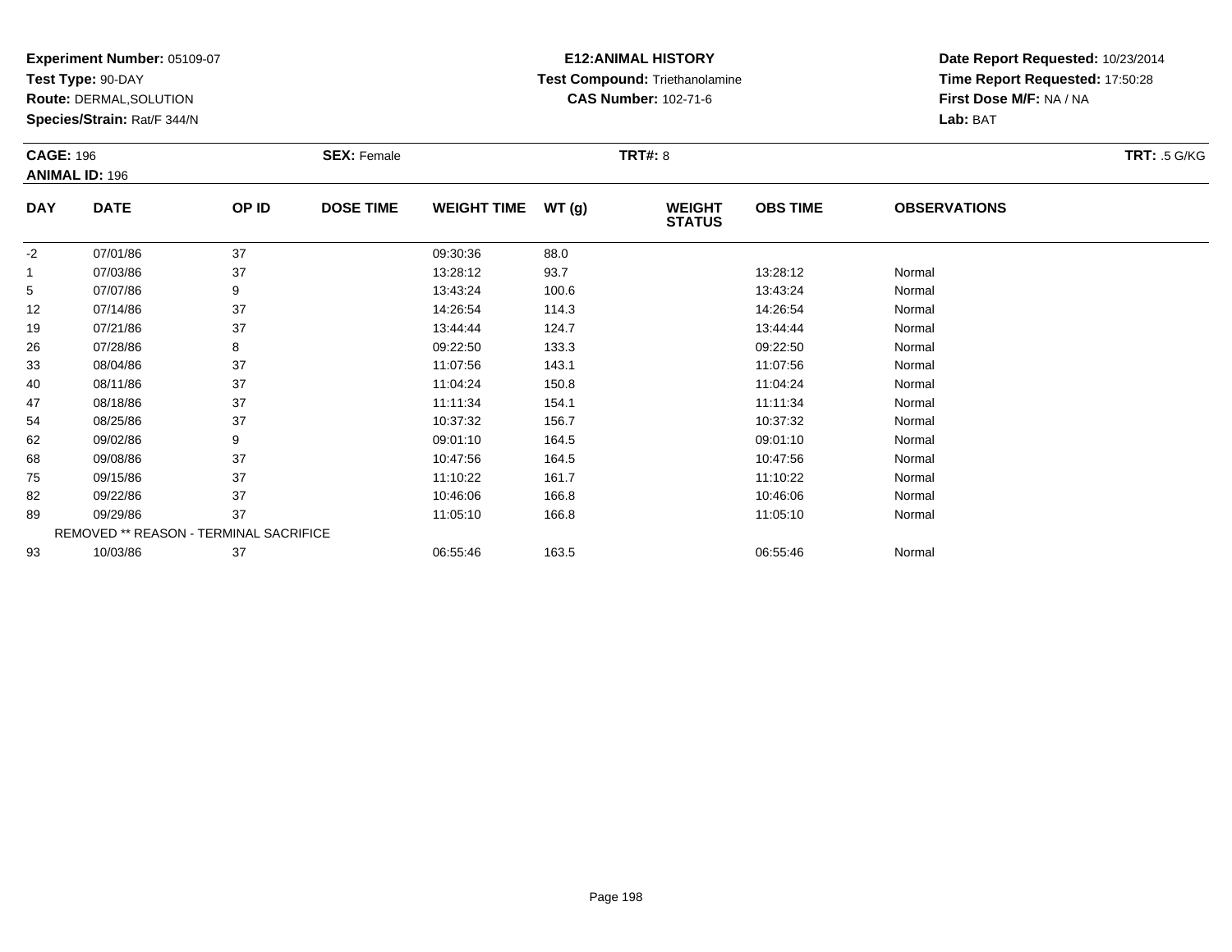**Experiment Number:** 05109-07
**Test Type:** 90-DAY
**Route:** DERMAL,SOLUTION
**Species/Strain:** Rat/F 344/N

**E12:ANIMAL HISTORY**
**Test Compound:** Triethanolamine
**CAS Number:** 102-71-6

**Date Report Requested:** 10/23/2014
**Time Report Requested:** 17:50:28
**First Dose M/F:** NA / NA
**Lab:** BAT

**CAGE:** 196 **SEX:** Female **TRT#:** 8 **TRT:** .5 G/KG
**ANIMAL ID:** 196

| DAY | DATE | OP ID | DOSE TIME | WEIGHT TIME | WT (g) | WEIGHT STATUS | OBS TIME | OBSERVATIONS |
|---|---|---|---|---|---|---|---|---|
| -2 | 07/01/86 | 37 | | 09:30:36 | 88.0 | | | |
| 1 | 07/03/86 | 37 | | 13:28:12 | 93.7 | | 13:28:12 | Normal |
| 5 | 07/07/86 | 9 | | 13:43:24 | 100.6 | | 13:43:24 | Normal |
| 12 | 07/14/86 | 37 | | 14:26:54 | 114.3 | | 14:26:54 | Normal |
| 19 | 07/21/86 | 37 | | 13:44:44 | 124.7 | | 13:44:44 | Normal |
| 26 | 07/28/86 | 8 | | 09:22:50 | 133.3 | | 09:22:50 | Normal |
| 33 | 08/04/86 | 37 | | 11:07:56 | 143.1 | | 11:07:56 | Normal |
| 40 | 08/11/86 | 37 | | 11:04:24 | 150.8 | | 11:04:24 | Normal |
| 47 | 08/18/86 | 37 | | 11:11:34 | 154.1 | | 11:11:34 | Normal |
| 54 | 08/25/86 | 37 | | 10:37:32 | 156.7 | | 10:37:32 | Normal |
| 62 | 09/02/86 | 9 | | 09:01:10 | 164.5 | | 09:01:10 | Normal |
| 68 | 09/08/86 | 37 | | 10:47:56 | 164.5 | | 10:47:56 | Normal |
| 75 | 09/15/86 | 37 | | 11:10:22 | 161.7 | | 11:10:22 | Normal |
| 82 | 09/22/86 | 37 | | 10:46:06 | 166.8 | | 10:46:06 | Normal |
| 89 | 09/29/86 | 37 | | 11:05:10 | 166.8 | | 11:05:10 | Normal |
| | REMOVED ** REASON - TERMINAL SACRIFICE | | | | | | | |
| 93 | 10/03/86 | 37 | | 06:55:46 | 163.5 | | 06:55:46 | Normal |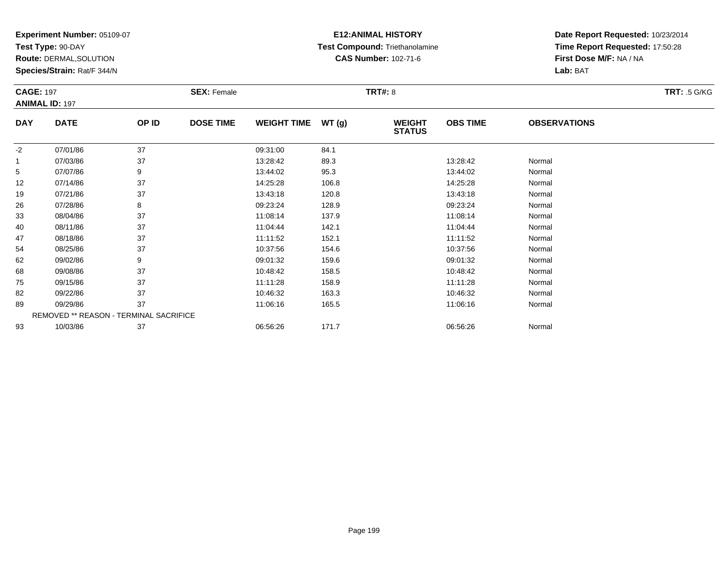**Experiment Number:** 05109-07
**Test Type:** 90-DAY
**Route:** DERMAL,SOLUTION
**Species/Strain:** Rat/F 344/N

**E12:ANIMAL HISTORY**
**Test Compound:** Triethanolamine
**CAS Number:** 102-71-6

**Date Report Requested:** 10/23/2014
**Time Report Requested:** 17:50:28
**First Dose M/F:** NA / NA
**Lab:** BAT

**CAGE:** 197
**ANIMAL ID:** 197
**SEX:** Female
**TRT#:** 8
**TRT:** .5 G/KG

| DAY | DATE | OP ID | DOSE TIME | WEIGHT TIME | WT (g) | WEIGHT STATUS | OBS TIME | OBSERVATIONS |
|---|---|---|---|---|---|---|---|---|
| -2 | 07/01/86 | 37 | | 09:31:00 | 84.1 | | | |
| 1 | 07/03/86 | 37 | | 13:28:42 | 89.3 | | 13:28:42 | Normal |
| 5 | 07/07/86 | 9 | | 13:44:02 | 95.3 | | 13:44:02 | Normal |
| 12 | 07/14/86 | 37 | | 14:25:28 | 106.8 | | 14:25:28 | Normal |
| 19 | 07/21/86 | 37 | | 13:43:18 | 120.8 | | 13:43:18 | Normal |
| 26 | 07/28/86 | 8 | | 09:23:24 | 128.9 | | 09:23:24 | Normal |
| 33 | 08/04/86 | 37 | | 11:08:14 | 137.9 | | 11:08:14 | Normal |
| 40 | 08/11/86 | 37 | | 11:04:44 | 142.1 | | 11:04:44 | Normal |
| 47 | 08/18/86 | 37 | | 11:11:52 | 152.1 | | 11:11:52 | Normal |
| 54 | 08/25/86 | 37 | | 10:37:56 | 154.6 | | 10:37:56 | Normal |
| 62 | 09/02/86 | 9 | | 09:01:32 | 159.6 | | 09:01:32 | Normal |
| 68 | 09/08/86 | 37 | | 10:48:42 | 158.5 | | 10:48:42 | Normal |
| 75 | 09/15/86 | 37 | | 11:11:28 | 158.9 | | 11:11:28 | Normal |
| 82 | 09/22/86 | 37 | | 10:46:32 | 163.3 | | 10:46:32 | Normal |
| 89 | 09/29/86 | 37 | | 11:06:16 | 165.5 | | 11:06:16 | Normal |
| | REMOVED ** REASON - TERMINAL SACRIFICE | | | | | | | |
| 93 | 10/03/86 | 37 | | 06:56:26 | 171.7 | | 06:56:26 | Normal |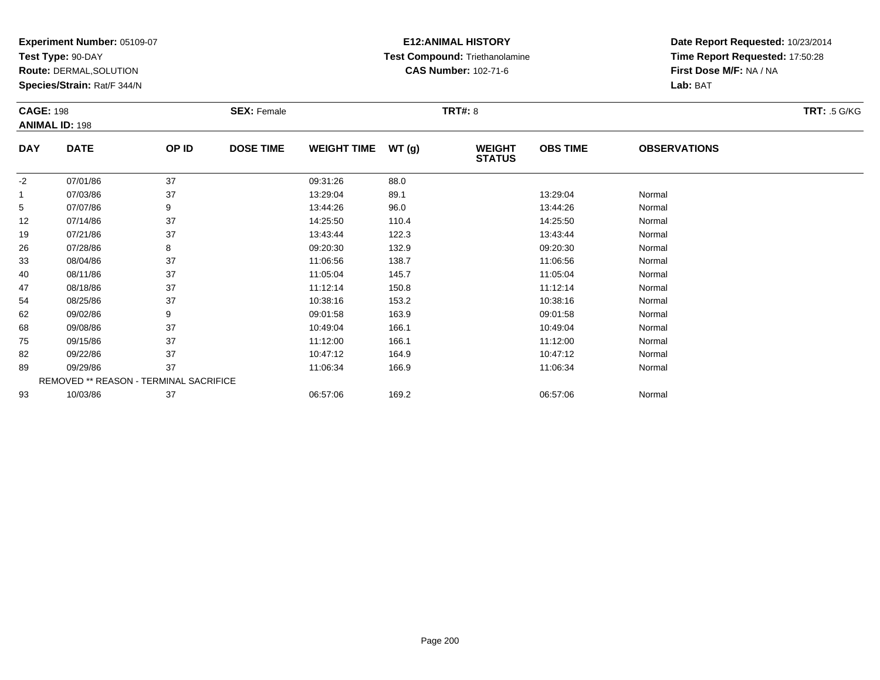**Experiment Number:** 05109-07
**Test Type:** 90-DAY
**Route:** DERMAL,SOLUTION
**Species/Strain:** Rat/F 344/N

**E12:ANIMAL HISTORY**
**Test Compound:** Triethanolamine
**CAS Number:** 102-71-6

**Date Report Requested:** 10/23/2014
**Time Report Requested:** 17:50:28
**First Dose M/F:** NA / NA
**Lab:** BAT

**CAGE:** 198 **SEX:** Female **TRT#:** 8 **TRT:** .5 G/KG
**ANIMAL ID:** 198

| DAY | DATE | OP ID | DOSE TIME | WEIGHT TIME | WT (g) | WEIGHT STATUS | OBS TIME | OBSERVATIONS |
|---|---|---|---|---|---|---|---|---|
| -2 | 07/01/86 | 37 | | 09:31:26 | 88.0 | | | |
| 1 | 07/03/86 | 37 | | 13:29:04 | 89.1 | | 13:29:04 | Normal |
| 5 | 07/07/86 | 9 | | 13:44:26 | 96.0 | | 13:44:26 | Normal |
| 12 | 07/14/86 | 37 | | 14:25:50 | 110.4 | | 14:25:50 | Normal |
| 19 | 07/21/86 | 37 | | 13:43:44 | 122.3 | | 13:43:44 | Normal |
| 26 | 07/28/86 | 8 | | 09:20:30 | 132.9 | | 09:20:30 | Normal |
| 33 | 08/04/86 | 37 | | 11:06:56 | 138.7 | | 11:06:56 | Normal |
| 40 | 08/11/86 | 37 | | 11:05:04 | 145.7 | | 11:05:04 | Normal |
| 47 | 08/18/86 | 37 | | 11:12:14 | 150.8 | | 11:12:14 | Normal |
| 54 | 08/25/86 | 37 | | 10:38:16 | 153.2 | | 10:38:16 | Normal |
| 62 | 09/02/86 | 9 | | 09:01:58 | 163.9 | | 09:01:58 | Normal |
| 68 | 09/08/86 | 37 | | 10:49:04 | 166.1 | | 10:49:04 | Normal |
| 75 | 09/15/86 | 37 | | 11:12:00 | 166.1 | | 11:12:00 | Normal |
| 82 | 09/22/86 | 37 | | 10:47:12 | 164.9 | | 10:47:12 | Normal |
| 89 | 09/29/86 | 37 | | 11:06:34 | 166.9 | | 11:06:34 | Normal |
| | REMOVED ** REASON - TERMINAL SACRIFICE | | | | | | | |
| 93 | 10/03/86 | 37 | | 06:57:06 | 169.2 | | 06:57:06 | Normal |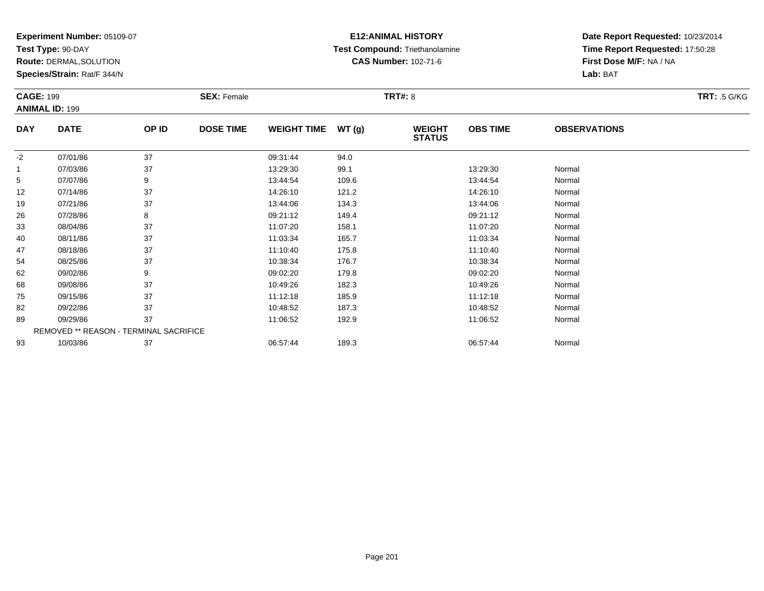**Experiment Number:** 05109-07
**Test Type:** 90-DAY
**Route:** DERMAL,SOLUTION
**Species/Strain:** Rat/F 344/N

**E12:ANIMAL HISTORY**
**Test Compound:** Triethanolamine
**CAS Number:** 102-71-6

**Date Report Requested:** 10/23/2014
**Time Report Requested:** 17:50:28
**First Dose M/F:** NA / NA
**Lab:** BAT

**CAGE:** 199
**ANIMAL ID:** 199
**SEX:** Female
**TRT#:** 8
**TRT:** .5 G/KG

| DAY | DATE | OP ID | DOSE TIME | WEIGHT TIME | WT (g) | WEIGHT STATUS | OBS TIME | OBSERVATIONS |
|---|---|---|---|---|---|---|---|---|
| -2 | 07/01/86 | 37 | | 09:31:44 | 94.0 | | | |
| 1 | 07/03/86 | 37 | | 13:29:30 | 99.1 | | 13:29:30 | Normal |
| 5 | 07/07/86 | 9 | | 13:44:54 | 109.6 | | 13:44:54 | Normal |
| 12 | 07/14/86 | 37 | | 14:26:10 | 121.2 | | 14:26:10 | Normal |
| 19 | 07/21/86 | 37 | | 13:44:06 | 134.3 | | 13:44:06 | Normal |
| 26 | 07/28/86 | 8 | | 09:21:12 | 149.4 | | 09:21:12 | Normal |
| 33 | 08/04/86 | 37 | | 11:07:20 | 158.1 | | 11:07:20 | Normal |
| 40 | 08/11/86 | 37 | | 11:03:34 | 165.7 | | 11:03:34 | Normal |
| 47 | 08/18/86 | 37 | | 11:10:40 | 175.8 | | 11:10:40 | Normal |
| 54 | 08/25/86 | 37 | | 10:38:34 | 176.7 | | 10:38:34 | Normal |
| 62 | 09/02/86 | 9 | | 09:02:20 | 179.8 | | 09:02:20 | Normal |
| 68 | 09/08/86 | 37 | | 10:49:26 | 182.3 | | 10:49:26 | Normal |
| 75 | 09/15/86 | 37 | | 11:12:18 | 185.9 | | 11:12:18 | Normal |
| 82 | 09/22/86 | 37 | | 10:48:52 | 187.3 | | 10:48:52 | Normal |
| 89 | 09/29/86 | 37 | | 11:06:52 | 192.9 | | 11:06:52 | Normal |
| | REMOVED ** REASON - TERMINAL SACRIFICE | | | | | | | |
| 93 | 10/03/86 | 37 | | 06:57:44 | 189.3 | | 06:57:44 | Normal |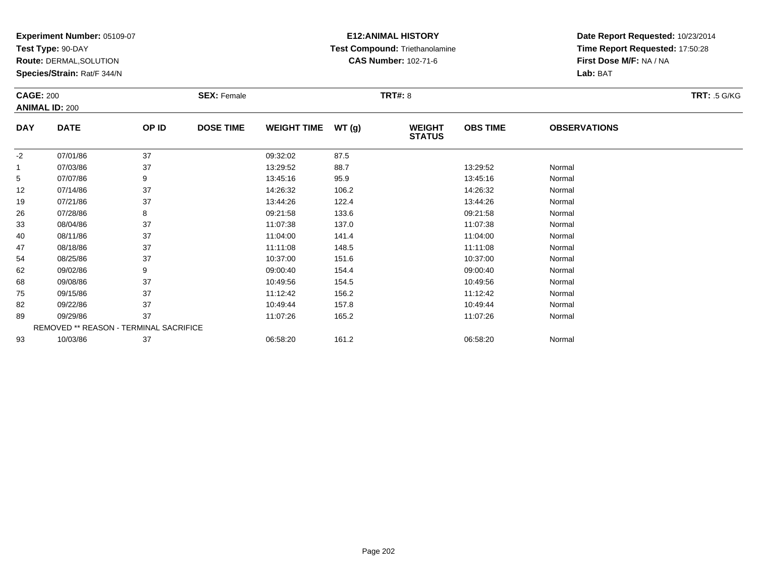**Experiment Number:** 05109-07
**Test Type:** 90-DAY
**Route:** DERMAL,SOLUTION
**Species/Strain:** Rat/F 344/N

**E12:ANIMAL HISTORY**
**Test Compound:** Triethanolamine
**CAS Number:** 102-71-6

**Date Report Requested:** 10/23/2014
**Time Report Requested:** 17:50:28
**First Dose M/F:** NA / NA
**Lab:** BAT

**CAGE:** 200
**ANIMAL ID:** 200
**SEX:** Female
**TRT#:** 8
**TRT:** .5 G/KG

| DAY | DATE | OP ID | DOSE TIME | WEIGHT TIME | WT (g) | WEIGHT STATUS | OBS TIME | OBSERVATIONS |
|---|---|---|---|---|---|---|---|---|
| -2 | 07/01/86 | 37 | | 09:32:02 | 87.5 | | | |
| 1 | 07/03/86 | 37 | | 13:29:52 | 88.7 | | 13:29:52 | Normal |
| 5 | 07/07/86 | 9 | | 13:45:16 | 95.9 | | 13:45:16 | Normal |
| 12 | 07/14/86 | 37 | | 14:26:32 | 106.2 | | 14:26:32 | Normal |
| 19 | 07/21/86 | 37 | | 13:44:26 | 122.4 | | 13:44:26 | Normal |
| 26 | 07/28/86 | 8 | | 09:21:58 | 133.6 | | 09:21:58 | Normal |
| 33 | 08/04/86 | 37 | | 11:07:38 | 137.0 | | 11:07:38 | Normal |
| 40 | 08/11/86 | 37 | | 11:04:00 | 141.4 | | 11:04:00 | Normal |
| 47 | 08/18/86 | 37 | | 11:11:08 | 148.5 | | 11:11:08 | Normal |
| 54 | 08/25/86 | 37 | | 10:37:00 | 151.6 | | 10:37:00 | Normal |
| 62 | 09/02/86 | 9 | | 09:00:40 | 154.4 | | 09:00:40 | Normal |
| 68 | 09/08/86 | 37 | | 10:49:56 | 154.5 | | 10:49:56 | Normal |
| 75 | 09/15/86 | 37 | | 11:12:42 | 156.2 | | 11:12:42 | Normal |
| 82 | 09/22/86 | 37 | | 10:49:44 | 157.8 | | 10:49:44 | Normal |
| 89 | 09/29/86 | 37 | | 11:07:26 | 165.2 | | 11:07:26 | Normal |
| | REMOVED ** REASON - TERMINAL SACRIFICE | | | | | | | |
| 93 | 10/03/86 | 37 | | 06:58:20 | 161.2 | | 06:58:20 | Normal |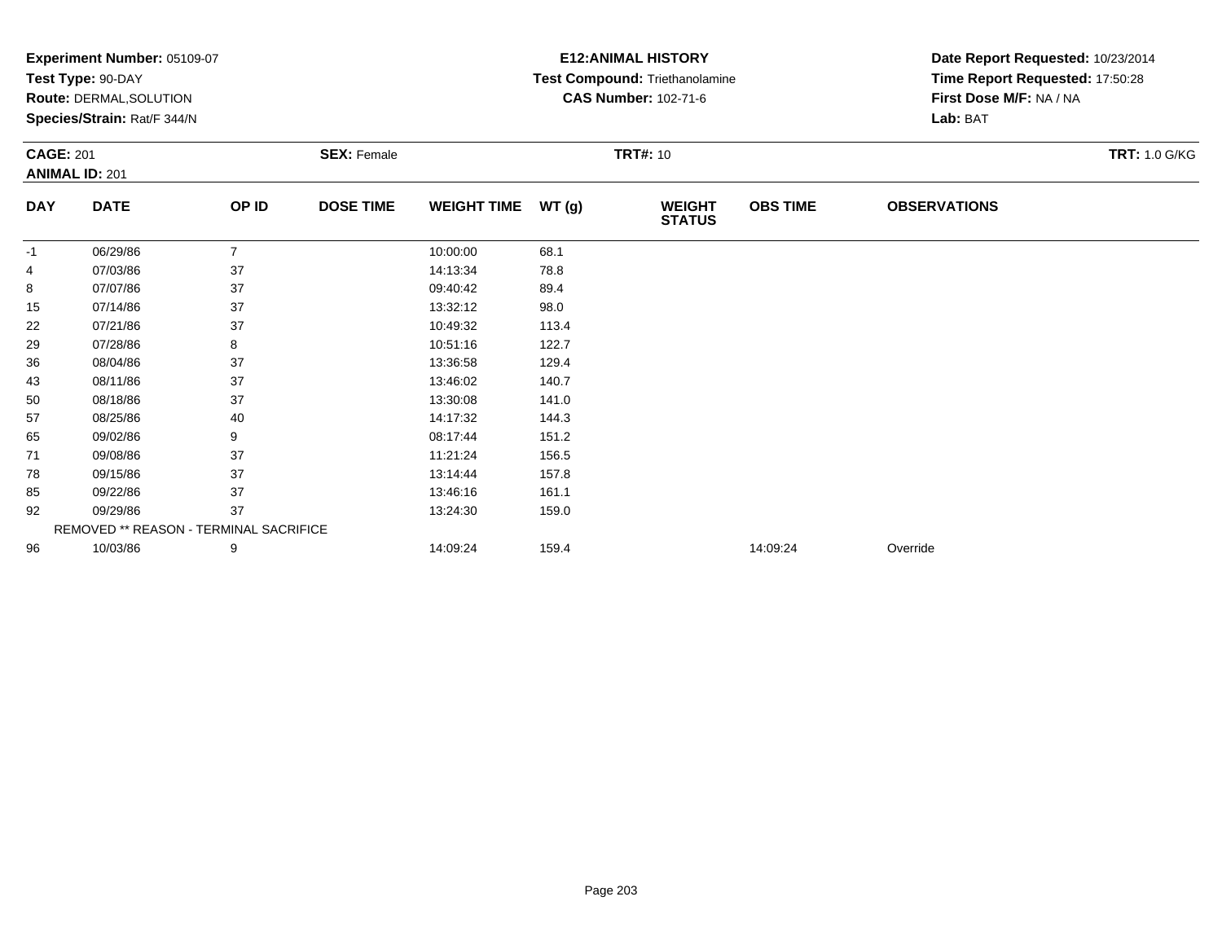**Experiment Number:** 05109-07
**Test Type:** 90-DAY
**Route:** DERMAL,SOLUTION
**Species/Strain:** Rat/F 344/N

**E12:ANIMAL HISTORY**
**Test Compound:** Triethanolamine
**CAS Number:** 102-71-6

**Date Report Requested:** 10/23/2014
**Time Report Requested:** 17:50:28
**First Dose M/F:** NA / NA
**Lab:** BAT

**CAGE:** 201 **SEX:** Female **TRT#:** 10 **TRT:** 1.0 G/KG
**ANIMAL ID:** 201

| DAY | DATE | OP ID | DOSE TIME | WEIGHT TIME | WT (g) | WEIGHT STATUS | OBS TIME | OBSERVATIONS |
|---|---|---|---|---|---|---|---|---|
| -1 | 06/29/86 | 7 | | 10:00:00 | 68.1 | | | |
| 4 | 07/03/86 | 37 | | 14:13:34 | 78.8 | | | |
| 8 | 07/07/86 | 37 | | 09:40:42 | 89.4 | | | |
| 15 | 07/14/86 | 37 | | 13:32:12 | 98.0 | | | |
| 22 | 07/21/86 | 37 | | 10:49:32 | 113.4 | | | |
| 29 | 07/28/86 | 8 | | 10:51:16 | 122.7 | | | |
| 36 | 08/04/86 | 37 | | 13:36:58 | 129.4 | | | |
| 43 | 08/11/86 | 37 | | 13:46:02 | 140.7 | | | |
| 50 | 08/18/86 | 37 | | 13:30:08 | 141.0 | | | |
| 57 | 08/25/86 | 40 | | 14:17:32 | 144.3 | | | |
| 65 | 09/02/86 | 9 | | 08:17:44 | 151.2 | | | |
| 71 | 09/08/86 | 37 | | 11:21:24 | 156.5 | | | |
| 78 | 09/15/86 | 37 | | 13:14:44 | 157.8 | | | |
| 85 | 09/22/86 | 37 | | 13:46:16 | 161.1 | | | |
| 92 | 09/29/86 | 37 | | 13:24:30 | 159.0 | | | |
| | REMOVED ** REASON - TERMINAL SACRIFICE | | | | | | | |
| 96 | 10/03/86 | 9 | | 14:09:24 | 159.4 | | 14:09:24 | Override |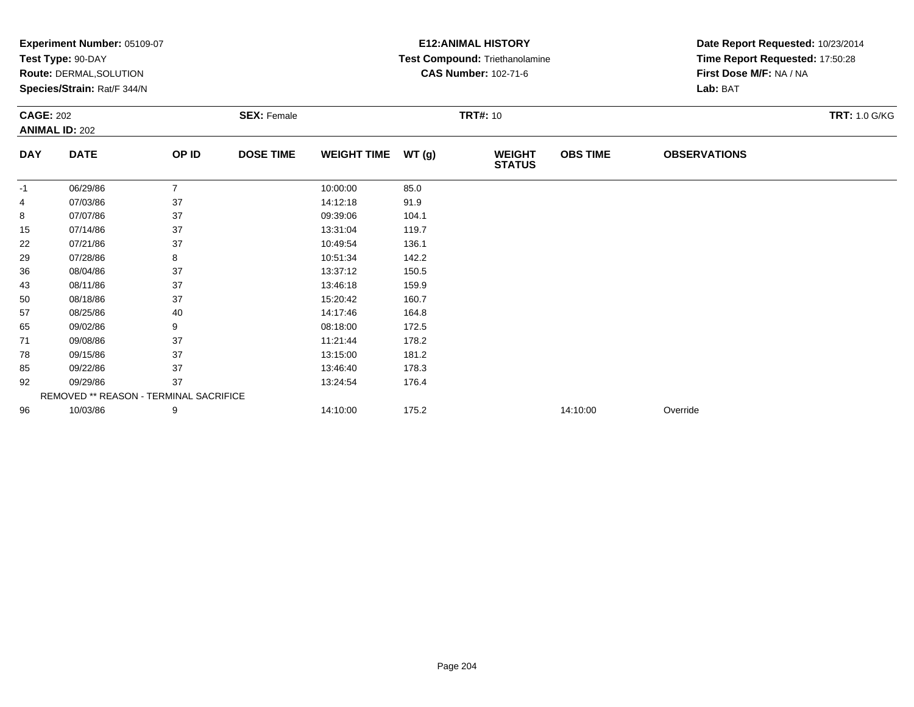**Experiment Number:** 05109-07
**Test Type:** 90-DAY
**Route:** DERMAL,SOLUTION
**Species/Strain:** Rat/F 344/N

**E12:ANIMAL HISTORY**
**Test Compound:** Triethanolamine
**CAS Number:** 102-71-6

**Date Report Requested:** 10/23/2014
**Time Report Requested:** 17:50:28
**First Dose M/F:** NA / NA
**Lab:** BAT

**CAGE:** 202 **SEX:** Female **TRT#:** 10 **TRT:** 1.0 G/KG
**ANIMAL ID:** 202

| DAY | DATE | OP ID | DOSE TIME | WEIGHT TIME | WT (g) | WEIGHT STATUS | OBS TIME | OBSERVATIONS |
|---|---|---|---|---|---|---|---|---|
| -1 | 06/29/86 | 7 | | 10:00:00 | 85.0 | | | |
| 4 | 07/03/86 | 37 | | 14:12:18 | 91.9 | | | |
| 8 | 07/07/86 | 37 | | 09:39:06 | 104.1 | | | |
| 15 | 07/14/86 | 37 | | 13:31:04 | 119.7 | | | |
| 22 | 07/21/86 | 37 | | 10:49:54 | 136.1 | | | |
| 29 | 07/28/86 | 8 | | 10:51:34 | 142.2 | | | |
| 36 | 08/04/86 | 37 | | 13:37:12 | 150.5 | | | |
| 43 | 08/11/86 | 37 | | 13:46:18 | 159.9 | | | |
| 50 | 08/18/86 | 37 | | 15:20:42 | 160.7 | | | |
| 57 | 08/25/86 | 40 | | 14:17:46 | 164.8 | | | |
| 65 | 09/02/86 | 9 | | 08:18:00 | 172.5 | | | |
| 71 | 09/08/86 | 37 | | 11:21:44 | 178.2 | | | |
| 78 | 09/15/86 | 37 | | 13:15:00 | 181.2 | | | |
| 85 | 09/22/86 | 37 | | 13:46:40 | 178.3 | | | |
| 92 | 09/29/86 | 37 | | 13:24:54 | 176.4 | | | |
| | REMOVED ** REASON - TERMINAL SACRIFICE | | | | | | | |
| 96 | 10/03/86 | 9 | | 14:10:00 | 175.2 | | 14:10:00 | Override |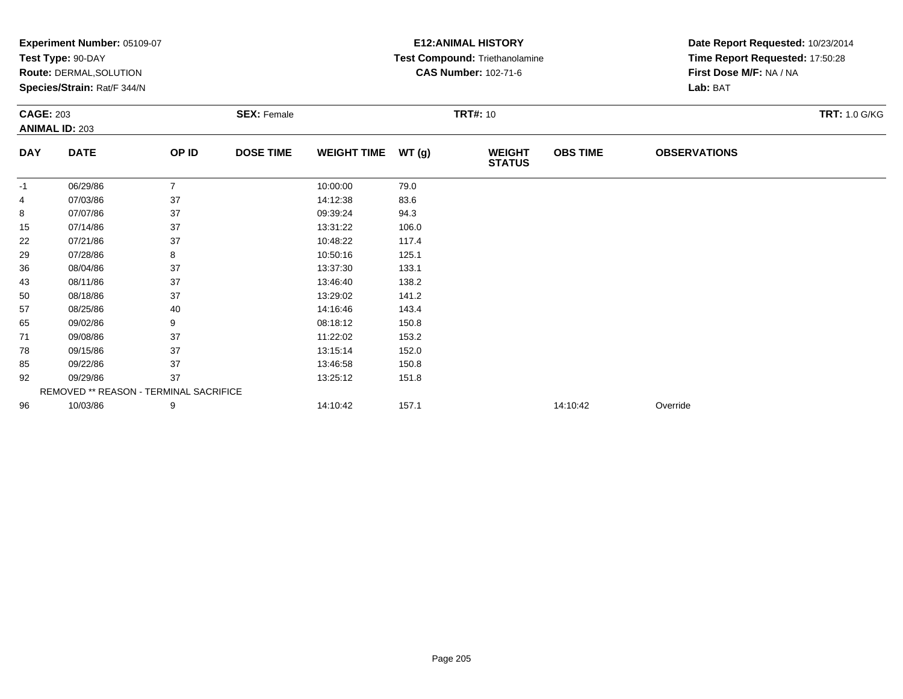**Experiment Number:** 05109-07
**Test Type:** 90-DAY
**Route:** DERMAL,SOLUTION
**Species/Strain:** Rat/F 344/N

**E12:ANIMAL HISTORY**
**Test Compound:** Triethanolamine
**CAS Number:** 102-71-6

**Date Report Requested:** 10/23/2014
**Time Report Requested:** 17:50:28
**First Dose M/F:** NA / NA
**Lab:** BAT

**CAGE:** 203 **SEX:** Female **TRT#:** 10 **TRT:** 1.0 G/KG
**ANIMAL ID:** 203

| DAY | DATE | OP ID | DOSE TIME | WEIGHT TIME | WT (g) | WEIGHT STATUS | OBS TIME | OBSERVATIONS |
|---|---|---|---|---|---|---|---|---|
| -1 | 06/29/86 | 7 | | 10:00:00 | 79.0 | | | |
| 4 | 07/03/86 | 37 | | 14:12:38 | 83.6 | | | |
| 8 | 07/07/86 | 37 | | 09:39:24 | 94.3 | | | |
| 15 | 07/14/86 | 37 | | 13:31:22 | 106.0 | | | |
| 22 | 07/21/86 | 37 | | 10:48:22 | 117.4 | | | |
| 29 | 07/28/86 | 8 | | 10:50:16 | 125.1 | | | |
| 36 | 08/04/86 | 37 | | 13:37:30 | 133.1 | | | |
| 43 | 08/11/86 | 37 | | 13:46:40 | 138.2 | | | |
| 50 | 08/18/86 | 37 | | 13:29:02 | 141.2 | | | |
| 57 | 08/25/86 | 40 | | 14:16:46 | 143.4 | | | |
| 65 | 09/02/86 | 9 | | 08:18:12 | 150.8 | | | |
| 71 | 09/08/86 | 37 | | 11:22:02 | 153.2 | | | |
| 78 | 09/15/86 | 37 | | 13:15:14 | 152.0 | | | |
| 85 | 09/22/86 | 37 | | 13:46:58 | 150.8 | | | |
| 92 | 09/29/86 | 37 | | 13:25:12 | 151.8 | | | |
| | REMOVED ** REASON - TERMINAL SACRIFICE | | | | | | | |
| 96 | 10/03/86 | 9 | | 14:10:42 | 157.1 | | 14:10:42 | Override |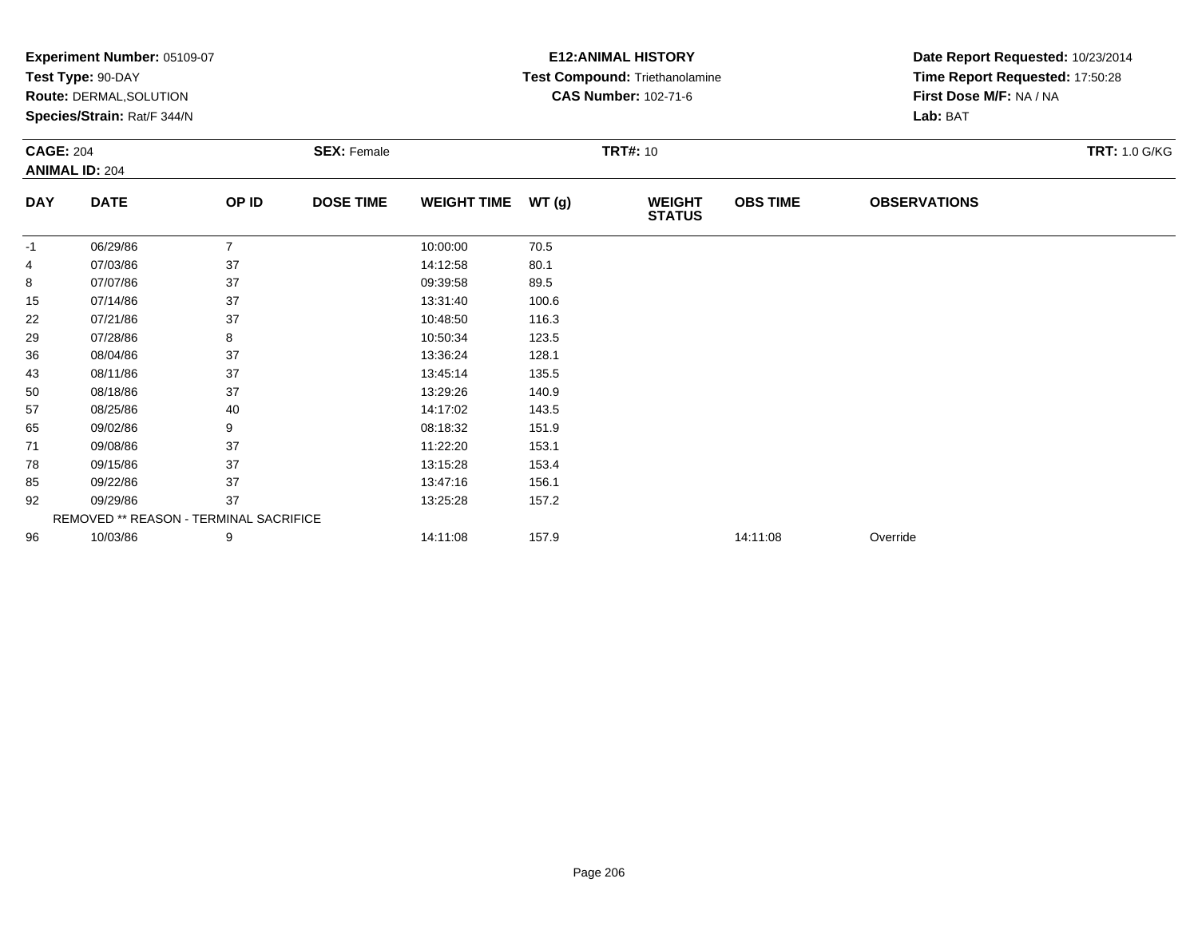**Experiment Number:** 05109-07
**Test Type:** 90-DAY
**Route:** DERMAL,SOLUTION
**Species/Strain:** Rat/F 344/N

**E12:ANIMAL HISTORY**
**Test Compound:** Triethanolamine
**CAS Number:** 102-71-6

**Date Report Requested:** 10/23/2014
**Time Report Requested:** 17:50:28
**First Dose M/F:** NA / NA
**Lab:** BAT

**CAGE:** 204
**ANIMAL ID:** 204
**SEX:** Female
**TRT#:** 10
**TRT:** 1.0 G/KG

| DAY | DATE | OP ID | DOSE TIME | WEIGHT TIME | WT (g) | WEIGHT STATUS | OBS TIME | OBSERVATIONS |
|---|---|---|---|---|---|---|---|---|
| -1 | 06/29/86 | 7 | | 10:00:00 | 70.5 | | | |
| 4 | 07/03/86 | 37 | | 14:12:58 | 80.1 | | | |
| 8 | 07/07/86 | 37 | | 09:39:58 | 89.5 | | | |
| 15 | 07/14/86 | 37 | | 13:31:40 | 100.6 | | | |
| 22 | 07/21/86 | 37 | | 10:48:50 | 116.3 | | | |
| 29 | 07/28/86 | 8 | | 10:50:34 | 123.5 | | | |
| 36 | 08/04/86 | 37 | | 13:36:24 | 128.1 | | | |
| 43 | 08/11/86 | 37 | | 13:45:14 | 135.5 | | | |
| 50 | 08/18/86 | 37 | | 13:29:26 | 140.9 | | | |
| 57 | 08/25/86 | 40 | | 14:17:02 | 143.5 | | | |
| 65 | 09/02/86 | 9 | | 08:18:32 | 151.9 | | | |
| 71 | 09/08/86 | 37 | | 11:22:20 | 153.1 | | | |
| 78 | 09/15/86 | 37 | | 13:15:28 | 153.4 | | | |
| 85 | 09/22/86 | 37 | | 13:47:16 | 156.1 | | | |
| 92 | 09/29/86 | 37 | | 13:25:28 | 157.2 | | | |
| | REMOVED ** REASON - TERMINAL SACRIFICE | | | | | | | |
| 96 | 10/03/86 | 9 | | 14:11:08 | 157.9 | | 14:11:08 | Override |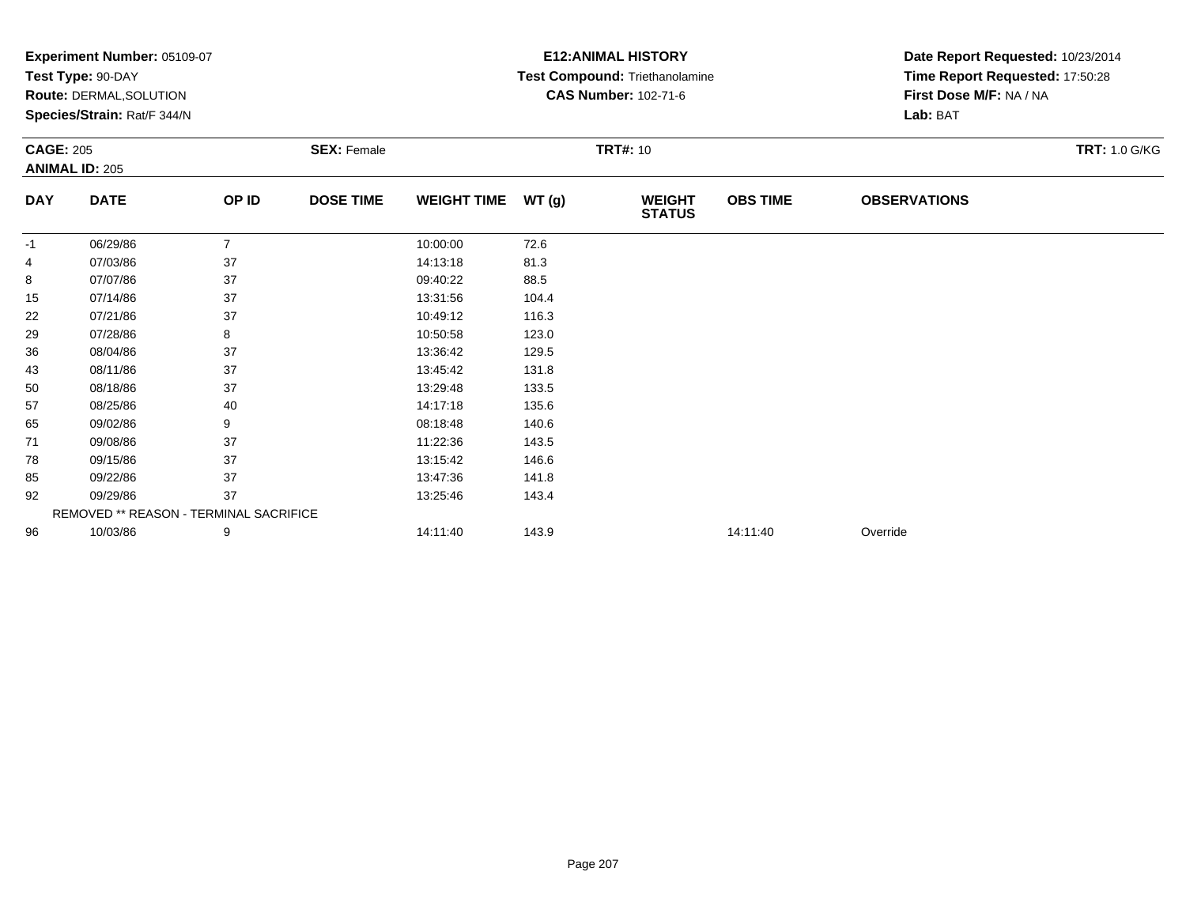**Experiment Number:** 05109-07
**Test Type:** 90-DAY
**Route:** DERMAL,SOLUTION
**Species/Strain:** Rat/F 344/N

**E12:ANIMAL HISTORY**
**Test Compound:** Triethanolamine
**CAS Number:** 102-71-6

**Date Report Requested:** 10/23/2014
**Time Report Requested:** 17:50:28
**First Dose M/F:** NA / NA
**Lab:** BAT

**CAGE:** 205
**ANIMAL ID:** 205
**SEX:** Female
**TRT#:** 10
**TRT:** 1.0 G/KG

| DAY | DATE | OP ID | DOSE TIME | WEIGHT TIME | WT (g) | WEIGHT STATUS | OBS TIME | OBSERVATIONS |
|---|---|---|---|---|---|---|---|---|
| -1 | 06/29/86 | 7 | | 10:00:00 | 72.6 | | | |
| 4 | 07/03/86 | 37 | | 14:13:18 | 81.3 | | | |
| 8 | 07/07/86 | 37 | | 09:40:22 | 88.5 | | | |
| 15 | 07/14/86 | 37 | | 13:31:56 | 104.4 | | | |
| 22 | 07/21/86 | 37 | | 10:49:12 | 116.3 | | | |
| 29 | 07/28/86 | 8 | | 10:50:58 | 123.0 | | | |
| 36 | 08/04/86 | 37 | | 13:36:42 | 129.5 | | | |
| 43 | 08/11/86 | 37 | | 13:45:42 | 131.8 | | | |
| 50 | 08/18/86 | 37 | | 13:29:48 | 133.5 | | | |
| 57 | 08/25/86 | 40 | | 14:17:18 | 135.6 | | | |
| 65 | 09/02/86 | 9 | | 08:18:48 | 140.6 | | | |
| 71 | 09/08/86 | 37 | | 11:22:36 | 143.5 | | | |
| 78 | 09/15/86 | 37 | | 13:15:42 | 146.6 | | | |
| 85 | 09/22/86 | 37 | | 13:47:36 | 141.8 | | | |
| 92 | 09/29/86 | 37 | | 13:25:46 | 143.4 | | | |
| | REMOVED ** REASON - TERMINAL SACRIFICE | | | | | | | |
| 96 | 10/03/86 | 9 | | 14:11:40 | 143.9 | | 14:11:40 | Override |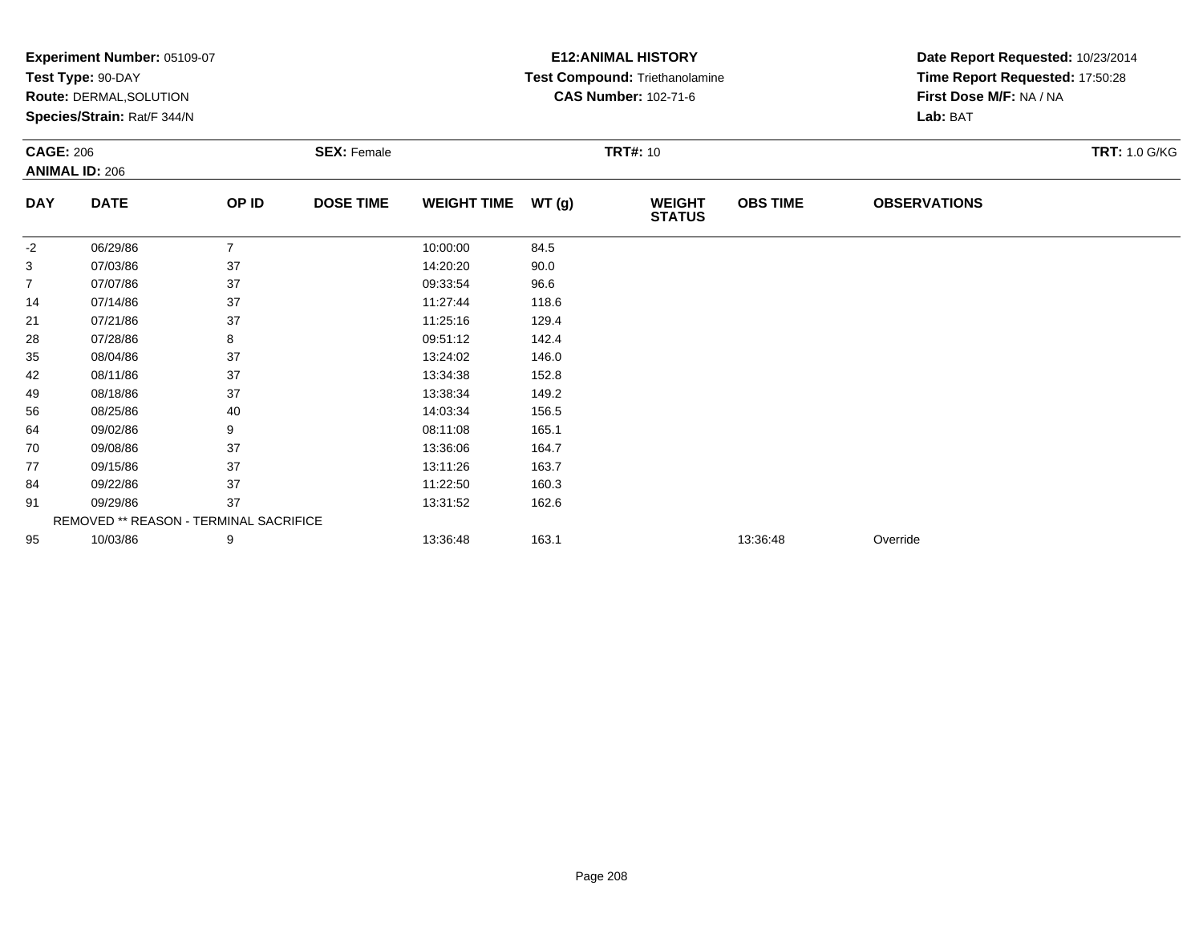**Experiment Number:** 05109-07
**Test Type:** 90-DAY
**Route:** DERMAL,SOLUTION
**Species/Strain:** Rat/F 344/N

**E12:ANIMAL HISTORY**
**Test Compound:** Triethanolamine
**CAS Number:** 102-71-6

**Date Report Requested:** 10/23/2014
**Time Report Requested:** 17:50:28
**First Dose M/F:** NA / NA
**Lab:** BAT

**CAGE:** 206
**ANIMAL ID:** 206
**SEX:** Female
**TRT#:** 10
**TRT:** 1.0 G/KG

| DAY | DATE | OP ID | DOSE TIME | WEIGHT TIME | WT (g) | WEIGHT STATUS | OBS TIME | OBSERVATIONS |
|---|---|---|---|---|---|---|---|---|
| -2 | 06/29/86 | 7 | | 10:00:00 | 84.5 | | | |
| 3 | 07/03/86 | 37 | | 14:20:20 | 90.0 | | | |
| 7 | 07/07/86 | 37 | | 09:33:54 | 96.6 | | | |
| 14 | 07/14/86 | 37 | | 11:27:44 | 118.6 | | | |
| 21 | 07/21/86 | 37 | | 11:25:16 | 129.4 | | | |
| 28 | 07/28/86 | 8 | | 09:51:12 | 142.4 | | | |
| 35 | 08/04/86 | 37 | | 13:24:02 | 146.0 | | | |
| 42 | 08/11/86 | 37 | | 13:34:38 | 152.8 | | | |
| 49 | 08/18/86 | 37 | | 13:38:34 | 149.2 | | | |
| 56 | 08/25/86 | 40 | | 14:03:34 | 156.5 | | | |
| 64 | 09/02/86 | 9 | | 08:11:08 | 165.1 | | | |
| 70 | 09/08/86 | 37 | | 13:36:06 | 164.7 | | | |
| 77 | 09/15/86 | 37 | | 13:11:26 | 163.7 | | | |
| 84 | 09/22/86 | 37 | | 11:22:50 | 160.3 | | | |
| 91 | 09/29/86 | 37 | | 13:31:52 | 162.6 | | | |
| REMOVED ** REASON - TERMINAL SACRIFICE | | | | | | | | |
| 95 | 10/03/86 | 9 | | 13:36:48 | 163.1 | | 13:36:48 | Override |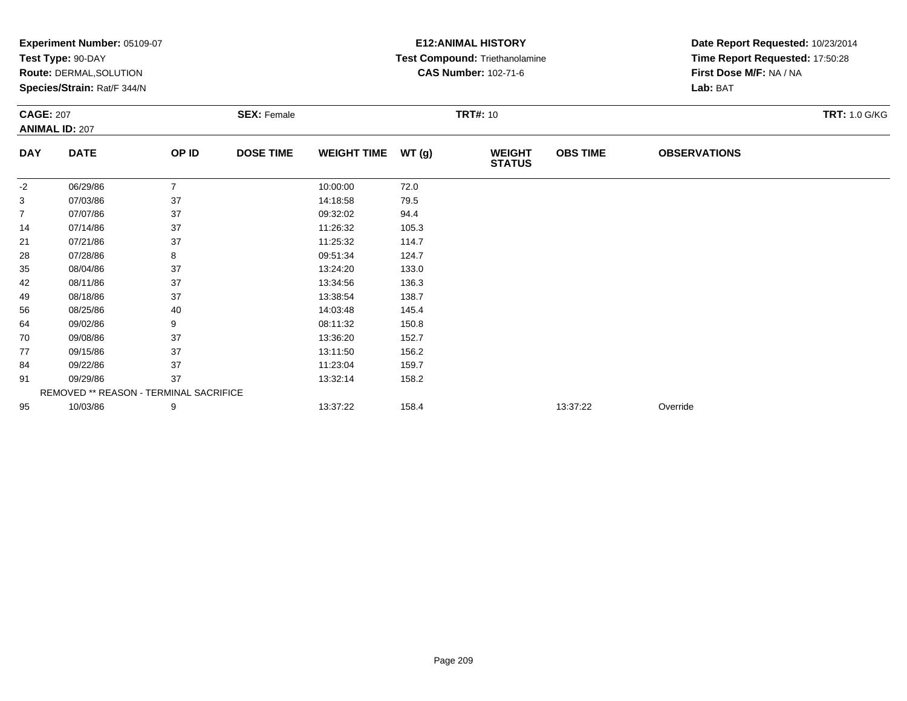**Experiment Number:** 05109-07
**Test Type:** 90-DAY
**Route:** DERMAL,SOLUTION
**Species/Strain:** Rat/F 344/N

**E12:ANIMAL HISTORY**
**Test Compound:** Triethanolamine
**CAS Number:** 102-71-6

**Date Report Requested:** 10/23/2014
**Time Report Requested:** 17:50:28
**First Dose M/F:** NA / NA
**Lab:** BAT

**CAGE:** 207
**ANIMAL ID:** 207
**SEX:** Female
**TRT#:** 10
**TRT:** 1.0 G/KG

| DAY | DATE | OP ID | DOSE TIME | WEIGHT TIME | WT (g) | WEIGHT STATUS | OBS TIME | OBSERVATIONS |
|---|---|---|---|---|---|---|---|---|
| -2 | 06/29/86 | 7 | | 10:00:00 | 72.0 | | | |
| 3 | 07/03/86 | 37 | | 14:18:58 | 79.5 | | | |
| 7 | 07/07/86 | 37 | | 09:32:02 | 94.4 | | | |
| 14 | 07/14/86 | 37 | | 11:26:32 | 105.3 | | | |
| 21 | 07/21/86 | 37 | | 11:25:32 | 114.7 | | | |
| 28 | 07/28/86 | 8 | | 09:51:34 | 124.7 | | | |
| 35 | 08/04/86 | 37 | | 13:24:20 | 133.0 | | | |
| 42 | 08/11/86 | 37 | | 13:34:56 | 136.3 | | | |
| 49 | 08/18/86 | 37 | | 13:38:54 | 138.7 | | | |
| 56 | 08/25/86 | 40 | | 14:03:48 | 145.4 | | | |
| 64 | 09/02/86 | 9 | | 08:11:32 | 150.8 | | | |
| 70 | 09/08/86 | 37 | | 13:36:20 | 152.7 | | | |
| 77 | 09/15/86 | 37 | | 13:11:50 | 156.2 | | | |
| 84 | 09/22/86 | 37 | | 11:23:04 | 159.7 | | | |
| 91 | 09/29/86 | 37 | | 13:32:14 | 158.2 | | | |
| REMOVED ** REASON - TERMINAL SACRIFICE | | | | | | | | |
| 95 | 10/03/86 | 9 | | 13:37:22 | 158.4 | | 13:37:22 | Override |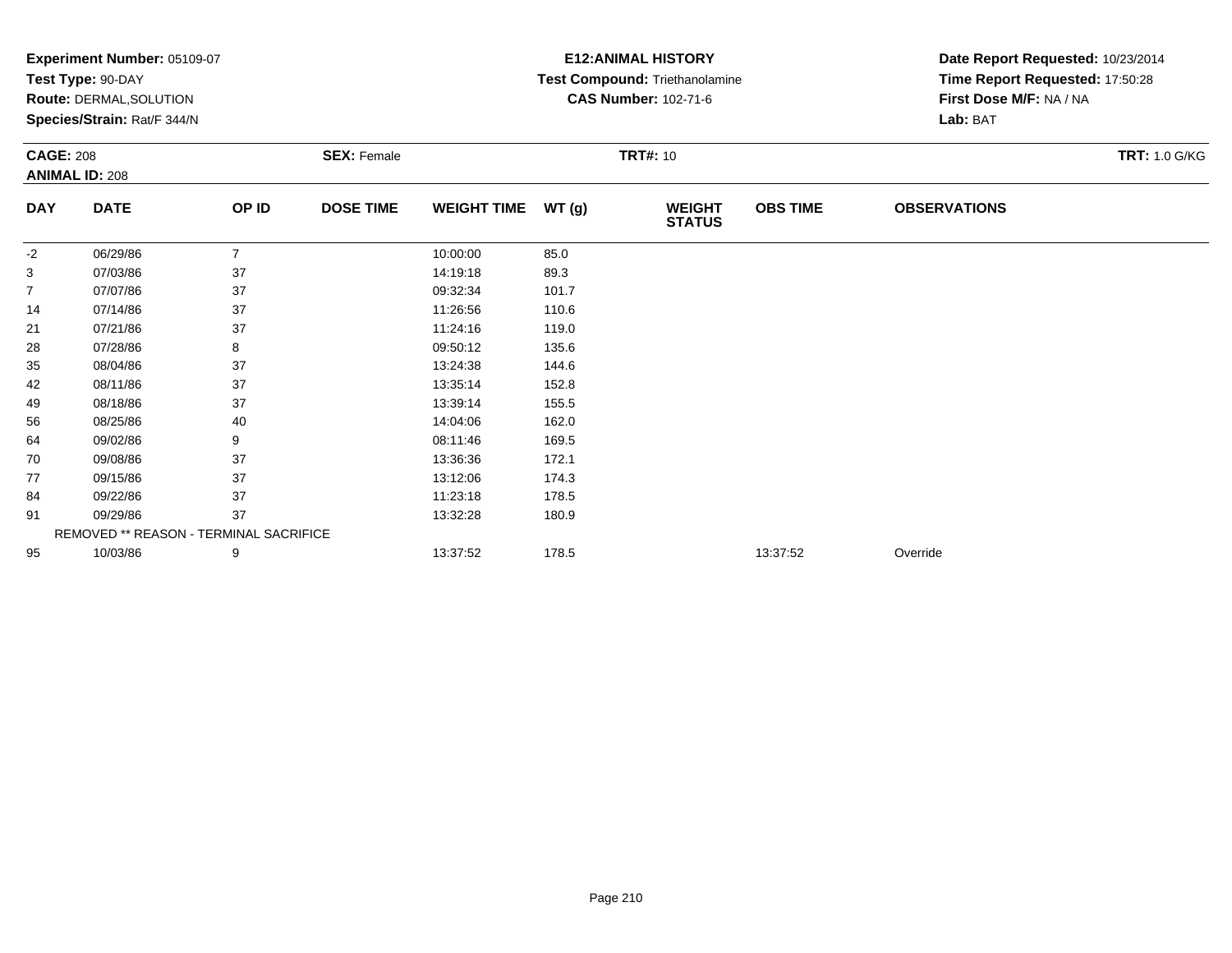**Experiment Number:** 05109-07
**Test Type:** 90-DAY
**Route:** DERMAL,SOLUTION
**Species/Strain:** Rat/F 344/N

**E12:ANIMAL HISTORY**
**Test Compound:** Triethanolamine
**CAS Number:** 102-71-6

**Date Report Requested:** 10/23/2014
**Time Report Requested:** 17:50:28
**First Dose M/F:** NA / NA
**Lab:** BAT

**CAGE:** 208 **SEX:** Female **TRT#:** 10 **TRT:** 1.0 G/KG
**ANIMAL ID:** 208

| DAY | DATE | OP ID | DOSE TIME | WEIGHT TIME | WT (g) | WEIGHT STATUS | OBS TIME | OBSERVATIONS |
|---|---|---|---|---|---|---|---|---|
| -2 | 06/29/86 | 7 | | 10:00:00 | 85.0 | | | |
| 3 | 07/03/86 | 37 | | 14:19:18 | 89.3 | | | |
| 7 | 07/07/86 | 37 | | 09:32:34 | 101.7 | | | |
| 14 | 07/14/86 | 37 | | 11:26:56 | 110.6 | | | |
| 21 | 07/21/86 | 37 | | 11:24:16 | 119.0 | | | |
| 28 | 07/28/86 | 8 | | 09:50:12 | 135.6 | | | |
| 35 | 08/04/86 | 37 | | 13:24:38 | 144.6 | | | |
| 42 | 08/11/86 | 37 | | 13:35:14 | 152.8 | | | |
| 49 | 08/18/86 | 37 | | 13:39:14 | 155.5 | | | |
| 56 | 08/25/86 | 40 | | 14:04:06 | 162.0 | | | |
| 64 | 09/02/86 | 9 | | 08:11:46 | 169.5 | | | |
| 70 | 09/08/86 | 37 | | 13:36:36 | 172.1 | | | |
| 77 | 09/15/86 | 37 | | 13:12:06 | 174.3 | | | |
| 84 | 09/22/86 | 37 | | 11:23:18 | 178.5 | | | |
| 91 | 09/29/86 | 37 | | 13:32:28 | 180.9 | | | |
| REMOVED ** REASON - TERMINAL SACRIFICE | | | | | | | | |
| 95 | 10/03/86 | 9 | | 13:37:52 | 178.5 | | 13:37:52 | Override |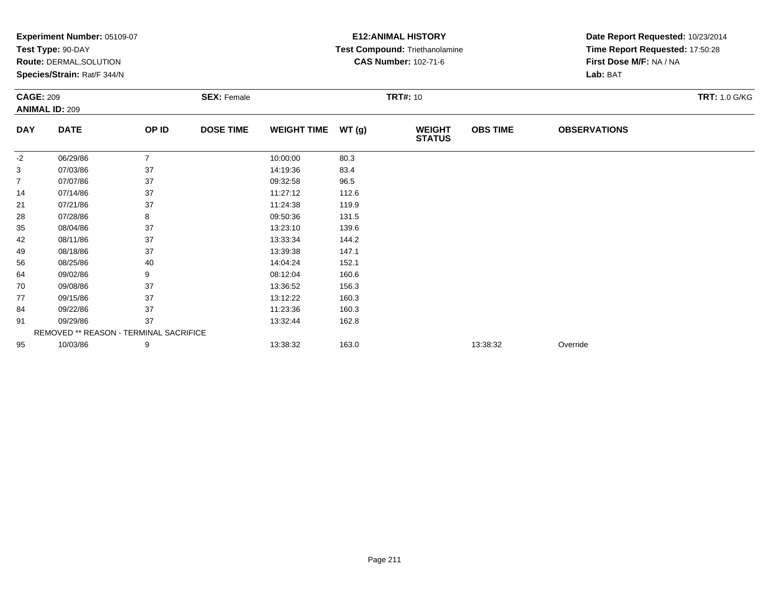**Experiment Number:** 05109-07
**Test Type:** 90-DAY
**Route:** DERMAL,SOLUTION
**Species/Strain:** Rat/F 344/N

**E12:ANIMAL HISTORY**
**Test Compound:** Triethanolamine
**CAS Number:** 102-71-6

**Date Report Requested:** 10/23/2014
**Time Report Requested:** 17:50:28
**First Dose M/F:** NA / NA
**Lab:** BAT

**CAGE:** 209
**ANIMAL ID:** 209
**SEX:** Female
**TRT#:** 10
**TRT:** 1.0 G/KG

| DAY | DATE | OP ID | DOSE TIME | WEIGHT TIME | WT (g) | WEIGHT STATUS | OBS TIME | OBSERVATIONS |
|---|---|---|---|---|---|---|---|---|
| -2 | 06/29/86 | 7 | | 10:00:00 | 80.3 | | | |
| 3 | 07/03/86 | 37 | | 14:19:36 | 83.4 | | | |
| 7 | 07/07/86 | 37 | | 09:32:58 | 96.5 | | | |
| 14 | 07/14/86 | 37 | | 11:27:12 | 112.6 | | | |
| 21 | 07/21/86 | 37 | | 11:24:38 | 119.9 | | | |
| 28 | 07/28/86 | 8 | | 09:50:36 | 131.5 | | | |
| 35 | 08/04/86 | 37 | | 13:23:10 | 139.6 | | | |
| 42 | 08/11/86 | 37 | | 13:33:34 | 144.2 | | | |
| 49 | 08/18/86 | 37 | | 13:39:38 | 147.1 | | | |
| 56 | 08/25/86 | 40 | | 14:04:24 | 152.1 | | | |
| 64 | 09/02/86 | 9 | | 08:12:04 | 160.6 | | | |
| 70 | 09/08/86 | 37 | | 13:36:52 | 156.3 | | | |
| 77 | 09/15/86 | 37 | | 13:12:22 | 160.3 | | | |
| 84 | 09/22/86 | 37 | | 11:23:36 | 160.3 | | | |
| 91 | 09/29/86 | 37 | | 13:32:44 | 162.8 | | | |
| REMOVED ** REASON - TERMINAL SACRIFICE | | | | | | | | |
| 95 | 10/03/86 | 9 | | 13:38:32 | 163.0 | | 13:38:32 | Override |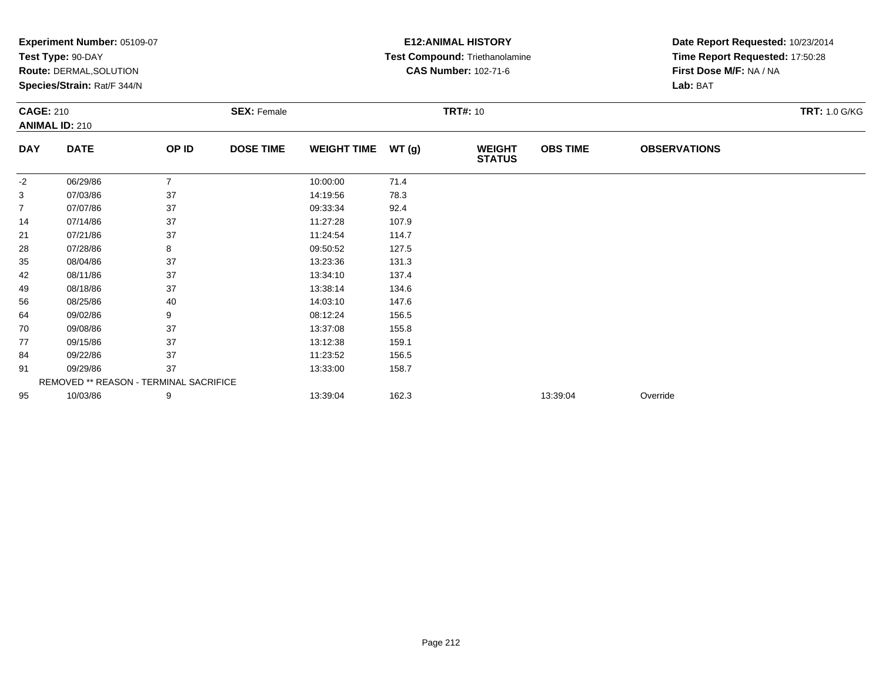**Experiment Number:** 05109-07
**Test Type:** 90-DAY
**Route:** DERMAL,SOLUTION
**Species/Strain:** Rat/F 344/N

**E12:ANIMAL HISTORY**
**Test Compound:** Triethanolamine
**CAS Number:** 102-71-6

**Date Report Requested:** 10/23/2014
**Time Report Requested:** 17:50:28
**First Dose M/F:** NA / NA
**Lab:** BAT

**CAGE:** 210
**ANIMAL ID:** 210

**SEX:** Female

**TRT#:** 10

**TRT:** 1.0 G/KG

| DAY | DATE | OP ID | DOSE TIME | WEIGHT TIME | WT (g) | WEIGHT STATUS | OBS TIME | OBSERVATIONS |
|---|---|---|---|---|---|---|---|---|
| -2 | 06/29/86 | 7 | | 10:00:00 | 71.4 | | | |
| 3 | 07/03/86 | 37 | | 14:19:56 | 78.3 | | | |
| 7 | 07/07/86 | 37 | | 09:33:34 | 92.4 | | | |
| 14 | 07/14/86 | 37 | | 11:27:28 | 107.9 | | | |
| 21 | 07/21/86 | 37 | | 11:24:54 | 114.7 | | | |
| 28 | 07/28/86 | 8 | | 09:50:52 | 127.5 | | | |
| 35 | 08/04/86 | 37 | | 13:23:36 | 131.3 | | | |
| 42 | 08/11/86 | 37 | | 13:34:10 | 137.4 | | | |
| 49 | 08/18/86 | 37 | | 13:38:14 | 134.6 | | | |
| 56 | 08/25/86 | 40 | | 14:03:10 | 147.6 | | | |
| 64 | 09/02/86 | 9 | | 08:12:24 | 156.5 | | | |
| 70 | 09/08/86 | 37 | | 13:37:08 | 155.8 | | | |
| 77 | 09/15/86 | 37 | | 13:12:38 | 159.1 | | | |
| 84 | 09/22/86 | 37 | | 11:23:52 | 156.5 | | | |
| 91 | 09/29/86 | 37 | | 13:33:00 | 158.7 | | | |
| REMOVED ** REASON - TERMINAL SACRIFICE | | | | | | | | |
| 95 | 10/03/86 | 9 | | 13:39:04 | 162.3 | | 13:39:04 | Override |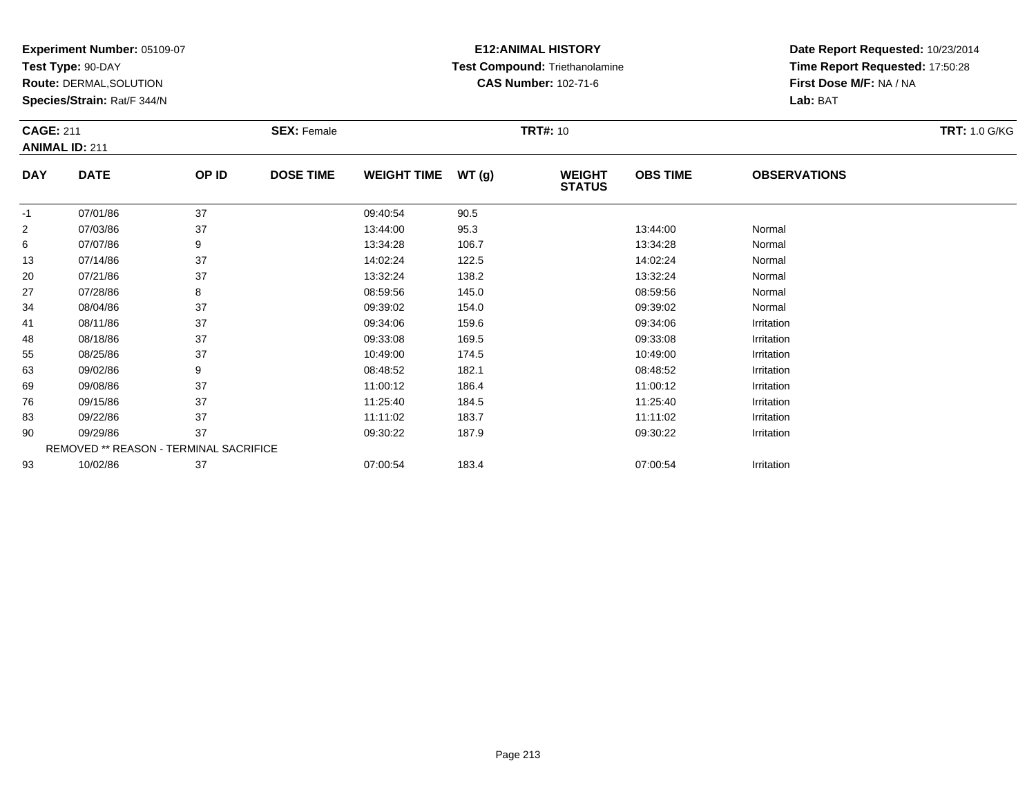**Experiment Number:** 05109-07
**Test Type:** 90-DAY
**Route:** DERMAL,SOLUTION
**Species/Strain:** Rat/F 344/N

**E12:ANIMAL HISTORY**
**Test Compound:** Triethanolamine
**CAS Number:** 102-71-6

**Date Report Requested:** 10/23/2014
**Time Report Requested:** 17:50:28
**First Dose M/F:** NA / NA
**Lab:** BAT

**CAGE:** 211 **SEX:** Female **TRT#:** 10 **TRT:** 1.0 G/KG
**ANIMAL ID:** 211

| DAY | DATE | OP ID | DOSE TIME | WEIGHT TIME | WT (g) | WEIGHT STATUS | OBS TIME | OBSERVATIONS |
|---|---|---|---|---|---|---|---|---|
| -1 | 07/01/86 | 37 | | 09:40:54 | 90.5 | | | |
| 2 | 07/03/86 | 37 | | 13:44:00 | 95.3 | | 13:44:00 | Normal |
| 6 | 07/07/86 | 9 | | 13:34:28 | 106.7 | | 13:34:28 | Normal |
| 13 | 07/14/86 | 37 | | 14:02:24 | 122.5 | | 14:02:24 | Normal |
| 20 | 07/21/86 | 37 | | 13:32:24 | 138.2 | | 13:32:24 | Normal |
| 27 | 07/28/86 | 8 | | 08:59:56 | 145.0 | | 08:59:56 | Normal |
| 34 | 08/04/86 | 37 | | 09:39:02 | 154.0 | | 09:39:02 | Normal |
| 41 | 08/11/86 | 37 | | 09:34:06 | 159.6 | | 09:34:06 | Irritation |
| 48 | 08/18/86 | 37 | | 09:33:08 | 169.5 | | 09:33:08 | Irritation |
| 55 | 08/25/86 | 37 | | 10:49:00 | 174.5 | | 10:49:00 | Irritation |
| 63 | 09/02/86 | 9 | | 08:48:52 | 182.1 | | 08:48:52 | Irritation |
| 69 | 09/08/86 | 37 | | 11:00:12 | 186.4 | | 11:00:12 | Irritation |
| 76 | 09/15/86 | 37 | | 11:25:40 | 184.5 | | 11:25:40 | Irritation |
| 83 | 09/22/86 | 37 | | 11:11:02 | 183.7 | | 11:11:02 | Irritation |
| 90 | 09/29/86 | 37 | | 09:30:22 | 187.9 | | 09:30:22 | Irritation |
| | REMOVED ** REASON - TERMINAL SACRIFICE | | | | | | | |
| 93 | 10/02/86 | 37 | | 07:00:54 | 183.4 | | 07:00:54 | Irritation |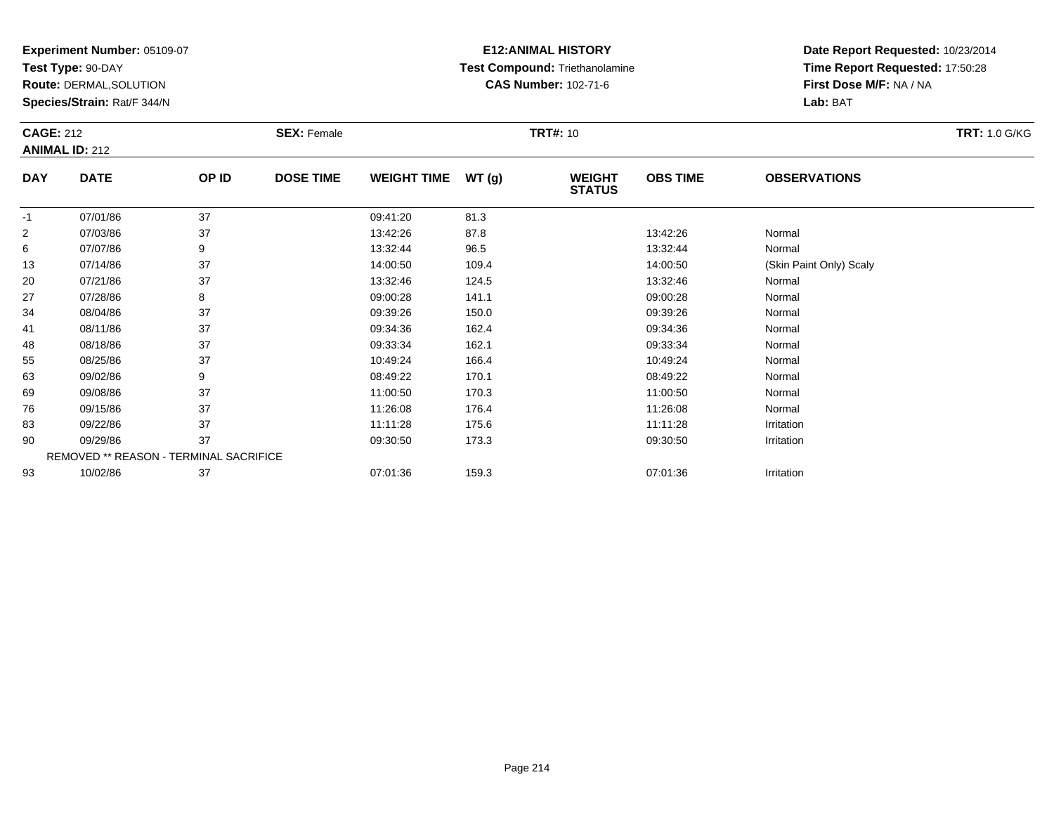**Experiment Number:** 05109-07
**Test Type:** 90-DAY
**Route:** DERMAL,SOLUTION
**Species/Strain:** Rat/F 344/N

**E12:ANIMAL HISTORY**
**Test Compound:** Triethanolamine
**CAS Number:** 102-71-6

**Date Report Requested:** 10/23/2014
**Time Report Requested:** 17:50:28
**First Dose M/F:** NA / NA
**Lab:** BAT

**CAGE:** 212 **SEX:** Female **TRT#:** 10 **TRT:** 1.0 G/KG
**ANIMAL ID:** 212

| DAY | DATE | OP ID | DOSE TIME | WEIGHT TIME | WT (g) | WEIGHT STATUS | OBS TIME | OBSERVATIONS |
|---|---|---|---|---|---|---|---|---|
| -1 | 07/01/86 | 37 | | 09:41:20 | 81.3 | | | |
| 2 | 07/03/86 | 37 | | 13:42:26 | 87.8 | | 13:42:26 | Normal |
| 6 | 07/07/86 | 9 | | 13:32:44 | 96.5 | | 13:32:44 | Normal |
| 13 | 07/14/86 | 37 | | 14:00:50 | 109.4 | | 14:00:50 | (Skin Paint Only) Scaly |
| 20 | 07/21/86 | 37 | | 13:32:46 | 124.5 | | 13:32:46 | Normal |
| 27 | 07/28/86 | 8 | | 09:00:28 | 141.1 | | 09:00:28 | Normal |
| 34 | 08/04/86 | 37 | | 09:39:26 | 150.0 | | 09:39:26 | Normal |
| 41 | 08/11/86 | 37 | | 09:34:36 | 162.4 | | 09:34:36 | Normal |
| 48 | 08/18/86 | 37 | | 09:33:34 | 162.1 | | 09:33:34 | Normal |
| 55 | 08/25/86 | 37 | | 10:49:24 | 166.4 | | 10:49:24 | Normal |
| 63 | 09/02/86 | 9 | | 08:49:22 | 170.1 | | 08:49:22 | Normal |
| 69 | 09/08/86 | 37 | | 11:00:50 | 170.3 | | 11:00:50 | Normal |
| 76 | 09/15/86 | 37 | | 11:26:08 | 176.4 | | 11:26:08 | Normal |
| 83 | 09/22/86 | 37 | | 11:11:28 | 175.6 | | 11:11:28 | Irritation |
| 90 | 09/29/86 | 37 | | 09:30:50 | 173.3 | | 09:30:50 | Irritation |
| | REMOVED ** REASON - TERMINAL SACRIFICE | | | | | | | |
| 93 | 10/02/86 | 37 | | 07:01:36 | 159.3 | | 07:01:36 | Irritation |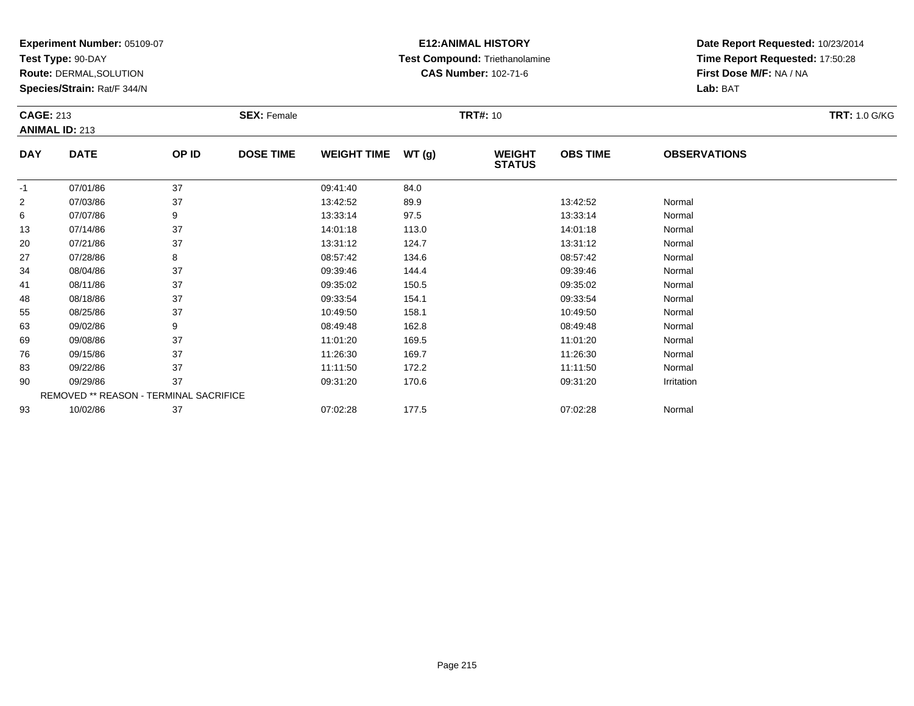**Experiment Number:** 05109-07
**Test Type:** 90-DAY
**Route:** DERMAL,SOLUTION
**Species/Strain:** Rat/F 344/N

**E12:ANIMAL HISTORY**
**Test Compound:** Triethanolamine
**CAS Number:** 102-71-6

**Date Report Requested:** 10/23/2014
**Time Report Requested:** 17:50:28
**First Dose M/F:** NA / NA
**Lab:** BAT

**CAGE:** 213
**ANIMAL ID:** 213
**SEX:** Female
**TRT#:** 10
**TRT:** 1.0 G/KG

| DAY | DATE | OP ID | DOSE TIME | WEIGHT TIME | WT (g) | WEIGHT STATUS | OBS TIME | OBSERVATIONS |
|---|---|---|---|---|---|---|---|---|
| -1 | 07/01/86 | 37 | | 09:41:40 | 84.0 | | | |
| 2 | 07/03/86 | 37 | | 13:42:52 | 89.9 | | 13:42:52 | Normal |
| 6 | 07/07/86 | 9 | | 13:33:14 | 97.5 | | 13:33:14 | Normal |
| 13 | 07/14/86 | 37 | | 14:01:18 | 113.0 | | 14:01:18 | Normal |
| 20 | 07/21/86 | 37 | | 13:31:12 | 124.7 | | 13:31:12 | Normal |
| 27 | 07/28/86 | 8 | | 08:57:42 | 134.6 | | 08:57:42 | Normal |
| 34 | 08/04/86 | 37 | | 09:39:46 | 144.4 | | 09:39:46 | Normal |
| 41 | 08/11/86 | 37 | | 09:35:02 | 150.5 | | 09:35:02 | Normal |
| 48 | 08/18/86 | 37 | | 09:33:54 | 154.1 | | 09:33:54 | Normal |
| 55 | 08/25/86 | 37 | | 10:49:50 | 158.1 | | 10:49:50 | Normal |
| 63 | 09/02/86 | 9 | | 08:49:48 | 162.8 | | 08:49:48 | Normal |
| 69 | 09/08/86 | 37 | | 11:01:20 | 169.5 | | 11:01:20 | Normal |
| 76 | 09/15/86 | 37 | | 11:26:30 | 169.7 | | 11:26:30 | Normal |
| 83 | 09/22/86 | 37 | | 11:11:50 | 172.2 | | 11:11:50 | Normal |
| 90 | 09/29/86 | 37 | | 09:31:20 | 170.6 | | 09:31:20 | Irritation |
| | REMOVED ** REASON - TERMINAL SACRIFICE | | | | | | | |
| 93 | 10/02/86 | 37 | | 07:02:28 | 177.5 | | 07:02:28 | Normal |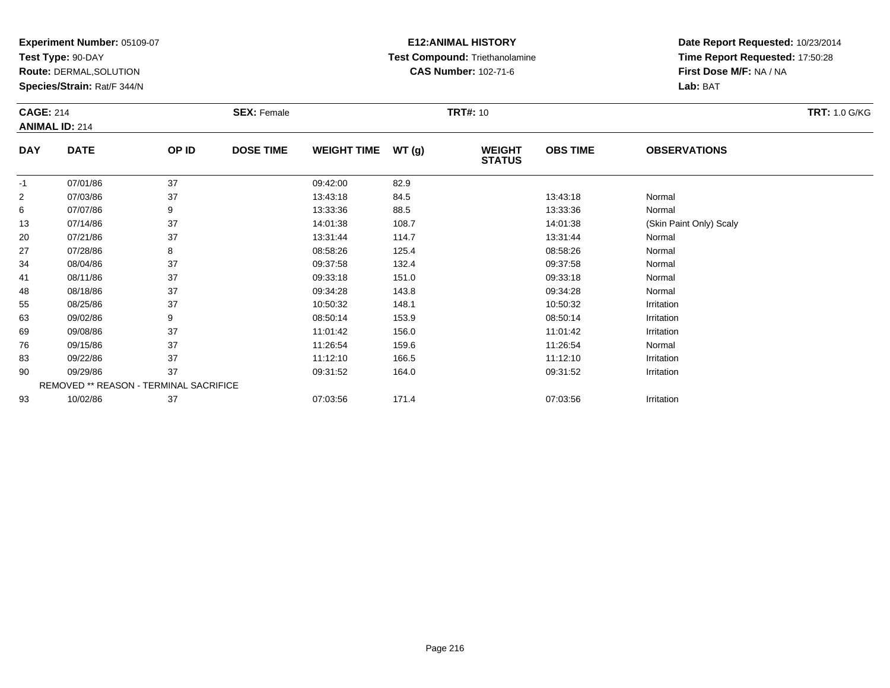**Experiment Number:** 05109-07
**Test Type:** 90-DAY
**Route:** DERMAL,SOLUTION
**Species/Strain:** Rat/F 344/N

**E12:ANIMAL HISTORY**
**Test Compound:** Triethanolamine
**CAS Number:** 102-71-6

**Date Report Requested:** 10/23/2014
**Time Report Requested:** 17:50:28
**First Dose M/F:** NA / NA
**Lab:** BAT

**CAGE:** 214 **SEX:** Female **TRT#:** 10 **TRT:** 1.0 G/KG
**ANIMAL ID:** 214

| DAY | DATE | OP ID | DOSE TIME | WEIGHT TIME | WT (g) | WEIGHT STATUS | OBS TIME | OBSERVATIONS |
|---|---|---|---|---|---|---|---|---|
| -1 | 07/01/86 | 37 | | 09:42:00 | 82.9 | | | |
| 2 | 07/03/86 | 37 | | 13:43:18 | 84.5 | | 13:43:18 | Normal |
| 6 | 07/07/86 | 9 | | 13:33:36 | 88.5 | | 13:33:36 | Normal |
| 13 | 07/14/86 | 37 | | 14:01:38 | 108.7 | | 14:01:38 | (Skin Paint Only) Scaly |
| 20 | 07/21/86 | 37 | | 13:31:44 | 114.7 | | 13:31:44 | Normal |
| 27 | 07/28/86 | 8 | | 08:58:26 | 125.4 | | 08:58:26 | Normal |
| 34 | 08/04/86 | 37 | | 09:37:58 | 132.4 | | 09:37:58 | Normal |
| 41 | 08/11/86 | 37 | | 09:33:18 | 151.0 | | 09:33:18 | Normal |
| 48 | 08/18/86 | 37 | | 09:34:28 | 143.8 | | 09:34:28 | Normal |
| 55 | 08/25/86 | 37 | | 10:50:32 | 148.1 | | 10:50:32 | Irritation |
| 63 | 09/02/86 | 9 | | 08:50:14 | 153.9 | | 08:50:14 | Irritation |
| 69 | 09/08/86 | 37 | | 11:01:42 | 156.0 | | 11:01:42 | Irritation |
| 76 | 09/15/86 | 37 | | 11:26:54 | 159.6 | | 11:26:54 | Normal |
| 83 | 09/22/86 | 37 | | 11:12:10 | 166.5 | | 11:12:10 | Irritation |
| 90 | 09/29/86 | 37 | | 09:31:52 | 164.0 | | 09:31:52 | Irritation |
| | REMOVED ** REASON - TERMINAL SACRIFICE | | | | | | | |
| 93 | 10/02/86 | 37 | | 07:03:56 | 171.4 | | 07:03:56 | Irritation |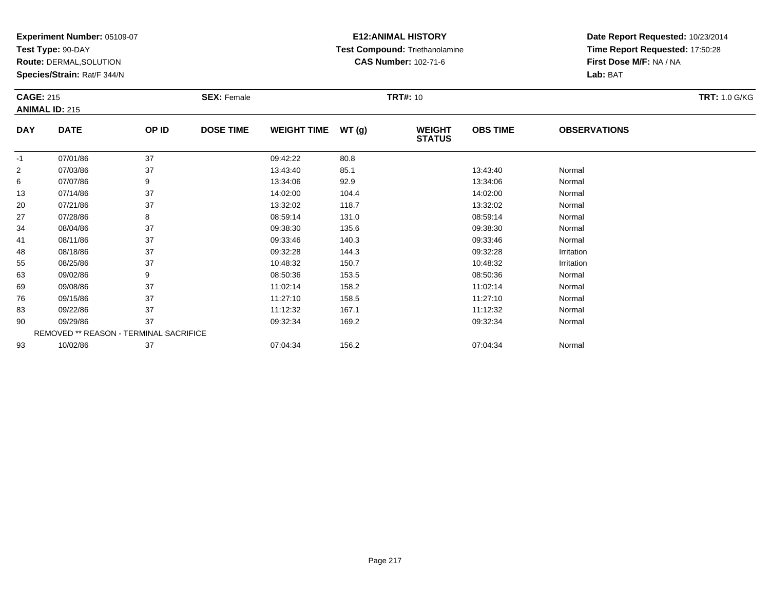**Experiment Number:** 05109-07
**Test Type:** 90-DAY
**Route:** DERMAL,SOLUTION
**Species/Strain:** Rat/F 344/N

**E12:ANIMAL HISTORY**
**Test Compound:** Triethanolamine
**CAS Number:** 102-71-6

**Date Report Requested:** 10/23/2014
**Time Report Requested:** 17:50:28
**First Dose M/F:** NA / NA
**Lab:** BAT

**CAGE:** 215
**ANIMAL ID:** 215
**SEX:** Female
**TRT#:** 10
**TRT:** 1.0 G/KG

| DAY | DATE | OP ID | DOSE TIME | WEIGHT TIME | WT (g) | WEIGHT STATUS | OBS TIME | OBSERVATIONS |
|---|---|---|---|---|---|---|---|---|
| -1 | 07/01/86 | 37 | | 09:42:22 | 80.8 | | | |
| 2 | 07/03/86 | 37 | | 13:43:40 | 85.1 | | 13:43:40 | Normal |
| 6 | 07/07/86 | 9 | | 13:34:06 | 92.9 | | 13:34:06 | Normal |
| 13 | 07/14/86 | 37 | | 14:02:00 | 104.4 | | 14:02:00 | Normal |
| 20 | 07/21/86 | 37 | | 13:32:02 | 118.7 | | 13:32:02 | Normal |
| 27 | 07/28/86 | 8 | | 08:59:14 | 131.0 | | 08:59:14 | Normal |
| 34 | 08/04/86 | 37 | | 09:38:30 | 135.6 | | 09:38:30 | Normal |
| 41 | 08/11/86 | 37 | | 09:33:46 | 140.3 | | 09:33:46 | Normal |
| 48 | 08/18/86 | 37 | | 09:32:28 | 144.3 | | 09:32:28 | Irritation |
| 55 | 08/25/86 | 37 | | 10:48:32 | 150.7 | | 10:48:32 | Irritation |
| 63 | 09/02/86 | 9 | | 08:50:36 | 153.5 | | 08:50:36 | Normal |
| 69 | 09/08/86 | 37 | | 11:02:14 | 158.2 | | 11:02:14 | Normal |
| 76 | 09/15/86 | 37 | | 11:27:10 | 158.5 | | 11:27:10 | Normal |
| 83 | 09/22/86 | 37 | | 11:12:32 | 167.1 | | 11:12:32 | Normal |
| 90 | 09/29/86 | 37 | | 09:32:34 | 169.2 | | 09:32:34 | Normal |
| | REMOVED ** REASON - TERMINAL SACRIFICE | | | | | | | |
| 93 | 10/02/86 | 37 | | 07:04:34 | 156.2 | | 07:04:34 | Normal |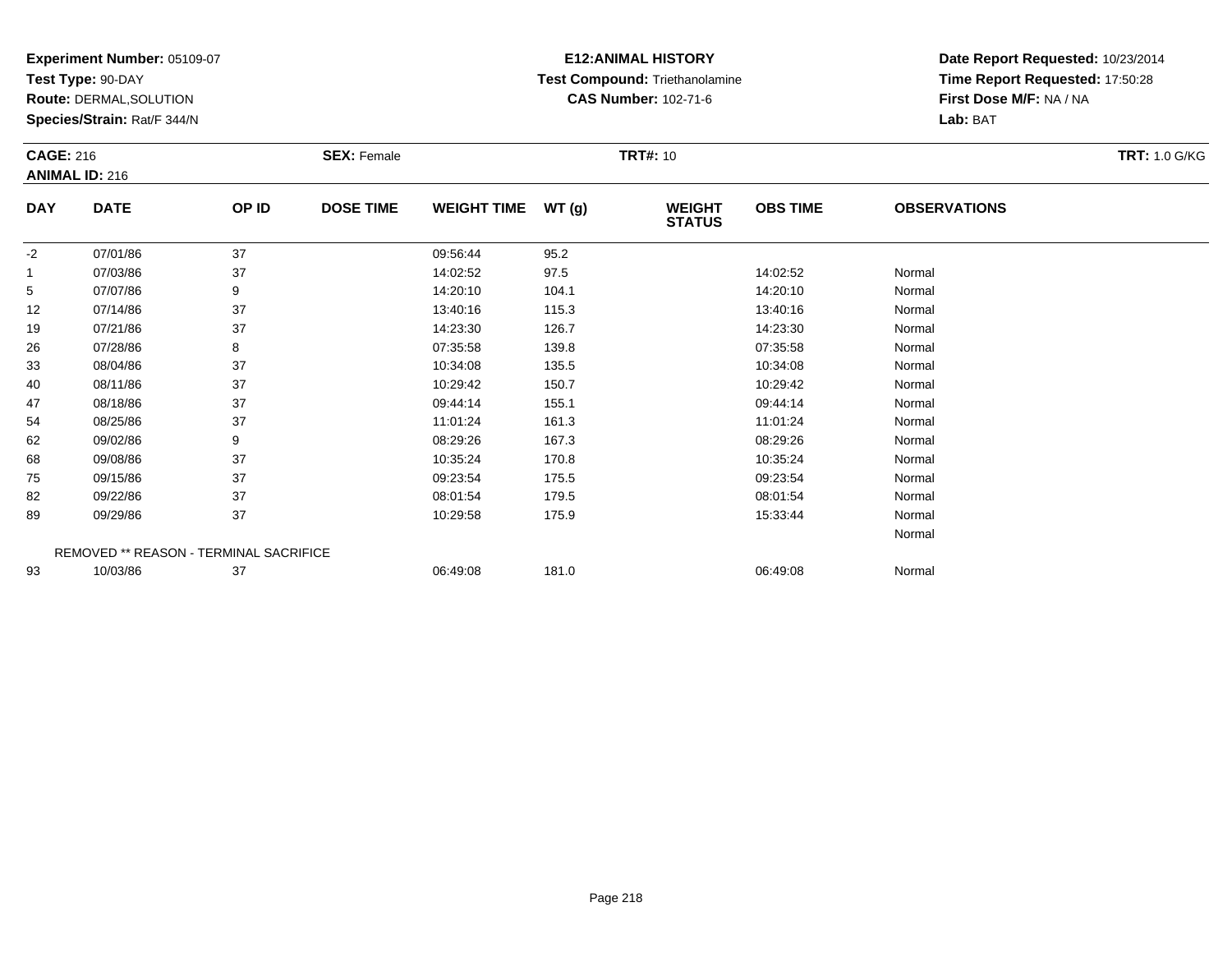**Experiment Number:** 05109-07
**Test Type:** 90-DAY
**Route:** DERMAL,SOLUTION
**Species/Strain:** Rat/F 344/N

**E12:ANIMAL HISTORY**
**Test Compound:** Triethanolamine
**CAS Number:** 102-71-6

**Date Report Requested:** 10/23/2014
**Time Report Requested:** 17:50:28
**First Dose M/F:** NA / NA
**Lab:** BAT

**CAGE:** 216
**ANIMAL ID:** 216
**SEX:** Female
**TRT#:** 10
**TRT:** 1.0 G/KG

| DAY | DATE | OP ID | DOSE TIME | WEIGHT TIME | WT (g) | WEIGHT STATUS | OBS TIME | OBSERVATIONS |
|---|---|---|---|---|---|---|---|---|
| -2 | 07/01/86 | 37 | | 09:56:44 | 95.2 | | | |
| 1 | 07/03/86 | 37 | | 14:02:52 | 97.5 | | 14:02:52 | Normal |
| 5 | 07/07/86 | 9 | | 14:20:10 | 104.1 | | 14:20:10 | Normal |
| 12 | 07/14/86 | 37 | | 13:40:16 | 115.3 | | 13:40:16 | Normal |
| 19 | 07/21/86 | 37 | | 14:23:30 | 126.7 | | 14:23:30 | Normal |
| 26 | 07/28/86 | 8 | | 07:35:58 | 139.8 | | 07:35:58 | Normal |
| 33 | 08/04/86 | 37 | | 10:34:08 | 135.5 | | 10:34:08 | Normal |
| 40 | 08/11/86 | 37 | | 10:29:42 | 150.7 | | 10:29:42 | Normal |
| 47 | 08/18/86 | 37 | | 09:44:14 | 155.1 | | 09:44:14 | Normal |
| 54 | 08/25/86 | 37 | | 11:01:24 | 161.3 | | 11:01:24 | Normal |
| 62 | 09/02/86 | 9 | | 08:29:26 | 167.3 | | 08:29:26 | Normal |
| 68 | 09/08/86 | 37 | | 10:35:24 | 170.8 | | 10:35:24 | Normal |
| 75 | 09/15/86 | 37 | | 09:23:54 | 175.5 | | 09:23:54 | Normal |
| 82 | 09/22/86 | 37 | | 08:01:54 | 179.5 | | 08:01:54 | Normal |
| 89 | 09/29/86 | 37 | | 10:29:58 | 175.9 | | 15:33:44 | Normal |
| | | | | | | | | Normal |
| REMOVED ** REASON - TERMINAL SACRIFICE | | | | | | | | |
| 93 | 10/03/86 | 37 | | 06:49:08 | 181.0 | | 06:49:08 | Normal |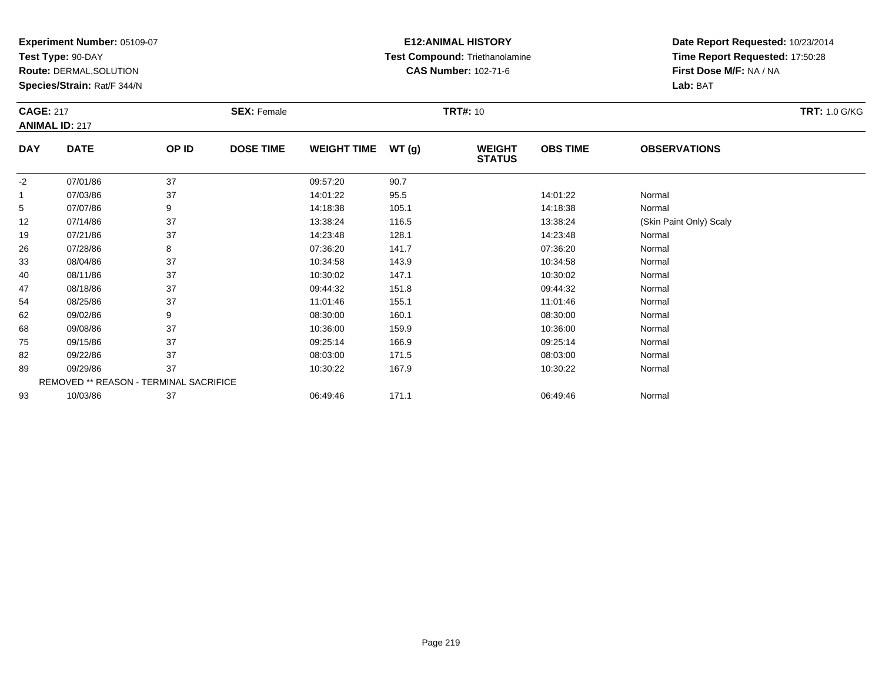**Experiment Number:** 05109-07
**Test Type:** 90-DAY
**Route:** DERMAL,SOLUTION
**Species/Strain:** Rat/F 344/N

**E12:ANIMAL HISTORY**
**Test Compound:** Triethanolamine
**CAS Number:** 102-71-6

**Date Report Requested:** 10/23/2014
**Time Report Requested:** 17:50:28
**First Dose M/F:** NA / NA
**Lab:** BAT

**CAGE:** 217
**ANIMAL ID:** 217

**SEX:** Female

**TRT#:** 10

**TRT:** 1.0 G/KG

| DAY | DATE | OP ID | DOSE TIME | WEIGHT TIME | WT (g) | WEIGHT STATUS | OBS TIME | OBSERVATIONS |
|---|---|---|---|---|---|---|---|---|
| -2 | 07/01/86 | 37 | | 09:57:20 | 90.7 | | | |
| 1 | 07/03/86 | 37 | | 14:01:22 | 95.5 | | 14:01:22 | Normal |
| 5 | 07/07/86 | 9 | | 14:18:38 | 105.1 | | 14:18:38 | Normal |
| 12 | 07/14/86 | 37 | | 13:38:24 | 116.5 | | 13:38:24 | (Skin Paint Only) Scaly |
| 19 | 07/21/86 | 37 | | 14:23:48 | 128.1 | | 14:23:48 | Normal |
| 26 | 07/28/86 | 8 | | 07:36:20 | 141.7 | | 07:36:20 | Normal |
| 33 | 08/04/86 | 37 | | 10:34:58 | 143.9 | | 10:34:58 | Normal |
| 40 | 08/11/86 | 37 | | 10:30:02 | 147.1 | | 10:30:02 | Normal |
| 47 | 08/18/86 | 37 | | 09:44:32 | 151.8 | | 09:44:32 | Normal |
| 54 | 08/25/86 | 37 | | 11:01:46 | 155.1 | | 11:01:46 | Normal |
| 62 | 09/02/86 | 9 | | 08:30:00 | 160.1 | | 08:30:00 | Normal |
| 68 | 09/08/86 | 37 | | 10:36:00 | 159.9 | | 10:36:00 | Normal |
| 75 | 09/15/86 | 37 | | 09:25:14 | 166.9 | | 09:25:14 | Normal |
| 82 | 09/22/86 | 37 | | 08:03:00 | 171.5 | | 08:03:00 | Normal |
| 89 | 09/29/86 | 37 | | 10:30:22 | 167.9 | | 10:30:22 | Normal |
| | REMOVED ** REASON - TERMINAL SACRIFICE | | | | | | | |
| 93 | 10/03/86 | 37 | | 06:49:46 | 171.1 | | 06:49:46 | Normal |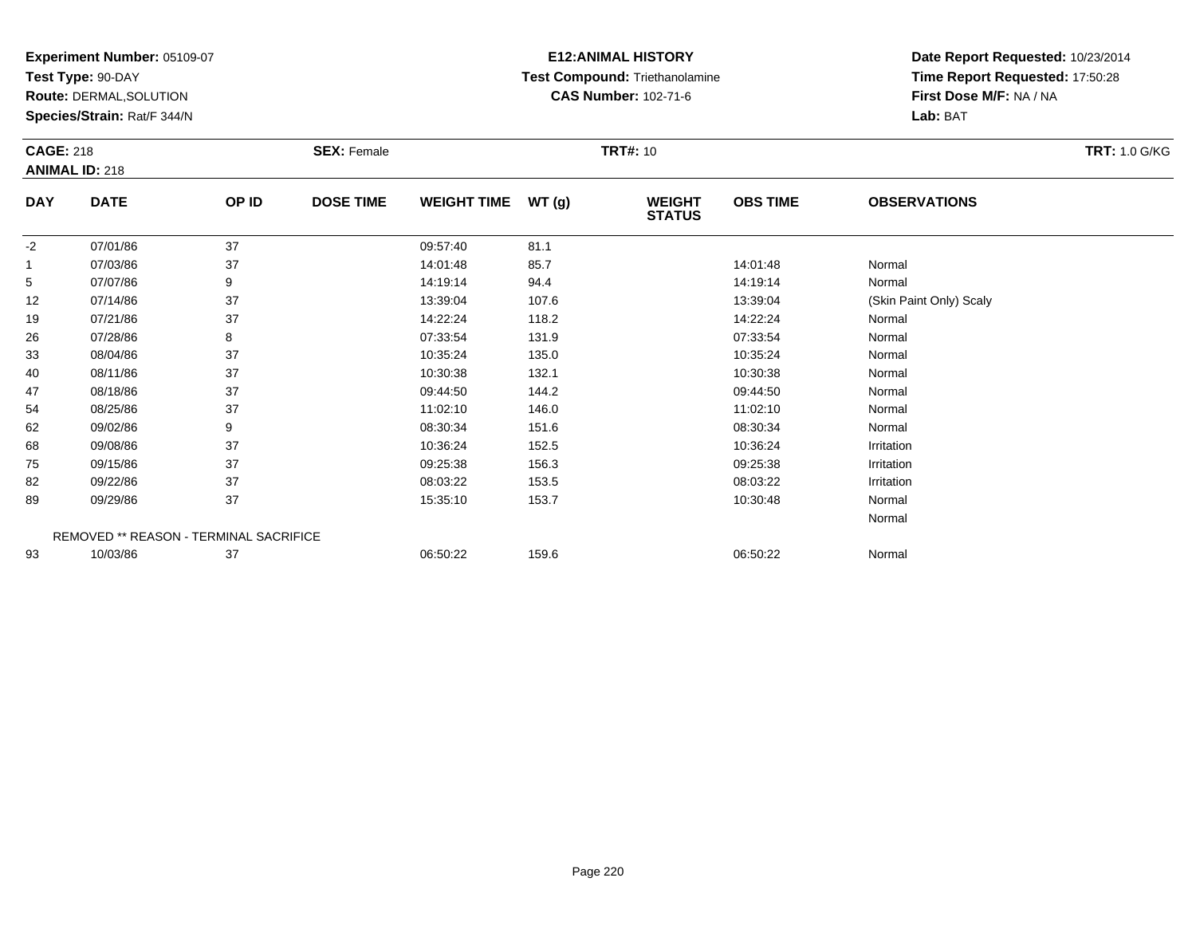**Experiment Number:** 05109-07
**Test Type:** 90-DAY
**Route:** DERMAL,SOLUTION
**Species/Strain:** Rat/F 344/N

**E12:ANIMAL HISTORY**
**Test Compound:** Triethanolamine
**CAS Number:** 102-71-6

**Date Report Requested:** 10/23/2014
**Time Report Requested:** 17:50:28
**First Dose M/F:** NA / NA
**Lab:** BAT

**CAGE:** 218
**ANIMAL ID:** 218
**SEX:** Female
**TRT#:** 10
**TRT:** 1.0 G/KG

| DAY | DATE | OP ID | DOSE TIME | WEIGHT TIME | WT (g) | WEIGHT STATUS | OBS TIME | OBSERVATIONS |
|---|---|---|---|---|---|---|---|---|
| -2 | 07/01/86 | 37 | | 09:57:40 | 81.1 | | | |
| 1 | 07/03/86 | 37 | | 14:01:48 | 85.7 | | 14:01:48 | Normal |
| 5 | 07/07/86 | 9 | | 14:19:14 | 94.4 | | 14:19:14 | Normal |
| 12 | 07/14/86 | 37 | | 13:39:04 | 107.6 | | 13:39:04 | (Skin Paint Only) Scaly |
| 19 | 07/21/86 | 37 | | 14:22:24 | 118.2 | | 14:22:24 | Normal |
| 26 | 07/28/86 | 8 | | 07:33:54 | 131.9 | | 07:33:54 | Normal |
| 33 | 08/04/86 | 37 | | 10:35:24 | 135.0 | | 10:35:24 | Normal |
| 40 | 08/11/86 | 37 | | 10:30:38 | 132.1 | | 10:30:38 | Normal |
| 47 | 08/18/86 | 37 | | 09:44:50 | 144.2 | | 09:44:50 | Normal |
| 54 | 08/25/86 | 37 | | 11:02:10 | 146.0 | | 11:02:10 | Normal |
| 62 | 09/02/86 | 9 | | 08:30:34 | 151.6 | | 08:30:34 | Normal |
| 68 | 09/08/86 | 37 | | 10:36:24 | 152.5 | | 10:36:24 | Irritation |
| 75 | 09/15/86 | 37 | | 09:25:38 | 156.3 | | 09:25:38 | Irritation |
| 82 | 09/22/86 | 37 | | 08:03:22 | 153.5 | | 08:03:22 | Irritation |
| 89 | 09/29/86 | 37 | | 15:35:10 | 153.7 | | 10:30:48 | Normal |
| | | | | | | | | Normal |
| | REMOVED ** REASON - TERMINAL SACRIFICE | | | | | | | |
| 93 | 10/03/86 | 37 | | 06:50:22 | 159.6 | | 06:50:22 | Normal |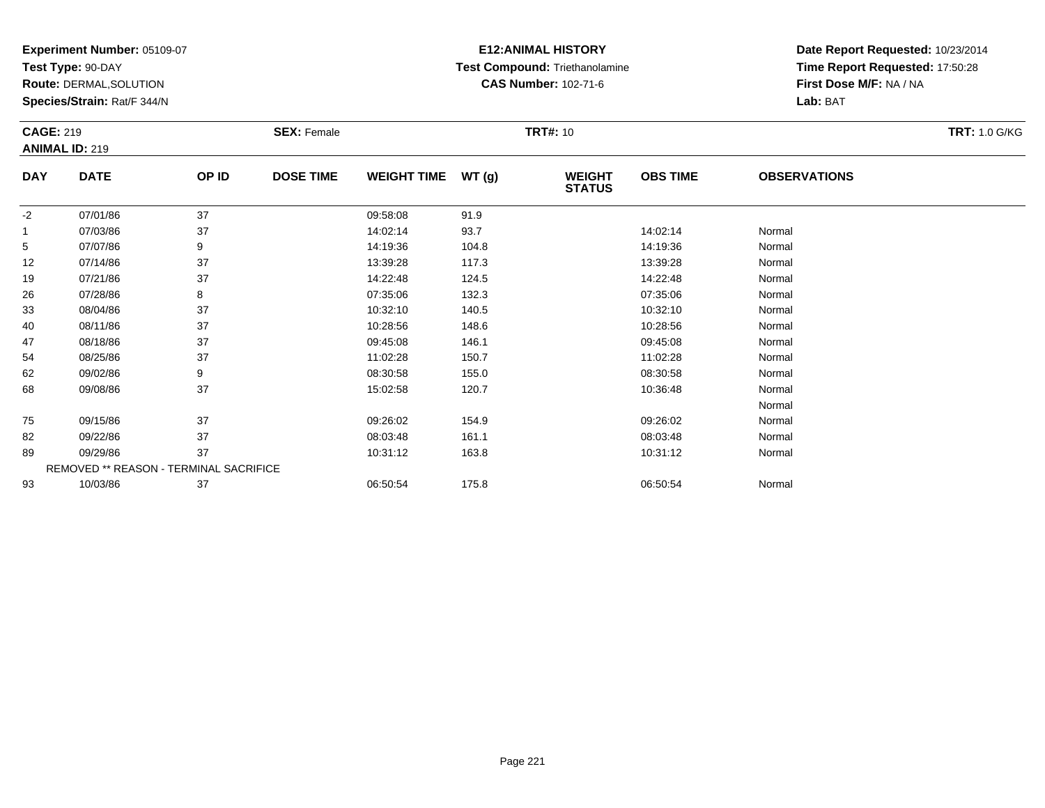**Experiment Number:** 05109-07
**Test Type:** 90-DAY
**Route:** DERMAL,SOLUTION
**Species/Strain:** Rat/F 344/N

**E12:ANIMAL HISTORY**
**Test Compound:** Triethanolamine
**CAS Number:** 102-71-6

**Date Report Requested:** 10/23/2014
**Time Report Requested:** 17:50:28
**First Dose M/F:** NA / NA
**Lab:** BAT

**CAGE:** 219 **SEX:** Female **TRT#:** 10 **TRT:** 1.0 G/KG
**ANIMAL ID:** 219

| DAY | DATE | OP ID | DOSE TIME | WEIGHT TIME | WT (g) | WEIGHT STATUS | OBS TIME | OBSERVATIONS |
|---|---|---|---|---|---|---|---|---|
| -2 | 07/01/86 | 37 | | 09:58:08 | 91.9 | | | |
| 1 | 07/03/86 | 37 | | 14:02:14 | 93.7 | | 14:02:14 | Normal |
| 5 | 07/07/86 | 9 | | 14:19:36 | 104.8 | | 14:19:36 | Normal |
| 12 | 07/14/86 | 37 | | 13:39:28 | 117.3 | | 13:39:28 | Normal |
| 19 | 07/21/86 | 37 | | 14:22:48 | 124.5 | | 14:22:48 | Normal |
| 26 | 07/28/86 | 8 | | 07:35:06 | 132.3 | | 07:35:06 | Normal |
| 33 | 08/04/86 | 37 | | 10:32:10 | 140.5 | | 10:32:10 | Normal |
| 40 | 08/11/86 | 37 | | 10:28:56 | 148.6 | | 10:28:56 | Normal |
| 47 | 08/18/86 | 37 | | 09:45:08 | 146.1 | | 09:45:08 | Normal |
| 54 | 08/25/86 | 37 | | 11:02:28 | 150.7 | | 11:02:28 | Normal |
| 62 | 09/02/86 | 9 | | 08:30:58 | 155.0 | | 08:30:58 | Normal |
| 68 | 09/08/86 | 37 | | 15:02:58 | 120.7 | | 10:36:48 | Normal |
| | | | | | | | | Normal |
| 75 | 09/15/86 | 37 | | 09:26:02 | 154.9 | | 09:26:02 | Normal |
| 82 | 09/22/86 | 37 | | 08:03:48 | 161.1 | | 08:03:48 | Normal |
| 89 | 09/29/86 | 37 | | 10:31:12 | 163.8 | | 10:31:12 | Normal |
| | REMOVED ** REASON - TERMINAL SACRIFICE | | | | | | | |
| 93 | 10/03/86 | 37 | | 06:50:54 | 175.8 | | 06:50:54 | Normal |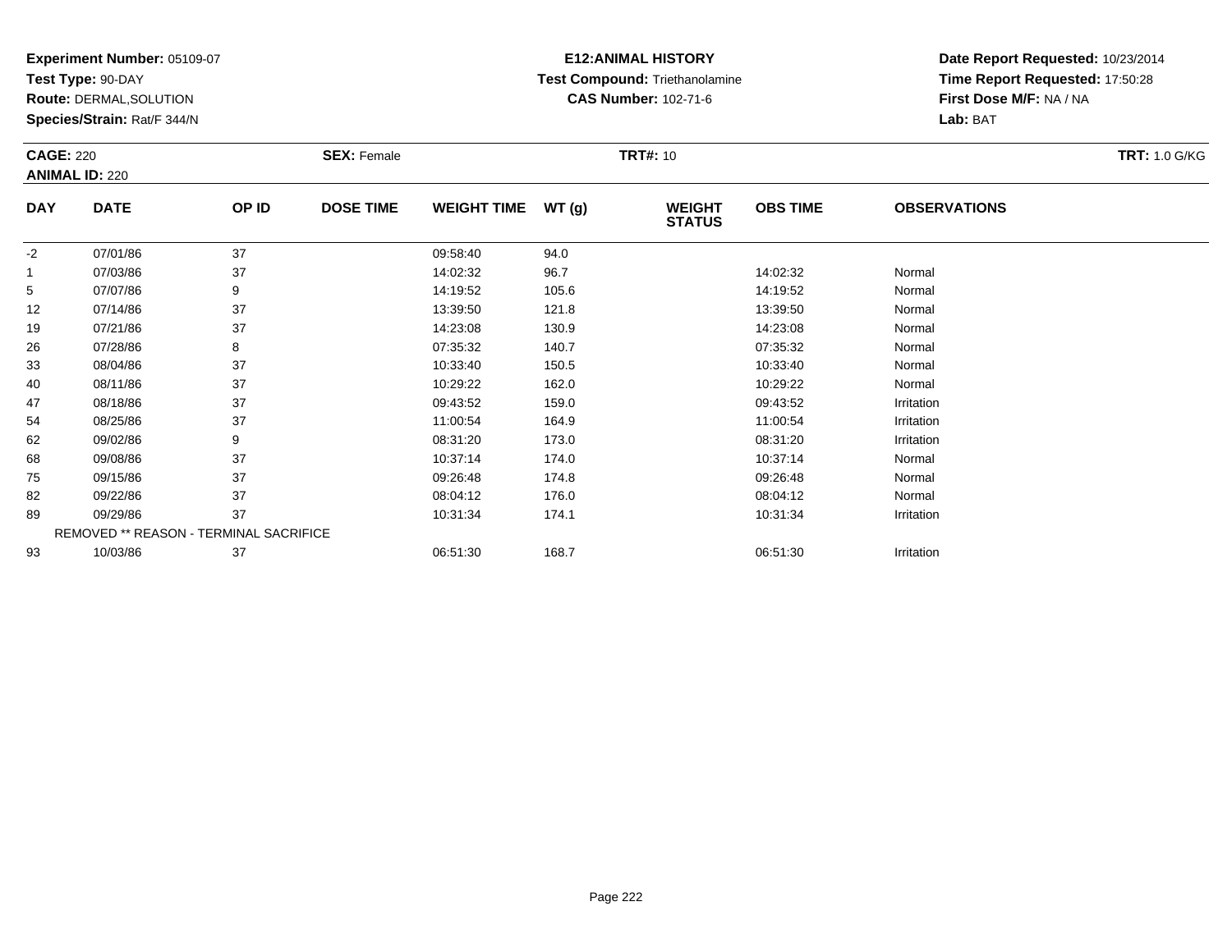**Experiment Number:** 05109-07
**Test Type:** 90-DAY
**Route:** DERMAL,SOLUTION
**Species/Strain:** Rat/F 344/N

**E12:ANIMAL HISTORY**
**Test Compound:** Triethanolamine
**CAS Number:** 102-71-6

**Date Report Requested:** 10/23/2014
**Time Report Requested:** 17:50:28
**First Dose M/F:** NA / NA
**Lab:** BAT

**CAGE:** 220
**ANIMAL ID:** 220
**SEX:** Female
**TRT#:** 10
**TRT:** 1.0 G/KG

| DAY | DATE | OP ID | DOSE TIME | WEIGHT TIME | WT (g) | WEIGHT STATUS | OBS TIME | OBSERVATIONS |
|---|---|---|---|---|---|---|---|---|
| -2 | 07/01/86 | 37 | | 09:58:40 | 94.0 | | | |
| 1 | 07/03/86 | 37 | | 14:02:32 | 96.7 | | 14:02:32 | Normal |
| 5 | 07/07/86 | 9 | | 14:19:52 | 105.6 | | 14:19:52 | Normal |
| 12 | 07/14/86 | 37 | | 13:39:50 | 121.8 | | 13:39:50 | Normal |
| 19 | 07/21/86 | 37 | | 14:23:08 | 130.9 | | 14:23:08 | Normal |
| 26 | 07/28/86 | 8 | | 07:35:32 | 140.7 | | 07:35:32 | Normal |
| 33 | 08/04/86 | 37 | | 10:33:40 | 150.5 | | 10:33:40 | Normal |
| 40 | 08/11/86 | 37 | | 10:29:22 | 162.0 | | 10:29:22 | Normal |
| 47 | 08/18/86 | 37 | | 09:43:52 | 159.0 | | 09:43:52 | Irritation |
| 54 | 08/25/86 | 37 | | 11:00:54 | 164.9 | | 11:00:54 | Irritation |
| 62 | 09/02/86 | 9 | | 08:31:20 | 173.0 | | 08:31:20 | Irritation |
| 68 | 09/08/86 | 37 | | 10:37:14 | 174.0 | | 10:37:14 | Normal |
| 75 | 09/15/86 | 37 | | 09:26:48 | 174.8 | | 09:26:48 | Normal |
| 82 | 09/22/86 | 37 | | 08:04:12 | 176.0 | | 08:04:12 | Normal |
| 89 | 09/29/86 | 37 | | 10:31:34 | 174.1 | | 10:31:34 | Irritation |
| | REMOVED ** REASON - TERMINAL SACRIFICE | | | | | | | |
| 93 | 10/03/86 | 37 | | 06:51:30 | 168.7 | | 06:51:30 | Irritation |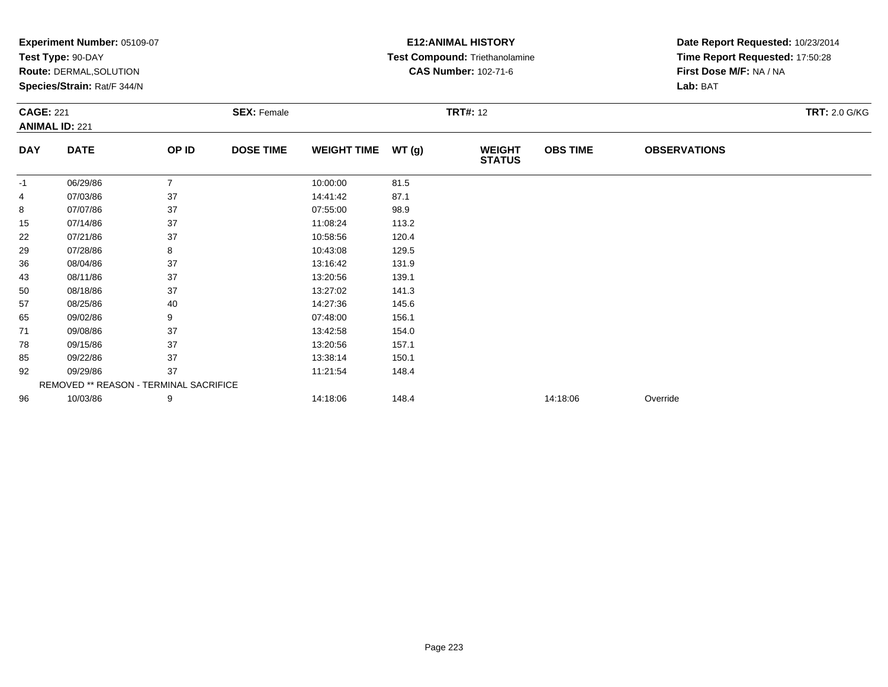**Experiment Number:** 05109-07
**Test Type:** 90-DAY
**Route:** DERMAL,SOLUTION
**Species/Strain:** Rat/F 344/N

**E12:ANIMAL HISTORY**
**Test Compound:** Triethanolamine
**CAS Number:** 102-71-6

**Date Report Requested:** 10/23/2014
**Time Report Requested:** 17:50:28
**First Dose M/F:** NA / NA
**Lab:** BAT

**CAGE:** 221
**ANIMAL ID:** 221

**SEX:** Female

**TRT#:** 12

**TRT:** 2.0 G/KG

| DAY | DATE | OP ID | DOSE TIME | WEIGHT TIME | WT (g) | WEIGHT STATUS | OBS TIME | OBSERVATIONS |
|---|---|---|---|---|---|---|---|---|
| -1 | 06/29/86 | 7 | | 10:00:00 | 81.5 | | | |
| 4 | 07/03/86 | 37 | | 14:41:42 | 87.1 | | | |
| 8 | 07/07/86 | 37 | | 07:55:00 | 98.9 | | | |
| 15 | 07/14/86 | 37 | | 11:08:24 | 113.2 | | | |
| 22 | 07/21/86 | 37 | | 10:58:56 | 120.4 | | | |
| 29 | 07/28/86 | 8 | | 10:43:08 | 129.5 | | | |
| 36 | 08/04/86 | 37 | | 13:16:42 | 131.9 | | | |
| 43 | 08/11/86 | 37 | | 13:20:56 | 139.1 | | | |
| 50 | 08/18/86 | 37 | | 13:27:02 | 141.3 | | | |
| 57 | 08/25/86 | 40 | | 14:27:36 | 145.6 | | | |
| 65 | 09/02/86 | 9 | | 07:48:00 | 156.1 | | | |
| 71 | 09/08/86 | 37 | | 13:42:58 | 154.0 | | | |
| 78 | 09/15/86 | 37 | | 13:20:56 | 157.1 | | | |
| 85 | 09/22/86 | 37 | | 13:38:14 | 150.1 | | | |
| 92 | 09/29/86 | 37 | | 11:21:54 | 148.4 | | | |
| | REMOVED ** REASON - TERMINAL SACRIFICE | | | | | | | |
| 96 | 10/03/86 | 9 | | 14:18:06 | 148.4 | | 14:18:06 | Override |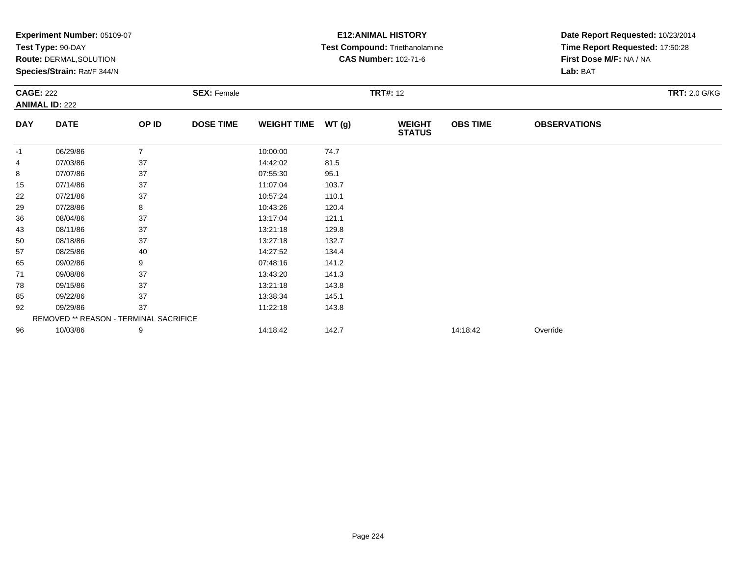**Experiment Number:** 05109-07
**Test Type:** 90-DAY
**Route:** DERMAL,SOLUTION
**Species/Strain:** Rat/F 344/N

**E12:ANIMAL HISTORY**
**Test Compound:** Triethanolamine
**CAS Number:** 102-71-6

**Date Report Requested:** 10/23/2014
**Time Report Requested:** 17:50:28
**First Dose M/F:** NA / NA
**Lab:** BAT

**CAGE:** 222
**ANIMAL ID:** 222
**SEX:** Female
**TRT#:** 12
**TRT:** 2.0 G/KG

| DAY | DATE | OP ID | DOSE TIME | WEIGHT TIME | WT (g) | WEIGHT STATUS | OBS TIME | OBSERVATIONS |
|---|---|---|---|---|---|---|---|---|
| -1 | 06/29/86 | 7 | | 10:00:00 | 74.7 | | | |
| 4 | 07/03/86 | 37 | | 14:42:02 | 81.5 | | | |
| 8 | 07/07/86 | 37 | | 07:55:30 | 95.1 | | | |
| 15 | 07/14/86 | 37 | | 11:07:04 | 103.7 | | | |
| 22 | 07/21/86 | 37 | | 10:57:24 | 110.1 | | | |
| 29 | 07/28/86 | 8 | | 10:43:26 | 120.4 | | | |
| 36 | 08/04/86 | 37 | | 13:17:04 | 121.1 | | | |
| 43 | 08/11/86 | 37 | | 13:21:18 | 129.8 | | | |
| 50 | 08/18/86 | 37 | | 13:27:18 | 132.7 | | | |
| 57 | 08/25/86 | 40 | | 14:27:52 | 134.4 | | | |
| 65 | 09/02/86 | 9 | | 07:48:16 | 141.2 | | | |
| 71 | 09/08/86 | 37 | | 13:43:20 | 141.3 | | | |
| 78 | 09/15/86 | 37 | | 13:21:18 | 143.8 | | | |
| 85 | 09/22/86 | 37 | | 13:38:34 | 145.1 | | | |
| 92 | 09/29/86 | 37 | | 11:22:18 | 143.8 | | | |
| | REMOVED ** REASON - TERMINAL SACRIFICE | | | | | | | |
| 96 | 10/03/86 | 9 | | 14:18:42 | 142.7 | | 14:18:42 | Override |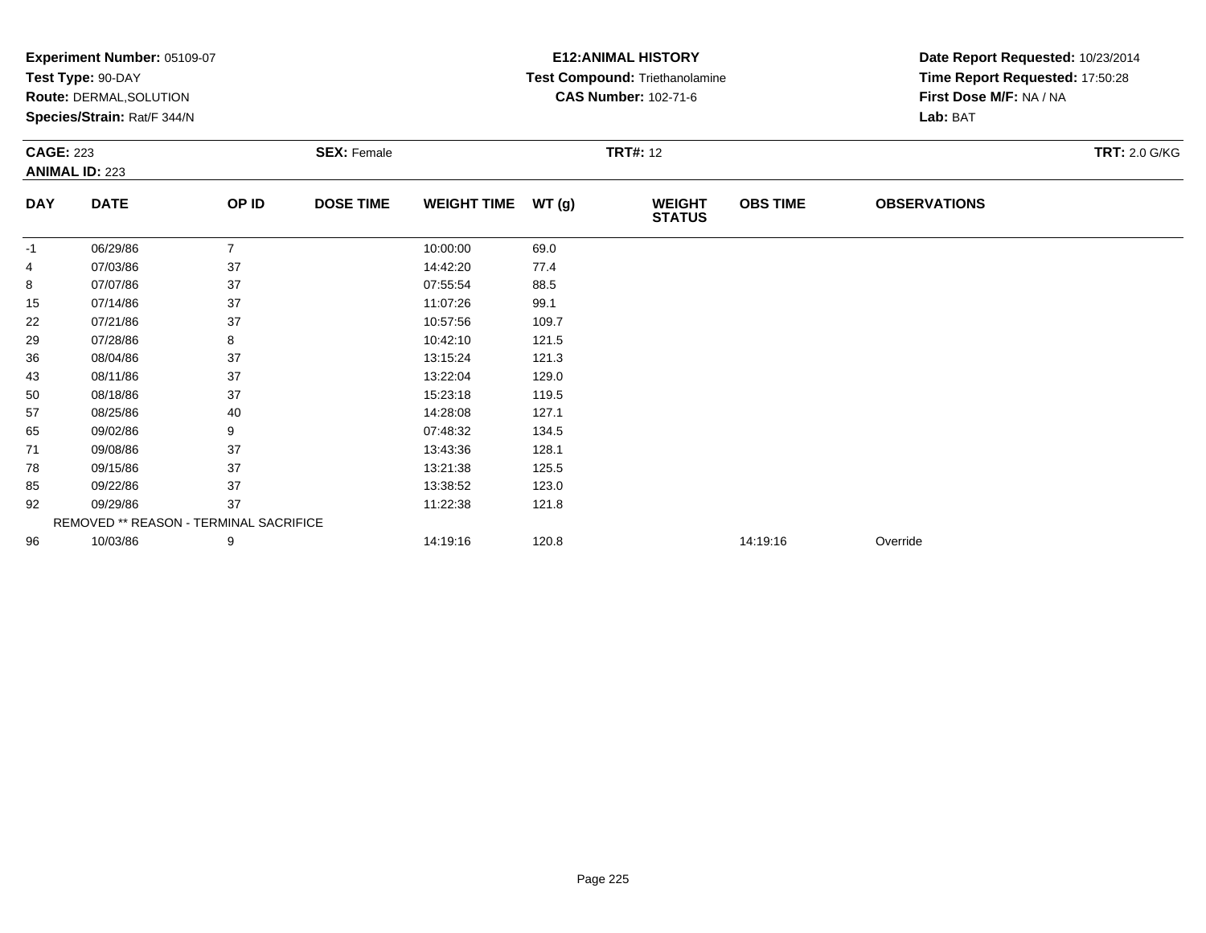**Experiment Number:** 05109-07
**Test Type:** 90-DAY
**Route:** DERMAL,SOLUTION
**Species/Strain:** Rat/F 344/N

**E12:ANIMAL HISTORY**
**Test Compound:** Triethanolamine
**CAS Number:** 102-71-6

**Date Report Requested:** 10/23/2014
**Time Report Requested:** 17:50:28
**First Dose M/F:** NA / NA
**Lab:** BAT

**CAGE:** 223
**ANIMAL ID:** 223
**SEX:** Female
**TRT#:** 12
**TRT:** 2.0 G/KG

| DAY | DATE | OP ID | DOSE TIME | WEIGHT TIME | WT (g) | WEIGHT STATUS | OBS TIME | OBSERVATIONS |
|---|---|---|---|---|---|---|---|---|
| -1 | 06/29/86 | 7 | | 10:00:00 | 69.0 | | | |
| 4 | 07/03/86 | 37 | | 14:42:20 | 77.4 | | | |
| 8 | 07/07/86 | 37 | | 07:55:54 | 88.5 | | | |
| 15 | 07/14/86 | 37 | | 11:07:26 | 99.1 | | | |
| 22 | 07/21/86 | 37 | | 10:57:56 | 109.7 | | | |
| 29 | 07/28/86 | 8 | | 10:42:10 | 121.5 | | | |
| 36 | 08/04/86 | 37 | | 13:15:24 | 121.3 | | | |
| 43 | 08/11/86 | 37 | | 13:22:04 | 129.0 | | | |
| 50 | 08/18/86 | 37 | | 15:23:18 | 119.5 | | | |
| 57 | 08/25/86 | 40 | | 14:28:08 | 127.1 | | | |
| 65 | 09/02/86 | 9 | | 07:48:32 | 134.5 | | | |
| 71 | 09/08/86 | 37 | | 13:43:36 | 128.1 | | | |
| 78 | 09/15/86 | 37 | | 13:21:38 | 125.5 | | | |
| 85 | 09/22/86 | 37 | | 13:38:52 | 123.0 | | | |
| 92 | 09/29/86 | 37 | | 11:22:38 | 121.8 | | | |
| | REMOVED ** REASON - TERMINAL SACRIFICE | | | | | | | |
| 96 | 10/03/86 | 9 | | 14:19:16 | 120.8 | | 14:19:16 | Override |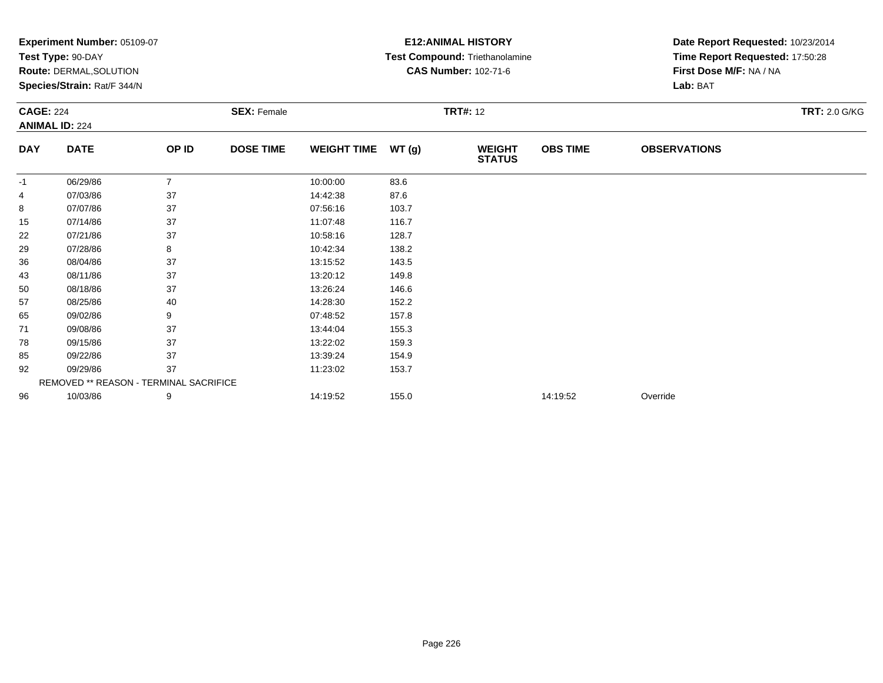**Experiment Number:** 05109-07
**Test Type:** 90-DAY
**Route:** DERMAL,SOLUTION
**Species/Strain:** Rat/F 344/N

**E12:ANIMAL HISTORY**
**Test Compound:** Triethanolamine
**CAS Number:** 102-71-6

**Date Report Requested:** 10/23/2014
**Time Report Requested:** 17:50:28
**First Dose M/F:** NA / NA
**Lab:** BAT

**CAGE:** 224 | **SEX:** Female | **TRT#:** 12 | **TRT:** 2.0 G/KG
**ANIMAL ID:** 224

| DAY | DATE | OP ID | DOSE TIME | WEIGHT TIME | WT (g) | WEIGHT STATUS | OBS TIME | OBSERVATIONS |
|---|---|---|---|---|---|---|---|---|
| -1 | 06/29/86 | 7 | | 10:00:00 | 83.6 | | | |
| 4 | 07/03/86 | 37 | | 14:42:38 | 87.6 | | | |
| 8 | 07/07/86 | 37 | | 07:56:16 | 103.7 | | | |
| 15 | 07/14/86 | 37 | | 11:07:48 | 116.7 | | | |
| 22 | 07/21/86 | 37 | | 10:58:16 | 128.7 | | | |
| 29 | 07/28/86 | 8 | | 10:42:34 | 138.2 | | | |
| 36 | 08/04/86 | 37 | | 13:15:52 | 143.5 | | | |
| 43 | 08/11/86 | 37 | | 13:20:12 | 149.8 | | | |
| 50 | 08/18/86 | 37 | | 13:26:24 | 146.6 | | | |
| 57 | 08/25/86 | 40 | | 14:28:30 | 152.2 | | | |
| 65 | 09/02/86 | 9 | | 07:48:52 | 157.8 | | | |
| 71 | 09/08/86 | 37 | | 13:44:04 | 155.3 | | | |
| 78 | 09/15/86 | 37 | | 13:22:02 | 159.3 | | | |
| 85 | 09/22/86 | 37 | | 13:39:24 | 154.9 | | | |
| 92 | 09/29/86 | 37 | | 11:23:02 | 153.7 | | | |
| | REMOVED ** REASON - TERMINAL SACRIFICE | | | | | | | |
| 96 | 10/03/86 | 9 | | 14:19:52 | 155.0 | | 14:19:52 | Override |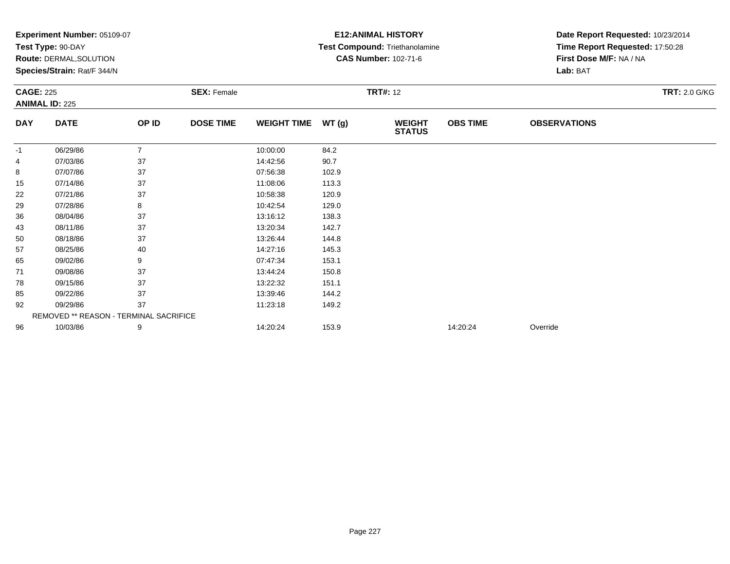**Experiment Number:** 05109-07
**Test Type:** 90-DAY
**Route:** DERMAL,SOLUTION
**Species/Strain:** Rat/F 344/N

**E12:ANIMAL HISTORY**
**Test Compound:** Triethanolamine
**CAS Number:** 102-71-6

**Date Report Requested:** 10/23/2014
**Time Report Requested:** 17:50:28
**First Dose M/F:** NA / NA
**Lab:** BAT

**CAGE:** 225 **SEX:** Female **TRT#:** 12 **TRT:** 2.0 G/KG
**ANIMAL ID:** 225

| DAY | DATE | OP ID | DOSE TIME | WEIGHT TIME | WT (g) | WEIGHT STATUS | OBS TIME | OBSERVATIONS |
|---|---|---|---|---|---|---|---|---|
| -1 | 06/29/86 | 7 | | 10:00:00 | 84.2 | | | |
| 4 | 07/03/86 | 37 | | 14:42:56 | 90.7 | | | |
| 8 | 07/07/86 | 37 | | 07:56:38 | 102.9 | | | |
| 15 | 07/14/86 | 37 | | 11:08:06 | 113.3 | | | |
| 22 | 07/21/86 | 37 | | 10:58:38 | 120.9 | | | |
| 29 | 07/28/86 | 8 | | 10:42:54 | 129.0 | | | |
| 36 | 08/04/86 | 37 | | 13:16:12 | 138.3 | | | |
| 43 | 08/11/86 | 37 | | 13:20:34 | 142.7 | | | |
| 50 | 08/18/86 | 37 | | 13:26:44 | 144.8 | | | |
| 57 | 08/25/86 | 40 | | 14:27:16 | 145.3 | | | |
| 65 | 09/02/86 | 9 | | 07:47:34 | 153.1 | | | |
| 71 | 09/08/86 | 37 | | 13:44:24 | 150.8 | | | |
| 78 | 09/15/86 | 37 | | 13:22:32 | 151.1 | | | |
| 85 | 09/22/86 | 37 | | 13:39:46 | 144.2 | | | |
| 92 | 09/29/86 | 37 | | 11:23:18 | 149.2 | | | |
| | REMOVED ** REASON - TERMINAL SACRIFICE | | | | | | | |
| 96 | 10/03/86 | 9 | | 14:20:24 | 153.9 | | 14:20:24 | Override |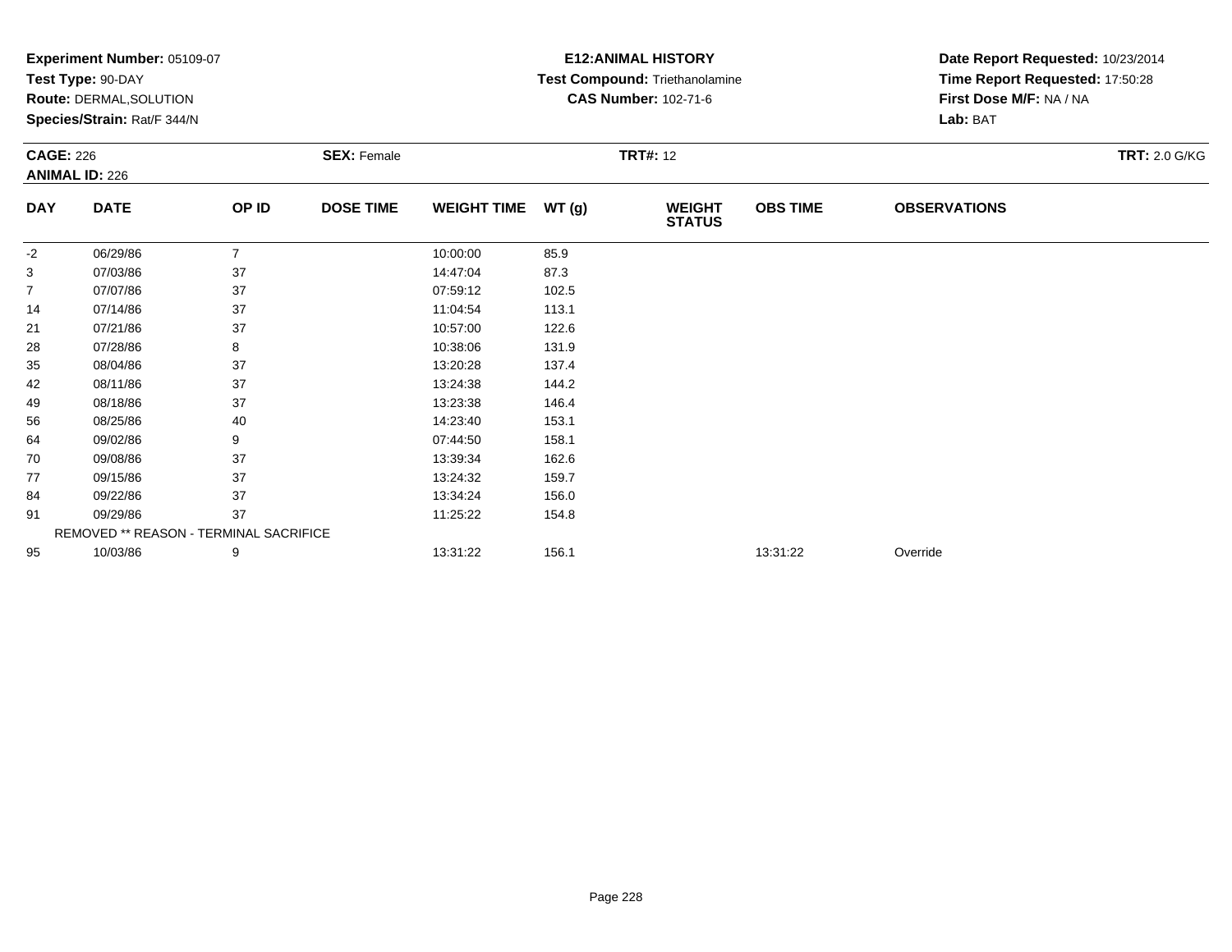**Experiment Number:** 05109-07
**Test Type:** 90-DAY
**Route:** DERMAL,SOLUTION
**Species/Strain:** Rat/F 344/N

**E12:ANIMAL HISTORY**
**Test Compound:** Triethanolamine
**CAS Number:** 102-71-6

**Date Report Requested:** 10/23/2014
**Time Report Requested:** 17:50:28
**First Dose M/F:** NA / NA
**Lab:** BAT

**CAGE:** 226
**ANIMAL ID:** 226
**SEX:** Female
**TRT#:** 12
**TRT:** 2.0 G/KG

| DAY | DATE | OP ID | DOSE TIME | WEIGHT TIME | WT (g) | WEIGHT STATUS | OBS TIME | OBSERVATIONS |
|---|---|---|---|---|---|---|---|---|
| -2 | 06/29/86 | 7 | | 10:00:00 | 85.9 | | | |
| 3 | 07/03/86 | 37 | | 14:47:04 | 87.3 | | | |
| 7 | 07/07/86 | 37 | | 07:59:12 | 102.5 | | | |
| 14 | 07/14/86 | 37 | | 11:04:54 | 113.1 | | | |
| 21 | 07/21/86 | 37 | | 10:57:00 | 122.6 | | | |
| 28 | 07/28/86 | 8 | | 10:38:06 | 131.9 | | | |
| 35 | 08/04/86 | 37 | | 13:20:28 | 137.4 | | | |
| 42 | 08/11/86 | 37 | | 13:24:38 | 144.2 | | | |
| 49 | 08/18/86 | 37 | | 13:23:38 | 146.4 | | | |
| 56 | 08/25/86 | 40 | | 14:23:40 | 153.1 | | | |
| 64 | 09/02/86 | 9 | | 07:44:50 | 158.1 | | | |
| 70 | 09/08/86 | 37 | | 13:39:34 | 162.6 | | | |
| 77 | 09/15/86 | 37 | | 13:24:32 | 159.7 | | | |
| 84 | 09/22/86 | 37 | | 13:34:24 | 156.0 | | | |
| 91 | 09/29/86 | 37 | | 11:25:22 | 154.8 | | | |
| REMOVED ** REASON - TERMINAL SACRIFICE | | | | | | | | |
| 95 | 10/03/86 | 9 | | 13:31:22 | 156.1 | | 13:31:22 | Override |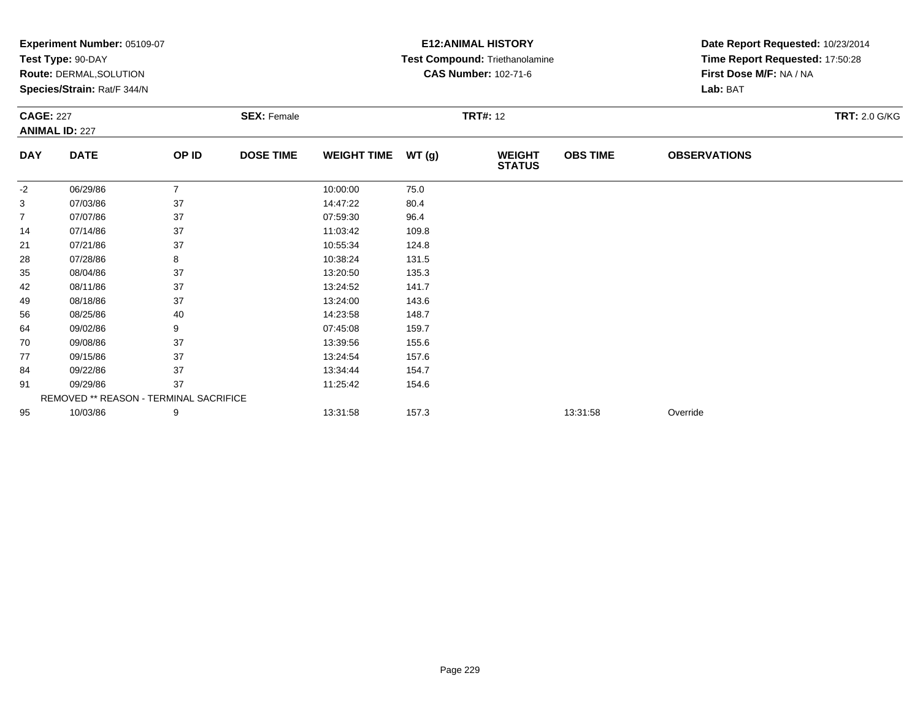**Experiment Number:** 05109-07
**Test Type:** 90-DAY
**Route:** DERMAL,SOLUTION
**Species/Strain:** Rat/F 344/N

**E12:ANIMAL HISTORY**
**Test Compound:** Triethanolamine
**CAS Number:** 102-71-6

**Date Report Requested:** 10/23/2014
**Time Report Requested:** 17:50:28
**First Dose M/F:** NA / NA
**Lab:** BAT

**CAGE:** 227
**ANIMAL ID:** 227
**SEX:** Female
**TRT#:** 12
**TRT:** 2.0 G/KG

| DAY | DATE | OP ID | DOSE TIME | WEIGHT TIME | WT (g) | WEIGHT STATUS | OBS TIME | OBSERVATIONS |
|---|---|---|---|---|---|---|---|---|
| -2 | 06/29/86 | 7 | | 10:00:00 | 75.0 | | | |
| 3 | 07/03/86 | 37 | | 14:47:22 | 80.4 | | | |
| 7 | 07/07/86 | 37 | | 07:59:30 | 96.4 | | | |
| 14 | 07/14/86 | 37 | | 11:03:42 | 109.8 | | | |
| 21 | 07/21/86 | 37 | | 10:55:34 | 124.8 | | | |
| 28 | 07/28/86 | 8 | | 10:38:24 | 131.5 | | | |
| 35 | 08/04/86 | 37 | | 13:20:50 | 135.3 | | | |
| 42 | 08/11/86 | 37 | | 13:24:52 | 141.7 | | | |
| 49 | 08/18/86 | 37 | | 13:24:00 | 143.6 | | | |
| 56 | 08/25/86 | 40 | | 14:23:58 | 148.7 | | | |
| 64 | 09/02/86 | 9 | | 07:45:08 | 159.7 | | | |
| 70 | 09/08/86 | 37 | | 13:39:56 | 155.6 | | | |
| 77 | 09/15/86 | 37 | | 13:24:54 | 157.6 | | | |
| 84 | 09/22/86 | 37 | | 13:34:44 | 154.7 | | | |
| 91 | 09/29/86 | 37 | | 11:25:42 | 154.6 | | | |
| REMOVED ** REASON - TERMINAL SACRIFICE | | | | | | | | |
| 95 | 10/03/86 | 9 | | 13:31:58 | 157.3 | | 13:31:58 | Override |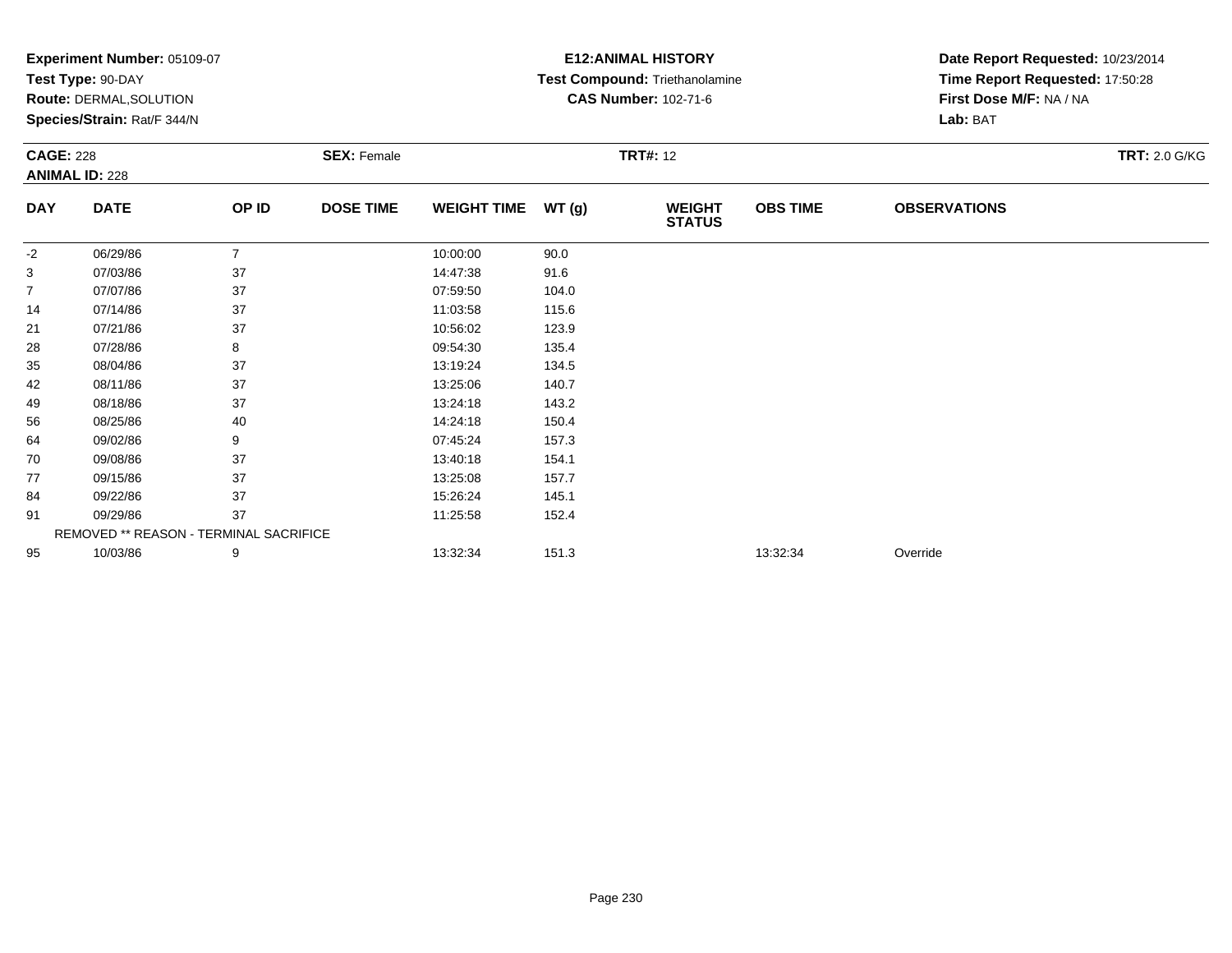**Experiment Number:** 05109-07
**Test Type:** 90-DAY
**Route:** DERMAL,SOLUTION
**Species/Strain:** Rat/F 344/N

**E12:ANIMAL HISTORY**
**Test Compound:** Triethanolamine
**CAS Number:** 102-71-6

**Date Report Requested:** 10/23/2014
**Time Report Requested:** 17:50:28
**First Dose M/F:** NA / NA
**Lab:** BAT

**CAGE:** 228
**ANIMAL ID:** 228
**SEX:** Female
**TRT#:** 12
**TRT:** 2.0 G/KG

| DAY | DATE | OP ID | DOSE TIME | WEIGHT TIME | WT (g) | WEIGHT STATUS | OBS TIME | OBSERVATIONS |
|---|---|---|---|---|---|---|---|---|
| -2 | 06/29/86 | 7 | | 10:00:00 | 90.0 | | | |
| 3 | 07/03/86 | 37 | | 14:47:38 | 91.6 | | | |
| 7 | 07/07/86 | 37 | | 07:59:50 | 104.0 | | | |
| 14 | 07/14/86 | 37 | | 11:03:58 | 115.6 | | | |
| 21 | 07/21/86 | 37 | | 10:56:02 | 123.9 | | | |
| 28 | 07/28/86 | 8 | | 09:54:30 | 135.4 | | | |
| 35 | 08/04/86 | 37 | | 13:19:24 | 134.5 | | | |
| 42 | 08/11/86 | 37 | | 13:25:06 | 140.7 | | | |
| 49 | 08/18/86 | 37 | | 13:24:18 | 143.2 | | | |
| 56 | 08/25/86 | 40 | | 14:24:18 | 150.4 | | | |
| 64 | 09/02/86 | 9 | | 07:45:24 | 157.3 | | | |
| 70 | 09/08/86 | 37 | | 13:40:18 | 154.1 | | | |
| 77 | 09/15/86 | 37 | | 13:25:08 | 157.7 | | | |
| 84 | 09/22/86 | 37 | | 15:26:24 | 145.1 | | | |
| 91 | 09/29/86 | 37 | | 11:25:58 | 152.4 | | | |
| REMOVED ** REASON - TERMINAL SACRIFICE | | | | | | | | |
| 95 | 10/03/86 | 9 | | 13:32:34 | 151.3 | | 13:32:34 | Override |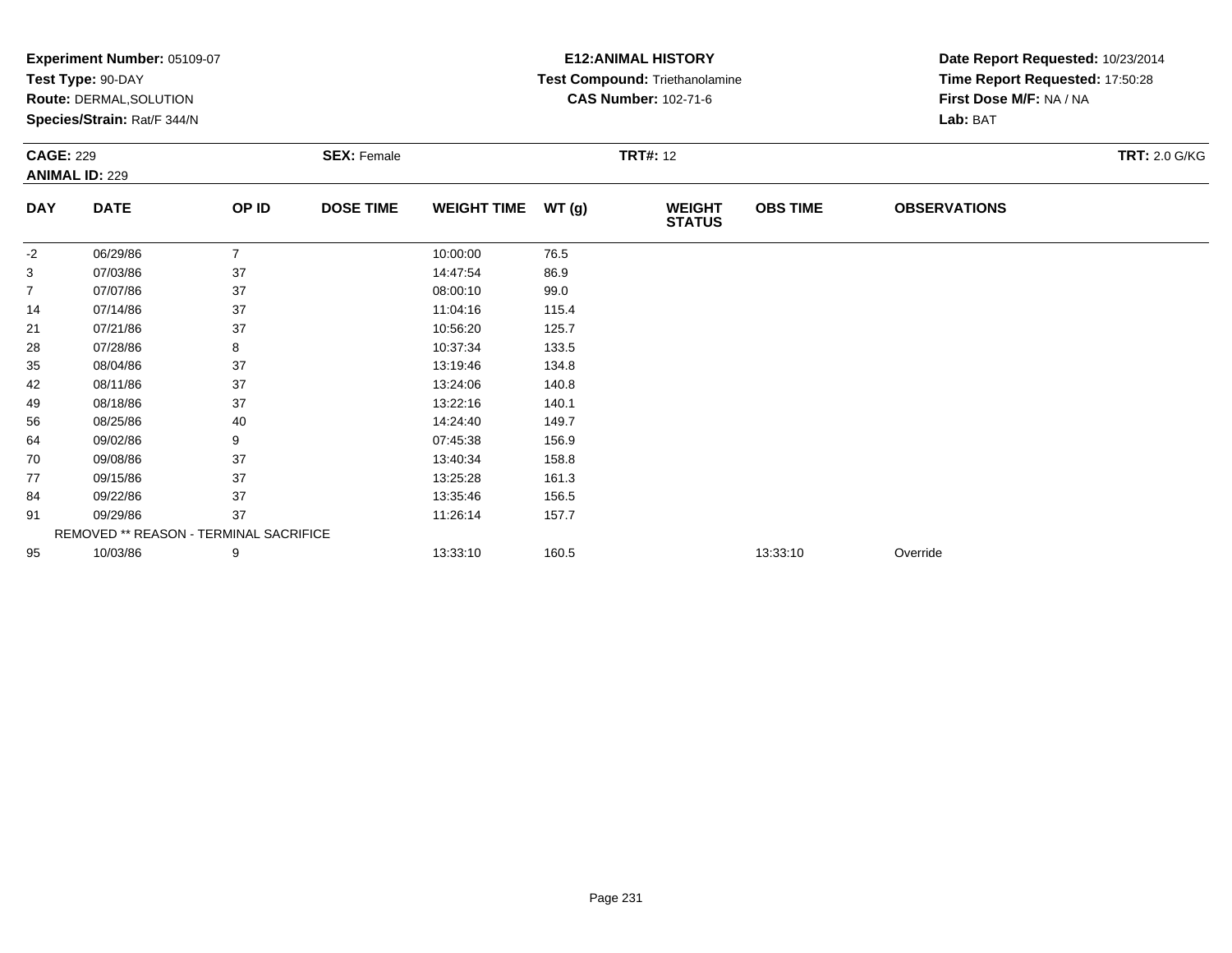**Experiment Number:** 05109-07
**Test Type:** 90-DAY
**Route:** DERMAL,SOLUTION
**Species/Strain:** Rat/F 344/N

**E12:ANIMAL HISTORY**
**Test Compound:** Triethanolamine
**CAS Number:** 102-71-6

**Date Report Requested:** 10/23/2014
**Time Report Requested:** 17:50:28
**First Dose M/F:** NA / NA
**Lab:** BAT

**CAGE:** 229
**ANIMAL ID:** 229
**SEX:** Female
**TRT#:** 12
**TRT:** 2.0 G/KG

| DAY | DATE | OP ID | DOSE TIME | WEIGHT TIME | WT (g) | WEIGHT STATUS | OBS TIME | OBSERVATIONS |
|---|---|---|---|---|---|---|---|---|
| -2 | 06/29/86 | 7 | | 10:00:00 | 76.5 | | | |
| 3 | 07/03/86 | 37 | | 14:47:54 | 86.9 | | | |
| 7 | 07/07/86 | 37 | | 08:00:10 | 99.0 | | | |
| 14 | 07/14/86 | 37 | | 11:04:16 | 115.4 | | | |
| 21 | 07/21/86 | 37 | | 10:56:20 | 125.7 | | | |
| 28 | 07/28/86 | 8 | | 10:37:34 | 133.5 | | | |
| 35 | 08/04/86 | 37 | | 13:19:46 | 134.8 | | | |
| 42 | 08/11/86 | 37 | | 13:24:06 | 140.8 | | | |
| 49 | 08/18/86 | 37 | | 13:22:16 | 140.1 | | | |
| 56 | 08/25/86 | 40 | | 14:24:40 | 149.7 | | | |
| 64 | 09/02/86 | 9 | | 07:45:38 | 156.9 | | | |
| 70 | 09/08/86 | 37 | | 13:40:34 | 158.8 | | | |
| 77 | 09/15/86 | 37 | | 13:25:28 | 161.3 | | | |
| 84 | 09/22/86 | 37 | | 13:35:46 | 156.5 | | | |
| 91 | 09/29/86 | 37 | | 11:26:14 | 157.7 | | | |
| REMOVED ** REASON - TERMINAL SACRIFICE | | | | | | | | |
| 95 | 10/03/86 | 9 | | 13:33:10 | 160.5 | | 13:33:10 | Override |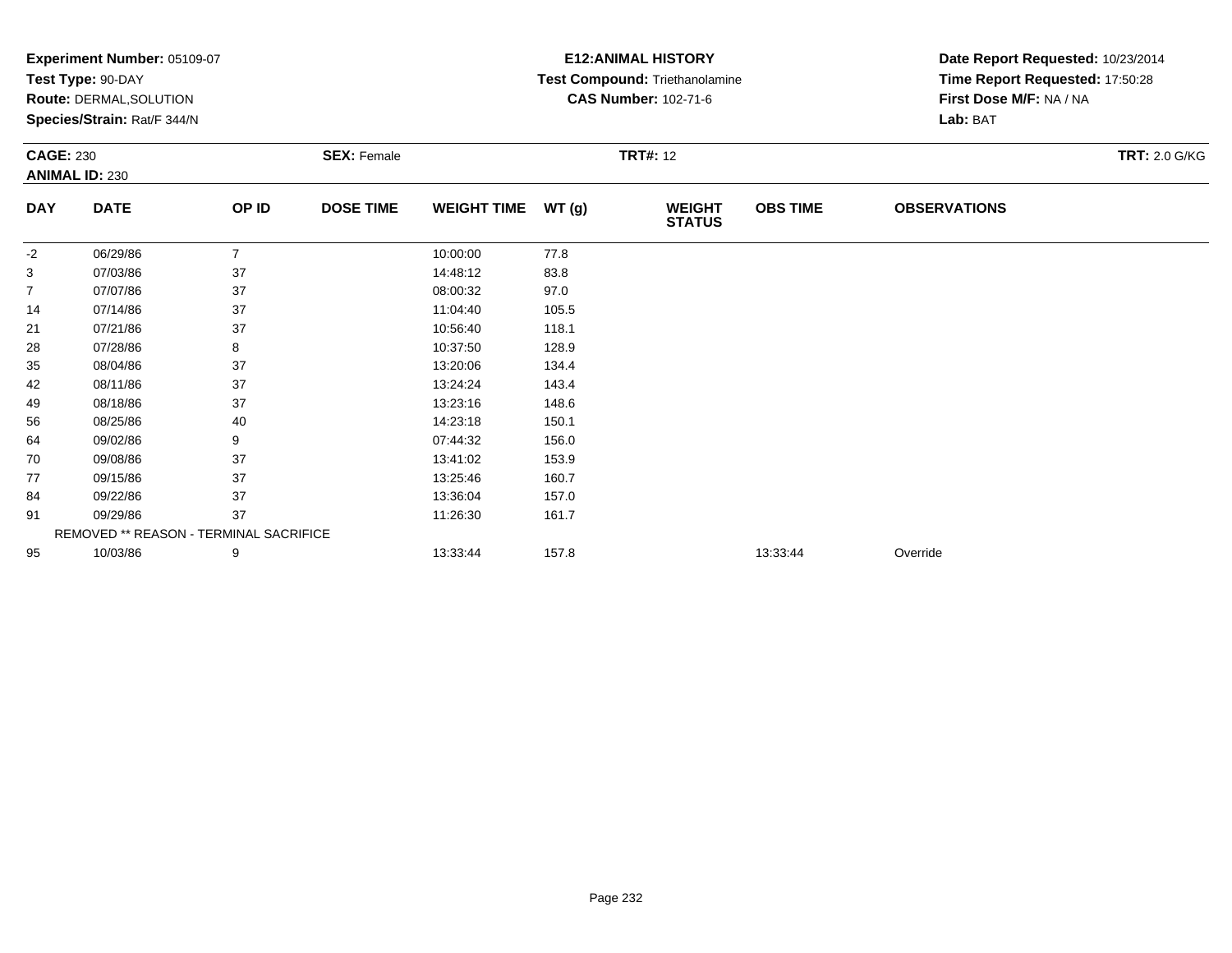**Experiment Number:** 05109-07
**Test Type:** 90-DAY
**Route:** DERMAL,SOLUTION
**Species/Strain:** Rat/F 344/N

**E12:ANIMAL HISTORY**
**Test Compound:** Triethanolamine
**CAS Number:** 102-71-6

**Date Report Requested:** 10/23/2014
**Time Report Requested:** 17:50:28
**First Dose M/F:** NA / NA
**Lab:** BAT

**CAGE:** 230 **SEX:** Female **TRT#:** 12 **TRT:** 2.0 G/KG
**ANIMAL ID:** 230

| DAY | DATE | OP ID | DOSE TIME | WEIGHT TIME | WT (g) | WEIGHT STATUS | OBS TIME | OBSERVATIONS |
|---|---|---|---|---|---|---|---|---|
| -2 | 06/29/86 | 7 | | 10:00:00 | 77.8 | | | |
| 3 | 07/03/86 | 37 | | 14:48:12 | 83.8 | | | |
| 7 | 07/07/86 | 37 | | 08:00:32 | 97.0 | | | |
| 14 | 07/14/86 | 37 | | 11:04:40 | 105.5 | | | |
| 21 | 07/21/86 | 37 | | 10:56:40 | 118.1 | | | |
| 28 | 07/28/86 | 8 | | 10:37:50 | 128.9 | | | |
| 35 | 08/04/86 | 37 | | 13:20:06 | 134.4 | | | |
| 42 | 08/11/86 | 37 | | 13:24:24 | 143.4 | | | |
| 49 | 08/18/86 | 37 | | 13:23:16 | 148.6 | | | |
| 56 | 08/25/86 | 40 | | 14:23:18 | 150.1 | | | |
| 64 | 09/02/86 | 9 | | 07:44:32 | 156.0 | | | |
| 70 | 09/08/86 | 37 | | 13:41:02 | 153.9 | | | |
| 77 | 09/15/86 | 37 | | 13:25:46 | 160.7 | | | |
| 84 | 09/22/86 | 37 | | 13:36:04 | 157.0 | | | |
| 91 | 09/29/86 | 37 | | 11:26:30 | 161.7 | | | |
| REMOVED ** REASON - TERMINAL SACRIFICE | | | | | | | | |
| 95 | 10/03/86 | 9 | | 13:33:44 | 157.8 | | 13:33:44 | Override |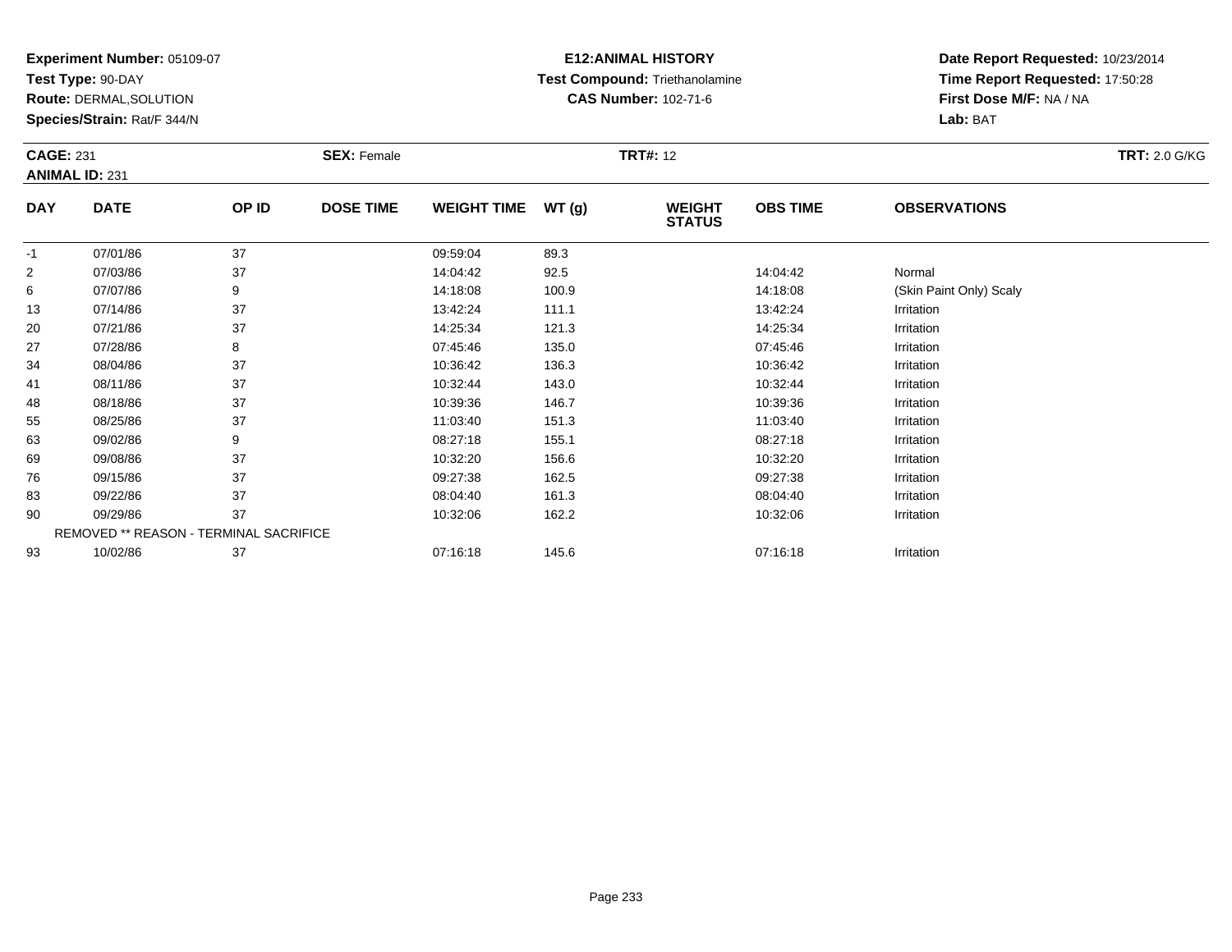**Experiment Number:** 05109-07
**Test Type:** 90-DAY
**Route:** DERMAL,SOLUTION
**Species/Strain:** Rat/F 344/N

**E12:ANIMAL HISTORY**
**Test Compound:** Triethanolamine
**CAS Number:** 102-71-6

**Date Report Requested:** 10/23/2014
**Time Report Requested:** 17:50:28
**First Dose M/F:** NA / NA
**Lab:** BAT

**CAGE:** 231　　**SEX:** Female　　**TRT#:** 12　　**TRT:** 2.0 G/KG
**ANIMAL ID:** 231

| DAY | DATE | OP ID | DOSE TIME | WEIGHT TIME | WT (g) | WEIGHT STATUS | OBS TIME | OBSERVATIONS |
|---|---|---|---|---|---|---|---|---|
| -1 | 07/01/86 | 37 | | 09:59:04 | 89.3 | | | |
| 2 | 07/03/86 | 37 | | 14:04:42 | 92.5 | | 14:04:42 | Normal |
| 6 | 07/07/86 | 9 | | 14:18:08 | 100.9 | | 14:18:08 | (Skin Paint Only) Scaly |
| 13 | 07/14/86 | 37 | | 13:42:24 | 111.1 | | 13:42:24 | Irritation |
| 20 | 07/21/86 | 37 | | 14:25:34 | 121.3 | | 14:25:34 | Irritation |
| 27 | 07/28/86 | 8 | | 07:45:46 | 135.0 | | 07:45:46 | Irritation |
| 34 | 08/04/86 | 37 | | 10:36:42 | 136.3 | | 10:36:42 | Irritation |
| 41 | 08/11/86 | 37 | | 10:32:44 | 143.0 | | 10:32:44 | Irritation |
| 48 | 08/18/86 | 37 | | 10:39:36 | 146.7 | | 10:39:36 | Irritation |
| 55 | 08/25/86 | 37 | | 11:03:40 | 151.3 | | 11:03:40 | Irritation |
| 63 | 09/02/86 | 9 | | 08:27:18 | 155.1 | | 08:27:18 | Irritation |
| 69 | 09/08/86 | 37 | | 10:32:20 | 156.6 | | 10:32:20 | Irritation |
| 76 | 09/15/86 | 37 | | 09:27:38 | 162.5 | | 09:27:38 | Irritation |
| 83 | 09/22/86 | 37 | | 08:04:40 | 161.3 | | 08:04:40 | Irritation |
| 90 | 09/29/86 | 37 | | 10:32:06 | 162.2 | | 10:32:06 | Irritation |
| | REMOVED ** REASON - TERMINAL SACRIFICE | | | | | | | |
| 93 | 10/02/86 | 37 | | 07:16:18 | 145.6 | | 07:16:18 | Irritation |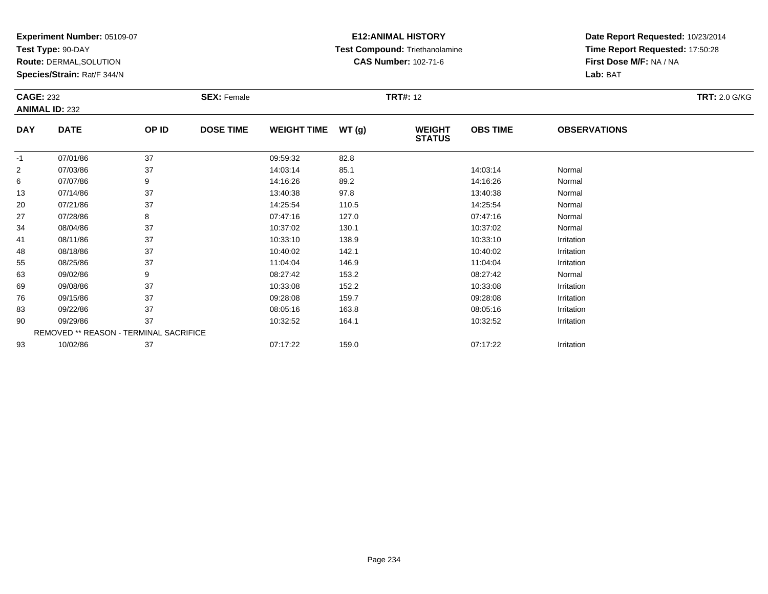**Experiment Number:** 05109-07
**Test Type:** 90-DAY
**Route:** DERMAL,SOLUTION
**Species/Strain:** Rat/F 344/N

**E12:ANIMAL HISTORY**
**Test Compound:** Triethanolamine
**CAS Number:** 102-71-6

**Date Report Requested:** 10/23/2014
**Time Report Requested:** 17:50:28
**First Dose M/F:** NA / NA
**Lab:** BAT

**CAGE:** 232
**ANIMAL ID:** 232
**SEX:** Female
**TRT#:** 12
**TRT:** 2.0 G/KG

| DAY | DATE | OP ID | DOSE TIME | WEIGHT TIME | WT (g) | WEIGHT STATUS | OBS TIME | OBSERVATIONS |
|---|---|---|---|---|---|---|---|---|
| -1 | 07/01/86 | 37 | | 09:59:32 | 82.8 | | | |
| 2 | 07/03/86 | 37 | | 14:03:14 | 85.1 | | 14:03:14 | Normal |
| 6 | 07/07/86 | 9 | | 14:16:26 | 89.2 | | 14:16:26 | Normal |
| 13 | 07/14/86 | 37 | | 13:40:38 | 97.8 | | 13:40:38 | Normal |
| 20 | 07/21/86 | 37 | | 14:25:54 | 110.5 | | 14:25:54 | Normal |
| 27 | 07/28/86 | 8 | | 07:47:16 | 127.0 | | 07:47:16 | Normal |
| 34 | 08/04/86 | 37 | | 10:37:02 | 130.1 | | 10:37:02 | Normal |
| 41 | 08/11/86 | 37 | | 10:33:10 | 138.9 | | 10:33:10 | Irritation |
| 48 | 08/18/86 | 37 | | 10:40:02 | 142.1 | | 10:40:02 | Irritation |
| 55 | 08/25/86 | 37 | | 11:04:04 | 146.9 | | 11:04:04 | Irritation |
| 63 | 09/02/86 | 9 | | 08:27:42 | 153.2 | | 08:27:42 | Normal |
| 69 | 09/08/86 | 37 | | 10:33:08 | 152.2 | | 10:33:08 | Irritation |
| 76 | 09/15/86 | 37 | | 09:28:08 | 159.7 | | 09:28:08 | Irritation |
| 83 | 09/22/86 | 37 | | 08:05:16 | 163.8 | | 08:05:16 | Irritation |
| 90 | 09/29/86 | 37 | | 10:32:52 | 164.1 | | 10:32:52 | Irritation |
| | REMOVED ** REASON - TERMINAL SACRIFICE | | | | | | | |
| 93 | 10/02/86 | 37 | | 07:17:22 | 159.0 | | 07:17:22 | Irritation |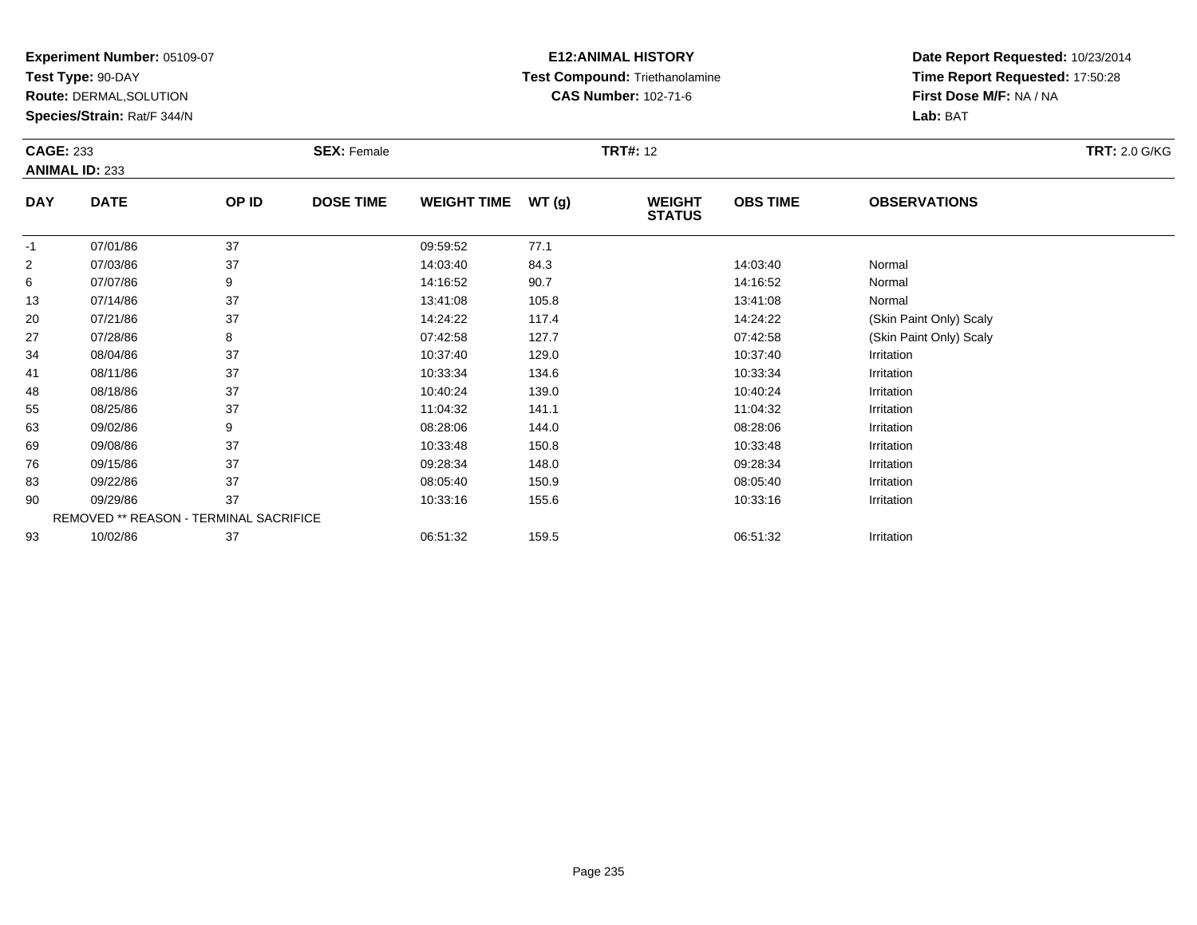**Experiment Number:** 05109-07
**Test Type:** 90-DAY
**Route:** DERMAL,SOLUTION
**Species/Strain:** Rat/F 344/N

**E12:ANIMAL HISTORY**
**Test Compound:** Triethanolamine
**CAS Number:** 102-71-6

**Date Report Requested:** 10/23/2014
**Time Report Requested:** 17:50:28
**First Dose M/F:** NA / NA
**Lab:** BAT

**CAGE:** 233
**ANIMAL ID:** 233
**SEX:** Female
**TRT#:** 12
**TRT:** 2.0 G/KG

| DAY | DATE | OP ID | DOSE TIME | WEIGHT TIME | WT (g) | WEIGHT STATUS | OBS TIME | OBSERVATIONS |
|---|---|---|---|---|---|---|---|---|
| -1 | 07/01/86 | 37 | | 09:59:52 | 77.1 | | | |
| 2 | 07/03/86 | 37 | | 14:03:40 | 84.3 | | 14:03:40 | Normal |
| 6 | 07/07/86 | 9 | | 14:16:52 | 90.7 | | 14:16:52 | Normal |
| 13 | 07/14/86 | 37 | | 13:41:08 | 105.8 | | 13:41:08 | Normal |
| 20 | 07/21/86 | 37 | | 14:24:22 | 117.4 | | 14:24:22 | (Skin Paint Only) Scaly |
| 27 | 07/28/86 | 8 | | 07:42:58 | 127.7 | | 07:42:58 | (Skin Paint Only) Scaly |
| 34 | 08/04/86 | 37 | | 10:37:40 | 129.0 | | 10:37:40 | Irritation |
| 41 | 08/11/86 | 37 | | 10:33:34 | 134.6 | | 10:33:34 | Irritation |
| 48 | 08/18/86 | 37 | | 10:40:24 | 139.0 | | 10:40:24 | Irritation |
| 55 | 08/25/86 | 37 | | 11:04:32 | 141.1 | | 11:04:32 | Irritation |
| 63 | 09/02/86 | 9 | | 08:28:06 | 144.0 | | 08:28:06 | Irritation |
| 69 | 09/08/86 | 37 | | 10:33:48 | 150.8 | | 10:33:48 | Irritation |
| 76 | 09/15/86 | 37 | | 09:28:34 | 148.0 | | 09:28:34 | Irritation |
| 83 | 09/22/86 | 37 | | 08:05:40 | 150.9 | | 08:05:40 | Irritation |
| 90 | 09/29/86 | 37 | | 10:33:16 | 155.6 | | 10:33:16 | Irritation |
| | REMOVED ** REASON - TERMINAL SACRIFICE | | | | | | | |
| 93 | 10/02/86 | 37 | | 06:51:32 | 159.5 | | 06:51:32 | Irritation |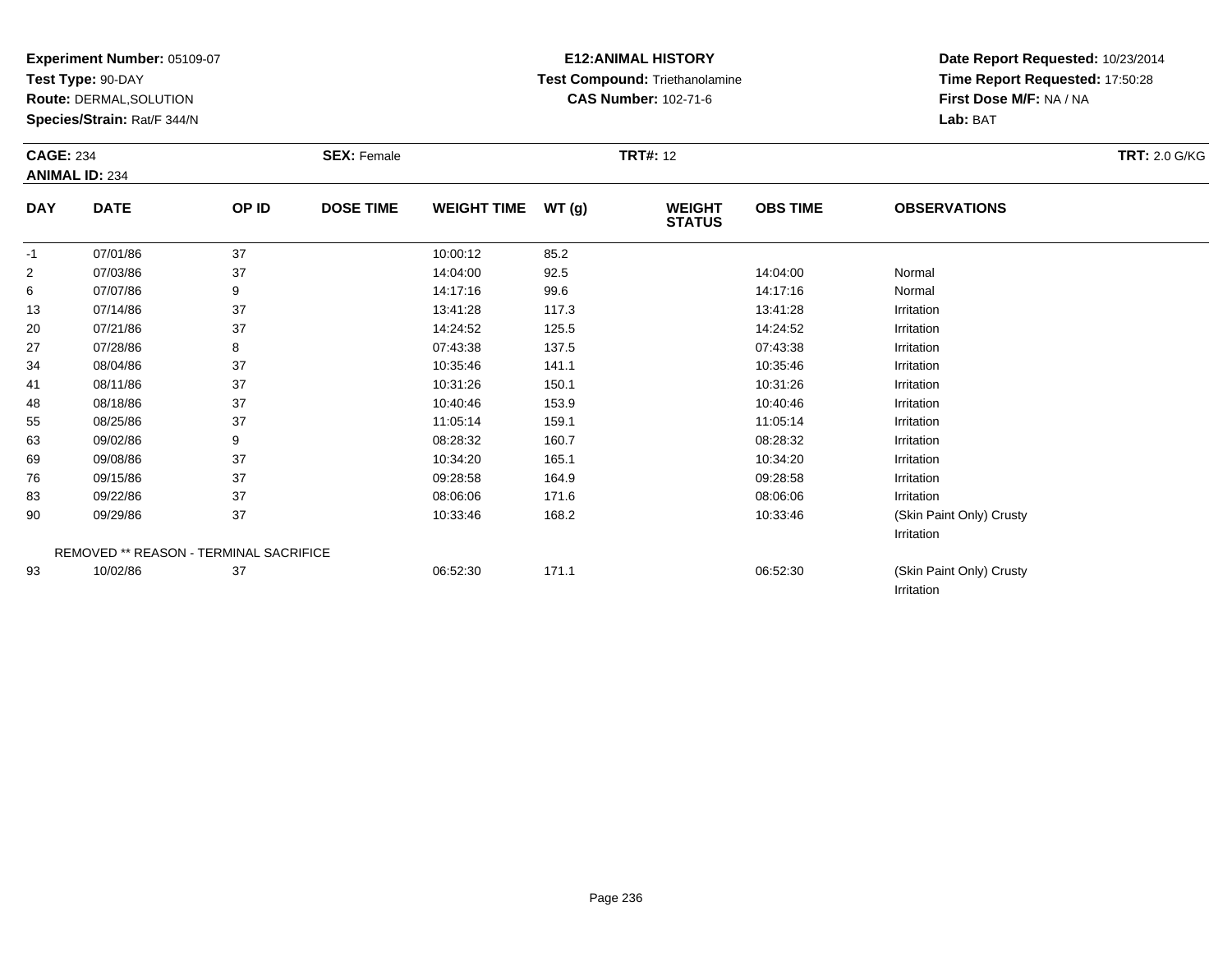**Experiment Number:** 05109-07
**Test Type:** 90-DAY
**Route:** DERMAL,SOLUTION
**Species/Strain:** Rat/F 344/N

**E12:ANIMAL HISTORY**
**Test Compound:** Triethanolamine
**CAS Number:** 102-71-6

**Date Report Requested:** 10/23/2014
**Time Report Requested:** 17:50:28
**First Dose M/F:** NA / NA
**Lab:** BAT

**CAGE:** 234
**ANIMAL ID:** 234
**SEX:** Female
**TRT#:** 12
**TRT:** 2.0 G/KG

| DAY | DATE | OP ID | DOSE TIME | WEIGHT TIME | WT (g) | WEIGHT STATUS | OBS TIME | OBSERVATIONS |
|---|---|---|---|---|---|---|---|---|
| -1 | 07/01/86 | 37 | | 10:00:12 | 85.2 | | | |
| 2 | 07/03/86 | 37 | | 14:04:00 | 92.5 | | 14:04:00 | Normal |
| 6 | 07/07/86 | 9 | | 14:17:16 | 99.6 | | 14:17:16 | Normal |
| 13 | 07/14/86 | 37 | | 13:41:28 | 117.3 | | 13:41:28 | Irritation |
| 20 | 07/21/86 | 37 | | 14:24:52 | 125.5 | | 14:24:52 | Irritation |
| 27 | 07/28/86 | 8 | | 07:43:38 | 137.5 | | 07:43:38 | Irritation |
| 34 | 08/04/86 | 37 | | 10:35:46 | 141.1 | | 10:35:46 | Irritation |
| 41 | 08/11/86 | 37 | | 10:31:26 | 150.1 | | 10:31:26 | Irritation |
| 48 | 08/18/86 | 37 | | 10:40:46 | 153.9 | | 10:40:46 | Irritation |
| 55 | 08/25/86 | 37 | | 11:05:14 | 159.1 | | 11:05:14 | Irritation |
| 63 | 09/02/86 | 9 | | 08:28:32 | 160.7 | | 08:28:32 | Irritation |
| 69 | 09/08/86 | 37 | | 10:34:20 | 165.1 | | 10:34:20 | Irritation |
| 76 | 09/15/86 | 37 | | 09:28:58 | 164.9 | | 09:28:58 | Irritation |
| 83 | 09/22/86 | 37 | | 08:06:06 | 171.6 | | 08:06:06 | Irritation |
| 90 | 09/29/86 | 37 | | 10:33:46 | 168.2 | | 10:33:46 | (Skin Paint Only) Crusty Irritation |
| REMOVED ** REASON - TERMINAL SACRIFICE | | | | | | | | |
| 93 | 10/02/86 | 37 | | 06:52:30 | 171.1 | | 06:52:30 | (Skin Paint Only) Crusty Irritation |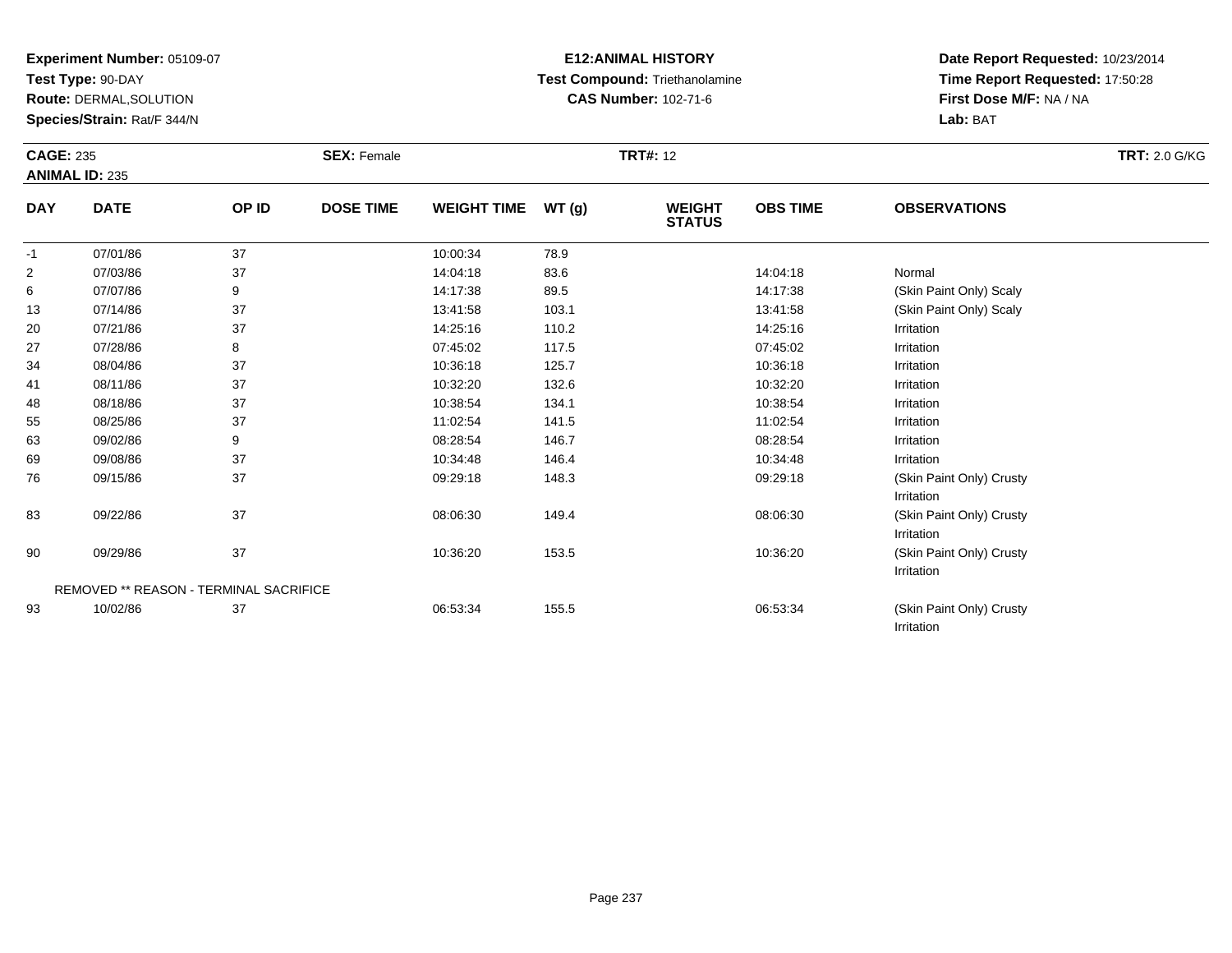**Experiment Number:** 05109-07
**Test Type:** 90-DAY
**Route:** DERMAL,SOLUTION
**Species/Strain:** Rat/F 344/N

**E12:ANIMAL HISTORY**
**Test Compound:** Triethanolamine
**CAS Number:** 102-71-6

**Date Report Requested:** 10/23/2014
**Time Report Requested:** 17:50:28
**First Dose M/F:** NA / NA
**Lab:** BAT

**CAGE:** 235
**ANIMAL ID:** 235
**SEX:** Female
**TRT#:** 12
**TRT:** 2.0 G/KG

| DAY | DATE | OP ID | DOSE TIME | WEIGHT TIME | WT (g) | WEIGHT STATUS | OBS TIME | OBSERVATIONS |
|---|---|---|---|---|---|---|---|---|
| -1 | 07/01/86 | 37 | | 10:00:34 | 78.9 | | | |
| 2 | 07/03/86 | 37 | | 14:04:18 | 83.6 | | 14:04:18 | Normal |
| 6 | 07/07/86 | 9 | | 14:17:38 | 89.5 | | 14:17:38 | (Skin Paint Only) Scaly |
| 13 | 07/14/86 | 37 | | 13:41:58 | 103.1 | | 13:41:58 | (Skin Paint Only) Scaly |
| 20 | 07/21/86 | 37 | | 14:25:16 | 110.2 | | 14:25:16 | Irritation |
| 27 | 07/28/86 | 8 | | 07:45:02 | 117.5 | | 07:45:02 | Irritation |
| 34 | 08/04/86 | 37 | | 10:36:18 | 125.7 | | 10:36:18 | Irritation |
| 41 | 08/11/86 | 37 | | 10:32:20 | 132.6 | | 10:32:20 | Irritation |
| 48 | 08/18/86 | 37 | | 10:38:54 | 134.1 | | 10:38:54 | Irritation |
| 55 | 08/25/86 | 37 | | 11:02:54 | 141.5 | | 11:02:54 | Irritation |
| 63 | 09/02/86 | 9 | | 08:28:54 | 146.7 | | 08:28:54 | Irritation |
| 69 | 09/08/86 | 37 | | 10:34:48 | 146.4 | | 10:34:48 | Irritation |
| 76 | 09/15/86 | 37 | | 09:29:18 | 148.3 | | 09:29:18 | (Skin Paint Only) Crusty Irritation |
| 83 | 09/22/86 | 37 | | 08:06:30 | 149.4 | | 08:06:30 | (Skin Paint Only) Crusty Irritation |
| 90 | 09/29/86 | 37 | | 10:36:20 | 153.5 | | 10:36:20 | (Skin Paint Only) Crusty Irritation |
| | REMOVED ** REASON - TERMINAL SACRIFICE | | | | | | | |
| 93 | 10/02/86 | 37 | | 06:53:34 | 155.5 | | 06:53:34 | (Skin Paint Only) Crusty Irritation |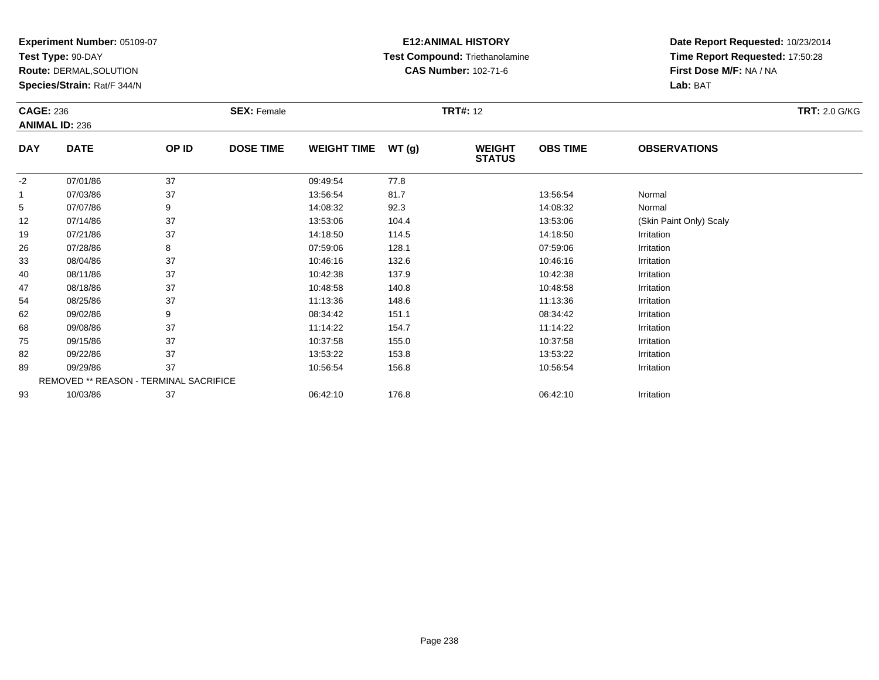**Experiment Number:** 05109-07
**Test Type:** 90-DAY
**Route:** DERMAL,SOLUTION
**Species/Strain:** Rat/F 344/N

**E12:ANIMAL HISTORY**
**Test Compound:** Triethanolamine
**CAS Number:** 102-71-6

**Date Report Requested:** 10/23/2014
**Time Report Requested:** 17:50:28
**First Dose M/F:** NA / NA
**Lab:** BAT

**CAGE:** 236
**ANIMAL ID:** 236
**SEX:** Female
**TRT#:** 12
**TRT:** 2.0 G/KG

| DAY | DATE | OP ID | DOSE TIME | WEIGHT TIME | WT (g) | WEIGHT STATUS | OBS TIME | OBSERVATIONS |
|---|---|---|---|---|---|---|---|---|
| -2 | 07/01/86 | 37 | | 09:49:54 | 77.8 | | | |
| 1 | 07/03/86 | 37 | | 13:56:54 | 81.7 | | 13:56:54 | Normal |
| 5 | 07/07/86 | 9 | | 14:08:32 | 92.3 | | 14:08:32 | Normal |
| 12 | 07/14/86 | 37 | | 13:53:06 | 104.4 | | 13:53:06 | (Skin Paint Only) Scaly |
| 19 | 07/21/86 | 37 | | 14:18:50 | 114.5 | | 14:18:50 | Irritation |
| 26 | 07/28/86 | 8 | | 07:59:06 | 128.1 | | 07:59:06 | Irritation |
| 33 | 08/04/86 | 37 | | 10:46:16 | 132.6 | | 10:46:16 | Irritation |
| 40 | 08/11/86 | 37 | | 10:42:38 | 137.9 | | 10:42:38 | Irritation |
| 47 | 08/18/86 | 37 | | 10:48:58 | 140.8 | | 10:48:58 | Irritation |
| 54 | 08/25/86 | 37 | | 11:13:36 | 148.6 | | 11:13:36 | Irritation |
| 62 | 09/02/86 | 9 | | 08:34:42 | 151.1 | | 08:34:42 | Irritation |
| 68 | 09/08/86 | 37 | | 11:14:22 | 154.7 | | 11:14:22 | Irritation |
| 75 | 09/15/86 | 37 | | 10:37:58 | 155.0 | | 10:37:58 | Irritation |
| 82 | 09/22/86 | 37 | | 13:53:22 | 153.8 | | 13:53:22 | Irritation |
| 89 | 09/29/86 | 37 | | 10:56:54 | 156.8 | | 10:56:54 | Irritation |
| | REMOVED ** REASON - TERMINAL SACRIFICE | | | | | | | |
| 93 | 10/03/86 | 37 | | 06:42:10 | 176.8 | | 06:42:10 | Irritation |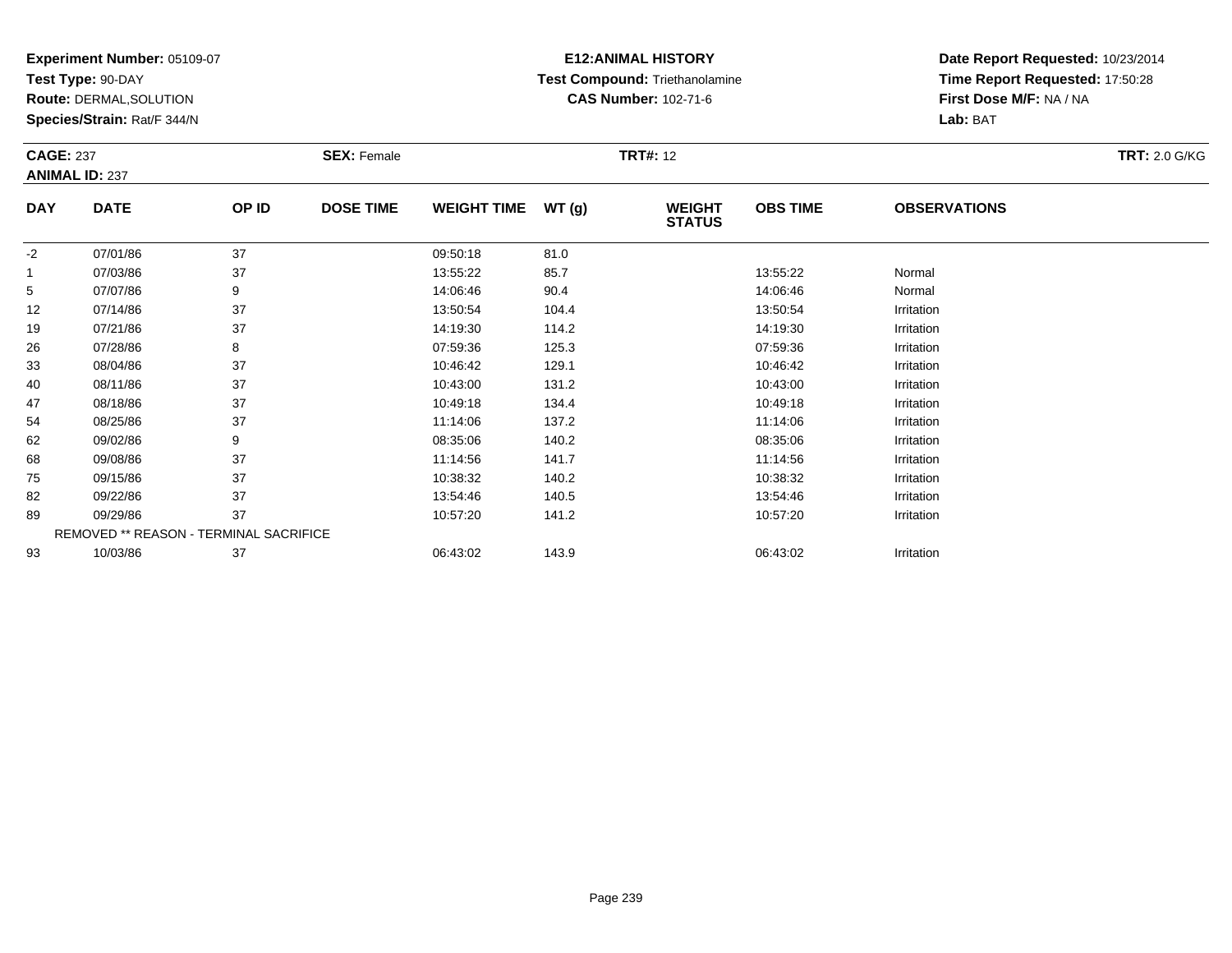**Experiment Number:** 05109-07
**Test Type:** 90-DAY
**Route:** DERMAL,SOLUTION
**Species/Strain:** Rat/F 344/N

**E12:ANIMAL HISTORY**
**Test Compound:** Triethanolamine
**CAS Number:** 102-71-6

**Date Report Requested:** 10/23/2014
**Time Report Requested:** 17:50:28
**First Dose M/F:** NA / NA
**Lab:** BAT

**CAGE:** 237
**ANIMAL ID:** 237
**SEX:** Female
**TRT#:** 12
**TRT:** 2.0 G/KG

| DAY | DATE | OP ID | DOSE TIME | WEIGHT TIME | WT (g) | WEIGHT STATUS | OBS TIME | OBSERVATIONS |
|---|---|---|---|---|---|---|---|---|
| -2 | 07/01/86 | 37 | | 09:50:18 | 81.0 | | | |
| 1 | 07/03/86 | 37 | | 13:55:22 | 85.7 | | 13:55:22 | Normal |
| 5 | 07/07/86 | 9 | | 14:06:46 | 90.4 | | 14:06:46 | Normal |
| 12 | 07/14/86 | 37 | | 13:50:54 | 104.4 | | 13:50:54 | Irritation |
| 19 | 07/21/86 | 37 | | 14:19:30 | 114.2 | | 14:19:30 | Irritation |
| 26 | 07/28/86 | 8 | | 07:59:36 | 125.3 | | 07:59:36 | Irritation |
| 33 | 08/04/86 | 37 | | 10:46:42 | 129.1 | | 10:46:42 | Irritation |
| 40 | 08/11/86 | 37 | | 10:43:00 | 131.2 | | 10:43:00 | Irritation |
| 47 | 08/18/86 | 37 | | 10:49:18 | 134.4 | | 10:49:18 | Irritation |
| 54 | 08/25/86 | 37 | | 11:14:06 | 137.2 | | 11:14:06 | Irritation |
| 62 | 09/02/86 | 9 | | 08:35:06 | 140.2 | | 08:35:06 | Irritation |
| 68 | 09/08/86 | 37 | | 11:14:56 | 141.7 | | 11:14:56 | Irritation |
| 75 | 09/15/86 | 37 | | 10:38:32 | 140.2 | | 10:38:32 | Irritation |
| 82 | 09/22/86 | 37 | | 13:54:46 | 140.5 | | 13:54:46 | Irritation |
| 89 | 09/29/86 | 37 | | 10:57:20 | 141.2 | | 10:57:20 | Irritation |
| | REMOVED ** REASON - TERMINAL SACRIFICE | | | | | | | |
| 93 | 10/03/86 | 37 | | 06:43:02 | 143.9 | | 06:43:02 | Irritation |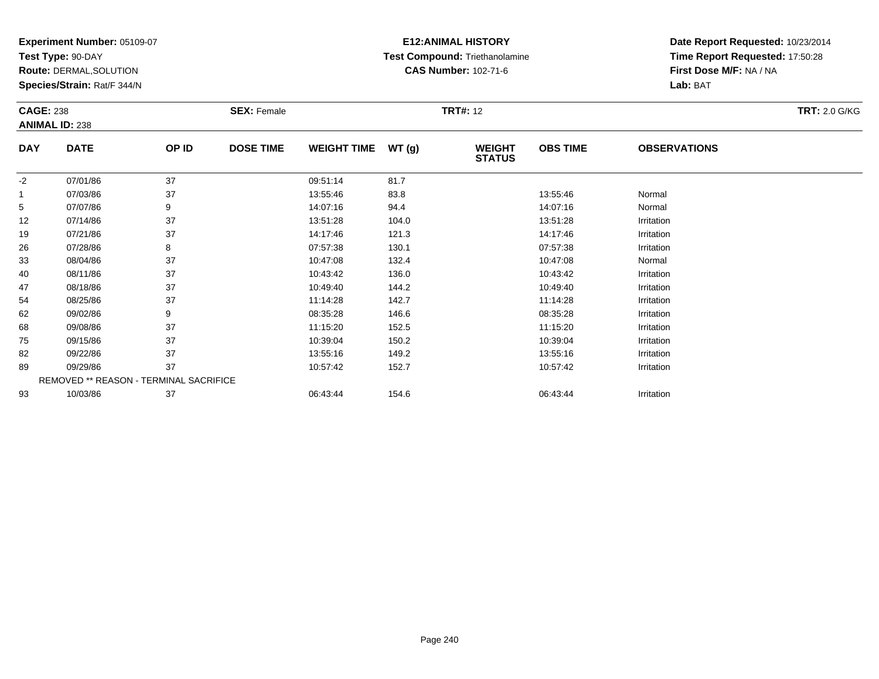**Experiment Number:** 05109-07
**Test Type:** 90-DAY
**Route:** DERMAL,SOLUTION
**Species/Strain:** Rat/F 344/N

**E12:ANIMAL HISTORY**
**Test Compound:** Triethanolamine
**CAS Number:** 102-71-6

**Date Report Requested:** 10/23/2014
**Time Report Requested:** 17:50:28
**First Dose M/F:** NA / NA
**Lab:** BAT

**CAGE:** 238
**ANIMAL ID:** 238
**SEX:** Female
**TRT#:** 12
**TRT:** 2.0 G/KG

| DAY | DATE | OP ID | DOSE TIME | WEIGHT TIME | WT (g) | WEIGHT STATUS | OBS TIME | OBSERVATIONS |
|---|---|---|---|---|---|---|---|---|
| -2 | 07/01/86 | 37 | | 09:51:14 | 81.7 | | | |
| 1 | 07/03/86 | 37 | | 13:55:46 | 83.8 | | 13:55:46 | Normal |
| 5 | 07/07/86 | 9 | | 14:07:16 | 94.4 | | 14:07:16 | Normal |
| 12 | 07/14/86 | 37 | | 13:51:28 | 104.0 | | 13:51:28 | Irritation |
| 19 | 07/21/86 | 37 | | 14:17:46 | 121.3 | | 14:17:46 | Irritation |
| 26 | 07/28/86 | 8 | | 07:57:38 | 130.1 | | 07:57:38 | Irritation |
| 33 | 08/04/86 | 37 | | 10:47:08 | 132.4 | | 10:47:08 | Normal |
| 40 | 08/11/86 | 37 | | 10:43:42 | 136.0 | | 10:43:42 | Irritation |
| 47 | 08/18/86 | 37 | | 10:49:40 | 144.2 | | 10:49:40 | Irritation |
| 54 | 08/25/86 | 37 | | 11:14:28 | 142.7 | | 11:14:28 | Irritation |
| 62 | 09/02/86 | 9 | | 08:35:28 | 146.6 | | 08:35:28 | Irritation |
| 68 | 09/08/86 | 37 | | 11:15:20 | 152.5 | | 11:15:20 | Irritation |
| 75 | 09/15/86 | 37 | | 10:39:04 | 150.2 | | 10:39:04 | Irritation |
| 82 | 09/22/86 | 37 | | 13:55:16 | 149.2 | | 13:55:16 | Irritation |
| 89 | 09/29/86 | 37 | | 10:57:42 | 152.7 | | 10:57:42 | Irritation |
| | REMOVED ** REASON - TERMINAL SACRIFICE | | | | | | | |
| 93 | 10/03/86 | 37 | | 06:43:44 | 154.6 | | 06:43:44 | Irritation |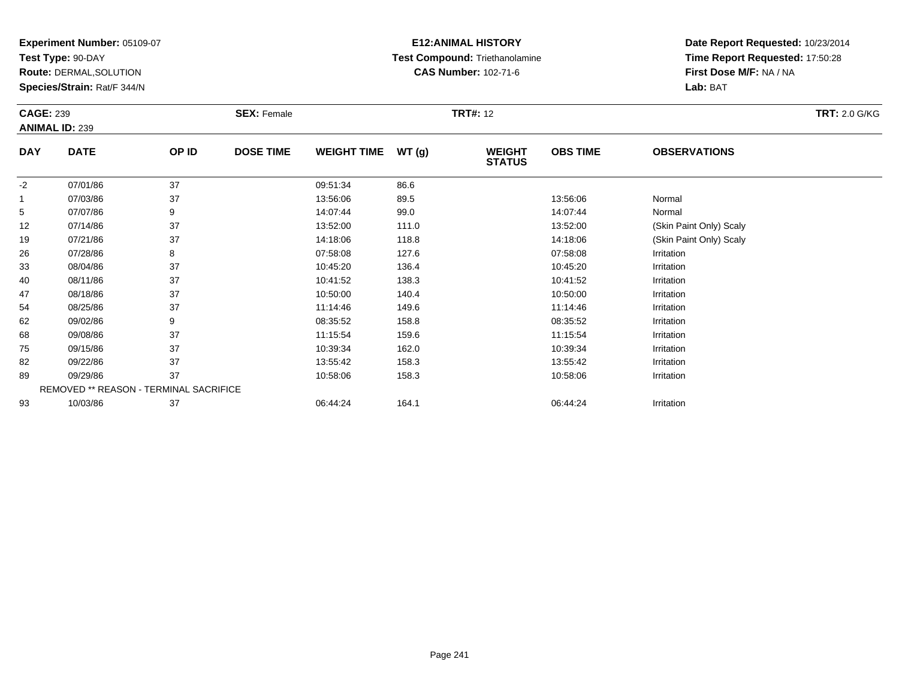**Experiment Number:** 05109-07
**Test Type:** 90-DAY
**Route:** DERMAL,SOLUTION
**Species/Strain:** Rat/F 344/N

**E12:ANIMAL HISTORY**
**Test Compound:** Triethanolamine
**CAS Number:** 102-71-6

**Date Report Requested:** 10/23/2014
**Time Report Requested:** 17:50:28
**First Dose M/F:** NA / NA
**Lab:** BAT

**CAGE:** 239
**ANIMAL ID:** 239
**SEX:** Female
**TRT#:** 12
**TRT:** 2.0 G/KG

| DAY | DATE | OP ID | DOSE TIME | WEIGHT TIME | WT (g) | WEIGHT STATUS | OBS TIME | OBSERVATIONS |
|---|---|---|---|---|---|---|---|---|
| -2 | 07/01/86 | 37 | | 09:51:34 | 86.6 | | | |
| 1 | 07/03/86 | 37 | | 13:56:06 | 89.5 | | 13:56:06 | Normal |
| 5 | 07/07/86 | 9 | | 14:07:44 | 99.0 | | 14:07:44 | Normal |
| 12 | 07/14/86 | 37 | | 13:52:00 | 111.0 | | 13:52:00 | (Skin Paint Only) Scaly |
| 19 | 07/21/86 | 37 | | 14:18:06 | 118.8 | | 14:18:06 | (Skin Paint Only) Scaly |
| 26 | 07/28/86 | 8 | | 07:58:08 | 127.6 | | 07:58:08 | Irritation |
| 33 | 08/04/86 | 37 | | 10:45:20 | 136.4 | | 10:45:20 | Irritation |
| 40 | 08/11/86 | 37 | | 10:41:52 | 138.3 | | 10:41:52 | Irritation |
| 47 | 08/18/86 | 37 | | 10:50:00 | 140.4 | | 10:50:00 | Irritation |
| 54 | 08/25/86 | 37 | | 11:14:46 | 149.6 | | 11:14:46 | Irritation |
| 62 | 09/02/86 | 9 | | 08:35:52 | 158.8 | | 08:35:52 | Irritation |
| 68 | 09/08/86 | 37 | | 11:15:54 | 159.6 | | 11:15:54 | Irritation |
| 75 | 09/15/86 | 37 | | 10:39:34 | 162.0 | | 10:39:34 | Irritation |
| 82 | 09/22/86 | 37 | | 13:55:42 | 158.3 | | 13:55:42 | Irritation |
| 89 | 09/29/86 | 37 | | 10:58:06 | 158.3 | | 10:58:06 | Irritation |
| | REMOVED ** REASON - TERMINAL SACRIFICE | | | | | | | |
| 93 | 10/03/86 | 37 | | 06:44:24 | 164.1 | | 06:44:24 | Irritation |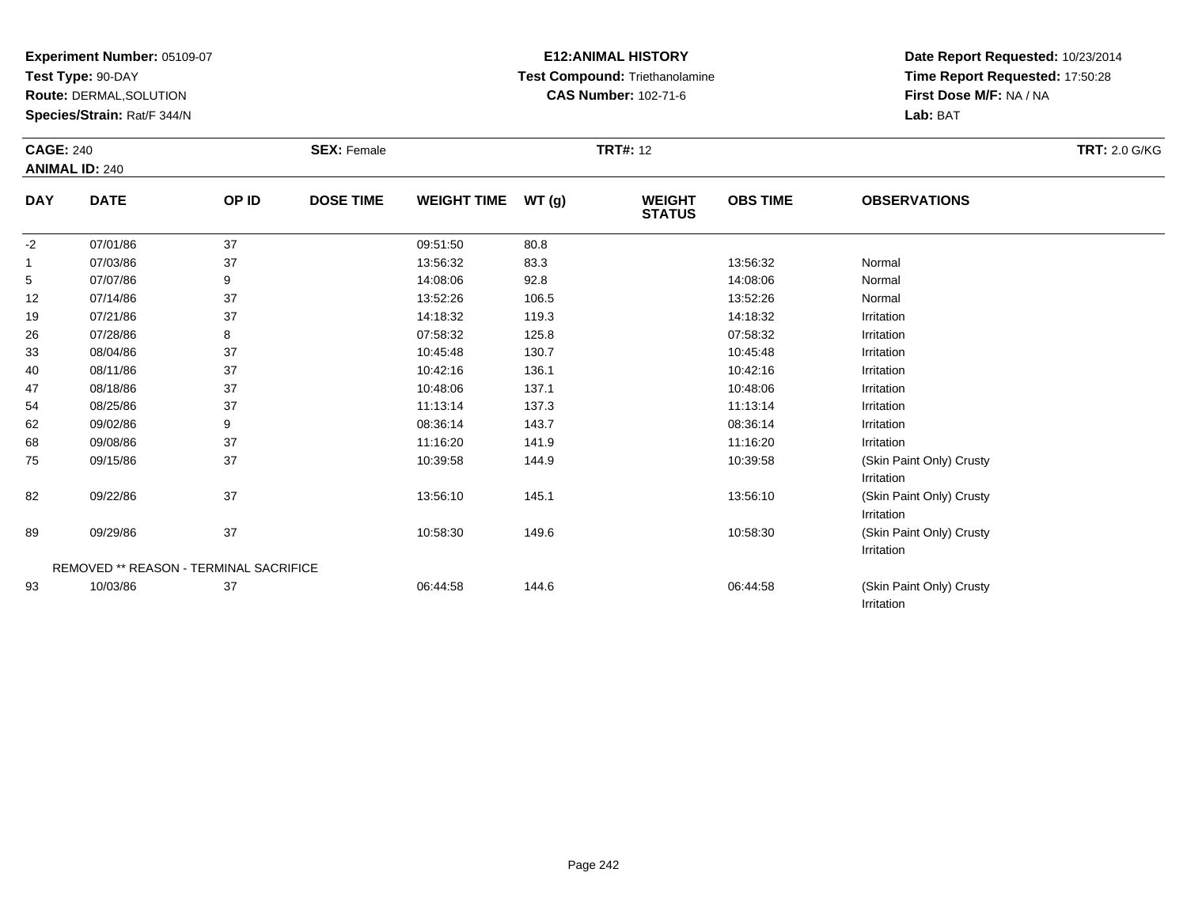**Experiment Number:** 05109-07
**Test Type:** 90-DAY
**Route:** DERMAL,SOLUTION
**Species/Strain:** Rat/F 344/N

**E12:ANIMAL HISTORY**
**Test Compound:** Triethanolamine
**CAS Number:** 102-71-6

**Date Report Requested:** 10/23/2014
**Time Report Requested:** 17:50:28
**First Dose M/F:** NA / NA
**Lab:** BAT

**CAGE:** 240
**ANIMAL ID:** 240
**SEX:** Female
**TRT#:** 12
**TRT:** 2.0 G/KG

| DAY | DATE | OP ID | DOSE TIME | WEIGHT TIME | WT (g) | WEIGHT STATUS | OBS TIME | OBSERVATIONS |
|---|---|---|---|---|---|---|---|---|
| -2 | 07/01/86 | 37 | | 09:51:50 | 80.8 | | | |
| 1 | 07/03/86 | 37 | | 13:56:32 | 83.3 | | 13:56:32 | Normal |
| 5 | 07/07/86 | 9 | | 14:08:06 | 92.8 | | 14:08:06 | Normal |
| 12 | 07/14/86 | 37 | | 13:52:26 | 106.5 | | 13:52:26 | Normal |
| 19 | 07/21/86 | 37 | | 14:18:32 | 119.3 | | 14:18:32 | Irritation |
| 26 | 07/28/86 | 8 | | 07:58:32 | 125.8 | | 07:58:32 | Irritation |
| 33 | 08/04/86 | 37 | | 10:45:48 | 130.7 | | 10:45:48 | Irritation |
| 40 | 08/11/86 | 37 | | 10:42:16 | 136.1 | | 10:42:16 | Irritation |
| 47 | 08/18/86 | 37 | | 10:48:06 | 137.1 | | 10:48:06 | Irritation |
| 54 | 08/25/86 | 37 | | 11:13:14 | 137.3 | | 11:13:14 | Irritation |
| 62 | 09/02/86 | 9 | | 08:36:14 | 143.7 | | 08:36:14 | Irritation |
| 68 | 09/08/86 | 37 | | 11:16:20 | 141.9 | | 11:16:20 | Irritation |
| 75 | 09/15/86 | 37 | | 10:39:58 | 144.9 | | 10:39:58 | (Skin Paint Only) Crusty Irritation |
| 82 | 09/22/86 | 37 | | 13:56:10 | 145.1 | | 13:56:10 | (Skin Paint Only) Crusty Irritation |
| 89 | 09/29/86 | 37 | | 10:58:30 | 149.6 | | 10:58:30 | (Skin Paint Only) Crusty Irritation |
| | REMOVED ** REASON - TERMINAL SACRIFICE | | | | | | | |
| 93 | 10/03/86 | 37 | | 06:44:58 | 144.6 | | 06:44:58 | (Skin Paint Only) Crusty Irritation |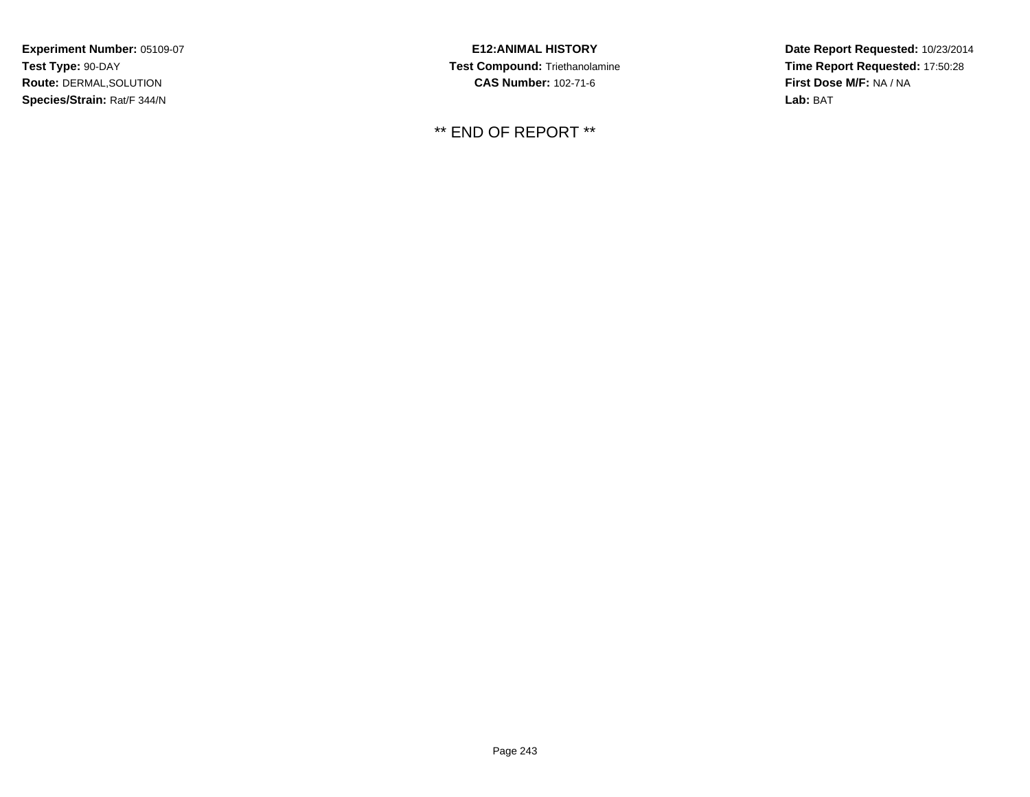**Experiment Number:** 05109-07
**Test Type:** 90-DAY
**Route:** DERMAL,SOLUTION
**Species/Strain:** Rat/F 344/N

**E12:ANIMAL HISTORY**
**Test Compound:** Triethanolamine
**CAS Number:** 102-71-6

**Date Report Requested:** 10/23/2014
**Time Report Requested:** 17:50:28
**First Dose M/F:** NA / NA
**Lab:** BAT

** END OF REPORT **